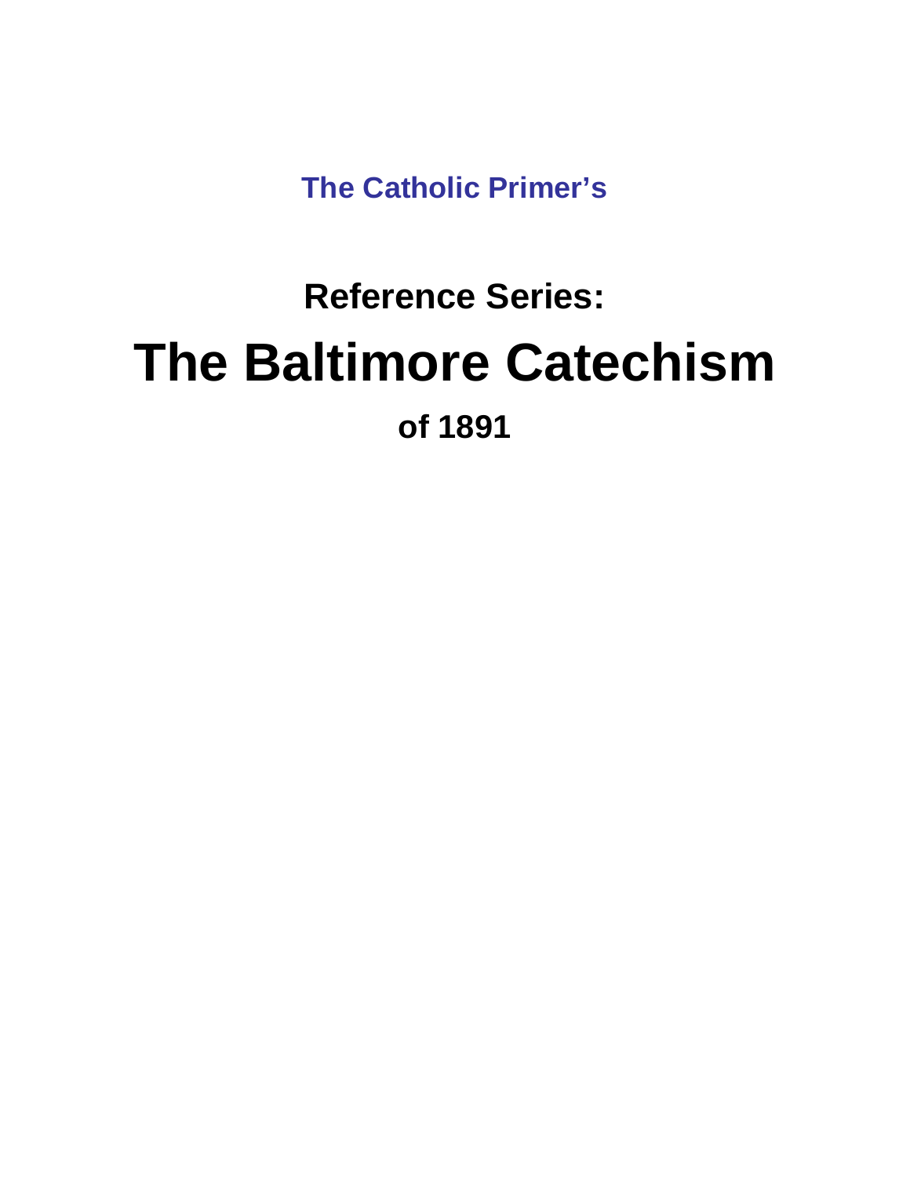**The Catholic Primer's**

## Reference Series:

# The Baltimore Catechism

## of 1891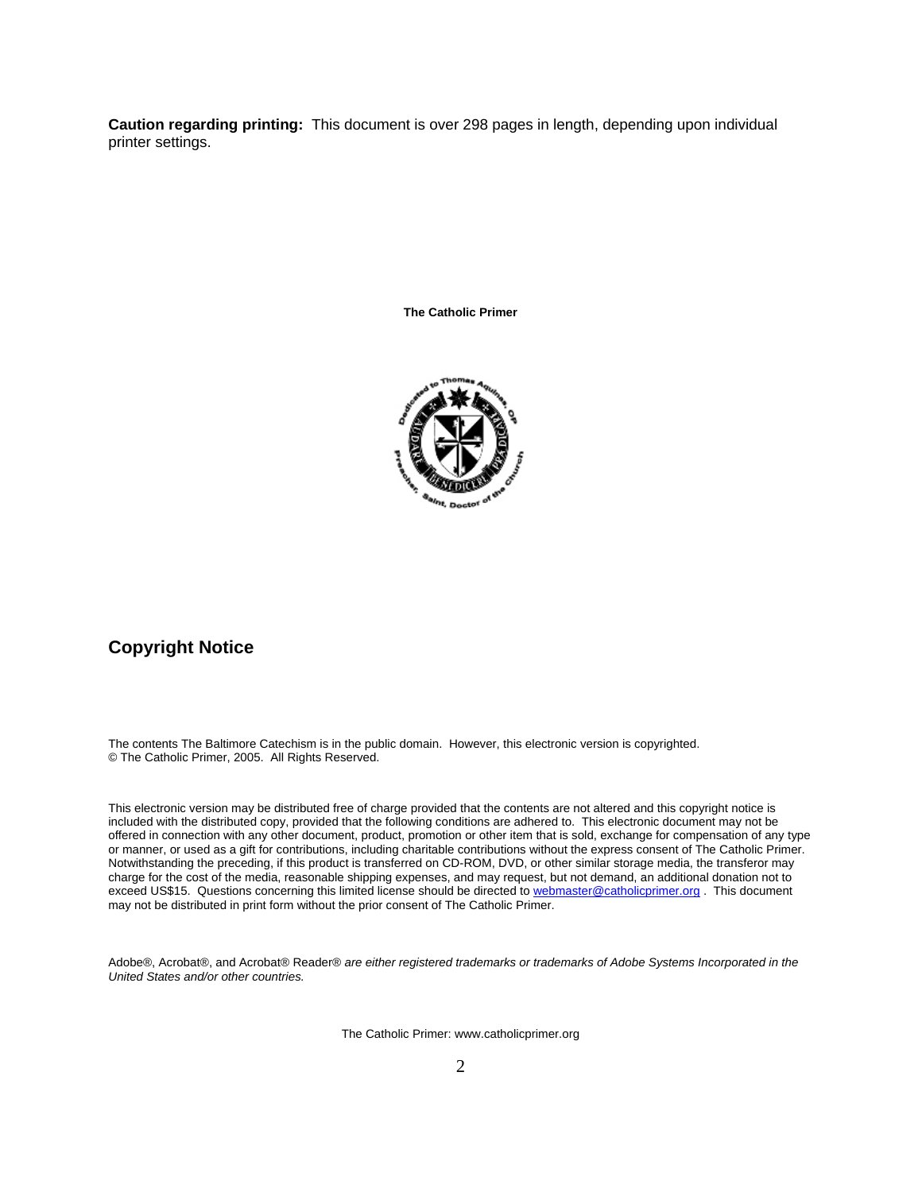**Caution regarding printing:** This document is over 298 pages in length, depending upon individual printer settings.

**The Catholic Primer**

## Copyright Notice

The contents The Baltimore Catechism is in the public domain. However, this electronic version is copyrighted.
© The Catholic Primer, 2005. All Rights Reserved.

This electronic version may be distributed free of charge provided that the contents are not altered and this copyright notice is included with the distributed copy, provided that the following conditions are adhered to. This electronic document may not be offered in connection with any other document, product, promotion or other item that is sold, exchange for compensation of any type or manner, or used as a gift for contributions, including charitable contributions without the express consent of The Catholic Primer. Notwithstanding the preceding, if this product is transferred on CD-ROM, DVD, or other similar storage media, the transferor may charge for the cost of the media, reasonable shipping expenses, and may request, but not demand, an additional donation not to exceed US$15. Questions concerning this limited license should be directed to webmaster@catholicprimer.org . This document may not be distributed in print form without the prior consent of The Catholic Primer.

Adobe®, Acrobat®, and Acrobat® Reader® *are either registered trademarks or trademarks of Adobe Systems Incorporated in the United States and/or other countries.*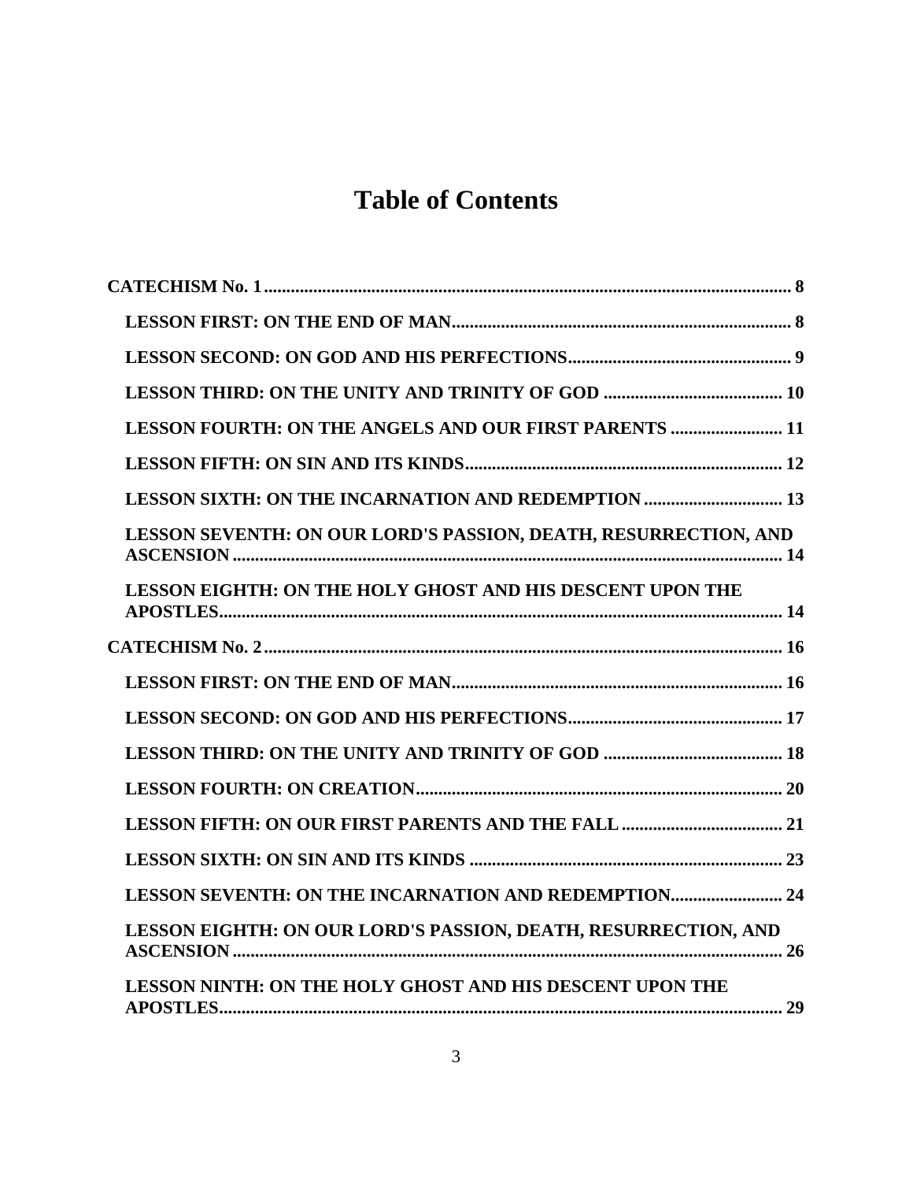# Table of Contents

**CATECHISM No. 1** ..... 8

- **LESSON FIRST: ON THE END OF MAN** ..... 8
- **LESSON SECOND: ON GOD AND HIS PERFECTIONS** ..... 9
- **LESSON THIRD: ON THE UNITY AND TRINITY OF GOD** ..... 10
- **LESSON FOURTH: ON THE ANGELS AND OUR FIRST PARENTS** ..... 11
- **LESSON FIFTH: ON SIN AND ITS KINDS** ..... 12
- **LESSON SIXTH: ON THE INCARNATION AND REDEMPTION** ..... 13
- **LESSON SEVENTH: ON OUR LORD'S PASSION, DEATH, RESURRECTION, AND ASCENSION** ..... 14
- **LESSON EIGHTH: ON THE HOLY GHOST AND HIS DESCENT UPON THE APOSTLES** ..... 14

**CATECHISM No. 2** ..... 16

- **LESSON FIRST: ON THE END OF MAN** ..... 16
- **LESSON SECOND: ON GOD AND HIS PERFECTIONS** ..... 17
- **LESSON THIRD: ON THE UNITY AND TRINITY OF GOD** ..... 18
- **LESSON FOURTH: ON CREATION** ..... 20
- **LESSON FIFTH: ON OUR FIRST PARENTS AND THE FALL** ..... 21
- **LESSON SIXTH: ON SIN AND ITS KINDS** ..... 23
- **LESSON SEVENTH: ON THE INCARNATION AND REDEMPTION** ..... 24
- **LESSON EIGHTH: ON OUR LORD'S PASSION, DEATH, RESURRECTION, AND ASCENSION** ..... 26
- **LESSON NINTH: ON THE HOLY GHOST AND HIS DESCENT UPON THE APOSTLES** ..... 29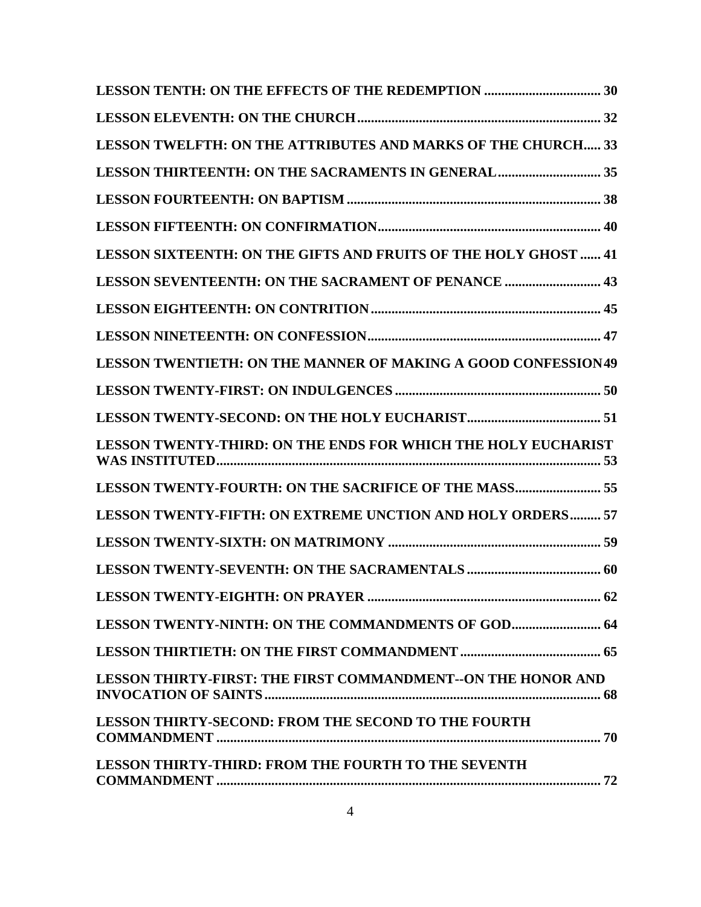**LESSON TENTH: ON THE EFFECTS OF THE REDEMPTION .................................. 30**

**LESSON ELEVENTH: ON THE CHURCH ....................................................................... 32**

**LESSON TWELFTH: ON THE ATTRIBUTES AND MARKS OF THE CHURCH..... 33**

**LESSON THIRTEENTH: ON THE SACRAMENTS IN GENERAL.............................. 35**

**LESSON FOURTEENTH: ON BAPTISM ........................................................................ 38**

**LESSON FIFTEENTH: ON CONFIRMATION................................................................ 40**

**LESSON SIXTEENTH: ON THE GIFTS AND FRUITS OF THE HOLY GHOST ...... 41**

**LESSON SEVENTEENTH: ON THE SACRAMENT OF PENANCE ............................ 43**

**LESSON EIGHTEENTH: ON CONTRITION .................................................................. 45**

**LESSON NINETEENTH: ON CONFESSION.................................................................... 47**

**LESSON TWENTIETH: ON THE MANNER OF MAKING A GOOD CONFESSION 49**

**LESSON TWENTY-FIRST: ON INDULGENCES ............................................................ 50**

**LESSON TWENTY-SECOND: ON THE HOLY EUCHARIST....................................... 51**

**LESSON TWENTY-THIRD: ON THE ENDS FOR WHICH THE HOLY EUCHARIST WAS INSTITUTED............................................................................................................... 53**

**LESSON TWENTY-FOURTH: ON THE SACRIFICE OF THE MASS......................... 55**

**LESSON TWENTY-FIFTH: ON EXTREME UNCTION AND HOLY ORDERS......... 57**

**LESSON TWENTY-SIXTH: ON MATRIMONY ............................................................. 59**

**LESSON TWENTY-SEVENTH: ON THE SACRAMENTALS ....................................... 60**

**LESSON TWENTY-EIGHTH: ON PRAYER .................................................................... 62**

**LESSON TWENTY-NINTH: ON THE COMMANDMENTS OF GOD......................... 64**

**LESSON THIRTIETH: ON THE FIRST COMMANDMENT ......................................... 65**

**LESSON THIRTY-FIRST: THE FIRST COMMANDMENT--ON THE HONOR AND INVOCATION OF SAINTS ................................................................................................. 68**

**LESSON THIRTY-SECOND: FROM THE SECOND TO THE FOURTH COMMANDMENT ............................................................................................................... 70**

**LESSON THIRTY-THIRD: FROM THE FOURTH TO THE SEVENTH COMMANDMENT ............................................................................................................... 72**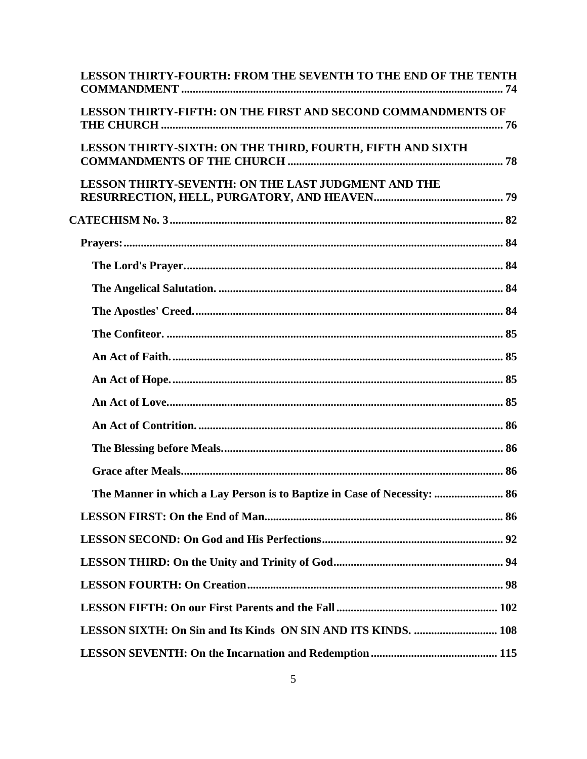**LESSON THIRTY-FOURTH: FROM THE SEVENTH TO THE END OF THE TENTH COMMANDMENT** ........ 74

**LESSON THIRTY-FIFTH: ON THE FIRST AND SECOND COMMANDMENTS OF THE CHURCH** ........ 76

**LESSON THIRTY-SIXTH: ON THE THIRD, FOURTH, FIFTH AND SIXTH COMMANDMENTS OF THE CHURCH** ........ 78

**LESSON THIRTY-SEVENTH: ON THE LAST JUDGMENT AND THE RESURRECTION, HELL, PURGATORY, AND HEAVEN** ........ 79

**CATECHISM No. 3** ........ 82

**Prayers:** ........ 84

**The Lord's Prayer.** ........ 84

**The Angelical Salutation.** ........ 84

**The Apostles' Creed.** ........ 84

**The Confiteor.** ........ 85

**An Act of Faith.** ........ 85

**An Act of Hope.** ........ 85

**An Act of Love.** ........ 85

**An Act of Contrition.** ........ 86

**The Blessing before Meals.** ........ 86

**Grace after Meals.** ........ 86

**The Manner in which a Lay Person is to Baptize in Case of Necessity:** ........ 86

**LESSON FIRST: On the End of Man** ........ 86

**LESSON SECOND: On God and His Perfections** ........ 92

**LESSON THIRD: On the Unity and Trinity of God** ........ 94

**LESSON FOURTH: On Creation** ........ 98

**LESSON FIFTH: On our First Parents and the Fall** ........ 102

**LESSON SIXTH: On Sin and Its Kinds ON SIN AND ITS KINDS.** ........ 108

**LESSON SEVENTH: On the Incarnation and Redemption** ........ 115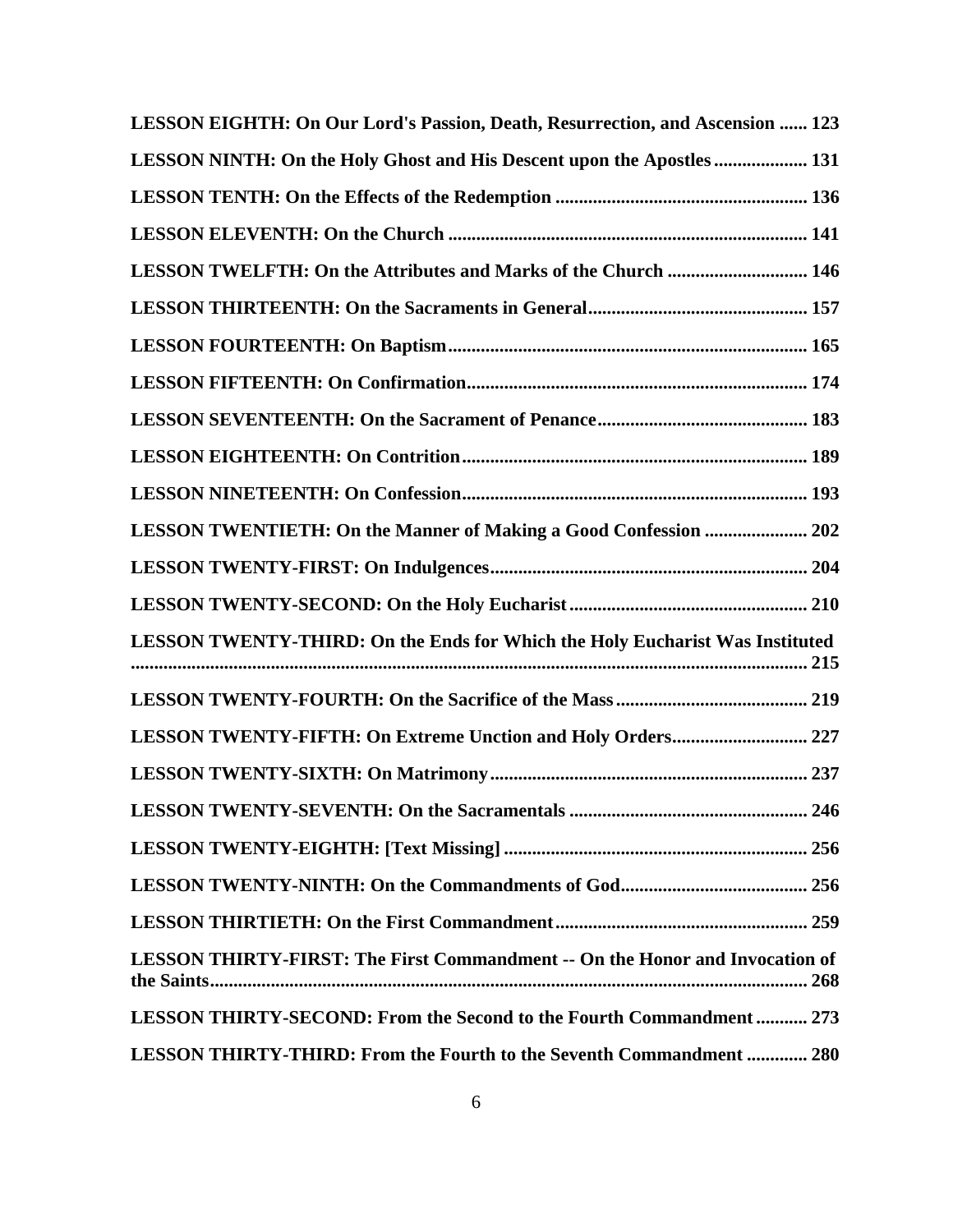**LESSON EIGHTH: On Our Lord's Passion, Death, Resurrection, and Ascension ...... 123**

**LESSON NINTH: On the Holy Ghost and His Descent upon the Apostles .................... 131**

**LESSON TENTH: On the Effects of the Redemption ...................................................... 136**

**LESSON ELEVENTH: On the Church ............................................................................ 141**

**LESSON TWELFTH: On the Attributes and Marks of the Church .............................. 146**

**LESSON THIRTEENTH: On the Sacraments in General............................................... 157**

**LESSON FOURTEENTH: On Baptism............................................................................ 165**

**LESSON FIFTEENTH: On Confirmation........................................................................ 174**

**LESSON SEVENTEENTH: On the Sacrament of Penance............................................. 183**

**LESSON EIGHTEENTH: On Contrition.......................................................................... 189**

**LESSON NINETEENTH: On Confession......................................................................... 193**

**LESSON TWENTIETH: On the Manner of Making a Good Confession ...................... 202**

**LESSON TWENTY-FIRST: On Indulgences.................................................................... 204**

**LESSON TWENTY-SECOND: On the Holy Eucharist................................................... 210**

**LESSON TWENTY-THIRD: On the Ends for Which the Holy Eucharist Was Instituted ................................................................................................................................. 215**

**LESSON TWENTY-FOURTH: On the Sacrifice of the Mass ......................................... 219**

**LESSON TWENTY-FIFTH: On Extreme Unction and Holy Orders............................. 227**

**LESSON TWENTY-SIXTH: On Matrimony.................................................................... 237**

**LESSON TWENTY-SEVENTH: On the Sacramentals ................................................... 246**

**LESSON TWENTY-EIGHTH: [Text Missing] ................................................................. 256**

**LESSON TWENTY-NINTH: On the Commandments of God........................................ 256**

**LESSON THIRTIETH: On the First Commandment...................................................... 259**

**LESSON THIRTY-FIRST: The First Commandment -- On the Honor and Invocation of the Saints................................................................................................................ 268**

**LESSON THIRTY-SECOND: From the Second to the Fourth Commandment ........... 273**

**LESSON THIRTY-THIRD: From the Fourth to the Seventh Commandment ............. 280**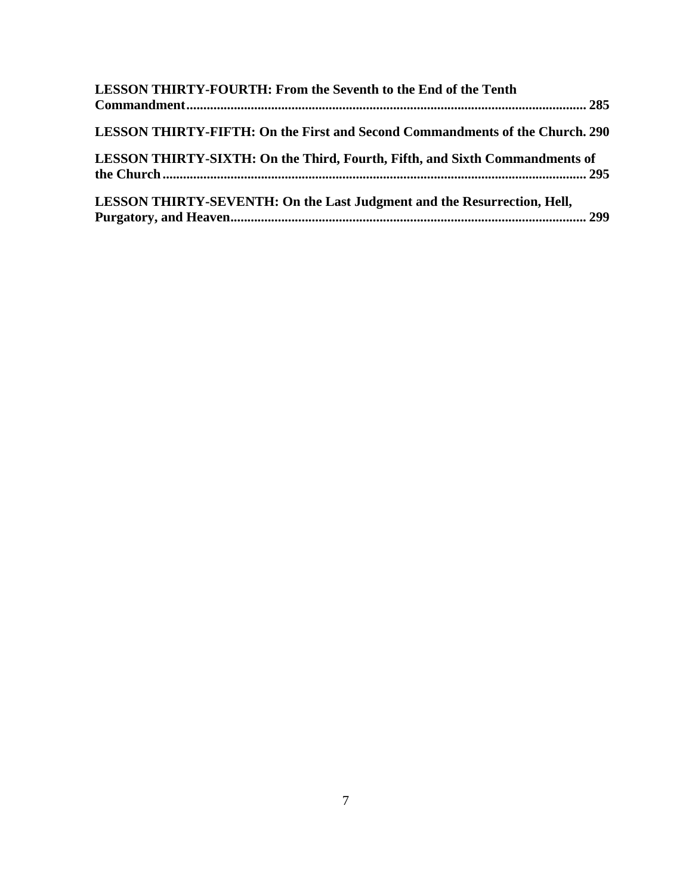**LESSON THIRTY-FOURTH: From the Seventh to the End of the Tenth Commandment** ........ **285**

**LESSON THIRTY-FIFTH: On the First and Second Commandments of the Church.** **290**

**LESSON THIRTY-SIXTH: On the Third, Fourth, Fifth, and Sixth Commandments of the Church** ........ **295**

**LESSON THIRTY-SEVENTH: On the Last Judgment and the Resurrection, Hell, Purgatory, and Heaven** ........ **299**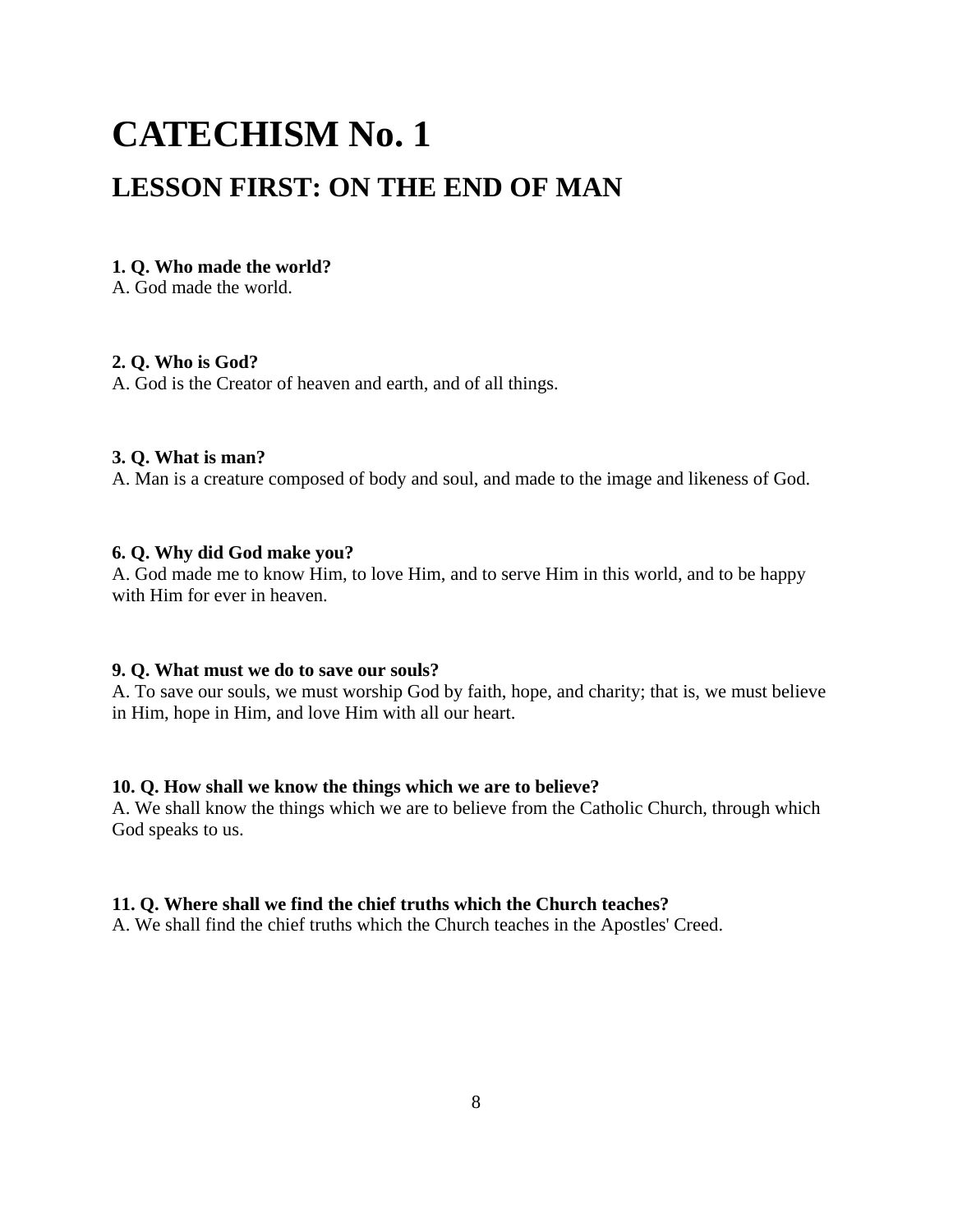# CATECHISM No. 1

## LESSON FIRST: ON THE END OF MAN

**1. Q. Who made the world?**
A. God made the world.

**2. Q. Who is God?**
A. God is the Creator of heaven and earth, and of all things.

**3. Q. What is man?**
A. Man is a creature composed of body and soul, and made to the image and likeness of God.

**6. Q. Why did God make you?**
A. God made me to know Him, to love Him, and to serve Him in this world, and to be happy with Him for ever in heaven.

**9. Q. What must we do to save our souls?**
A. To save our souls, we must worship God by faith, hope, and charity; that is, we must believe in Him, hope in Him, and love Him with all our heart.

**10. Q. How shall we know the things which we are to believe?**
A. We shall know the things which we are to believe from the Catholic Church, through which God speaks to us.

**11. Q. Where shall we find the chief truths which the Church teaches?**
A. We shall find the chief truths which the Church teaches in the Apostles' Creed.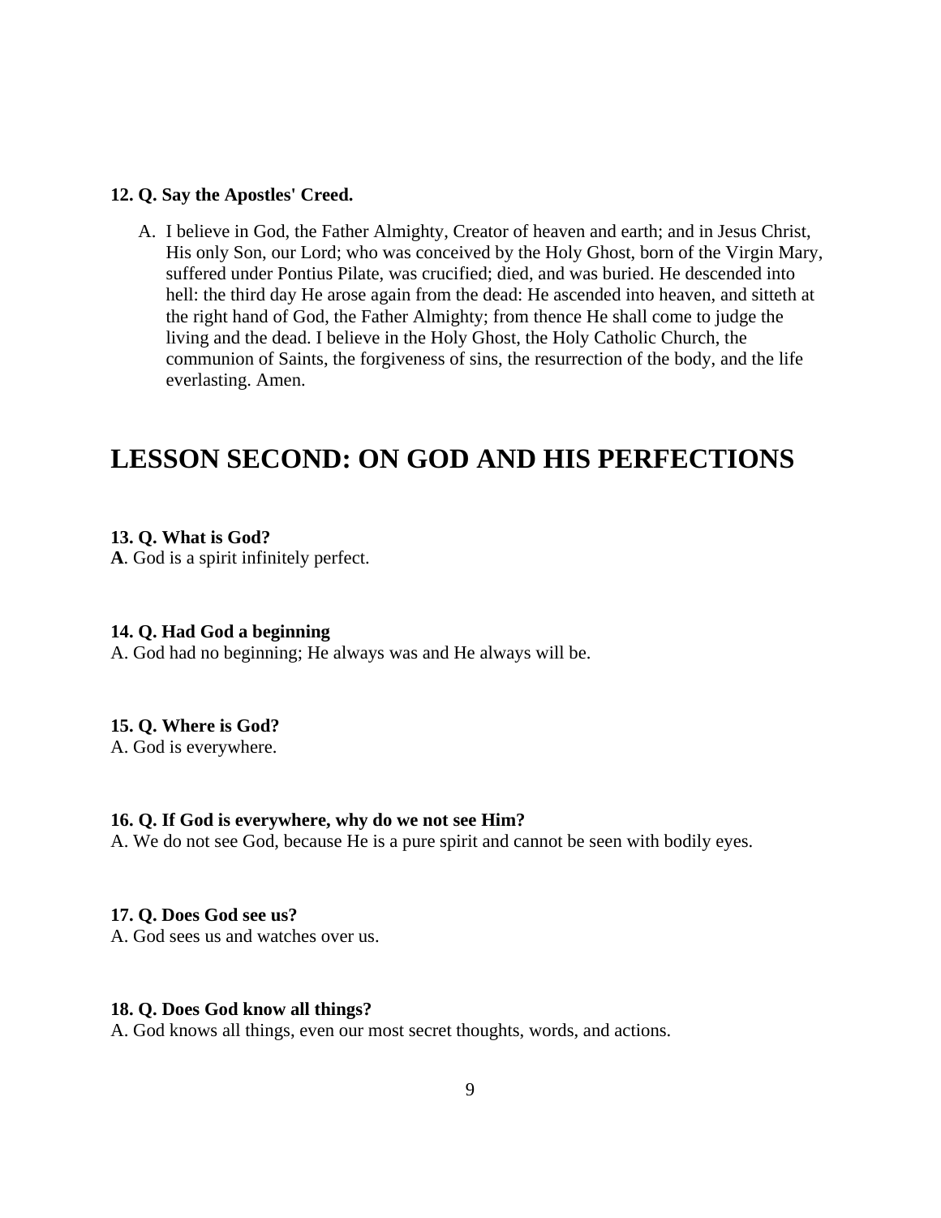**12. Q. Say the Apostles' Creed.**

A. I believe in God, the Father Almighty, Creator of heaven and earth; and in Jesus Christ, His only Son, our Lord; who was conceived by the Holy Ghost, born of the Virgin Mary, suffered under Pontius Pilate, was crucified; died, and was buried. He descended into hell: the third day He arose again from the dead: He ascended into heaven, and sitteth at the right hand of God, the Father Almighty; from thence He shall come to judge the living and the dead. I believe in the Holy Ghost, the Holy Catholic Church, the communion of Saints, the forgiveness of sins, the resurrection of the body, and the life everlasting. Amen.

# LESSON SECOND: ON GOD AND HIS PERFECTIONS

**13. Q. What is God?**
**A**. God is a spirit infinitely perfect.

**14. Q. Had God a beginning**
A. God had no beginning; He always was and He always will be.

**15. Q. Where is God?**
A. God is everywhere.

**16. Q. If God is everywhere, why do we not see Him?**
A. We do not see God, because He is a pure spirit and cannot be seen with bodily eyes.

**17. Q. Does God see us?**
A. God sees us and watches over us.

**18. Q. Does God know all things?**
A. God knows all things, even our most secret thoughts, words, and actions.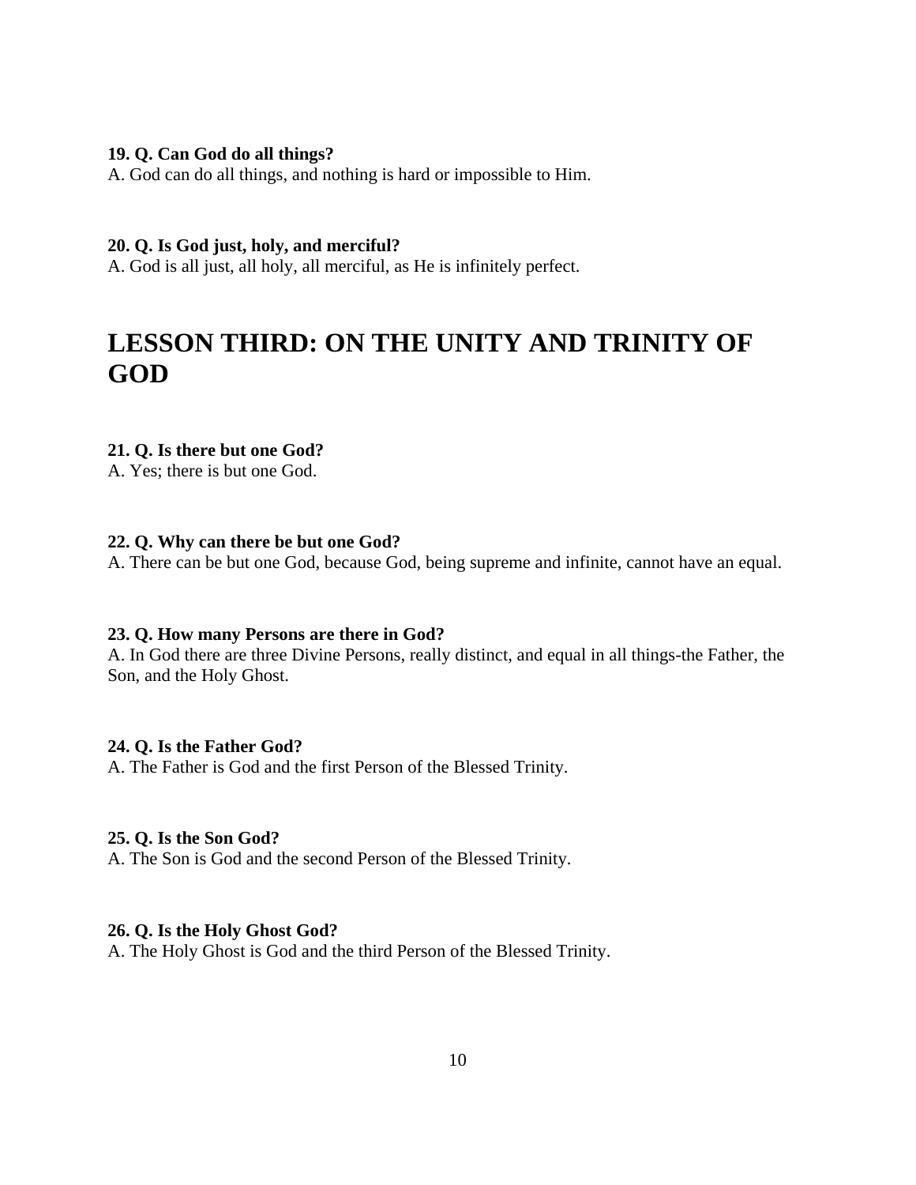**19. Q. Can God do all things?**
A. God can do all things, and nothing is hard or impossible to Him.

**20. Q. Is God just, holy, and merciful?**
A. God is all just, all holy, all merciful, as He is infinitely perfect.

# LESSON THIRD: ON THE UNITY AND TRINITY OF GOD

**21. Q. Is there but one God?**
A. Yes; there is but one God.

**22. Q. Why can there be but one God?**
A. There can be but one God, because God, being supreme and infinite, cannot have an equal.

**23. Q. How many Persons are there in God?**
A. In God there are three Divine Persons, really distinct, and equal in all things-the Father, the Son, and the Holy Ghost.

**24. Q. Is the Father God?**
A. The Father is God and the first Person of the Blessed Trinity.

**25. Q. Is the Son God?**
A. The Son is God and the second Person of the Blessed Trinity.

**26. Q. Is the Holy Ghost God?**
A. The Holy Ghost is God and the third Person of the Blessed Trinity.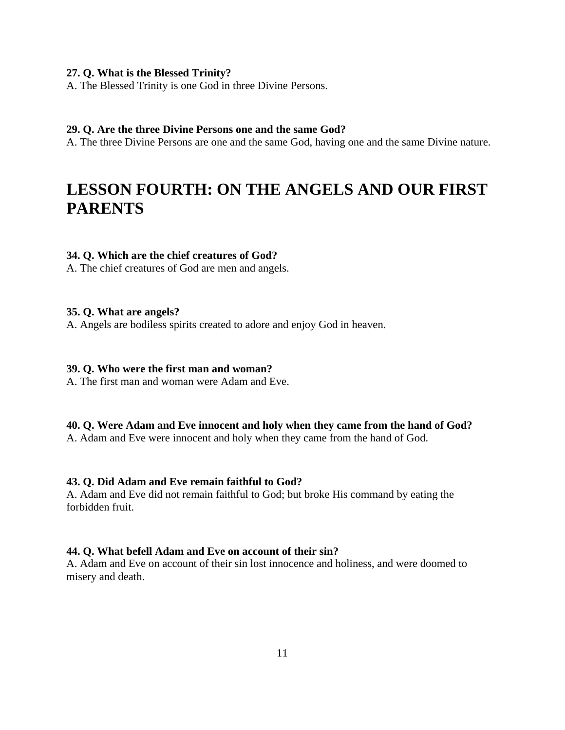**27. Q. What is the Blessed Trinity?**
A. The Blessed Trinity is one God in three Divine Persons.

**29. Q. Are the three Divine Persons one and the same God?**
A. The three Divine Persons are one and the same God, having one and the same Divine nature.

# LESSON FOURTH: ON THE ANGELS AND OUR FIRST PARENTS

**34. Q. Which are the chief creatures of God?**
A. The chief creatures of God are men and angels.

**35. Q. What are angels?**
A. Angels are bodiless spirits created to adore and enjoy God in heaven.

**39. Q. Who were the first man and woman?**
A. The first man and woman were Adam and Eve.

**40. Q. Were Adam and Eve innocent and holy when they came from the hand of God?**
A. Adam and Eve were innocent and holy when they came from the hand of God.

**43. Q. Did Adam and Eve remain faithful to God?**
A. Adam and Eve did not remain faithful to God; but broke His command by eating the forbidden fruit.

**44. Q. What befell Adam and Eve on account of their sin?**
A. Adam and Eve on account of their sin lost innocence and holiness, and were doomed to misery and death.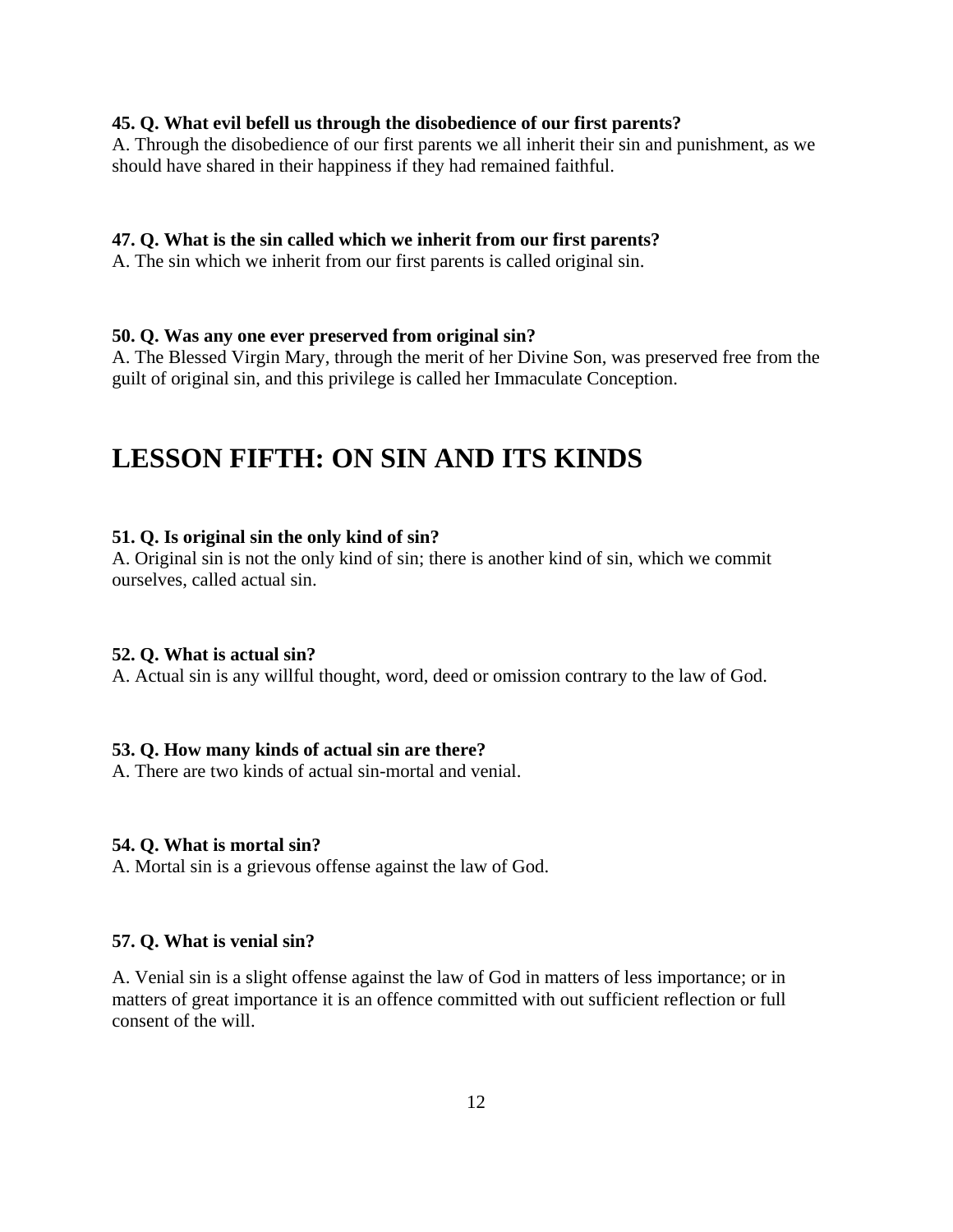**45. Q. What evil befell us through the disobedience of our first parents?**
A. Through the disobedience of our first parents we all inherit their sin and punishment, as we should have shared in their happiness if they had remained faithful.

**47. Q. What is the sin called which we inherit from our first parents?**
A. The sin which we inherit from our first parents is called original sin.

**50. Q. Was any one ever preserved from original sin?**
A. The Blessed Virgin Mary, through the merit of her Divine Son, was preserved free from the guilt of original sin, and this privilege is called her Immaculate Conception.

# LESSON FIFTH: ON SIN AND ITS KINDS

**51. Q. Is original sin the only kind of sin?**
A. Original sin is not the only kind of sin; there is another kind of sin, which we commit ourselves, called actual sin.

**52. Q. What is actual sin?**
A. Actual sin is any willful thought, word, deed or omission contrary to the law of God.

**53. Q. How many kinds of actual sin are there?**
A. There are two kinds of actual sin-mortal and venial.

**54. Q. What is mortal sin?**
A. Mortal sin is a grievous offense against the law of God.

**57. Q. What is venial sin?**

A. Venial sin is a slight offense against the law of God in matters of less importance; or in matters of great importance it is an offence committed with out sufficient reflection or full consent of the will.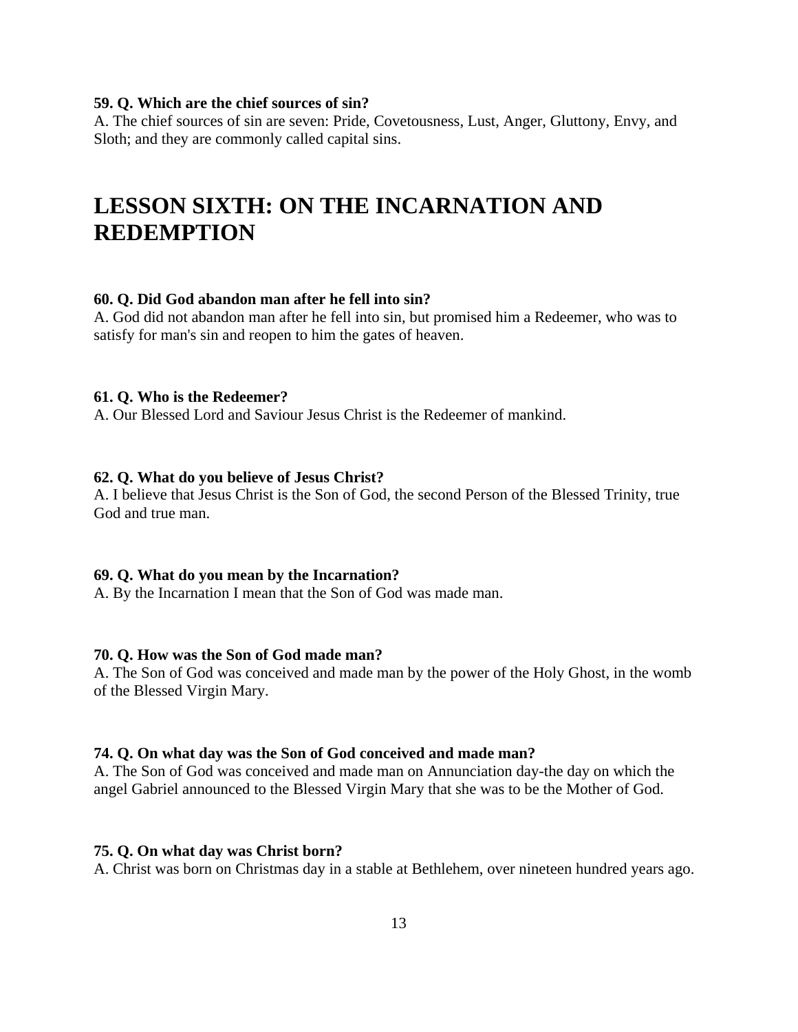**59. Q. Which are the chief sources of sin?**
A. The chief sources of sin are seven: Pride, Covetousness, Lust, Anger, Gluttony, Envy, and Sloth; and they are commonly called capital sins.

# LESSON SIXTH: ON THE INCARNATION AND REDEMPTION

**60. Q. Did God abandon man after he fell into sin?**
A. God did not abandon man after he fell into sin, but promised him a Redeemer, who was to satisfy for man's sin and reopen to him the gates of heaven.

**61. Q. Who is the Redeemer?**
A. Our Blessed Lord and Saviour Jesus Christ is the Redeemer of mankind.

**62. Q. What do you believe of Jesus Christ?**
A. I believe that Jesus Christ is the Son of God, the second Person of the Blessed Trinity, true God and true man.

**69. Q. What do you mean by the Incarnation?**
A. By the Incarnation I mean that the Son of God was made man.

**70. Q. How was the Son of God made man?**
A. The Son of God was conceived and made man by the power of the Holy Ghost, in the womb of the Blessed Virgin Mary.

**74. Q. On what day was the Son of God conceived and made man?**
A. The Son of God was conceived and made man on Annunciation day-the day on which the angel Gabriel announced to the Blessed Virgin Mary that she was to be the Mother of God.

**75. Q. On what day was Christ born?**
A. Christ was born on Christmas day in a stable at Bethlehem, over nineteen hundred years ago.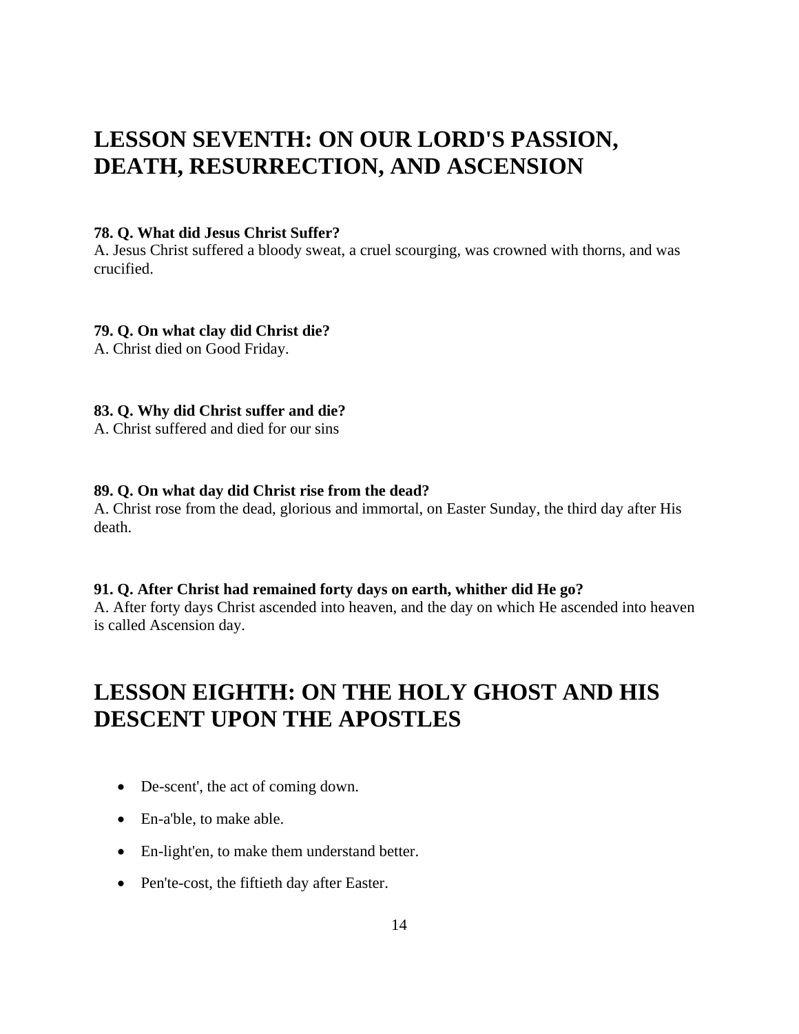## LESSON SEVENTH: ON OUR LORD'S PASSION, DEATH, RESURRECTION, AND ASCENSION

**78. Q. What did Jesus Christ Suffer?**
A. Jesus Christ suffered a bloody sweat, a cruel scourging, was crowned with thorns, and was crucified.

**79. Q. On what clay did Christ die?**
A. Christ died on Good Friday.

**83. Q. Why did Christ suffer and die?**
A. Christ suffered and died for our sins

**89. Q. On what day did Christ rise from the dead?**
A. Christ rose from the dead, glorious and immortal, on Easter Sunday, the third day after His death.

**91. Q. After Christ had remained forty days on earth, whither did He go?**
A. After forty days Christ ascended into heaven, and the day on which He ascended into heaven is called Ascension day.

## LESSON EIGHTH: ON THE HOLY GHOST AND HIS DESCENT UPON THE APOSTLES

- De-scent', the act of coming down.
- En-a'ble, to make able.
- En-light'en, to make them understand better.
- Pen'te-cost, the fiftieth day after Easter.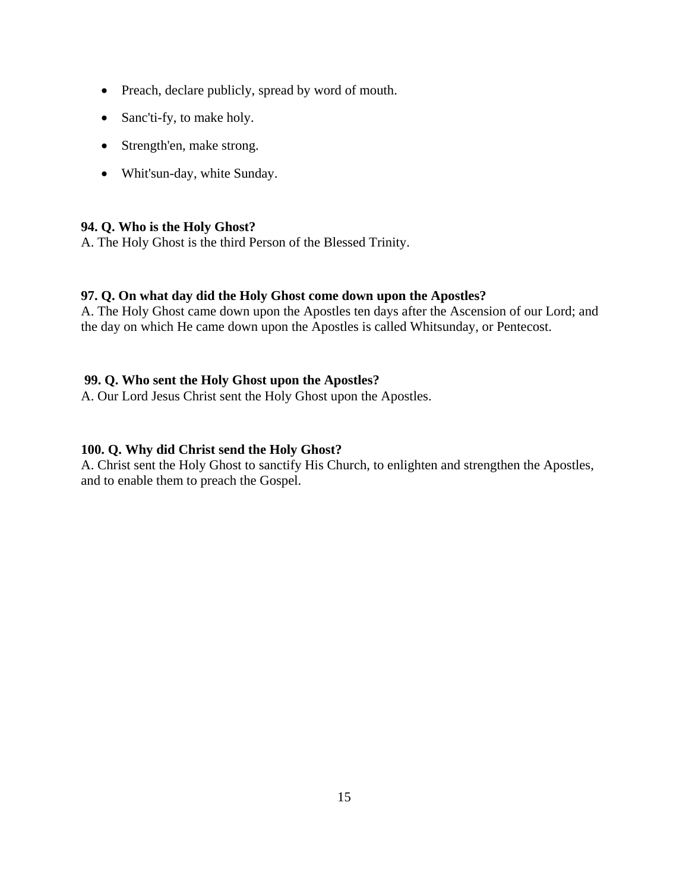- Preach, declare publicly, spread by word of mouth.
- Sanc'ti-fy, to make holy.
- Strength'en, make strong.
- Whit'sun-day, white Sunday.

**94. Q. Who is the Holy Ghost?**
A. The Holy Ghost is the third Person of the Blessed Trinity.

**97. Q. On what day did the Holy Ghost come down upon the Apostles?**
A. The Holy Ghost came down upon the Apostles ten days after the Ascension of our Lord; and the day on which He came down upon the Apostles is called Whitsunday, or Pentecost.

**99. Q. Who sent the Holy Ghost upon the Apostles?**
A. Our Lord Jesus Christ sent the Holy Ghost upon the Apostles.

**100. Q. Why did Christ send the Holy Ghost?**
A. Christ sent the Holy Ghost to sanctify His Church, to enlighten and strengthen the Apostles, and to enable them to preach the Gospel.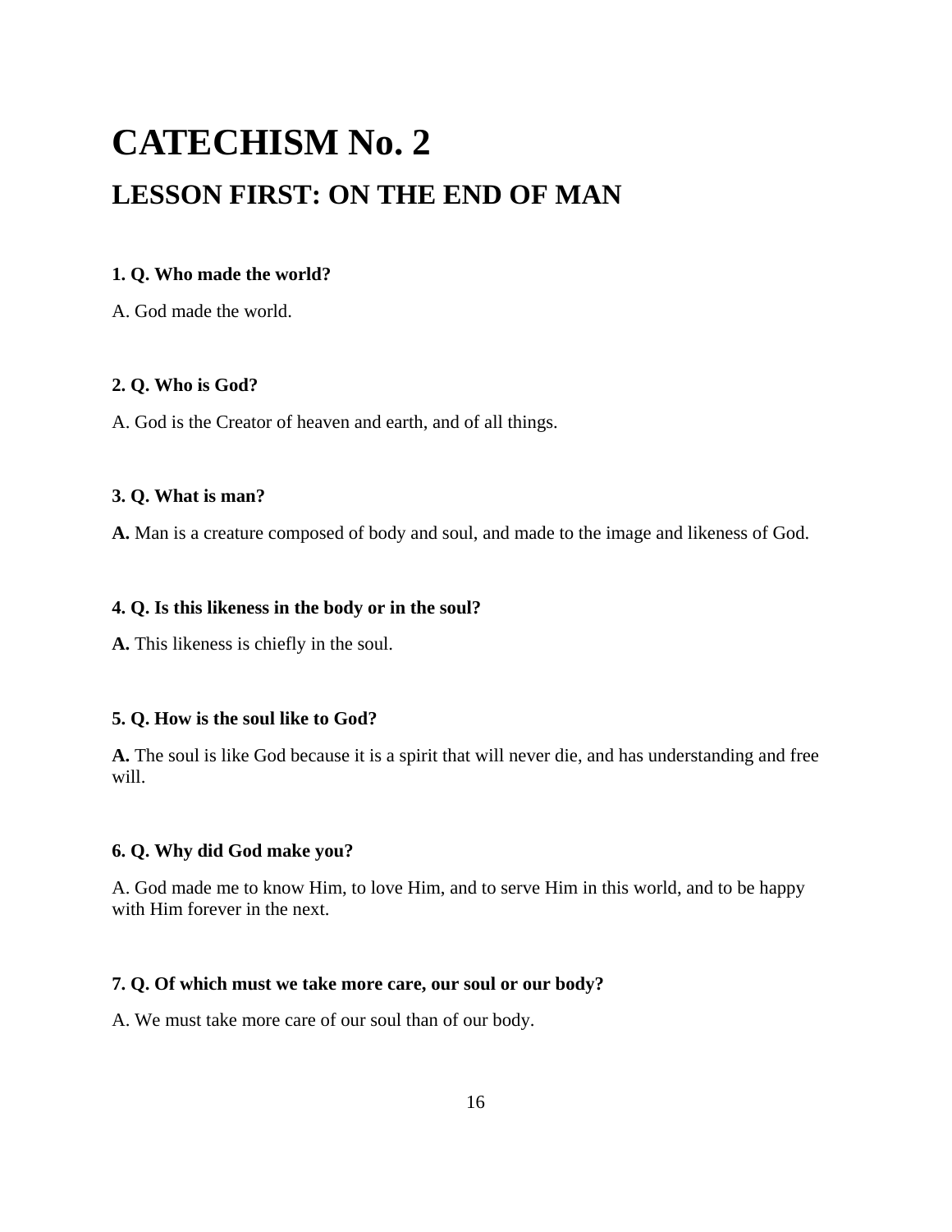# CATECHISM No. 2

## LESSON FIRST: ON THE END OF MAN

**1. Q. Who made the world?**

A. God made the world.

**2. Q. Who is God?**

A. God is the Creator of heaven and earth, and of all things.

**3. Q. What is man?**

**A.** Man is a creature composed of body and soul, and made to the image and likeness of God.

**4. Q. Is this likeness in the body or in the soul?**

**A.** This likeness is chiefly in the soul.

**5. Q. How is the soul like to God?**

**A.** The soul is like God because it is a spirit that will never die, and has understanding and free will.

**6. Q. Why did God make you?**

A. God made me to know Him, to love Him, and to serve Him in this world, and to be happy with Him forever in the next.

**7. Q. Of which must we take more care, our soul or our body?**

A. We must take more care of our soul than of our body.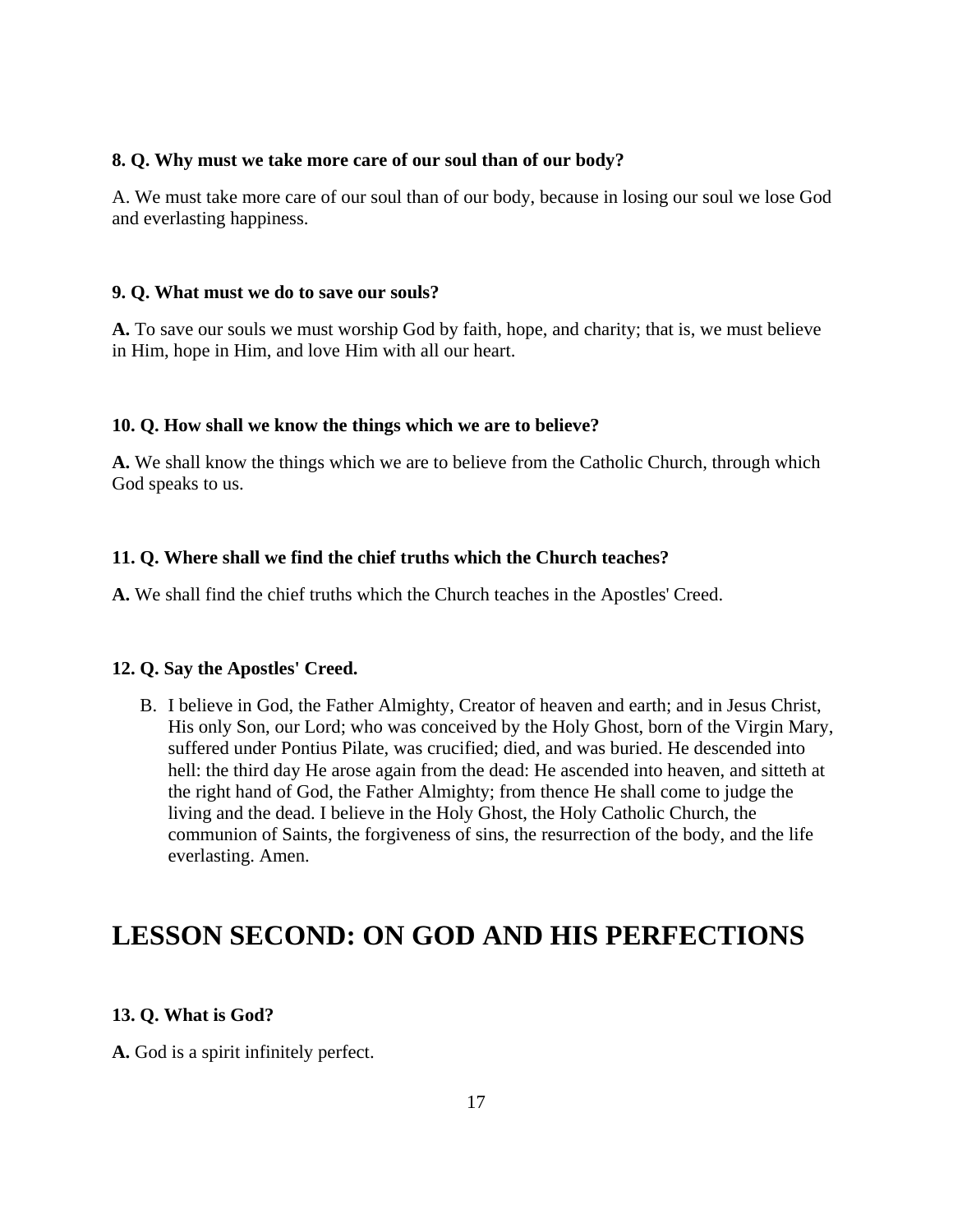**8. Q. Why must we take more care of our soul than of our body?**

A. We must take more care of our soul than of our body, because in losing our soul we lose God and everlasting happiness.

**9. Q. What must we do to save our souls?**

**A.** To save our souls we must worship God by faith, hope, and charity; that is, we must believe in Him, hope in Him, and love Him with all our heart.

**10. Q. How shall we know the things which we are to believe?**

**A.** We shall know the things which we are to believe from the Catholic Church, through which God speaks to us.

**11. Q. Where shall we find the chief truths which the Church teaches?**

**A.** We shall find the chief truths which the Church teaches in the Apostles' Creed.

**12. Q. Say the Apostles' Creed.**

B. I believe in God, the Father Almighty, Creator of heaven and earth; and in Jesus Christ, His only Son, our Lord; who was conceived by the Holy Ghost, born of the Virgin Mary, suffered under Pontius Pilate, was crucified; died, and was buried. He descended into hell: the third day He arose again from the dead: He ascended into heaven, and sitteth at the right hand of God, the Father Almighty; from thence He shall come to judge the living and the dead. I believe in the Holy Ghost, the Holy Catholic Church, the communion of Saints, the forgiveness of sins, the resurrection of the body, and the life everlasting. Amen.

# LESSON SECOND: ON GOD AND HIS PERFECTIONS

**13. Q. What is God?**

**A.** God is a spirit infinitely perfect.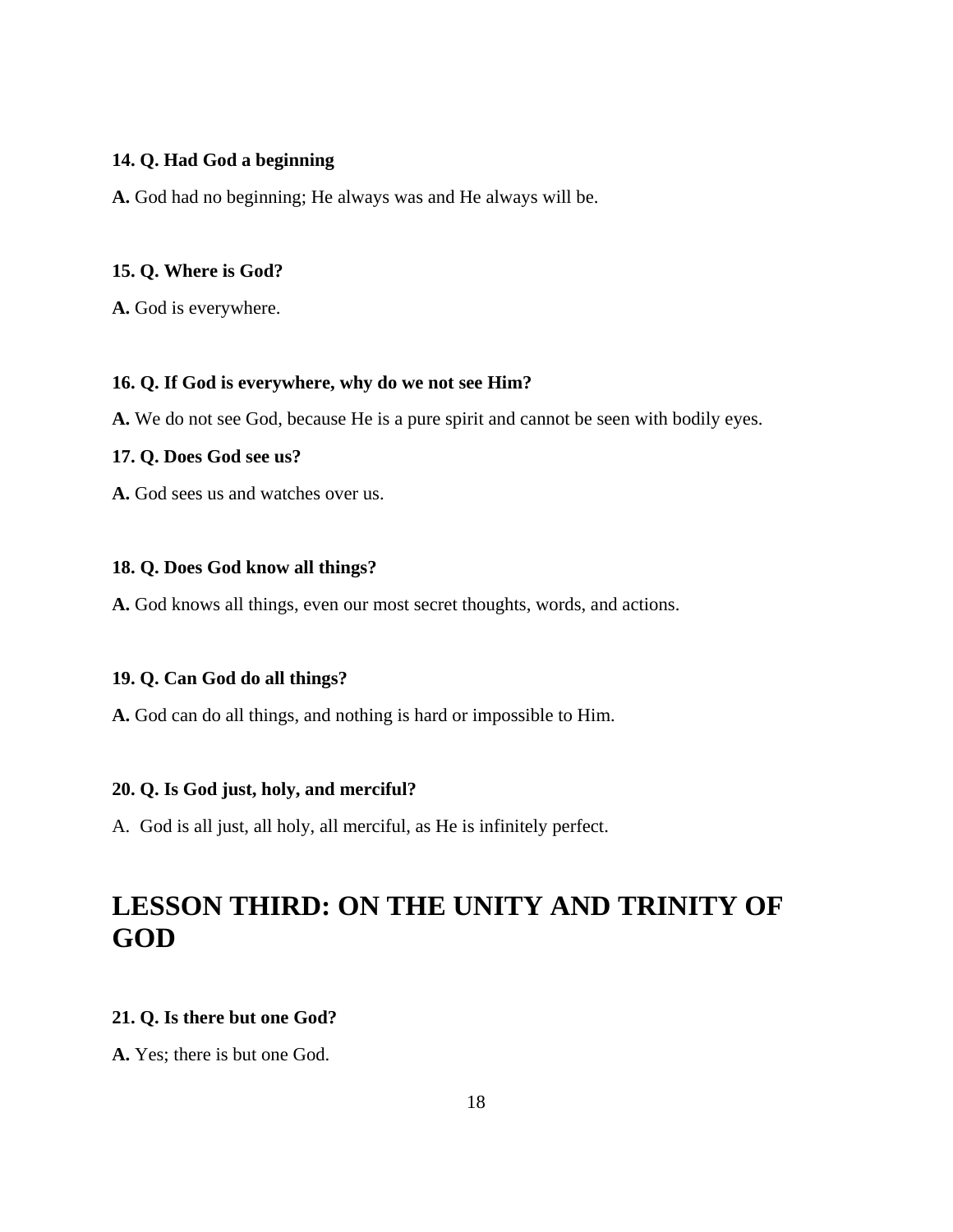**14. Q. Had God a beginning**

**A.** God had no beginning; He always was and He always will be.

**15. Q. Where is God?**

**A.** God is everywhere.

**16. Q. If God is everywhere, why do we not see Him?**

**A.** We do not see God, because He is a pure spirit and cannot be seen with bodily eyes.

**17. Q. Does God see us?**

**A.** God sees us and watches over us.

**18. Q. Does God know all things?**

**A.** God knows all things, even our most secret thoughts, words, and actions.

**19. Q. Can God do all things?**

**A.** God can do all things, and nothing is hard or impossible to Him.

**20. Q. Is God just, holy, and merciful?**

A. God is all just, all holy, all merciful, as He is infinitely perfect.

# LESSON THIRD: ON THE UNITY AND TRINITY OF GOD

**21. Q. Is there but one God?**

**A.** Yes; there is but one God.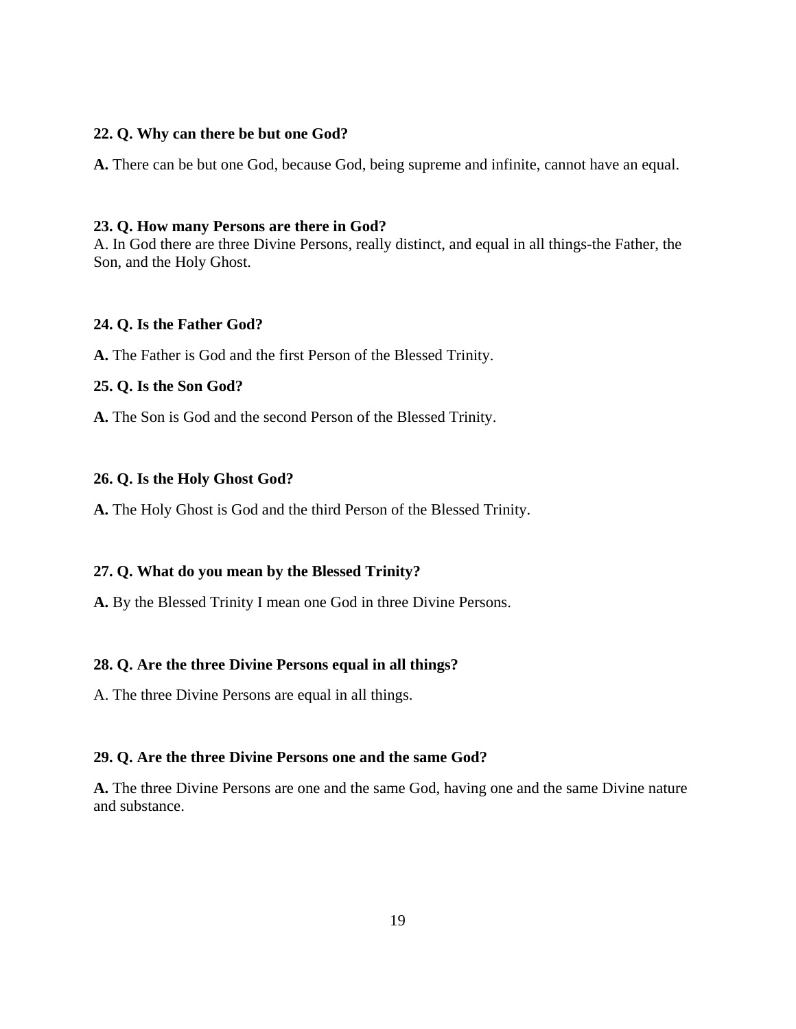**22. Q. Why can there be but one God?**

**A.** There can be but one God, because God, being supreme and infinite, cannot have an equal.

**23. Q. How many Persons are there in God?**
A. In God there are three Divine Persons, really distinct, and equal in all things-the Father, the Son, and the Holy Ghost.

**24. Q. Is the Father God?**

**A.** The Father is God and the first Person of the Blessed Trinity.

**25. Q. Is the Son God?**

**A.** The Son is God and the second Person of the Blessed Trinity.

**26. Q. Is the Holy Ghost God?**

**A.** The Holy Ghost is God and the third Person of the Blessed Trinity.

**27. Q. What do you mean by the Blessed Trinity?**

**A.** By the Blessed Trinity I mean one God in three Divine Persons.

**28. Q. Are the three Divine Persons equal in all things?**

A. The three Divine Persons are equal in all things.

**29. Q. Are the three Divine Persons one and the same God?**

**A.** The three Divine Persons are one and the same God, having one and the same Divine nature and substance.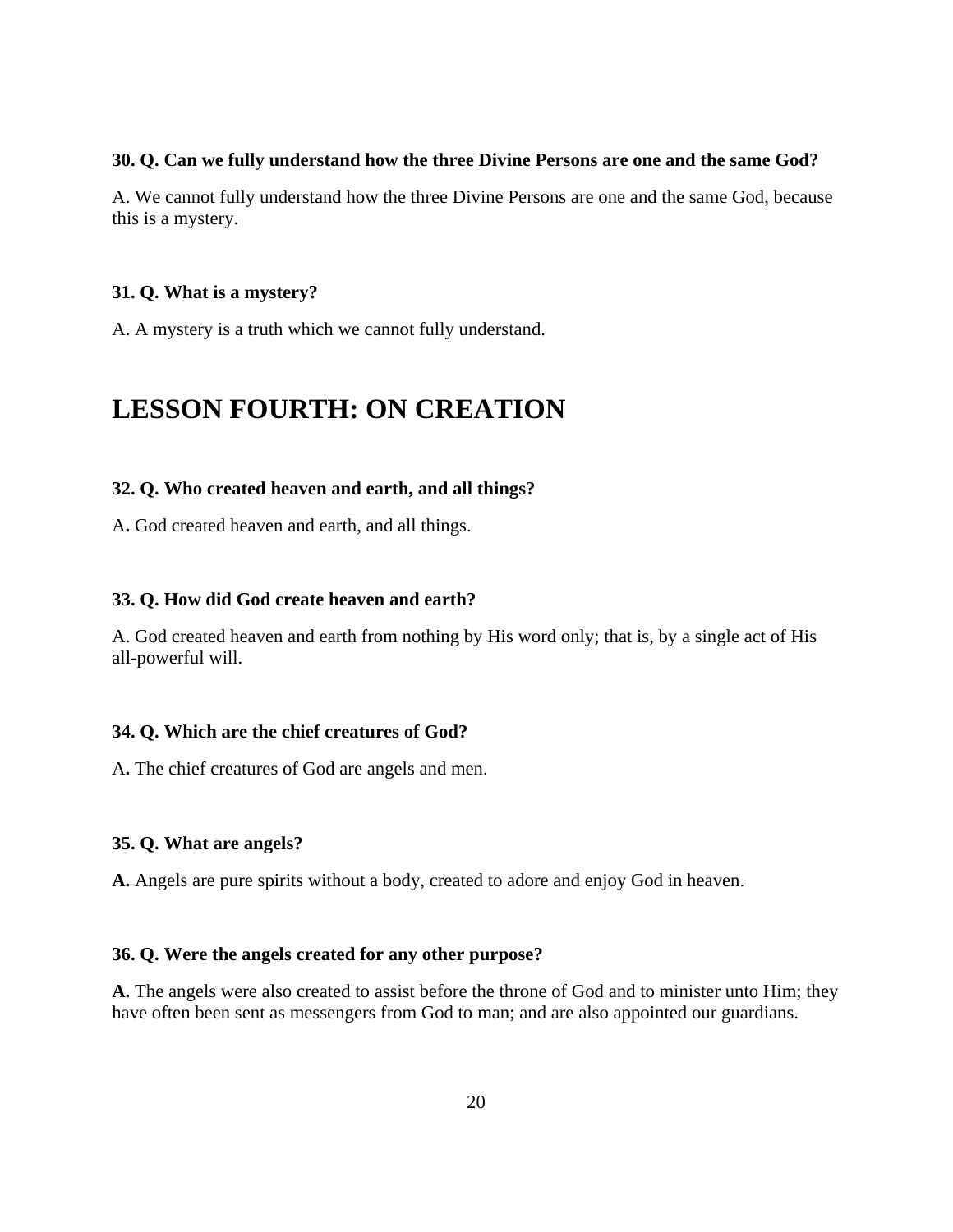**30. Q. Can we fully understand how the three Divine Persons are one and the same God?**

A. We cannot fully understand how the three Divine Persons are one and the same God, because this is a mystery.

**31. Q. What is a mystery?**

A. A mystery is a truth which we cannot fully understand.

# LESSON FOURTH: ON CREATION

**32. Q. Who created heaven and earth, and all things?**

A**.** God created heaven and earth, and all things.

**33. Q. How did God create heaven and earth?**

A. God created heaven and earth from nothing by His word only; that is, by a single act of His all-powerful will.

**34. Q. Which are the chief creatures of God?**

A**.** The chief creatures of God are angels and men.

**35. Q. What are angels?**

**A.** Angels are pure spirits without a body, created to adore and enjoy God in heaven.

**36. Q. Were the angels created for any other purpose?**

**A.** The angels were also created to assist before the throne of God and to minister unto Him; they have often been sent as messengers from God to man; and are also appointed our guardians.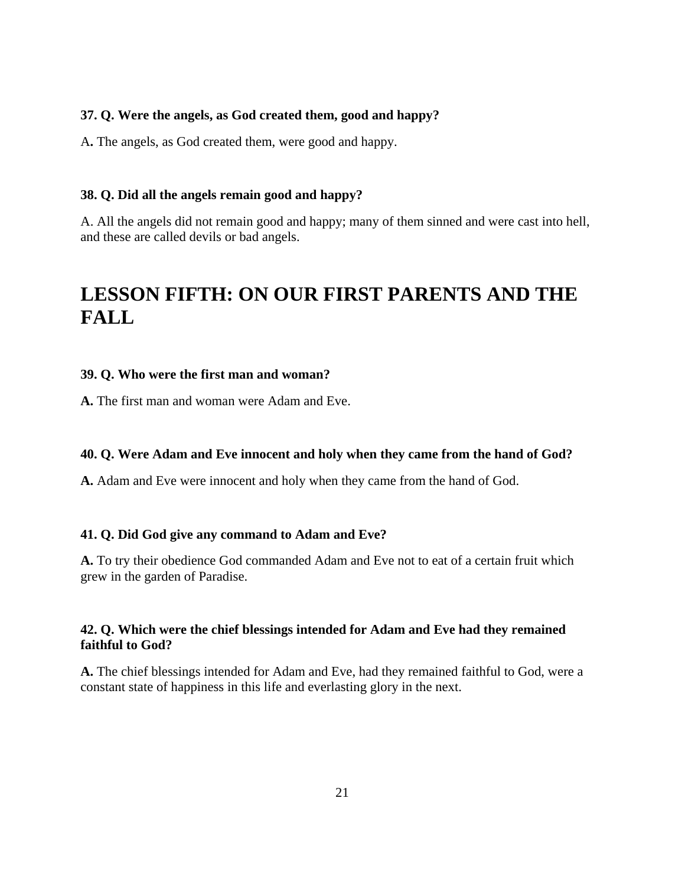**37. Q. Were the angels, as God created them, good and happy?**

A**.** The angels, as God created them, were good and happy.

**38. Q. Did all the angels remain good and happy?**

A. All the angels did not remain good and happy; many of them sinned and were cast into hell, and these are called devils or bad angels.

# LESSON FIFTH: ON OUR FIRST PARENTS AND THE FALL

**39. Q. Who were the first man and woman?**

**A.** The first man and woman were Adam and Eve.

**40. Q. Were Adam and Eve innocent and holy when they came from the hand of God?**

**A.** Adam and Eve were innocent and holy when they came from the hand of God.

**41. Q. Did God give any command to Adam and Eve?**

**A.** To try their obedience God commanded Adam and Eve not to eat of a certain fruit which grew in the garden of Paradise.

**42. Q. Which were the chief blessings intended for Adam and Eve had they remained faithful to God?**

**A.** The chief blessings intended for Adam and Eve, had they remained faithful to God, were a constant state of happiness in this life and everlasting glory in the next.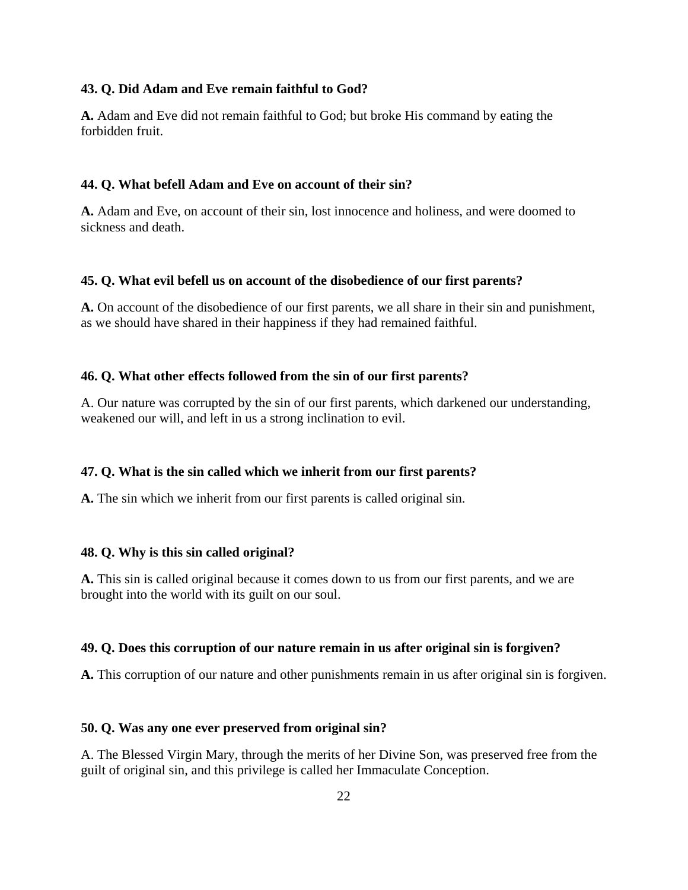**43. Q. Did Adam and Eve remain faithful to God?**

**A.** Adam and Eve did not remain faithful to God; but broke His command by eating the forbidden fruit.

**44. Q. What befell Adam and Eve on account of their sin?**

**A.** Adam and Eve, on account of their sin, lost innocence and holiness, and were doomed to sickness and death.

**45. Q. What evil befell us on account of the disobedience of our first parents?**

**A.** On account of the disobedience of our first parents, we all share in their sin and punishment, as we should have shared in their happiness if they had remained faithful.

**46. Q. What other effects followed from the sin of our first parents?**

A. Our nature was corrupted by the sin of our first parents, which darkened our understanding, weakened our will, and left in us a strong inclination to evil.

**47. Q. What is the sin called which we inherit from our first parents?**

**A.** The sin which we inherit from our first parents is called original sin.

**48. Q. Why is this sin called original?**

**A.** This sin is called original because it comes down to us from our first parents, and we are brought into the world with its guilt on our soul.

**49. Q. Does this corruption of our nature remain in us after original sin is forgiven?**

**A.** This corruption of our nature and other punishments remain in us after original sin is forgiven.

**50. Q. Was any one ever preserved from original sin?**

A. The Blessed Virgin Mary, through the merits of her Divine Son, was preserved free from the guilt of original sin, and this privilege is called her Immaculate Conception.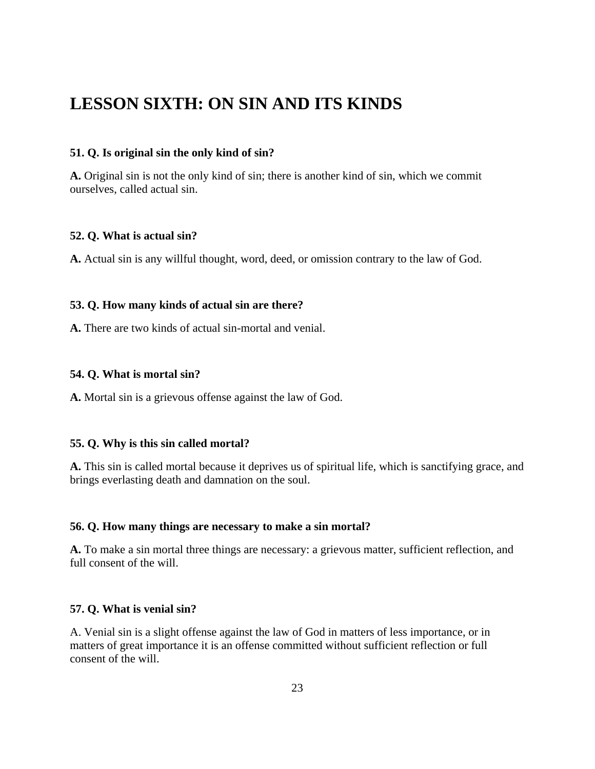# LESSON SIXTH: ON SIN AND ITS KINDS

**51. Q. Is original sin the only kind of sin?**

**A.** Original sin is not the only kind of sin; there is another kind of sin, which we commit ourselves, called actual sin.

**52. Q. What is actual sin?**

**A.** Actual sin is any willful thought, word, deed, or omission contrary to the law of God.

**53. Q. How many kinds of actual sin are there?**

**A.** There are two kinds of actual sin-mortal and venial.

**54. Q. What is mortal sin?**

**A.** Mortal sin is a grievous offense against the law of God.

**55. Q. Why is this sin called mortal?**

**A.** This sin is called mortal because it deprives us of spiritual life, which is sanctifying grace, and brings everlasting death and damnation on the soul.

**56. Q. How many things are necessary to make a sin mortal?**

**A.** To make a sin mortal three things are necessary: a grievous matter, sufficient reflection, and full consent of the will.

**57. Q. What is venial sin?**

A. Venial sin is a slight offense against the law of God in matters of less importance, or in matters of great importance it is an offense committed without sufficient reflection or full consent of the will.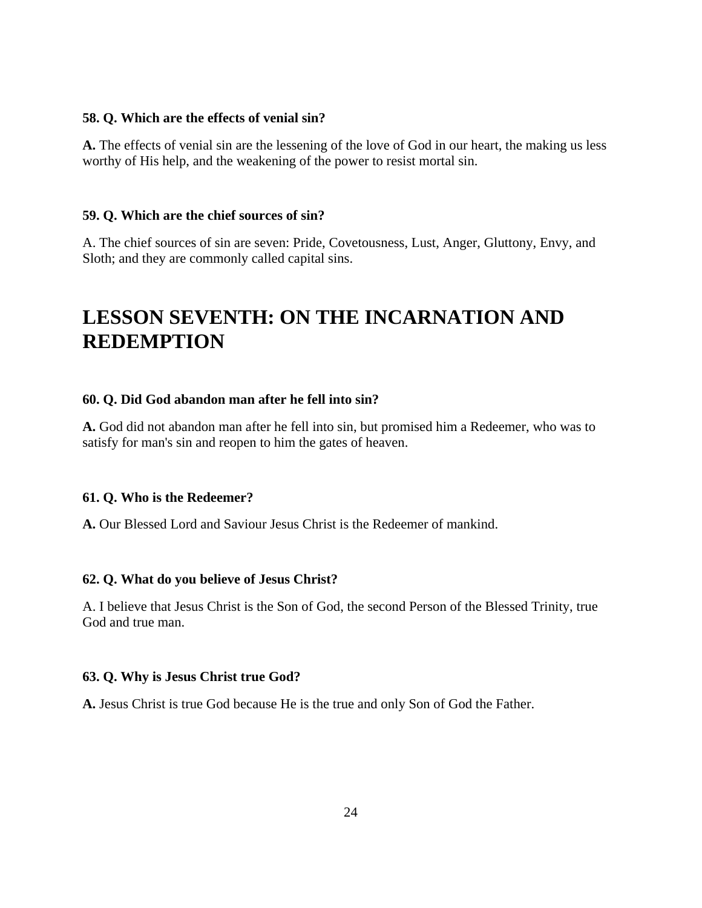**58. Q. Which are the effects of venial sin?**

**A.** The effects of venial sin are the lessening of the love of God in our heart, the making us less worthy of His help, and the weakening of the power to resist mortal sin.

**59. Q. Which are the chief sources of sin?**

A. The chief sources of sin are seven: Pride, Covetousness, Lust, Anger, Gluttony, Envy, and Sloth; and they are commonly called capital sins.

# LESSON SEVENTH: ON THE INCARNATION AND REDEMPTION

**60. Q. Did God abandon man after he fell into sin?**

**A.** God did not abandon man after he fell into sin, but promised him a Redeemer, who was to satisfy for man's sin and reopen to him the gates of heaven.

**61. Q. Who is the Redeemer?**

**A.** Our Blessed Lord and Saviour Jesus Christ is the Redeemer of mankind.

**62. Q. What do you believe of Jesus Christ?**

A. I believe that Jesus Christ is the Son of God, the second Person of the Blessed Trinity, true God and true man.

**63. Q. Why is Jesus Christ true God?**

**A.** Jesus Christ is true God because He is the true and only Son of God the Father.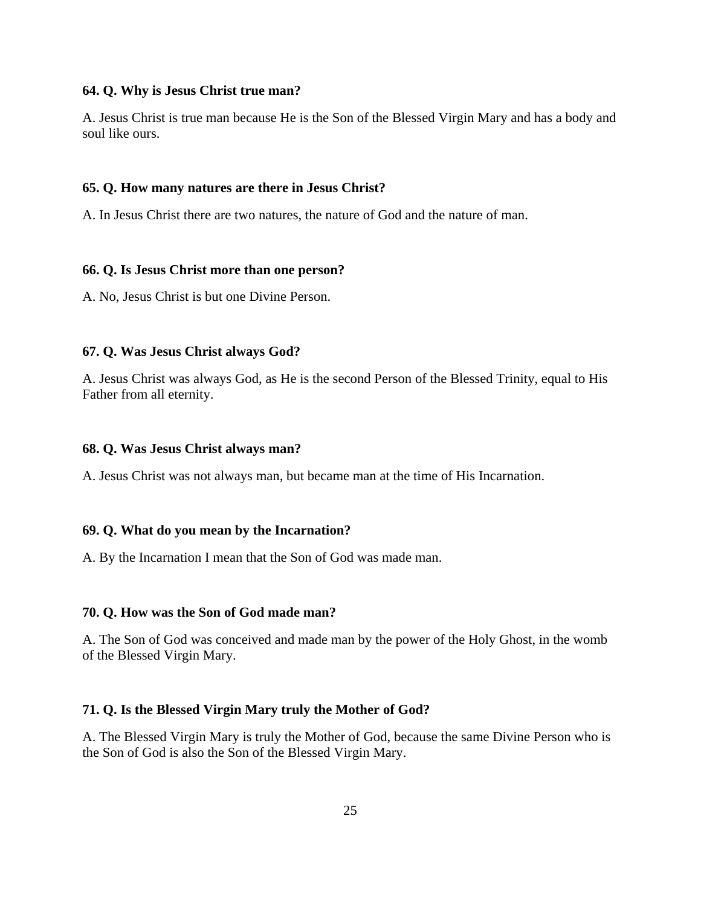**64. Q. Why is Jesus Christ true man?**

A. Jesus Christ is true man because He is the Son of the Blessed Virgin Mary and has a body and soul like ours.

**65. Q. How many natures are there in Jesus Christ?**

A. In Jesus Christ there are two natures, the nature of God and the nature of man.

**66. Q. Is Jesus Christ more than one person?**

A. No, Jesus Christ is but one Divine Person.

**67. Q. Was Jesus Christ always God?**

A. Jesus Christ was always God, as He is the second Person of the Blessed Trinity, equal to His Father from all eternity.

**68. Q. Was Jesus Christ always man?**

A. Jesus Christ was not always man, but became man at the time of His Incarnation.

**69. Q. What do you mean by the Incarnation?**

A. By the Incarnation I mean that the Son of God was made man.

**70. Q. How was the Son of God made man?**

A. The Son of God was conceived and made man by the power of the Holy Ghost, in the womb of the Blessed Virgin Mary.

**71. Q. Is the Blessed Virgin Mary truly the Mother of God?**

A. The Blessed Virgin Mary is truly the Mother of God, because the same Divine Person who is the Son of God is also the Son of the Blessed Virgin Mary.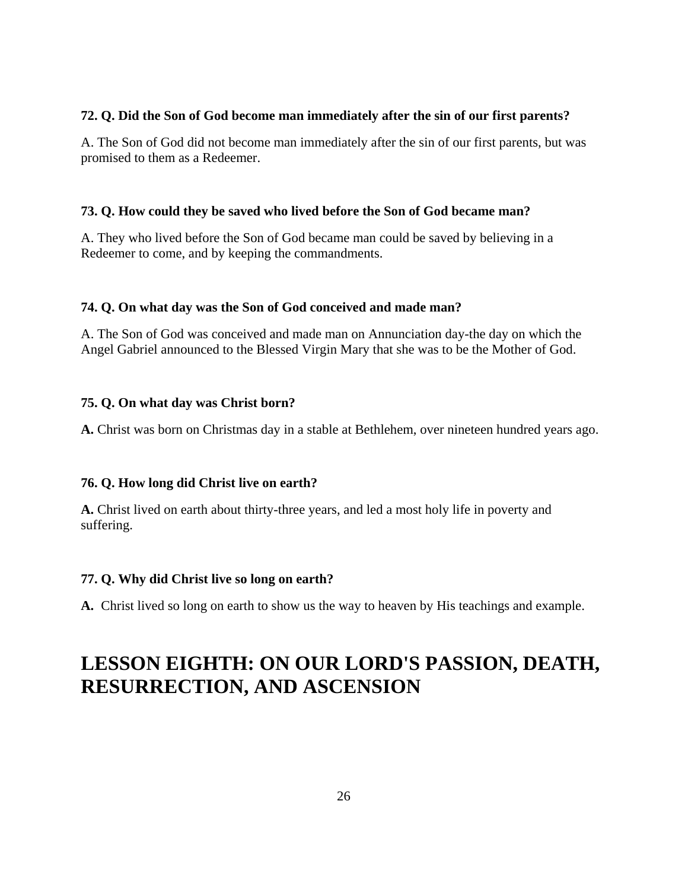**72. Q. Did the Son of God become man immediately after the sin of our first parents?**

A. The Son of God did not become man immediately after the sin of our first parents, but was promised to them as a Redeemer.

**73. Q. How could they be saved who lived before the Son of God became man?**

A. They who lived before the Son of God became man could be saved by believing in a Redeemer to come, and by keeping the commandments.

**74. Q. On what day was the Son of God conceived and made man?**

A. The Son of God was conceived and made man on Annunciation day-the day on which the Angel Gabriel announced to the Blessed Virgin Mary that she was to be the Mother of God.

**75. Q. On what day was Christ born?**

**A.** Christ was born on Christmas day in a stable at Bethlehem, over nineteen hundred years ago.

**76. Q. How long did Christ live on earth?**

**A.** Christ lived on earth about thirty-three years, and led a most holy life in poverty and suffering.

**77. Q. Why did Christ live so long on earth?**

**A.** Christ lived so long on earth to show us the way to heaven by His teachings and example.

# LESSON EIGHTH: ON OUR LORD'S PASSION, DEATH, RESURRECTION, AND ASCENSION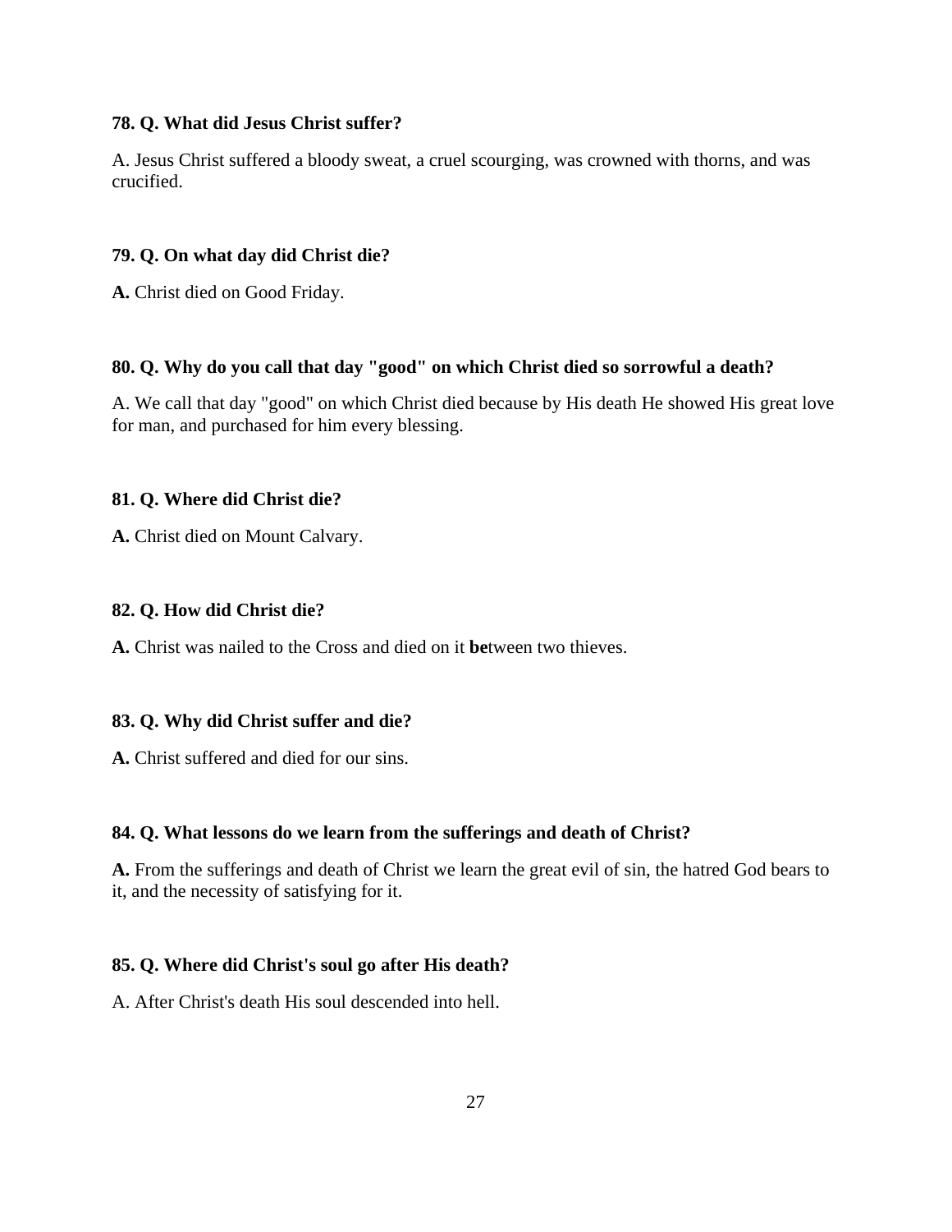**78. Q. What did Jesus Christ suffer?**

A. Jesus Christ suffered a bloody sweat, a cruel scourging, was crowned with thorns, and was crucified.

**79. Q. On what day did Christ die?**

**A.** Christ died on Good Friday.

**80. Q. Why do you call that day "good" on which Christ died so sorrowful a death?**

A. We call that day "good" on which Christ died because by His death He showed His great love for man, and purchased for him every blessing.

**81. Q. Where did Christ die?**

**A.** Christ died on Mount Calvary.

**82. Q. How did Christ die?**

**A.** Christ was nailed to the Cross and died on it **be**tween two thieves.

**83. Q. Why did Christ suffer and die?**

**A.** Christ suffered and died for our sins.

**84. Q. What lessons do we learn from the sufferings and death of Christ?**

**A.** From the sufferings and death of Christ we learn the great evil of sin, the hatred God bears to it, and the necessity of satisfying for it.

**85. Q. Where did Christ's soul go after His death?**

A. After Christ's death His soul descended into hell.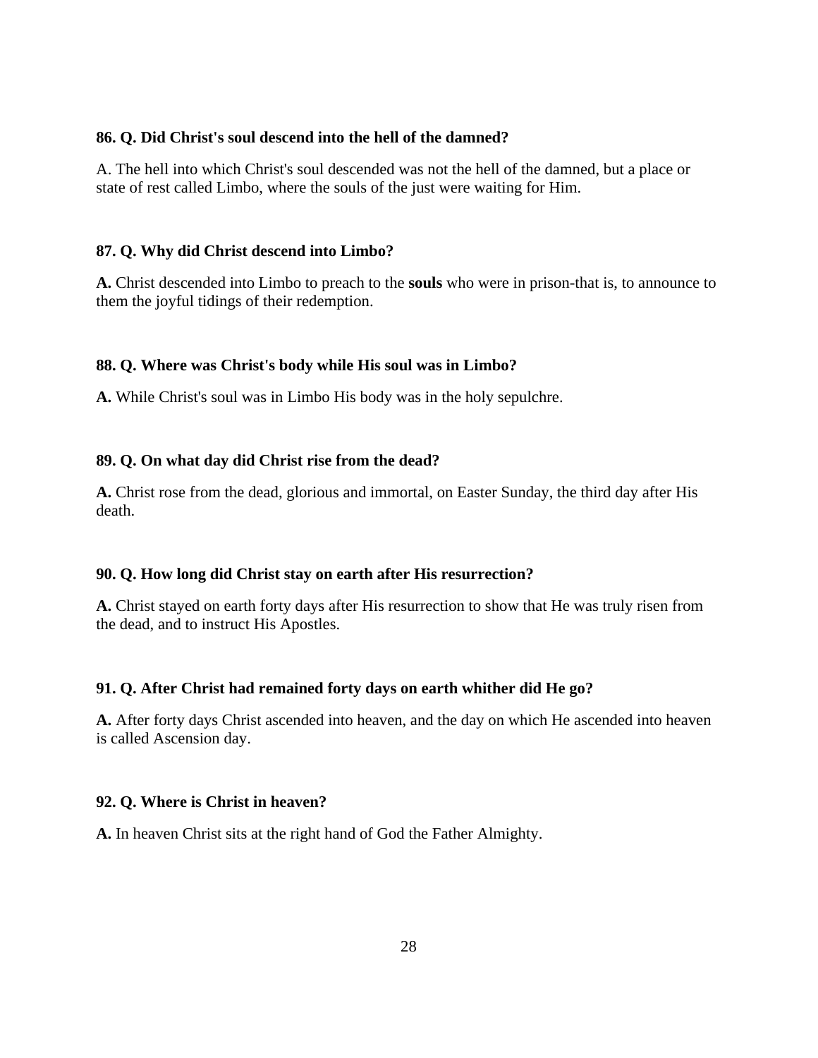**86. Q. Did Christ's soul descend into the hell of the damned?**

A. The hell into which Christ's soul descended was not the hell of the damned, but a place or state of rest called Limbo, where the souls of the just were waiting for Him.

**87. Q. Why did Christ descend into Limbo?**

**A.** Christ descended into Limbo to preach to the **souls** who were in prison-that is, to announce to them the joyful tidings of their redemption.

**88. Q. Where was Christ's body while His soul was in Limbo?**

**A.** While Christ's soul was in Limbo His body was in the holy sepulchre.

**89. Q. On what day did Christ rise from the dead?**

**A.** Christ rose from the dead, glorious and immortal, on Easter Sunday, the third day after His death.

**90. Q. How long did Christ stay on earth after His resurrection?**

**A.** Christ stayed on earth forty days after His resurrection to show that He was truly risen from the dead, and to instruct His Apostles.

**91. Q. After Christ had remained forty days on earth whither did He go?**

**A.** After forty days Christ ascended into heaven, and the day on which He ascended into heaven is called Ascension day.

**92. Q. Where is Christ in heaven?**

**A.** In heaven Christ sits at the right hand of God the Father Almighty.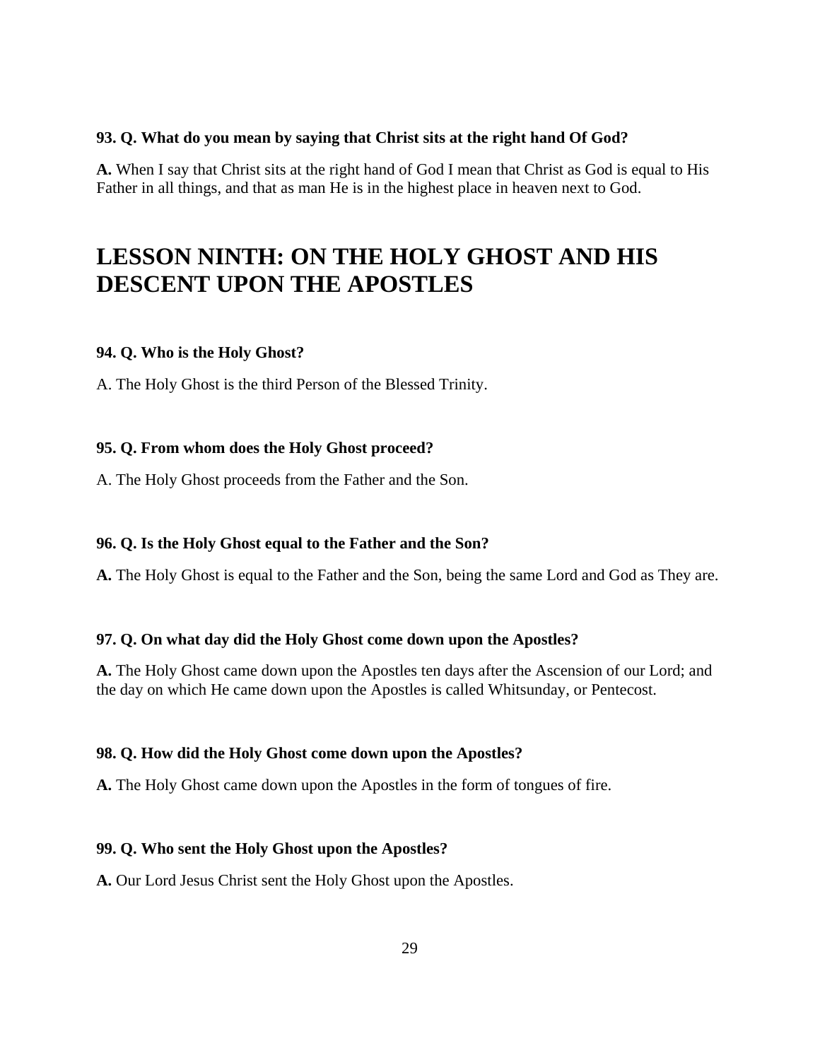**93. Q. What do you mean by saying that Christ sits at the right hand Of God?**

**A.** When I say that Christ sits at the right hand of God I mean that Christ as God is equal to His Father in all things, and that as man He is in the highest place in heaven next to God.

# LESSON NINTH: ON THE HOLY GHOST AND HIS DESCENT UPON THE APOSTLES

**94. Q. Who is the Holy Ghost?**

A. The Holy Ghost is the third Person of the Blessed Trinity.

**95. Q. From whom does the Holy Ghost proceed?**

A. The Holy Ghost proceeds from the Father and the Son.

**96. Q. Is the Holy Ghost equal to the Father and the Son?**

**A.** The Holy Ghost is equal to the Father and the Son, being the same Lord and God as They are.

**97. Q. On what day did the Holy Ghost come down upon the Apostles?**

**A.** The Holy Ghost came down upon the Apostles ten days after the Ascension of our Lord; and the day on which He came down upon the Apostles is called Whitsunday, or Pentecost.

**98. Q. How did the Holy Ghost come down upon the Apostles?**

**A.** The Holy Ghost came down upon the Apostles in the form of tongues of fire.

**99. Q. Who sent the Holy Ghost upon the Apostles?**

**A.** Our Lord Jesus Christ sent the Holy Ghost upon the Apostles.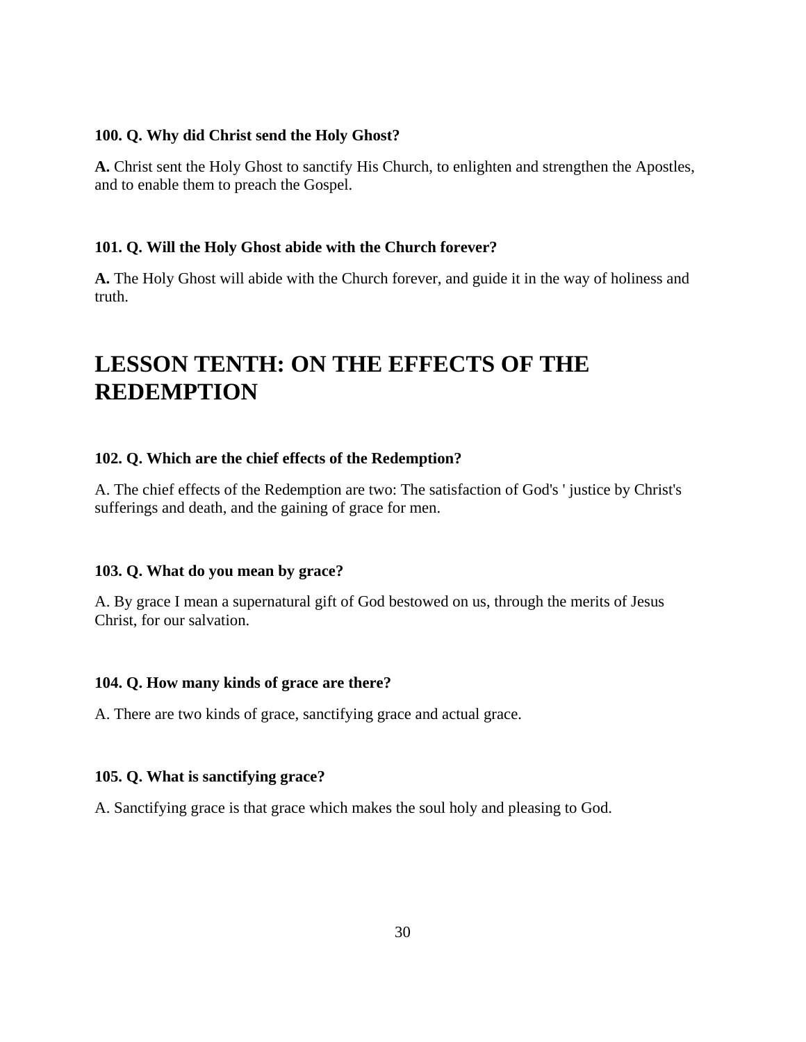**100. Q. Why did Christ send the Holy Ghost?**

**A.** Christ sent the Holy Ghost to sanctify His Church, to enlighten and strengthen the Apostles, and to enable them to preach the Gospel.

**101. Q. Will the Holy Ghost abide with the Church forever?**

**A.** The Holy Ghost will abide with the Church forever, and guide it in the way of holiness and truth.

# LESSON TENTH: ON THE EFFECTS OF THE REDEMPTION

**102. Q. Which are the chief effects of the Redemption?**

A. The chief effects of the Redemption are two: The satisfaction of God's ' justice by Christ's sufferings and death, and the gaining of grace for men.

**103. Q. What do you mean by grace?**

A. By grace I mean a supernatural gift of God bestowed on us, through the merits of Jesus Christ, for our salvation.

**104. Q. How many kinds of grace are there?**

A. There are two kinds of grace, sanctifying grace and actual grace.

**105. Q. What is sanctifying grace?**

A. Sanctifying grace is that grace which makes the soul holy and pleasing to God.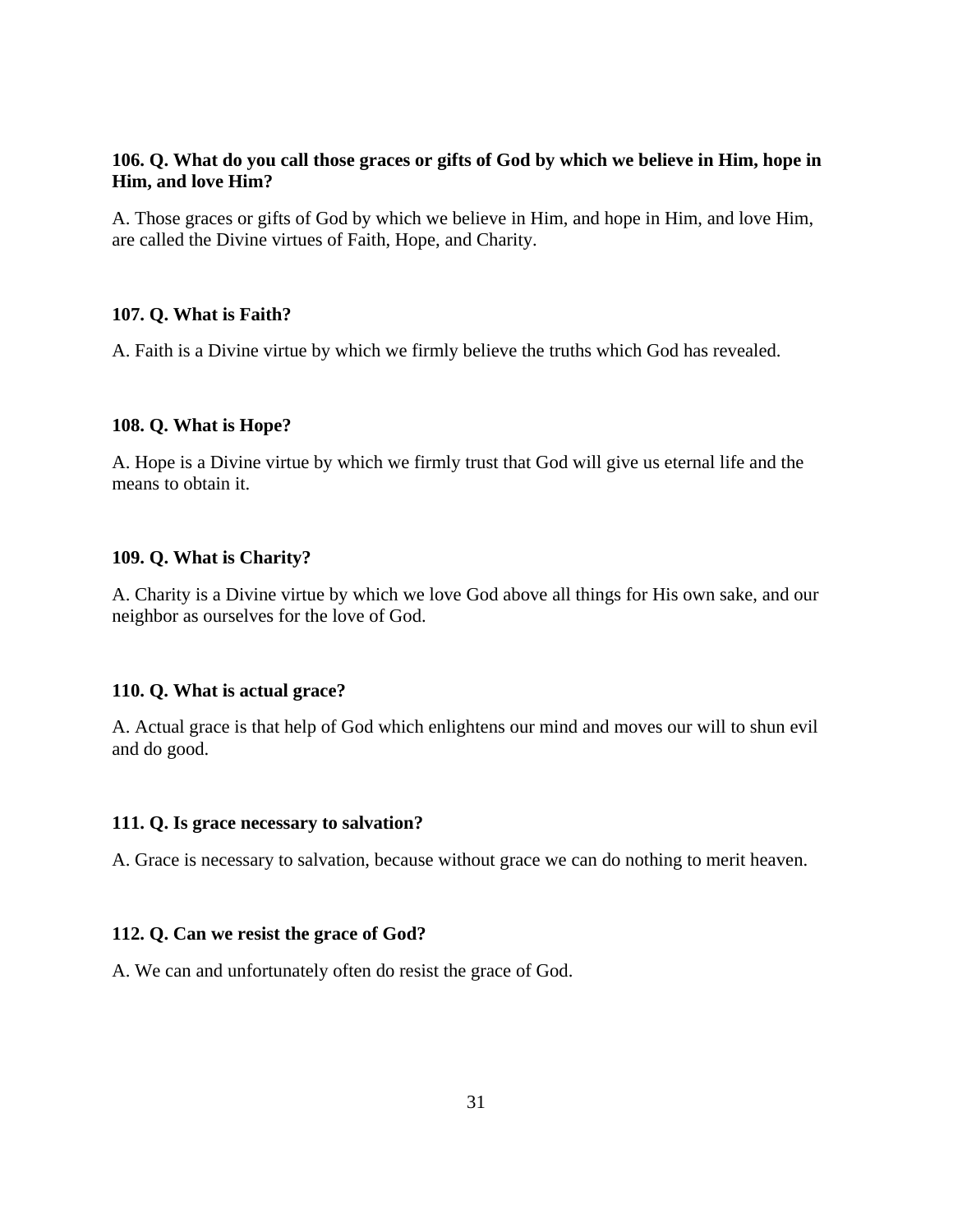**106. Q. What do you call those graces or gifts of God by which we believe in Him, hope in Him, and love Him?**

A. Those graces or gifts of God by which we believe in Him, and hope in Him, and love Him, are called the Divine virtues of Faith, Hope, and Charity.

**107. Q. What is Faith?**

A. Faith is a Divine virtue by which we firmly believe the truths which God has revealed.

**108. Q. What is Hope?**

A. Hope is a Divine virtue by which we firmly trust that God will give us eternal life and the means to obtain it.

**109. Q. What is Charity?**

A. Charity is a Divine virtue by which we love God above all things for His own sake, and our neighbor as ourselves for the love of God.

**110. Q. What is actual grace?**

A. Actual grace is that help of God which enlightens our mind and moves our will to shun evil and do good.

**111. Q. Is grace necessary to salvation?**

A. Grace is necessary to salvation, because without grace we can do nothing to merit heaven.

**112. Q. Can we resist the grace of God?**

A. We can and unfortunately often do resist the grace of God.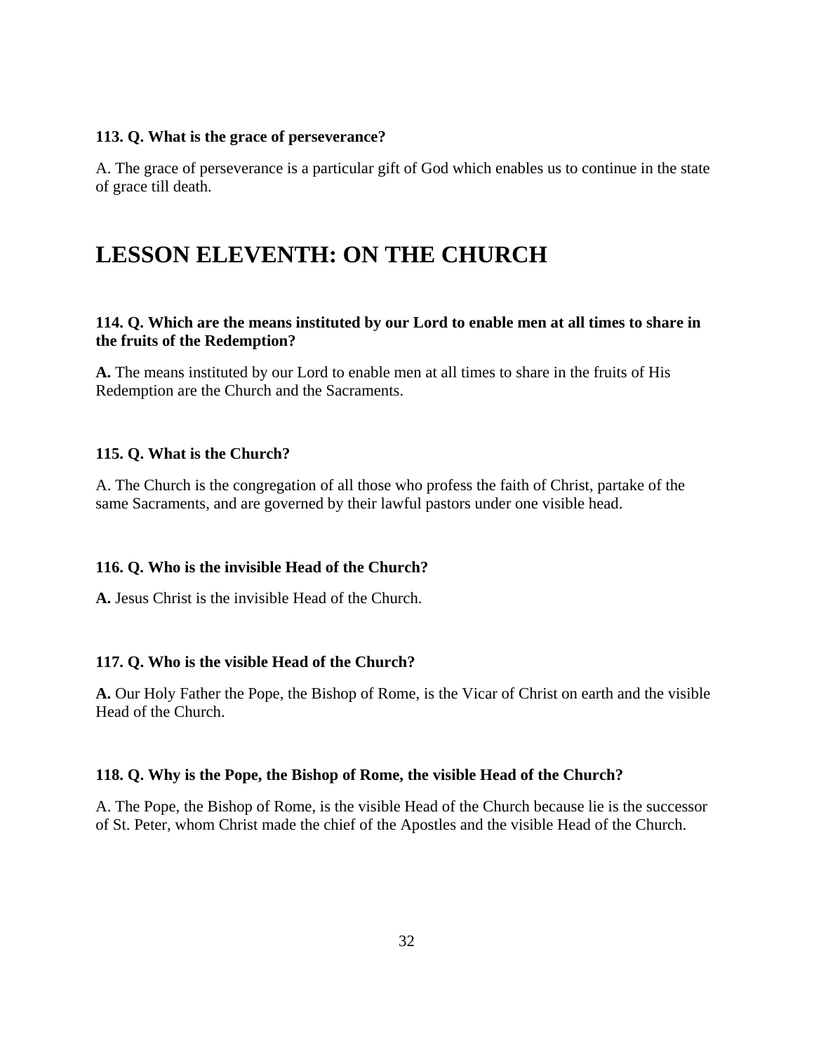**113. Q. What is the grace of perseverance?**

A. The grace of perseverance is a particular gift of God which enables us to continue in the state of grace till death.

# LESSON ELEVENTH: ON THE CHURCH

**114. Q. Which are the means instituted by our Lord to enable men at all times to share in the fruits of the Redemption?**

**A.** The means instituted by our Lord to enable men at all times to share in the fruits of His Redemption are the Church and the Sacraments.

**115. Q. What is the Church?**

A. The Church is the congregation of all those who profess the faith of Christ, partake of the same Sacraments, and are governed by their lawful pastors under one visible head.

**116. Q. Who is the invisible Head of the Church?**

**A.** Jesus Christ is the invisible Head of the Church.

**117. Q. Who is the visible Head of the Church?**

**A.** Our Holy Father the Pope, the Bishop of Rome, is the Vicar of Christ on earth and the visible Head of the Church.

**118. Q. Why is the Pope, the Bishop of Rome, the visible Head of the Church?**

A. The Pope, the Bishop of Rome, is the visible Head of the Church because lie is the successor of St. Peter, whom Christ made the chief of the Apostles and the visible Head of the Church.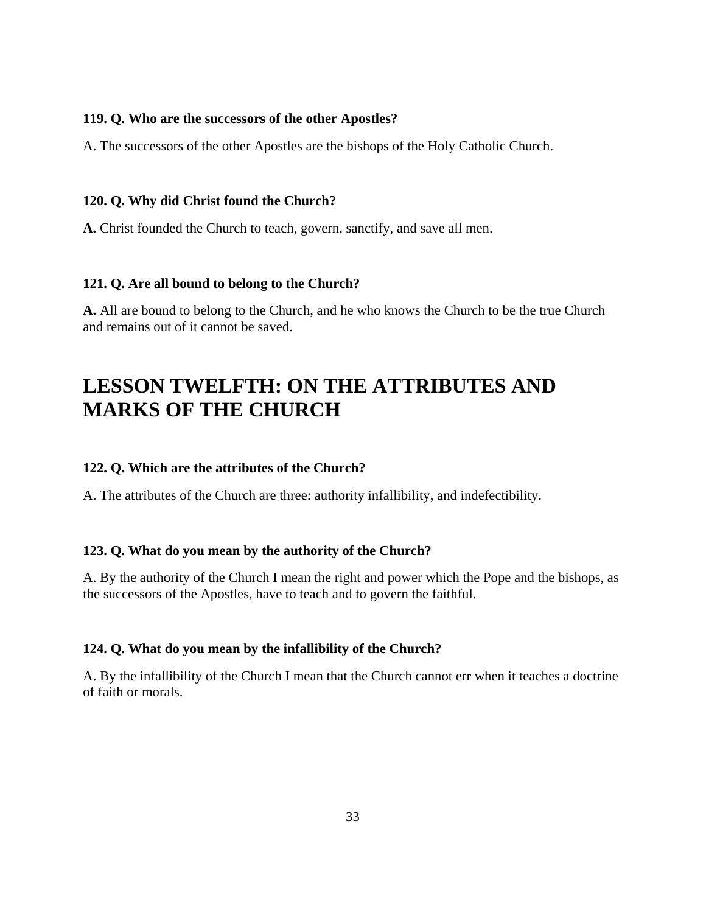**119. Q. Who are the successors of the other Apostles?**

A. The successors of the other Apostles are the bishops of the Holy Catholic Church.

**120. Q. Why did Christ found the Church?**

**A.** Christ founded the Church to teach, govern, sanctify, and save all men.

**121. Q. Are all bound to belong to the Church?**

**A.** All are bound to belong to the Church, and he who knows the Church to be the true Church and remains out of it cannot be saved.

# LESSON TWELFTH: ON THE ATTRIBUTES AND MARKS OF THE CHURCH

**122. Q. Which are the attributes of the Church?**

A. The attributes of the Church are three: authority infallibility, and indefectibility.

**123. Q. What do you mean by the authority of the Church?**

A. By the authority of the Church I mean the right and power which the Pope and the bishops, as the successors of the Apostles, have to teach and to govern the faithful.

**124. Q. What do you mean by the infallibility of the Church?**

A. By the infallibility of the Church I mean that the Church cannot err when it teaches a doctrine of faith or morals.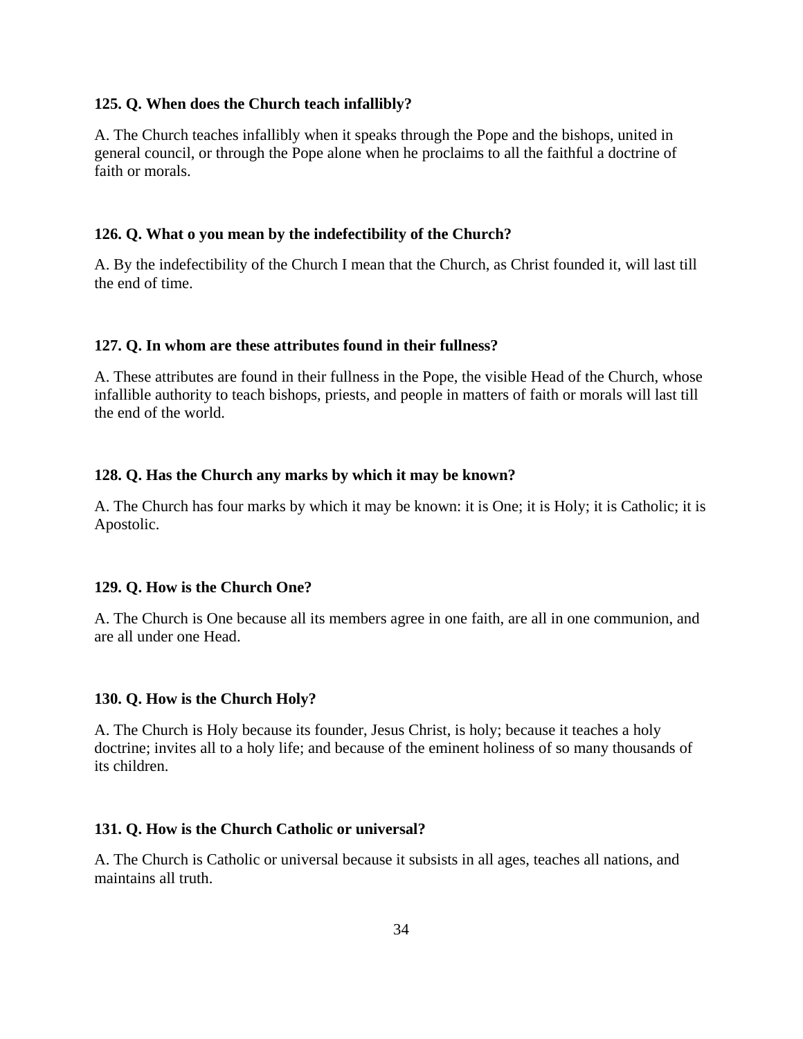**125. Q. When does the Church teach infallibly?**

A. The Church teaches infallibly when it speaks through the Pope and the bishops, united in general council, or through the Pope alone when he proclaims to all the faithful a doctrine of faith or morals.

**126. Q. What o you mean by the indefectibility of the Church?**

A. By the indefectibility of the Church I mean that the Church, as Christ founded it, will last till the end of time.

**127. Q. In whom are these attributes found in their fullness?**

A. These attributes are found in their fullness in the Pope, the visible Head of the Church, whose infallible authority to teach bishops, priests, and people in matters of faith or morals will last till the end of the world.

**128. Q. Has the Church any marks by which it may be known?**

A. The Church has four marks by which it may be known: it is One; it is Holy; it is Catholic; it is Apostolic.

**129. Q. How is the Church One?**

A. The Church is One because all its members agree in one faith, are all in one communion, and are all under one Head.

**130. Q. How is the Church Holy?**

A. The Church is Holy because its founder, Jesus Christ, is holy; because it teaches a holy doctrine; invites all to a holy life; and because of the eminent holiness of so many thousands of its children.

**131. Q. How is the Church Catholic or universal?**

A. The Church is Catholic or universal because it subsists in all ages, teaches all nations, and maintains all truth.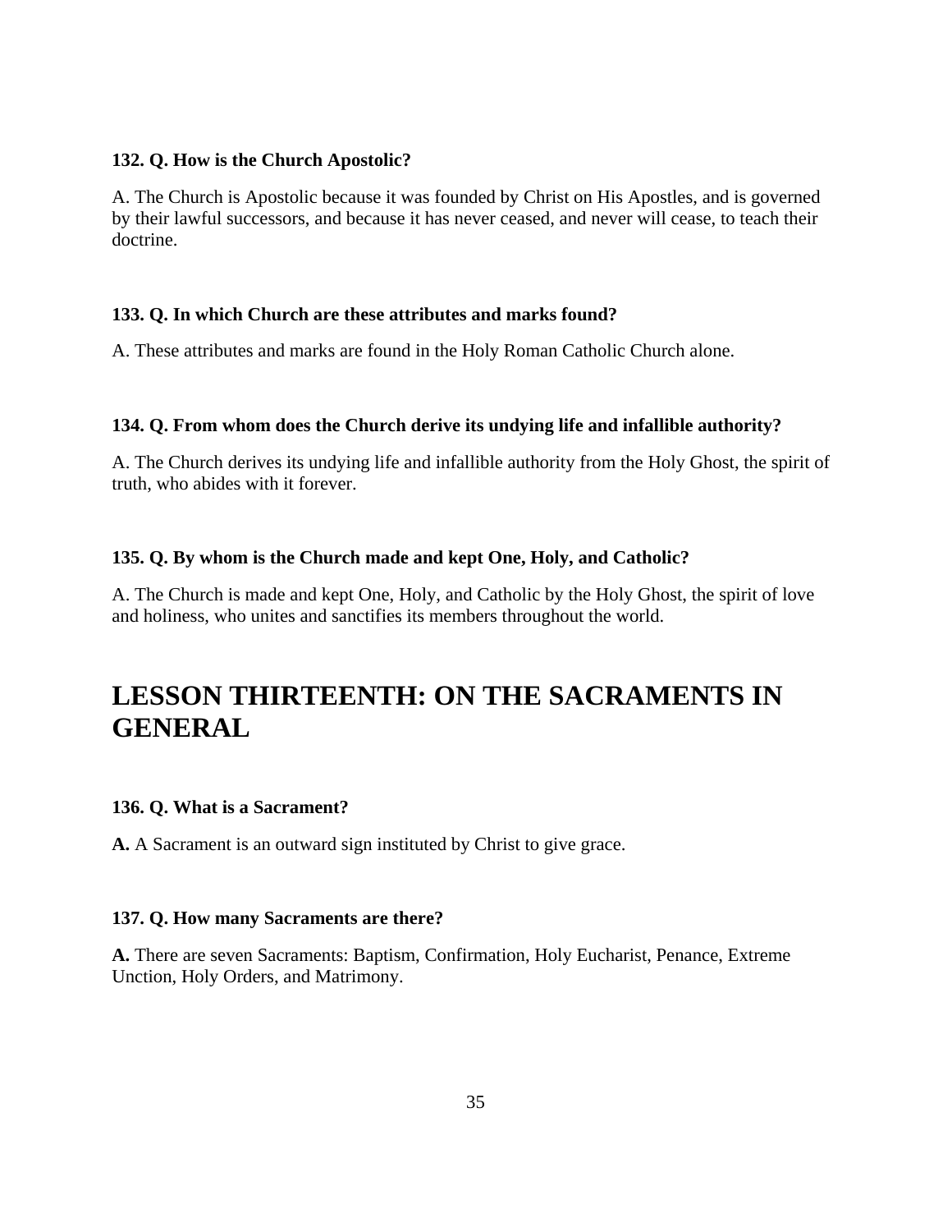**132. Q. How is the Church Apostolic?**

A. The Church is Apostolic because it was founded by Christ on His Apostles, and is governed by their lawful successors, and because it has never ceased, and never will cease, to teach their doctrine.

**133. Q. In which Church are these attributes and marks found?**

A. These attributes and marks are found in the Holy Roman Catholic Church alone.

**134. Q. From whom does the Church derive its undying life and infallible authority?**

A. The Church derives its undying life and infallible authority from the Holy Ghost, the spirit of truth, who abides with it forever.

**135. Q. By whom is the Church made and kept One, Holy, and Catholic?**

A. The Church is made and kept One, Holy, and Catholic by the Holy Ghost, the spirit of love and holiness, who unites and sanctifies its members throughout the world.

# LESSON THIRTEENTH: ON THE SACRAMENTS IN GENERAL

**136. Q. What is a Sacrament?**

**A.** A Sacrament is an outward sign instituted by Christ to give grace.

**137. Q. How many Sacraments are there?**

**A.** There are seven Sacraments: Baptism, Confirmation, Holy Eucharist, Penance, Extreme Unction, Holy Orders, and Matrimony.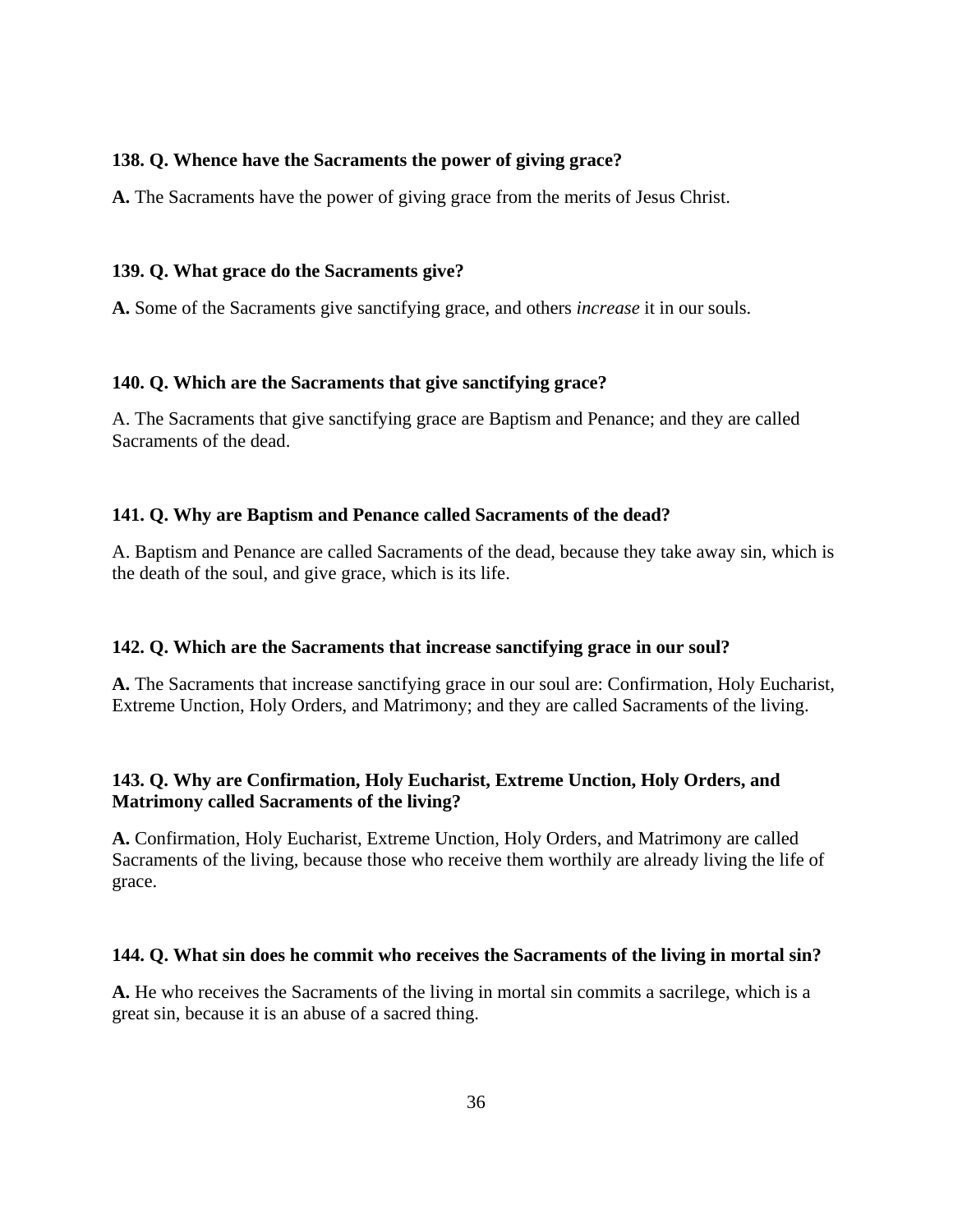**138. Q. Whence have the Sacraments the power of giving grace?**

**A.** The Sacraments have the power of giving grace from the merits of Jesus Christ.

**139. Q. What grace do the Sacraments give?**

**A.** Some of the Sacraments give sanctifying grace, and others *increase* it in our souls.

**140. Q. Which are the Sacraments that give sanctifying grace?**

A. The Sacraments that give sanctifying grace are Baptism and Penance; and they are called Sacraments of the dead.

**141. Q. Why are Baptism and Penance called Sacraments of the dead?**

A. Baptism and Penance are called Sacraments of the dead, because they take away sin, which is the death of the soul, and give grace, which is its life.

**142. Q. Which are the Sacraments that increase sanctifying grace in our soul?**

**A.** The Sacraments that increase sanctifying grace in our soul are: Confirmation, Holy Eucharist, Extreme Unction, Holy Orders, and Matrimony; and they are called Sacraments of the living.

**143. Q. Why are Confirmation, Holy Eucharist, Extreme Unction, Holy Orders, and Matrimony called Sacraments of the living?**

**A.** Confirmation, Holy Eucharist, Extreme Unction, Holy Orders, and Matrimony are called Sacraments of the living, because those who receive them worthily are already living the life of grace.

**144. Q. What sin does he commit who receives the Sacraments of the living in mortal sin?**

**A.** He who receives the Sacraments of the living in mortal sin commits a sacrilege, which is a great sin, because it is an abuse of a sacred thing.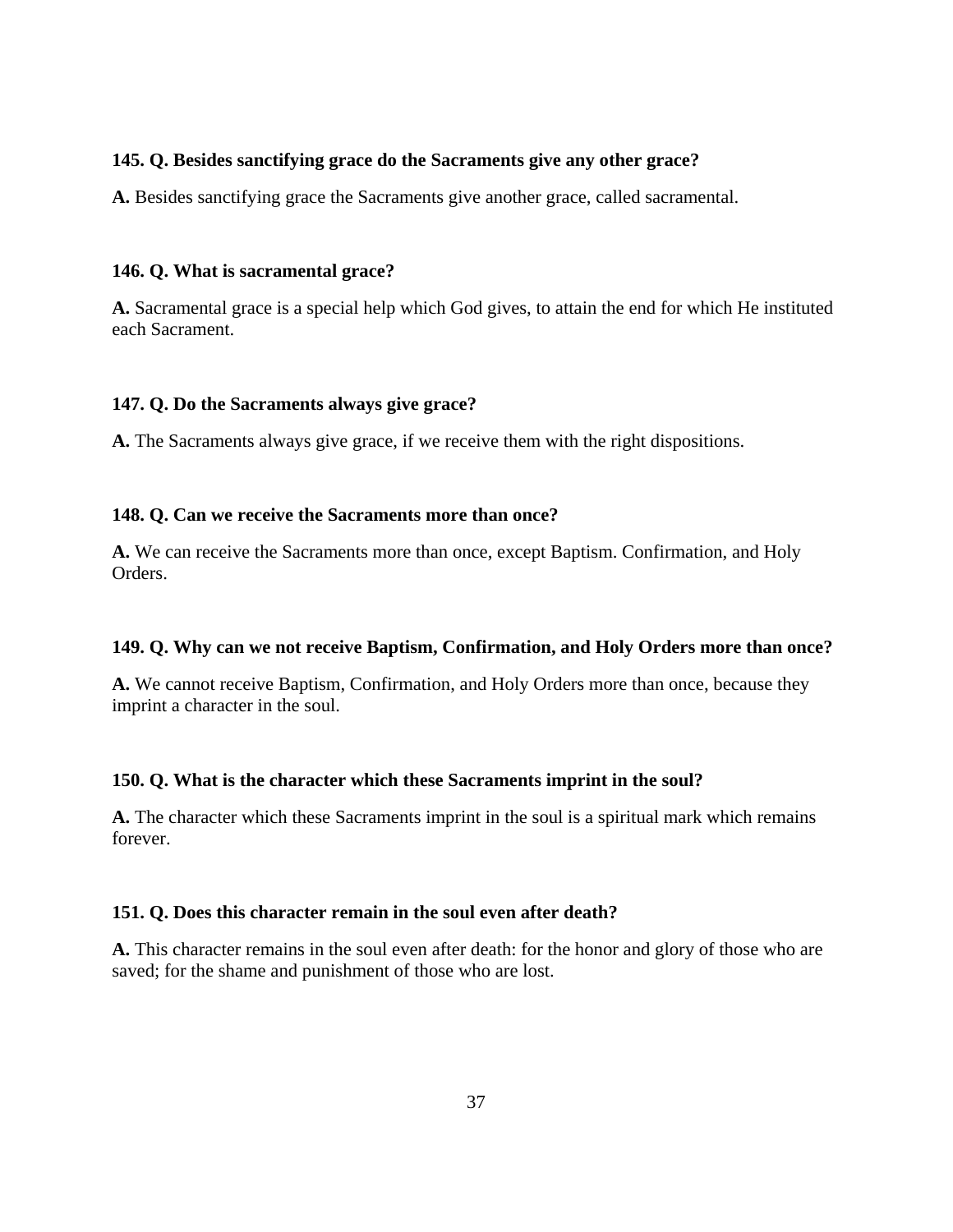**145. Q. Besides sanctifying grace do the Sacraments give any other grace?**

**A.** Besides sanctifying grace the Sacraments give another grace, called sacramental.

**146. Q. What is sacramental grace?**

**A.** Sacramental grace is a special help which God gives, to attain the end for which He instituted each Sacrament.

**147. Q. Do the Sacraments always give grace?**

**A.** The Sacraments always give grace, if we receive them with the right dispositions.

**148. Q. Can we receive the Sacraments more than once?**

**A.** We can receive the Sacraments more than once, except Baptism. Confirmation, and Holy Orders.

**149. Q. Why can we not receive Baptism, Confirmation, and Holy Orders more than once?**

**A.** We cannot receive Baptism, Confirmation, and Holy Orders more than once, because they imprint a character in the soul.

**150. Q. What is the character which these Sacraments imprint in the soul?**

**A.** The character which these Sacraments imprint in the soul is a spiritual mark which remains forever.

**151. Q. Does this character remain in the soul even after death?**

**A.** This character remains in the soul even after death: for the honor and glory of those who are saved; for the shame and punishment of those who are lost.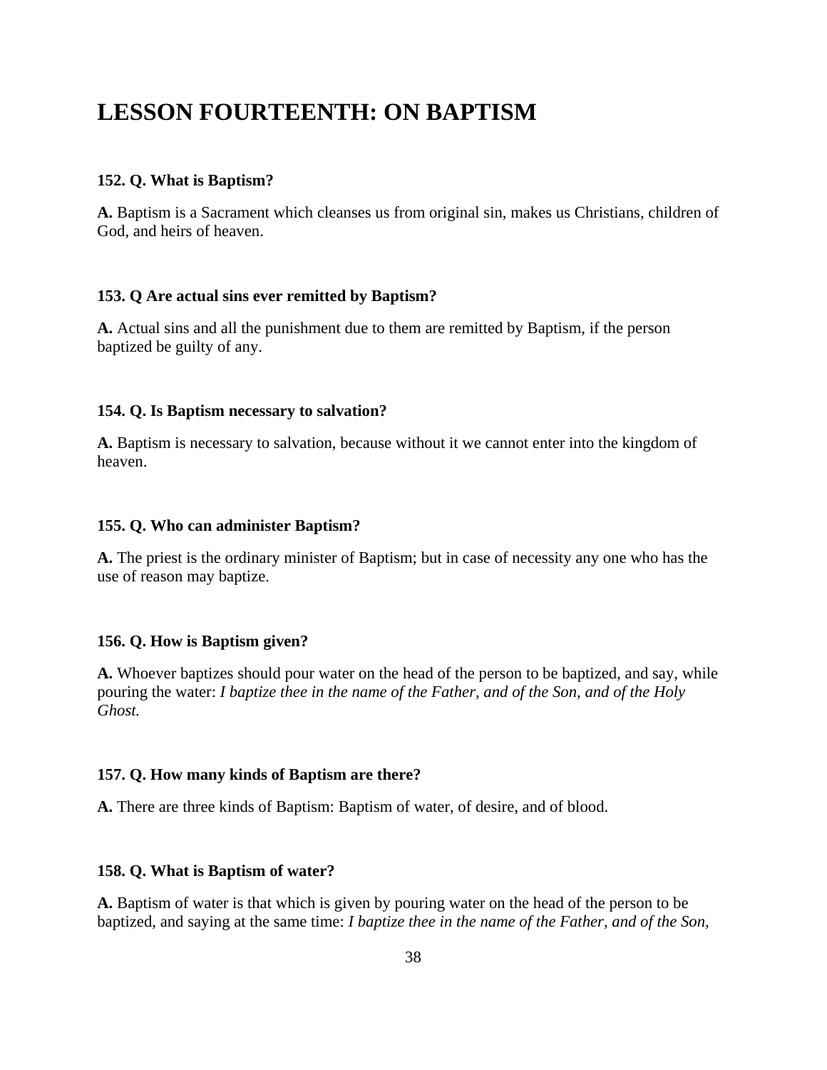# LESSON FOURTEENTH: ON BAPTISM

**152. Q. What is Baptism?**

**A.** Baptism is a Sacrament which cleanses us from original sin, makes us Christians, children of God, and heirs of heaven.

**153. Q Are actual sins ever remitted by Baptism?**

**A.** Actual sins and all the punishment due to them are remitted by Baptism, if the person baptized be guilty of any.

**154. Q. Is Baptism necessary to salvation?**

**A.** Baptism is necessary to salvation, because without it we cannot enter into the kingdom of heaven.

**155. Q. Who can administer Baptism?**

**A.** The priest is the ordinary minister of Baptism; but in case of necessity any one who has the use of reason may baptize.

**156. Q. How is Baptism given?**

**A.** Whoever baptizes should pour water on the head of the person to be baptized, and say, while pouring the water: *I baptize thee in the name of the Father, and of the Son, and of the Holy Ghost.*

**157. Q. How many kinds of Baptism are there?**

**A.** There are three kinds of Baptism: Baptism of water, of desire, and of blood.

**158. Q. What is Baptism of water?**

**A.** Baptism of water is that which is given by pouring water on the head of the person to be baptized, and saying at the same time: *I baptize thee in the name of the Father, and of the Son,*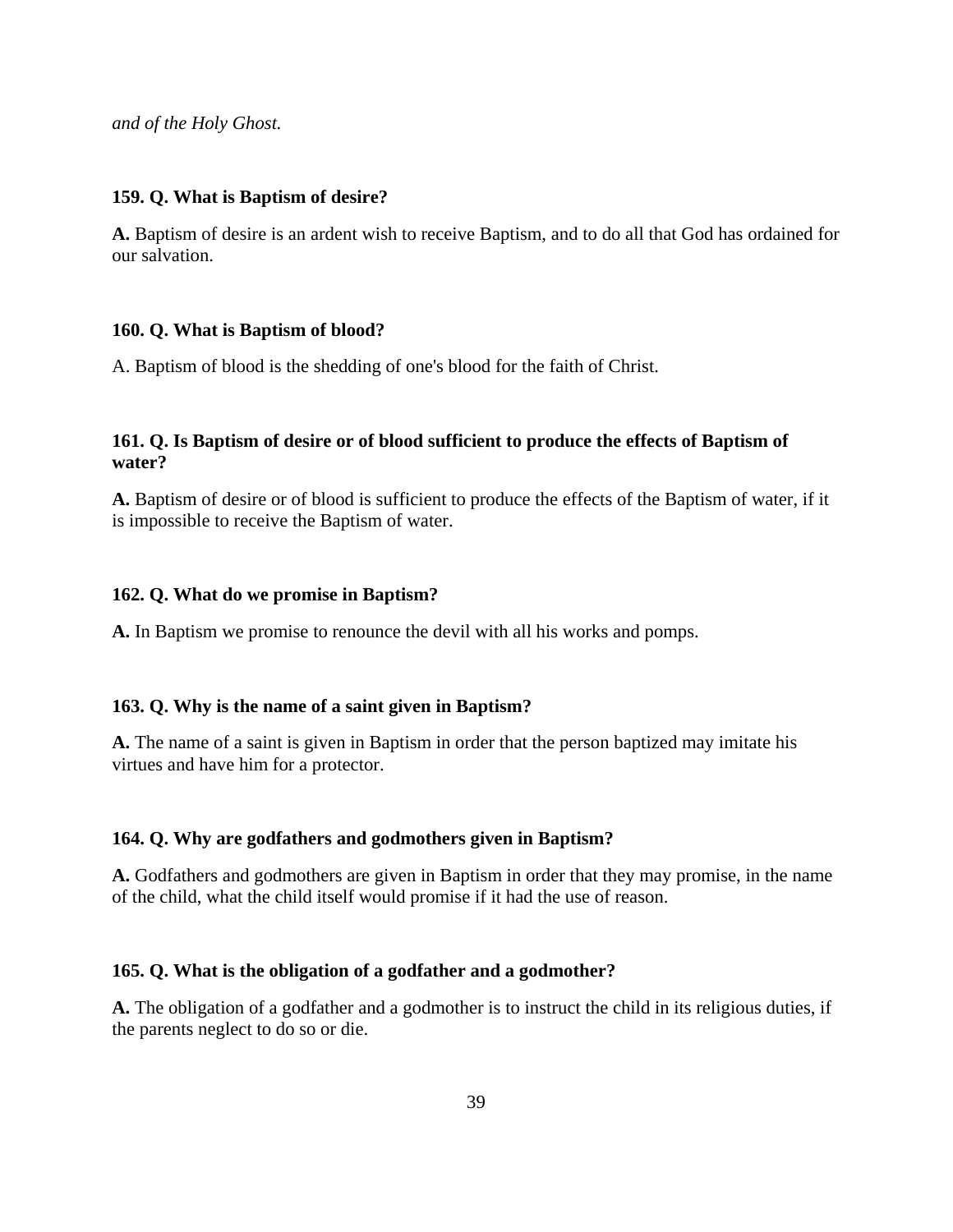*and of the Holy Ghost.*

**159. Q. What is Baptism of desire?**

**A.** Baptism of desire is an ardent wish to receive Baptism, and to do all that God has ordained for our salvation.

**160. Q. What is Baptism of blood?**

A. Baptism of blood is the shedding of one's blood for the faith of Christ.

**161. Q. Is Baptism of desire or of blood sufficient to produce the effects of Baptism of water?**

**A.** Baptism of desire or of blood is sufficient to produce the effects of the Baptism of water, if it is impossible to receive the Baptism of water.

**162. Q. What do we promise in Baptism?**

**A.** In Baptism we promise to renounce the devil with all his works and pomps.

**163. Q. Why is the name of a saint given in Baptism?**

**A.** The name of a saint is given in Baptism in order that the person baptized may imitate his virtues and have him for a protector.

**164. Q. Why are godfathers and godmothers given in Baptism?**

**A.** Godfathers and godmothers are given in Baptism in order that they may promise, in the name of the child, what the child itself would promise if it had the use of reason.

**165. Q. What is the obligation of a godfather and a godmother?**

**A.** The obligation of a godfather and a godmother is to instruct the child in its religious duties, if the parents neglect to do so or die.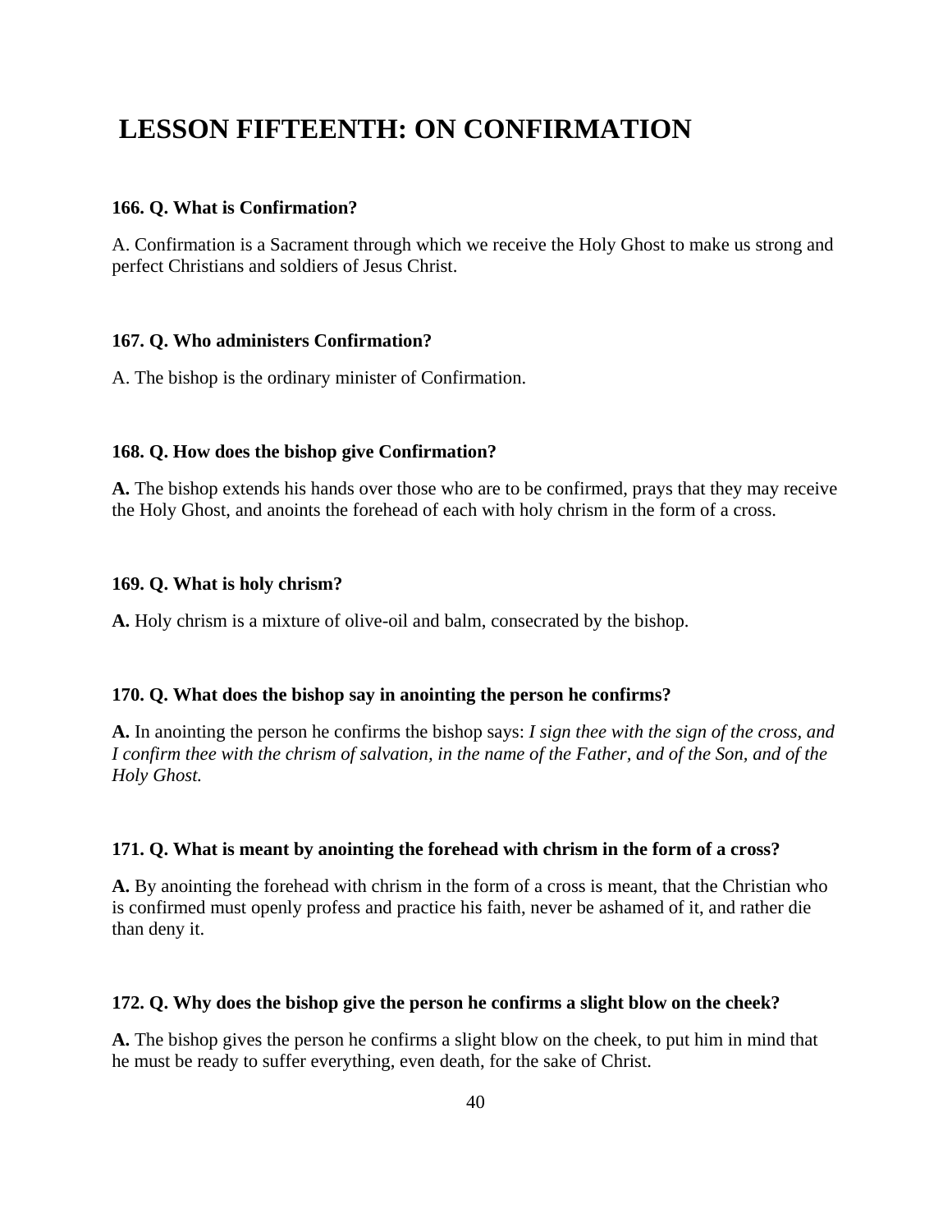# LESSON FIFTEENTH: ON CONFIRMATION

**166. Q. What is Confirmation?**

A. Confirmation is a Sacrament through which we receive the Holy Ghost to make us strong and perfect Christians and soldiers of Jesus Christ.

**167. Q. Who administers Confirmation?**

A. The bishop is the ordinary minister of Confirmation.

**168. Q. How does the bishop give Confirmation?**

**A.** The bishop extends his hands over those who are to be confirmed, prays that they may receive the Holy Ghost, and anoints the forehead of each with holy chrism in the form of a cross.

**169. Q. What is holy chrism?**

**A.** Holy chrism is a mixture of olive-oil and balm, consecrated by the bishop.

**170. Q. What does the bishop say in anointing the person he confirms?**

**A.** In anointing the person he confirms the bishop says: *I sign thee with the sign of the cross, and I confirm thee with the chrism of salvation, in the name of the Father, and of the Son, and of the Holy Ghost.*

**171. Q. What is meant by anointing the forehead with chrism in the form of a cross?**

**A.** By anointing the forehead with chrism in the form of a cross is meant, that the Christian who is confirmed must openly profess and practice his faith, never be ashamed of it, and rather die than deny it.

**172. Q. Why does the bishop give the person he confirms a slight blow on the cheek?**

**A.** The bishop gives the person he confirms a slight blow on the cheek, to put him in mind that he must be ready to suffer everything, even death, for the sake of Christ.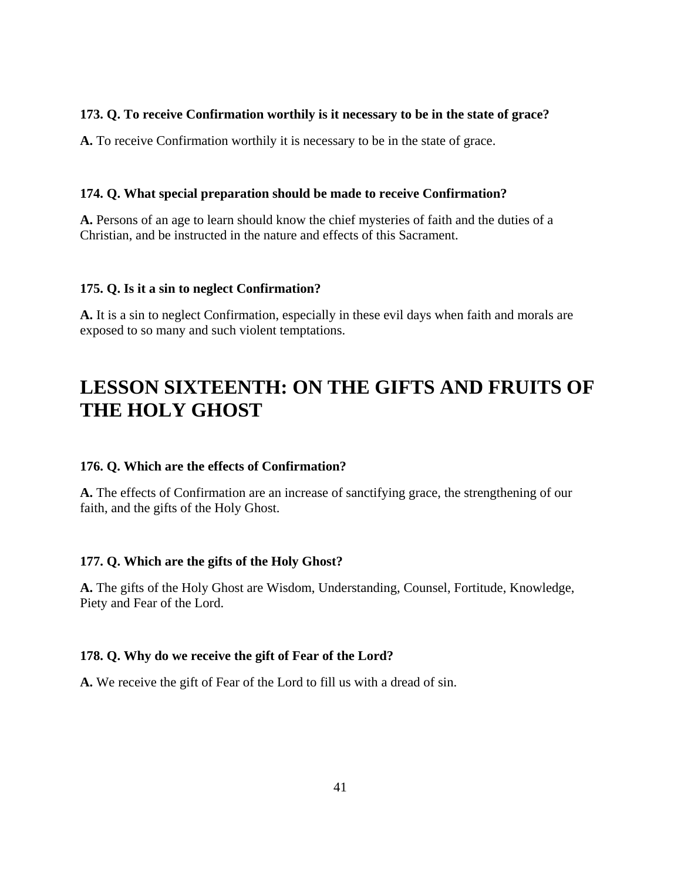**173. Q. To receive Confirmation worthily is it necessary to be in the state of grace?**

**A.** To receive Confirmation worthily it is necessary to be in the state of grace.

**174. Q. What special preparation should be made to receive Confirmation?**

**A.** Persons of an age to learn should know the chief mysteries of faith and the duties of a Christian, and be instructed in the nature and effects of this Sacrament.

**175. Q. Is it a sin to neglect Confirmation?**

**A.** It is a sin to neglect Confirmation, especially in these evil days when faith and morals are exposed to so many and such violent temptations.

# LESSON SIXTEENTH: ON THE GIFTS AND FRUITS OF THE HOLY GHOST

**176. Q. Which are the effects of Confirmation?**

**A.** The effects of Confirmation are an increase of sanctifying grace, the strengthening of our faith, and the gifts of the Holy Ghost.

**177. Q. Which are the gifts of the Holy Ghost?**

**A.** The gifts of the Holy Ghost are Wisdom, Understanding, Counsel, Fortitude, Knowledge, Piety and Fear of the Lord.

**178. Q. Why do we receive the gift of Fear of the Lord?**

**A.** We receive the gift of Fear of the Lord to fill us with a dread of sin.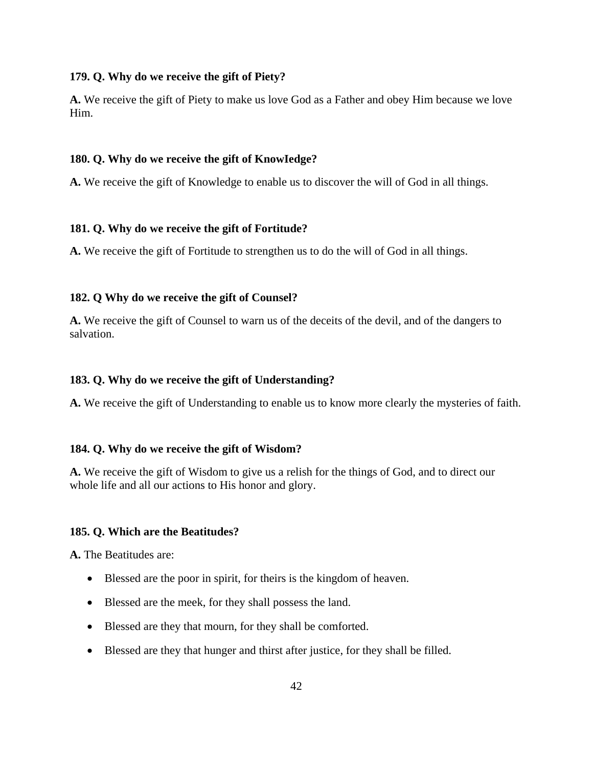**179. Q. Why do we receive the gift of Piety?**

**A.** We receive the gift of Piety to make us love God as a Father and obey Him because we love Him.

**180. Q. Why do we receive the gift of KnowIedge?**

**A.** We receive the gift of Knowledge to enable us to discover the will of God in all things.

**181. Q. Why do we receive the gift of Fortitude?**

**A.** We receive the gift of Fortitude to strengthen us to do the will of God in all things.

**182. Q Why do we receive the gift of Counsel?**

**A.** We receive the gift of Counsel to warn us of the deceits of the devil, and of the dangers to salvation.

**183. Q. Why do we receive the gift of Understanding?**

**A.** We receive the gift of Understanding to enable us to know more clearly the mysteries of faith.

**184. Q. Why do we receive the gift of Wisdom?**

**A.** We receive the gift of Wisdom to give us a relish for the things of God, and to direct our whole life and all our actions to His honor and glory.

**185. Q. Which are the Beatitudes?**

**A.** The Beatitudes are:

- Blessed are the poor in spirit, for theirs is the kingdom of heaven.
- Blessed are the meek, for they shall possess the land.
- Blessed are they that mourn, for they shall be comforted.
- Blessed are they that hunger and thirst after justice, for they shall be filled.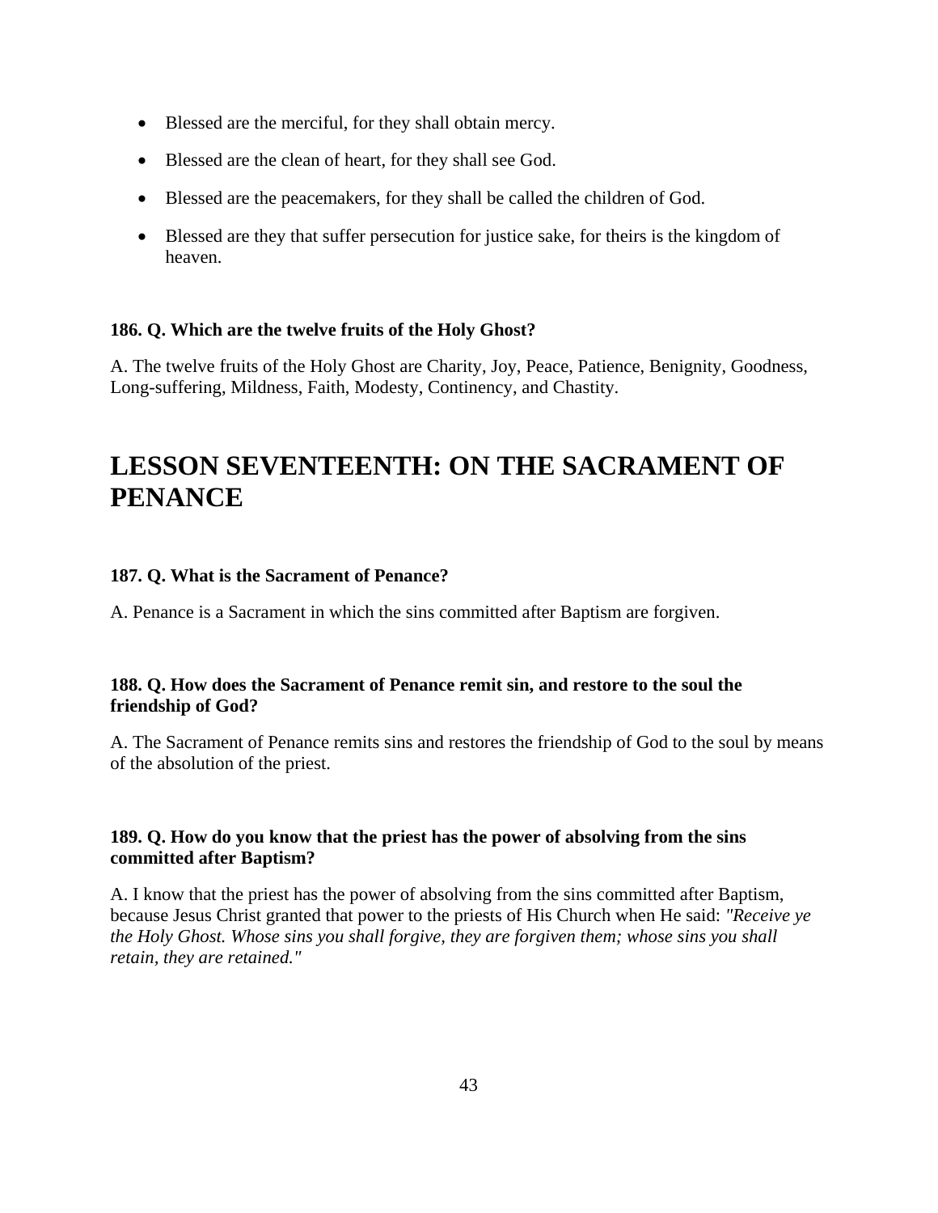- Blessed are the merciful, for they shall obtain mercy.
- Blessed are the clean of heart, for they shall see God.
- Blessed are the peacemakers, for they shall be called the children of God.
- Blessed are they that suffer persecution for justice sake, for theirs is the kingdom of heaven.

**186. Q. Which are the twelve fruits of the Holy Ghost?**

A. The twelve fruits of the Holy Ghost are Charity, Joy, Peace, Patience, Benignity, Goodness, Long-suffering, Mildness, Faith, Modesty, Continency, and Chastity.

# LESSON SEVENTEENTH: ON THE SACRAMENT OF PENANCE

**187. Q. What is the Sacrament of Penance?**

A. Penance is a Sacrament in which the sins committed after Baptism are forgiven.

**188. Q. How does the Sacrament of Penance remit sin, and restore to the soul the friendship of God?**

A. The Sacrament of Penance remits sins and restores the friendship of God to the soul by means of the absolution of the priest.

**189. Q. How do you know that the priest has the power of absolving from the sins committed after Baptism?**

A. I know that the priest has the power of absolving from the sins committed after Baptism, because Jesus Christ granted that power to the priests of His Church when He said: *"Receive ye the Holy Ghost. Whose sins you shall forgive, they are forgiven them; whose sins you shall retain, they are retained."*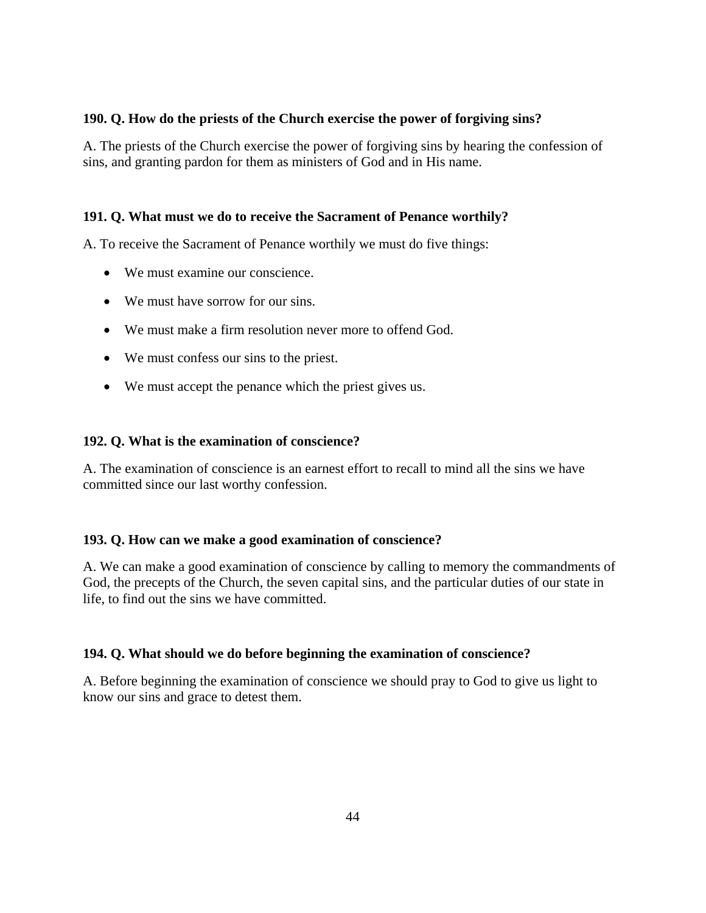**190. Q. How do the priests of the Church exercise the power of forgiving sins?**

A. The priests of the Church exercise the power of forgiving sins by hearing the confession of sins, and granting pardon for them as ministers of God and in His name.

**191. Q. What must we do to receive the Sacrament of Penance worthily?**

A. To receive the Sacrament of Penance worthily we must do five things:

- We must examine our conscience.
- We must have sorrow for our sins.
- We must make a firm resolution never more to offend God.
- We must confess our sins to the priest.
- We must accept the penance which the priest gives us.

**192. Q. What is the examination of conscience?**

A. The examination of conscience is an earnest effort to recall to mind all the sins we have committed since our last worthy confession.

**193. Q. How can we make a good examination of conscience?**

A. We can make a good examination of conscience by calling to memory the commandments of God, the precepts of the Church, the seven capital sins, and the particular duties of our state in life, to find out the sins we have committed.

**194. Q. What should we do before beginning the examination of conscience?**

A. Before beginning the examination of conscience we should pray to God to give us light to know our sins and grace to detest them.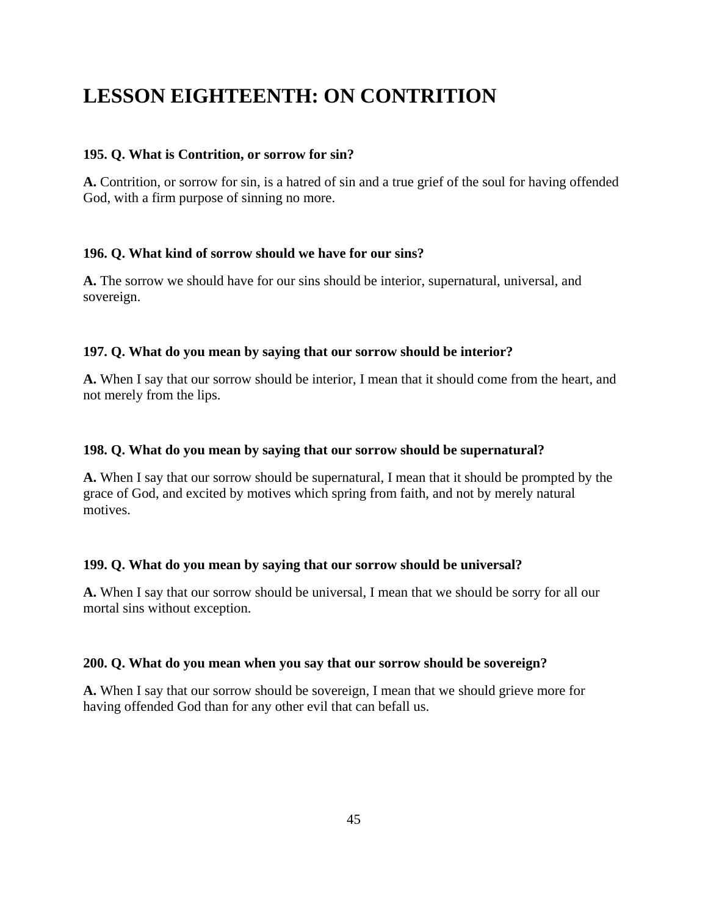# LESSON EIGHTEENTH: ON CONTRITION

**195. Q. What is Contrition, or sorrow for sin?**

**A.** Contrition, or sorrow for sin, is a hatred of sin and a true grief of the soul for having offended God, with a firm purpose of sinning no more.

**196. Q. What kind of sorrow should we have for our sins?**

**A.** The sorrow we should have for our sins should be interior, supernatural, universal, and sovereign.

**197. Q. What do you mean by saying that our sorrow should be interior?**

**A.** When I say that our sorrow should be interior, I mean that it should come from the heart, and not merely from the lips.

**198. Q. What do you mean by saying that our sorrow should be supernatural?**

**A.** When I say that our sorrow should be supernatural, I mean that it should be prompted by the grace of God, and excited by motives which spring from faith, and not by merely natural motives.

**199. Q. What do you mean by saying that our sorrow should be universal?**

**A.** When I say that our sorrow should be universal, I mean that we should be sorry for all our mortal sins without exception.

**200. Q. What do you mean when you say that our sorrow should be sovereign?**

**A.** When I say that our sorrow should be sovereign, I mean that we should grieve more for having offended God than for any other evil that can befall us.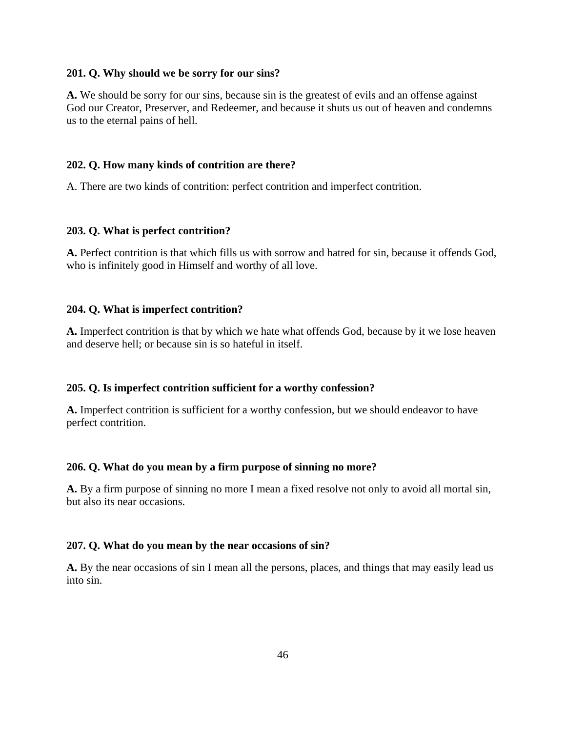**201. Q. Why should we be sorry for our sins?**

**A.** We should be sorry for our sins, because sin is the greatest of evils and an offense against God our Creator, Preserver, and Redeemer, and because it shuts us out of heaven and condemns us to the eternal pains of hell.

**202. Q. How many kinds of contrition are there?**

A. There are two kinds of contrition: perfect contrition and imperfect contrition.

**203. Q. What is perfect contrition?**

**A.** Perfect contrition is that which fills us with sorrow and hatred for sin, because it offends God, who is infinitely good in Himself and worthy of all love.

**204. Q. What is imperfect contrition?**

**A.** Imperfect contrition is that by which we hate what offends God, because by it we lose heaven and deserve hell; or because sin is so hateful in itself.

**205. Q. Is imperfect contrition sufficient for a worthy confession?**

**A.** Imperfect contrition is sufficient for a worthy confession, but we should endeavor to have perfect contrition.

**206. Q. What do you mean by a firm purpose of sinning no more?**

**A.** By a firm purpose of sinning no more I mean a fixed resolve not only to avoid all mortal sin, but also its near occasions.

**207. Q. What do you mean by the near occasions of sin?**

**A.** By the near occasions of sin I mean all the persons, places, and things that may easily lead us into sin.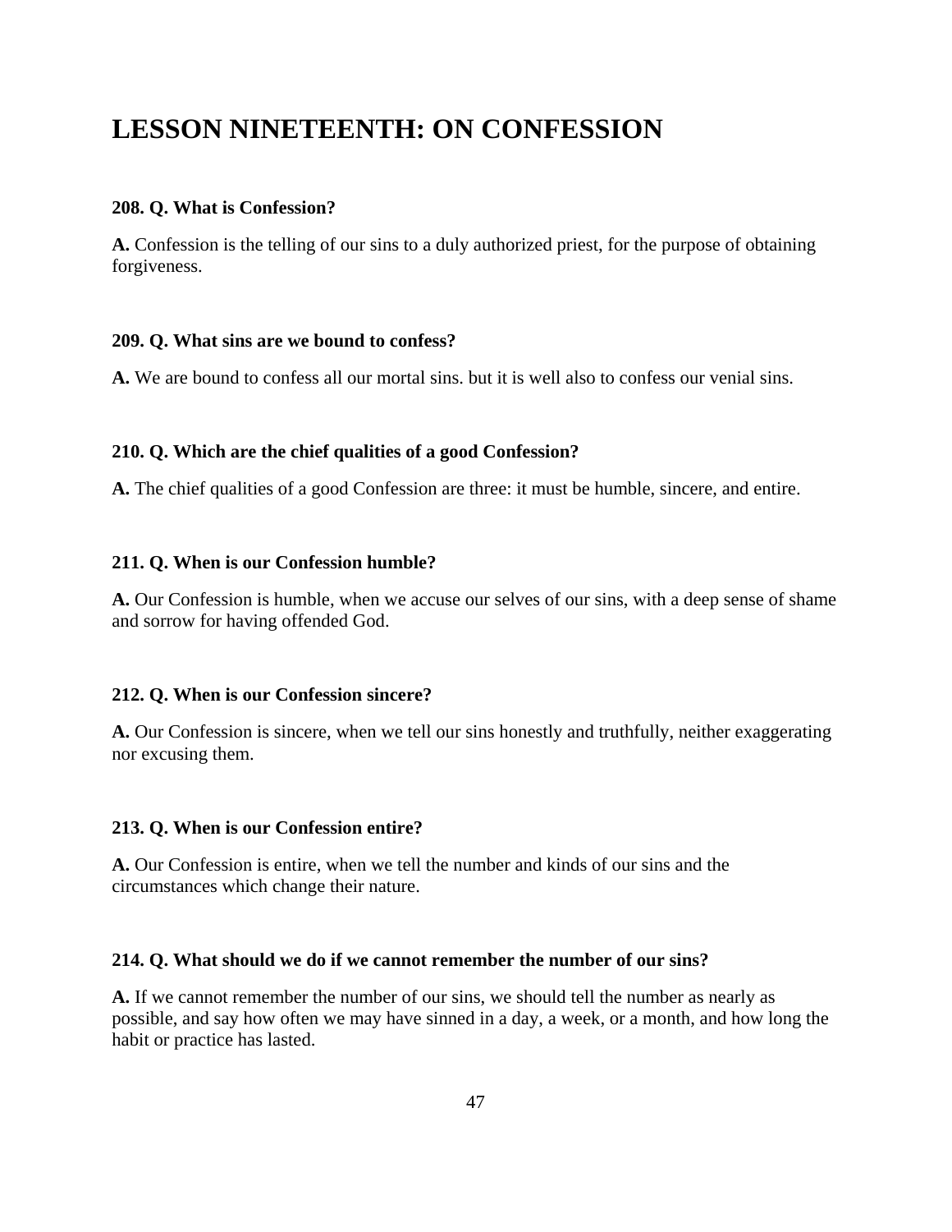# LESSON NINETEENTH: ON CONFESSION

**208. Q. What is Confession?**

**A.** Confession is the telling of our sins to a duly authorized priest, for the purpose of obtaining forgiveness.

**209. Q. What sins are we bound to confess?**

**A.** We are bound to confess all our mortal sins. but it is well also to confess our venial sins.

**210. Q. Which are the chief qualities of a good Confession?**

**A.** The chief qualities of a good Confession are three: it must be humble, sincere, and entire.

**211. Q. When is our Confession humble?**

**A.** Our Confession is humble, when we accuse our selves of our sins, with a deep sense of shame and sorrow for having offended God.

**212. Q. When is our Confession sincere?**

**A.** Our Confession is sincere, when we tell our sins honestly and truthfully, neither exaggerating nor excusing them.

**213. Q. When is our Confession entire?**

**A.** Our Confession is entire, when we tell the number and kinds of our sins and the circumstances which change their nature.

**214. Q. What should we do if we cannot remember the number of our sins?**

**A.** If we cannot remember the number of our sins, we should tell the number as nearly as possible, and say how often we may have sinned in a day, a week, or a month, and how long the habit or practice has lasted.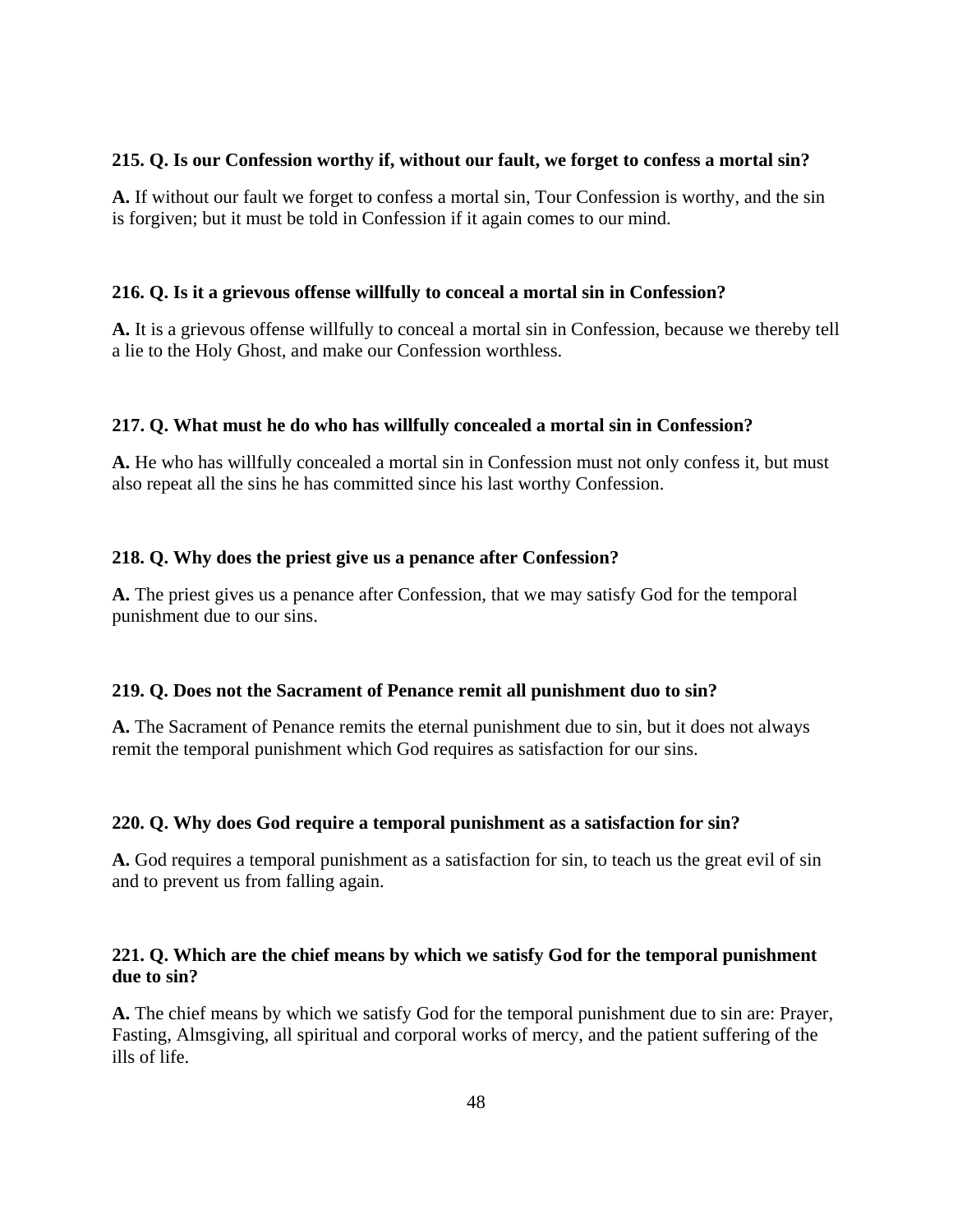**215. Q. Is our Confession worthy if, without our fault, we forget to confess a mortal sin?**

**A.** If without our fault we forget to confess a mortal sin, Tour Confession is worthy, and the sin is forgiven; but it must be told in Confession if it again comes to our mind.

**216. Q. Is it a grievous offense willfully to conceal a mortal sin in Confession?**

**A.** It is a grievous offense willfully to conceal a mortal sin in Confession, because we thereby tell a lie to the Holy Ghost, and make our Confession worthless.

**217. Q. What must he do who has willfully concealed a mortal sin in Confession?**

**A.** He who has willfully concealed a mortal sin in Confession must not only confess it, but must also repeat all the sins he has committed since his last worthy Confession.

**218. Q. Why does the priest give us a penance after Confession?**

**A.** The priest gives us a penance after Confession, that we may satisfy God for the temporal punishment due to our sins.

**219. Q. Does not the Sacrament of Penance remit all punishment duo to sin?**

**A.** The Sacrament of Penance remits the eternal punishment due to sin, but it does not always remit the temporal punishment which God requires as satisfaction for our sins.

**220. Q. Why does God require a temporal punishment as a satisfaction for sin?**

**A.** God requires a temporal punishment as a satisfaction for sin, to teach us the great evil of sin and to prevent us from falling again.

**221. Q. Which are the chief means by which we satisfy God for the temporal punishment due to sin?**

**A.** The chief means by which we satisfy God for the temporal punishment due to sin are: Prayer, Fasting, Almsgiving, all spiritual and corporal works of mercy, and the patient suffering of the ills of life.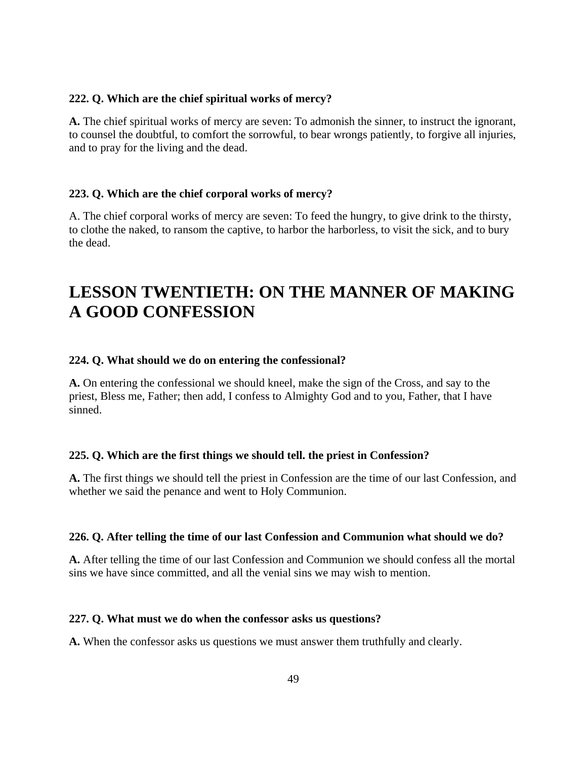**222. Q. Which are the chief spiritual works of mercy?**

**A.** The chief spiritual works of mercy are seven: To admonish the sinner, to instruct the ignorant, to counsel the doubtful, to comfort the sorrowful, to bear wrongs patiently, to forgive all injuries, and to pray for the living and the dead.

**223. Q. Which are the chief corporal works of mercy?**

A. The chief corporal works of mercy are seven: To feed the hungry, to give drink to the thirsty, to clothe the naked, to ransom the captive, to harbor the harborless, to visit the sick, and to bury the dead.

# LESSON TWENTIETH: ON THE MANNER OF MAKING A GOOD CONFESSION

**224. Q. What should we do on entering the confessional?**

**A.** On entering the confessional we should kneel, make the sign of the Cross, and say to the priest, Bless me, Father; then add, I confess to Almighty God and to you, Father, that I have sinned.

**225. Q. Which are the first things we should tell. the priest in Confession?**

**A.** The first things we should tell the priest in Confession are the time of our last Confession, and whether we said the penance and went to Holy Communion.

**226. Q. After telling the time of our last Confession and Communion what should we do?**

**A.** After telling the time of our last Confession and Communion we should confess all the mortal sins we have since committed, and all the venial sins we may wish to mention.

**227. Q. What must we do when the confessor asks us questions?**

**A.** When the confessor asks us questions we must answer them truthfully and clearly.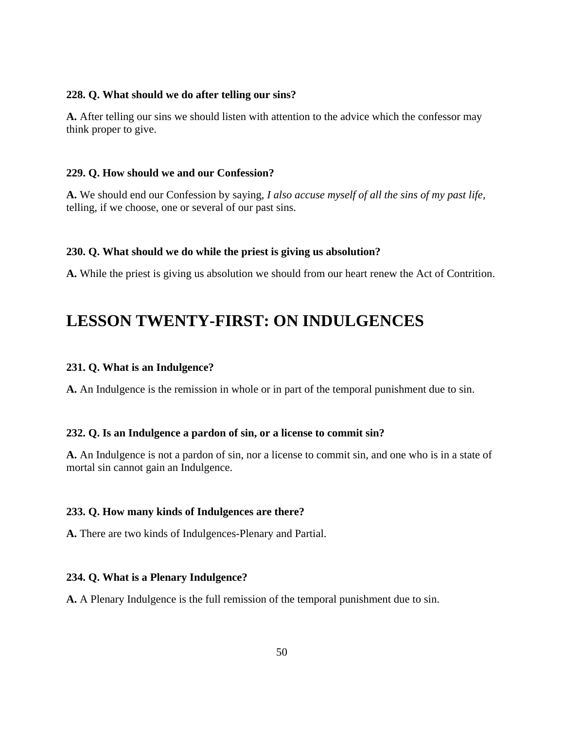**228. Q. What should we do after telling our sins?**

**A.** After telling our sins we should listen with attention to the advice which the confessor may think proper to give.

**229. Q. How should we and our Confession?**

**A.** We should end our Confession by saying, *I also accuse myself of all the sins of my past life,* telling, if we choose, one or several of our past sins.

**230. Q. What should we do while the priest is giving us absolution?**

**A.** While the priest is giving us absolution we should from our heart renew the Act of Contrition.

## LESSON TWENTY-FIRST: ON INDULGENCES

**231. Q. What is an Indulgence?**

**A.** An Indulgence is the remission in whole or in part of the temporal punishment due to sin.

**232. Q. Is an Indulgence a pardon of sin, or a license to commit sin?**

**A.** An Indulgence is not a pardon of sin, nor a license to commit sin, and one who is in a state of mortal sin cannot gain an Indulgence.

**233. Q. How many kinds of Indulgences are there?**

**A.** There are two kinds of Indulgences-Plenary and Partial.

**234. Q. What is a Plenary Indulgence?**

**A.** A Plenary Indulgence is the full remission of the temporal punishment due to sin.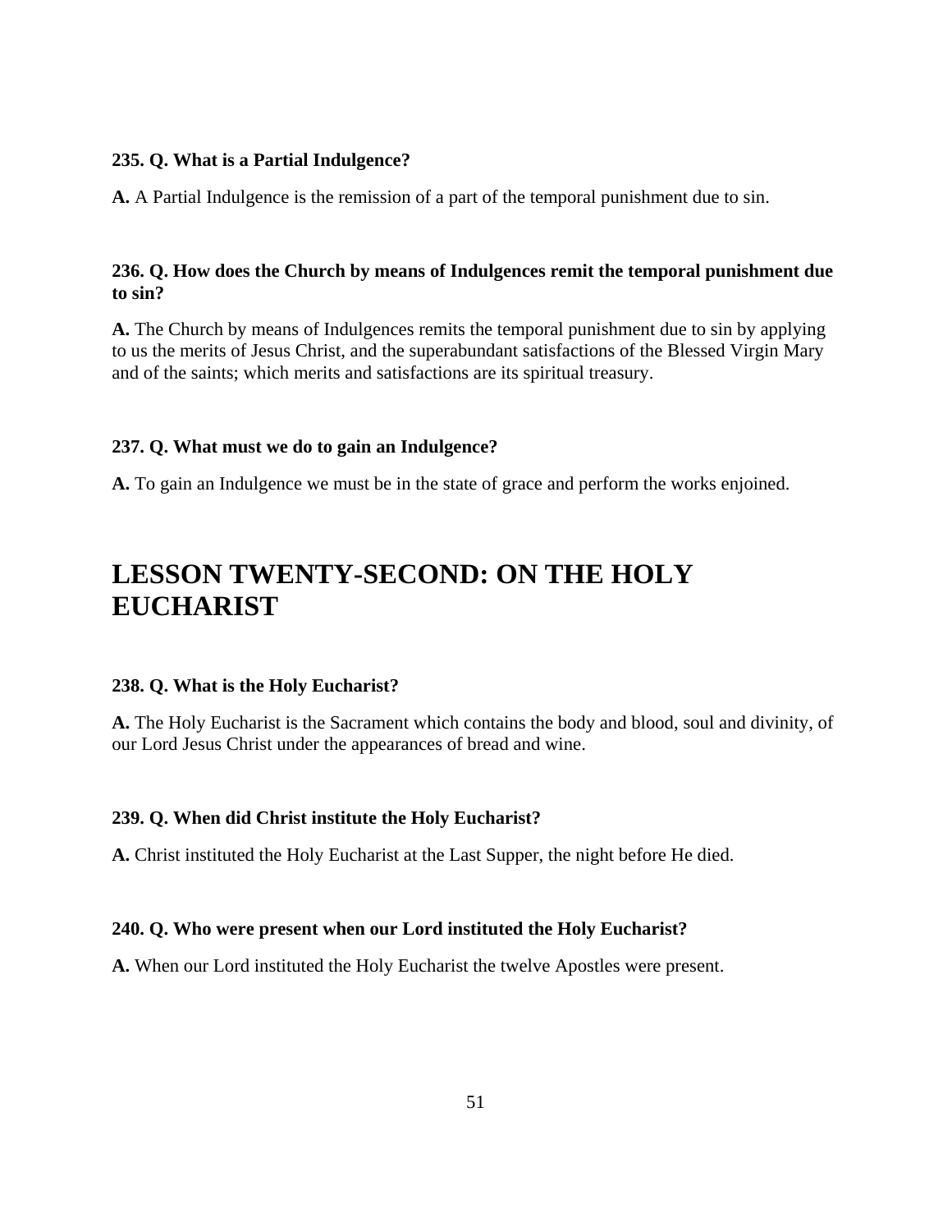**235. Q. What is a Partial Indulgence?**

**A.** A Partial Indulgence is the remission of a part of the temporal punishment due to sin.

**236. Q. How does the Church by means of Indulgences remit the temporal punishment due to sin?**

**A.** The Church by means of Indulgences remits the temporal punishment due to sin by applying to us the merits of Jesus Christ, and the superabundant satisfactions of the Blessed Virgin Mary and of the saints; which merits and satisfactions are its spiritual treasury.

**237. Q. What must we do to gain an Indulgence?**

**A.** To gain an Indulgence we must be in the state of grace and perform the works enjoined.

# LESSON TWENTY-SECOND: ON THE HOLY EUCHARIST

**238. Q. What is the Holy Eucharist?**

**A.** The Holy Eucharist is the Sacrament which contains the body and blood, soul and divinity, of our Lord Jesus Christ under the appearances of bread and wine.

**239. Q. When did Christ institute the Holy Eucharist?**

**A.** Christ instituted the Holy Eucharist at the Last Supper, the night before He died.

**240. Q. Who were present when our Lord instituted the Holy Eucharist?**

**A.** When our Lord instituted the Holy Eucharist the twelve Apostles were present.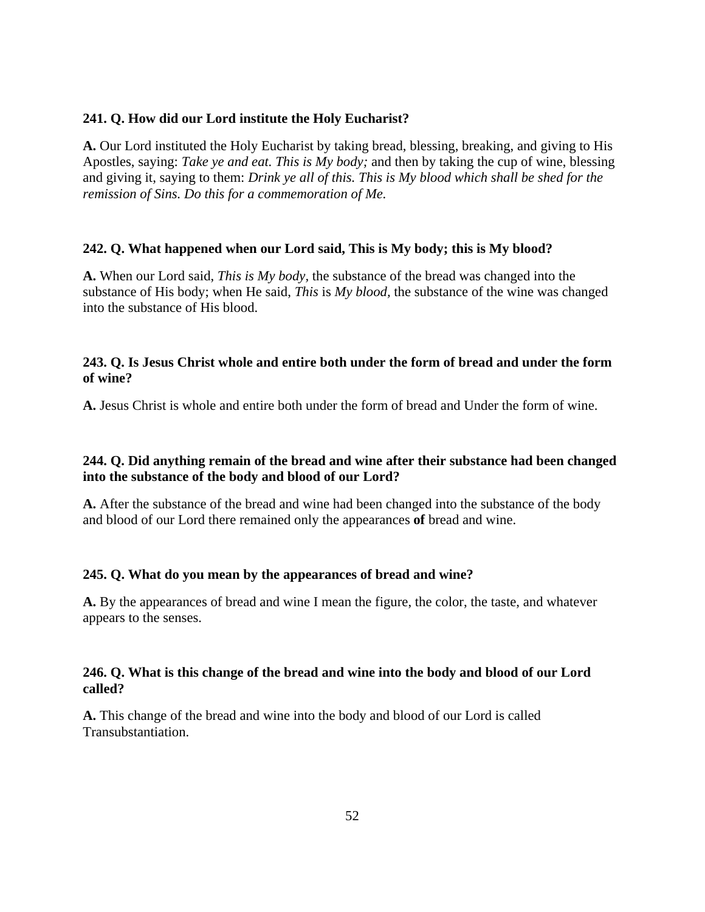**241. Q. How did our Lord institute the Holy Eucharist?**

**A.** Our Lord instituted the Holy Eucharist by taking bread, blessing, breaking, and giving to His Apostles, saying: *Take ye and eat. This is My body;* and then by taking the cup of wine, blessing and giving it, saying to them: *Drink ye all of this. This is My blood which shall be shed for the remission of Sins. Do this for a commemoration of Me.*

**242. Q. What happened when our Lord said, This is My body; this is My blood?**

**A.** When our Lord said, *This is My body*, the substance of the bread was changed into the substance of His body; when He said, *This* is *My blood,* the substance of the wine was changed into the substance of His blood.

**243. Q. Is Jesus Christ whole and entire both under the form of bread and under the form of wine?**

**A.** Jesus Christ is whole and entire both under the form of bread and Under the form of wine.

**244. Q. Did anything remain of the bread and wine after their substance had been changed into the substance of the body and blood of our Lord?**

**A.** After the substance of the bread and wine had been changed into the substance of the body and blood of our Lord there remained only the appearances **of** bread and wine.

**245. Q. What do you mean by the appearances of bread and wine?**

**A.** By the appearances of bread and wine I mean the figure, the color, the taste, and whatever appears to the senses.

**246. Q. What is this change of the bread and wine into the body and blood of our Lord called?**

**A.** This change of the bread and wine into the body and blood of our Lord is called Transubstantiation.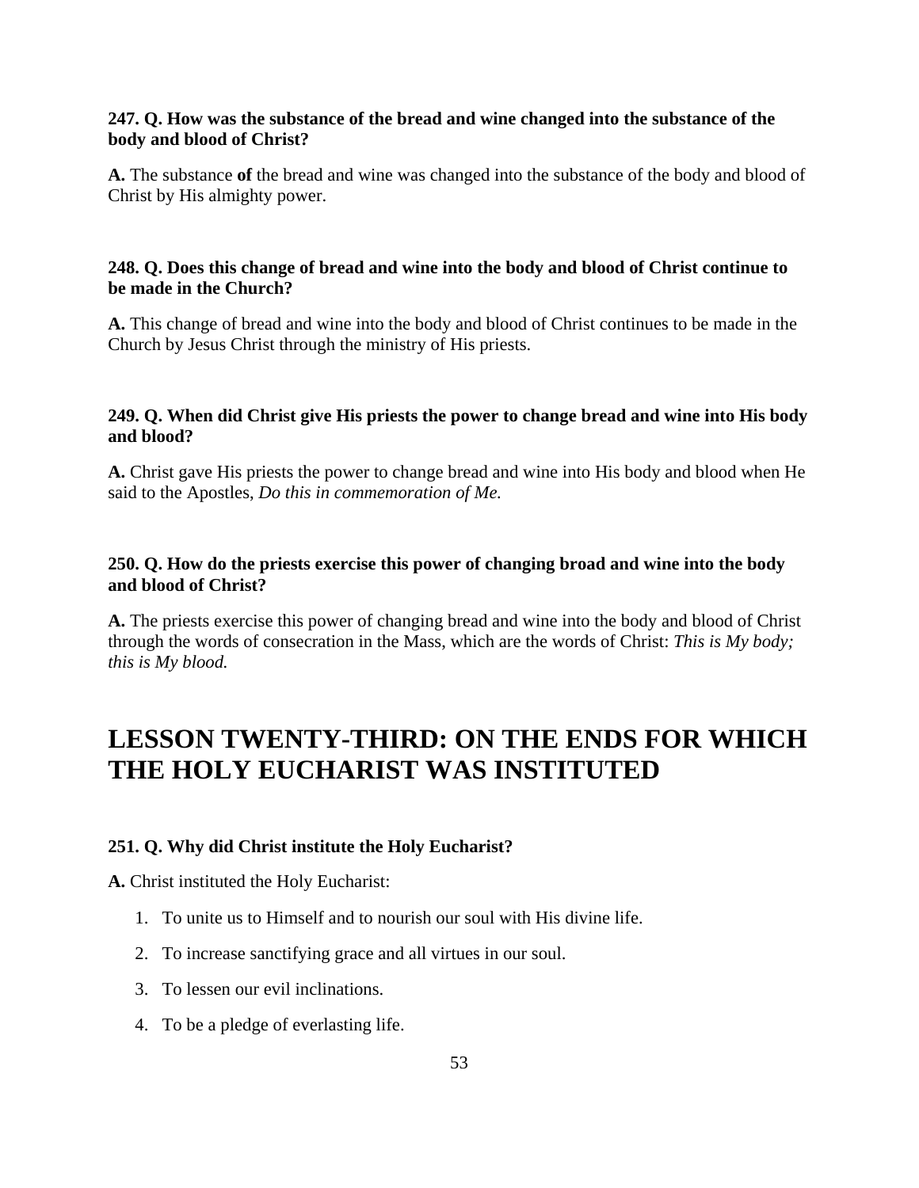**247. Q. How was the substance of the bread and wine changed into the substance of the body and blood of Christ?**

**A.** The substance **of** the bread and wine was changed into the substance of the body and blood of Christ by His almighty power.

**248. Q. Does this change of bread and wine into the body and blood of Christ continue to be made in the Church?**

**A.** This change of bread and wine into the body and blood of Christ continues to be made in the Church by Jesus Christ through the ministry of His priests.

**249. Q. When did Christ give His priests the power to change bread and wine into His body and blood?**

**A.** Christ gave His priests the power to change bread and wine into His body and blood when He said to the Apostles, *Do this in commemoration of Me.*

**250. Q. How do the priests exercise this power of changing broad and wine into the body and blood of Christ?**

**A.** The priests exercise this power of changing bread and wine into the body and blood of Christ through the words of consecration in the Mass, which are the words of Christ: *This is My body; this is My blood.*

# LESSON TWENTY-THIRD: ON THE ENDS FOR WHICH THE HOLY EUCHARIST WAS INSTITUTED

**251. Q. Why did Christ institute the Holy Eucharist?**

**A.** Christ instituted the Holy Eucharist:

1. To unite us to Himself and to nourish our soul with His divine life.
2. To increase sanctifying grace and all virtues in our soul.
3. To lessen our evil inclinations.
4. To be a pledge of everlasting life.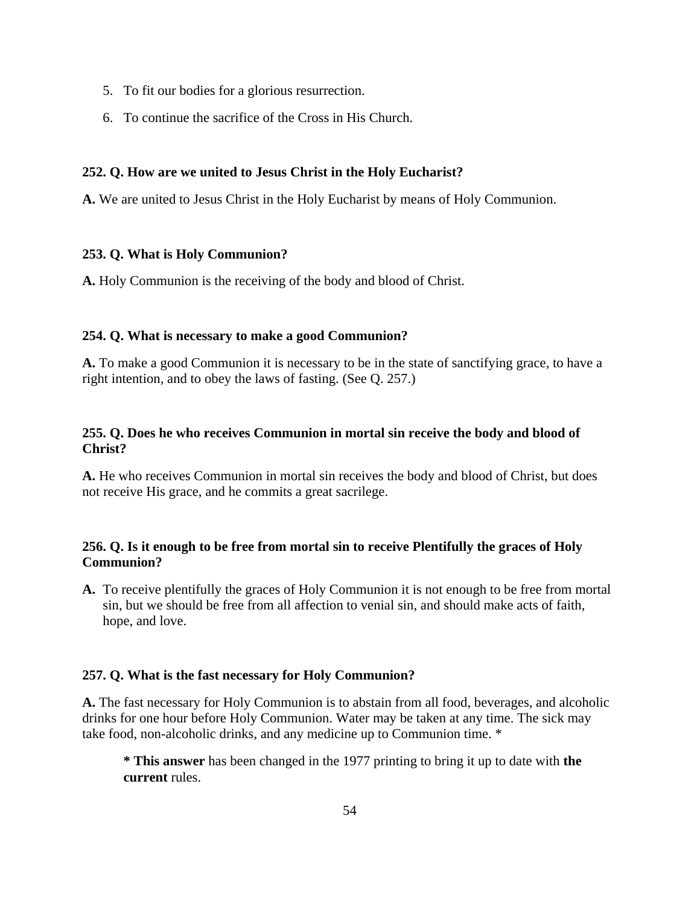5. To fit our bodies for a glorious resurrection.
6. To continue the sacrifice of the Cross in His Church.

**252. Q. How are we united to Jesus Christ in the Holy Eucharist?**

**A.** We are united to Jesus Christ in the Holy Eucharist by means of Holy Communion.

**253. Q. What is Holy Communion?**

**A.** Holy Communion is the receiving of the body and blood of Christ.

**254. Q. What is necessary to make a good Communion?**

**A.** To make a good Communion it is necessary to be in the state of sanctifying grace, to have a right intention, and to obey the laws of fasting. (See Q. 257.)

**255. Q. Does he who receives Communion in mortal sin receive the body and blood of Christ?**

**A.** He who receives Communion in mortal sin receives the body and blood of Christ, but does not receive His grace, and he commits a great sacrilege.

**256. Q. Is it enough to be free from mortal sin to receive Plentifully the graces of Holy Communion?**

**A.** To receive plentifully the graces of Holy Communion it is not enough to be free from mortal sin, but we should be free from all affection to venial sin, and should make acts of faith, hope, and love.

**257. Q. What is the fast necessary for Holy Communion?**

**A.** The fast necessary for Holy Communion is to abstain from all food, beverages, and alcoholic drinks for one hour before Holy Communion. Water may be taken at any time. The sick may take food, non-alcoholic drinks, and any medicine up to Communion time. *

> *** This answer** has been changed in the 1977 printing to bring it up to date with **the current** rules.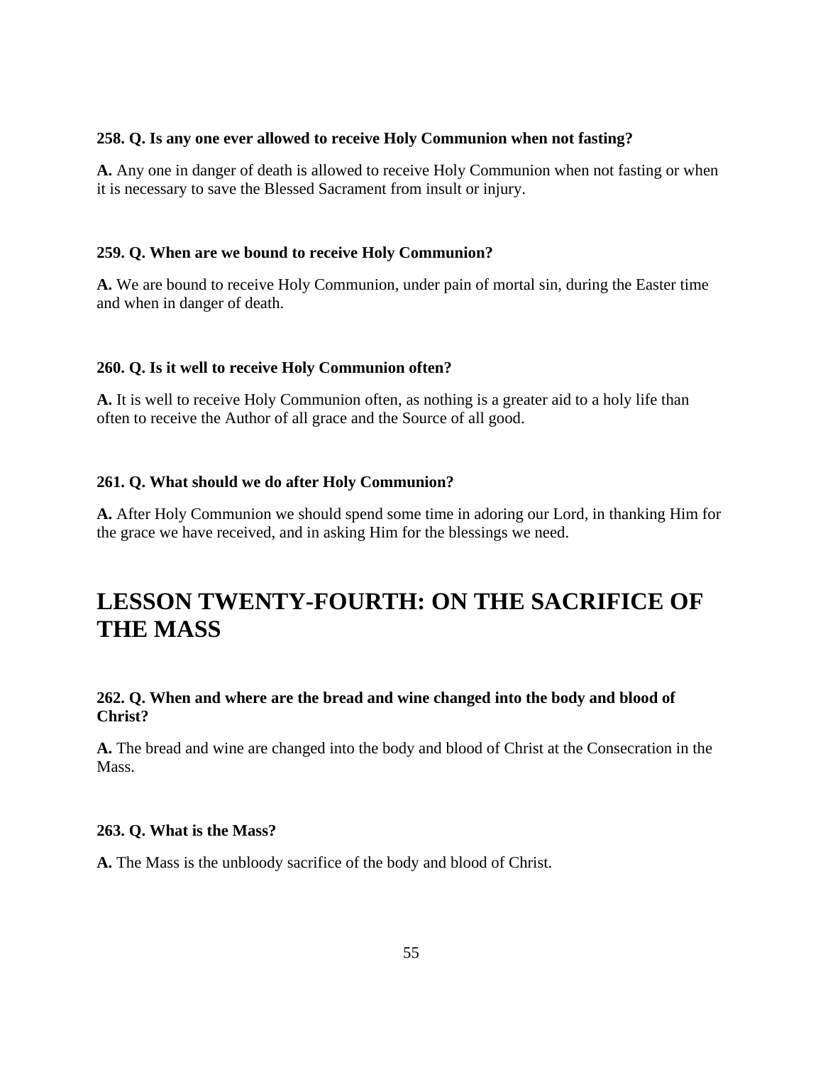**258. Q. Is any one ever allowed to receive Holy Communion when not fasting?**

**A.** Any one in danger of death is allowed to receive Holy Communion when not fasting or when it is necessary to save the Blessed Sacrament from insult or injury.

**259. Q. When are we bound to receive Holy Communion?**

**A.** We are bound to receive Holy Communion, under pain of mortal sin, during the Easter time and when in danger of death.

**260. Q. Is it well to receive Holy Communion often?**

**A.** It is well to receive Holy Communion often, as nothing is a greater aid to a holy life than often to receive the Author of all grace and the Source of all good.

**261. Q. What should we do after Holy Communion?**

**A.** After Holy Communion we should spend some time in adoring our Lord, in thanking Him for the grace we have received, and in asking Him for the blessings we need.

# LESSON TWENTY-FOURTH: ON THE SACRIFICE OF THE MASS

**262. Q. When and where are the bread and wine changed into the body and blood of Christ?**

**A.** The bread and wine are changed into the body and blood of Christ at the Consecration in the Mass.

**263. Q. What is the Mass?**

**A.** The Mass is the unbloody sacrifice of the body and blood of Christ.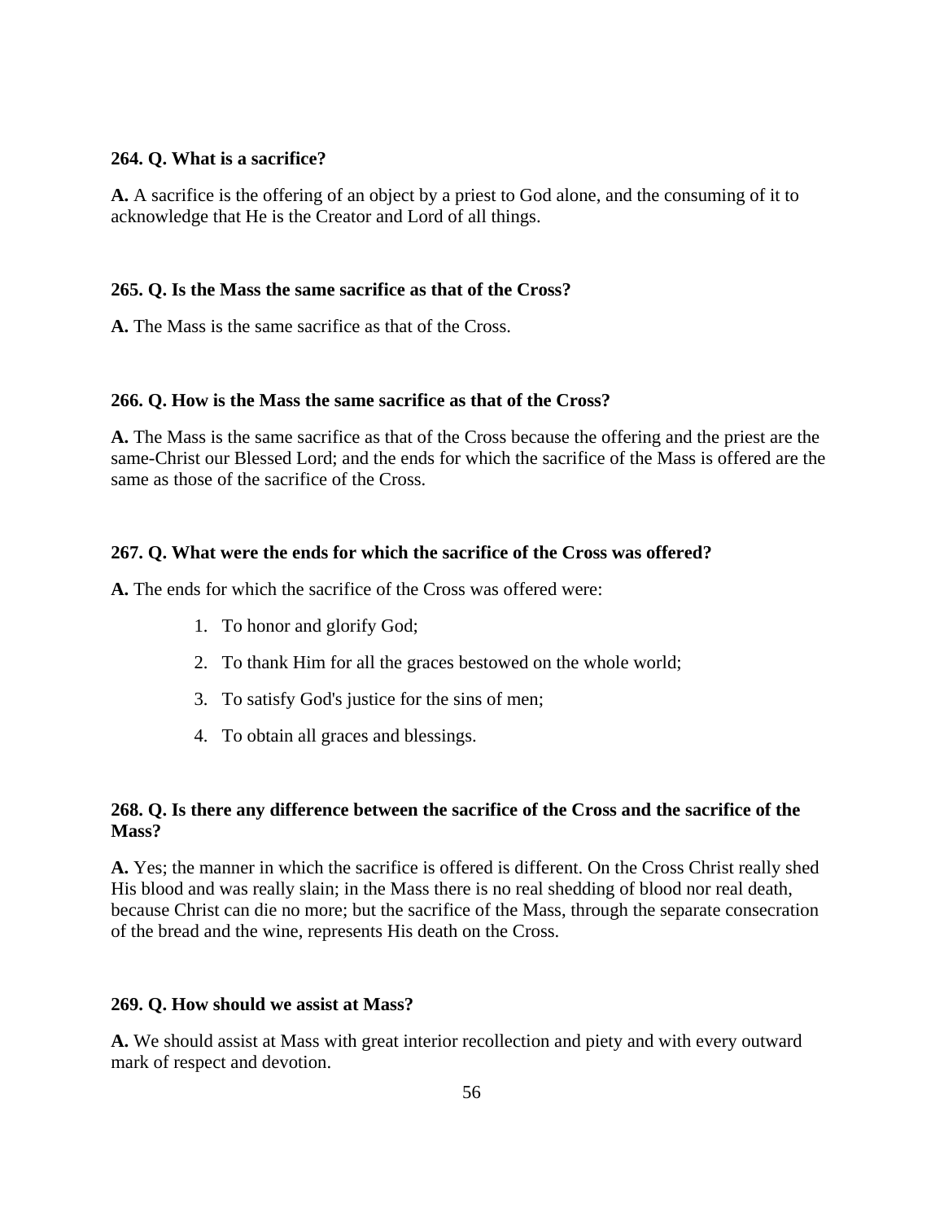**264. Q. What is a sacrifice?**

**A.** A sacrifice is the offering of an object by a priest to God alone, and the consuming of it to acknowledge that He is the Creator and Lord of all things.

**265. Q. Is the Mass the same sacrifice as that of the Cross?**

**A.** The Mass is the same sacrifice as that of the Cross.

**266. Q. How is the Mass the same sacrifice as that of the Cross?**

**A.** The Mass is the same sacrifice as that of the Cross because the offering and the priest are the same-Christ our Blessed Lord; and the ends for which the sacrifice of the Mass is offered are the same as those of the sacrifice of the Cross.

**267. Q. What were the ends for which the sacrifice of the Cross was offered?**

**A.** The ends for which the sacrifice of the Cross was offered were:

1. To honor and glorify God;
2. To thank Him for all the graces bestowed on the whole world;
3. To satisfy God's justice for the sins of men;
4. To obtain all graces and blessings.

**268. Q. Is there any difference between the sacrifice of the Cross and the sacrifice of the Mass?**

**A.** Yes; the manner in which the sacrifice is offered is different. On the Cross Christ really shed His blood and was really slain; in the Mass there is no real shedding of blood nor real death, because Christ can die no more; but the sacrifice of the Mass, through the separate consecration of the bread and the wine, represents His death on the Cross.

**269. Q. How should we assist at Mass?**

**A.** We should assist at Mass with great interior recollection and piety and with every outward mark of respect and devotion.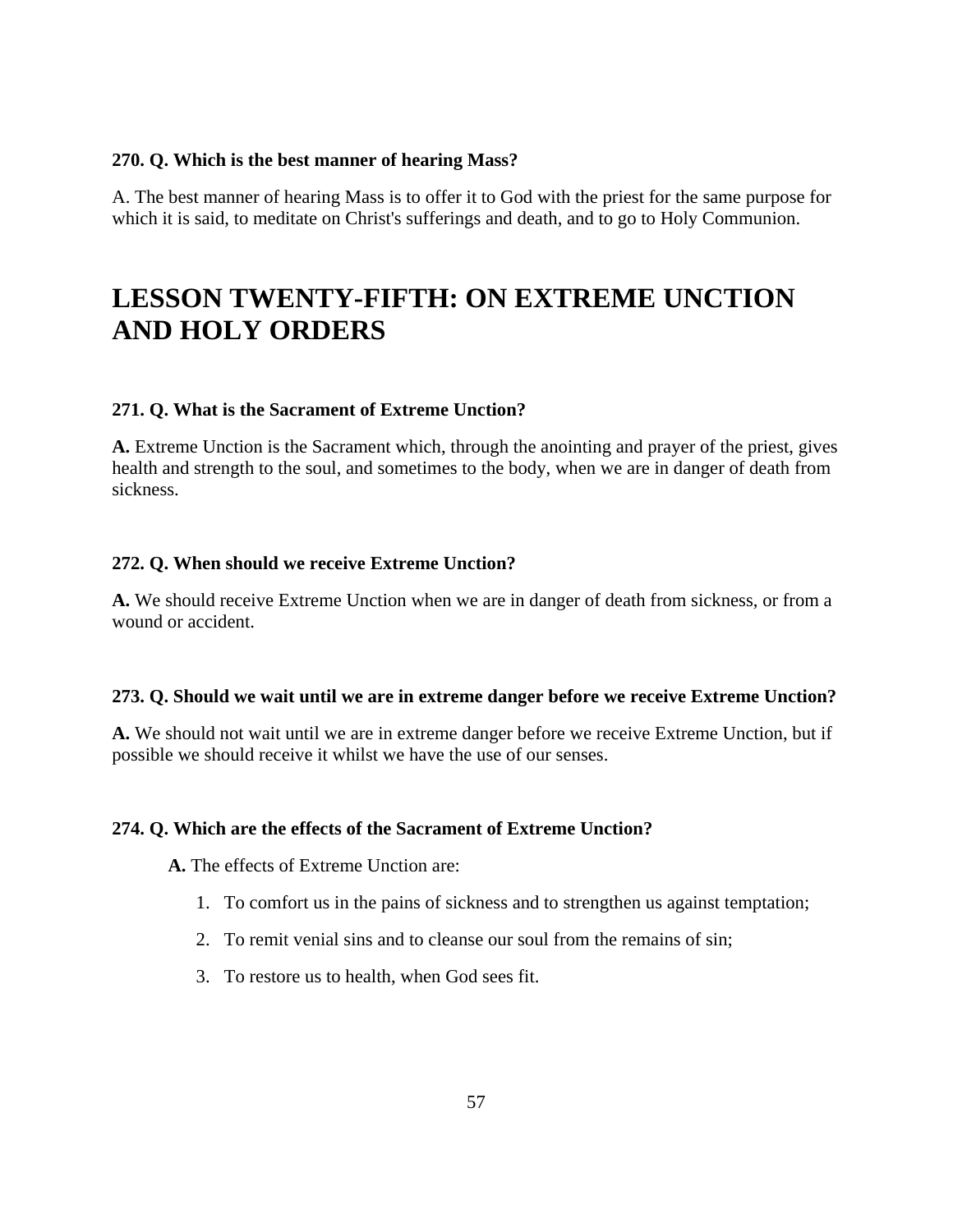**270. Q. Which is the best manner of hearing Mass?**

A. The best manner of hearing Mass is to offer it to God with the priest for the same purpose for which it is said, to meditate on Christ's sufferings and death, and to go to Holy Communion.

# LESSON TWENTY-FIFTH: ON EXTREME UNCTION AND HOLY ORDERS

**271. Q. What is the Sacrament of Extreme Unction?**

**A.** Extreme Unction is the Sacrament which, through the anointing and prayer of the priest, gives health and strength to the soul, and sometimes to the body, when we are in danger of death from sickness.

**272. Q. When should we receive Extreme Unction?**

**A.** We should receive Extreme Unction when we are in danger of death from sickness, or from a wound or accident.

**273. Q. Should we wait until we are in extreme danger before we receive Extreme Unction?**

**A.** We should not wait until we are in extreme danger before we receive Extreme Unction, but if possible we should receive it whilst we have the use of our senses.

**274. Q. Which are the effects of the Sacrament of Extreme Unction?**

**A.** The effects of Extreme Unction are:

1. To comfort us in the pains of sickness and to strengthen us against temptation;
2. To remit venial sins and to cleanse our soul from the remains of sin;
3. To restore us to health, when God sees fit.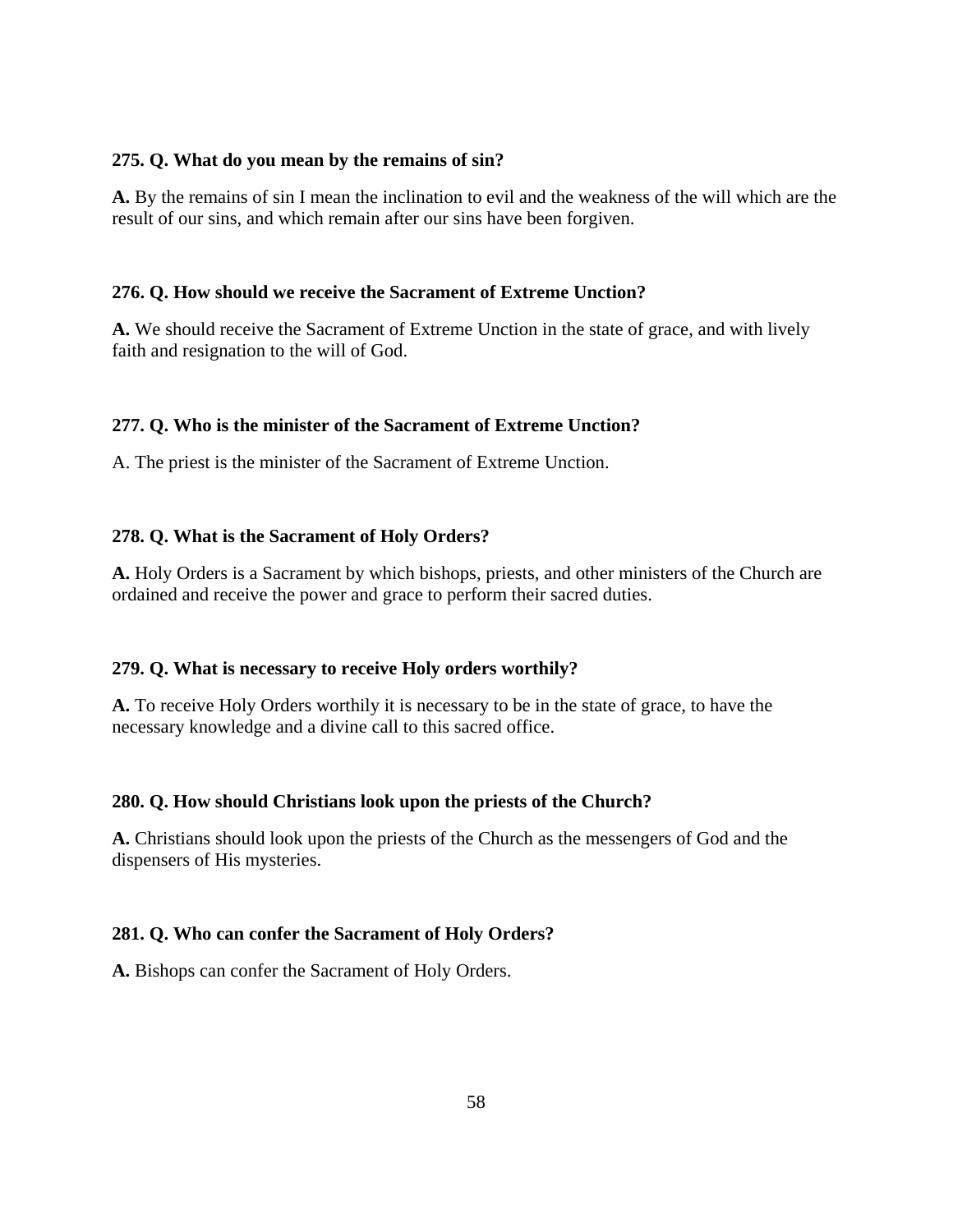**275. Q. What do you mean by the remains of sin?**

**A.** By the remains of sin I mean the inclination to evil and the weakness of the will which are the result of our sins, and which remain after our sins have been forgiven.

**276. Q. How should we receive the Sacrament of Extreme Unction?**

**A.** We should receive the Sacrament of Extreme Unction in the state of grace, and with lively faith and resignation to the will of God.

**277. Q. Who is the minister of the Sacrament of Extreme Unction?**

A. The priest is the minister of the Sacrament of Extreme Unction.

**278. Q. What is the Sacrament of Holy Orders?**

**A.** Holy Orders is a Sacrament by which bishops, priests, and other ministers of the Church are ordained and receive the power and grace to perform their sacred duties.

**279. Q. What is necessary to receive Holy orders worthily?**

**A.** To receive Holy Orders worthily it is necessary to be in the state of grace, to have the necessary knowledge and a divine call to this sacred office.

**280. Q. How should Christians look upon the priests of the Church?**

**A.** Christians should look upon the priests of the Church as the messengers of God and the dispensers of His mysteries.

**281. Q. Who can confer the Sacrament of Holy Orders?**

**A.** Bishops can confer the Sacrament of Holy Orders.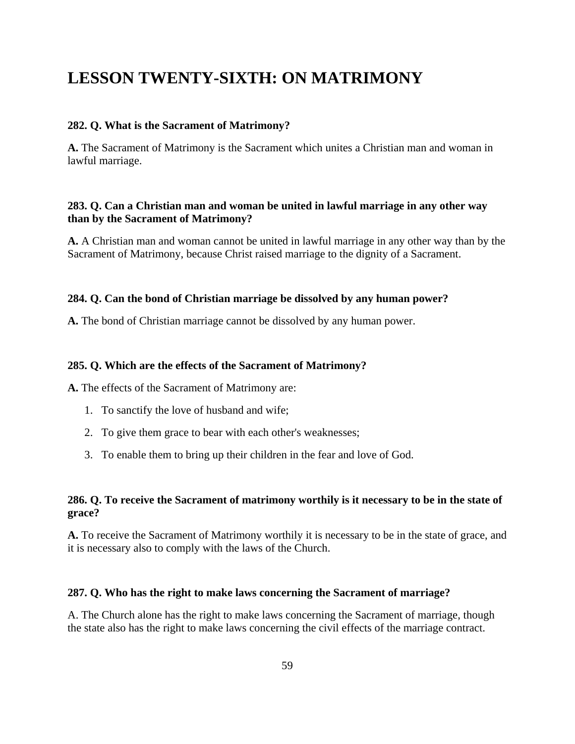# LESSON TWENTY-SIXTH: ON MATRIMONY

**282. Q. What is the Sacrament of Matrimony?**

**A.** The Sacrament of Matrimony is the Sacrament which unites a Christian man and woman in lawful marriage.

**283. Q. Can a Christian man and woman be united in lawful marriage in any other way than by the Sacrament of Matrimony?**

**A.** A Christian man and woman cannot be united in lawful marriage in any other way than by the Sacrament of Matrimony, because Christ raised marriage to the dignity of a Sacrament.

**284. Q. Can the bond of Christian marriage be dissolved by any human power?**

**A.** The bond of Christian marriage cannot be dissolved by any human power.

**285. Q. Which are the effects of the Sacrament of Matrimony?**

**A.** The effects of the Sacrament of Matrimony are:

1. To sanctify the love of husband and wife;
2. To give them grace to bear with each other's weaknesses;
3. To enable them to bring up their children in the fear and love of God.

**286. Q. To receive the Sacrament of matrimony worthily is it necessary to be in the state of grace?**

**A.** To receive the Sacrament of Matrimony worthily it is necessary to be in the state of grace, and it is necessary also to comply with the laws of the Church.

**287. Q. Who has the right to make laws concerning the Sacrament of marriage?**

A. The Church alone has the right to make laws concerning the Sacrament of marriage, though the state also has the right to make laws concerning the civil effects of the marriage contract.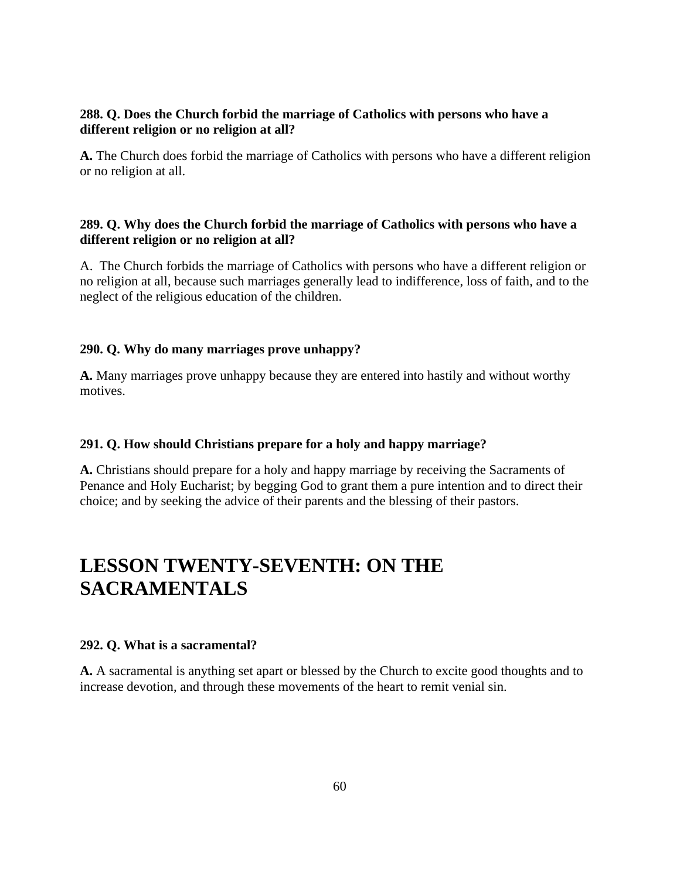**288. Q. Does the Church forbid the marriage of Catholics with persons who have a different religion or no religion at all?**

**A.** The Church does forbid the marriage of Catholics with persons who have a different religion or no religion at all.

**289. Q. Why does the Church forbid the marriage of Catholics with persons who have a different religion or no religion at all?**

A. The Church forbids the marriage of Catholics with persons who have a different religion or no religion at all, because such marriages generally lead to indifference, loss of faith, and to the neglect of the religious education of the children.

**290. Q. Why do many marriages prove unhappy?**

**A.** Many marriages prove unhappy because they are entered into hastily and without worthy motives.

**291. Q. How should Christians prepare for a holy and happy marriage?**

**A.** Christians should prepare for a holy and happy marriage by receiving the Sacraments of Penance and Holy Eucharist; by begging God to grant them a pure intention and to direct their choice; and by seeking the advice of their parents and the blessing of their pastors.

# LESSON TWENTY-SEVENTH: ON THE SACRAMENTALS

**292. Q. What is a sacramental?**

**A.** A sacramental is anything set apart or blessed by the Church to excite good thoughts and to increase devotion, and through these movements of the heart to remit venial sin.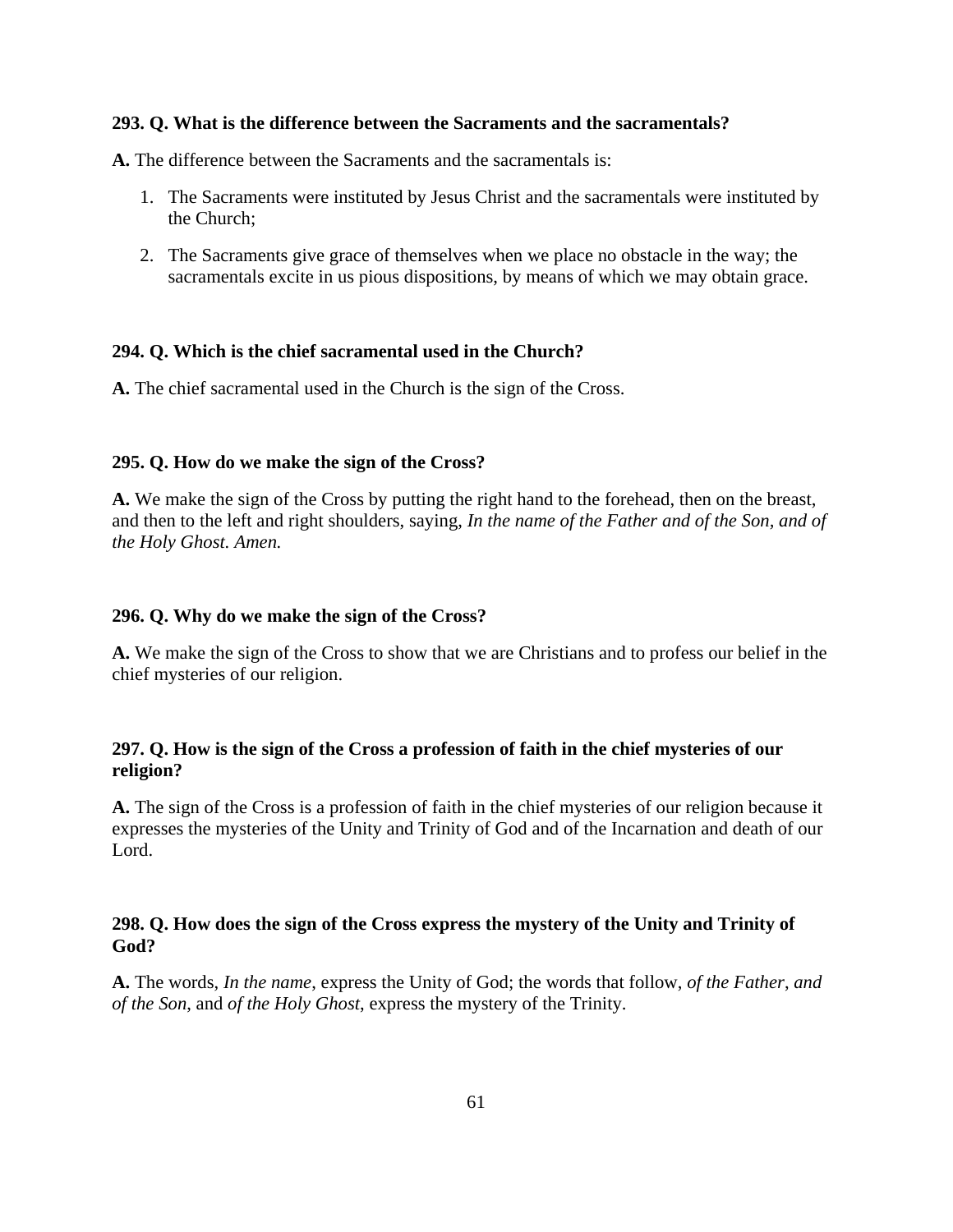**293. Q. What is the difference between the Sacraments and the sacramentals?**

**A.** The difference between the Sacraments and the sacramentals is:

1. The Sacraments were instituted by Jesus Christ and the sacramentals were instituted by the Church;
2. The Sacraments give grace of themselves when we place no obstacle in the way; the sacramentals excite in us pious dispositions, by means of which we may obtain grace.

**294. Q. Which is the chief sacramental used in the Church?**

**A.** The chief sacramental used in the Church is the sign of the Cross.

**295. Q. How do we make the sign of the Cross?**

**A.** We make the sign of the Cross by putting the right hand to the forehead, then on the breast, and then to the left and right shoulders, saying, *In the name of the Father and of the Son, and of the Holy Ghost. Amen.*

**296. Q. Why do we make the sign of the Cross?**

**A.** We make the sign of the Cross to show that we are Christians and to profess our belief in the chief mysteries of our religion.

**297. Q. How is the sign of the Cross a profession of faith in the chief mysteries of our religion?**

**A.** The sign of the Cross is a profession of faith in the chief mysteries of our religion because it expresses the mysteries of the Unity and Trinity of God and of the Incarnation and death of our Lord.

**298. Q. How does the sign of the Cross express the mystery of the Unity and Trinity of God?**

**A.** The words, *In the name*, express the Unity of God; the words that follow, *of the Father*, *and of the Son*, and *of the Holy Ghost*, express the mystery of the Trinity.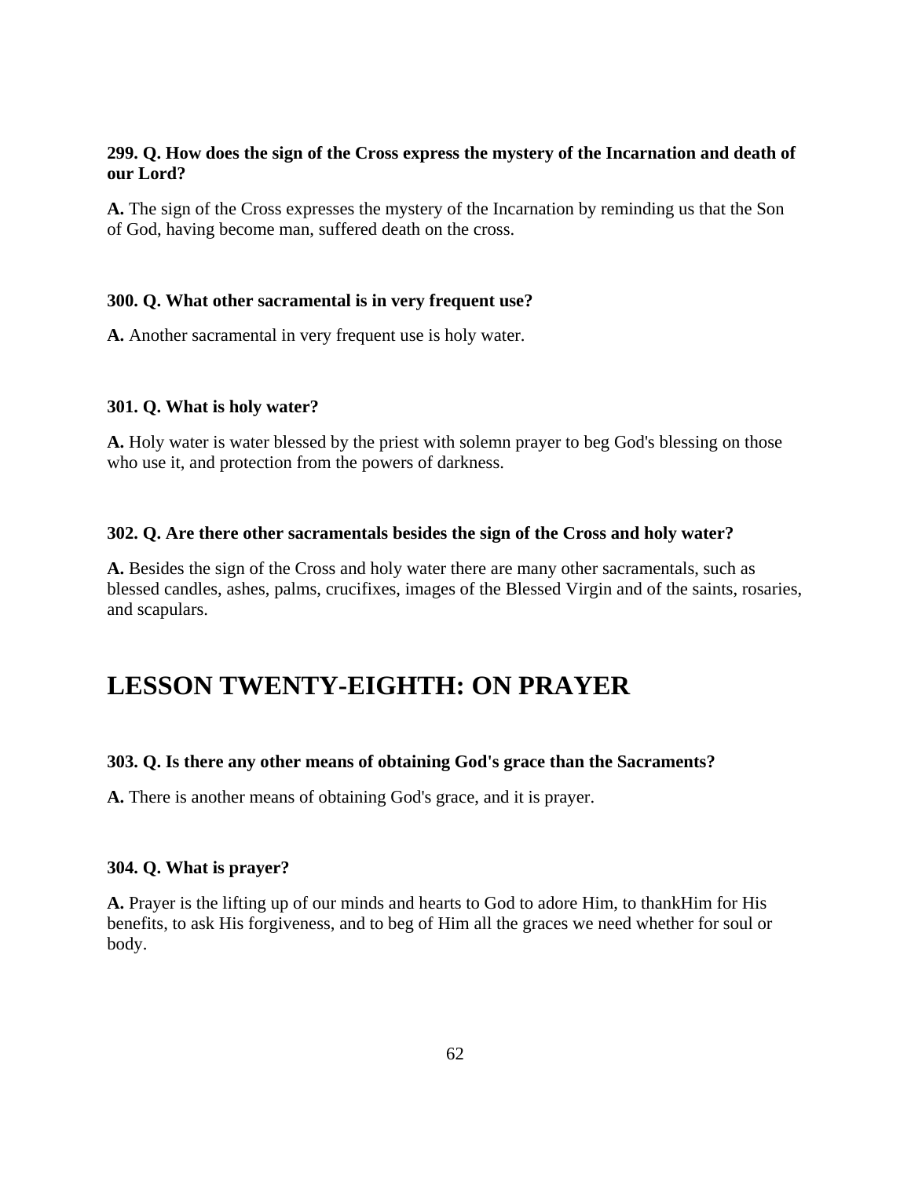**299. Q. How does the sign of the Cross express the mystery of the Incarnation and death of our Lord?**

**A.** The sign of the Cross expresses the mystery of the Incarnation by reminding us that the Son of God, having become man, suffered death on the cross.

**300. Q. What other sacramental is in very frequent use?**

**A.** Another sacramental in very frequent use is holy water.

**301. Q. What is holy water?**

**A.** Holy water is water blessed by the priest with solemn prayer to beg God's blessing on those who use it, and protection from the powers of darkness.

**302. Q. Are there other sacramentals besides the sign of the Cross and holy water?**

**A.** Besides the sign of the Cross and holy water there are many other sacramentals, such as blessed candles, ashes, palms, crucifixes, images of the Blessed Virgin and of the saints, rosaries, and scapulars.

# LESSON TWENTY-EIGHTH: ON PRAYER

**303. Q. Is there any other means of obtaining God's grace than the Sacraments?**

**A.** There is another means of obtaining God's grace, and it is prayer.

**304. Q. What is prayer?**

**A.** Prayer is the lifting up of our minds and hearts to God to adore Him, to thankHim for His benefits, to ask His forgiveness, and to beg of Him all the graces we need whether for soul or body.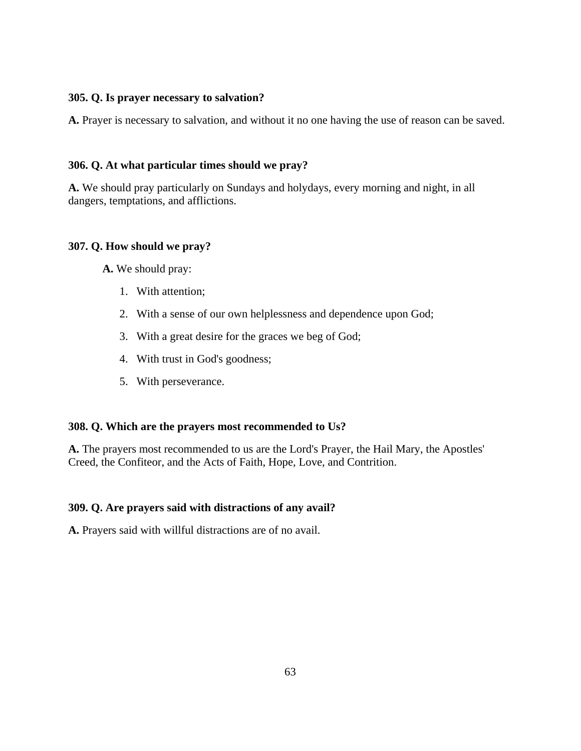**305. Q. Is prayer necessary to salvation?**

**A.** Prayer is necessary to salvation, and without it no one having the use of reason can be saved.

**306. Q. At what particular times should we pray?**

**A.** We should pray particularly on Sundays and holydays, every morning and night, in all dangers, temptations, and afflictions.

**307. Q. How should we pray?**

**A.** We should pray:

1. With attention;
2. With a sense of our own helplessness and dependence upon God;
3. With a great desire for the graces we beg of God;
4. With trust in God's goodness;
5. With perseverance.

**308. Q. Which are the prayers most recommended to Us?**

**A.** The prayers most recommended to us are the Lord's Prayer, the Hail Mary, the Apostles' Creed, the Confiteor, and the Acts of Faith, Hope, Love, and Contrition.

**309. Q. Are prayers said with distractions of any avail?**

**A.** Prayers said with willful distractions are of no avail.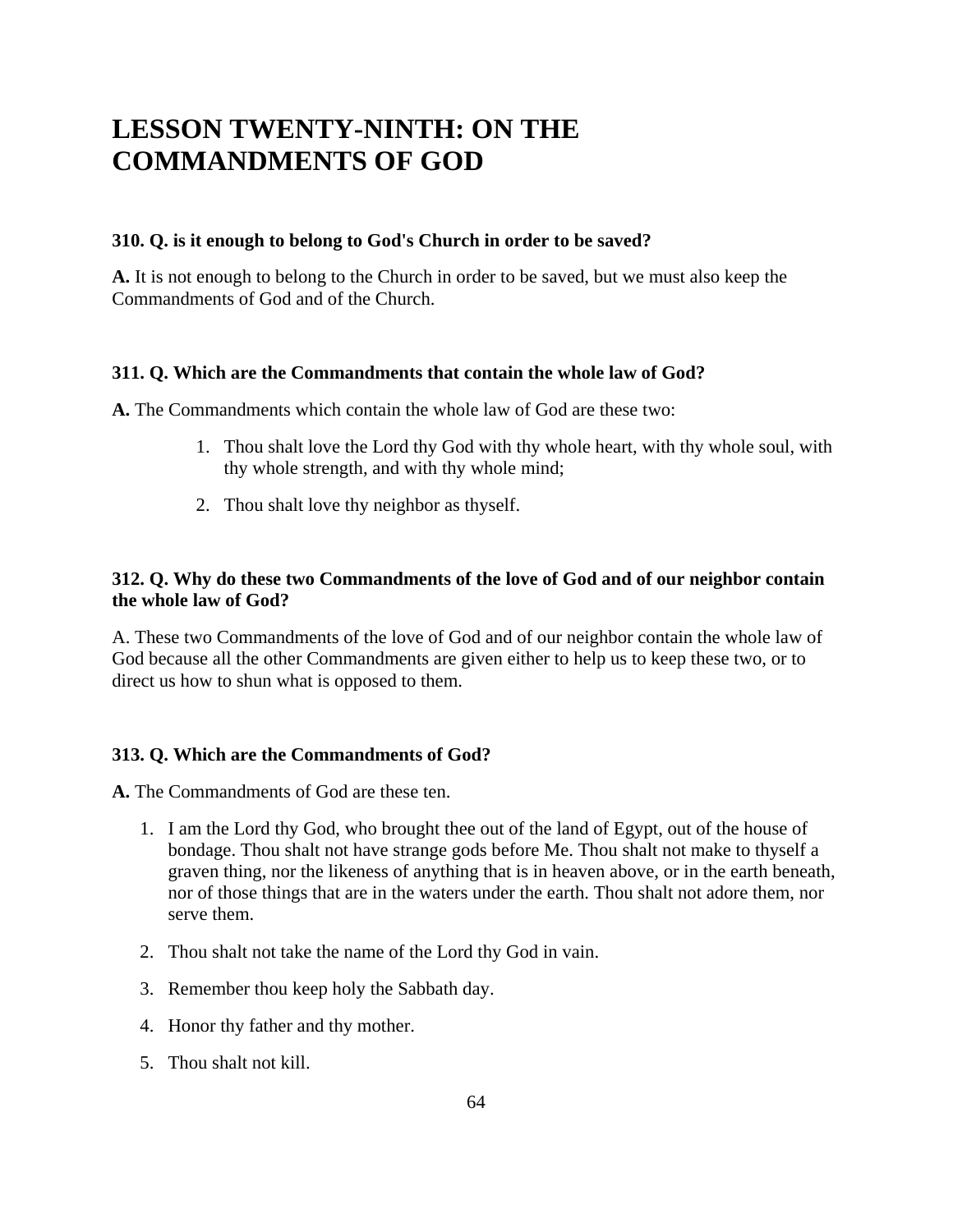# LESSON TWENTY-NINTH: ON THE COMMANDMENTS OF GOD

**310. Q. is it enough to belong to God's Church in order to be saved?**

**A.** It is not enough to belong to the Church in order to be saved, but we must also keep the Commandments of God and of the Church.

**311. Q. Which are the Commandments that contain the whole law of God?**

**A.** The Commandments which contain the whole law of God are these two:

1. Thou shalt love the Lord thy God with thy whole heart, with thy whole soul, with thy whole strength, and with thy whole mind;
2. Thou shalt love thy neighbor as thyself.

**312. Q. Why do these two Commandments of the love of God and of our neighbor contain the whole law of God?**

A. These two Commandments of the love of God and of our neighbor contain the whole law of God because all the other Commandments are given either to help us to keep these two, or to direct us how to shun what is opposed to them.

**313. Q. Which are the Commandments of God?**

**A.** The Commandments of God are these ten.

1. I am the Lord thy God, who brought thee out of the land of Egypt, out of the house of bondage. Thou shalt not have strange gods before Me. Thou shalt not make to thyself a graven thing, nor the likeness of anything that is in heaven above, or in the earth beneath, nor of those things that are in the waters under the earth. Thou shalt not adore them, nor serve them.
2. Thou shalt not take the name of the Lord thy God in vain.
3. Remember thou keep holy the Sabbath day.
4. Honor thy father and thy mother.
5. Thou shalt not kill.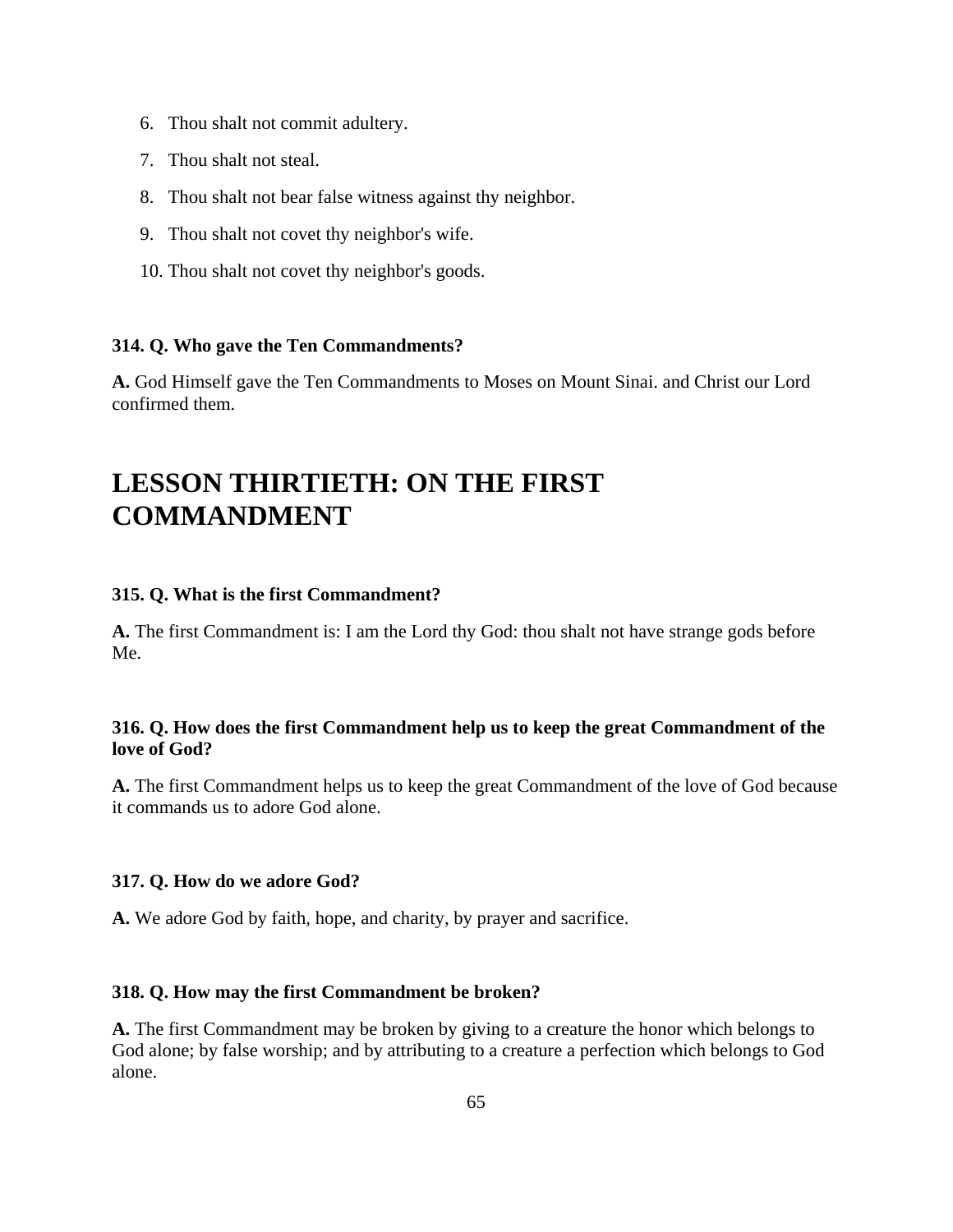6. Thou shalt not commit adultery.
7. Thou shalt not steal.
8. Thou shalt not bear false witness against thy neighbor.
9. Thou shalt not covet thy neighbor's wife.
10. Thou shalt not covet thy neighbor's goods.

**314. Q. Who gave the Ten Commandments?**

**A.** God Himself gave the Ten Commandments to Moses on Mount Sinai. and Christ our Lord confirmed them.

# LESSON THIRTIETH: ON THE FIRST COMMANDMENT

**315. Q. What is the first Commandment?**

**A.** The first Commandment is: I am the Lord thy God: thou shalt not have strange gods before Me.

**316. Q. How does the first Commandment help us to keep the great Commandment of the love of God?**

**A.** The first Commandment helps us to keep the great Commandment of the love of God because it commands us to adore God alone.

**317. Q. How do we adore God?**

**A.** We adore God by faith, hope, and charity, by prayer and sacrifice.

**318. Q. How may the first Commandment be broken?**

**A.** The first Commandment may be broken by giving to a creature the honor which belongs to God alone; by false worship; and by attributing to a creature a perfection which belongs to God alone.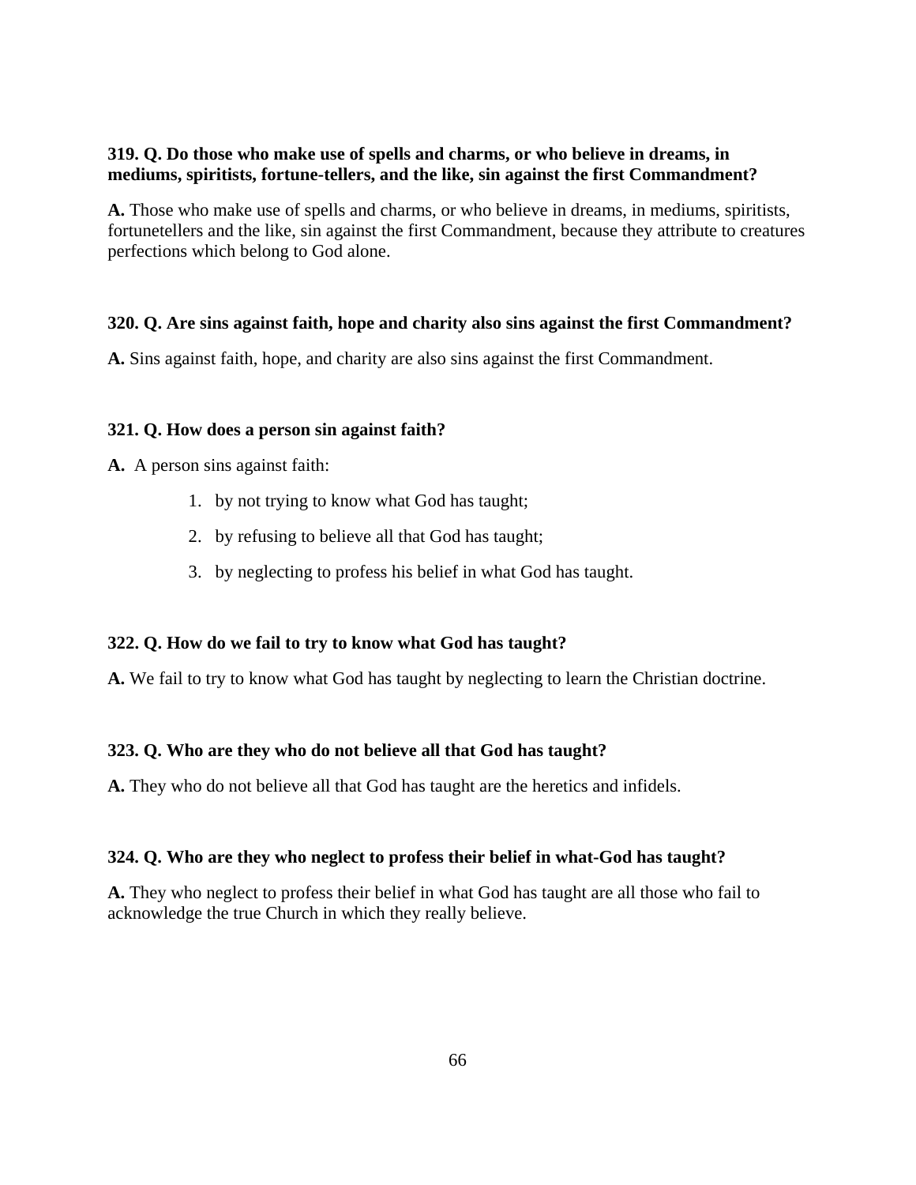**319. Q. Do those who make use of spells and charms, or who believe in dreams, in mediums, spiritists, fortune-tellers, and the like, sin against the first Commandment?**

**A.** Those who make use of spells and charms, or who believe in dreams, in mediums, spiritists, fortunetellers and the like, sin against the first Commandment, because they attribute to creatures perfections which belong to God alone.

**320. Q. Are sins against faith, hope and charity also sins against the first Commandment?**

**A.** Sins against faith, hope, and charity are also sins against the first Commandment.

**321. Q. How does a person sin against faith?**

**A.** A person sins against faith:

1. by not trying to know what God has taught;
2. by refusing to believe all that God has taught;
3. by neglecting to profess his belief in what God has taught.

**322. Q. How do we fail to try to know what God has taught?**

**A.** We fail to try to know what God has taught by neglecting to learn the Christian doctrine.

**323. Q. Who are they who do not believe all that God has taught?**

**A.** They who do not believe all that God has taught are the heretics and infidels.

**324. Q. Who are they who neglect to profess their belief in what-God has taught?**

**A.** They who neglect to profess their belief in what God has taught are all those who fail to acknowledge the true Church in which they really believe.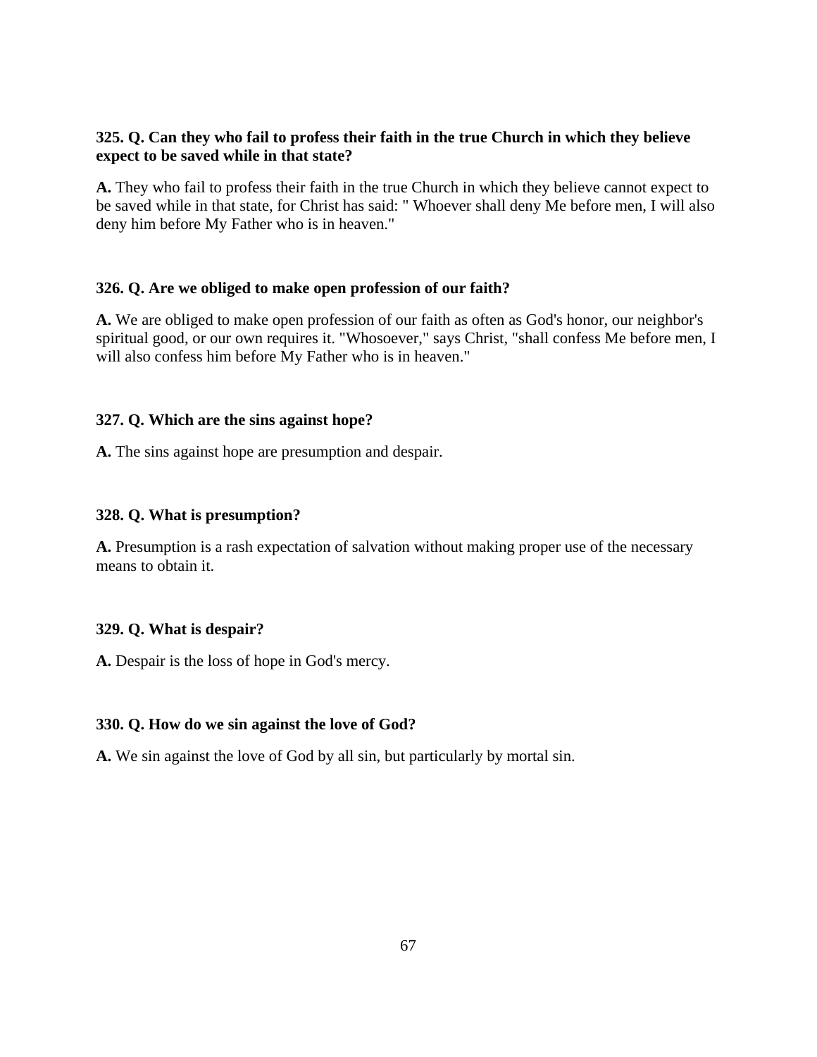**325. Q. Can they who fail to profess their faith in the true Church in which they believe expect to be saved while in that state?**

**A.** They who fail to profess their faith in the true Church in which they believe cannot expect to be saved while in that state, for Christ has said: " Whoever shall deny Me before men, I will also deny him before My Father who is in heaven."

**326. Q. Are we obliged to make open profession of our faith?**

**A.** We are obliged to make open profession of our faith as often as God's honor, our neighbor's spiritual good, or our own requires it. "Whosoever," says Christ, "shall confess Me before men, I will also confess him before My Father who is in heaven."

**327. Q. Which are the sins against hope?**

**A.** The sins against hope are presumption and despair.

**328. Q. What is presumption?**

**A.** Presumption is a rash expectation of salvation without making proper use of the necessary means to obtain it.

**329. Q. What is despair?**

**A.** Despair is the loss of hope in God's mercy.

**330. Q. How do we sin against the love of God?**

**A.** We sin against the love of God by all sin, but particularly by mortal sin.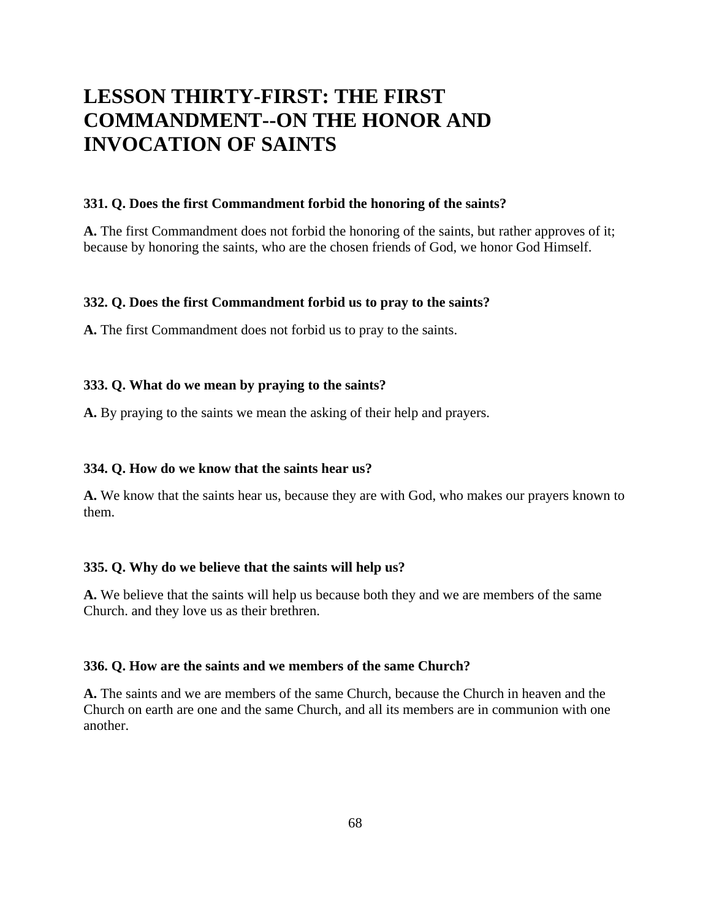# LESSON THIRTY-FIRST: THE FIRST COMMANDMENT--ON THE HONOR AND INVOCATION OF SAINTS

**331. Q. Does the first Commandment forbid the honoring of the saints?**

**A.** The first Commandment does not forbid the honoring of the saints, but rather approves of it; because by honoring the saints, who are the chosen friends of God, we honor God Himself.

**332. Q. Does the first Commandment forbid us to pray to the saints?**

**A.** The first Commandment does not forbid us to pray to the saints.

**333. Q. What do we mean by praying to the saints?**

**A.** By praying to the saints we mean the asking of their help and prayers.

**334. Q. How do we know that the saints hear us?**

**A.** We know that the saints hear us, because they are with God, who makes our prayers known to them.

**335. Q. Why do we believe that the saints will help us?**

**A.** We believe that the saints will help us because both they and we are members of the same Church. and they love us as their brethren.

**336. Q. How are the saints and we members of the same Church?**

**A.** The saints and we are members of the same Church, because the Church in heaven and the Church on earth are one and the same Church, and all its members are in communion with one another.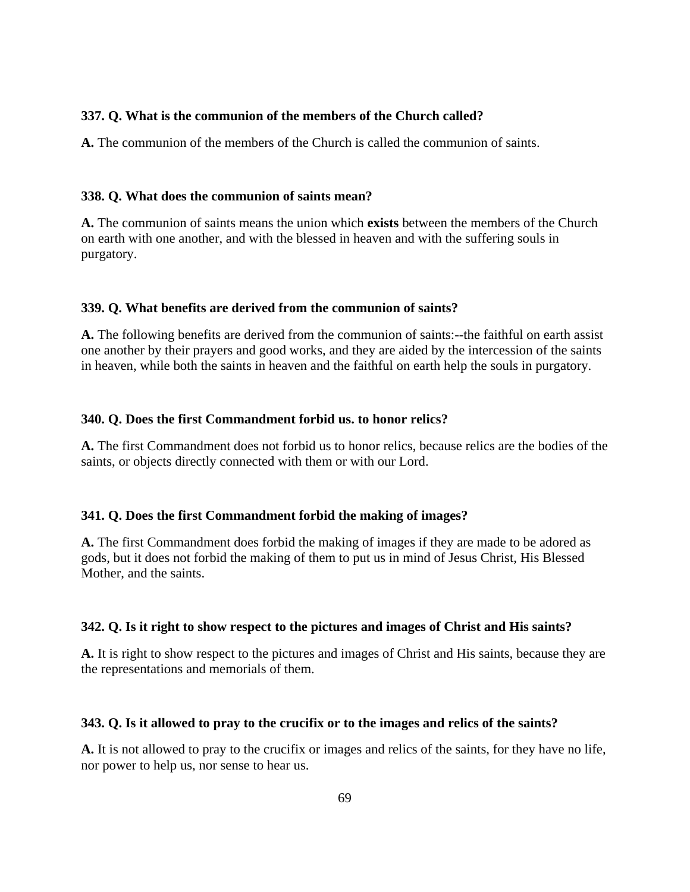**337. Q. What is the communion of the members of the Church called?**

**A.** The communion of the members of the Church is called the communion of saints.

**338. Q. What does the communion of saints mean?**

**A.** The communion of saints means the union which **exists** between the members of the Church on earth with one another, and with the blessed in heaven and with the suffering souls in purgatory.

**339. Q. What benefits are derived from the communion of saints?**

**A.** The following benefits are derived from the communion of saints:--the faithful on earth assist one another by their prayers and good works, and they are aided by the intercession of the saints in heaven, while both the saints in heaven and the faithful on earth help the souls in purgatory.

**340. Q. Does the first Commandment forbid us. to honor relics?**

**A.** The first Commandment does not forbid us to honor relics, because relics are the bodies of the saints, or objects directly connected with them or with our Lord.

**341. Q. Does the first Commandment forbid the making of images?**

**A.** The first Commandment does forbid the making of images if they are made to be adored as gods, but it does not forbid the making of them to put us in mind of Jesus Christ, His Blessed Mother, and the saints.

**342. Q. Is it right to show respect to the pictures and images of Christ and His saints?**

**A.** It is right to show respect to the pictures and images of Christ and His saints, because they are the representations and memorials of them.

**343. Q. Is it allowed to pray to the crucifix or to the images and relics of the saints?**

**A.** It is not allowed to pray to the crucifix or images and relics of the saints, for they have no life, nor power to help us, nor sense to hear us.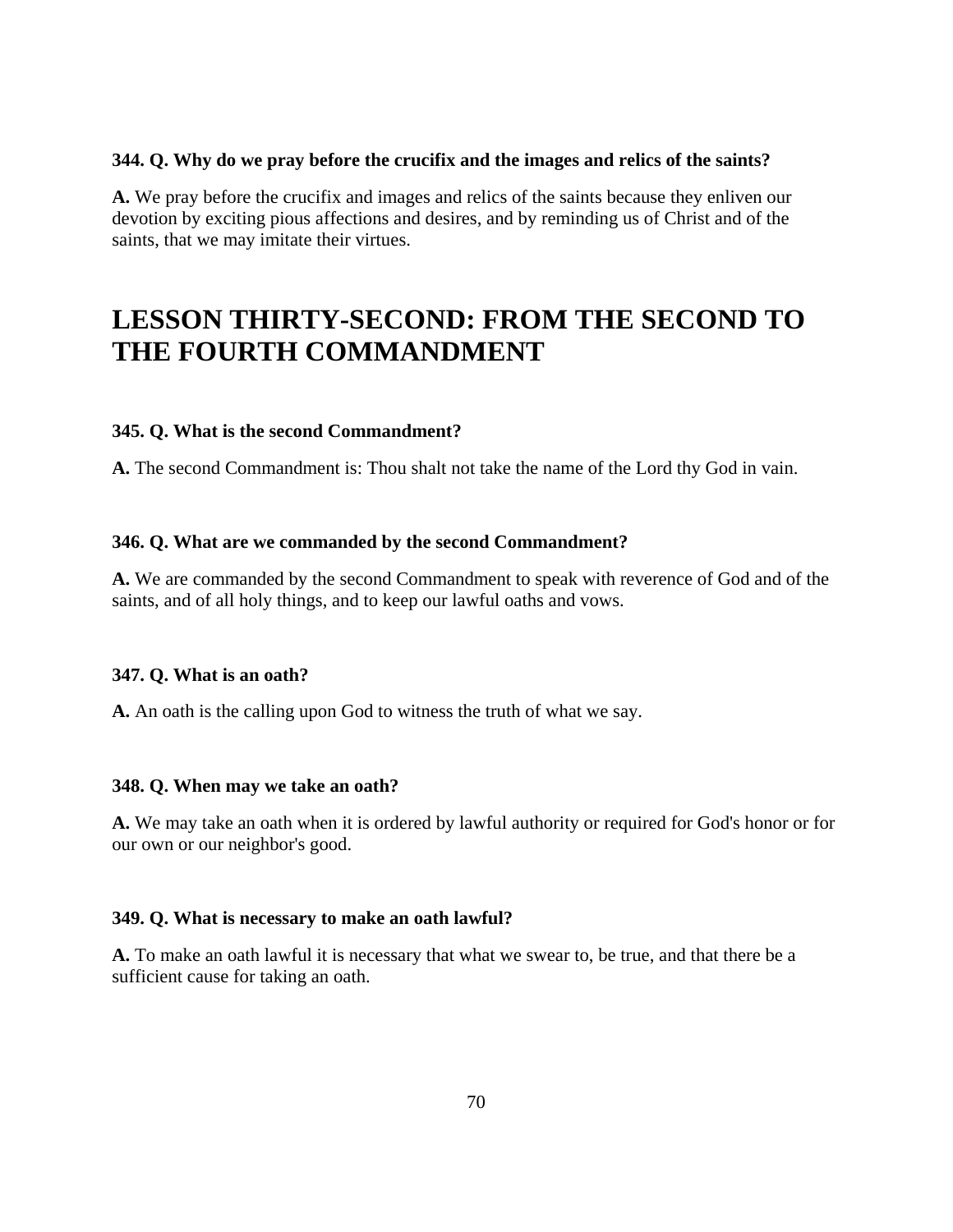**344. Q. Why do we pray before the crucifix and the images and relics of the saints?**

**A.** We pray before the crucifix and images and relics of the saints because they enliven our devotion by exciting pious affections and desires, and by reminding us of Christ and of the saints, that we may imitate their virtues.

# LESSON THIRTY-SECOND: FROM THE SECOND TO THE FOURTH COMMANDMENT

**345. Q. What is the second Commandment?**

**A.** The second Commandment is: Thou shalt not take the name of the Lord thy God in vain.

**346. Q. What are we commanded by the second Commandment?**

**A.** We are commanded by the second Commandment to speak with reverence of God and of the saints, and of all holy things, and to keep our lawful oaths and vows.

**347. Q. What is an oath?**

**A.** An oath is the calling upon God to witness the truth of what we say.

**348. Q. When may we take an oath?**

**A.** We may take an oath when it is ordered by lawful authority or required for God's honor or for our own or our neighbor's good.

**349. Q. What is necessary to make an oath lawful?**

**A.** To make an oath lawful it is necessary that what we swear to, be true, and that there be a sufficient cause for taking an oath.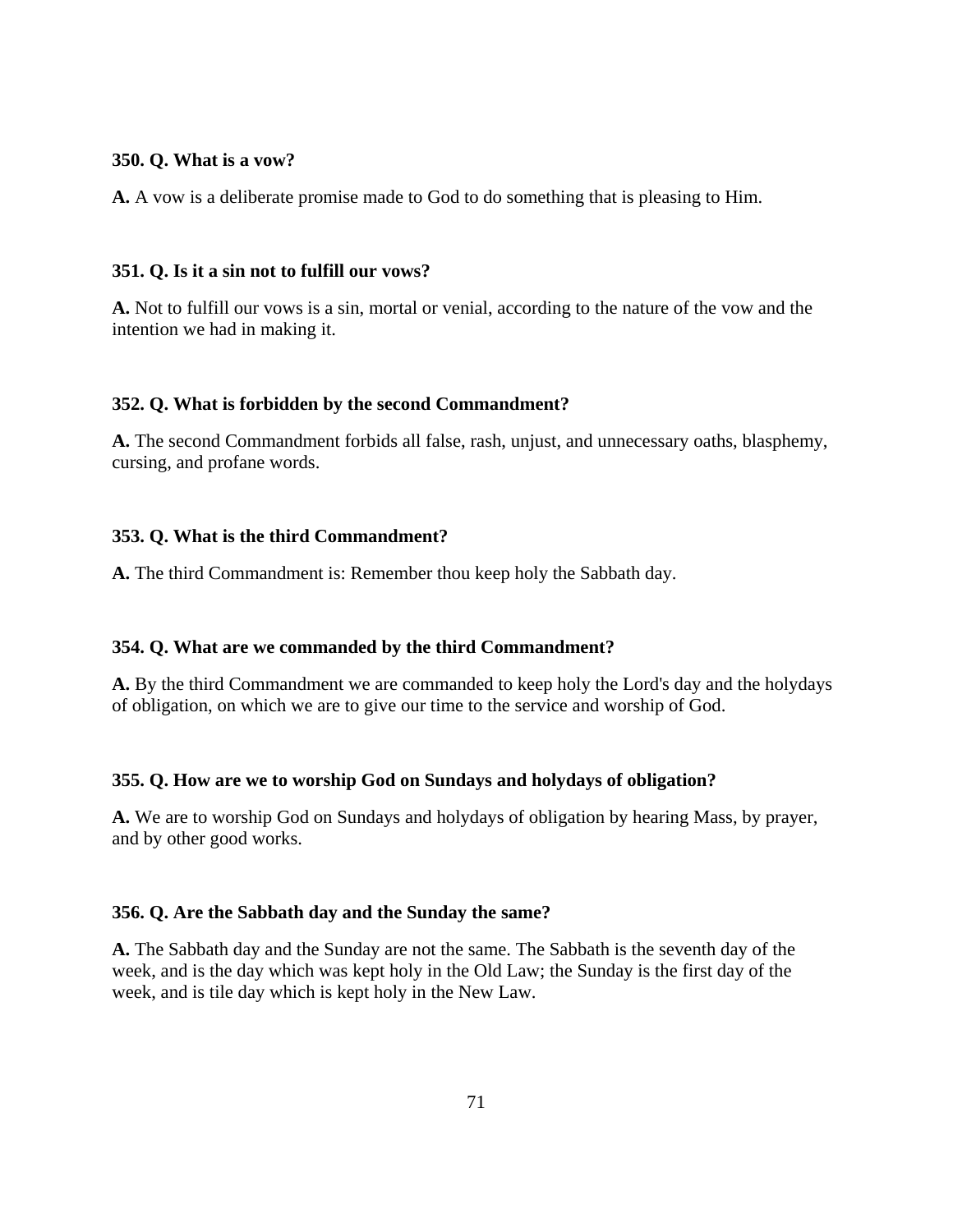**350. Q. What is a vow?**

**A.** A vow is a deliberate promise made to God to do something that is pleasing to Him.

**351. Q. Is it a sin not to fulfill our vows?**

**A.** Not to fulfill our vows is a sin, mortal or venial, according to the nature of the vow and the intention we had in making it.

**352. Q. What is forbidden by the second Commandment?**

**A.** The second Commandment forbids all false, rash, unjust, and unnecessary oaths, blasphemy, cursing, and profane words.

**353. Q. What is the third Commandment?**

**A.** The third Commandment is: Remember thou keep holy the Sabbath day.

**354. Q. What are we commanded by the third Commandment?**

**A.** By the third Commandment we are commanded to keep holy the Lord's day and the holydays of obligation, on which we are to give our time to the service and worship of God.

**355. Q. How are we to worship God on Sundays and holydays of obligation?**

**A.** We are to worship God on Sundays and holydays of obligation by hearing Mass, by prayer, and by other good works.

**356. Q. Are the Sabbath day and the Sunday the same?**

**A.** The Sabbath day and the Sunday are not the same. The Sabbath is the seventh day of the week, and is the day which was kept holy in the Old Law; the Sunday is the first day of the week, and is tile day which is kept holy in the New Law.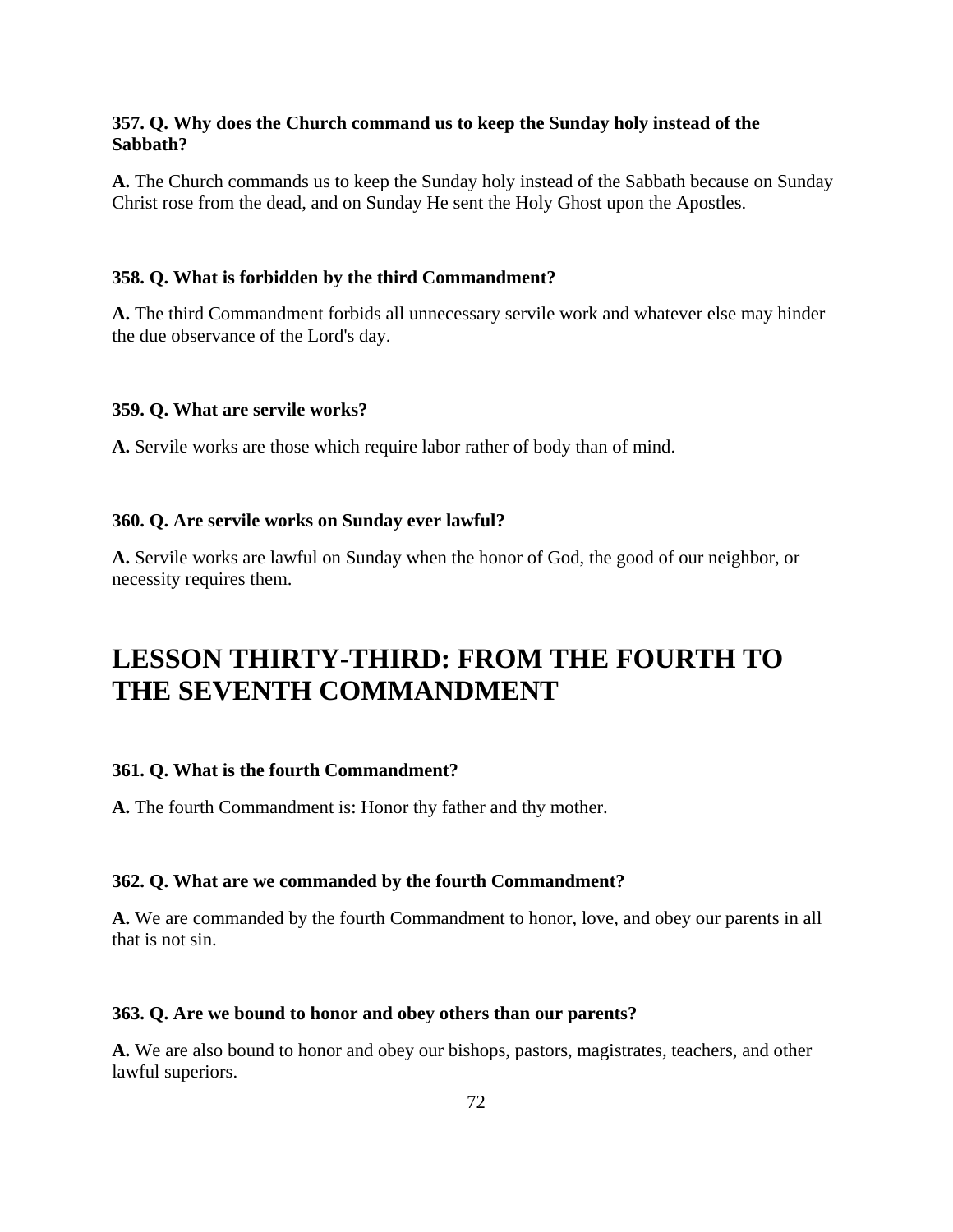**357. Q. Why does the Church command us to keep the Sunday holy instead of the Sabbath?**

**A.** The Church commands us to keep the Sunday holy instead of the Sabbath because on Sunday Christ rose from the dead, and on Sunday He sent the Holy Ghost upon the Apostles.

**358. Q. What is forbidden by the third Commandment?**

**A.** The third Commandment forbids all unnecessary servile work and whatever else may hinder the due observance of the Lord's day.

**359. Q. What are servile works?**

**A.** Servile works are those which require labor rather of body than of mind.

**360. Q. Are servile works on Sunday ever lawful?**

**A.** Servile works are lawful on Sunday when the honor of God, the good of our neighbor, or necessity requires them.

# LESSON THIRTY-THIRD: FROM THE FOURTH TO THE SEVENTH COMMANDMENT

**361. Q. What is the fourth Commandment?**

**A.** The fourth Commandment is: Honor thy father and thy mother.

**362. Q. What are we commanded by the fourth Commandment?**

**A.** We are commanded by the fourth Commandment to honor, love, and obey our parents in all that is not sin.

**363. Q. Are we bound to honor and obey others than our parents?**

**A.** We are also bound to honor and obey our bishops, pastors, magistrates, teachers, and other lawful superiors.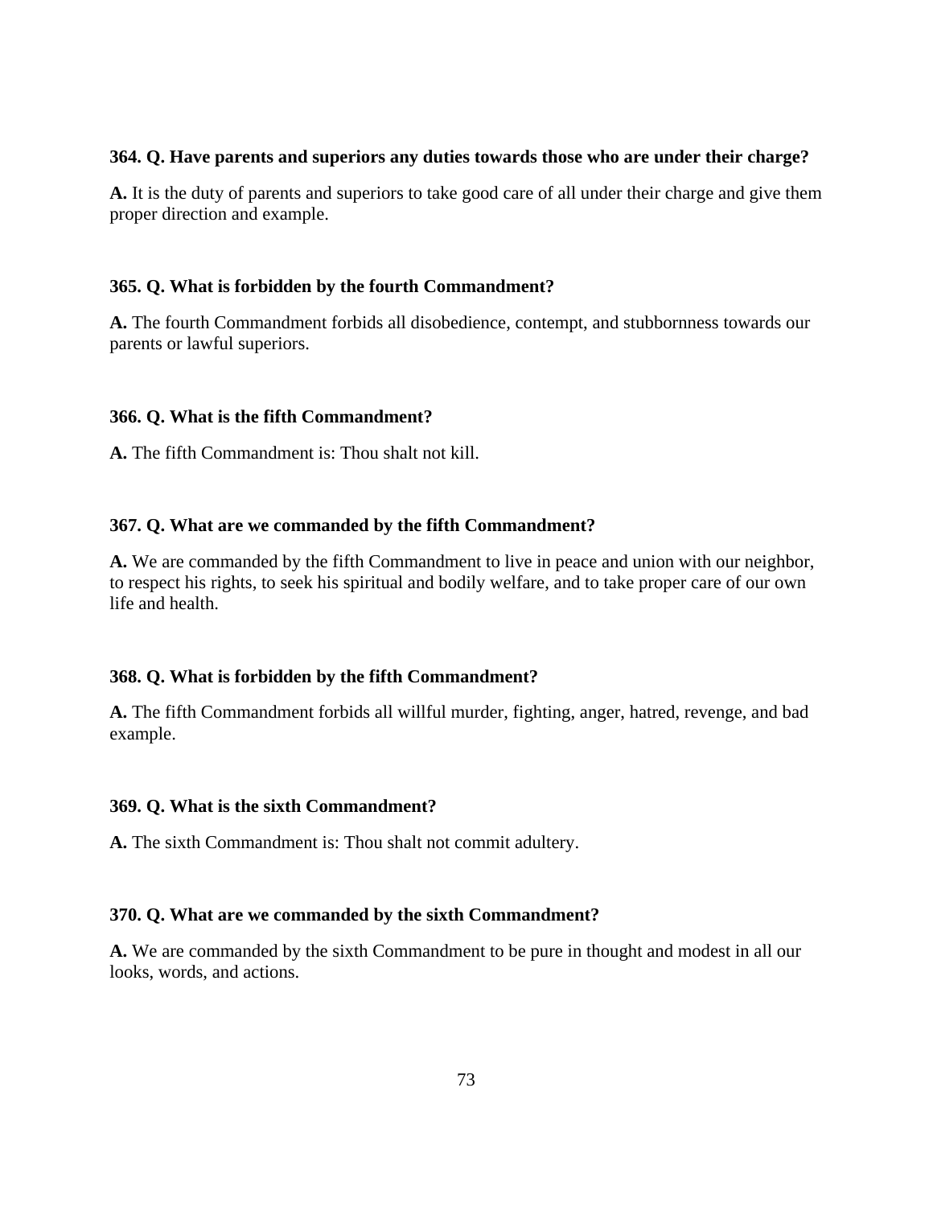**364. Q. Have parents and superiors any duties towards those who are under their charge?**

**A.** It is the duty of parents and superiors to take good care of all under their charge and give them proper direction and example.

**365. Q. What is forbidden by the fourth Commandment?**

**A.** The fourth Commandment forbids all disobedience, contempt, and stubbornness towards our parents or lawful superiors.

**366. Q. What is the fifth Commandment?**

**A.** The fifth Commandment is: Thou shalt not kill.

**367. Q. What are we commanded by the fifth Commandment?**

**A.** We are commanded by the fifth Commandment to live in peace and union with our neighbor, to respect his rights, to seek his spiritual and bodily welfare, and to take proper care of our own life and health.

**368. Q. What is forbidden by the fifth Commandment?**

**A.** The fifth Commandment forbids all willful murder, fighting, anger, hatred, revenge, and bad example.

**369. Q. What is the sixth Commandment?**

**A.** The sixth Commandment is: Thou shalt not commit adultery.

**370. Q. What are we commanded by the sixth Commandment?**

**A.** We are commanded by the sixth Commandment to be pure in thought and modest in all our looks, words, and actions.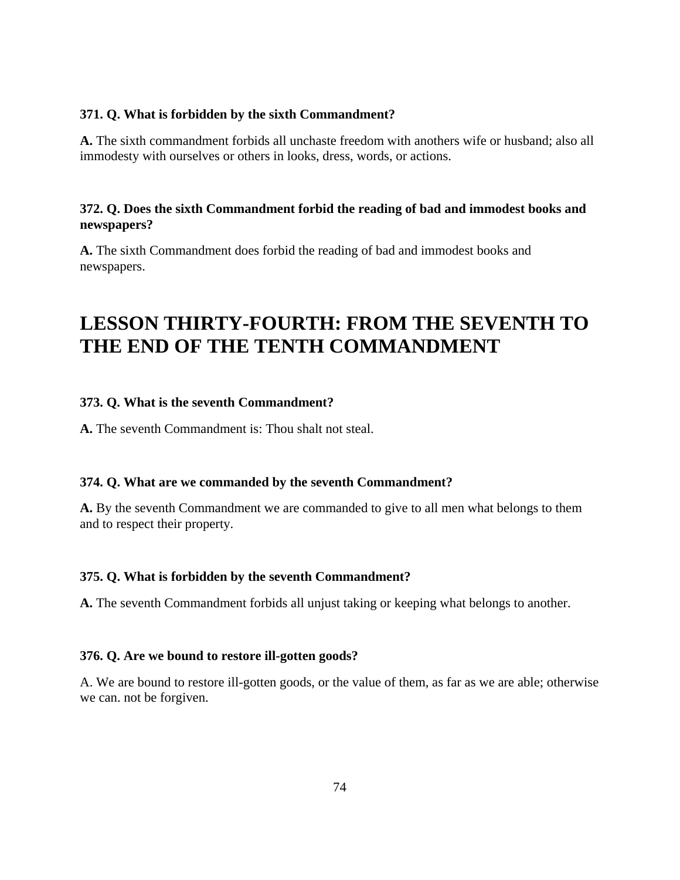**371. Q. What is forbidden by the sixth Commandment?**

**A.** The sixth commandment forbids all unchaste freedom with anothers wife or husband; also all immodesty with ourselves or others in looks, dress, words, or actions.

**372. Q. Does the sixth Commandment forbid the reading of bad and immodest books and newspapers?**

**A.** The sixth Commandment does forbid the reading of bad and immodest books and newspapers.

# LESSON THIRTY-FOURTH: FROM THE SEVENTH TO THE END OF THE TENTH COMMANDMENT

**373. Q. What is the seventh Commandment?**

**A.** The seventh Commandment is: Thou shalt not steal.

**374. Q. What are we commanded by the seventh Commandment?**

**A.** By the seventh Commandment we are commanded to give to all men what belongs to them and to respect their property.

**375. Q. What is forbidden by the seventh Commandment?**

**A.** The seventh Commandment forbids all unjust taking or keeping what belongs to another.

**376. Q. Are we bound to restore ill-gotten goods?**

A. We are bound to restore ill-gotten goods, or the value of them, as far as we are able; otherwise we can. not be forgiven.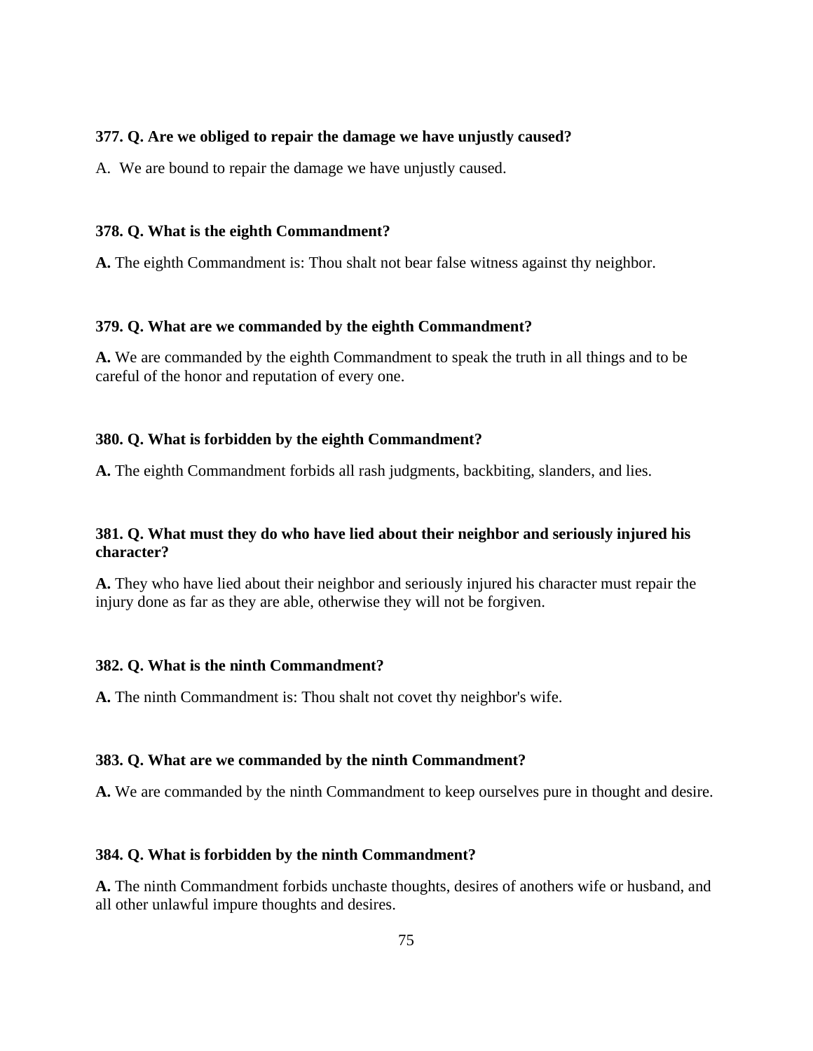**377. Q. Are we obliged to repair the damage we have unjustly caused?**

A. We are bound to repair the damage we have unjustly caused.

**378. Q. What is the eighth Commandment?**

**A.** The eighth Commandment is: Thou shalt not bear false witness against thy neighbor.

**379. Q. What are we commanded by the eighth Commandment?**

**A.** We are commanded by the eighth Commandment to speak the truth in all things and to be careful of the honor and reputation of every one.

**380. Q. What is forbidden by the eighth Commandment?**

**A.** The eighth Commandment forbids all rash judgments, backbiting, slanders, and lies.

**381. Q. What must they do who have lied about their neighbor and seriously injured his character?**

**A.** They who have lied about their neighbor and seriously injured his character must repair the injury done as far as they are able, otherwise they will not be forgiven.

**382. Q. What is the ninth Commandment?**

**A.** The ninth Commandment is: Thou shalt not covet thy neighbor's wife.

**383. Q. What are we commanded by the ninth Commandment?**

**A.** We are commanded by the ninth Commandment to keep ourselves pure in thought and desire.

**384. Q. What is forbidden by the ninth Commandment?**

**A.** The ninth Commandment forbids unchaste thoughts, desires of anothers wife or husband, and all other unlawful impure thoughts and desires.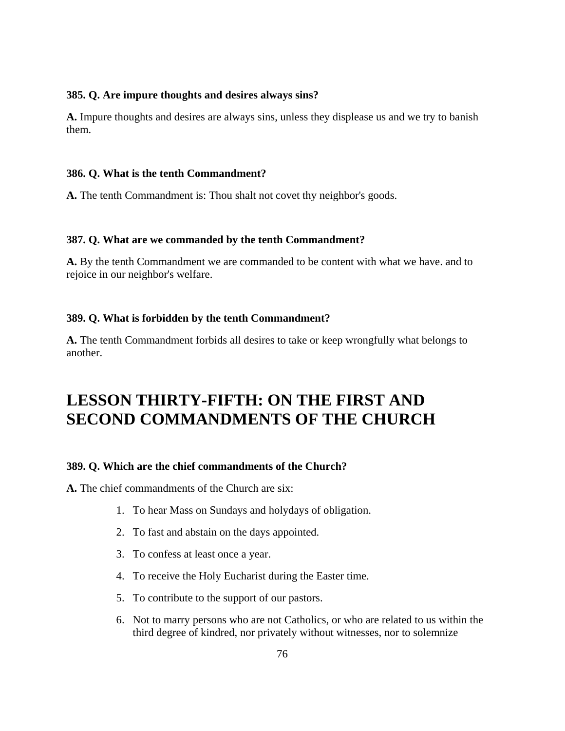**385. Q. Are impure thoughts and desires always sins?**

**A.** Impure thoughts and desires are always sins, unless they displease us and we try to banish them.

**386. Q. What is the tenth Commandment?**

**A.** The tenth Commandment is: Thou shalt not covet thy neighbor's goods.

**387. Q. What are we commanded by the tenth Commandment?**

**A.** By the tenth Commandment we are commanded to be content with what we have. and to rejoice in our neighbor's welfare.

**389. Q. What is forbidden by the tenth Commandment?**

**A.** The tenth Commandment forbids all desires to take or keep wrongfully what belongs to another.

# LESSON THIRTY-FIFTH: ON THE FIRST AND SECOND COMMANDMENTS OF THE CHURCH

**389. Q. Which are the chief commandments of the Church?**

**A.** The chief commandments of the Church are six:

1. To hear Mass on Sundays and holydays of obligation.
2. To fast and abstain on the days appointed.
3. To confess at least once a year.
4. To receive the Holy Eucharist during the Easter time.
5. To contribute to the support of our pastors.
6. Not to marry persons who are not Catholics, or who are related to us within the third degree of kindred, nor privately without witnesses, nor to solemnize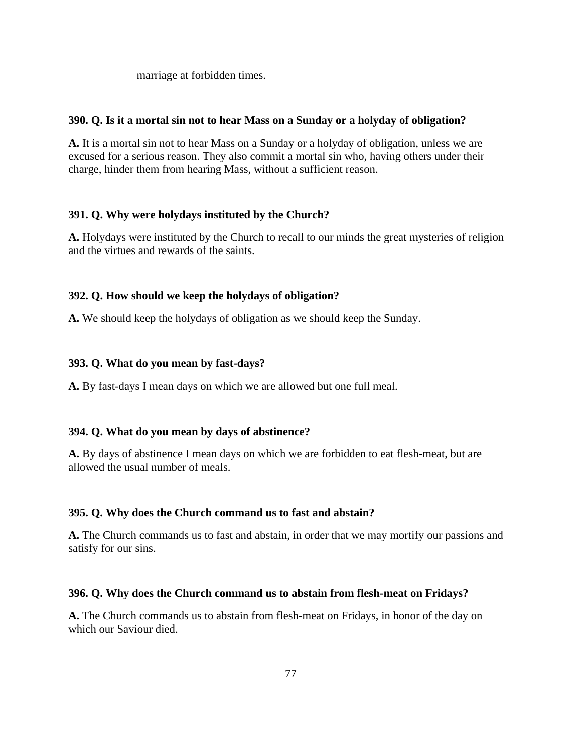marriage at forbidden times.

**390. Q. Is it a mortal sin not to hear Mass on a Sunday or a holyday of obligation?**

**A.** It is a mortal sin not to hear Mass on a Sunday or a holyday of obligation, unless we are excused for a serious reason. They also commit a mortal sin who, having others under their charge, hinder them from hearing Mass, without a sufficient reason.

**391. Q. Why were holydays instituted by the Church?**

**A.** Holydays were instituted by the Church to recall to our minds the great mysteries of religion and the virtues and rewards of the saints.

**392. Q. How should we keep the holydays of obligation?**

**A.** We should keep the holydays of obligation as we should keep the Sunday.

**393. Q. What do you mean by fast-days?**

**A.** By fast-days I mean days on which we are allowed but one full meal.

**394. Q. What do you mean by days of abstinence?**

**A.** By days of abstinence I mean days on which we are forbidden to eat flesh-meat, but are allowed the usual number of meals.

**395. Q. Why does the Church command us to fast and abstain?**

**A.** The Church commands us to fast and abstain, in order that we may mortify our passions and satisfy for our sins.

**396. Q. Why does the Church command us to abstain from flesh-meat on Fridays?**

**A.** The Church commands us to abstain from flesh-meat on Fridays, in honor of the day on which our Saviour died.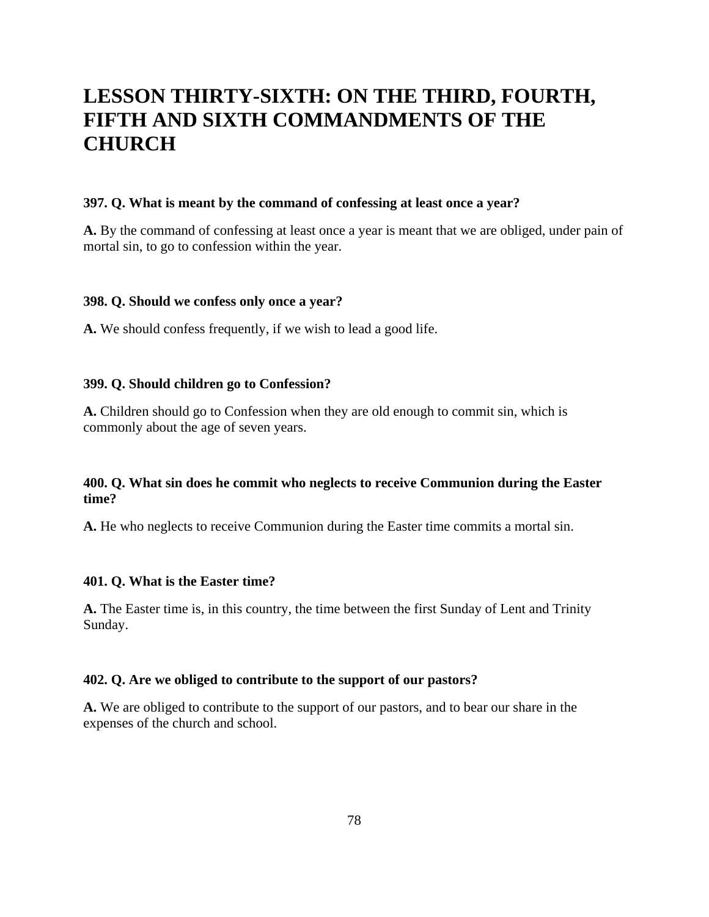# LESSON THIRTY-SIXTH: ON THE THIRD, FOURTH, FIFTH AND SIXTH COMMANDMENTS OF THE CHURCH

**397. Q. What is meant by the command of confessing at least once a year?**

**A.** By the command of confessing at least once a year is meant that we are obliged, under pain of mortal sin, to go to confession within the year.

**398. Q. Should we confess only once a year?**

**A.** We should confess frequently, if we wish to lead a good life.

**399. Q. Should children go to Confession?**

**A.** Children should go to Confession when they are old enough to commit sin, which is commonly about the age of seven years.

**400. Q. What sin does he commit who neglects to receive Communion during the Easter time?**

**A.** He who neglects to receive Communion during the Easter time commits a mortal sin.

**401. Q. What is the Easter time?**

**A.** The Easter time is, in this country, the time between the first Sunday of Lent and Trinity Sunday.

**402. Q. Are we obliged to contribute to the support of our pastors?**

**A.** We are obliged to contribute to the support of our pastors, and to bear our share in the expenses of the church and school.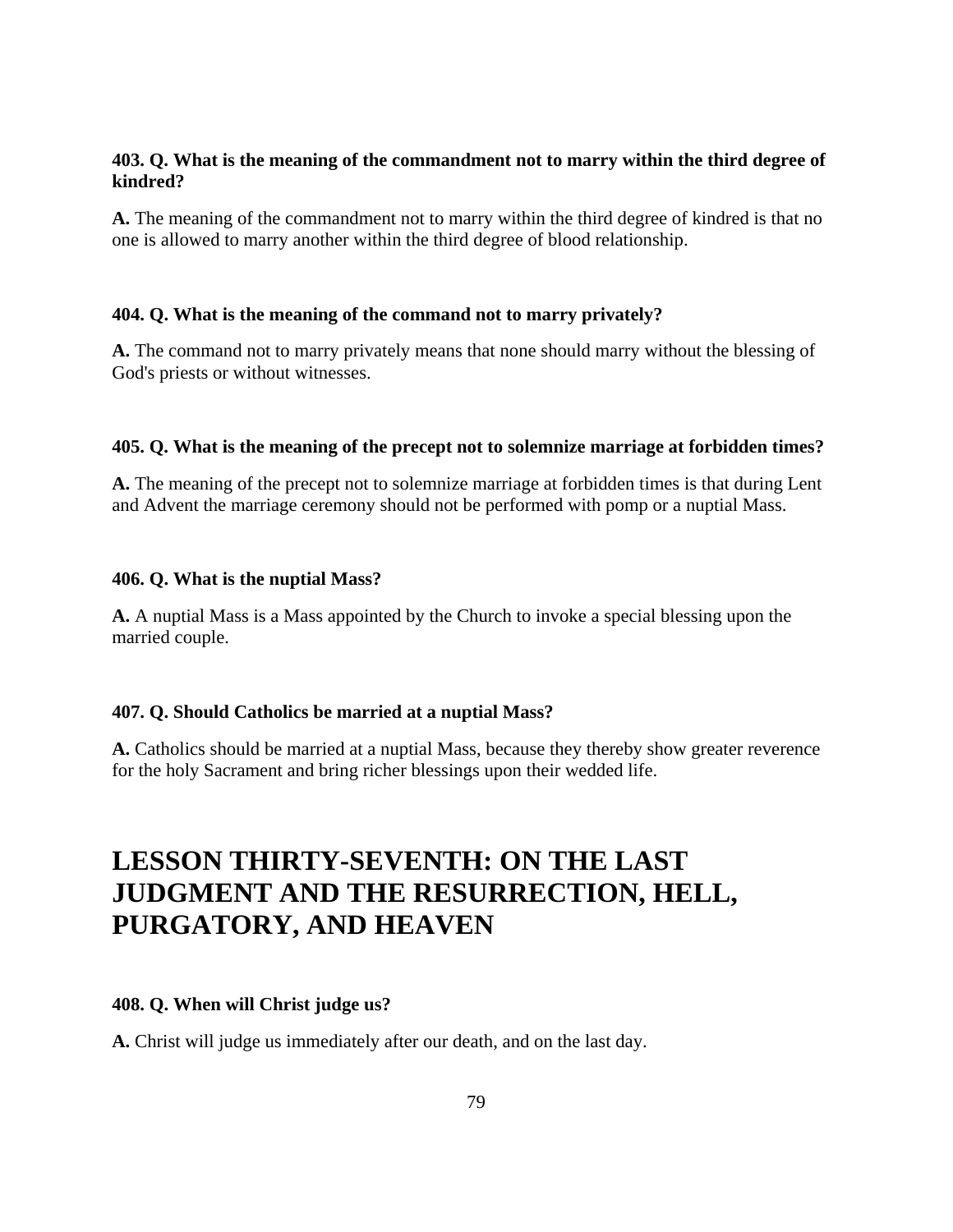**403. Q. What is the meaning of the commandment not to marry within the third degree of kindred?**

**A.** The meaning of the commandment not to marry within the third degree of kindred is that no one is allowed to marry another within the third degree of blood relationship.

**404. Q. What is the meaning of the command not to marry privately?**

**A.** The command not to marry privately means that none should marry without the blessing of God's priests or without witnesses.

**405. Q. What is the meaning of the precept not to solemnize marriage at forbidden times?**

**A.** The meaning of the precept not to solemnize marriage at forbidden times is that during Lent and Advent the marriage ceremony should not be performed with pomp or a nuptial Mass.

**406. Q. What is the nuptial Mass?**

**A.** A nuptial Mass is a Mass appointed by the Church to invoke a special blessing upon the married couple.

**407. Q. Should Catholics be married at a nuptial Mass?**

**A.** Catholics should be married at a nuptial Mass, because they thereby show greater reverence for the holy Sacrament and bring richer blessings upon their wedded life.

# LESSON THIRTY-SEVENTH: ON THE LAST JUDGMENT AND THE RESURRECTION, HELL, PURGATORY, AND HEAVEN

**408. Q. When will Christ judge us?**

**A.** Christ will judge us immediately after our death, and on the last day.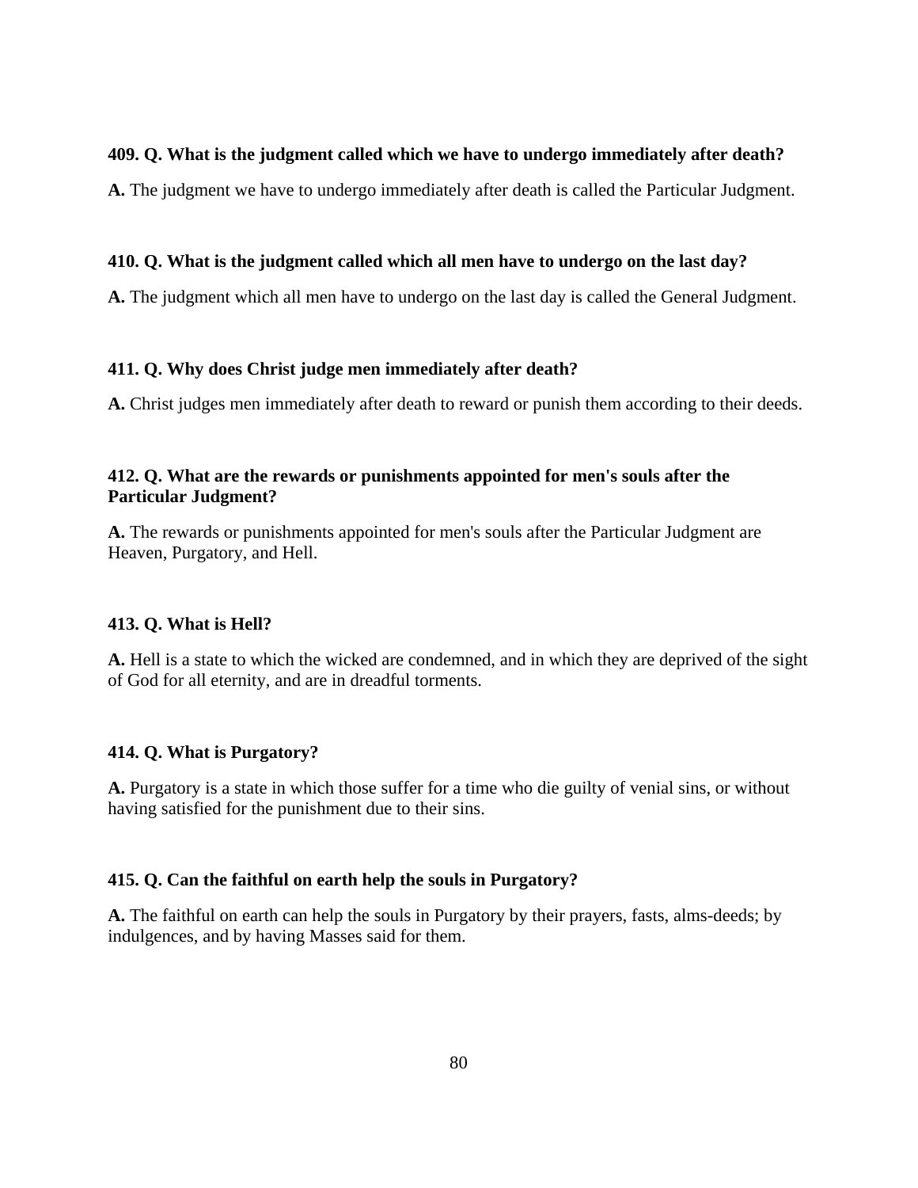**409. Q. What is the judgment called which we have to undergo immediately after death?**

**A.** The judgment we have to undergo immediately after death is called the Particular Judgment.

**410. Q. What is the judgment called which all men have to undergo on the last day?**

**A.** The judgment which all men have to undergo on the last day is called the General Judgment.

**411. Q. Why does Christ judge men immediately after death?**

**A.** Christ judges men immediately after death to reward or punish them according to their deeds.

**412. Q. What are the rewards or punishments appointed for men's souls after the Particular Judgment?**

**A.** The rewards or punishments appointed for men's souls after the Particular Judgment are Heaven, Purgatory, and Hell.

**413. Q. What is Hell?**

**A.** Hell is a state to which the wicked are condemned, and in which they are deprived of the sight of God for all eternity, and are in dreadful torments.

**414. Q. What is Purgatory?**

**A.** Purgatory is a state in which those suffer for a time who die guilty of venial sins, or without having satisfied for the punishment due to their sins.

**415. Q. Can the faithful on earth help the souls in Purgatory?**

**A.** The faithful on earth can help the souls in Purgatory by their prayers, fasts, alms-deeds; by indulgences, and by having Masses said for them.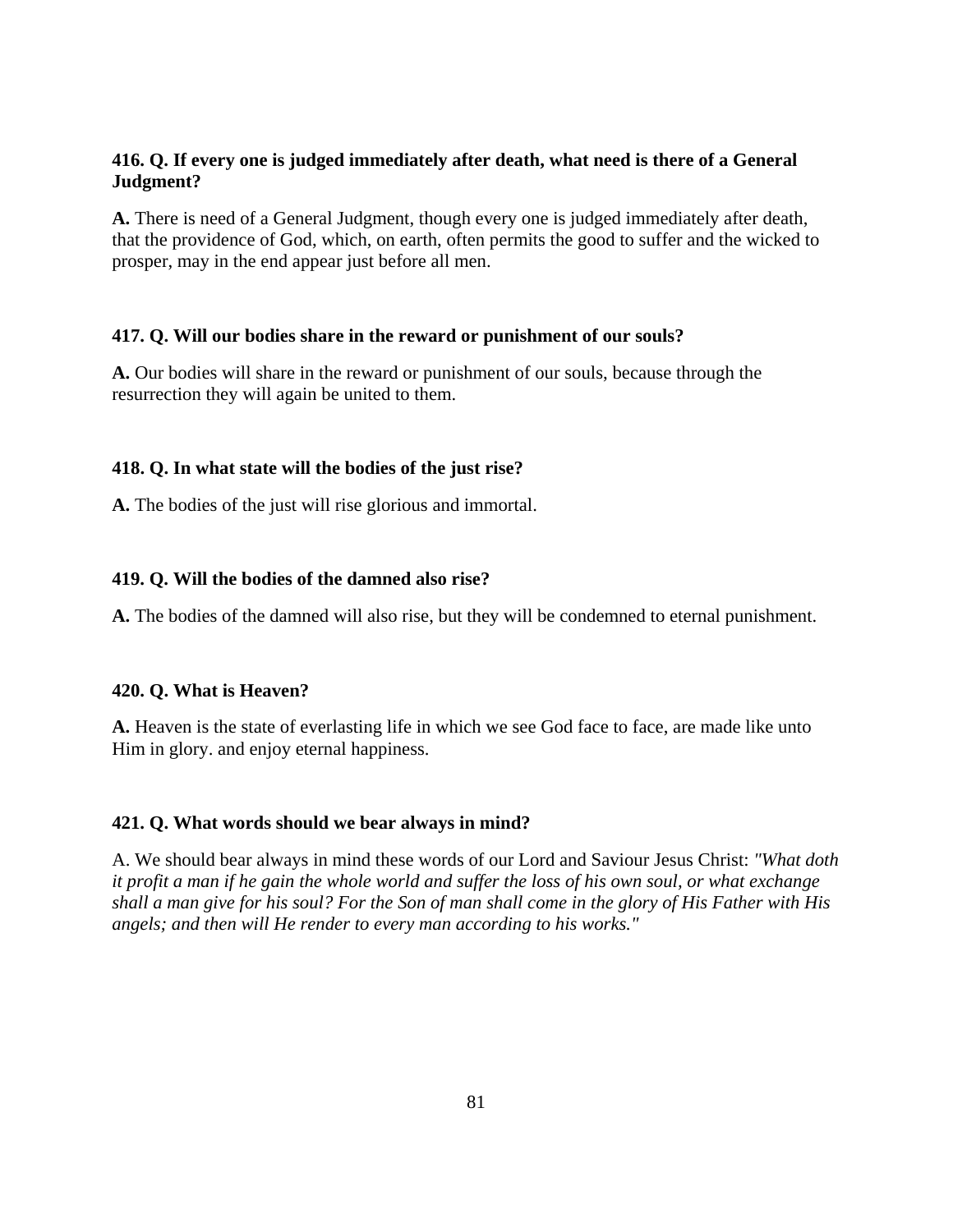**416. Q. If every one is judged immediately after death, what need is there of a General Judgment?**

**A.** There is need of a General Judgment, though every one is judged immediately after death, that the providence of God, which, on earth, often permits the good to suffer and the wicked to prosper, may in the end appear just before all men.

**417. Q. Will our bodies share in the reward or punishment of our souls?**

**A.** Our bodies will share in the reward or punishment of our souls, because through the resurrection they will again be united to them.

**418. Q. In what state will the bodies of the just rise?**

**A.** The bodies of the just will rise glorious and immortal.

**419. Q. Will the bodies of the damned also rise?**

**A.** The bodies of the damned will also rise, but they will be condemned to eternal punishment.

**420. Q. What is Heaven?**

**A.** Heaven is the state of everlasting life in which we see God face to face, are made like unto Him in glory. and enjoy eternal happiness.

**421. Q. What words should we bear always in mind?**

A. We should bear always in mind these words of our Lord and Saviour Jesus Christ: *"What doth it profit a man if he gain the whole world and suffer the loss of his own soul, or what exchange shall a man give for his soul? For the Son of man shall come in the glory of His Father with His angels; and then will He render to every man according to his works."*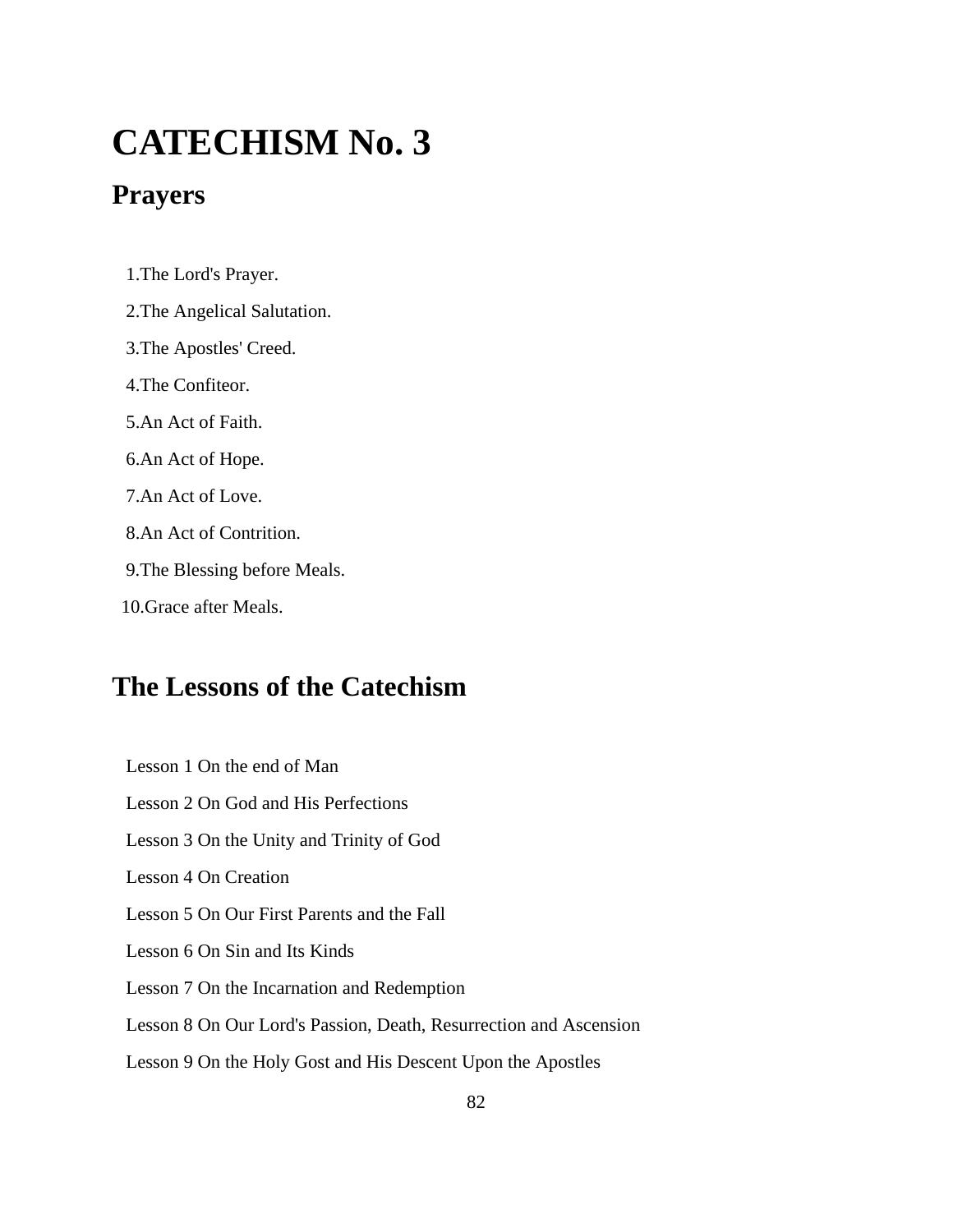# CATECHISM No. 3

## Prayers

1. The Lord's Prayer.
2. The Angelical Salutation.
3. The Apostles' Creed.
4. The Confiteor.
5. An Act of Faith.
6. An Act of Hope.
7. An Act of Love.
8. An Act of Contrition.
9. The Blessing before Meals.
10. Grace after Meals.

## The Lessons of the Catechism

Lesson 1 On the end of Man

Lesson 2 On God and His Perfections

Lesson 3 On the Unity and Trinity of God

Lesson 4 On Creation

Lesson 5 On Our First Parents and the Fall

Lesson 6 On Sin and Its Kinds

Lesson 7 On the Incarnation and Redemption

Lesson 8 On Our Lord's Passion, Death, Resurrection and Ascension

Lesson 9 On the Holy Gost and His Descent Upon the Apostles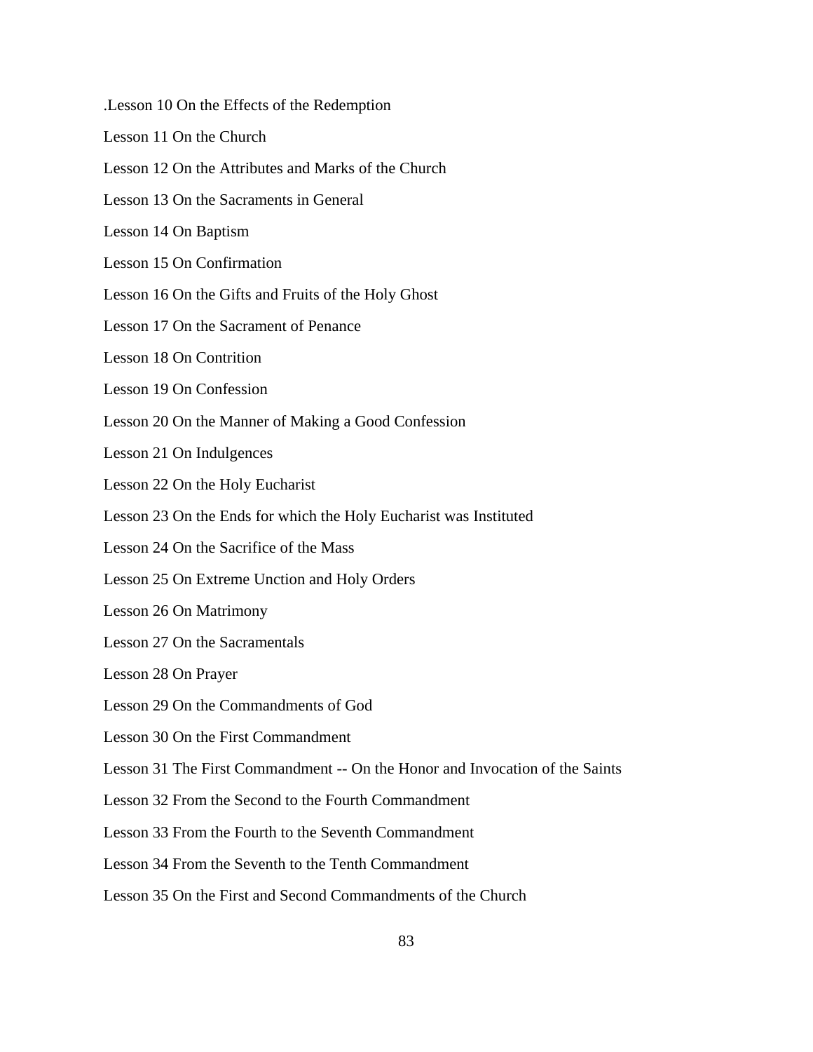.Lesson 10 On the Effects of the Redemption

Lesson 11 On the Church

Lesson 12 On the Attributes and Marks of the Church

Lesson 13 On the Sacraments in General

Lesson 14 On Baptism

Lesson 15 On Confirmation

Lesson 16 On the Gifts and Fruits of the Holy Ghost

Lesson 17 On the Sacrament of Penance

Lesson 18 On Contrition

Lesson 19 On Confession

Lesson 20 On the Manner of Making a Good Confession

Lesson 21 On Indulgences

Lesson 22 On the Holy Eucharist

Lesson 23 On the Ends for which the Holy Eucharist was Instituted

Lesson 24 On the Sacrifice of the Mass

Lesson 25 On Extreme Unction and Holy Orders

Lesson 26 On Matrimony

Lesson 27 On the Sacramentals

Lesson 28 On Prayer

Lesson 29 On the Commandments of God

Lesson 30 On the First Commandment

Lesson 31 The First Commandment -- On the Honor and Invocation of the Saints

Lesson 32 From the Second to the Fourth Commandment

Lesson 33 From the Fourth to the Seventh Commandment

Lesson 34 From the Seventh to the Tenth Commandment

Lesson 35 On the First and Second Commandments of the Church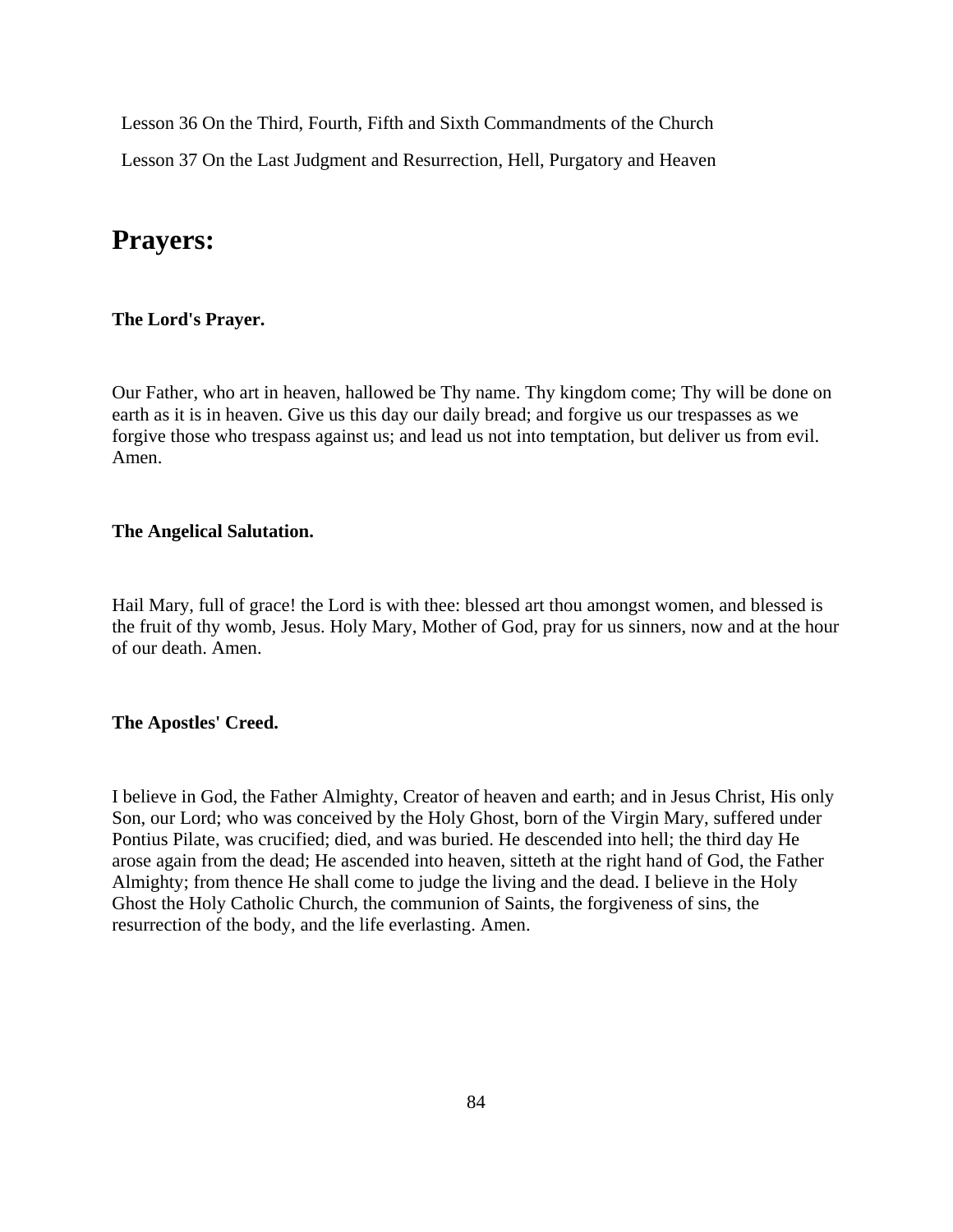Lesson 36 On the Third, Fourth, Fifth and Sixth Commandments of the Church

Lesson 37 On the Last Judgment and Resurrection, Hell, Purgatory and Heaven

## Prayers:

**The Lord's Prayer.**

Our Father, who art in heaven, hallowed be Thy name. Thy kingdom come; Thy will be done on earth as it is in heaven. Give us this day our daily bread; and forgive us our trespasses as we forgive those who trespass against us; and lead us not into temptation, but deliver us from evil. Amen.

**The Angelical Salutation.**

Hail Mary, full of grace! the Lord is with thee: blessed art thou amongst women, and blessed is the fruit of thy womb, Jesus. Holy Mary, Mother of God, pray for us sinners, now and at the hour of our death. Amen.

**The Apostles' Creed.**

I believe in God, the Father Almighty, Creator of heaven and earth; and in Jesus Christ, His only Son, our Lord; who was conceived by the Holy Ghost, born of the Virgin Mary, suffered under Pontius Pilate, was crucified; died, and was buried. He descended into hell; the third day He arose again from the dead; He ascended into heaven, sitteth at the right hand of God, the Father Almighty; from thence He shall come to judge the living and the dead. I believe in the Holy Ghost the Holy Catholic Church, the communion of Saints, the forgiveness of sins, the resurrection of the body, and the life everlasting. Amen.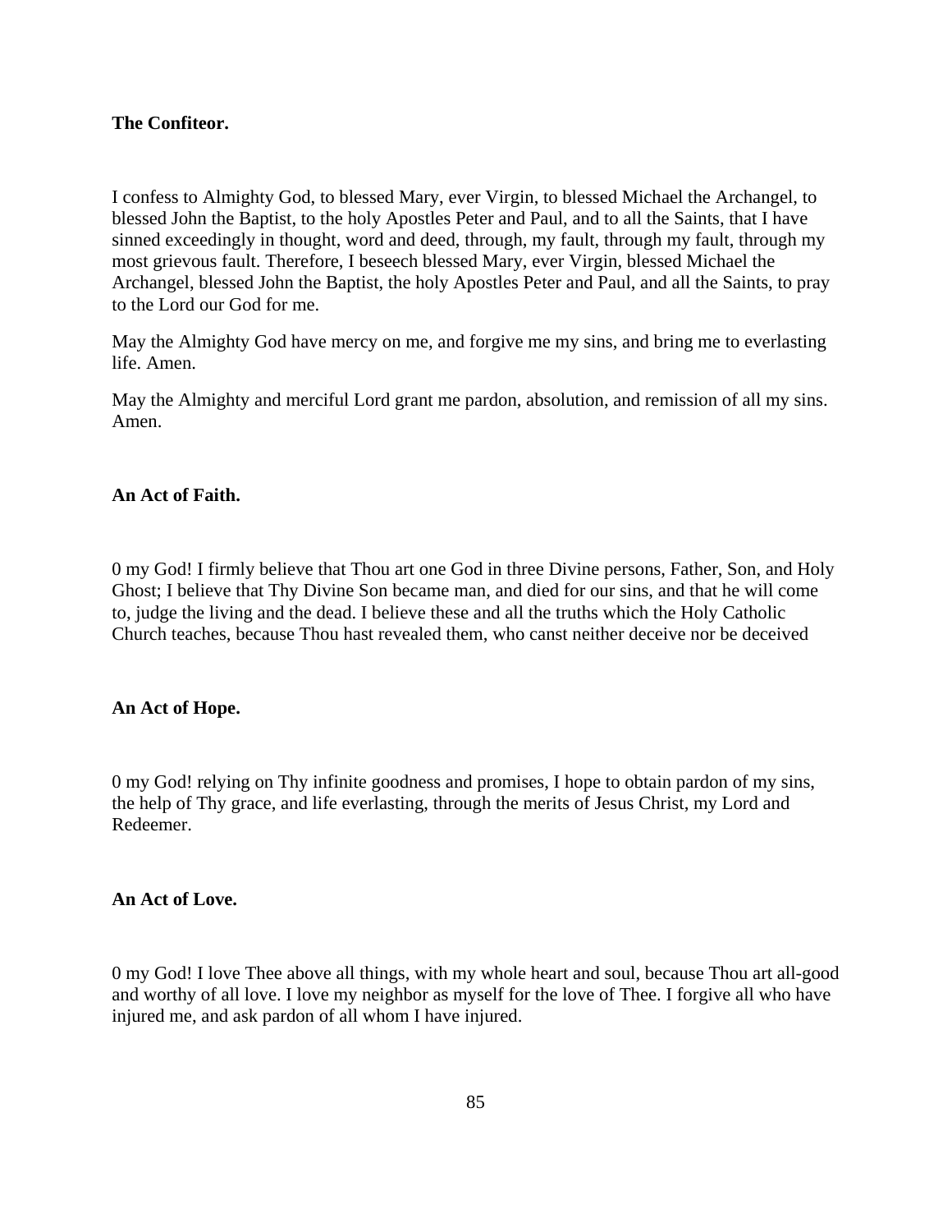**The Confiteor.**

I confess to Almighty God, to blessed Mary, ever Virgin, to blessed Michael the Archangel, to blessed John the Baptist, to the holy Apostles Peter and Paul, and to all the Saints, that I have sinned exceedingly in thought, word and deed, through, my fault, through my fault, through my most grievous fault. Therefore, I beseech blessed Mary, ever Virgin, blessed Michael the Archangel, blessed John the Baptist, the holy Apostles Peter and Paul, and all the Saints, to pray to the Lord our God for me.

May the Almighty God have mercy on me, and forgive me my sins, and bring me to everlasting life. Amen.

May the Almighty and merciful Lord grant me pardon, absolution, and remission of all my sins. Amen.

**An Act of Faith.**

0 my God! I firmly believe that Thou art one God in three Divine persons, Father, Son, and Holy Ghost; I believe that Thy Divine Son became man, and died for our sins, and that he will come to, judge the living and the dead. I believe these and all the truths which the Holy Catholic Church teaches, because Thou hast revealed them, who canst neither deceive nor be deceived

**An Act of Hope.**

0 my God! relying on Thy infinite goodness and promises, I hope to obtain pardon of my sins, the help of Thy grace, and life everlasting, through the merits of Jesus Christ, my Lord and Redeemer.

**An Act of Love.**

0 my God! I love Thee above all things, with my whole heart and soul, because Thou art all-good and worthy of all love. I love my neighbor as myself for the love of Thee. I forgive all who have injured me, and ask pardon of all whom I have injured.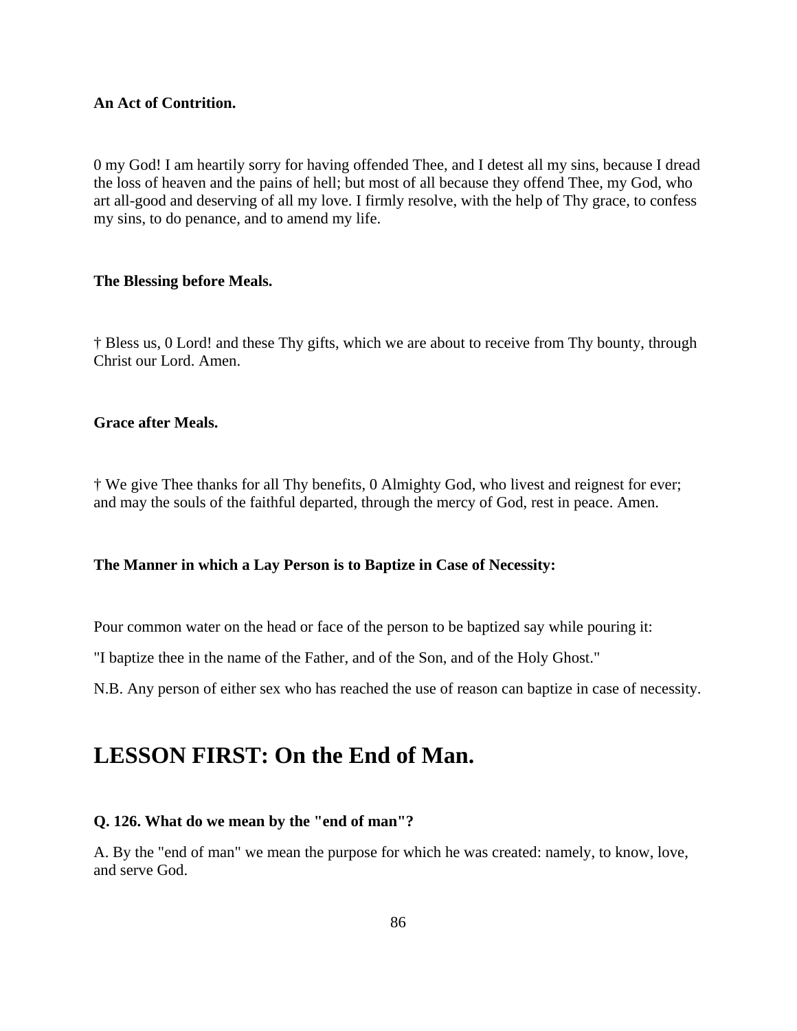**An Act of Contrition.**

0 my God! I am heartily sorry for having offended Thee, and I detest all my sins, because I dread the loss of heaven and the pains of hell; but most of all because they offend Thee, my God, who art all-good and deserving of all my love. I firmly resolve, with the help of Thy grace, to confess my sins, to do penance, and to amend my life.

**The Blessing before Meals.**

† Bless us, 0 Lord! and these Thy gifts, which we are about to receive from Thy bounty, through Christ our Lord. Amen.

**Grace after Meals.**

† We give Thee thanks for all Thy benefits, 0 Almighty God, who livest and reignest for ever; and may the souls of the faithful departed, through the mercy of God, rest in peace. Amen.

**The Manner in which a Lay Person is to Baptize in Case of Necessity:**

Pour common water on the head or face of the person to be baptized say while pouring it:

"I baptize thee in the name of the Father, and of the Son, and of the Holy Ghost."

N.B. Any person of either sex who has reached the use of reason can baptize in case of necessity.

# LESSON FIRST: On the End of Man.

**Q. 126. What do we mean by the "end of man"?**

A. By the "end of man" we mean the purpose for which he was created: namely, to know, love, and serve God.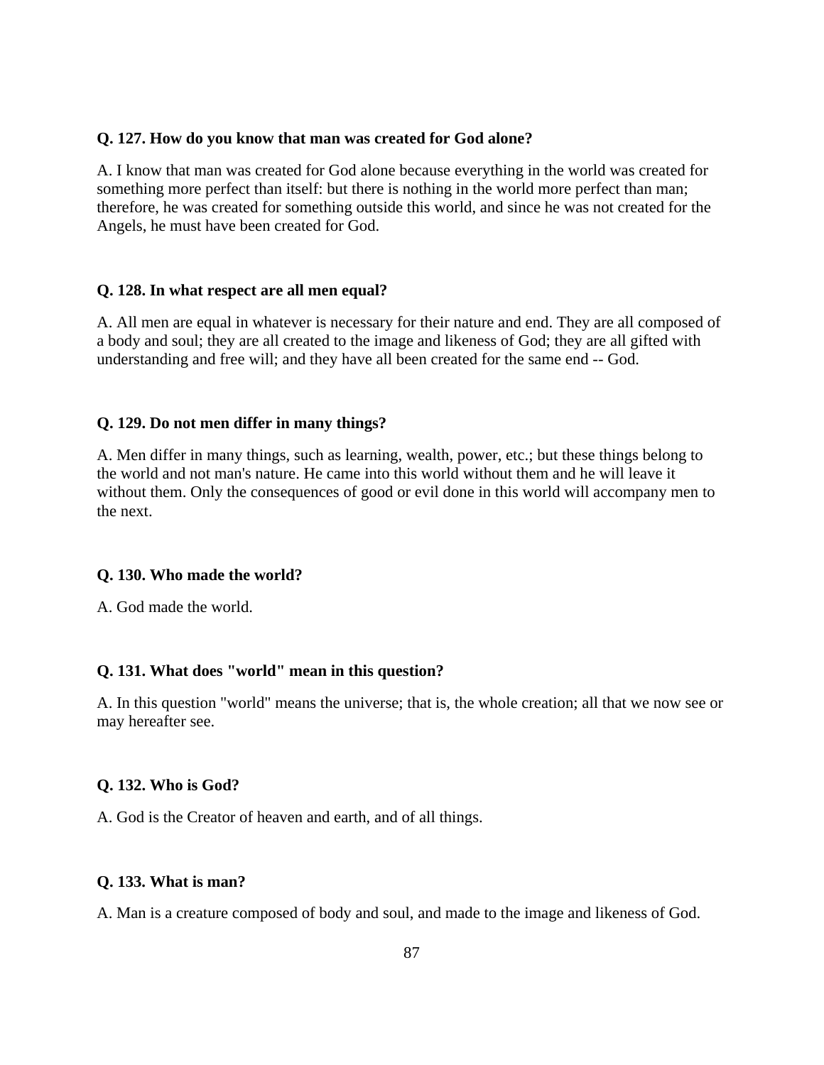**Q. 127. How do you know that man was created for God alone?**

A. I know that man was created for God alone because everything in the world was created for something more perfect than itself: but there is nothing in the world more perfect than man; therefore, he was created for something outside this world, and since he was not created for the Angels, he must have been created for God.

**Q. 128. In what respect are all men equal?**

A. All men are equal in whatever is necessary for their nature and end. They are all composed of a body and soul; they are all created to the image and likeness of God; they are all gifted with understanding and free will; and they have all been created for the same end -- God.

**Q. 129. Do not men differ in many things?**

A. Men differ in many things, such as learning, wealth, power, etc.; but these things belong to the world and not man's nature. He came into this world without them and he will leave it without them. Only the consequences of good or evil done in this world will accompany men to the next.

**Q. 130. Who made the world?**

A. God made the world.

**Q. 131. What does "world" mean in this question?**

A. In this question "world" means the universe; that is, the whole creation; all that we now see or may hereafter see.

**Q. 132. Who is God?**

A. God is the Creator of heaven and earth, and of all things.

**Q. 133. What is man?**

A. Man is a creature composed of body and soul, and made to the image and likeness of God.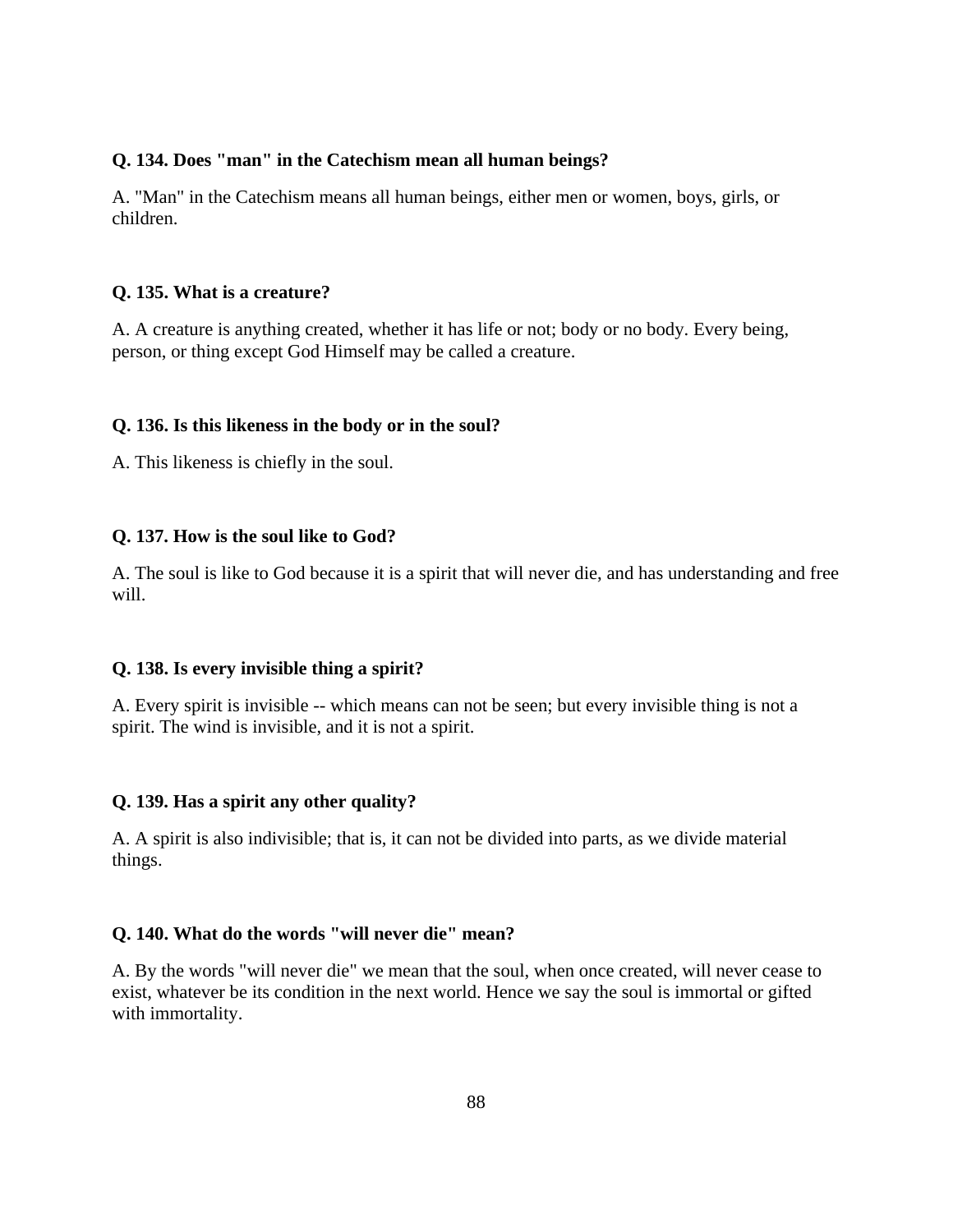**Q. 134. Does "man" in the Catechism mean all human beings?**

A. "Man" in the Catechism means all human beings, either men or women, boys, girls, or children.

**Q. 135. What is a creature?**

A. A creature is anything created, whether it has life or not; body or no body. Every being, person, or thing except God Himself may be called a creature.

**Q. 136. Is this likeness in the body or in the soul?**

A. This likeness is chiefly in the soul.

**Q. 137. How is the soul like to God?**

A. The soul is like to God because it is a spirit that will never die, and has understanding and free will.

**Q. 138. Is every invisible thing a spirit?**

A. Every spirit is invisible -- which means can not be seen; but every invisible thing is not a spirit. The wind is invisible, and it is not a spirit.

**Q. 139. Has a spirit any other quality?**

A. A spirit is also indivisible; that is, it can not be divided into parts, as we divide material things.

**Q. 140. What do the words "will never die" mean?**

A. By the words "will never die" we mean that the soul, when once created, will never cease to exist, whatever be its condition in the next world. Hence we say the soul is immortal or gifted with immortality.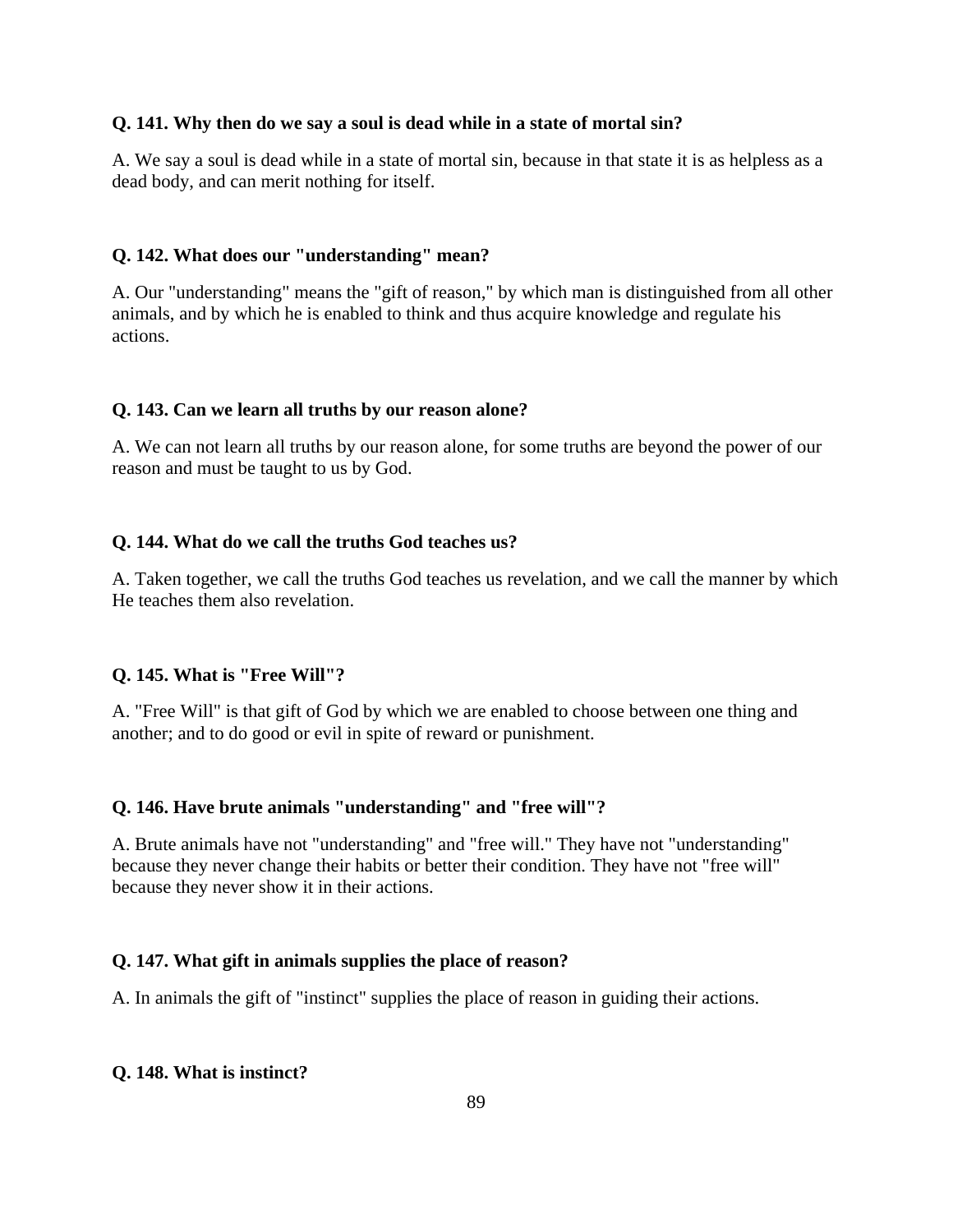**Q. 141. Why then do we say a soul is dead while in a state of mortal sin?**

A. We say a soul is dead while in a state of mortal sin, because in that state it is as helpless as a dead body, and can merit nothing for itself.

**Q. 142. What does our "understanding" mean?**

A. Our "understanding" means the "gift of reason," by which man is distinguished from all other animals, and by which he is enabled to think and thus acquire knowledge and regulate his actions.

**Q. 143. Can we learn all truths by our reason alone?**

A. We can not learn all truths by our reason alone, for some truths are beyond the power of our reason and must be taught to us by God.

**Q. 144. What do we call the truths God teaches us?**

A. Taken together, we call the truths God teaches us revelation, and we call the manner by which He teaches them also revelation.

**Q. 145. What is "Free Will"?**

A. "Free Will" is that gift of God by which we are enabled to choose between one thing and another; and to do good or evil in spite of reward or punishment.

**Q. 146. Have brute animals "understanding" and "free will"?**

A. Brute animals have not "understanding" and "free will." They have not "understanding" because they never change their habits or better their condition. They have not "free will" because they never show it in their actions.

**Q. 147. What gift in animals supplies the place of reason?**

A. In animals the gift of "instinct" supplies the place of reason in guiding their actions.

**Q. 148. What is instinct?**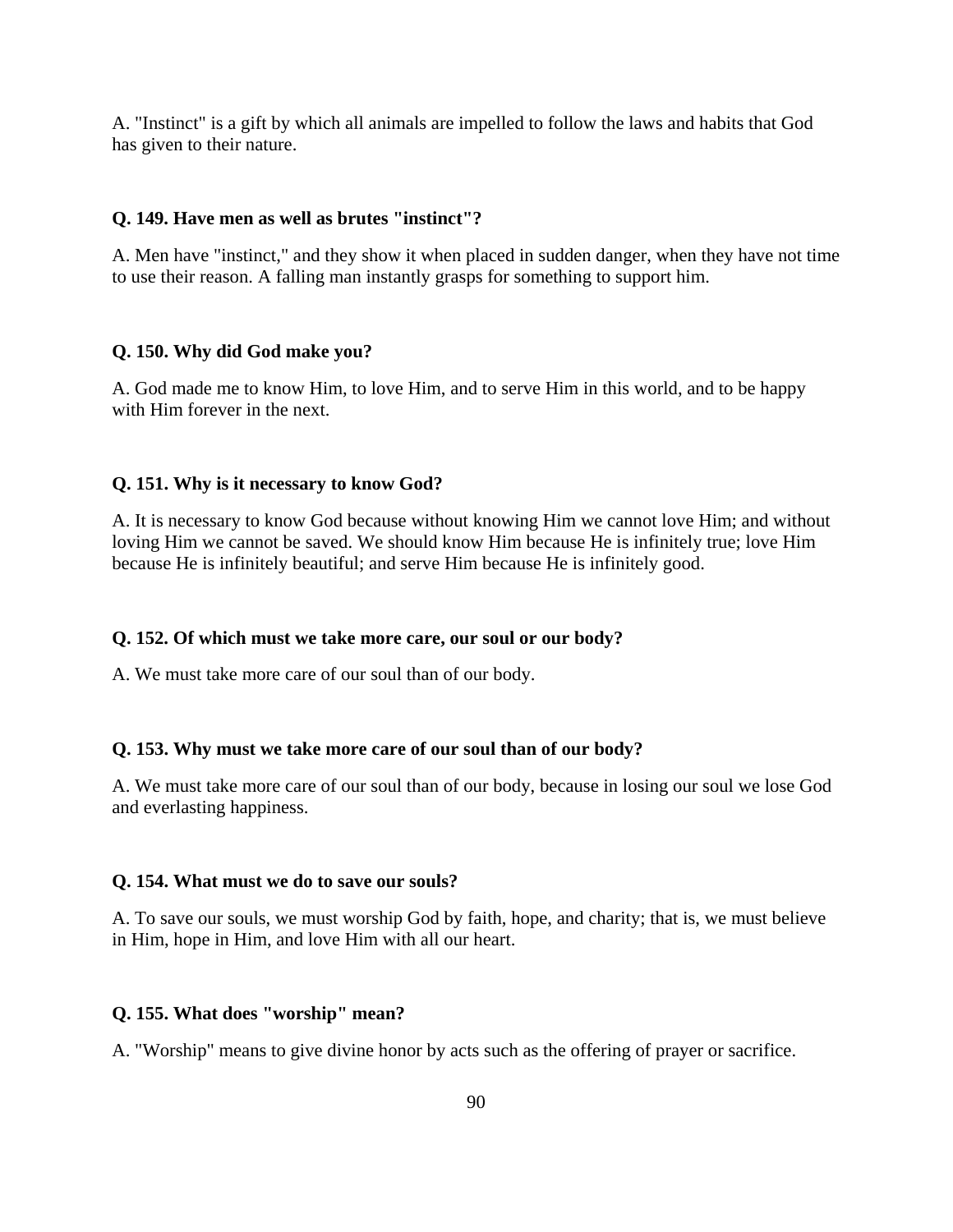A. "Instinct" is a gift by which all animals are impelled to follow the laws and habits that God has given to their nature.

**Q. 149. Have men as well as brutes "instinct"?**

A. Men have "instinct," and they show it when placed in sudden danger, when they have not time to use their reason. A falling man instantly grasps for something to support him.

**Q. 150. Why did God make you?**

A. God made me to know Him, to love Him, and to serve Him in this world, and to be happy with Him forever in the next.

**Q. 151. Why is it necessary to know God?**

A. It is necessary to know God because without knowing Him we cannot love Him; and without loving Him we cannot be saved. We should know Him because He is infinitely true; love Him because He is infinitely beautiful; and serve Him because He is infinitely good.

**Q. 152. Of which must we take more care, our soul or our body?**

A. We must take more care of our soul than of our body.

**Q. 153. Why must we take more care of our soul than of our body?**

A. We must take more care of our soul than of our body, because in losing our soul we lose God and everlasting happiness.

**Q. 154. What must we do to save our souls?**

A. To save our souls, we must worship God by faith, hope, and charity; that is, we must believe in Him, hope in Him, and love Him with all our heart.

**Q. 155. What does "worship" mean?**

A. "Worship" means to give divine honor by acts such as the offering of prayer or sacrifice.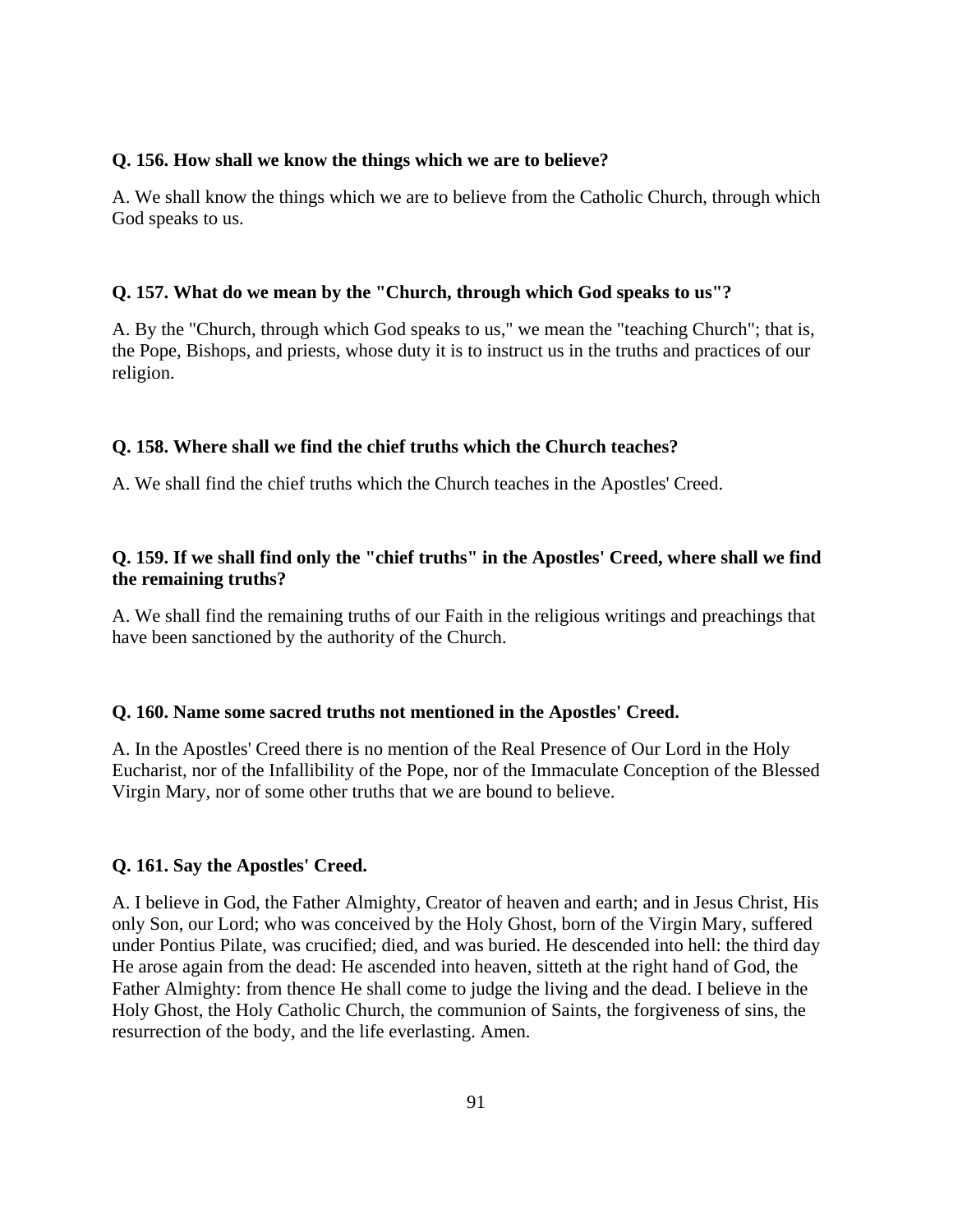**Q. 156. How shall we know the things which we are to believe?**

A. We shall know the things which we are to believe from the Catholic Church, through which God speaks to us.

**Q. 157. What do we mean by the "Church, through which God speaks to us"?**

A. By the "Church, through which God speaks to us," we mean the "teaching Church"; that is, the Pope, Bishops, and priests, whose duty it is to instruct us in the truths and practices of our religion.

**Q. 158. Where shall we find the chief truths which the Church teaches?**

A. We shall find the chief truths which the Church teaches in the Apostles' Creed.

**Q. 159. If we shall find only the "chief truths" in the Apostles' Creed, where shall we find the remaining truths?**

A. We shall find the remaining truths of our Faith in the religious writings and preachings that have been sanctioned by the authority of the Church.

**Q. 160. Name some sacred truths not mentioned in the Apostles' Creed.**

A. In the Apostles' Creed there is no mention of the Real Presence of Our Lord in the Holy Eucharist, nor of the Infallibility of the Pope, nor of the Immaculate Conception of the Blessed Virgin Mary, nor of some other truths that we are bound to believe.

**Q. 161. Say the Apostles' Creed.**

A. I believe in God, the Father Almighty, Creator of heaven and earth; and in Jesus Christ, His only Son, our Lord; who was conceived by the Holy Ghost, born of the Virgin Mary, suffered under Pontius Pilate, was crucified; died, and was buried. He descended into hell: the third day He arose again from the dead: He ascended into heaven, sitteth at the right hand of God, the Father Almighty: from thence He shall come to judge the living and the dead. I believe in the Holy Ghost, the Holy Catholic Church, the communion of Saints, the forgiveness of sins, the resurrection of the body, and the life everlasting. Amen.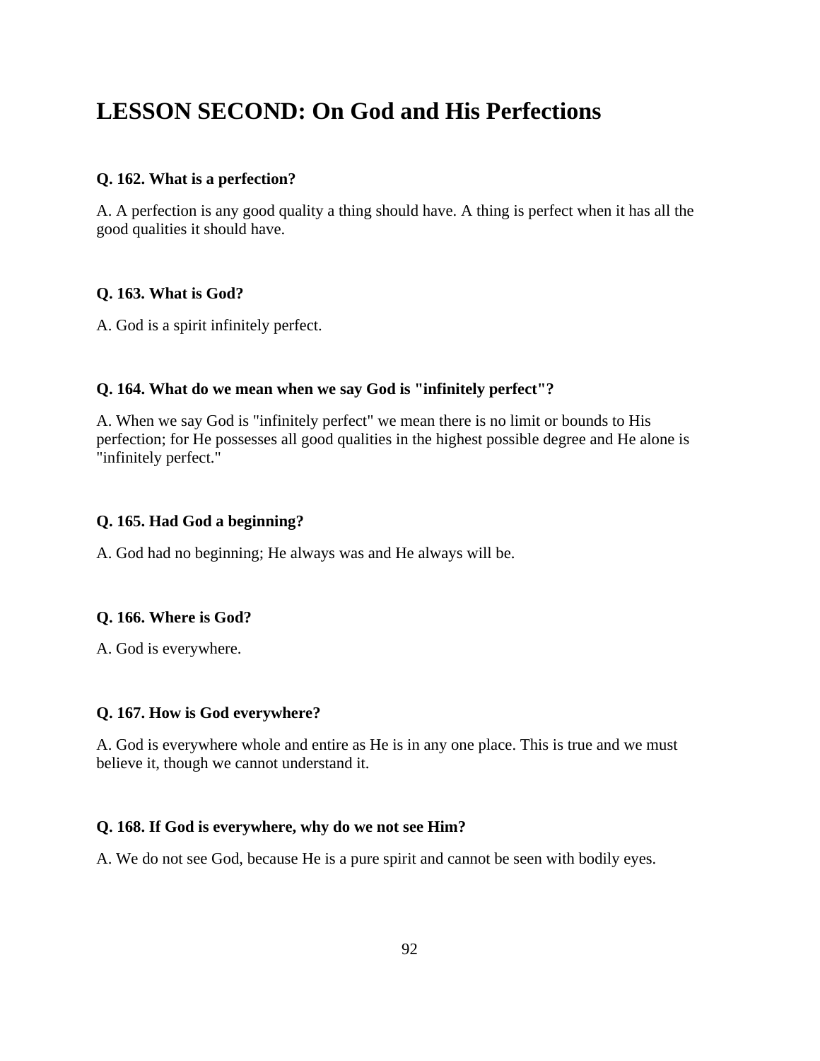# LESSON SECOND: On God and His Perfections

**Q. 162. What is a perfection?**

A. A perfection is any good quality a thing should have. A thing is perfect when it has all the good qualities it should have.

**Q. 163. What is God?**

A. God is a spirit infinitely perfect.

**Q. 164. What do we mean when we say God is "infinitely perfect"?**

A. When we say God is "infinitely perfect" we mean there is no limit or bounds to His perfection; for He possesses all good qualities in the highest possible degree and He alone is "infinitely perfect."

**Q. 165. Had God a beginning?**

A. God had no beginning; He always was and He always will be.

**Q. 166. Where is God?**

A. God is everywhere.

**Q. 167. How is God everywhere?**

A. God is everywhere whole and entire as He is in any one place. This is true and we must believe it, though we cannot understand it.

**Q. 168. If God is everywhere, why do we not see Him?**

A. We do not see God, because He is a pure spirit and cannot be seen with bodily eyes.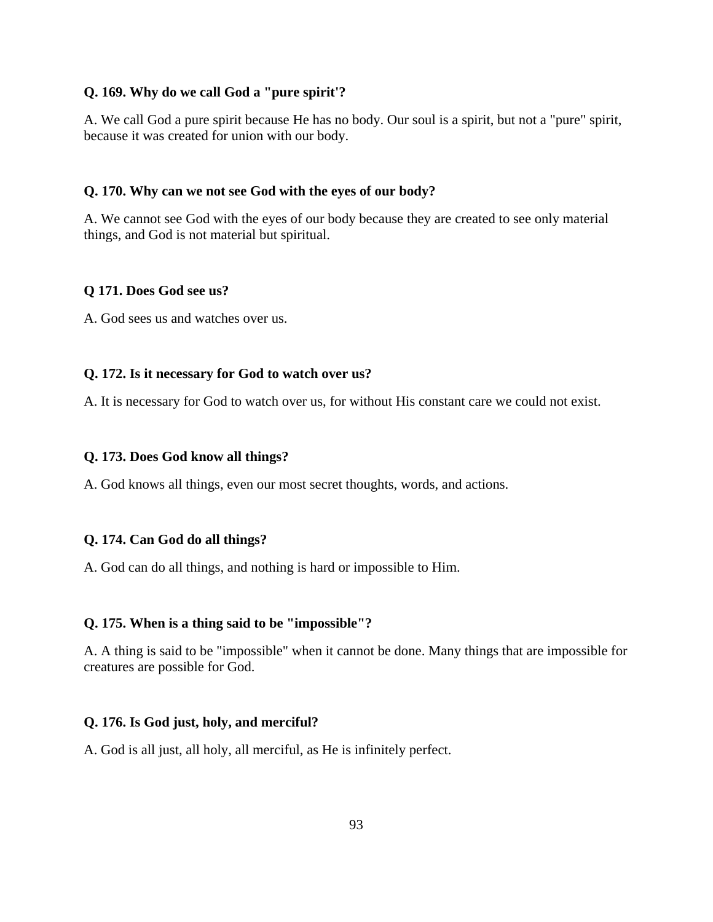**Q. 169. Why do we call God a "pure spirit'?**

A. We call God a pure spirit because He has no body. Our soul is a spirit, but not a "pure" spirit, because it was created for union with our body.

**Q. 170. Why can we not see God with the eyes of our body?**

A. We cannot see God with the eyes of our body because they are created to see only material things, and God is not material but spiritual.

**Q 171. Does God see us?**

A. God sees us and watches over us.

**Q. 172. Is it necessary for God to watch over us?**

A. It is necessary for God to watch over us, for without His constant care we could not exist.

**Q. 173. Does God know all things?**

A. God knows all things, even our most secret thoughts, words, and actions.

**Q. 174. Can God do all things?**

A. God can do all things, and nothing is hard or impossible to Him.

**Q. 175. When is a thing said to be "impossible"?**

A. A thing is said to be "impossible" when it cannot be done. Many things that are impossible for creatures are possible for God.

**Q. 176. Is God just, holy, and merciful?**

A. God is all just, all holy, all merciful, as He is infinitely perfect.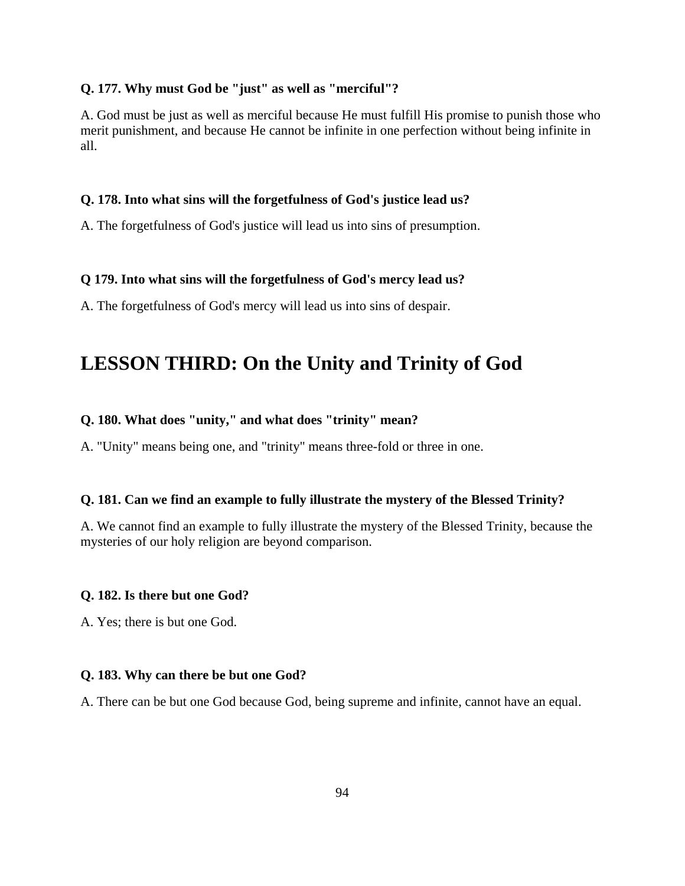**Q. 177. Why must God be "just" as well as "merciful"?**

A. God must be just as well as merciful because He must fulfill His promise to punish those who merit punishment, and because He cannot be infinite in one perfection without being infinite in all.

**Q. 178. Into what sins will the forgetfulness of God's justice lead us?**

A. The forgetfulness of God's justice will lead us into sins of presumption.

**Q 179. Into what sins will the forgetfulness of God's mercy lead us?**

A. The forgetfulness of God's mercy will lead us into sins of despair.

## LESSON THIRD: On the Unity and Trinity of God

**Q. 180. What does "unity," and what does "trinity" mean?**

A. "Unity" means being one, and "trinity" means three-fold or three in one.

**Q. 181. Can we find an example to fully illustrate the mystery of the Blessed Trinity?**

A. We cannot find an example to fully illustrate the mystery of the Blessed Trinity, because the mysteries of our holy religion are beyond comparison.

**Q. 182. Is there but one God?**

A. Yes; there is but one God.

**Q. 183. Why can there be but one God?**

A. There can be but one God because God, being supreme and infinite, cannot have an equal.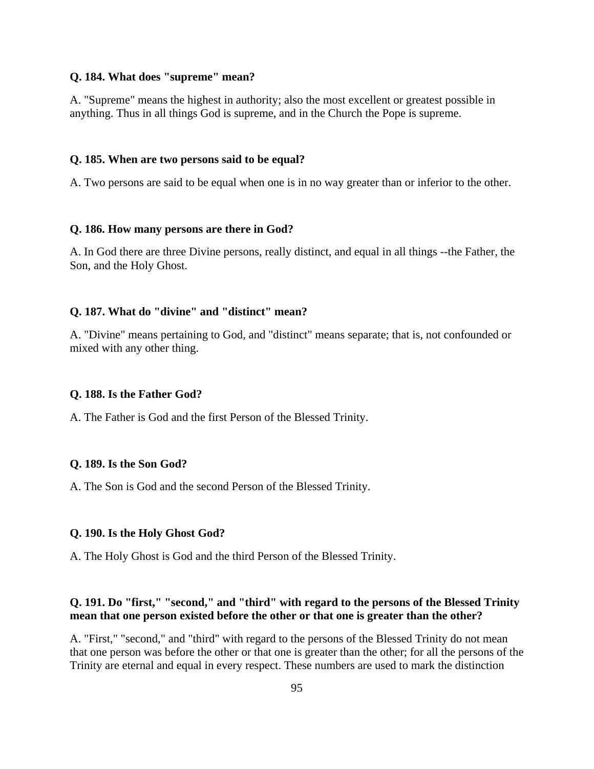**Q. 184. What does "supreme" mean?**

A. "Supreme" means the highest in authority; also the most excellent or greatest possible in anything. Thus in all things God is supreme, and in the Church the Pope is supreme.

**Q. 185. When are two persons said to be equal?**

A. Two persons are said to be equal when one is in no way greater than or inferior to the other.

**Q. 186. How many persons are there in God?**

A. In God there are three Divine persons, really distinct, and equal in all things --the Father, the Son, and the Holy Ghost.

**Q. 187. What do "divine" and "distinct" mean?**

A. "Divine" means pertaining to God, and "distinct" means separate; that is, not confounded or mixed with any other thing.

**Q. 188. Is the Father God?**

A. The Father is God and the first Person of the Blessed Trinity.

**Q. 189. Is the Son God?**

A. The Son is God and the second Person of the Blessed Trinity.

**Q. 190. Is the Holy Ghost God?**

A. The Holy Ghost is God and the third Person of the Blessed Trinity.

**Q. 191. Do "first," "second," and "third" with regard to the persons of the Blessed Trinity mean that one person existed before the other or that one is greater than the other?**

A. "First," "second," and "third" with regard to the persons of the Blessed Trinity do not mean that one person was before the other or that one is greater than the other; for all the persons of the Trinity are eternal and equal in every respect. These numbers are used to mark the distinction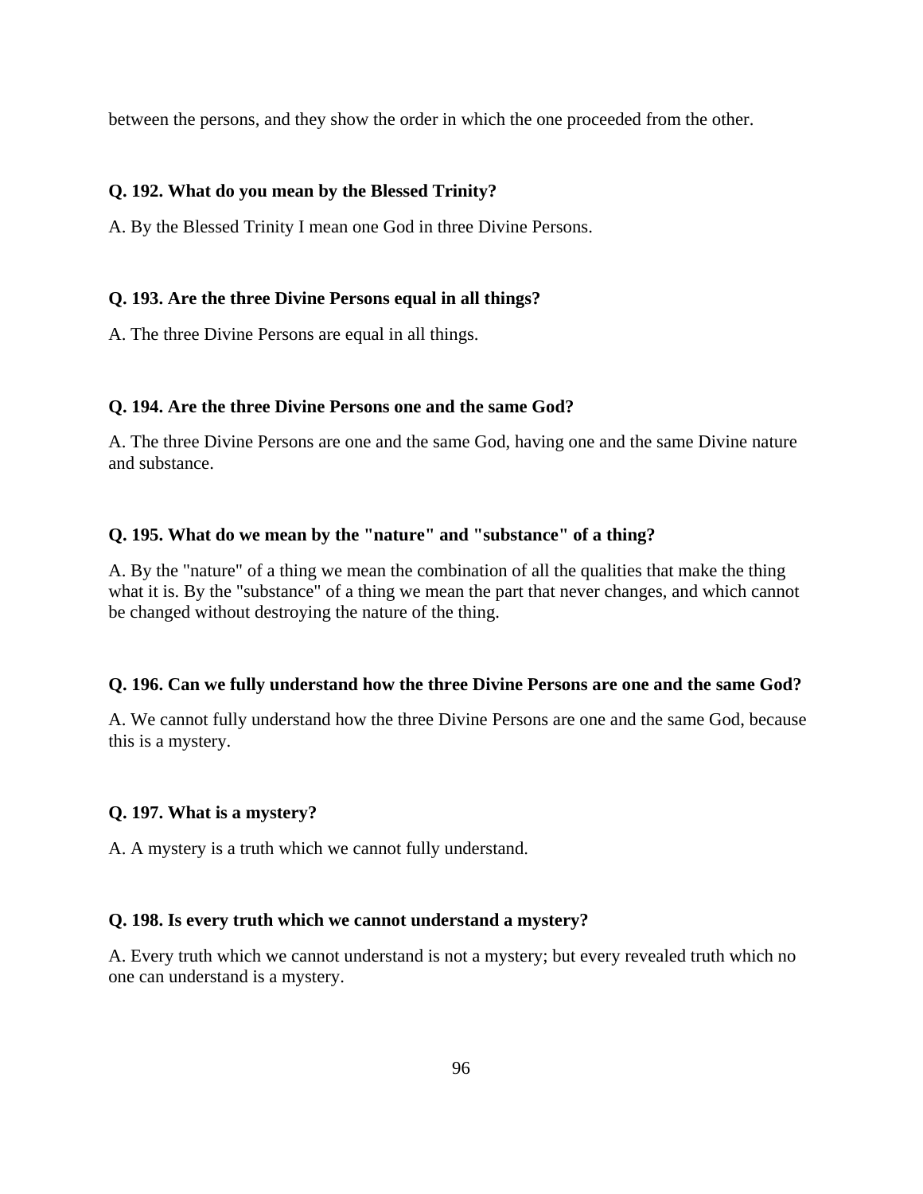between the persons, and they show the order in which the one proceeded from the other.

**Q. 192. What do you mean by the Blessed Trinity?**

A. By the Blessed Trinity I mean one God in three Divine Persons.

**Q. 193. Are the three Divine Persons equal in all things?**

A. The three Divine Persons are equal in all things.

**Q. 194. Are the three Divine Persons one and the same God?**

A. The three Divine Persons are one and the same God, having one and the same Divine nature and substance.

**Q. 195. What do we mean by the "nature" and "substance" of a thing?**

A. By the "nature" of a thing we mean the combination of all the qualities that make the thing what it is. By the "substance" of a thing we mean the part that never changes, and which cannot be changed without destroying the nature of the thing.

**Q. 196. Can we fully understand how the three Divine Persons are one and the same God?**

A. We cannot fully understand how the three Divine Persons are one and the same God, because this is a mystery.

**Q. 197. What is a mystery?**

A. A mystery is a truth which we cannot fully understand.

**Q. 198. Is every truth which we cannot understand a mystery?**

A. Every truth which we cannot understand is not a mystery; but every revealed truth which no one can understand is a mystery.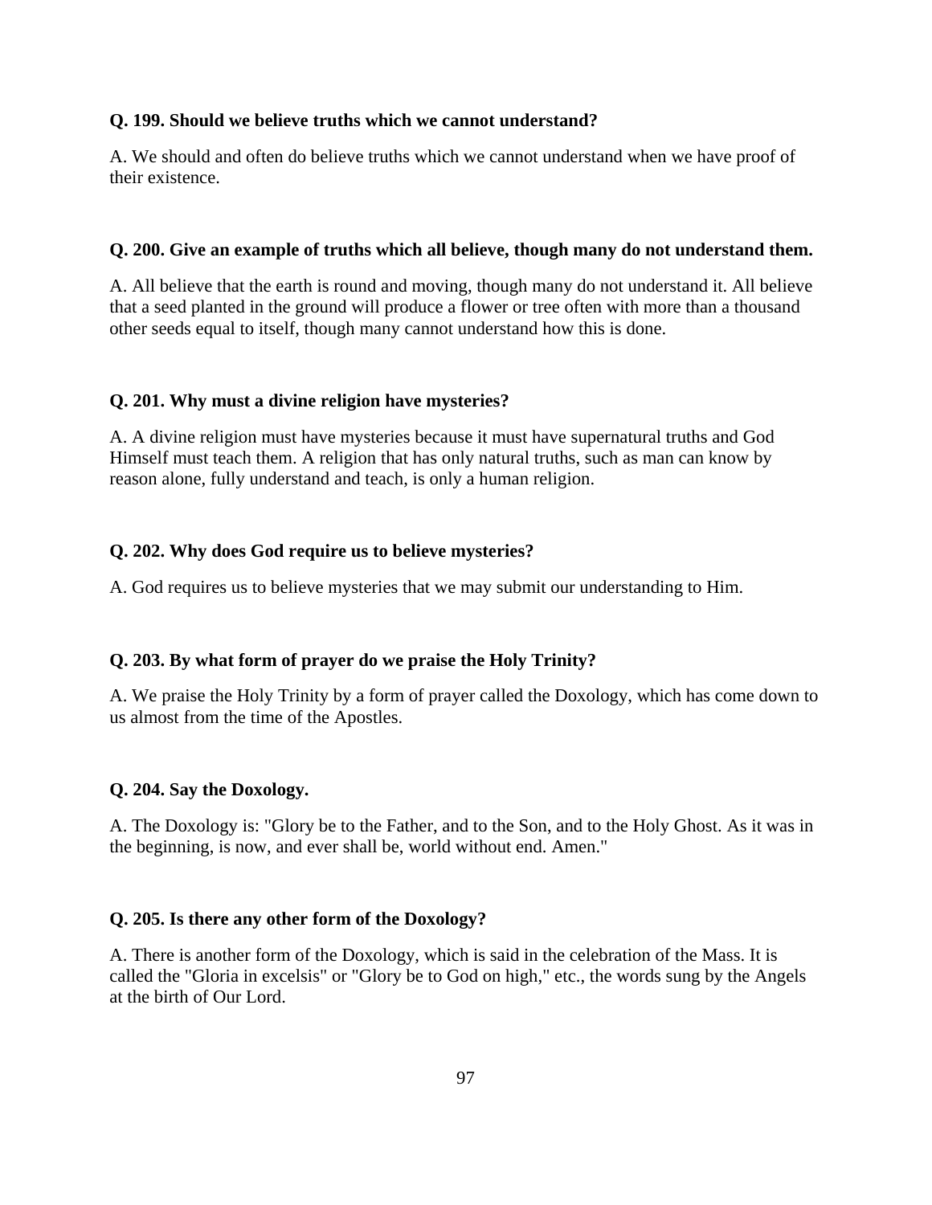**Q. 199. Should we believe truths which we cannot understand?**

A. We should and often do believe truths which we cannot understand when we have proof of their existence.

**Q. 200. Give an example of truths which all believe, though many do not understand them.**

A. All believe that the earth is round and moving, though many do not understand it. All believe that a seed planted in the ground will produce a flower or tree often with more than a thousand other seeds equal to itself, though many cannot understand how this is done.

**Q. 201. Why must a divine religion have mysteries?**

A. A divine religion must have mysteries because it must have supernatural truths and God Himself must teach them. A religion that has only natural truths, such as man can know by reason alone, fully understand and teach, is only a human religion.

**Q. 202. Why does God require us to believe mysteries?**

A. God requires us to believe mysteries that we may submit our understanding to Him.

**Q. 203. By what form of prayer do we praise the Holy Trinity?**

A. We praise the Holy Trinity by a form of prayer called the Doxology, which has come down to us almost from the time of the Apostles.

**Q. 204. Say the Doxology.**

A. The Doxology is: "Glory be to the Father, and to the Son, and to the Holy Ghost. As it was in the beginning, is now, and ever shall be, world without end. Amen."

**Q. 205. Is there any other form of the Doxology?**

A. There is another form of the Doxology, which is said in the celebration of the Mass. It is called the "Gloria in excelsis" or "Glory be to God on high," etc., the words sung by the Angels at the birth of Our Lord.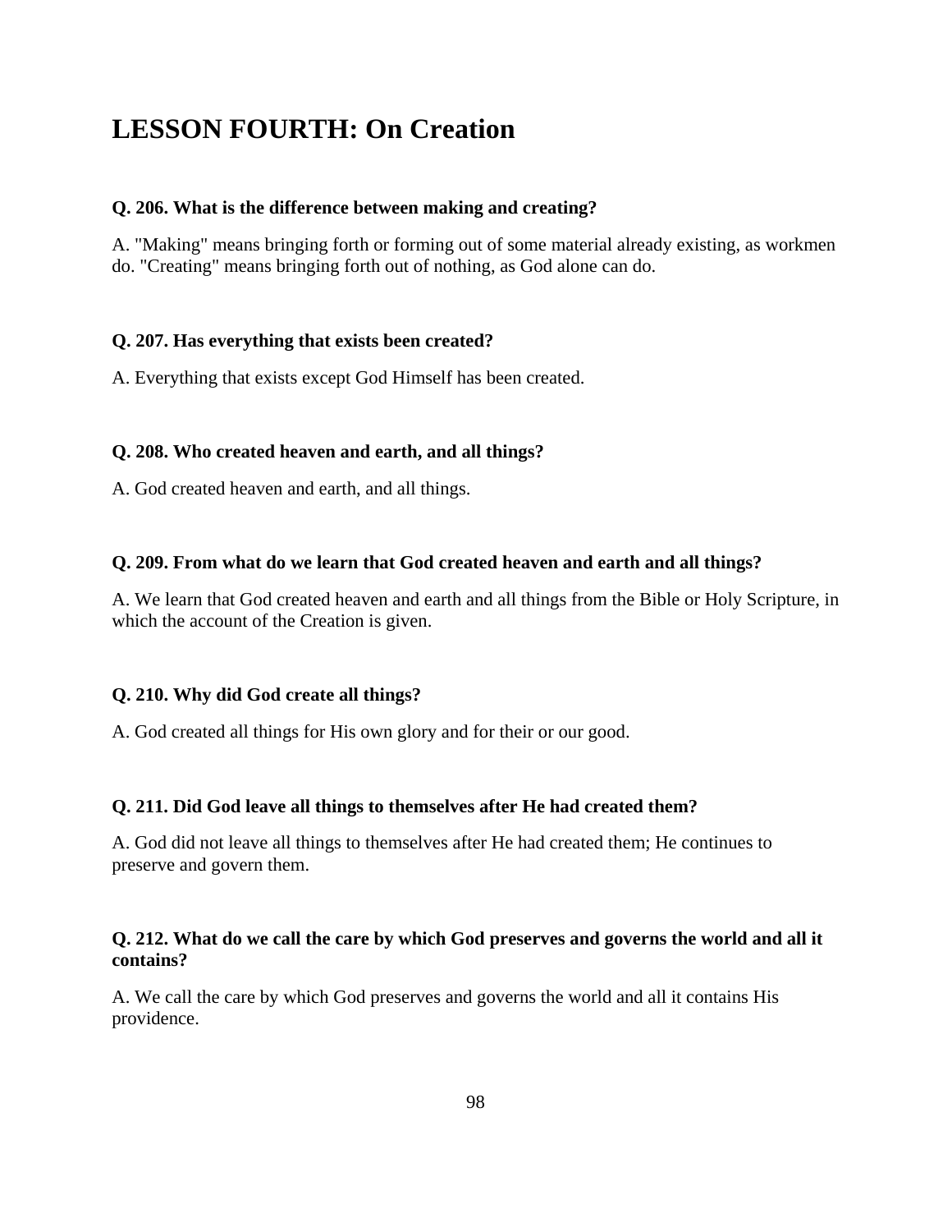# LESSON FOURTH: On Creation

**Q. 206. What is the difference between making and creating?**

A. "Making" means bringing forth or forming out of some material already existing, as workmen do. "Creating" means bringing forth out of nothing, as God alone can do.

**Q. 207. Has everything that exists been created?**

A. Everything that exists except God Himself has been created.

**Q. 208. Who created heaven and earth, and all things?**

A. God created heaven and earth, and all things.

**Q. 209. From what do we learn that God created heaven and earth and all things?**

A. We learn that God created heaven and earth and all things from the Bible or Holy Scripture, in which the account of the Creation is given.

**Q. 210. Why did God create all things?**

A. God created all things for His own glory and for their or our good.

**Q. 211. Did God leave all things to themselves after He had created them?**

A. God did not leave all things to themselves after He had created them; He continues to preserve and govern them.

**Q. 212. What do we call the care by which God preserves and governs the world and all it contains?**

A. We call the care by which God preserves and governs the world and all it contains His providence.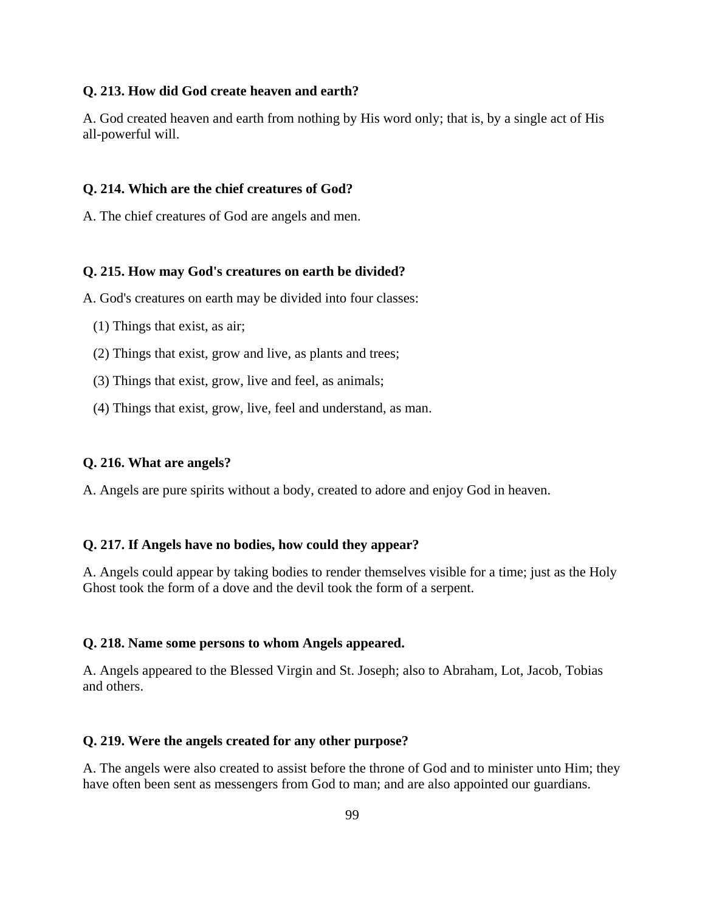**Q. 213. How did God create heaven and earth?**

A. God created heaven and earth from nothing by His word only; that is, by a single act of His all-powerful will.

**Q. 214. Which are the chief creatures of God?**

A. The chief creatures of God are angels and men.

**Q. 215. How may God's creatures on earth be divided?**

A. God's creatures on earth may be divided into four classes:

(1) Things that exist, as air;

(2) Things that exist, grow and live, as plants and trees;

(3) Things that exist, grow, live and feel, as animals;

(4) Things that exist, grow, live, feel and understand, as man.

**Q. 216. What are angels?**

A. Angels are pure spirits without a body, created to adore and enjoy God in heaven.

**Q. 217. If Angels have no bodies, how could they appear?**

A. Angels could appear by taking bodies to render themselves visible for a time; just as the Holy Ghost took the form of a dove and the devil took the form of a serpent.

**Q. 218. Name some persons to whom Angels appeared.**

A. Angels appeared to the Blessed Virgin and St. Joseph; also to Abraham, Lot, Jacob, Tobias and others.

**Q. 219. Were the angels created for any other purpose?**

A. The angels were also created to assist before the throne of God and to minister unto Him; they have often been sent as messengers from God to man; and are also appointed our guardians.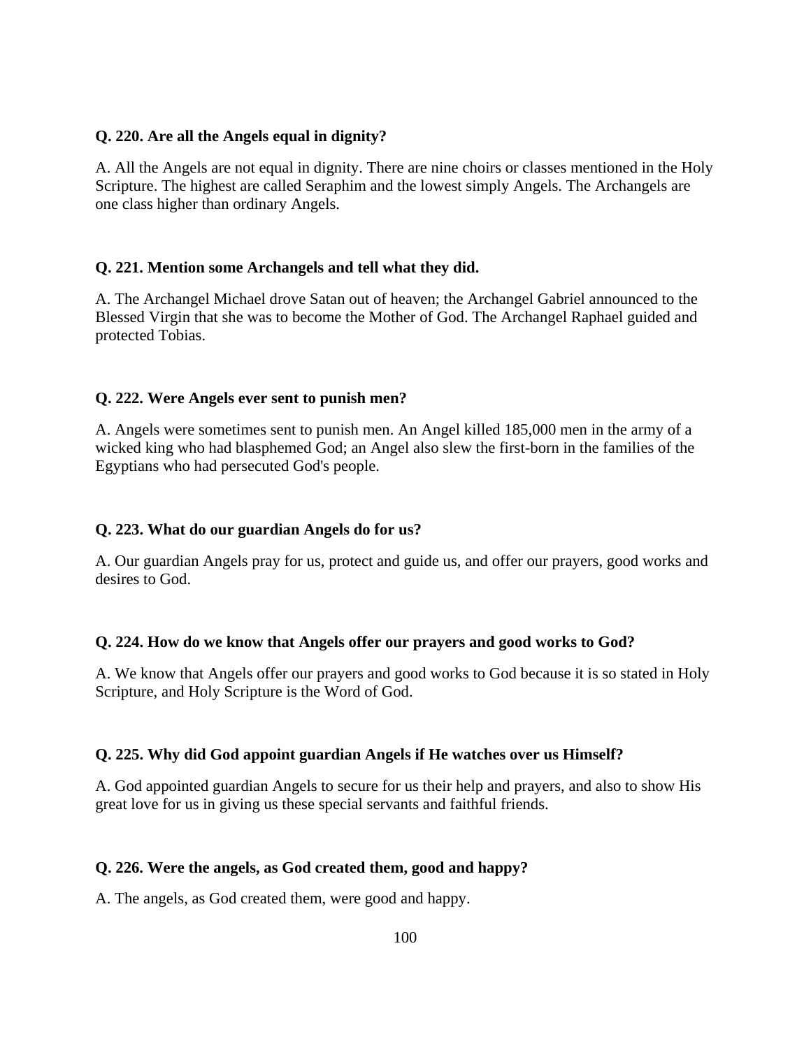**Q. 220. Are all the Angels equal in dignity?**

A. All the Angels are not equal in dignity. There are nine choirs or classes mentioned in the Holy Scripture. The highest are called Seraphim and the lowest simply Angels. The Archangels are one class higher than ordinary Angels.

**Q. 221. Mention some Archangels and tell what they did.**

A. The Archangel Michael drove Satan out of heaven; the Archangel Gabriel announced to the Blessed Virgin that she was to become the Mother of God. The Archangel Raphael guided and protected Tobias.

**Q. 222. Were Angels ever sent to punish men?**

A. Angels were sometimes sent to punish men. An Angel killed 185,000 men in the army of a wicked king who had blasphemed God; an Angel also slew the first-born in the families of the Egyptians who had persecuted God's people.

**Q. 223. What do our guardian Angels do for us?**

A. Our guardian Angels pray for us, protect and guide us, and offer our prayers, good works and desires to God.

**Q. 224. How do we know that Angels offer our prayers and good works to God?**

A. We know that Angels offer our prayers and good works to God because it is so stated in Holy Scripture, and Holy Scripture is the Word of God.

**Q. 225. Why did God appoint guardian Angels if He watches over us Himself?**

A. God appointed guardian Angels to secure for us their help and prayers, and also to show His great love for us in giving us these special servants and faithful friends.

**Q. 226. Were the angels, as God created them, good and happy?**

A. The angels, as God created them, were good and happy.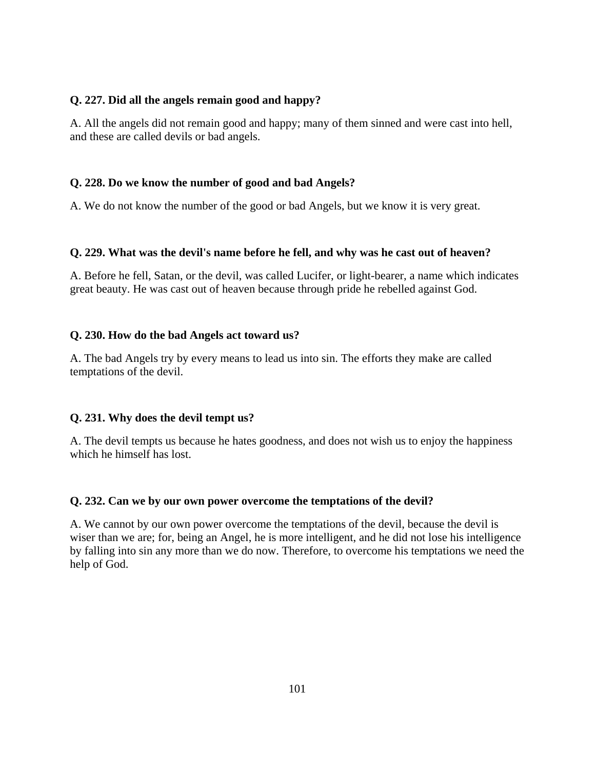**Q. 227. Did all the angels remain good and happy?**

A. All the angels did not remain good and happy; many of them sinned and were cast into hell, and these are called devils or bad angels.

**Q. 228. Do we know the number of good and bad Angels?**

A. We do not know the number of the good or bad Angels, but we know it is very great.

**Q. 229. What was the devil's name before he fell, and why was he cast out of heaven?**

A. Before he fell, Satan, or the devil, was called Lucifer, or light-bearer, a name which indicates great beauty. He was cast out of heaven because through pride he rebelled against God.

**Q. 230. How do the bad Angels act toward us?**

A. The bad Angels try by every means to lead us into sin. The efforts they make are called temptations of the devil.

**Q. 231. Why does the devil tempt us?**

A. The devil tempts us because he hates goodness, and does not wish us to enjoy the happiness which he himself has lost.

**Q. 232. Can we by our own power overcome the temptations of the devil?**

A. We cannot by our own power overcome the temptations of the devil, because the devil is wiser than we are; for, being an Angel, he is more intelligent, and he did not lose his intelligence by falling into sin any more than we do now. Therefore, to overcome his temptations we need the help of God.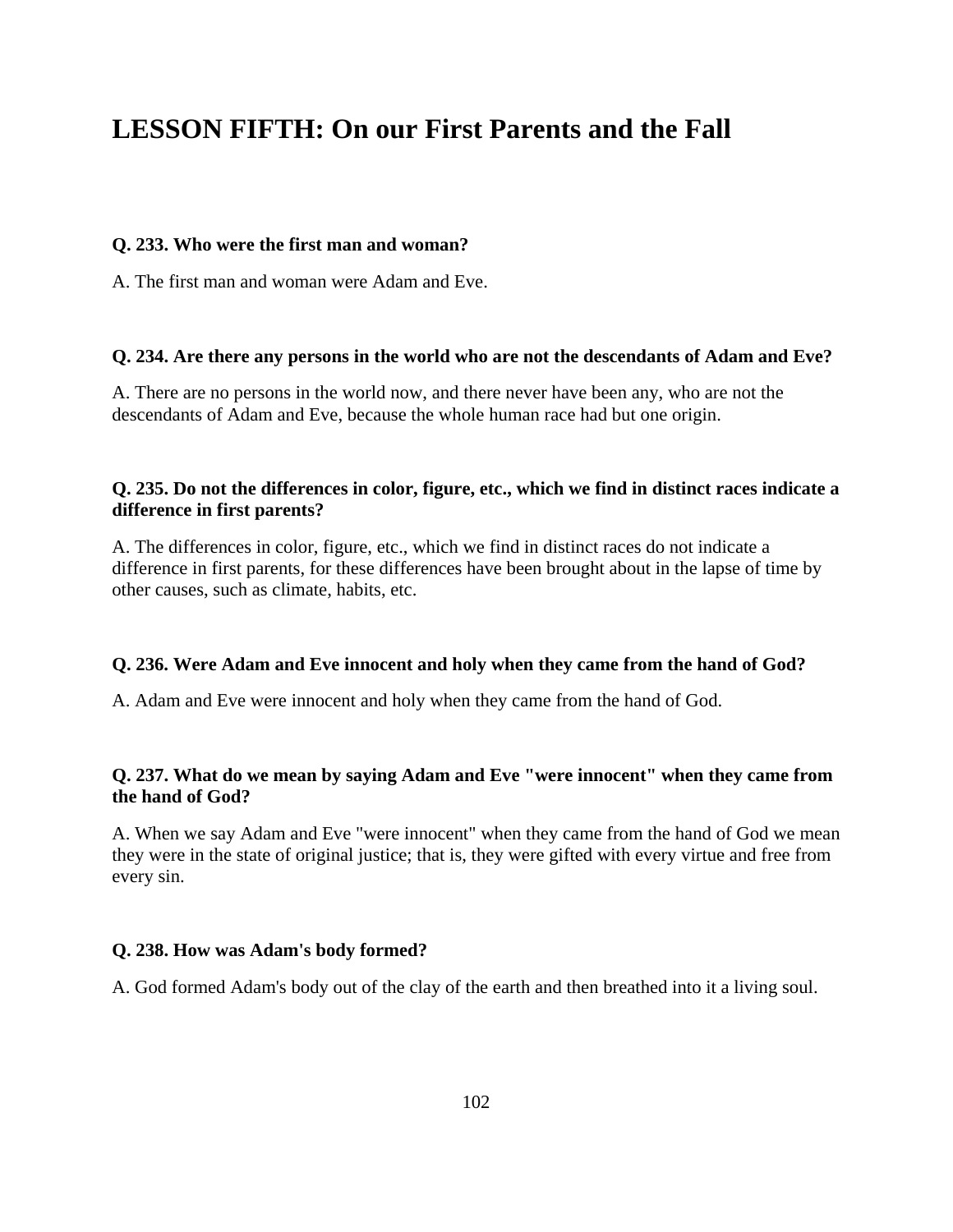# LESSON FIFTH: On our First Parents and the Fall

**Q. 233. Who were the first man and woman?**

A. The first man and woman were Adam and Eve.

**Q. 234. Are there any persons in the world who are not the descendants of Adam and Eve?**

A. There are no persons in the world now, and there never have been any, who are not the descendants of Adam and Eve, because the whole human race had but one origin.

**Q. 235. Do not the differences in color, figure, etc., which we find in distinct races indicate a difference in first parents?**

A. The differences in color, figure, etc., which we find in distinct races do not indicate a difference in first parents, for these differences have been brought about in the lapse of time by other causes, such as climate, habits, etc.

**Q. 236. Were Adam and Eve innocent and holy when they came from the hand of God?**

A. Adam and Eve were innocent and holy when they came from the hand of God.

**Q. 237. What do we mean by saying Adam and Eve "were innocent" when they came from the hand of God?**

A. When we say Adam and Eve "were innocent" when they came from the hand of God we mean they were in the state of original justice; that is, they were gifted with every virtue and free from every sin.

**Q. 238. How was Adam's body formed?**

A. God formed Adam's body out of the clay of the earth and then breathed into it a living soul.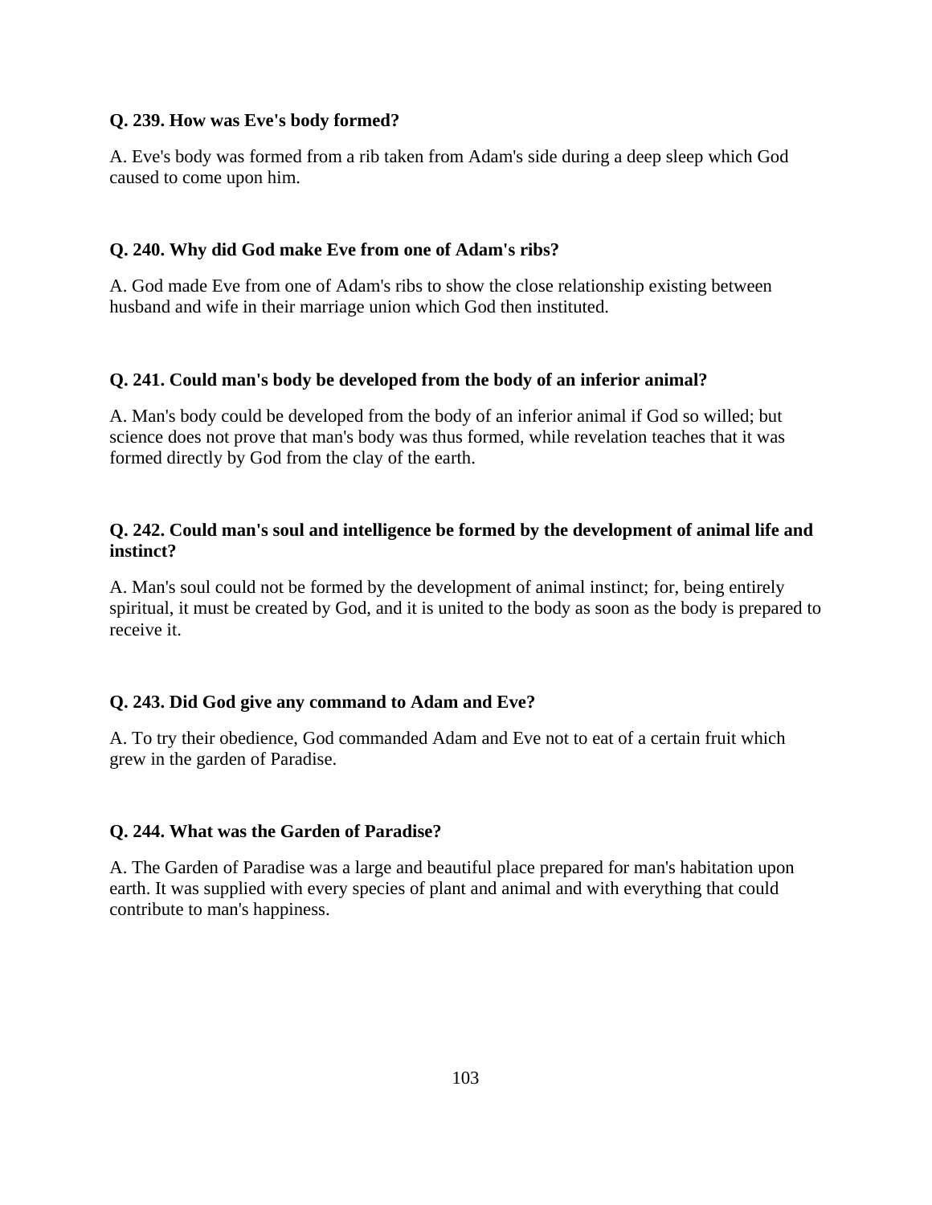**Q. 239. How was Eve's body formed?**

A. Eve's body was formed from a rib taken from Adam's side during a deep sleep which God caused to come upon him.

**Q. 240. Why did God make Eve from one of Adam's ribs?**

A. God made Eve from one of Adam's ribs to show the close relationship existing between husband and wife in their marriage union which God then instituted.

**Q. 241. Could man's body be developed from the body of an inferior animal?**

A. Man's body could be developed from the body of an inferior animal if God so willed; but science does not prove that man's body was thus formed, while revelation teaches that it was formed directly by God from the clay of the earth.

**Q. 242. Could man's soul and intelligence be formed by the development of animal life and instinct?**

A. Man's soul could not be formed by the development of animal instinct; for, being entirely spiritual, it must be created by God, and it is united to the body as soon as the body is prepared to receive it.

**Q. 243. Did God give any command to Adam and Eve?**

A. To try their obedience, God commanded Adam and Eve not to eat of a certain fruit which grew in the garden of Paradise.

**Q. 244. What was the Garden of Paradise?**

A. The Garden of Paradise was a large and beautiful place prepared for man's habitation upon earth. It was supplied with every species of plant and animal and with everything that could contribute to man's happiness.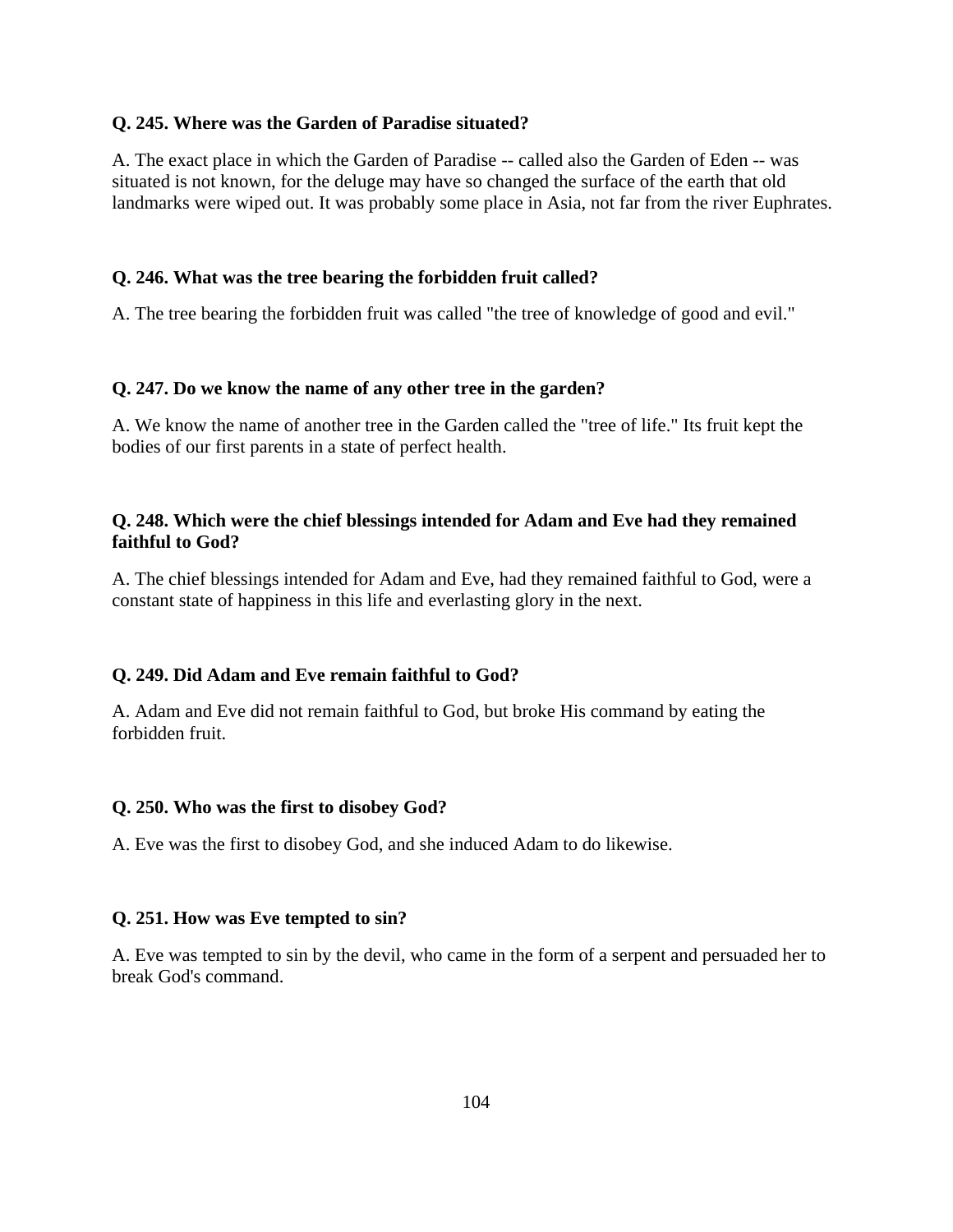**Q. 245. Where was the Garden of Paradise situated?**

A. The exact place in which the Garden of Paradise -- called also the Garden of Eden -- was situated is not known, for the deluge may have so changed the surface of the earth that old landmarks were wiped out. It was probably some place in Asia, not far from the river Euphrates.

**Q. 246. What was the tree bearing the forbidden fruit called?**

A. The tree bearing the forbidden fruit was called "the tree of knowledge of good and evil."

**Q. 247. Do we know the name of any other tree in the garden?**

A. We know the name of another tree in the Garden called the "tree of life." Its fruit kept the bodies of our first parents in a state of perfect health.

**Q. 248. Which were the chief blessings intended for Adam and Eve had they remained faithful to God?**

A. The chief blessings intended for Adam and Eve, had they remained faithful to God, were a constant state of happiness in this life and everlasting glory in the next.

**Q. 249. Did Adam and Eve remain faithful to God?**

A. Adam and Eve did not remain faithful to God, but broke His command by eating the forbidden fruit.

**Q. 250. Who was the first to disobey God?**

A. Eve was the first to disobey God, and she induced Adam to do likewise.

**Q. 251. How was Eve tempted to sin?**

A. Eve was tempted to sin by the devil, who came in the form of a serpent and persuaded her to break God's command.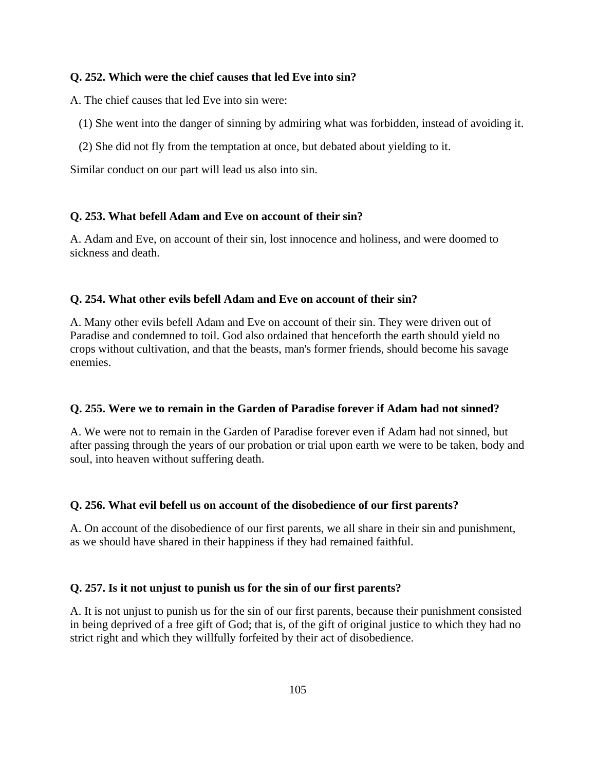**Q. 252. Which were the chief causes that led Eve into sin?**

A. The chief causes that led Eve into sin were:

(1) She went into the danger of sinning by admiring what was forbidden, instead of avoiding it.

(2) She did not fly from the temptation at once, but debated about yielding to it.

Similar conduct on our part will lead us also into sin.

**Q. 253. What befell Adam and Eve on account of their sin?**

A. Adam and Eve, on account of their sin, lost innocence and holiness, and were doomed to sickness and death.

**Q. 254. What other evils befell Adam and Eve on account of their sin?**

A. Many other evils befell Adam and Eve on account of their sin. They were driven out of Paradise and condemned to toil. God also ordained that henceforth the earth should yield no crops without cultivation, and that the beasts, man's former friends, should become his savage enemies.

**Q. 255. Were we to remain in the Garden of Paradise forever if Adam had not sinned?**

A. We were not to remain in the Garden of Paradise forever even if Adam had not sinned, but after passing through the years of our probation or trial upon earth we were to be taken, body and soul, into heaven without suffering death.

**Q. 256. What evil befell us on account of the disobedience of our first parents?**

A. On account of the disobedience of our first parents, we all share in their sin and punishment, as we should have shared in their happiness if they had remained faithful.

**Q. 257. Is it not unjust to punish us for the sin of our first parents?**

A. It is not unjust to punish us for the sin of our first parents, because their punishment consisted in being deprived of a free gift of God; that is, of the gift of original justice to which they had no strict right and which they willfully forfeited by their act of disobedience.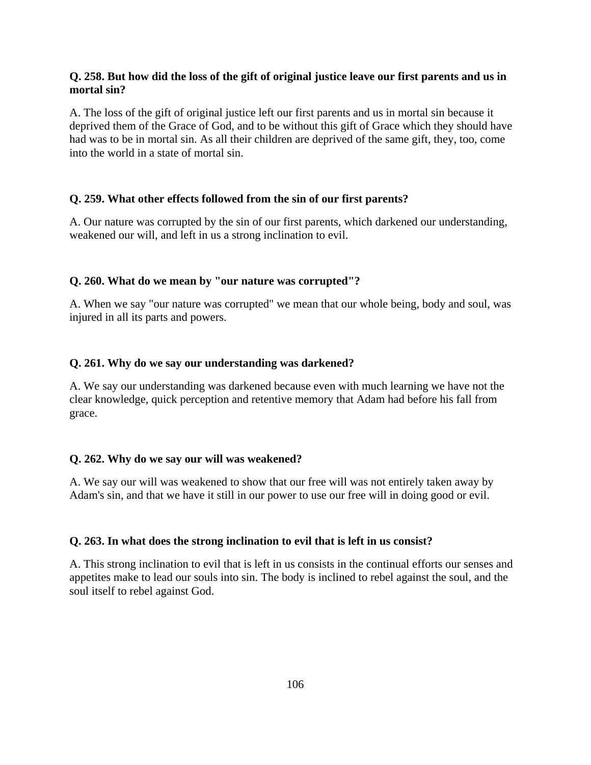**Q. 258. But how did the loss of the gift of original justice leave our first parents and us in mortal sin?**

A. The loss of the gift of original justice left our first parents and us in mortal sin because it deprived them of the Grace of God, and to be without this gift of Grace which they should have had was to be in mortal sin. As all their children are deprived of the same gift, they, too, come into the world in a state of mortal sin.

**Q. 259. What other effects followed from the sin of our first parents?**

A. Our nature was corrupted by the sin of our first parents, which darkened our understanding, weakened our will, and left in us a strong inclination to evil.

**Q. 260. What do we mean by "our nature was corrupted"?**

A. When we say "our nature was corrupted" we mean that our whole being, body and soul, was injured in all its parts and powers.

**Q. 261. Why do we say our understanding was darkened?**

A. We say our understanding was darkened because even with much learning we have not the clear knowledge, quick perception and retentive memory that Adam had before his fall from grace.

**Q. 262. Why do we say our will was weakened?**

A. We say our will was weakened to show that our free will was not entirely taken away by Adam's sin, and that we have it still in our power to use our free will in doing good or evil.

**Q. 263. In what does the strong inclination to evil that is left in us consist?**

A. This strong inclination to evil that is left in us consists in the continual efforts our senses and appetites make to lead our souls into sin. The body is inclined to rebel against the soul, and the soul itself to rebel against God.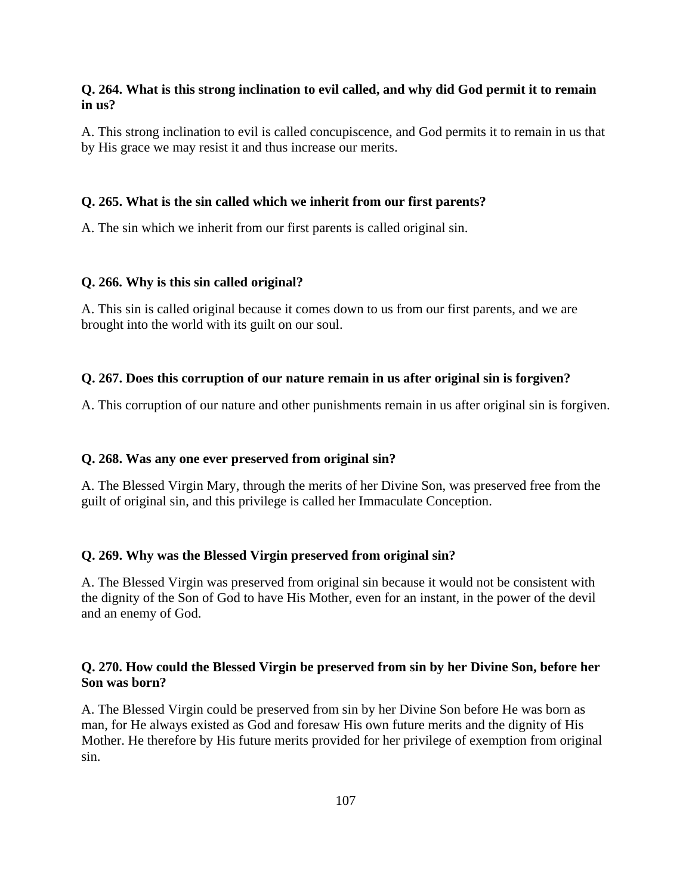**Q. 264. What is this strong inclination to evil called, and why did God permit it to remain in us?**

A. This strong inclination to evil is called concupiscence, and God permits it to remain in us that by His grace we may resist it and thus increase our merits.

**Q. 265. What is the sin called which we inherit from our first parents?**

A. The sin which we inherit from our first parents is called original sin.

**Q. 266. Why is this sin called original?**

A. This sin is called original because it comes down to us from our first parents, and we are brought into the world with its guilt on our soul.

**Q. 267. Does this corruption of our nature remain in us after original sin is forgiven?**

A. This corruption of our nature and other punishments remain in us after original sin is forgiven.

**Q. 268. Was any one ever preserved from original sin?**

A. The Blessed Virgin Mary, through the merits of her Divine Son, was preserved free from the guilt of original sin, and this privilege is called her Immaculate Conception.

**Q. 269. Why was the Blessed Virgin preserved from original sin?**

A. The Blessed Virgin was preserved from original sin because it would not be consistent with the dignity of the Son of God to have His Mother, even for an instant, in the power of the devil and an enemy of God.

**Q. 270. How could the Blessed Virgin be preserved from sin by her Divine Son, before her Son was born?**

A. The Blessed Virgin could be preserved from sin by her Divine Son before He was born as man, for He always existed as God and foresaw His own future merits and the dignity of His Mother. He therefore by His future merits provided for her privilege of exemption from original sin.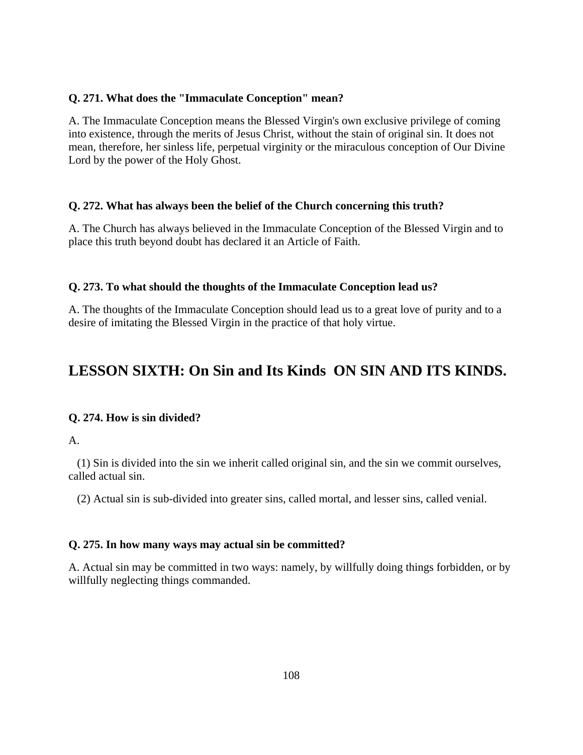**Q. 271. What does the "Immaculate Conception" mean?**

A. The Immaculate Conception means the Blessed Virgin's own exclusive privilege of coming into existence, through the merits of Jesus Christ, without the stain of original sin. It does not mean, therefore, her sinless life, perpetual virginity or the miraculous conception of Our Divine Lord by the power of the Holy Ghost.

**Q. 272. What has always been the belief of the Church concerning this truth?**

A. The Church has always believed in the Immaculate Conception of the Blessed Virgin and to place this truth beyond doubt has declared it an Article of Faith.

**Q. 273. To what should the thoughts of the Immaculate Conception lead us?**

A. The thoughts of the Immaculate Conception should lead us to a great love of purity and to a desire of imitating the Blessed Virgin in the practice of that holy virtue.

## LESSON SIXTH: On Sin and Its Kinds ON SIN AND ITS KINDS.

**Q. 274. How is sin divided?**

A.

(1) Sin is divided into the sin we inherit called original sin, and the sin we commit ourselves, called actual sin.

(2) Actual sin is sub-divided into greater sins, called mortal, and lesser sins, called venial.

**Q. 275. In how many ways may actual sin be committed?**

A. Actual sin may be committed in two ways: namely, by willfully doing things forbidden, or by willfully neglecting things commanded.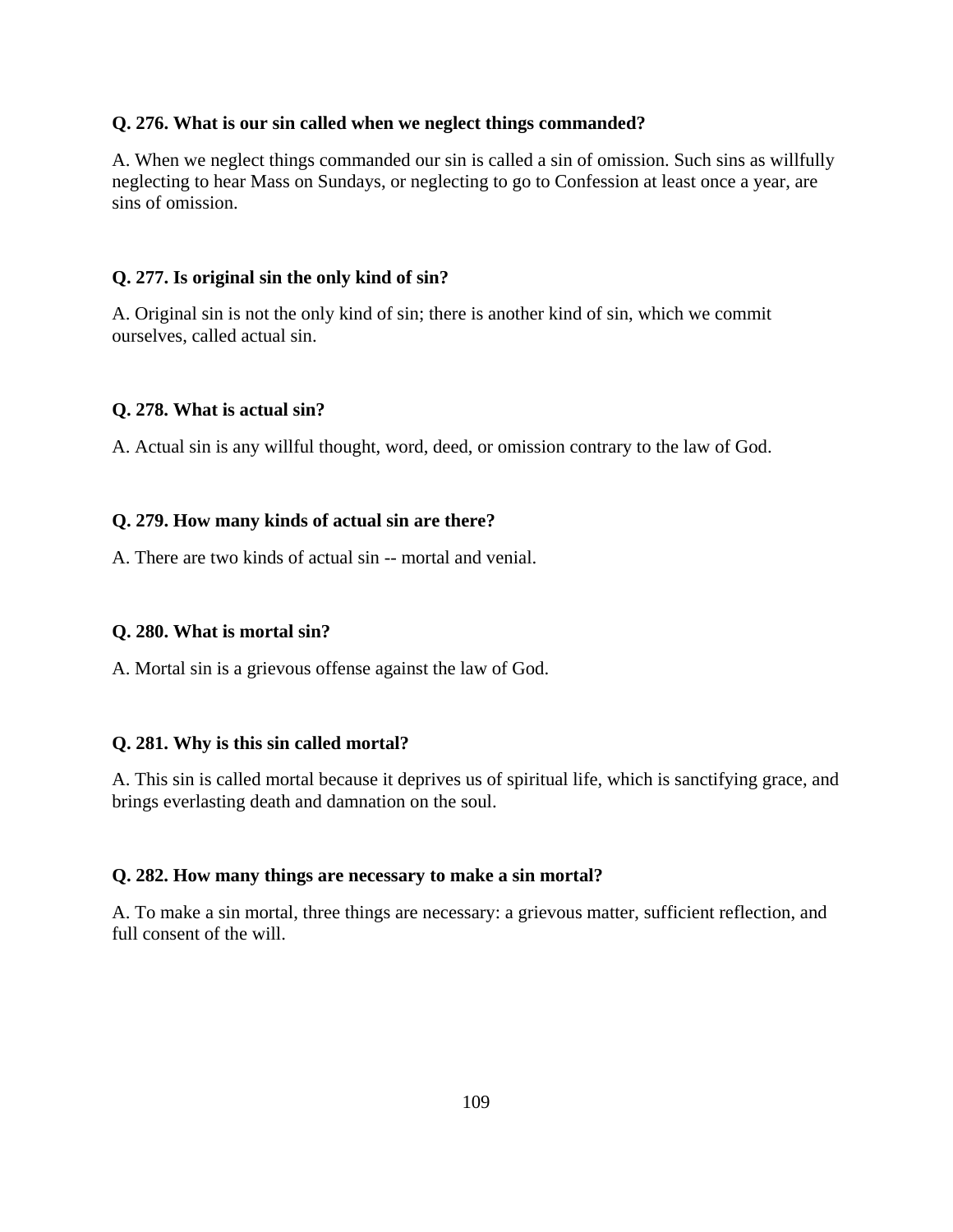**Q. 276. What is our sin called when we neglect things commanded?**

A. When we neglect things commanded our sin is called a sin of omission. Such sins as willfully neglecting to hear Mass on Sundays, or neglecting to go to Confession at least once a year, are sins of omission.

**Q. 277. Is original sin the only kind of sin?**

A. Original sin is not the only kind of sin; there is another kind of sin, which we commit ourselves, called actual sin.

**Q. 278. What is actual sin?**

A. Actual sin is any willful thought, word, deed, or omission contrary to the law of God.

**Q. 279. How many kinds of actual sin are there?**

A. There are two kinds of actual sin -- mortal and venial.

**Q. 280. What is mortal sin?**

A. Mortal sin is a grievous offense against the law of God.

**Q. 281. Why is this sin called mortal?**

A. This sin is called mortal because it deprives us of spiritual life, which is sanctifying grace, and brings everlasting death and damnation on the soul.

**Q. 282. How many things are necessary to make a sin mortal?**

A. To make a sin mortal, three things are necessary: a grievous matter, sufficient reflection, and full consent of the will.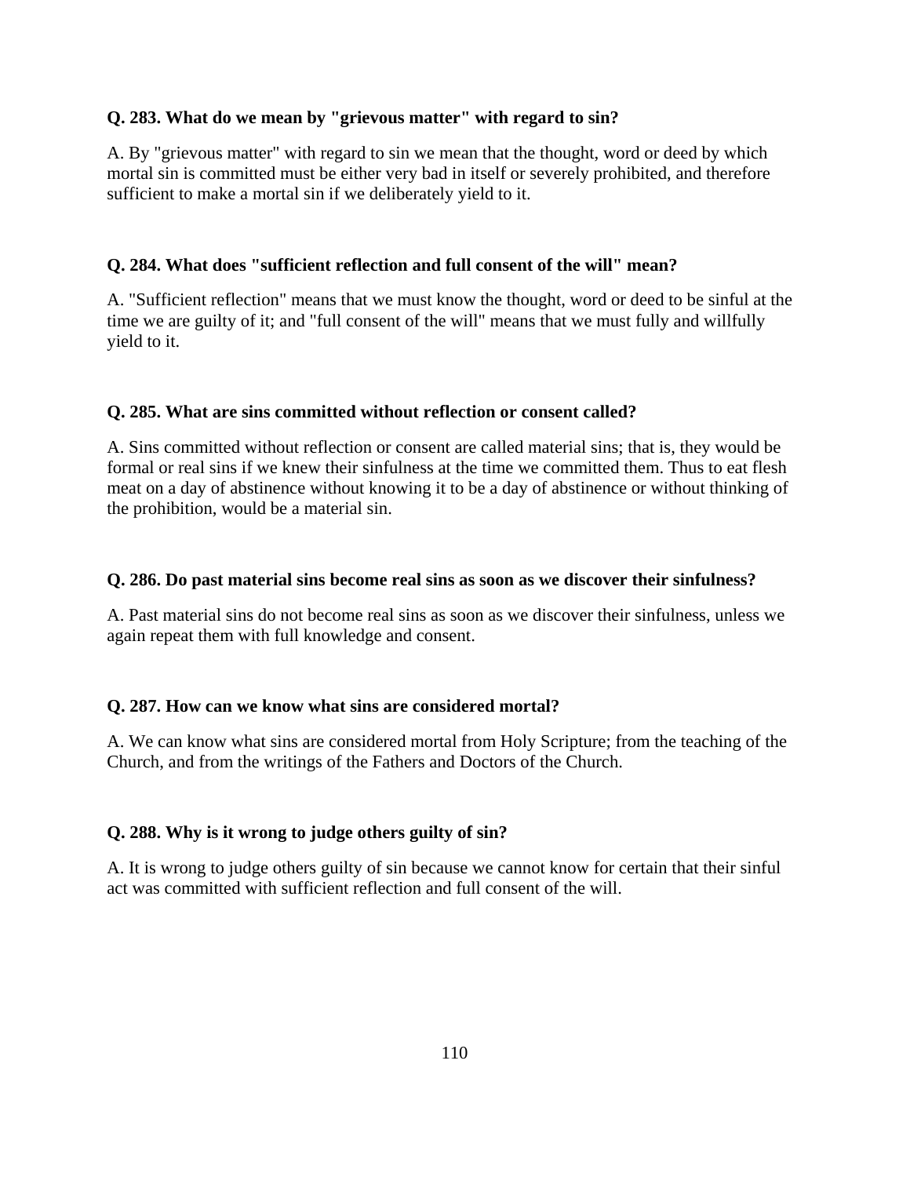**Q. 283. What do we mean by "grievous matter" with regard to sin?**

A. By "grievous matter" with regard to sin we mean that the thought, word or deed by which mortal sin is committed must be either very bad in itself or severely prohibited, and therefore sufficient to make a mortal sin if we deliberately yield to it.

**Q. 284. What does "sufficient reflection and full consent of the will" mean?**

A. "Sufficient reflection" means that we must know the thought, word or deed to be sinful at the time we are guilty of it; and "full consent of the will" means that we must fully and willfully yield to it.

**Q. 285. What are sins committed without reflection or consent called?**

A. Sins committed without reflection or consent are called material sins; that is, they would be formal or real sins if we knew their sinfulness at the time we committed them. Thus to eat flesh meat on a day of abstinence without knowing it to be a day of abstinence or without thinking of the prohibition, would be a material sin.

**Q. 286. Do past material sins become real sins as soon as we discover their sinfulness?**

A. Past material sins do not become real sins as soon as we discover their sinfulness, unless we again repeat them with full knowledge and consent.

**Q. 287. How can we know what sins are considered mortal?**

A. We can know what sins are considered mortal from Holy Scripture; from the teaching of the Church, and from the writings of the Fathers and Doctors of the Church.

**Q. 288. Why is it wrong to judge others guilty of sin?**

A. It is wrong to judge others guilty of sin because we cannot know for certain that their sinful act was committed with sufficient reflection and full consent of the will.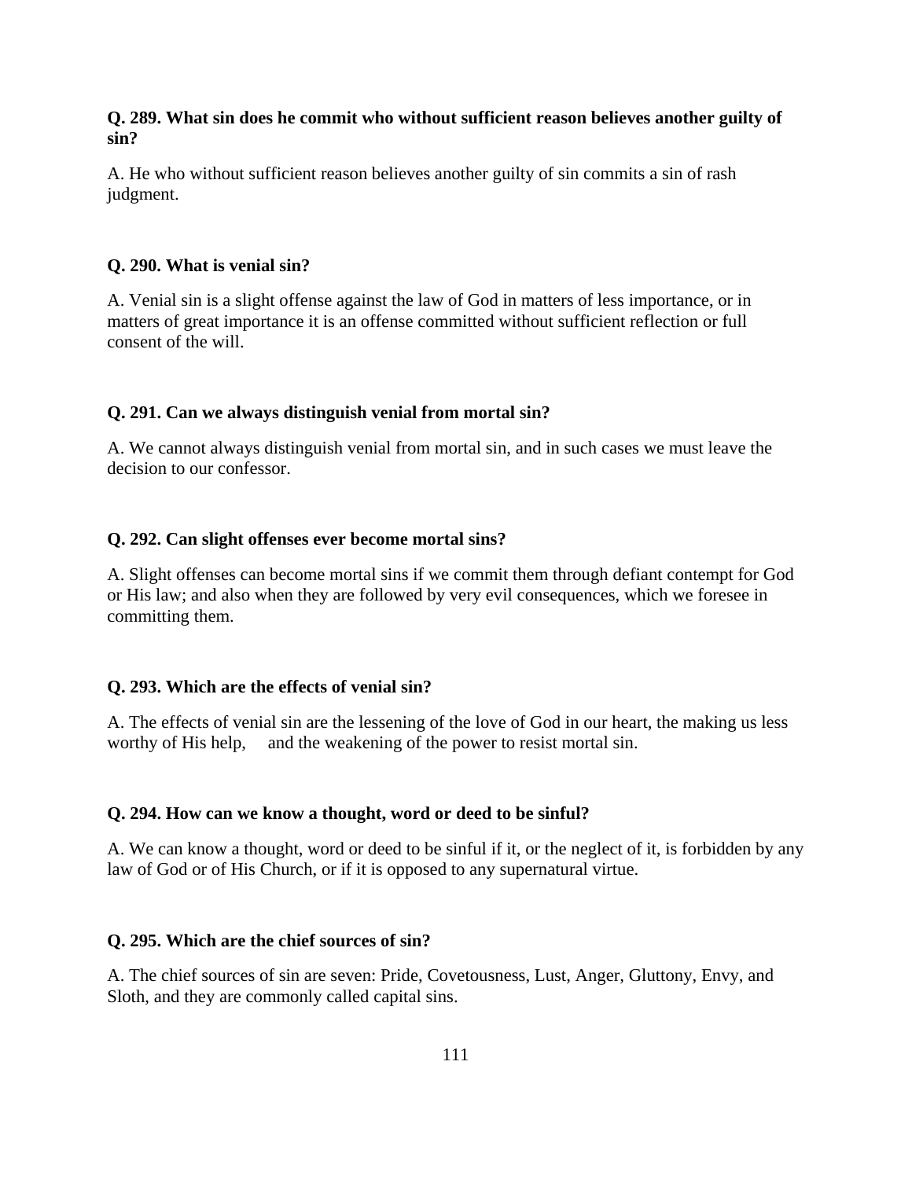**Q. 289. What sin does he commit who without sufficient reason believes another guilty of sin?**

A. He who without sufficient reason believes another guilty of sin commits a sin of rash judgment.

**Q. 290. What is venial sin?**

A. Venial sin is a slight offense against the law of God in matters of less importance, or in matters of great importance it is an offense committed without sufficient reflection or full consent of the will.

**Q. 291. Can we always distinguish venial from mortal sin?**

A. We cannot always distinguish venial from mortal sin, and in such cases we must leave the decision to our confessor.

**Q. 292. Can slight offenses ever become mortal sins?**

A. Slight offenses can become mortal sins if we commit them through defiant contempt for God or His law; and also when they are followed by very evil consequences, which we foresee in committing them.

**Q. 293. Which are the effects of venial sin?**

A. The effects of venial sin are the lessening of the love of God in our heart, the making us less worthy of His help, and the weakening of the power to resist mortal sin.

**Q. 294. How can we know a thought, word or deed to be sinful?**

A. We can know a thought, word or deed to be sinful if it, or the neglect of it, is forbidden by any law of God or of His Church, or if it is opposed to any supernatural virtue.

**Q. 295. Which are the chief sources of sin?**

A. The chief sources of sin are seven: Pride, Covetousness, Lust, Anger, Gluttony, Envy, and Sloth, and they are commonly called capital sins.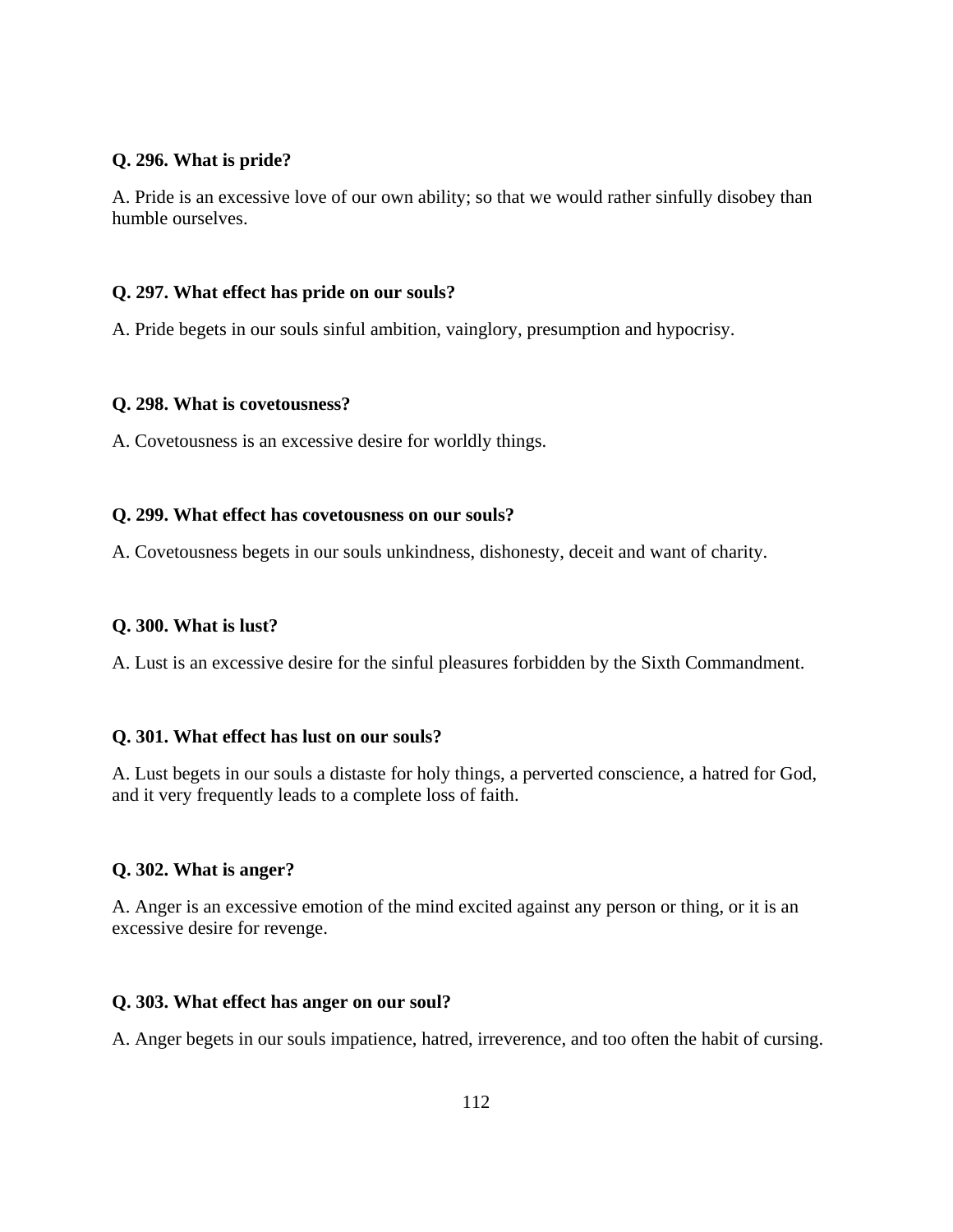**Q. 296. What is pride?**

A. Pride is an excessive love of our own ability; so that we would rather sinfully disobey than humble ourselves.

**Q. 297. What effect has pride on our souls?**

A. Pride begets in our souls sinful ambition, vainglory, presumption and hypocrisy.

**Q. 298. What is covetousness?**

A. Covetousness is an excessive desire for worldly things.

**Q. 299. What effect has covetousness on our souls?**

A. Covetousness begets in our souls unkindness, dishonesty, deceit and want of charity.

**Q. 300. What is lust?**

A. Lust is an excessive desire for the sinful pleasures forbidden by the Sixth Commandment.

**Q. 301. What effect has lust on our souls?**

A. Lust begets in our souls a distaste for holy things, a perverted conscience, a hatred for God, and it very frequently leads to a complete loss of faith.

**Q. 302. What is anger?**

A. Anger is an excessive emotion of the mind excited against any person or thing, or it is an excessive desire for revenge.

**Q. 303. What effect has anger on our soul?**

A. Anger begets in our souls impatience, hatred, irreverence, and too often the habit of cursing.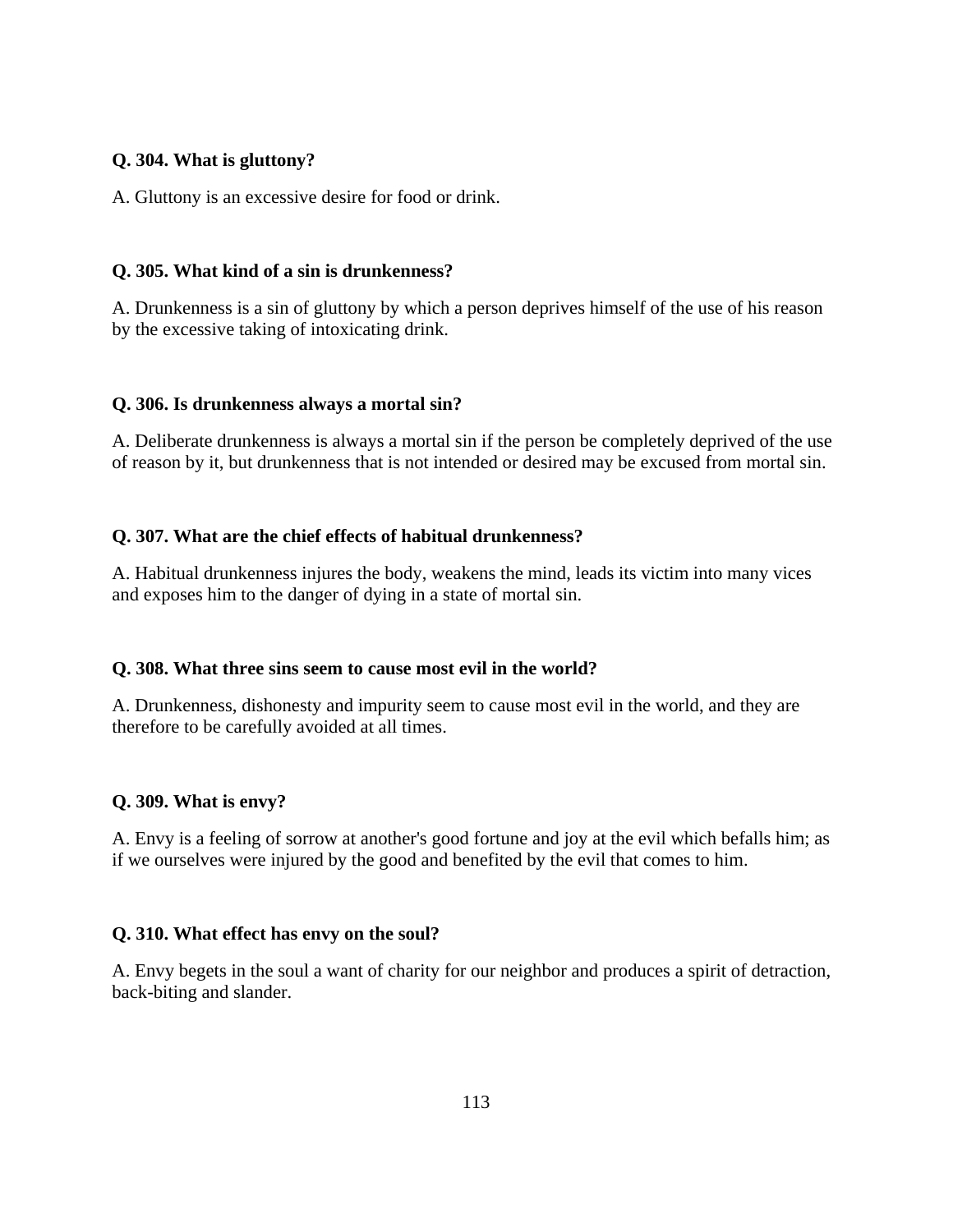**Q. 304. What is gluttony?**

A. Gluttony is an excessive desire for food or drink.

**Q. 305. What kind of a sin is drunkenness?**

A. Drunkenness is a sin of gluttony by which a person deprives himself of the use of his reason by the excessive taking of intoxicating drink.

**Q. 306. Is drunkenness always a mortal sin?**

A. Deliberate drunkenness is always a mortal sin if the person be completely deprived of the use of reason by it, but drunkenness that is not intended or desired may be excused from mortal sin.

**Q. 307. What are the chief effects of habitual drunkenness?**

A. Habitual drunkenness injures the body, weakens the mind, leads its victim into many vices and exposes him to the danger of dying in a state of mortal sin.

**Q. 308. What three sins seem to cause most evil in the world?**

A. Drunkenness, dishonesty and impurity seem to cause most evil in the world, and they are therefore to be carefully avoided at all times.

**Q. 309. What is envy?**

A. Envy is a feeling of sorrow at another's good fortune and joy at the evil which befalls him; as if we ourselves were injured by the good and benefited by the evil that comes to him.

**Q. 310. What effect has envy on the soul?**

A. Envy begets in the soul a want of charity for our neighbor and produces a spirit of detraction, back-biting and slander.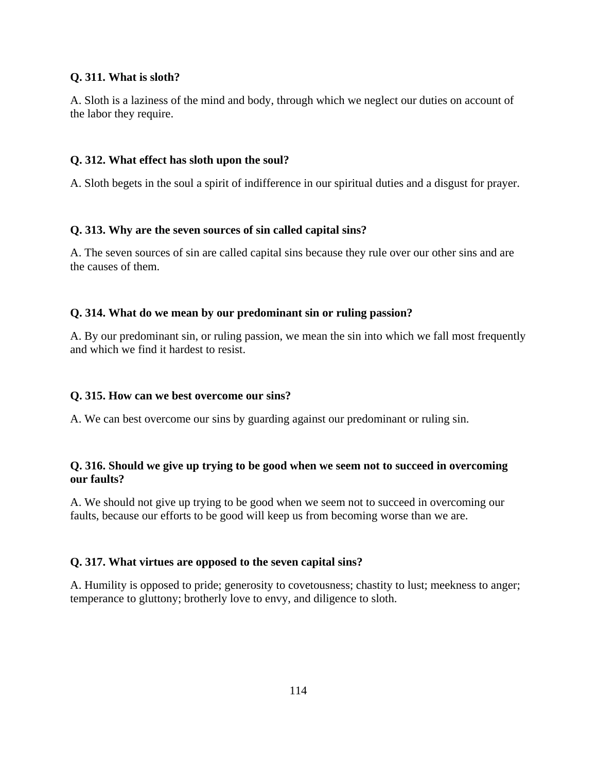**Q. 311. What is sloth?**

A. Sloth is a laziness of the mind and body, through which we neglect our duties on account of the labor they require.

**Q. 312. What effect has sloth upon the soul?**

A. Sloth begets in the soul a spirit of indifference in our spiritual duties and a disgust for prayer.

**Q. 313. Why are the seven sources of sin called capital sins?**

A. The seven sources of sin are called capital sins because they rule over our other sins and are the causes of them.

**Q. 314. What do we mean by our predominant sin or ruling passion?**

A. By our predominant sin, or ruling passion, we mean the sin into which we fall most frequently and which we find it hardest to resist.

**Q. 315. How can we best overcome our sins?**

A. We can best overcome our sins by guarding against our predominant or ruling sin.

**Q. 316. Should we give up trying to be good when we seem not to succeed in overcoming our faults?**

A. We should not give up trying to be good when we seem not to succeed in overcoming our faults, because our efforts to be good will keep us from becoming worse than we are.

**Q. 317. What virtues are opposed to the seven capital sins?**

A. Humility is opposed to pride; generosity to covetousness; chastity to lust; meekness to anger; temperance to gluttony; brotherly love to envy, and diligence to sloth.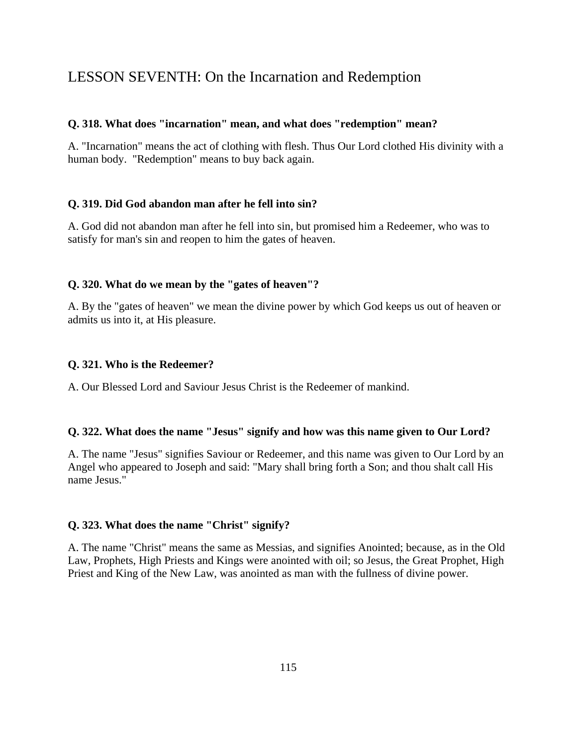# LESSON SEVENTH: On the Incarnation and Redemption

**Q. 318. What does "incarnation" mean, and what does "redemption" mean?**

A. "Incarnation" means the act of clothing with flesh. Thus Our Lord clothed His divinity with a human body. "Redemption" means to buy back again.

**Q. 319. Did God abandon man after he fell into sin?**

A. God did not abandon man after he fell into sin, but promised him a Redeemer, who was to satisfy for man's sin and reopen to him the gates of heaven.

**Q. 320. What do we mean by the "gates of heaven"?**

A. By the "gates of heaven" we mean the divine power by which God keeps us out of heaven or admits us into it, at His pleasure.

**Q. 321. Who is the Redeemer?**

A. Our Blessed Lord and Saviour Jesus Christ is the Redeemer of mankind.

**Q. 322. What does the name "Jesus" signify and how was this name given to Our Lord?**

A. The name "Jesus" signifies Saviour or Redeemer, and this name was given to Our Lord by an Angel who appeared to Joseph and said: "Mary shall bring forth a Son; and thou shalt call His name Jesus."

**Q. 323. What does the name "Christ" signify?**

A. The name "Christ" means the same as Messias, and signifies Anointed; because, as in the Old Law, Prophets, High Priests and Kings were anointed with oil; so Jesus, the Great Prophet, High Priest and King of the New Law, was anointed as man with the fullness of divine power.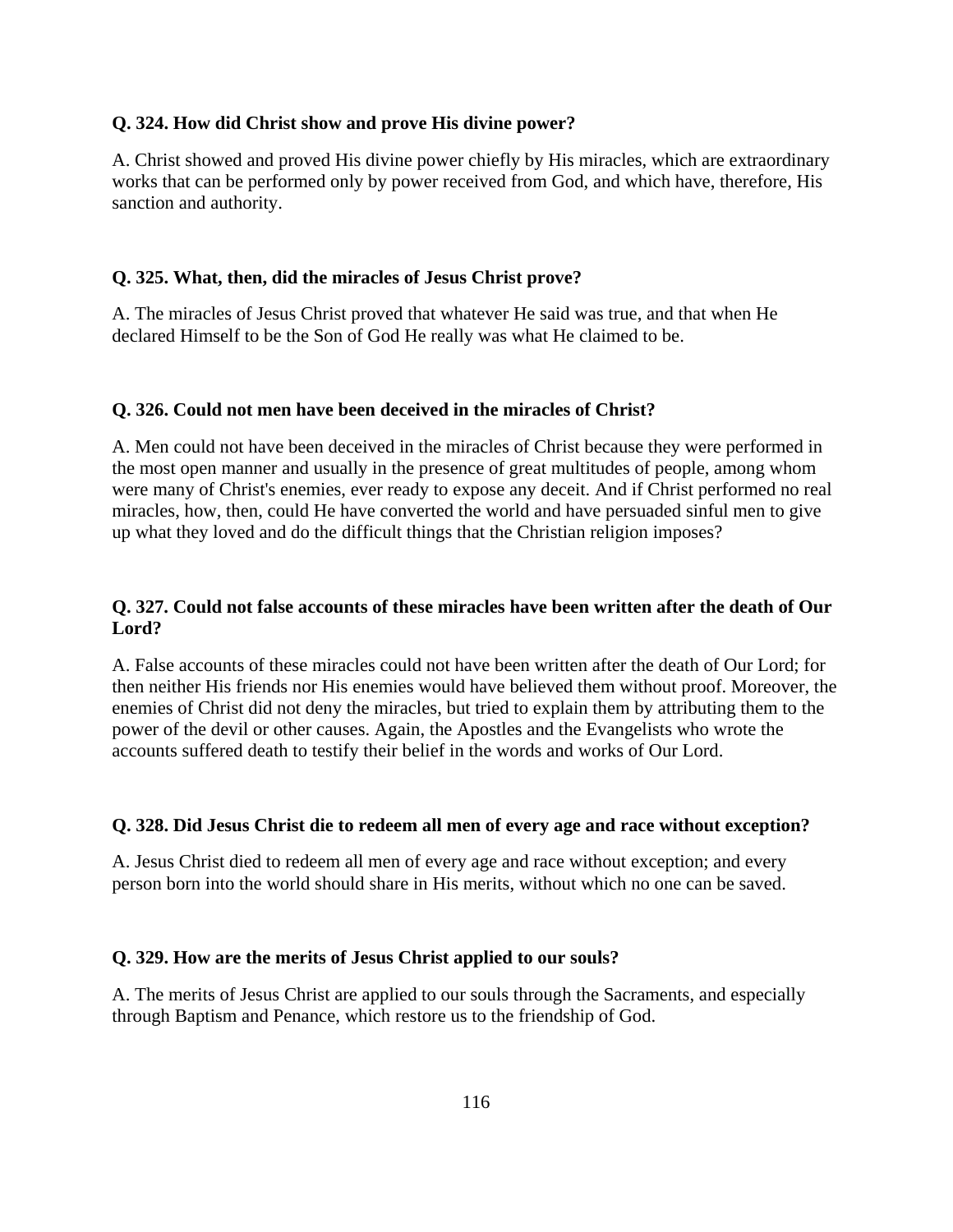**Q. 324. How did Christ show and prove His divine power?**

A. Christ showed and proved His divine power chiefly by His miracles, which are extraordinary works that can be performed only by power received from God, and which have, therefore, His sanction and authority.

**Q. 325. What, then, did the miracles of Jesus Christ prove?**

A. The miracles of Jesus Christ proved that whatever He said was true, and that when He declared Himself to be the Son of God He really was what He claimed to be.

**Q. 326. Could not men have been deceived in the miracles of Christ?**

A. Men could not have been deceived in the miracles of Christ because they were performed in the most open manner and usually in the presence of great multitudes of people, among whom were many of Christ's enemies, ever ready to expose any deceit. And if Christ performed no real miracles, how, then, could He have converted the world and have persuaded sinful men to give up what they loved and do the difficult things that the Christian religion imposes?

**Q. 327. Could not false accounts of these miracles have been written after the death of Our Lord?**

A. False accounts of these miracles could not have been written after the death of Our Lord; for then neither His friends nor His enemies would have believed them without proof. Moreover, the enemies of Christ did not deny the miracles, but tried to explain them by attributing them to the power of the devil or other causes. Again, the Apostles and the Evangelists who wrote the accounts suffered death to testify their belief in the words and works of Our Lord.

**Q. 328. Did Jesus Christ die to redeem all men of every age and race without exception?**

A. Jesus Christ died to redeem all men of every age and race without exception; and every person born into the world should share in His merits, without which no one can be saved.

**Q. 329. How are the merits of Jesus Christ applied to our souls?**

A. The merits of Jesus Christ are applied to our souls through the Sacraments, and especially through Baptism and Penance, which restore us to the friendship of God.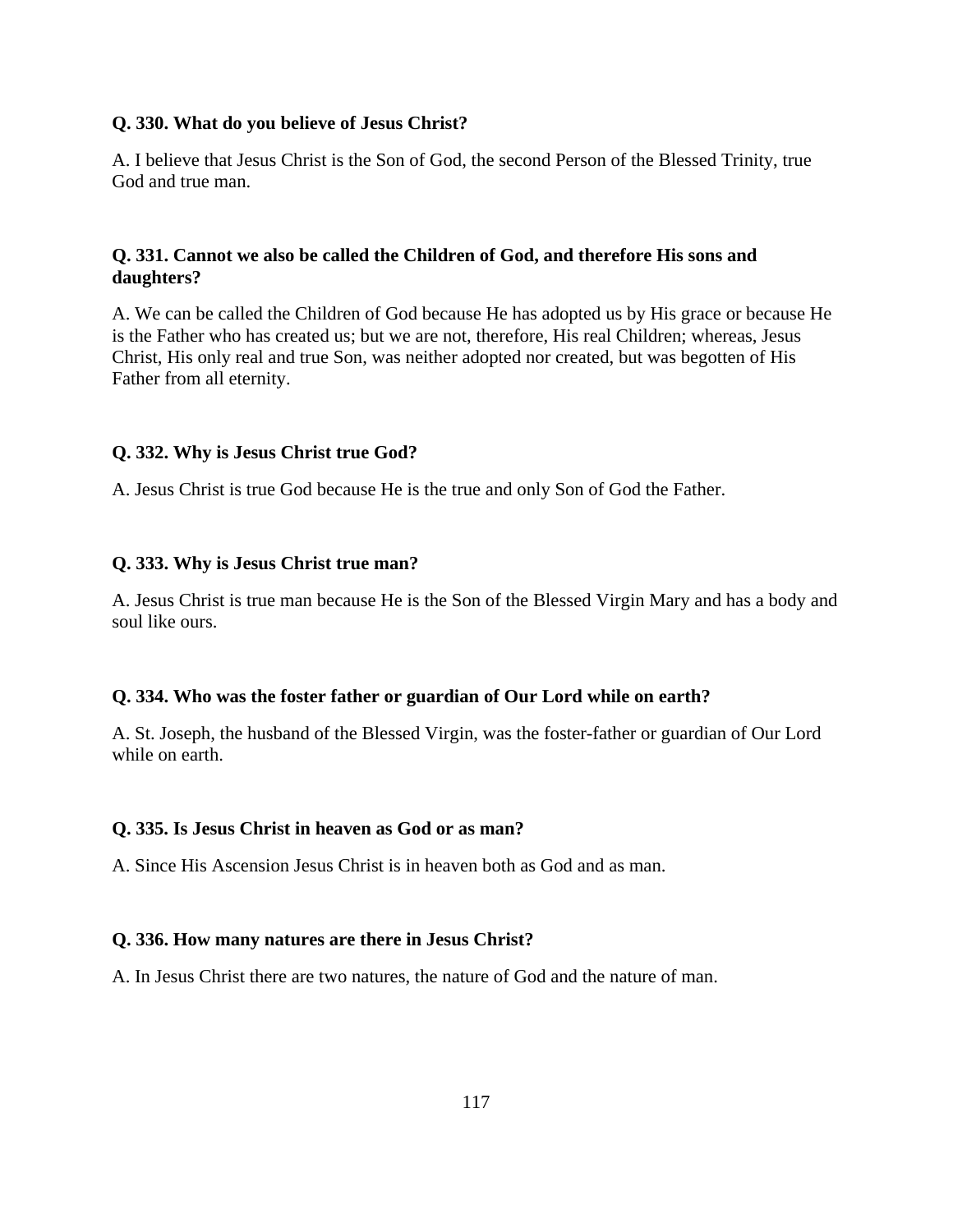**Q. 330. What do you believe of Jesus Christ?**

A. I believe that Jesus Christ is the Son of God, the second Person of the Blessed Trinity, true God and true man.

**Q. 331. Cannot we also be called the Children of God, and therefore His sons and daughters?**

A. We can be called the Children of God because He has adopted us by His grace or because He is the Father who has created us; but we are not, therefore, His real Children; whereas, Jesus Christ, His only real and true Son, was neither adopted nor created, but was begotten of His Father from all eternity.

**Q. 332. Why is Jesus Christ true God?**

A. Jesus Christ is true God because He is the true and only Son of God the Father.

**Q. 333. Why is Jesus Christ true man?**

A. Jesus Christ is true man because He is the Son of the Blessed Virgin Mary and has a body and soul like ours.

**Q. 334. Who was the foster father or guardian of Our Lord while on earth?**

A. St. Joseph, the husband of the Blessed Virgin, was the foster-father or guardian of Our Lord while on earth.

**Q. 335. Is Jesus Christ in heaven as God or as man?**

A. Since His Ascension Jesus Christ is in heaven both as God and as man.

**Q. 336. How many natures are there in Jesus Christ?**

A. In Jesus Christ there are two natures, the nature of God and the nature of man.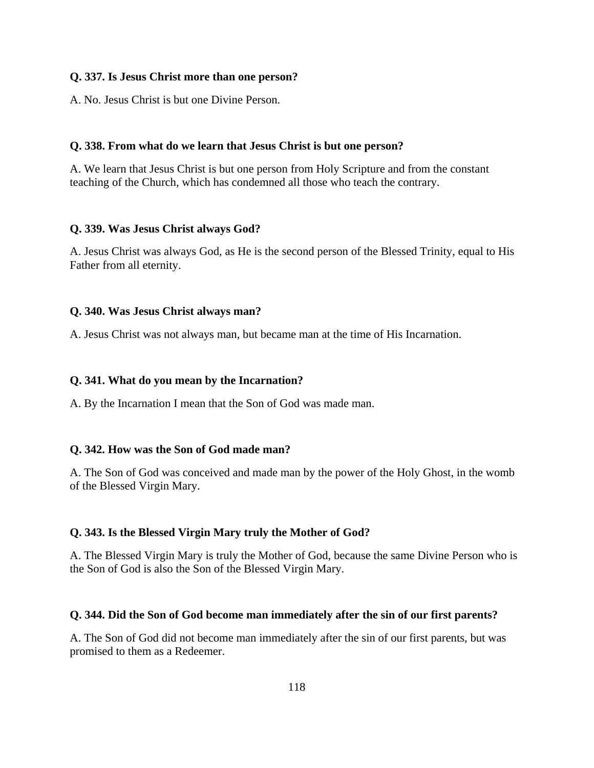**Q. 337. Is Jesus Christ more than one person?**

A. No. Jesus Christ is but one Divine Person.

**Q. 338. From what do we learn that Jesus Christ is but one person?**

A. We learn that Jesus Christ is but one person from Holy Scripture and from the constant teaching of the Church, which has condemned all those who teach the contrary.

**Q. 339. Was Jesus Christ always God?**

A. Jesus Christ was always God, as He is the second person of the Blessed Trinity, equal to His Father from all eternity.

**Q. 340. Was Jesus Christ always man?**

A. Jesus Christ was not always man, but became man at the time of His Incarnation.

**Q. 341. What do you mean by the Incarnation?**

A. By the Incarnation I mean that the Son of God was made man.

**Q. 342. How was the Son of God made man?**

A. The Son of God was conceived and made man by the power of the Holy Ghost, in the womb of the Blessed Virgin Mary.

**Q. 343. Is the Blessed Virgin Mary truly the Mother of God?**

A. The Blessed Virgin Mary is truly the Mother of God, because the same Divine Person who is the Son of God is also the Son of the Blessed Virgin Mary.

**Q. 344. Did the Son of God become man immediately after the sin of our first parents?**

A. The Son of God did not become man immediately after the sin of our first parents, but was promised to them as a Redeemer.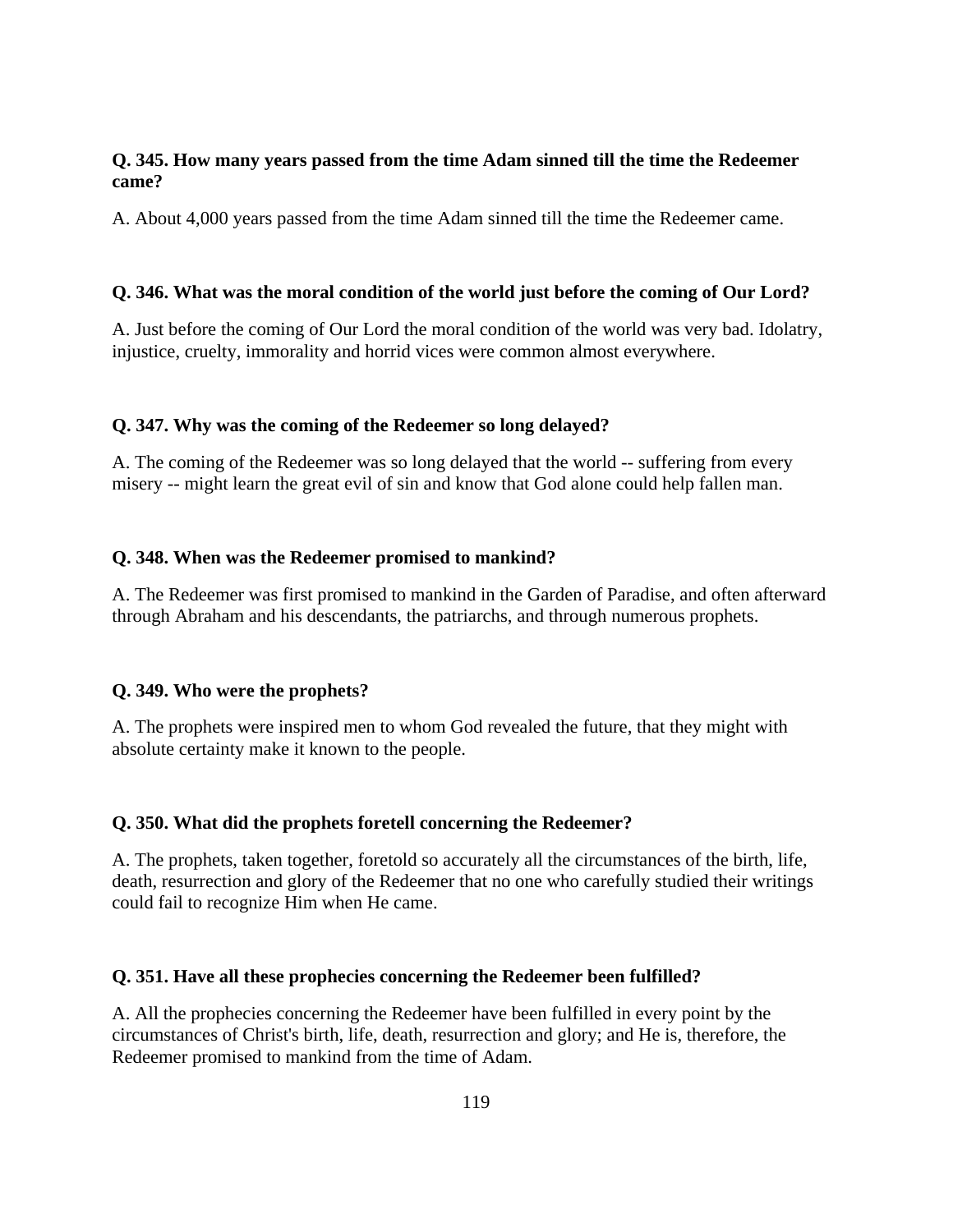**Q. 345. How many years passed from the time Adam sinned till the time the Redeemer came?**

A. About 4,000 years passed from the time Adam sinned till the time the Redeemer came.

**Q. 346. What was the moral condition of the world just before the coming of Our Lord?**

A. Just before the coming of Our Lord the moral condition of the world was very bad. Idolatry, injustice, cruelty, immorality and horrid vices were common almost everywhere.

**Q. 347. Why was the coming of the Redeemer so long delayed?**

A. The coming of the Redeemer was so long delayed that the world -- suffering from every misery -- might learn the great evil of sin and know that God alone could help fallen man.

**Q. 348. When was the Redeemer promised to mankind?**

A. The Redeemer was first promised to mankind in the Garden of Paradise, and often afterward through Abraham and his descendants, the patriarchs, and through numerous prophets.

**Q. 349. Who were the prophets?**

A. The prophets were inspired men to whom God revealed the future, that they might with absolute certainty make it known to the people.

**Q. 350. What did the prophets foretell concerning the Redeemer?**

A. The prophets, taken together, foretold so accurately all the circumstances of the birth, life, death, resurrection and glory of the Redeemer that no one who carefully studied their writings could fail to recognize Him when He came.

**Q. 351. Have all these prophecies concerning the Redeemer been fulfilled?**

A. All the prophecies concerning the Redeemer have been fulfilled in every point by the circumstances of Christ's birth, life, death, resurrection and glory; and He is, therefore, the Redeemer promised to mankind from the time of Adam.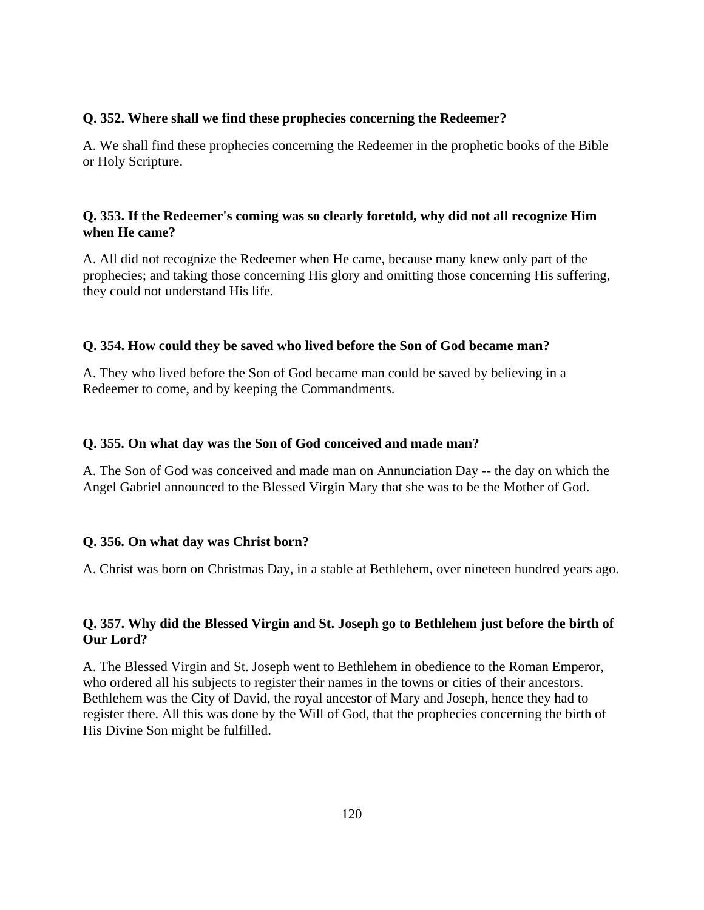**Q. 352. Where shall we find these prophecies concerning the Redeemer?**

A. We shall find these prophecies concerning the Redeemer in the prophetic books of the Bible or Holy Scripture.

**Q. 353. If the Redeemer's coming was so clearly foretold, why did not all recognize Him when He came?**

A. All did not recognize the Redeemer when He came, because many knew only part of the prophecies; and taking those concerning His glory and omitting those concerning His suffering, they could not understand His life.

**Q. 354. How could they be saved who lived before the Son of God became man?**

A. They who lived before the Son of God became man could be saved by believing in a Redeemer to come, and by keeping the Commandments.

**Q. 355. On what day was the Son of God conceived and made man?**

A. The Son of God was conceived and made man on Annunciation Day -- the day on which the Angel Gabriel announced to the Blessed Virgin Mary that she was to be the Mother of God.

**Q. 356. On what day was Christ born?**

A. Christ was born on Christmas Day, in a stable at Bethlehem, over nineteen hundred years ago.

**Q. 357. Why did the Blessed Virgin and St. Joseph go to Bethlehem just before the birth of Our Lord?**

A. The Blessed Virgin and St. Joseph went to Bethlehem in obedience to the Roman Emperor, who ordered all his subjects to register their names in the towns or cities of their ancestors. Bethlehem was the City of David, the royal ancestor of Mary and Joseph, hence they had to register there. All this was done by the Will of God, that the prophecies concerning the birth of His Divine Son might be fulfilled.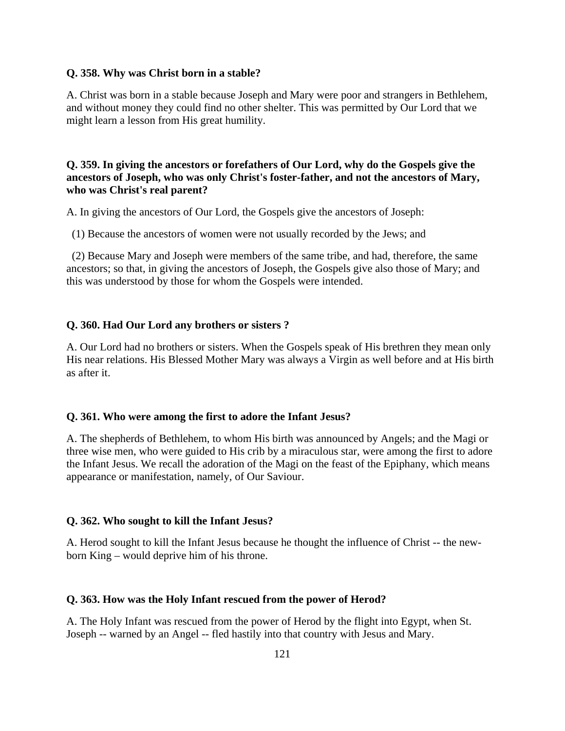**Q. 358. Why was Christ born in a stable?**

A. Christ was born in a stable because Joseph and Mary were poor and strangers in Bethlehem, and without money they could find no other shelter. This was permitted by Our Lord that we might learn a lesson from His great humility.

**Q. 359. In giving the ancestors or forefathers of Our Lord, why do the Gospels give the ancestors of Joseph, who was only Christ's foster-father, and not the ancestors of Mary, who was Christ's real parent?**

A. In giving the ancestors of Our Lord, the Gospels give the ancestors of Joseph:

(1) Because the ancestors of women were not usually recorded by the Jews; and

(2) Because Mary and Joseph were members of the same tribe, and had, therefore, the same ancestors; so that, in giving the ancestors of Joseph, the Gospels give also those of Mary; and this was understood by those for whom the Gospels were intended.

**Q. 360. Had Our Lord any brothers or sisters ?**

A. Our Lord had no brothers or sisters. When the Gospels speak of His brethren they mean only His near relations. His Blessed Mother Mary was always a Virgin as well before and at His birth as after it.

**Q. 361. Who were among the first to adore the Infant Jesus?**

A. The shepherds of Bethlehem, to whom His birth was announced by Angels; and the Magi or three wise men, who were guided to His crib by a miraculous star, were among the first to adore the Infant Jesus. We recall the adoration of the Magi on the feast of the Epiphany, which means appearance or manifestation, namely, of Our Saviour.

**Q. 362. Who sought to kill the Infant Jesus?**

A. Herod sought to kill the Infant Jesus because he thought the influence of Christ -- the new-born King – would deprive him of his throne.

**Q. 363. How was the Holy Infant rescued from the power of Herod?**

A. The Holy Infant was rescued from the power of Herod by the flight into Egypt, when St. Joseph -- warned by an Angel -- fled hastily into that country with Jesus and Mary.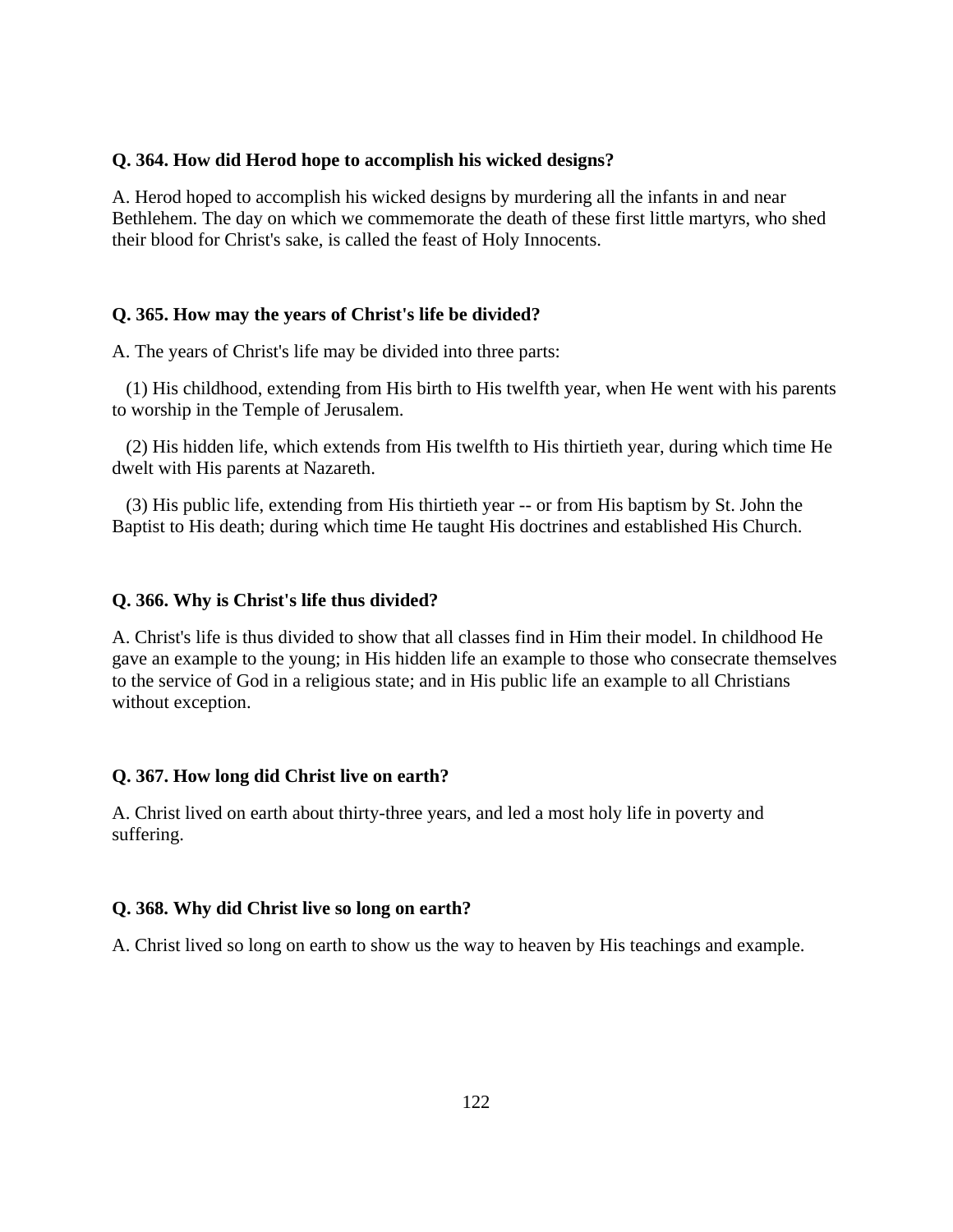**Q. 364. How did Herod hope to accomplish his wicked designs?**

A. Herod hoped to accomplish his wicked designs by murdering all the infants in and near Bethlehem. The day on which we commemorate the death of these first little martyrs, who shed their blood for Christ's sake, is called the feast of Holy Innocents.

**Q. 365. How may the years of Christ's life be divided?**

A. The years of Christ's life may be divided into three parts:

(1) His childhood, extending from His birth to His twelfth year, when He went with his parents to worship in the Temple of Jerusalem.

(2) His hidden life, which extends from His twelfth to His thirtieth year, during which time He dwelt with His parents at Nazareth.

(3) His public life, extending from His thirtieth year -- or from His baptism by St. John the Baptist to His death; during which time He taught His doctrines and established His Church.

**Q. 366. Why is Christ's life thus divided?**

A. Christ's life is thus divided to show that all classes find in Him their model. In childhood He gave an example to the young; in His hidden life an example to those who consecrate themselves to the service of God in a religious state; and in His public life an example to all Christians without exception.

**Q. 367. How long did Christ live on earth?**

A. Christ lived on earth about thirty-three years, and led a most holy life in poverty and suffering.

**Q. 368. Why did Christ live so long on earth?**

A. Christ lived so long on earth to show us the way to heaven by His teachings and example.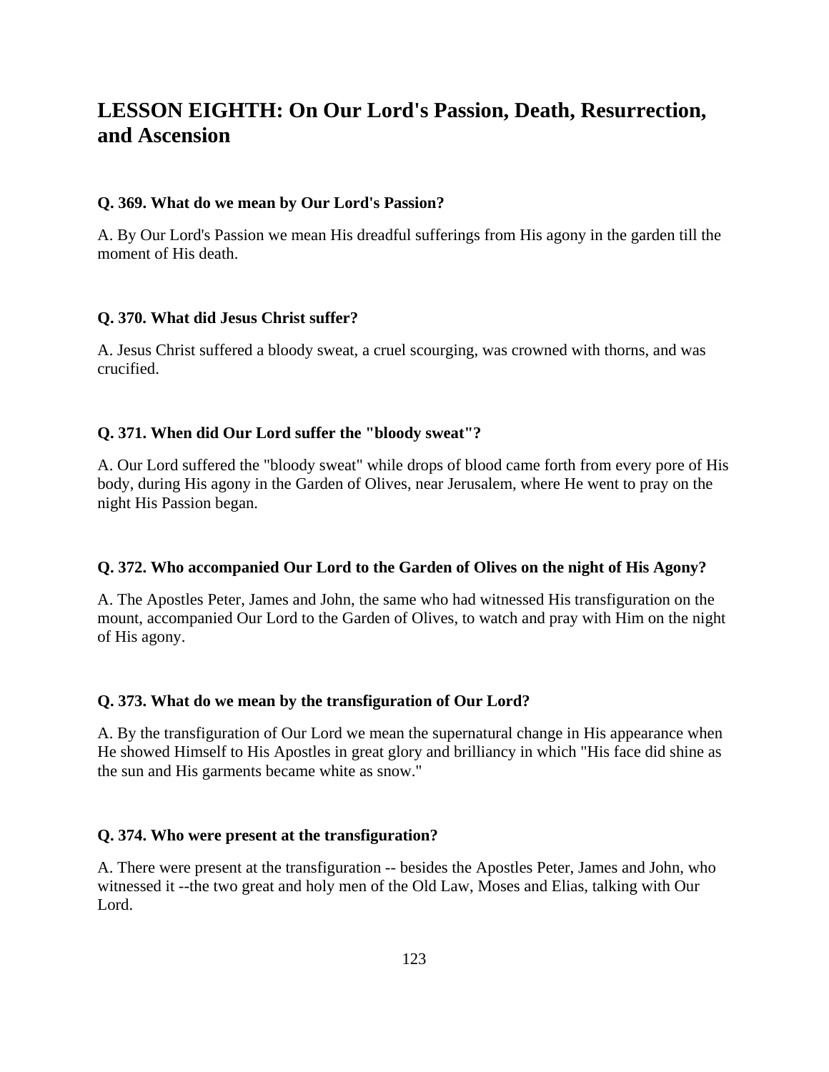## LESSON EIGHTH: On Our Lord's Passion, Death, Resurrection, and Ascension

**Q. 369. What do we mean by Our Lord's Passion?**

A. By Our Lord's Passion we mean His dreadful sufferings from His agony in the garden till the moment of His death.

**Q. 370. What did Jesus Christ suffer?**

A. Jesus Christ suffered a bloody sweat, a cruel scourging, was crowned with thorns, and was crucified.

**Q. 371. When did Our Lord suffer the "bloody sweat"?**

A. Our Lord suffered the "bloody sweat" while drops of blood came forth from every pore of His body, during His agony in the Garden of Olives, near Jerusalem, where He went to pray on the night His Passion began.

**Q. 372. Who accompanied Our Lord to the Garden of Olives on the night of His Agony?**

A. The Apostles Peter, James and John, the same who had witnessed His transfiguration on the mount, accompanied Our Lord to the Garden of Olives, to watch and pray with Him on the night of His agony.

**Q. 373. What do we mean by the transfiguration of Our Lord?**

A. By the transfiguration of Our Lord we mean the supernatural change in His appearance when He showed Himself to His Apostles in great glory and brilliancy in which "His face did shine as the sun and His garments became white as snow."

**Q. 374. Who were present at the transfiguration?**

A. There were present at the transfiguration -- besides the Apostles Peter, James and John, who witnessed it --the two great and holy men of the Old Law, Moses and Elias, talking with Our Lord.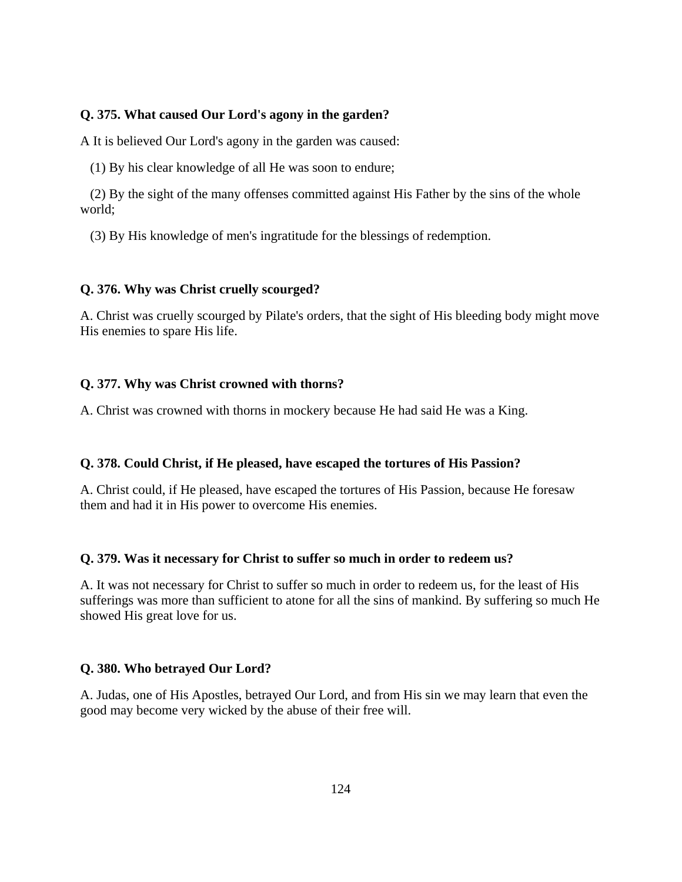**Q. 375. What caused Our Lord's agony in the garden?**

A It is believed Our Lord's agony in the garden was caused:

(1) By his clear knowledge of all He was soon to endure;

(2) By the sight of the many offenses committed against His Father by the sins of the whole world;

(3) By His knowledge of men's ingratitude for the blessings of redemption.

**Q. 376. Why was Christ cruelly scourged?**

A. Christ was cruelly scourged by Pilate's orders, that the sight of His bleeding body might move His enemies to spare His life.

**Q. 377. Why was Christ crowned with thorns?**

A. Christ was crowned with thorns in mockery because He had said He was a King.

**Q. 378. Could Christ, if He pleased, have escaped the tortures of His Passion?**

A. Christ could, if He pleased, have escaped the tortures of His Passion, because He foresaw them and had it in His power to overcome His enemies.

**Q. 379. Was it necessary for Christ to suffer so much in order to redeem us?**

A. It was not necessary for Christ to suffer so much in order to redeem us, for the least of His sufferings was more than sufficient to atone for all the sins of mankind. By suffering so much He showed His great love for us.

**Q. 380. Who betrayed Our Lord?**

A. Judas, one of His Apostles, betrayed Our Lord, and from His sin we may learn that even the good may become very wicked by the abuse of their free will.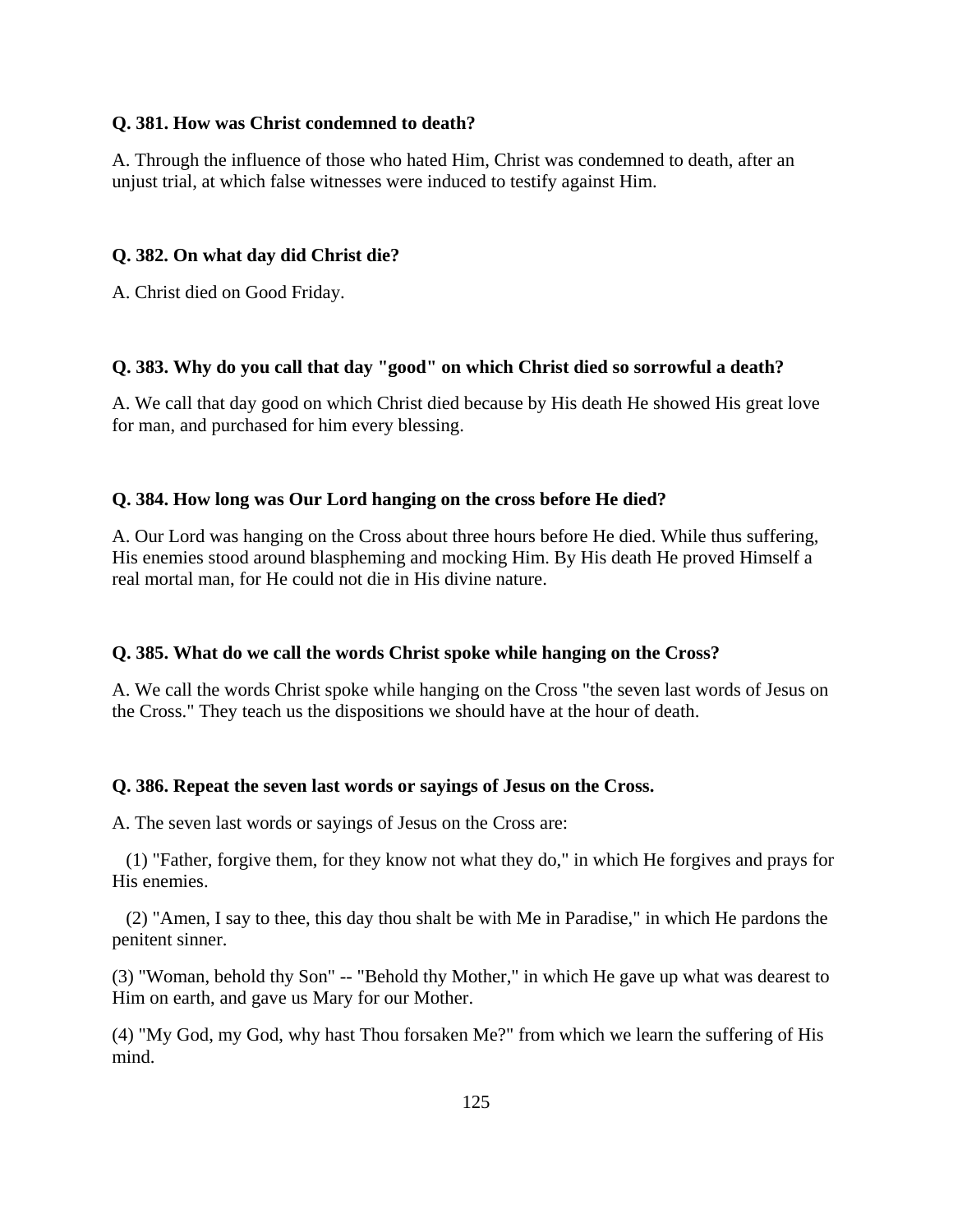**Q. 381. How was Christ condemned to death?**

A. Through the influence of those who hated Him, Christ was condemned to death, after an unjust trial, at which false witnesses were induced to testify against Him.

**Q. 382. On what day did Christ die?**

A. Christ died on Good Friday.

**Q. 383. Why do you call that day "good" on which Christ died so sorrowful a death?**

A. We call that day good on which Christ died because by His death He showed His great love for man, and purchased for him every blessing.

**Q. 384. How long was Our Lord hanging on the cross before He died?**

A. Our Lord was hanging on the Cross about three hours before He died. While thus suffering, His enemies stood around blaspheming and mocking Him. By His death He proved Himself a real mortal man, for He could not die in His divine nature.

**Q. 385. What do we call the words Christ spoke while hanging on the Cross?**

A. We call the words Christ spoke while hanging on the Cross "the seven last words of Jesus on the Cross." They teach us the dispositions we should have at the hour of death.

**Q. 386. Repeat the seven last words or sayings of Jesus on the Cross.**

A. The seven last words or sayings of Jesus on the Cross are:

(1) "Father, forgive them, for they know not what they do," in which He forgives and prays for His enemies.

(2) "Amen, I say to thee, this day thou shalt be with Me in Paradise," in which He pardons the penitent sinner.

(3) "Woman, behold thy Son" -- "Behold thy Mother," in which He gave up what was dearest to Him on earth, and gave us Mary for our Mother.

(4) "My God, my God, why hast Thou forsaken Me?" from which we learn the suffering of His mind.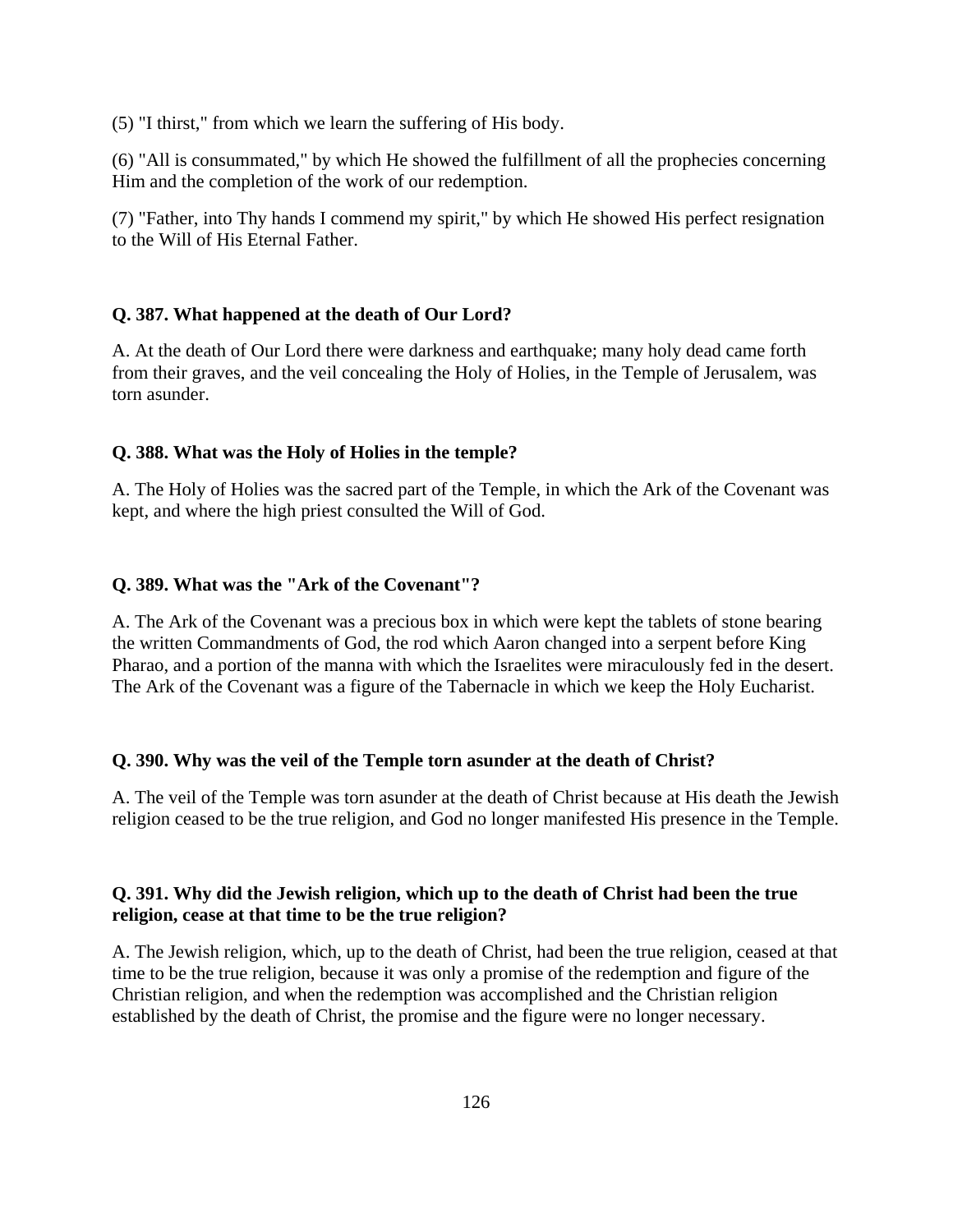(5) "I thirst," from which we learn the suffering of His body.

(6) "All is consummated," by which He showed the fulfillment of all the prophecies concerning Him and the completion of the work of our redemption.

(7) "Father, into Thy hands I commend my spirit," by which He showed His perfect resignation to the Will of His Eternal Father.

**Q. 387. What happened at the death of Our Lord?**

A. At the death of Our Lord there were darkness and earthquake; many holy dead came forth from their graves, and the veil concealing the Holy of Holies, in the Temple of Jerusalem, was torn asunder.

**Q. 388. What was the Holy of Holies in the temple?**

A. The Holy of Holies was the sacred part of the Temple, in which the Ark of the Covenant was kept, and where the high priest consulted the Will of God.

**Q. 389. What was the "Ark of the Covenant"?**

A. The Ark of the Covenant was a precious box in which were kept the tablets of stone bearing the written Commandments of God, the rod which Aaron changed into a serpent before King Pharao, and a portion of the manna with which the Israelites were miraculously fed in the desert. The Ark of the Covenant was a figure of the Tabernacle in which we keep the Holy Eucharist.

**Q. 390. Why was the veil of the Temple torn asunder at the death of Christ?**

A. The veil of the Temple was torn asunder at the death of Christ because at His death the Jewish religion ceased to be the true religion, and God no longer manifested His presence in the Temple.

**Q. 391. Why did the Jewish religion, which up to the death of Christ had been the true religion, cease at that time to be the true religion?**

A. The Jewish religion, which, up to the death of Christ, had been the true religion, ceased at that time to be the true religion, because it was only a promise of the redemption and figure of the Christian religion, and when the redemption was accomplished and the Christian religion established by the death of Christ, the promise and the figure were no longer necessary.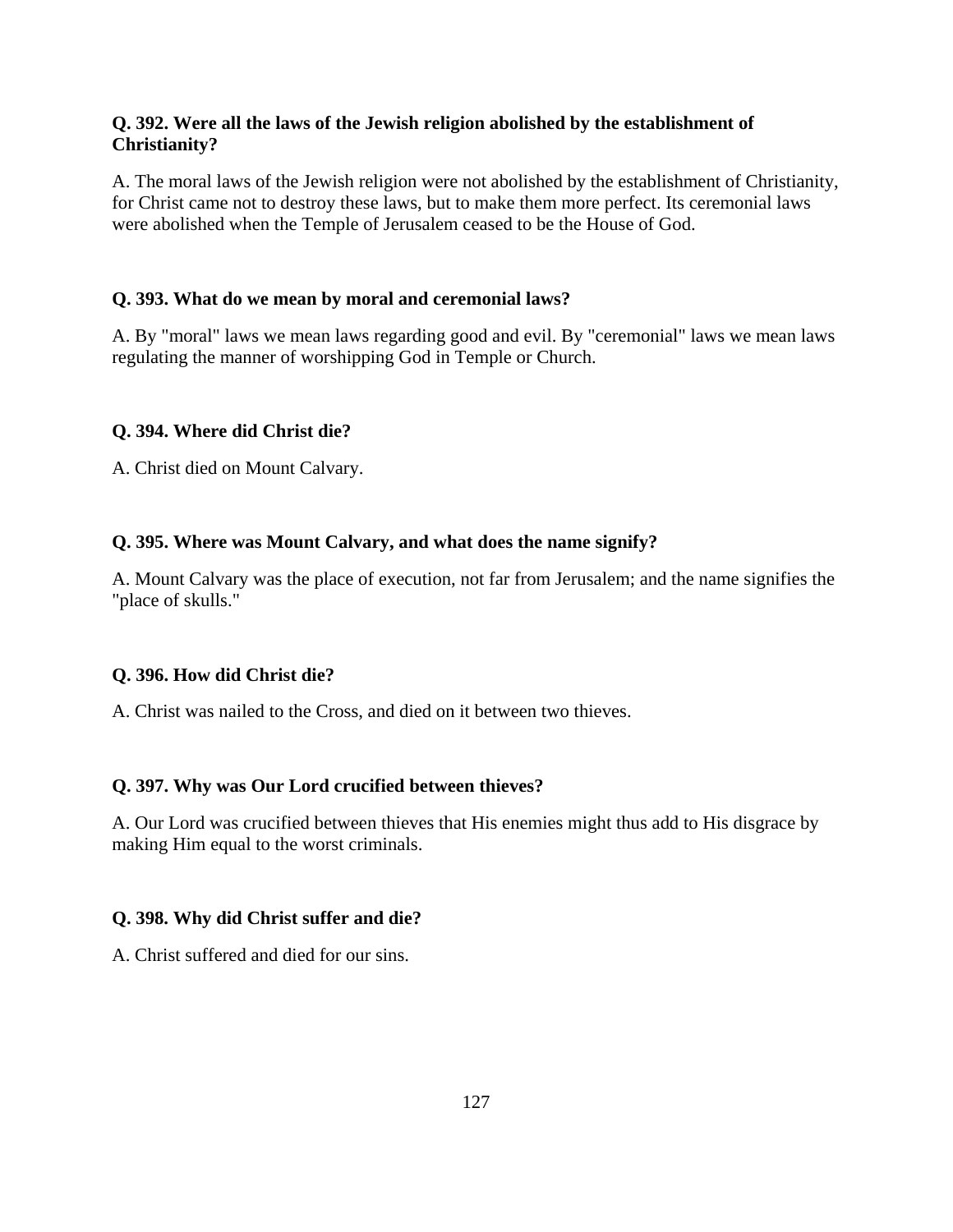**Q. 392. Were all the laws of the Jewish religion abolished by the establishment of Christianity?**

A. The moral laws of the Jewish religion were not abolished by the establishment of Christianity, for Christ came not to destroy these laws, but to make them more perfect. Its ceremonial laws were abolished when the Temple of Jerusalem ceased to be the House of God.

**Q. 393. What do we mean by moral and ceremonial laws?**

A. By "moral" laws we mean laws regarding good and evil. By "ceremonial" laws we mean laws regulating the manner of worshipping God in Temple or Church.

**Q. 394. Where did Christ die?**

A. Christ died on Mount Calvary.

**Q. 395. Where was Mount Calvary, and what does the name signify?**

A. Mount Calvary was the place of execution, not far from Jerusalem; and the name signifies the "place of skulls."

**Q. 396. How did Christ die?**

A. Christ was nailed to the Cross, and died on it between two thieves.

**Q. 397. Why was Our Lord crucified between thieves?**

A. Our Lord was crucified between thieves that His enemies might thus add to His disgrace by making Him equal to the worst criminals.

**Q. 398. Why did Christ suffer and die?**

A. Christ suffered and died for our sins.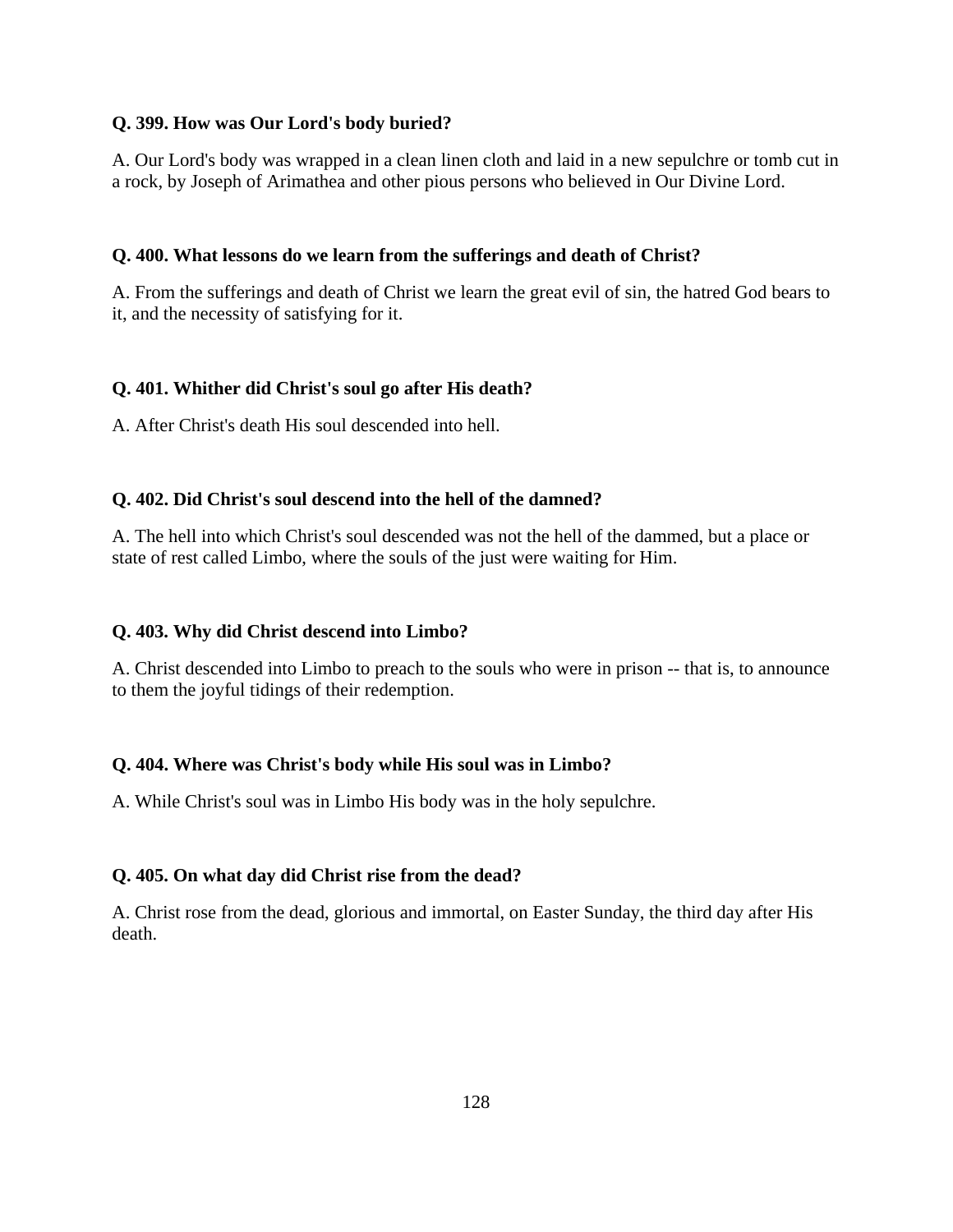**Q. 399. How was Our Lord's body buried?**

A. Our Lord's body was wrapped in a clean linen cloth and laid in a new sepulchre or tomb cut in a rock, by Joseph of Arimathea and other pious persons who believed in Our Divine Lord.

**Q. 400. What lessons do we learn from the sufferings and death of Christ?**

A. From the sufferings and death of Christ we learn the great evil of sin, the hatred God bears to it, and the necessity of satisfying for it.

**Q. 401. Whither did Christ's soul go after His death?**

A. After Christ's death His soul descended into hell.

**Q. 402. Did Christ's soul descend into the hell of the damned?**

A. The hell into which Christ's soul descended was not the hell of the dammed, but a place or state of rest called Limbo, where the souls of the just were waiting for Him.

**Q. 403. Why did Christ descend into Limbo?**

A. Christ descended into Limbo to preach to the souls who were in prison -- that is, to announce to them the joyful tidings of their redemption.

**Q. 404. Where was Christ's body while His soul was in Limbo?**

A. While Christ's soul was in Limbo His body was in the holy sepulchre.

**Q. 405. On what day did Christ rise from the dead?**

A. Christ rose from the dead, glorious and immortal, on Easter Sunday, the third day after His death.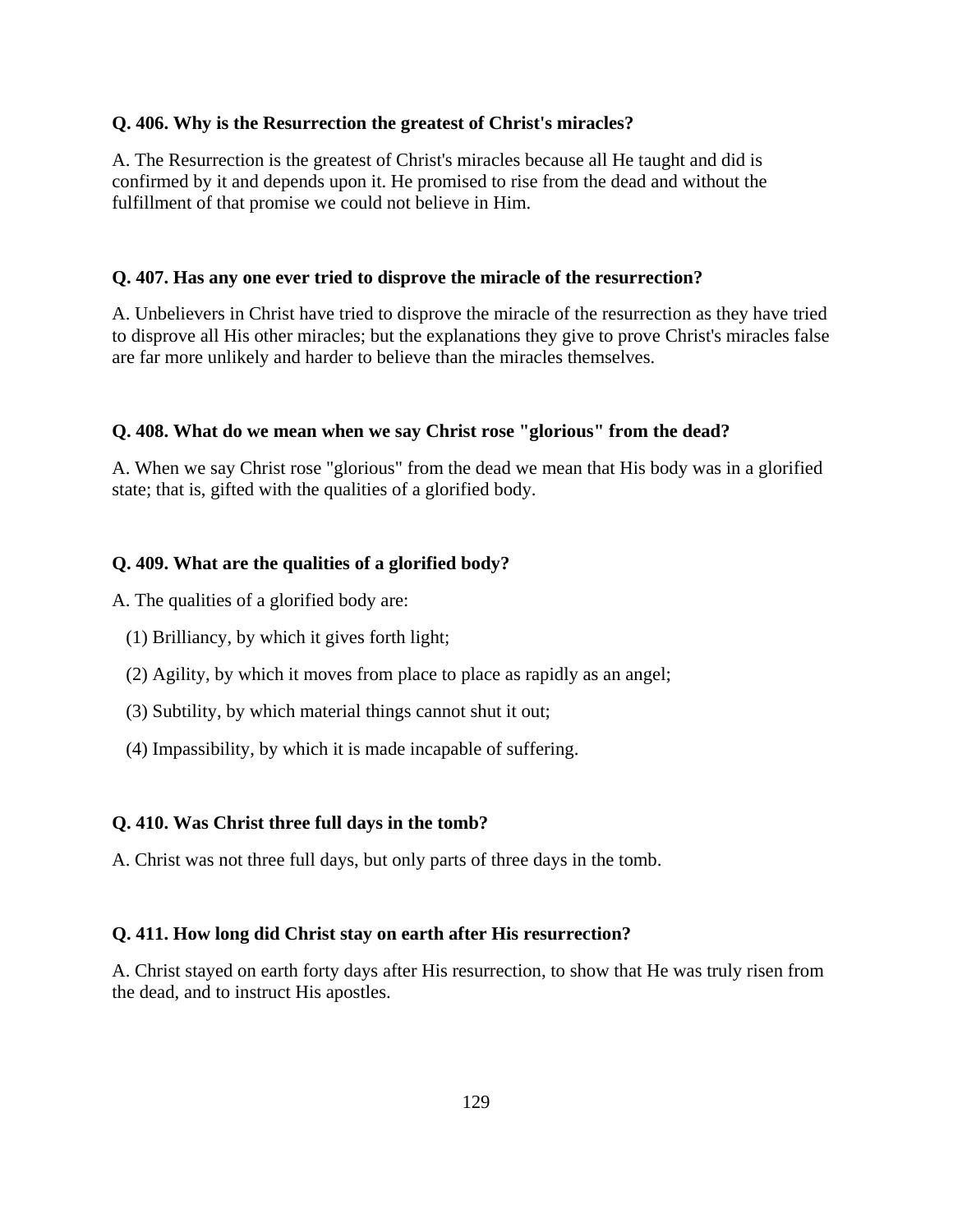**Q. 406. Why is the Resurrection the greatest of Christ's miracles?**

A. The Resurrection is the greatest of Christ's miracles because all He taught and did is confirmed by it and depends upon it. He promised to rise from the dead and without the fulfillment of that promise we could not believe in Him.

**Q. 407. Has any one ever tried to disprove the miracle of the resurrection?**

A. Unbelievers in Christ have tried to disprove the miracle of the resurrection as they have tried to disprove all His other miracles; but the explanations they give to prove Christ's miracles false are far more unlikely and harder to believe than the miracles themselves.

**Q. 408. What do we mean when we say Christ rose "glorious" from the dead?**

A. When we say Christ rose "glorious" from the dead we mean that His body was in a glorified state; that is, gifted with the qualities of a glorified body.

**Q. 409. What are the qualities of a glorified body?**

A. The qualities of a glorified body are:

(1) Brilliancy, by which it gives forth light;

(2) Agility, by which it moves from place to place as rapidly as an angel;

(3) Subtility, by which material things cannot shut it out;

(4) Impassibility, by which it is made incapable of suffering.

**Q. 410. Was Christ three full days in the tomb?**

A. Christ was not three full days, but only parts of three days in the tomb.

**Q. 411. How long did Christ stay on earth after His resurrection?**

A. Christ stayed on earth forty days after His resurrection, to show that He was truly risen from the dead, and to instruct His apostles.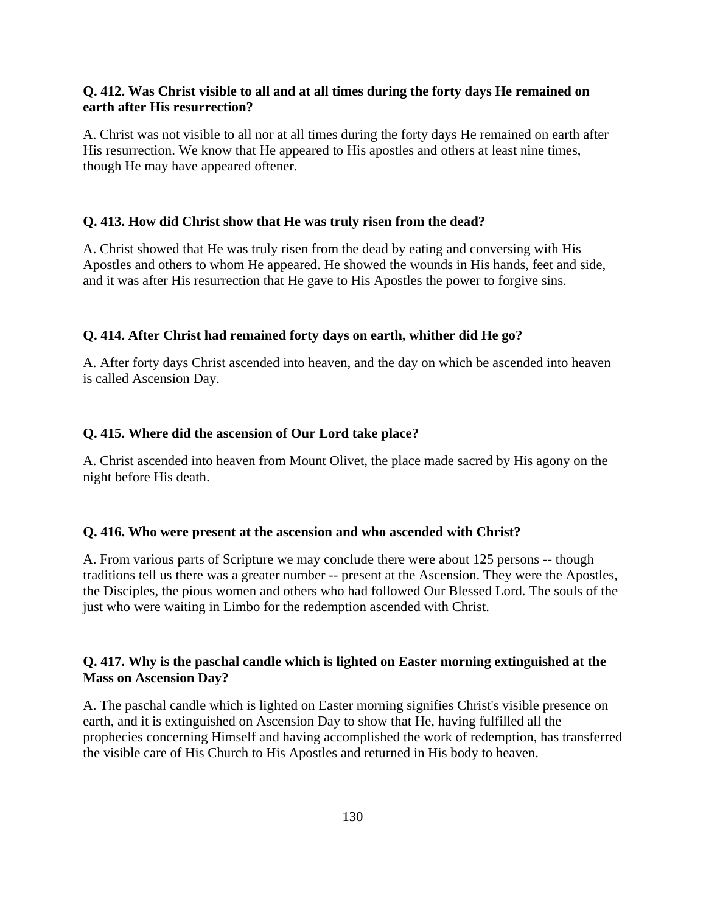**Q. 412. Was Christ visible to all and at all times during the forty days He remained on earth after His resurrection?**

A. Christ was not visible to all nor at all times during the forty days He remained on earth after His resurrection. We know that He appeared to His apostles and others at least nine times, though He may have appeared oftener.

**Q. 413. How did Christ show that He was truly risen from the dead?**

A. Christ showed that He was truly risen from the dead by eating and conversing with His Apostles and others to whom He appeared. He showed the wounds in His hands, feet and side, and it was after His resurrection that He gave to His Apostles the power to forgive sins.

**Q. 414. After Christ had remained forty days on earth, whither did He go?**

A. After forty days Christ ascended into heaven, and the day on which be ascended into heaven is called Ascension Day.

**Q. 415. Where did the ascension of Our Lord take place?**

A. Christ ascended into heaven from Mount Olivet, the place made sacred by His agony on the night before His death.

**Q. 416. Who were present at the ascension and who ascended with Christ?**

A. From various parts of Scripture we may conclude there were about 125 persons -- though traditions tell us there was a greater number -- present at the Ascension. They were the Apostles, the Disciples, the pious women and others who had followed Our Blessed Lord. The souls of the just who were waiting in Limbo for the redemption ascended with Christ.

**Q. 417. Why is the paschal candle which is lighted on Easter morning extinguished at the Mass on Ascension Day?**

A. The paschal candle which is lighted on Easter morning signifies Christ's visible presence on earth, and it is extinguished on Ascension Day to show that He, having fulfilled all the prophecies concerning Himself and having accomplished the work of redemption, has transferred the visible care of His Church to His Apostles and returned in His body to heaven.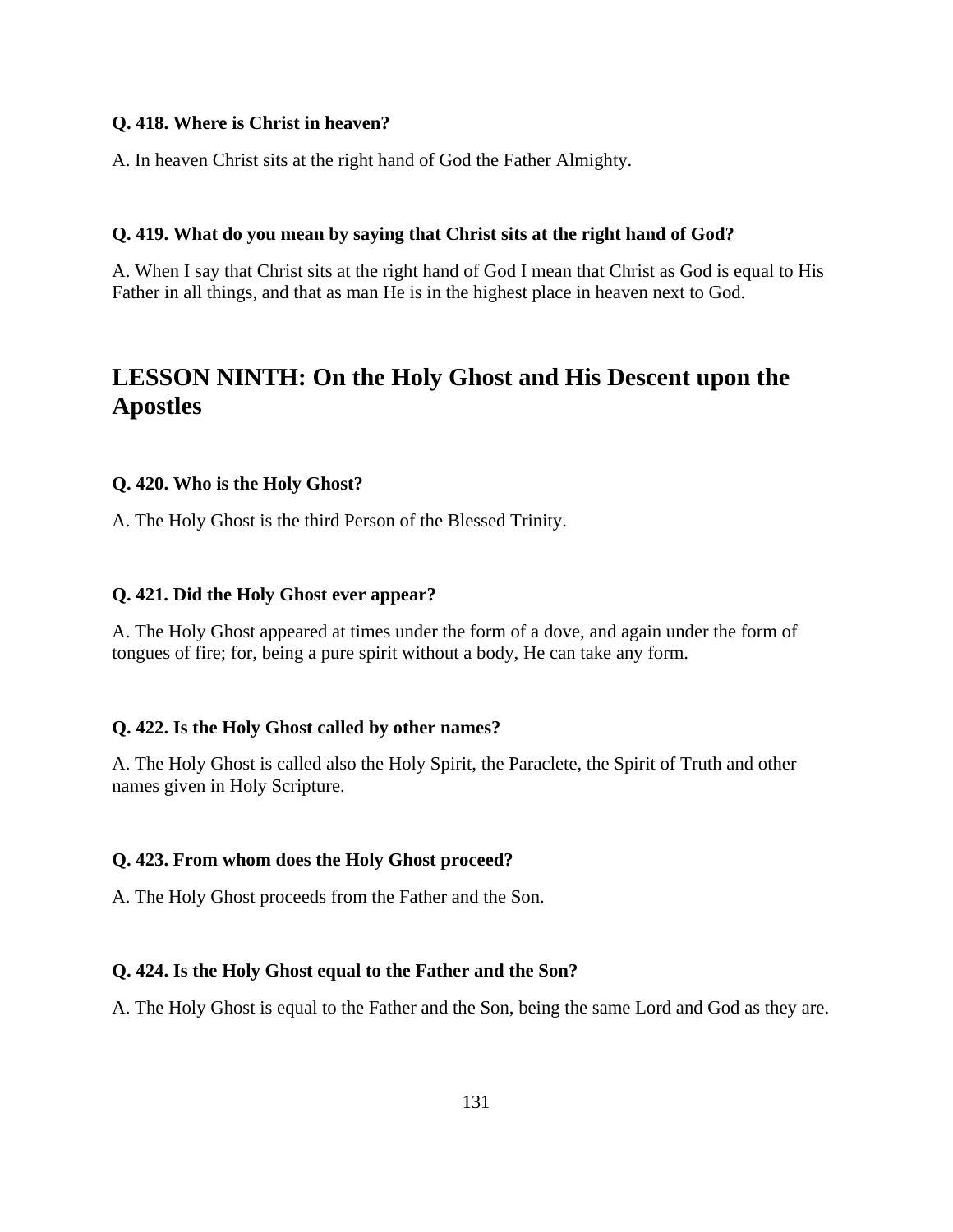**Q. 418. Where is Christ in heaven?**

A. In heaven Christ sits at the right hand of God the Father Almighty.

**Q. 419. What do you mean by saying that Christ sits at the right hand of God?**

A. When I say that Christ sits at the right hand of God I mean that Christ as God is equal to His Father in all things, and that as man He is in the highest place in heaven next to God.

## LESSON NINTH: On the Holy Ghost and His Descent upon the Apostles

**Q. 420. Who is the Holy Ghost?**

A. The Holy Ghost is the third Person of the Blessed Trinity.

**Q. 421. Did the Holy Ghost ever appear?**

A. The Holy Ghost appeared at times under the form of a dove, and again under the form of tongues of fire; for, being a pure spirit without a body, He can take any form.

**Q. 422. Is the Holy Ghost called by other names?**

A. The Holy Ghost is called also the Holy Spirit, the Paraclete, the Spirit of Truth and other names given in Holy Scripture.

**Q. 423. From whom does the Holy Ghost proceed?**

A. The Holy Ghost proceeds from the Father and the Son.

**Q. 424. Is the Holy Ghost equal to the Father and the Son?**

A. The Holy Ghost is equal to the Father and the Son, being the same Lord and God as they are.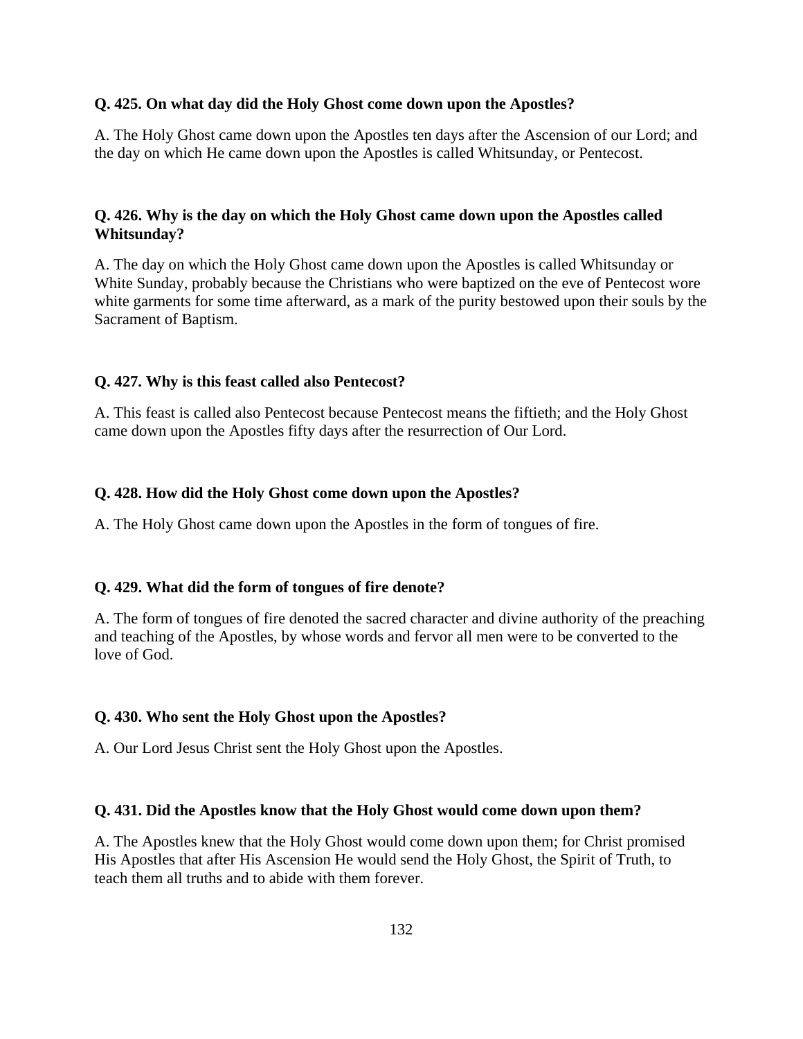**Q. 425. On what day did the Holy Ghost come down upon the Apostles?**

A. The Holy Ghost came down upon the Apostles ten days after the Ascension of our Lord; and the day on which He came down upon the Apostles is called Whitsunday, or Pentecost.

**Q. 426. Why is the day on which the Holy Ghost came down upon the Apostles called Whitsunday?**

A. The day on which the Holy Ghost came down upon the Apostles is called Whitsunday or White Sunday, probably because the Christians who were baptized on the eve of Pentecost wore white garments for some time afterward, as a mark of the purity bestowed upon their souls by the Sacrament of Baptism.

**Q. 427. Why is this feast called also Pentecost?**

A. This feast is called also Pentecost because Pentecost means the fiftieth; and the Holy Ghost came down upon the Apostles fifty days after the resurrection of Our Lord.

**Q. 428. How did the Holy Ghost come down upon the Apostles?**

A. The Holy Ghost came down upon the Apostles in the form of tongues of fire.

**Q. 429. What did the form of tongues of fire denote?**

A. The form of tongues of fire denoted the sacred character and divine authority of the preaching and teaching of the Apostles, by whose words and fervor all men were to be converted to the love of God.

**Q. 430. Who sent the Holy Ghost upon the Apostles?**

A. Our Lord Jesus Christ sent the Holy Ghost upon the Apostles.

**Q. 431. Did the Apostles know that the Holy Ghost would come down upon them?**

A. The Apostles knew that the Holy Ghost would come down upon them; for Christ promised His Apostles that after His Ascension He would send the Holy Ghost, the Spirit of Truth, to teach them all truths and to abide with them forever.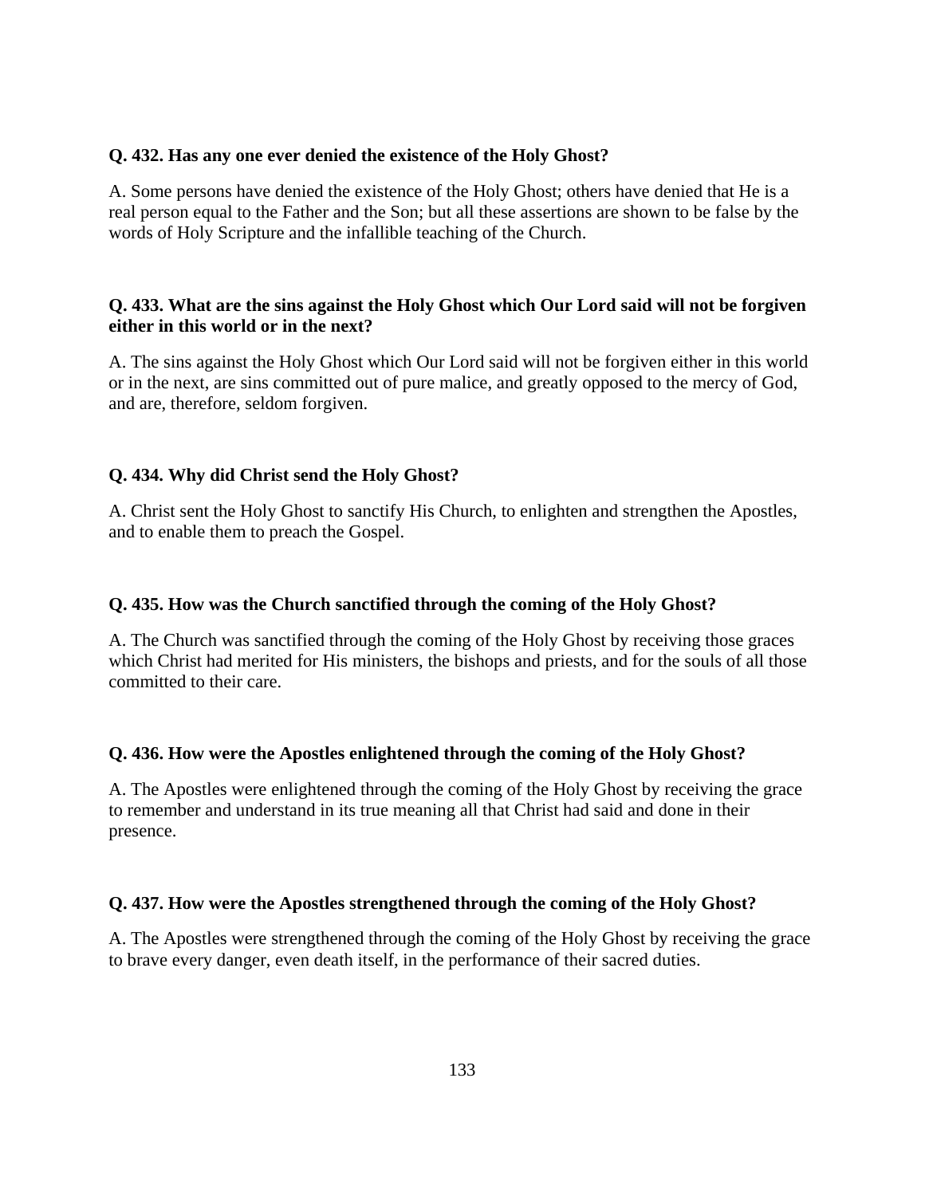**Q. 432. Has any one ever denied the existence of the Holy Ghost?**

A. Some persons have denied the existence of the Holy Ghost; others have denied that He is a real person equal to the Father and the Son; but all these assertions are shown to be false by the words of Holy Scripture and the infallible teaching of the Church.

**Q. 433. What are the sins against the Holy Ghost which Our Lord said will not be forgiven either in this world or in the next?**

A. The sins against the Holy Ghost which Our Lord said will not be forgiven either in this world or in the next, are sins committed out of pure malice, and greatly opposed to the mercy of God, and are, therefore, seldom forgiven.

**Q. 434. Why did Christ send the Holy Ghost?**

A. Christ sent the Holy Ghost to sanctify His Church, to enlighten and strengthen the Apostles, and to enable them to preach the Gospel.

**Q. 435. How was the Church sanctified through the coming of the Holy Ghost?**

A. The Church was sanctified through the coming of the Holy Ghost by receiving those graces which Christ had merited for His ministers, the bishops and priests, and for the souls of all those committed to their care.

**Q. 436. How were the Apostles enlightened through the coming of the Holy Ghost?**

A. The Apostles were enlightened through the coming of the Holy Ghost by receiving the grace to remember and understand in its true meaning all that Christ had said and done in their presence.

**Q. 437. How were the Apostles strengthened through the coming of the Holy Ghost?**

A. The Apostles were strengthened through the coming of the Holy Ghost by receiving the grace to brave every danger, even death itself, in the performance of their sacred duties.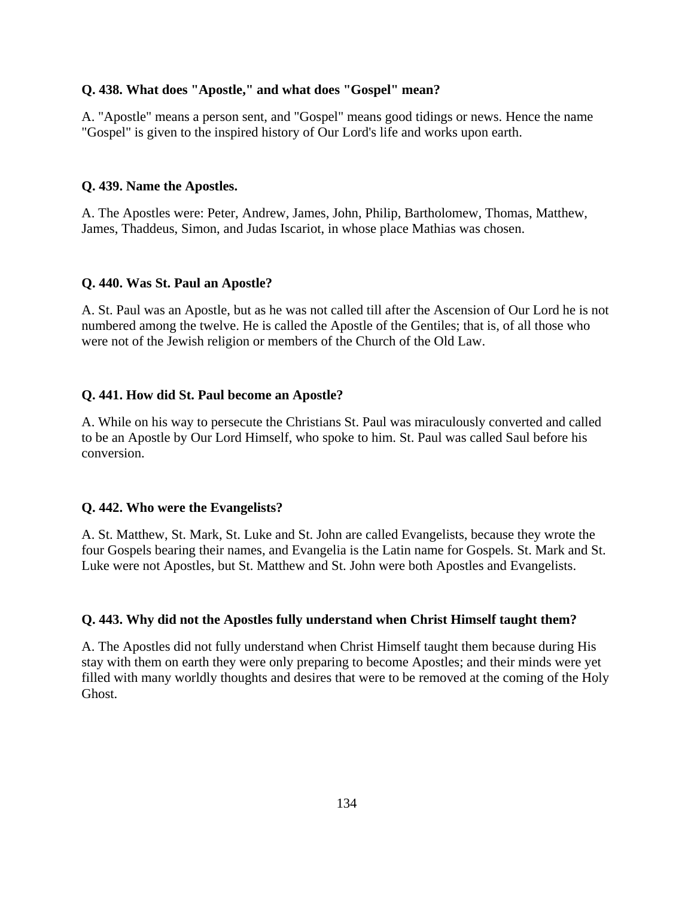**Q. 438. What does "Apostle," and what does "Gospel" mean?**

A. "Apostle" means a person sent, and "Gospel" means good tidings or news. Hence the name "Gospel" is given to the inspired history of Our Lord's life and works upon earth.

**Q. 439. Name the Apostles.**

A. The Apostles were: Peter, Andrew, James, John, Philip, Bartholomew, Thomas, Matthew, James, Thaddeus, Simon, and Judas Iscariot, in whose place Mathias was chosen.

**Q. 440. Was St. Paul an Apostle?**

A. St. Paul was an Apostle, but as he was not called till after the Ascension of Our Lord he is not numbered among the twelve. He is called the Apostle of the Gentiles; that is, of all those who were not of the Jewish religion or members of the Church of the Old Law.

**Q. 441. How did St. Paul become an Apostle?**

A. While on his way to persecute the Christians St. Paul was miraculously converted and called to be an Apostle by Our Lord Himself, who spoke to him. St. Paul was called Saul before his conversion.

**Q. 442. Who were the Evangelists?**

A. St. Matthew, St. Mark, St. Luke and St. John are called Evangelists, because they wrote the four Gospels bearing their names, and Evangelia is the Latin name for Gospels. St. Mark and St. Luke were not Apostles, but St. Matthew and St. John were both Apostles and Evangelists.

**Q. 443. Why did not the Apostles fully understand when Christ Himself taught them?**

A. The Apostles did not fully understand when Christ Himself taught them because during His stay with them on earth they were only preparing to become Apostles; and their minds were yet filled with many worldly thoughts and desires that were to be removed at the coming of the Holy Ghost.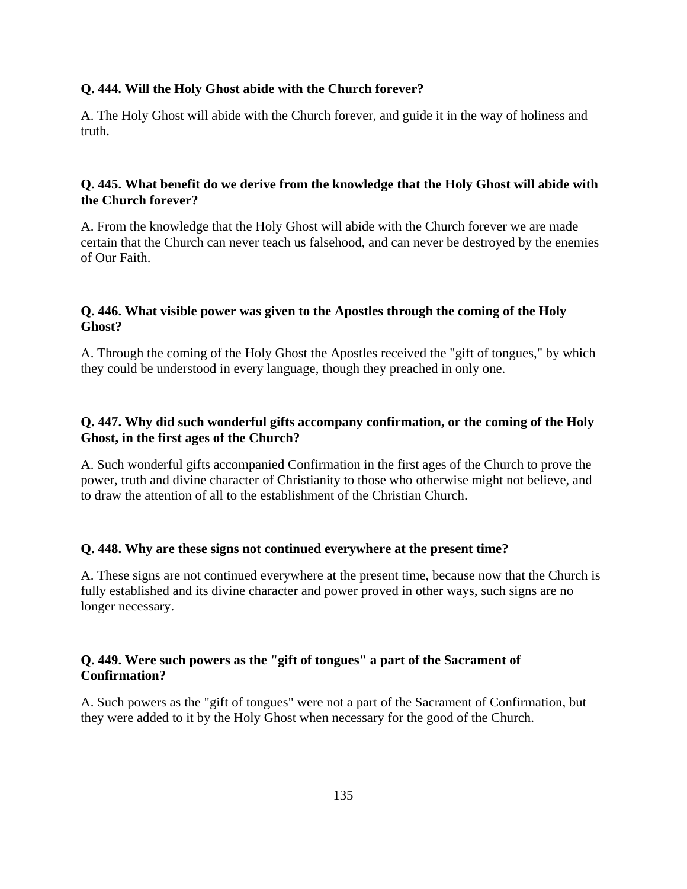**Q. 444. Will the Holy Ghost abide with the Church forever?**

A. The Holy Ghost will abide with the Church forever, and guide it in the way of holiness and truth.

**Q. 445. What benefit do we derive from the knowledge that the Holy Ghost will abide with the Church forever?**

A. From the knowledge that the Holy Ghost will abide with the Church forever we are made certain that the Church can never teach us falsehood, and can never be destroyed by the enemies of Our Faith.

**Q. 446. What visible power was given to the Apostles through the coming of the Holy Ghost?**

A. Through the coming of the Holy Ghost the Apostles received the "gift of tongues," by which they could be understood in every language, though they preached in only one.

**Q. 447. Why did such wonderful gifts accompany confirmation, or the coming of the Holy Ghost, in the first ages of the Church?**

A. Such wonderful gifts accompanied Confirmation in the first ages of the Church to prove the power, truth and divine character of Christianity to those who otherwise might not believe, and to draw the attention of all to the establishment of the Christian Church.

**Q. 448. Why are these signs not continued everywhere at the present time?**

A. These signs are not continued everywhere at the present time, because now that the Church is fully established and its divine character and power proved in other ways, such signs are no longer necessary.

**Q. 449. Were such powers as the "gift of tongues" a part of the Sacrament of Confirmation?**

A. Such powers as the "gift of tongues" were not a part of the Sacrament of Confirmation, but they were added to it by the Holy Ghost when necessary for the good of the Church.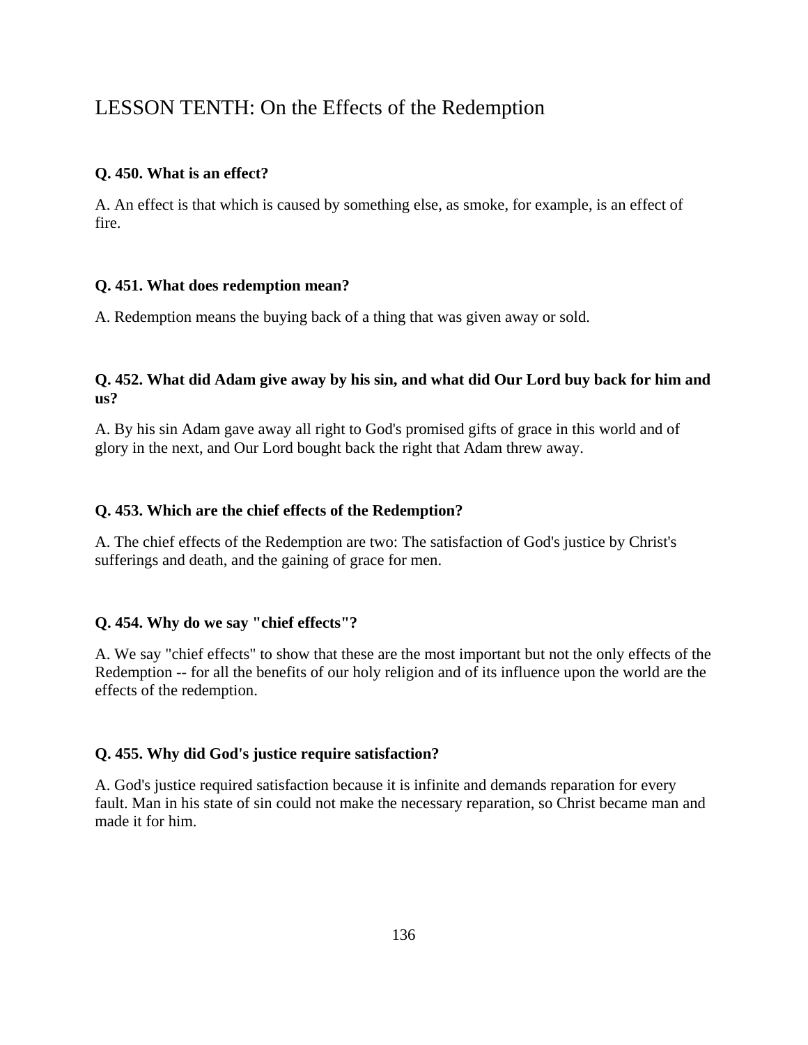## LESSON TENTH: On the Effects of the Redemption

**Q. 450. What is an effect?**

A. An effect is that which is caused by something else, as smoke, for example, is an effect of fire.

**Q. 451. What does redemption mean?**

A. Redemption means the buying back of a thing that was given away or sold.

**Q. 452. What did Adam give away by his sin, and what did Our Lord buy back for him and us?**

A. By his sin Adam gave away all right to God's promised gifts of grace in this world and of glory in the next, and Our Lord bought back the right that Adam threw away.

**Q. 453. Which are the chief effects of the Redemption?**

A. The chief effects of the Redemption are two: The satisfaction of God's justice by Christ's sufferings and death, and the gaining of grace for men.

**Q. 454. Why do we say "chief effects"?**

A. We say "chief effects" to show that these are the most important but not the only effects of the Redemption -- for all the benefits of our holy religion and of its influence upon the world are the effects of the redemption.

**Q. 455. Why did God's justice require satisfaction?**

A. God's justice required satisfaction because it is infinite and demands reparation for every fault. Man in his state of sin could not make the necessary reparation, so Christ became man and made it for him.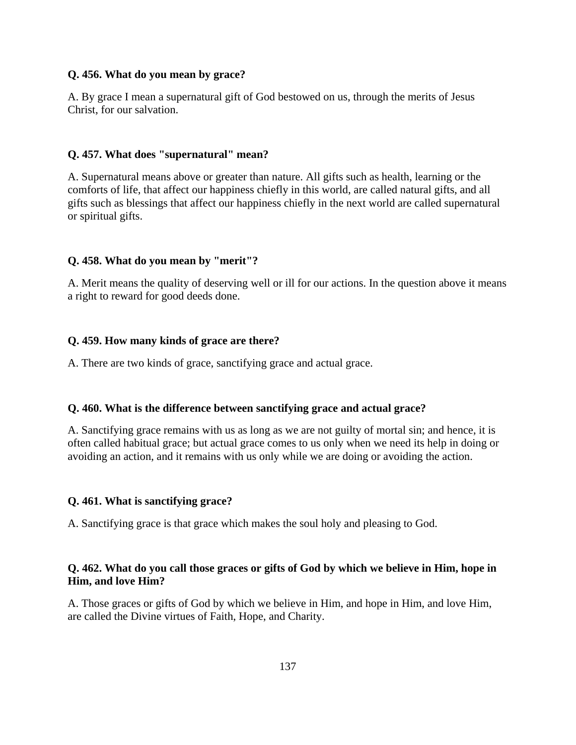**Q. 456. What do you mean by grace?**

A. By grace I mean a supernatural gift of God bestowed on us, through the merits of Jesus Christ, for our salvation.

**Q. 457. What does "supernatural" mean?**

A. Supernatural means above or greater than nature. All gifts such as health, learning or the comforts of life, that affect our happiness chiefly in this world, are called natural gifts, and all gifts such as blessings that affect our happiness chiefly in the next world are called supernatural or spiritual gifts.

**Q. 458. What do you mean by "merit"?**

A. Merit means the quality of deserving well or ill for our actions. In the question above it means a right to reward for good deeds done.

**Q. 459. How many kinds of grace are there?**

A. There are two kinds of grace, sanctifying grace and actual grace.

**Q. 460. What is the difference between sanctifying grace and actual grace?**

A. Sanctifying grace remains with us as long as we are not guilty of mortal sin; and hence, it is often called habitual grace; but actual grace comes to us only when we need its help in doing or avoiding an action, and it remains with us only while we are doing or avoiding the action.

**Q. 461. What is sanctifying grace?**

A. Sanctifying grace is that grace which makes the soul holy and pleasing to God.

**Q. 462. What do you call those graces or gifts of God by which we believe in Him, hope in Him, and love Him?**

A. Those graces or gifts of God by which we believe in Him, and hope in Him, and love Him, are called the Divine virtues of Faith, Hope, and Charity.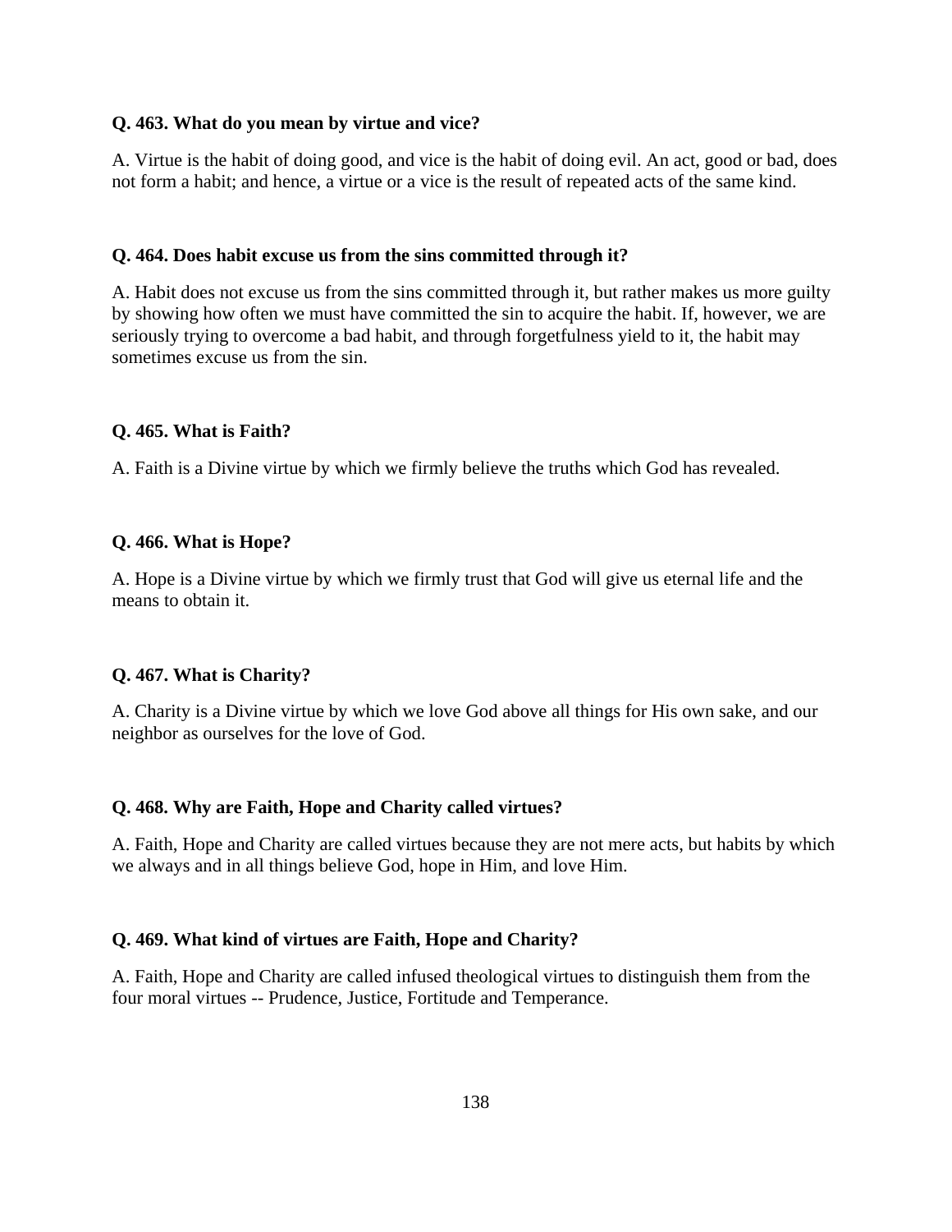**Q. 463. What do you mean by virtue and vice?**

A. Virtue is the habit of doing good, and vice is the habit of doing evil. An act, good or bad, does not form a habit; and hence, a virtue or a vice is the result of repeated acts of the same kind.

**Q. 464. Does habit excuse us from the sins committed through it?**

A. Habit does not excuse us from the sins committed through it, but rather makes us more guilty by showing how often we must have committed the sin to acquire the habit. If, however, we are seriously trying to overcome a bad habit, and through forgetfulness yield to it, the habit may sometimes excuse us from the sin.

**Q. 465. What is Faith?**

A. Faith is a Divine virtue by which we firmly believe the truths which God has revealed.

**Q. 466. What is Hope?**

A. Hope is a Divine virtue by which we firmly trust that God will give us eternal life and the means to obtain it.

**Q. 467. What is Charity?**

A. Charity is a Divine virtue by which we love God above all things for His own sake, and our neighbor as ourselves for the love of God.

**Q. 468. Why are Faith, Hope and Charity called virtues?**

A. Faith, Hope and Charity are called virtues because they are not mere acts, but habits by which we always and in all things believe God, hope in Him, and love Him.

**Q. 469. What kind of virtues are Faith, Hope and Charity?**

A. Faith, Hope and Charity are called infused theological virtues to distinguish them from the four moral virtues -- Prudence, Justice, Fortitude and Temperance.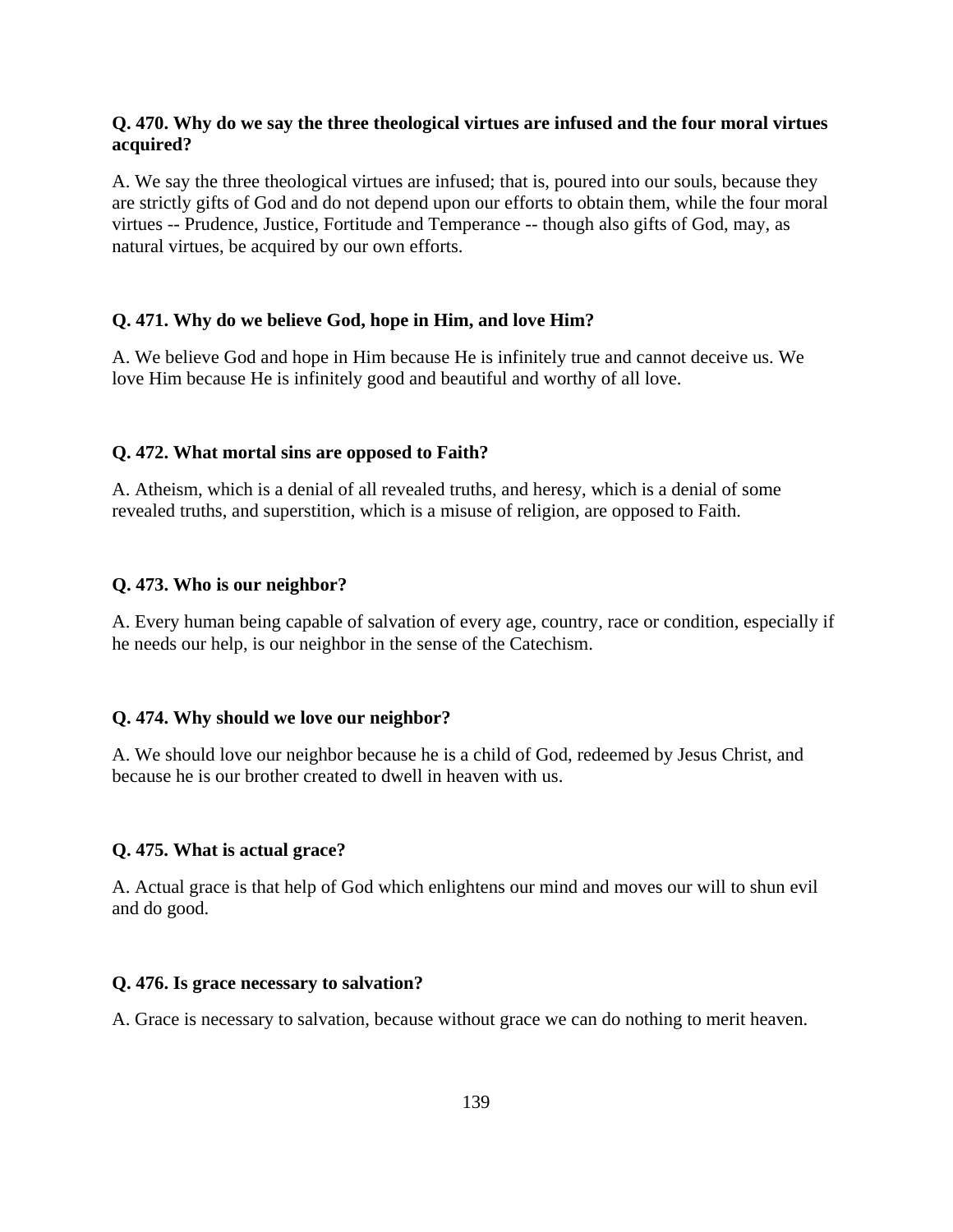**Q. 470. Why do we say the three theological virtues are infused and the four moral virtues acquired?**

A. We say the three theological virtues are infused; that is, poured into our souls, because they are strictly gifts of God and do not depend upon our efforts to obtain them, while the four moral virtues -- Prudence, Justice, Fortitude and Temperance -- though also gifts of God, may, as natural virtues, be acquired by our own efforts.

**Q. 471. Why do we believe God, hope in Him, and love Him?**

A. We believe God and hope in Him because He is infinitely true and cannot deceive us. We love Him because He is infinitely good and beautiful and worthy of all love.

**Q. 472. What mortal sins are opposed to Faith?**

A. Atheism, which is a denial of all revealed truths, and heresy, which is a denial of some revealed truths, and superstition, which is a misuse of religion, are opposed to Faith.

**Q. 473. Who is our neighbor?**

A. Every human being capable of salvation of every age, country, race or condition, especially if he needs our help, is our neighbor in the sense of the Catechism.

**Q. 474. Why should we love our neighbor?**

A. We should love our neighbor because he is a child of God, redeemed by Jesus Christ, and because he is our brother created to dwell in heaven with us.

**Q. 475. What is actual grace?**

A. Actual grace is that help of God which enlightens our mind and moves our will to shun evil and do good.

**Q. 476. Is grace necessary to salvation?**

A. Grace is necessary to salvation, because without grace we can do nothing to merit heaven.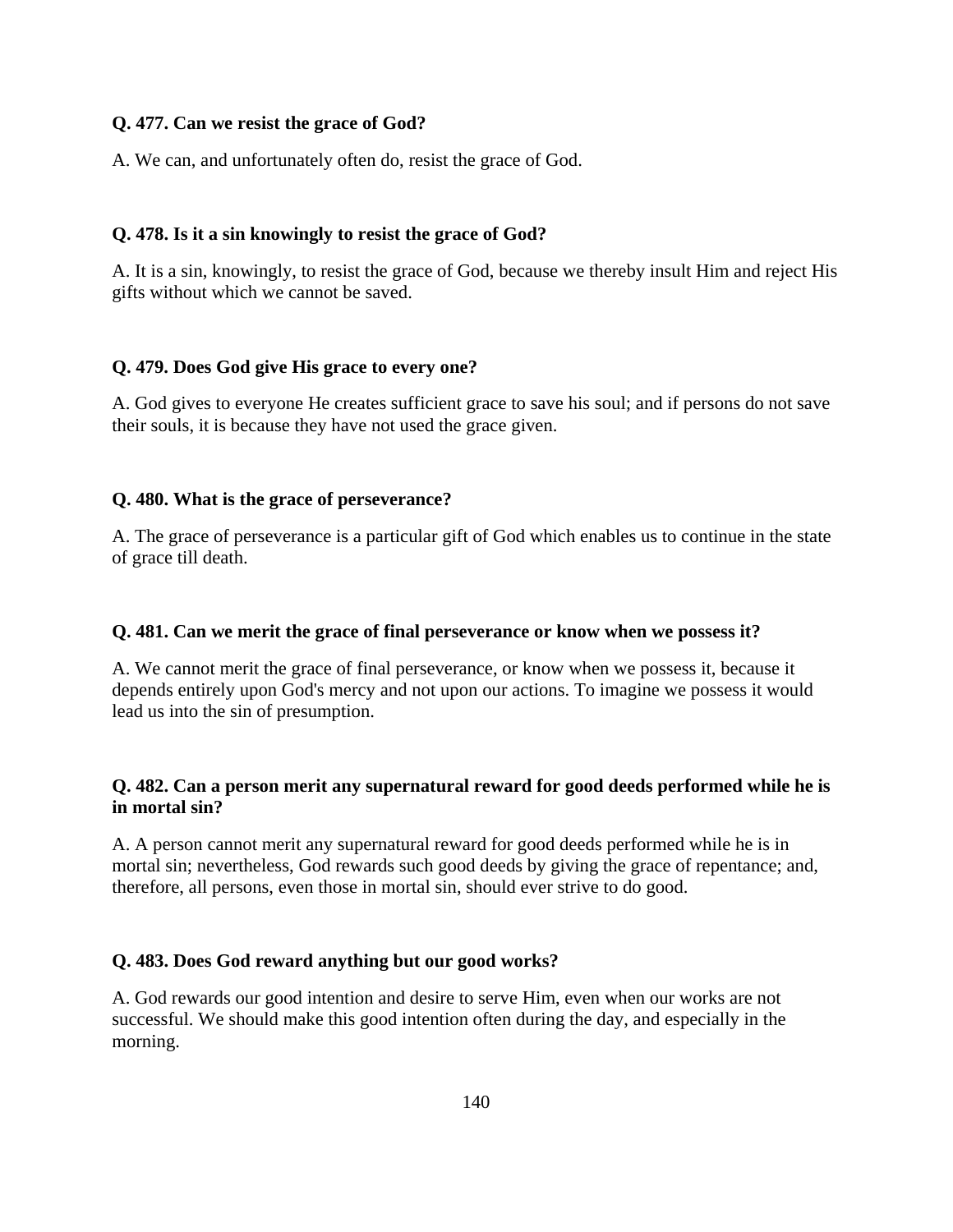**Q. 477. Can we resist the grace of God?**

A. We can, and unfortunately often do, resist the grace of God.

**Q. 478. Is it a sin knowingly to resist the grace of God?**

A. It is a sin, knowingly, to resist the grace of God, because we thereby insult Him and reject His gifts without which we cannot be saved.

**Q. 479. Does God give His grace to every one?**

A. God gives to everyone He creates sufficient grace to save his soul; and if persons do not save their souls, it is because they have not used the grace given.

**Q. 480. What is the grace of perseverance?**

A. The grace of perseverance is a particular gift of God which enables us to continue in the state of grace till death.

**Q. 481. Can we merit the grace of final perseverance or know when we possess it?**

A. We cannot merit the grace of final perseverance, or know when we possess it, because it depends entirely upon God's mercy and not upon our actions. To imagine we possess it would lead us into the sin of presumption.

**Q. 482. Can a person merit any supernatural reward for good deeds performed while he is in mortal sin?**

A. A person cannot merit any supernatural reward for good deeds performed while he is in mortal sin; nevertheless, God rewards such good deeds by giving the grace of repentance; and, therefore, all persons, even those in mortal sin, should ever strive to do good.

**Q. 483. Does God reward anything but our good works?**

A. God rewards our good intention and desire to serve Him, even when our works are not successful. We should make this good intention often during the day, and especially in the morning.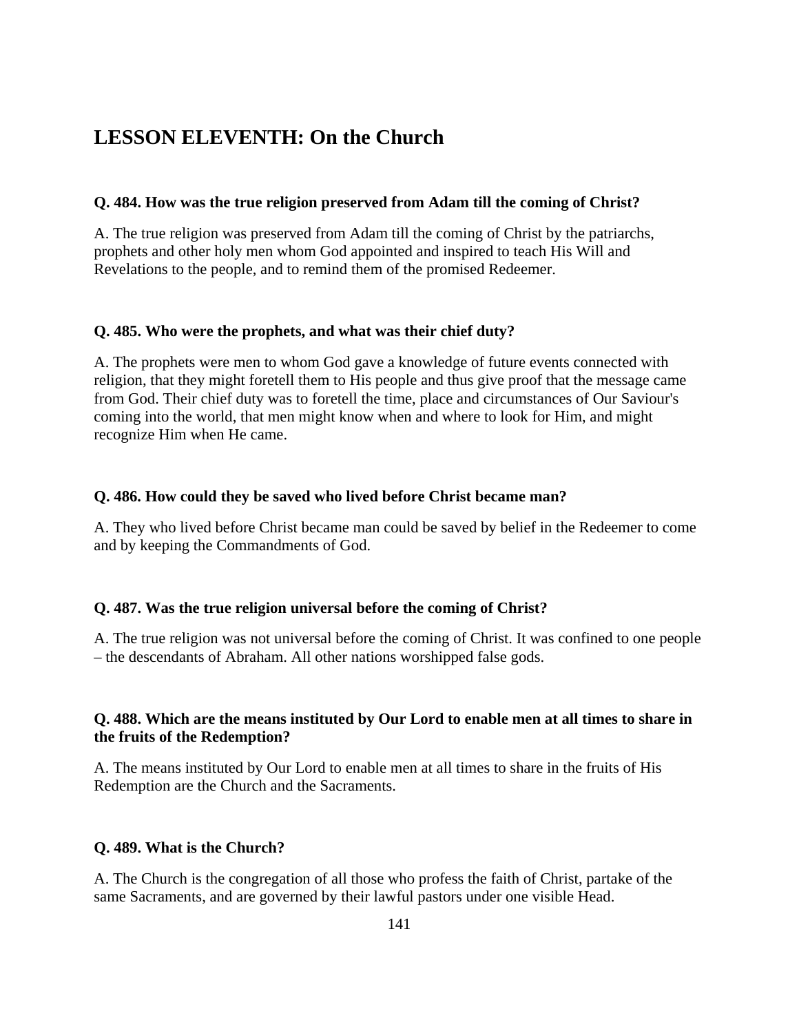## LESSON ELEVENTH: On the Church

**Q. 484. How was the true religion preserved from Adam till the coming of Christ?**

A. The true religion was preserved from Adam till the coming of Christ by the patriarchs, prophets and other holy men whom God appointed and inspired to teach His Will and Revelations to the people, and to remind them of the promised Redeemer.

**Q. 485. Who were the prophets, and what was their chief duty?**

A. The prophets were men to whom God gave a knowledge of future events connected with religion, that they might foretell them to His people and thus give proof that the message came from God. Their chief duty was to foretell the time, place and circumstances of Our Saviour's coming into the world, that men might know when and where to look for Him, and might recognize Him when He came.

**Q. 486. How could they be saved who lived before Christ became man?**

A. They who lived before Christ became man could be saved by belief in the Redeemer to come and by keeping the Commandments of God.

**Q. 487. Was the true religion universal before the coming of Christ?**

A. The true religion was not universal before the coming of Christ. It was confined to one people – the descendants of Abraham. All other nations worshipped false gods.

**Q. 488. Which are the means instituted by Our Lord to enable men at all times to share in the fruits of the Redemption?**

A. The means instituted by Our Lord to enable men at all times to share in the fruits of His Redemption are the Church and the Sacraments.

**Q. 489. What is the Church?**

A. The Church is the congregation of all those who profess the faith of Christ, partake of the same Sacraments, and are governed by their lawful pastors under one visible Head.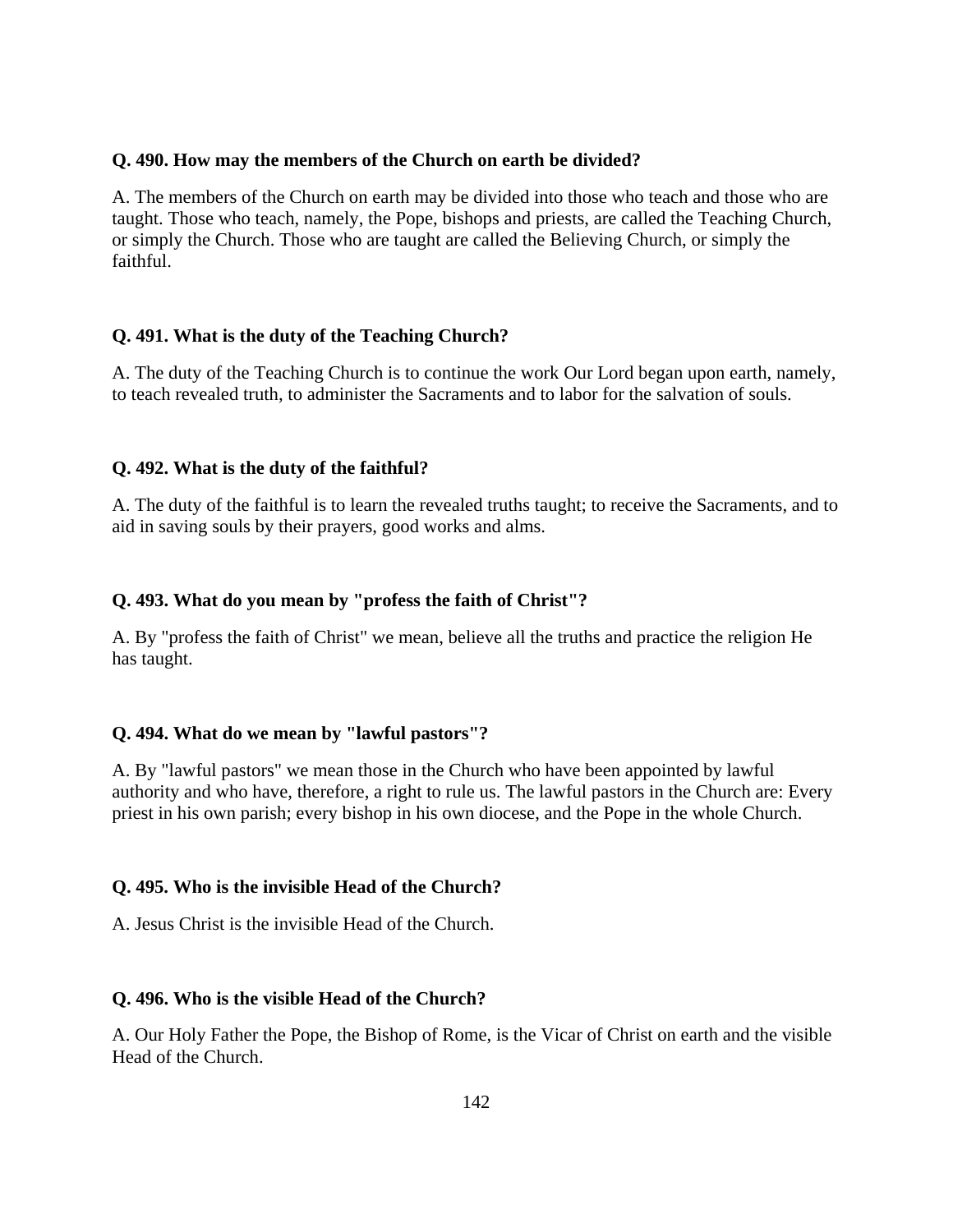**Q. 490. How may the members of the Church on earth be divided?**

A. The members of the Church on earth may be divided into those who teach and those who are taught. Those who teach, namely, the Pope, bishops and priests, are called the Teaching Church, or simply the Church. Those who are taught are called the Believing Church, or simply the faithful.

**Q. 491. What is the duty of the Teaching Church?**

A. The duty of the Teaching Church is to continue the work Our Lord began upon earth, namely, to teach revealed truth, to administer the Sacraments and to labor for the salvation of souls.

**Q. 492. What is the duty of the faithful?**

A. The duty of the faithful is to learn the revealed truths taught; to receive the Sacraments, and to aid in saving souls by their prayers, good works and alms.

**Q. 493. What do you mean by "profess the faith of Christ"?**

A. By "profess the faith of Christ" we mean, believe all the truths and practice the religion He has taught.

**Q. 494. What do we mean by "lawful pastors"?**

A. By "lawful pastors" we mean those in the Church who have been appointed by lawful authority and who have, therefore, a right to rule us. The lawful pastors in the Church are: Every priest in his own parish; every bishop in his own diocese, and the Pope in the whole Church.

**Q. 495. Who is the invisible Head of the Church?**

A. Jesus Christ is the invisible Head of the Church.

**Q. 496. Who is the visible Head of the Church?**

A. Our Holy Father the Pope, the Bishop of Rome, is the Vicar of Christ on earth and the visible Head of the Church.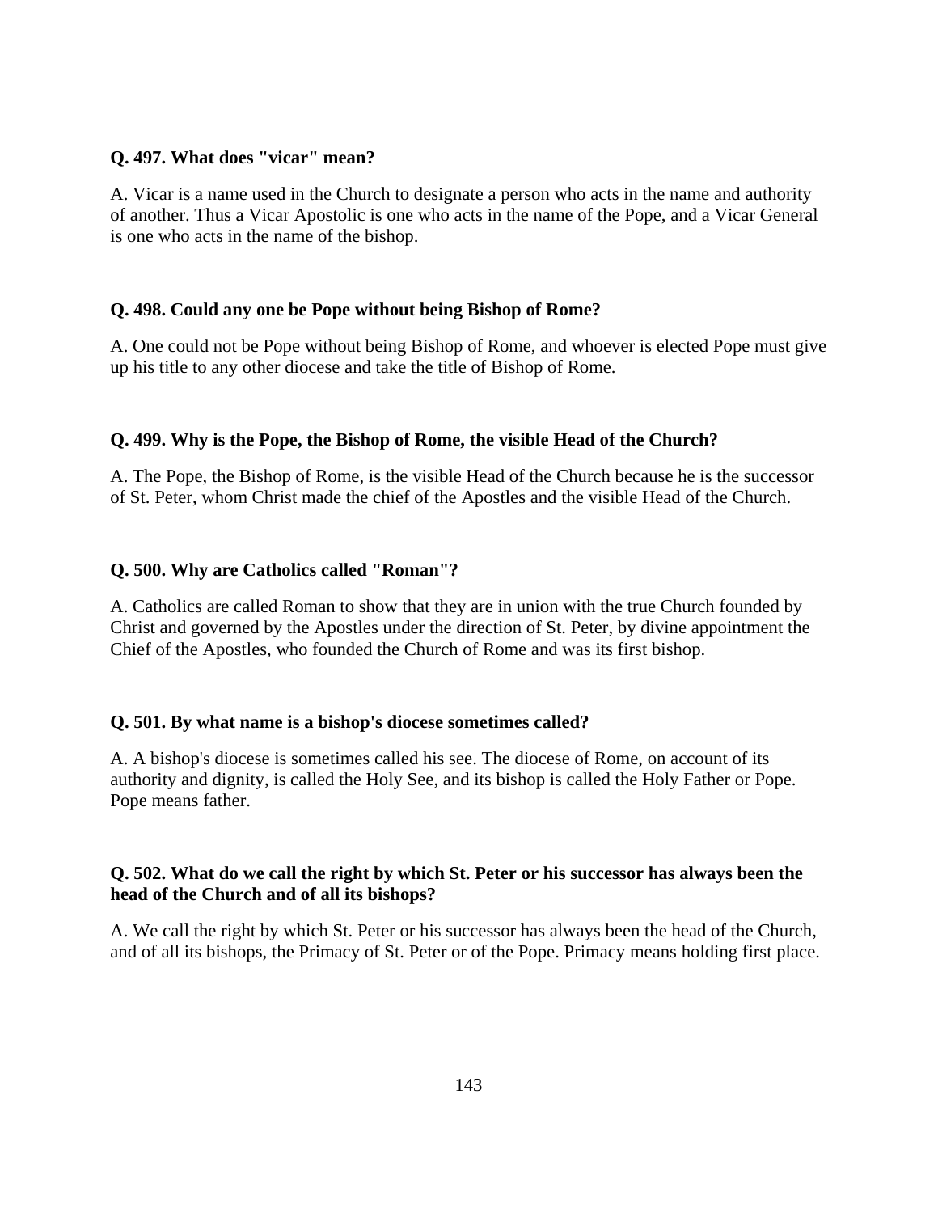**Q. 497. What does "vicar" mean?**

A. Vicar is a name used in the Church to designate a person who acts in the name and authority of another. Thus a Vicar Apostolic is one who acts in the name of the Pope, and a Vicar General is one who acts in the name of the bishop.

**Q. 498. Could any one be Pope without being Bishop of Rome?**

A. One could not be Pope without being Bishop of Rome, and whoever is elected Pope must give up his title to any other diocese and take the title of Bishop of Rome.

**Q. 499. Why is the Pope, the Bishop of Rome, the visible Head of the Church?**

A. The Pope, the Bishop of Rome, is the visible Head of the Church because he is the successor of St. Peter, whom Christ made the chief of the Apostles and the visible Head of the Church.

**Q. 500. Why are Catholics called "Roman"?**

A. Catholics are called Roman to show that they are in union with the true Church founded by Christ and governed by the Apostles under the direction of St. Peter, by divine appointment the Chief of the Apostles, who founded the Church of Rome and was its first bishop.

**Q. 501. By what name is a bishop's diocese sometimes called?**

A. A bishop's diocese is sometimes called his see. The diocese of Rome, on account of its authority and dignity, is called the Holy See, and its bishop is called the Holy Father or Pope. Pope means father.

**Q. 502. What do we call the right by which St. Peter or his successor has always been the head of the Church and of all its bishops?**

A. We call the right by which St. Peter or his successor has always been the head of the Church, and of all its bishops, the Primacy of St. Peter or of the Pope. Primacy means holding first place.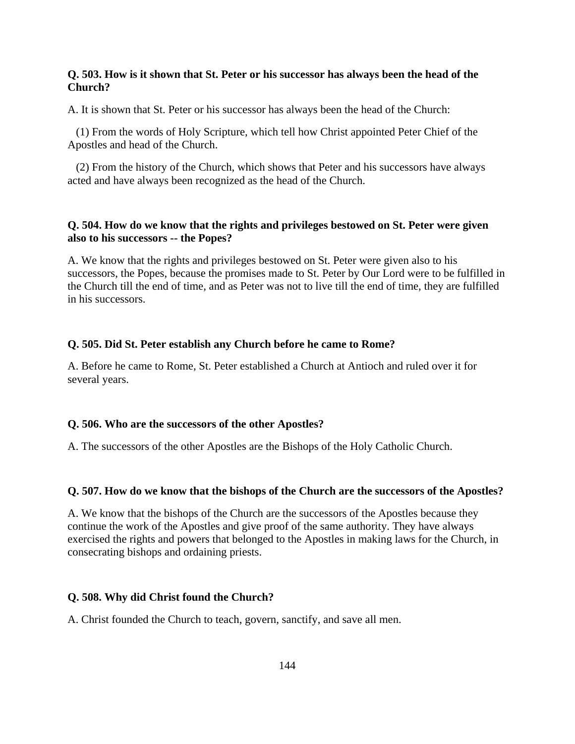**Q. 503. How is it shown that St. Peter or his successor has always been the head of the Church?**

A. It is shown that St. Peter or his successor has always been the head of the Church:

(1) From the words of Holy Scripture, which tell how Christ appointed Peter Chief of the Apostles and head of the Church.

(2) From the history of the Church, which shows that Peter and his successors have always acted and have always been recognized as the head of the Church.

**Q. 504. How do we know that the rights and privileges bestowed on St. Peter were given also to his successors -- the Popes?**

A. We know that the rights and privileges bestowed on St. Peter were given also to his successors, the Popes, because the promises made to St. Peter by Our Lord were to be fulfilled in the Church till the end of time, and as Peter was not to live till the end of time, they are fulfilled in his successors.

**Q. 505. Did St. Peter establish any Church before he came to Rome?**

A. Before he came to Rome, St. Peter established a Church at Antioch and ruled over it for several years.

**Q. 506. Who are the successors of the other Apostles?**

A. The successors of the other Apostles are the Bishops of the Holy Catholic Church.

**Q. 507. How do we know that the bishops of the Church are the successors of the Apostles?**

A. We know that the bishops of the Church are the successors of the Apostles because they continue the work of the Apostles and give proof of the same authority. They have always exercised the rights and powers that belonged to the Apostles in making laws for the Church, in consecrating bishops and ordaining priests.

**Q. 508. Why did Christ found the Church?**

A. Christ founded the Church to teach, govern, sanctify, and save all men.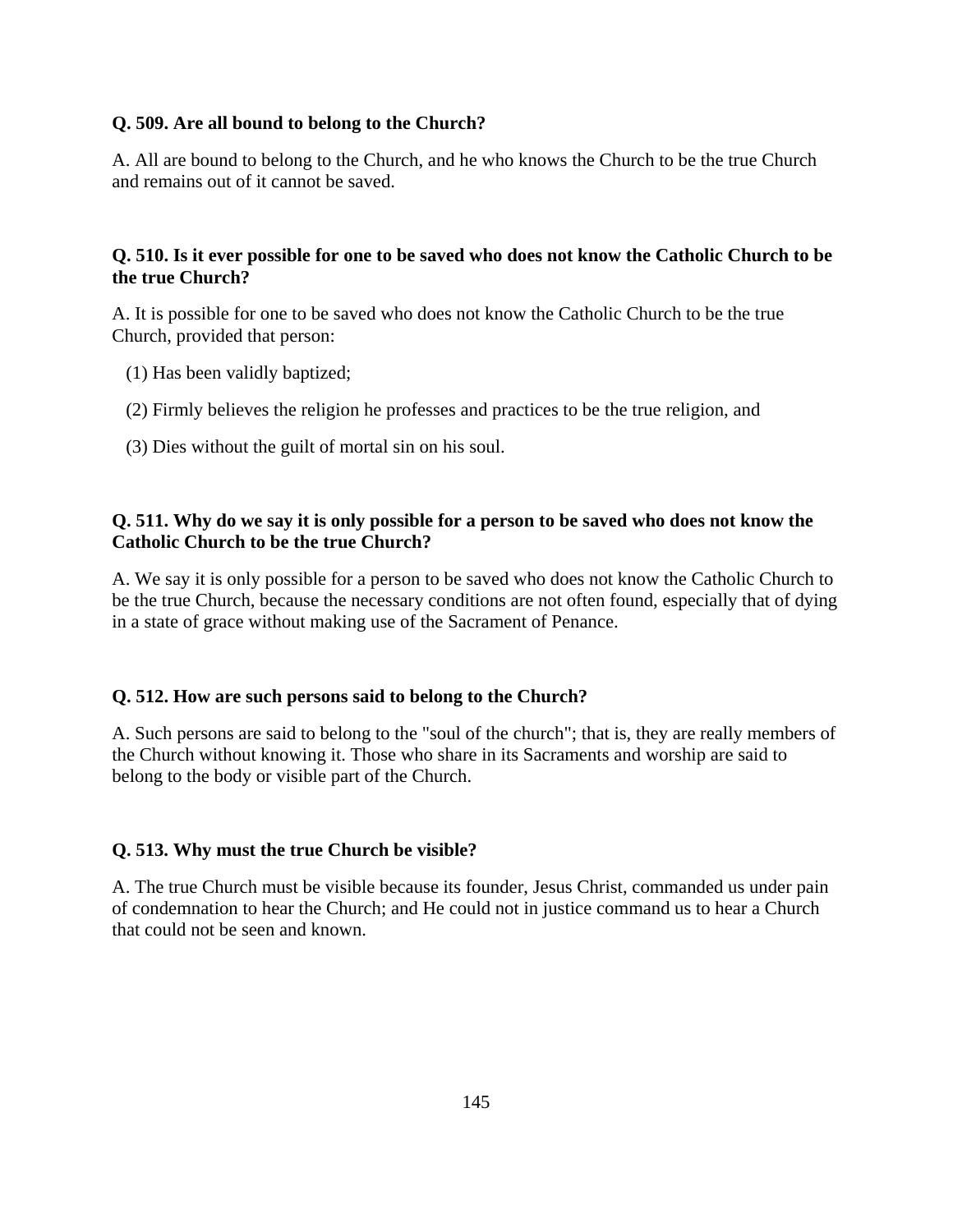**Q. 509. Are all bound to belong to the Church?**

A. All are bound to belong to the Church, and he who knows the Church to be the true Church and remains out of it cannot be saved.

**Q. 510. Is it ever possible for one to be saved who does not know the Catholic Church to be the true Church?**

A. It is possible for one to be saved who does not know the Catholic Church to be the true Church, provided that person:

(1) Has been validly baptized;

(2) Firmly believes the religion he professes and practices to be the true religion, and

(3) Dies without the guilt of mortal sin on his soul.

**Q. 511. Why do we say it is only possible for a person to be saved who does not know the Catholic Church to be the true Church?**

A. We say it is only possible for a person to be saved who does not know the Catholic Church to be the true Church, because the necessary conditions are not often found, especially that of dying in a state of grace without making use of the Sacrament of Penance.

**Q. 512. How are such persons said to belong to the Church?**

A. Such persons are said to belong to the "soul of the church"; that is, they are really members of the Church without knowing it. Those who share in its Sacraments and worship are said to belong to the body or visible part of the Church.

**Q. 513. Why must the true Church be visible?**

A. The true Church must be visible because its founder, Jesus Christ, commanded us under pain of condemnation to hear the Church; and He could not in justice command us to hear a Church that could not be seen and known.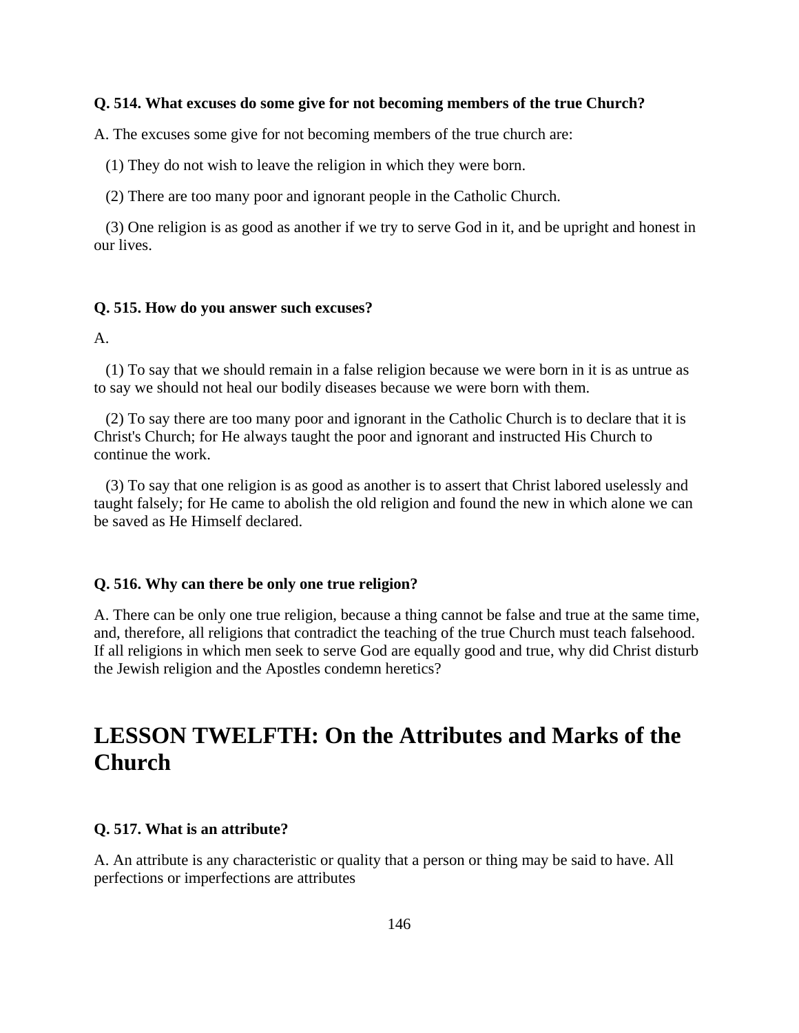**Q. 514. What excuses do some give for not becoming members of the true Church?**

A. The excuses some give for not becoming members of the true church are:

(1) They do not wish to leave the religion in which they were born.

(2) There are too many poor and ignorant people in the Catholic Church.

(3) One religion is as good as another if we try to serve God in it, and be upright and honest in our lives.

**Q. 515. How do you answer such excuses?**

A.

(1) To say that we should remain in a false religion because we were born in it is as untrue as to say we should not heal our bodily diseases because we were born with them.

(2) To say there are too many poor and ignorant in the Catholic Church is to declare that it is Christ's Church; for He always taught the poor and ignorant and instructed His Church to continue the work.

(3) To say that one religion is as good as another is to assert that Christ labored uselessly and taught falsely; for He came to abolish the old religion and found the new in which alone we can be saved as He Himself declared.

**Q. 516. Why can there be only one true religion?**

A. There can be only one true religion, because a thing cannot be false and true at the same time, and, therefore, all religions that contradict the teaching of the true Church must teach falsehood. If all religions in which men seek to serve God are equally good and true, why did Christ disturb the Jewish religion and the Apostles condemn heretics?

## LESSON TWELFTH: On the Attributes and Marks of the Church

**Q. 517. What is an attribute?**

A. An attribute is any characteristic or quality that a person or thing may be said to have. All perfections or imperfections are attributes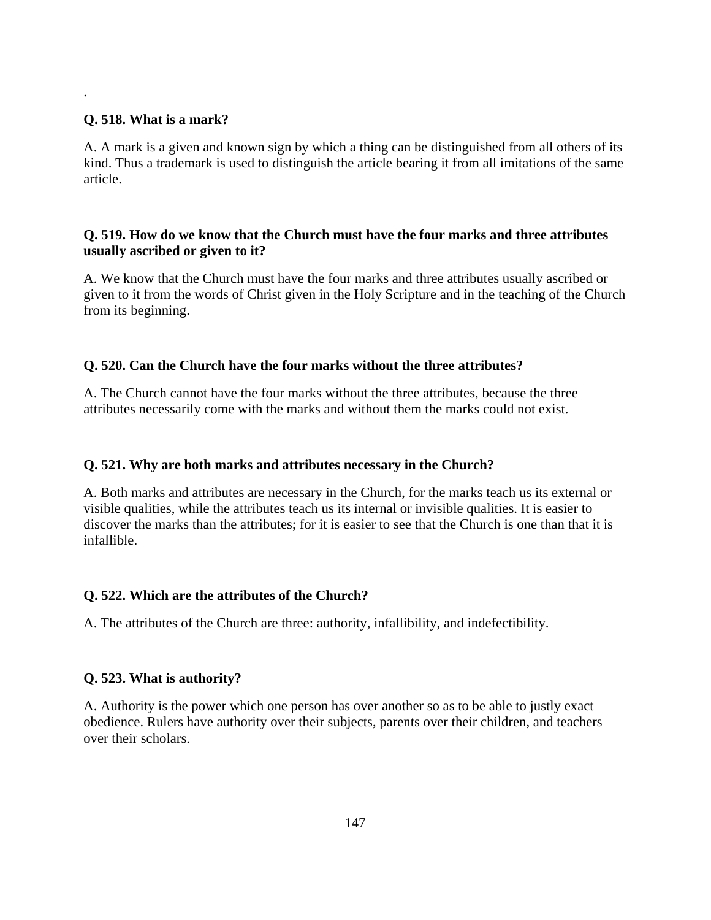.

**Q. 518. What is a mark?**

A. A mark is a given and known sign by which a thing can be distinguished from all others of its kind. Thus a trademark is used to distinguish the article bearing it from all imitations of the same article.

**Q. 519. How do we know that the Church must have the four marks and three attributes usually ascribed or given to it?**

A. We know that the Church must have the four marks and three attributes usually ascribed or given to it from the words of Christ given in the Holy Scripture and in the teaching of the Church from its beginning.

**Q. 520. Can the Church have the four marks without the three attributes?**

A. The Church cannot have the four marks without the three attributes, because the three attributes necessarily come with the marks and without them the marks could not exist.

**Q. 521. Why are both marks and attributes necessary in the Church?**

A. Both marks and attributes are necessary in the Church, for the marks teach us its external or visible qualities, while the attributes teach us its internal or invisible qualities. It is easier to discover the marks than the attributes; for it is easier to see that the Church is one than that it is infallible.

**Q. 522. Which are the attributes of the Church?**

A. The attributes of the Church are three: authority, infallibility, and indefectibility.

**Q. 523. What is authority?**

A. Authority is the power which one person has over another so as to be able to justly exact obedience. Rulers have authority over their subjects, parents over their children, and teachers over their scholars.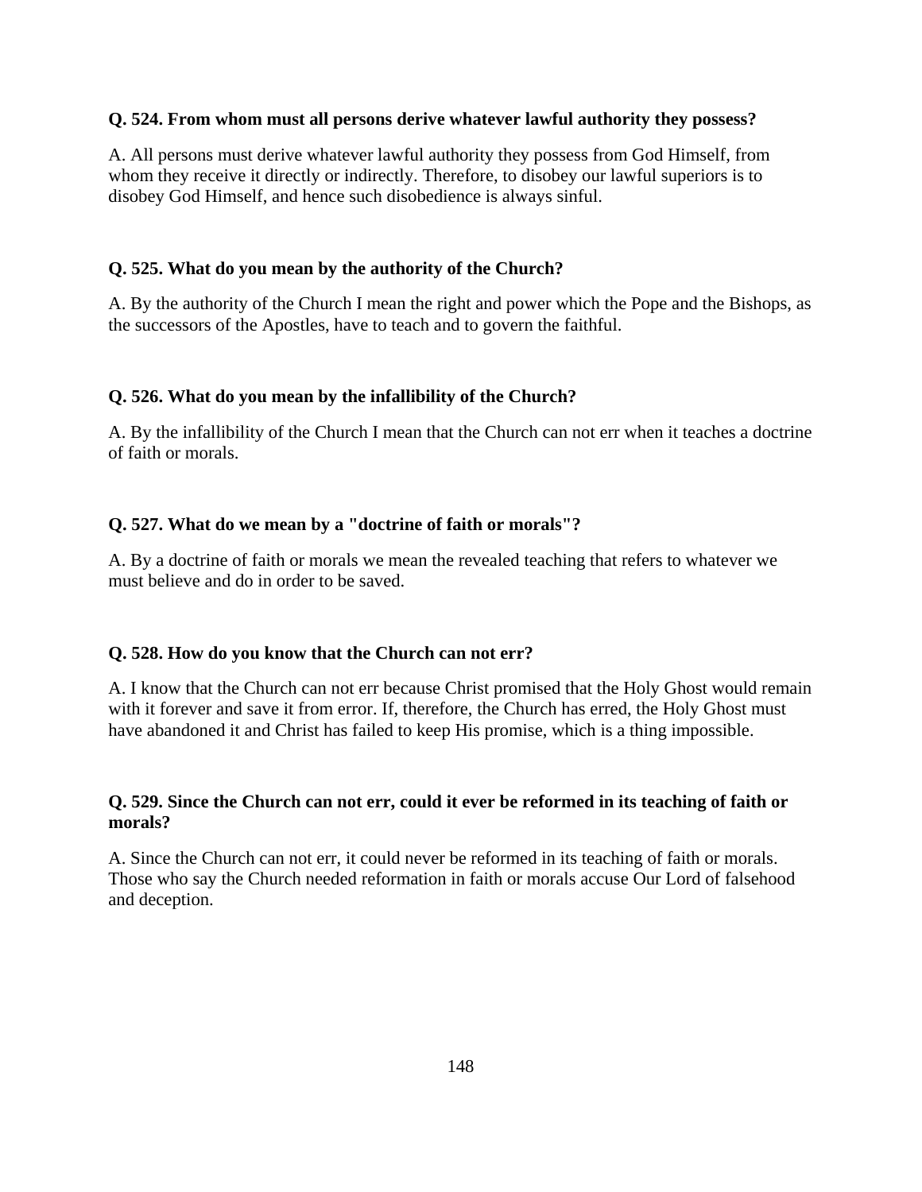**Q. 524. From whom must all persons derive whatever lawful authority they possess?**

A. All persons must derive whatever lawful authority they possess from God Himself, from whom they receive it directly or indirectly. Therefore, to disobey our lawful superiors is to disobey God Himself, and hence such disobedience is always sinful.

**Q. 525. What do you mean by the authority of the Church?**

A. By the authority of the Church I mean the right and power which the Pope and the Bishops, as the successors of the Apostles, have to teach and to govern the faithful.

**Q. 526. What do you mean by the infallibility of the Church?**

A. By the infallibility of the Church I mean that the Church can not err when it teaches a doctrine of faith or morals.

**Q. 527. What do we mean by a "doctrine of faith or morals"?**

A. By a doctrine of faith or morals we mean the revealed teaching that refers to whatever we must believe and do in order to be saved.

**Q. 528. How do you know that the Church can not err?**

A. I know that the Church can not err because Christ promised that the Holy Ghost would remain with it forever and save it from error. If, therefore, the Church has erred, the Holy Ghost must have abandoned it and Christ has failed to keep His promise, which is a thing impossible.

**Q. 529. Since the Church can not err, could it ever be reformed in its teaching of faith or morals?**

A. Since the Church can not err, it could never be reformed in its teaching of faith or morals. Those who say the Church needed reformation in faith or morals accuse Our Lord of falsehood and deception.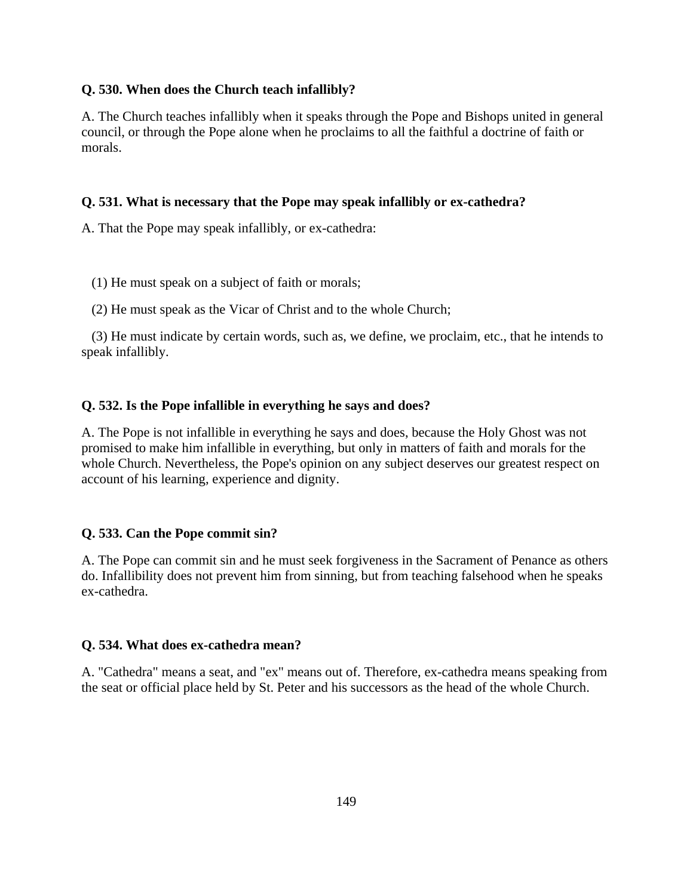**Q. 530. When does the Church teach infallibly?**

A. The Church teaches infallibly when it speaks through the Pope and Bishops united in general council, or through the Pope alone when he proclaims to all the faithful a doctrine of faith or morals.

**Q. 531. What is necessary that the Pope may speak infallibly or ex-cathedra?**

A. That the Pope may speak infallibly, or ex-cathedra:

(1) He must speak on a subject of faith or morals;

(2) He must speak as the Vicar of Christ and to the whole Church;

(3) He must indicate by certain words, such as, we define, we proclaim, etc., that he intends to speak infallibly.

**Q. 532. Is the Pope infallible in everything he says and does?**

A. The Pope is not infallible in everything he says and does, because the Holy Ghost was not promised to make him infallible in everything, but only in matters of faith and morals for the whole Church. Nevertheless, the Pope's opinion on any subject deserves our greatest respect on account of his learning, experience and dignity.

**Q. 533. Can the Pope commit sin?**

A. The Pope can commit sin and he must seek forgiveness in the Sacrament of Penance as others do. Infallibility does not prevent him from sinning, but from teaching falsehood when he speaks ex-cathedra.

**Q. 534. What does ex-cathedra mean?**

A. "Cathedra" means a seat, and "ex" means out of. Therefore, ex-cathedra means speaking from the seat or official place held by St. Peter and his successors as the head of the whole Church.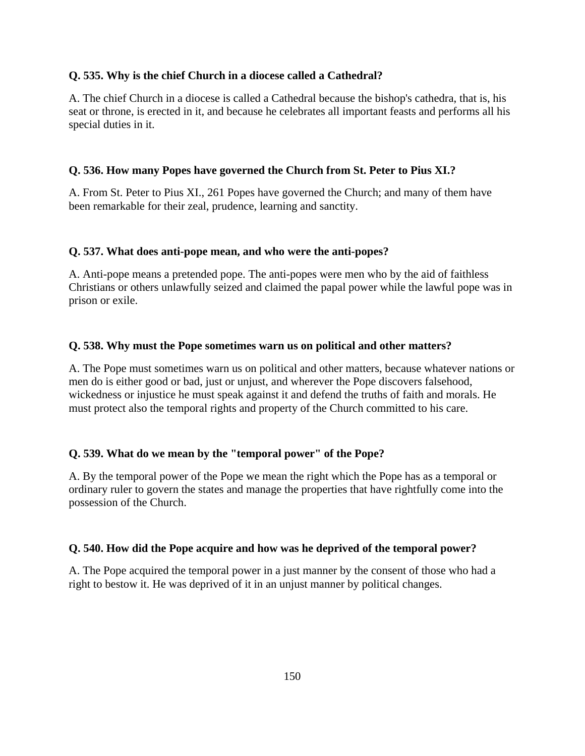**Q. 535. Why is the chief Church in a diocese called a Cathedral?**

A. The chief Church in a diocese is called a Cathedral because the bishop's cathedra, that is, his seat or throne, is erected in it, and because he celebrates all important feasts and performs all his special duties in it.

**Q. 536. How many Popes have governed the Church from St. Peter to Pius XI.?**

A. From St. Peter to Pius XI., 261 Popes have governed the Church; and many of them have been remarkable for their zeal, prudence, learning and sanctity.

**Q. 537. What does anti-pope mean, and who were the anti-popes?**

A. Anti-pope means a pretended pope. The anti-popes were men who by the aid of faithless Christians or others unlawfully seized and claimed the papal power while the lawful pope was in prison or exile.

**Q. 538. Why must the Pope sometimes warn us on political and other matters?**

A. The Pope must sometimes warn us on political and other matters, because whatever nations or men do is either good or bad, just or unjust, and wherever the Pope discovers falsehood, wickedness or injustice he must speak against it and defend the truths of faith and morals. He must protect also the temporal rights and property of the Church committed to his care.

**Q. 539. What do we mean by the "temporal power" of the Pope?**

A. By the temporal power of the Pope we mean the right which the Pope has as a temporal or ordinary ruler to govern the states and manage the properties that have rightfully come into the possession of the Church.

**Q. 540. How did the Pope acquire and how was he deprived of the temporal power?**

A. The Pope acquired the temporal power in a just manner by the consent of those who had a right to bestow it. He was deprived of it in an unjust manner by political changes.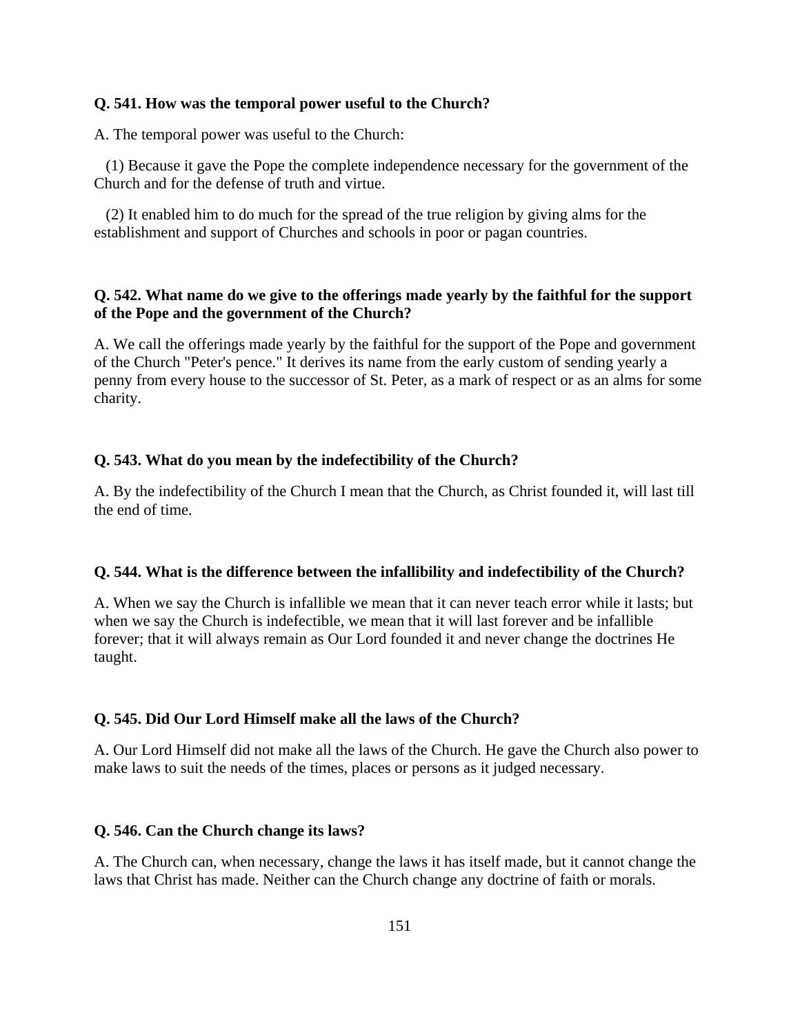**Q. 541. How was the temporal power useful to the Church?**

A. The temporal power was useful to the Church:

(1) Because it gave the Pope the complete independence necessary for the government of the Church and for the defense of truth and virtue.

(2) It enabled him to do much for the spread of the true religion by giving alms for the establishment and support of Churches and schools in poor or pagan countries.

**Q. 542. What name do we give to the offerings made yearly by the faithful for the support of the Pope and the government of the Church?**

A. We call the offerings made yearly by the faithful for the support of the Pope and government of the Church "Peter's pence." It derives its name from the early custom of sending yearly a penny from every house to the successor of St. Peter, as a mark of respect or as an alms for some charity.

**Q. 543. What do you mean by the indefectibility of the Church?**

A. By the indefectibility of the Church I mean that the Church, as Christ founded it, will last till the end of time.

**Q. 544. What is the difference between the infallibility and indefectibility of the Church?**

A. When we say the Church is infallible we mean that it can never teach error while it lasts; but when we say the Church is indefectible, we mean that it will last forever and be infallible forever; that it will always remain as Our Lord founded it and never change the doctrines He taught.

**Q. 545. Did Our Lord Himself make all the laws of the Church?**

A. Our Lord Himself did not make all the laws of the Church. He gave the Church also power to make laws to suit the needs of the times, places or persons as it judged necessary.

**Q. 546. Can the Church change its laws?**

A. The Church can, when necessary, change the laws it has itself made, but it cannot change the laws that Christ has made. Neither can the Church change any doctrine of faith or morals.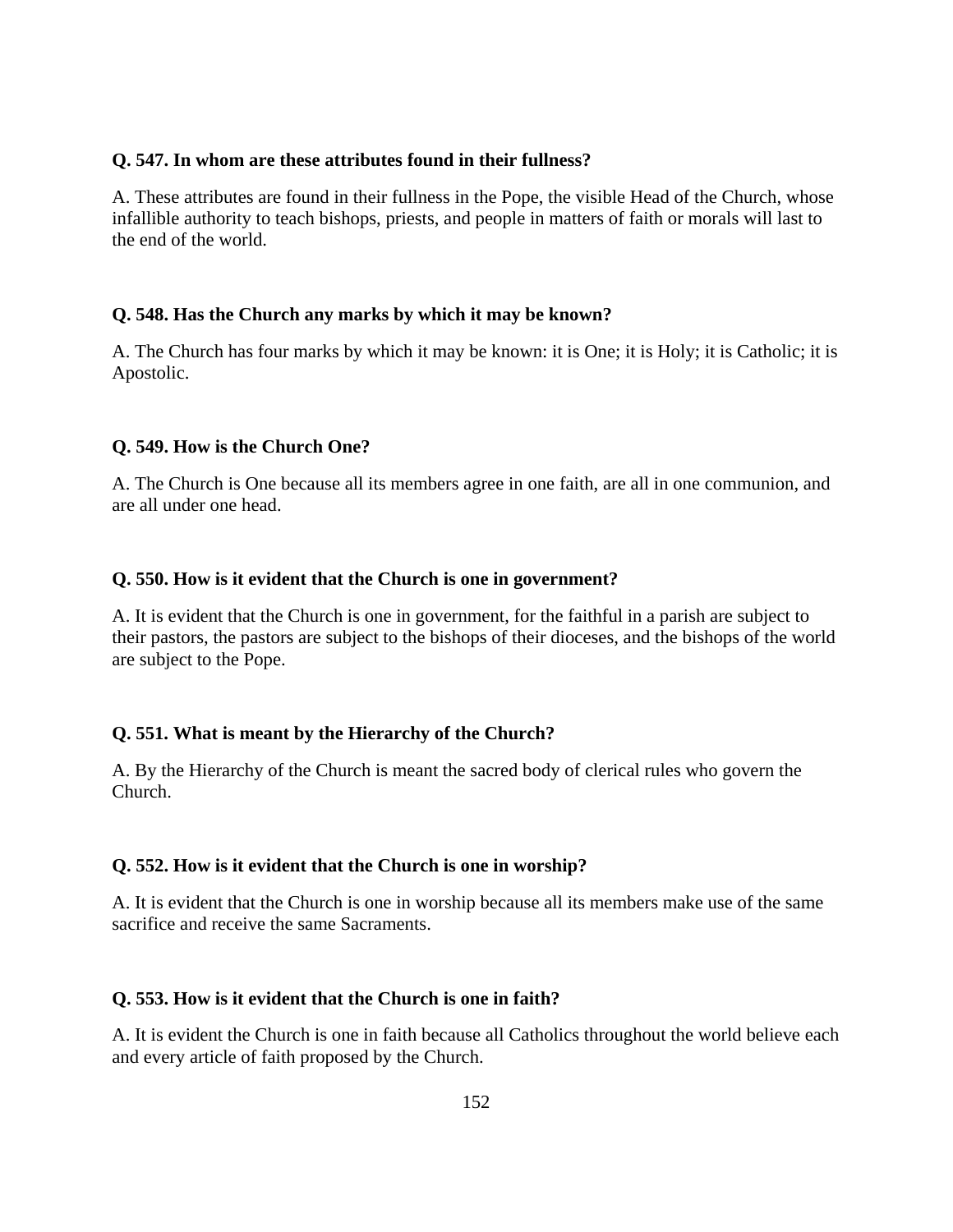**Q. 547. In whom are these attributes found in their fullness?**

A. These attributes are found in their fullness in the Pope, the visible Head of the Church, whose infallible authority to teach bishops, priests, and people in matters of faith or morals will last to the end of the world.

**Q. 548. Has the Church any marks by which it may be known?**

A. The Church has four marks by which it may be known: it is One; it is Holy; it is Catholic; it is Apostolic.

**Q. 549. How is the Church One?**

A. The Church is One because all its members agree in one faith, are all in one communion, and are all under one head.

**Q. 550. How is it evident that the Church is one in government?**

A. It is evident that the Church is one in government, for the faithful in a parish are subject to their pastors, the pastors are subject to the bishops of their dioceses, and the bishops of the world are subject to the Pope.

**Q. 551. What is meant by the Hierarchy of the Church?**

A. By the Hierarchy of the Church is meant the sacred body of clerical rules who govern the Church.

**Q. 552. How is it evident that the Church is one in worship?**

A. It is evident that the Church is one in worship because all its members make use of the same sacrifice and receive the same Sacraments.

**Q. 553. How is it evident that the Church is one in faith?**

A. It is evident the Church is one in faith because all Catholics throughout the world believe each and every article of faith proposed by the Church.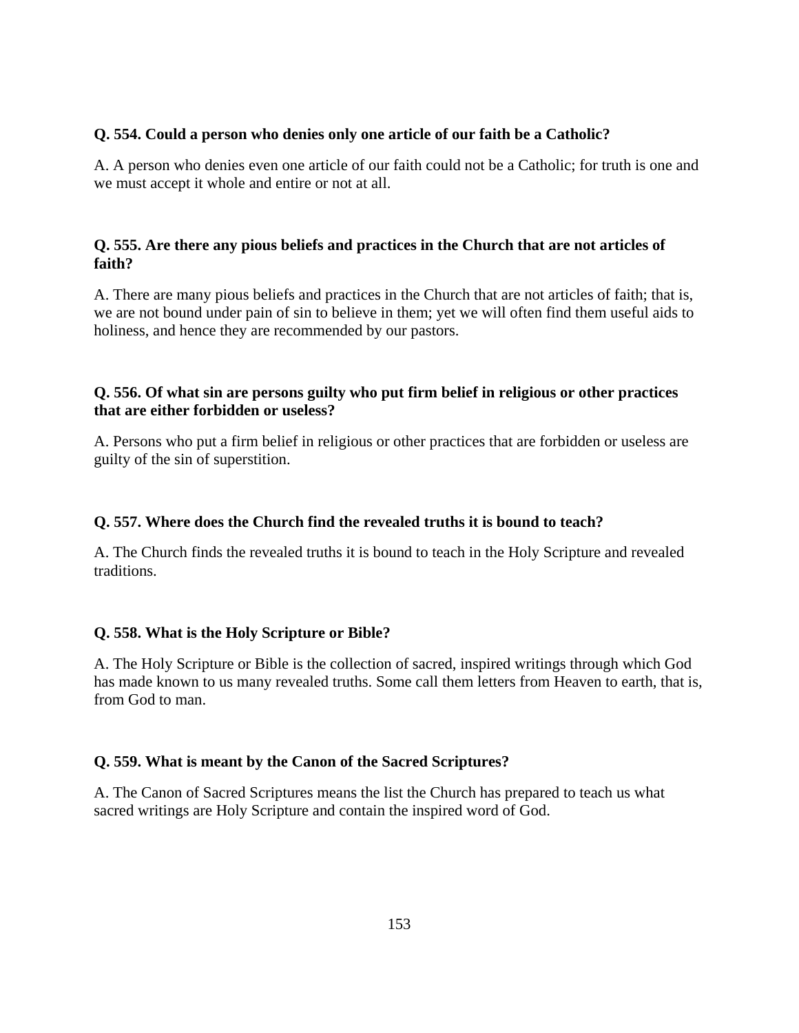**Q. 554. Could a person who denies only one article of our faith be a Catholic?**

A. A person who denies even one article of our faith could not be a Catholic; for truth is one and we must accept it whole and entire or not at all.

**Q. 555. Are there any pious beliefs and practices in the Church that are not articles of faith?**

A. There are many pious beliefs and practices in the Church that are not articles of faith; that is, we are not bound under pain of sin to believe in them; yet we will often find them useful aids to holiness, and hence they are recommended by our pastors.

**Q. 556. Of what sin are persons guilty who put firm belief in religious or other practices that are either forbidden or useless?**

A. Persons who put a firm belief in religious or other practices that are forbidden or useless are guilty of the sin of superstition.

**Q. 557. Where does the Church find the revealed truths it is bound to teach?**

A. The Church finds the revealed truths it is bound to teach in the Holy Scripture and revealed traditions.

**Q. 558. What is the Holy Scripture or Bible?**

A. The Holy Scripture or Bible is the collection of sacred, inspired writings through which God has made known to us many revealed truths. Some call them letters from Heaven to earth, that is, from God to man.

**Q. 559. What is meant by the Canon of the Sacred Scriptures?**

A. The Canon of Sacred Scriptures means the list the Church has prepared to teach us what sacred writings are Holy Scripture and contain the inspired word of God.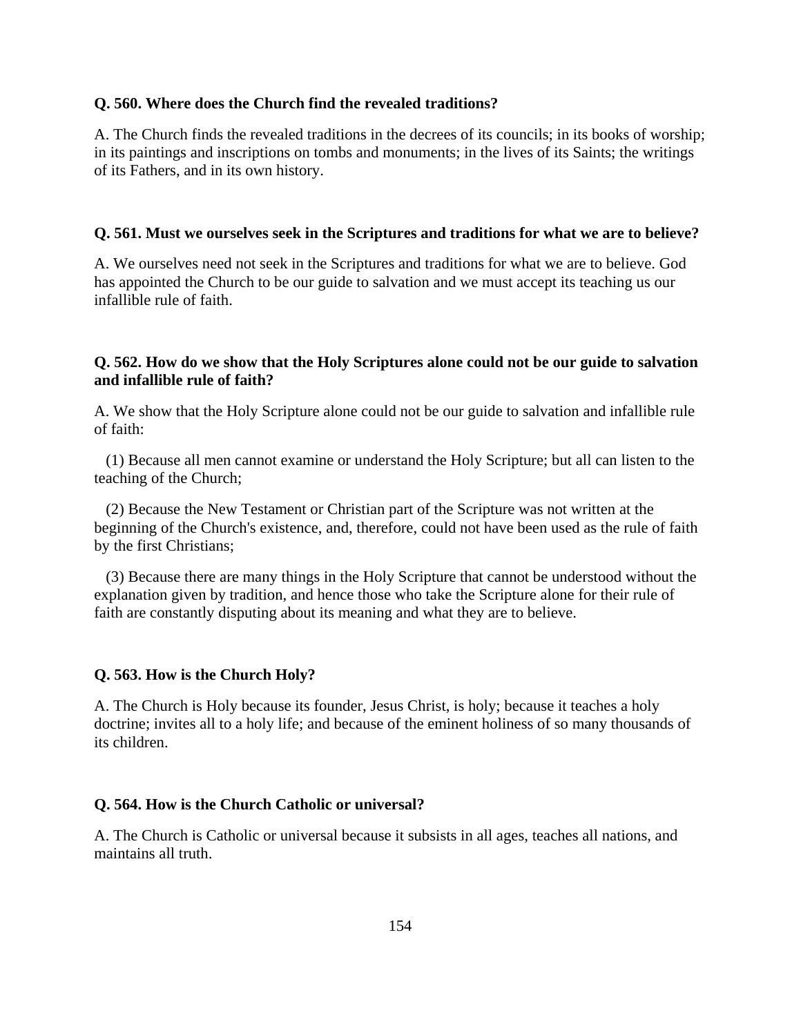**Q. 560. Where does the Church find the revealed traditions?**

A. The Church finds the revealed traditions in the decrees of its councils; in its books of worship; in its paintings and inscriptions on tombs and monuments; in the lives of its Saints; the writings of its Fathers, and in its own history.

**Q. 561. Must we ourselves seek in the Scriptures and traditions for what we are to believe?**

A. We ourselves need not seek in the Scriptures and traditions for what we are to believe. God has appointed the Church to be our guide to salvation and we must accept its teaching us our infallible rule of faith.

**Q. 562. How do we show that the Holy Scriptures alone could not be our guide to salvation and infallible rule of faith?**

A. We show that the Holy Scripture alone could not be our guide to salvation and infallible rule of faith:

(1) Because all men cannot examine or understand the Holy Scripture; but all can listen to the teaching of the Church;

(2) Because the New Testament or Christian part of the Scripture was not written at the beginning of the Church's existence, and, therefore, could not have been used as the rule of faith by the first Christians;

(3) Because there are many things in the Holy Scripture that cannot be understood without the explanation given by tradition, and hence those who take the Scripture alone for their rule of faith are constantly disputing about its meaning and what they are to believe.

**Q. 563. How is the Church Holy?**

A. The Church is Holy because its founder, Jesus Christ, is holy; because it teaches a holy doctrine; invites all to a holy life; and because of the eminent holiness of so many thousands of its children.

**Q. 564. How is the Church Catholic or universal?**

A. The Church is Catholic or universal because it subsists in all ages, teaches all nations, and maintains all truth.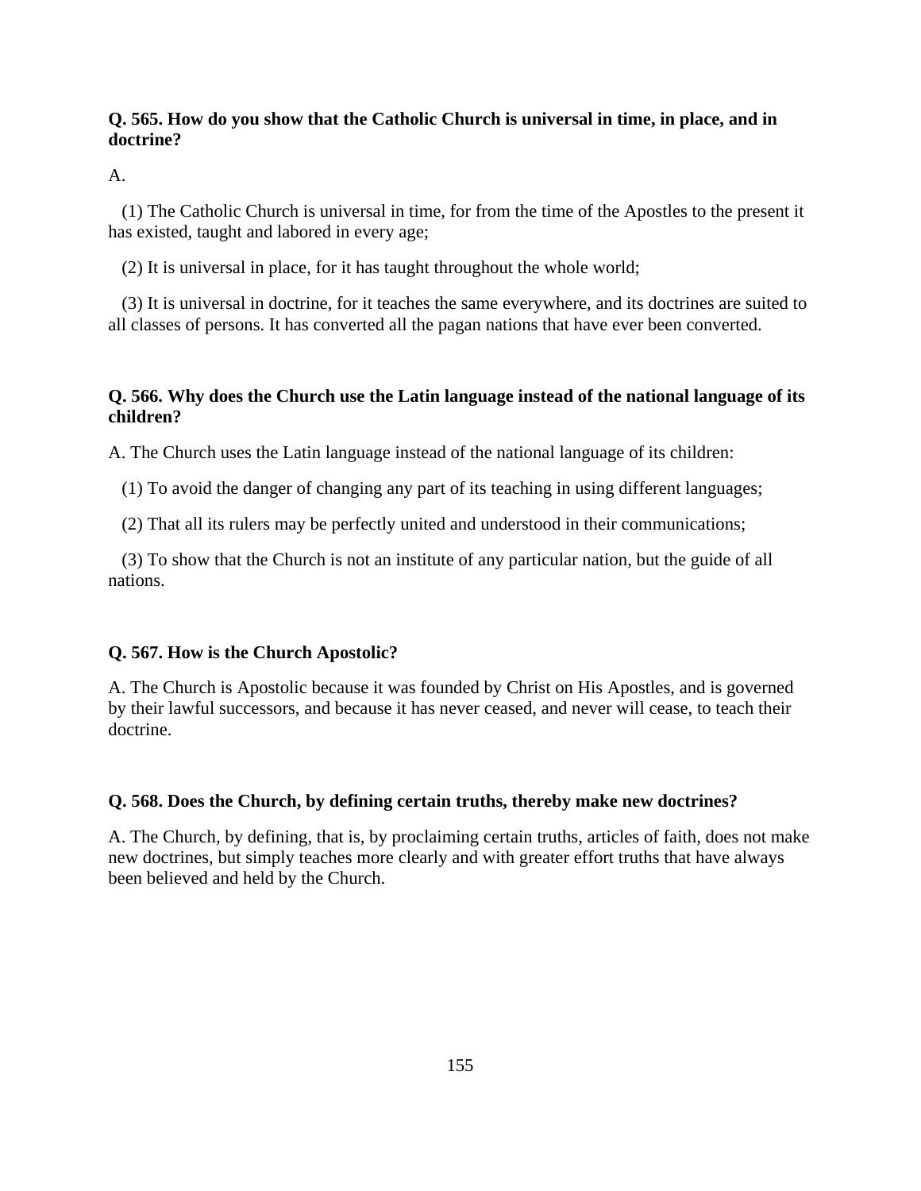**Q. 565. How do you show that the Catholic Church is universal in time, in place, and in doctrine?**

A.

(1) The Catholic Church is universal in time, for from the time of the Apostles to the present it has existed, taught and labored in every age;

(2) It is universal in place, for it has taught throughout the whole world;

(3) It is universal in doctrine, for it teaches the same everywhere, and its doctrines are suited to all classes of persons. It has converted all the pagan nations that have ever been converted.

**Q. 566. Why does the Church use the Latin language instead of the national language of its children?**

A. The Church uses the Latin language instead of the national language of its children:

(1) To avoid the danger of changing any part of its teaching in using different languages;

(2) That all its rulers may be perfectly united and understood in their communications;

(3) To show that the Church is not an institute of any particular nation, but the guide of all nations.

**Q. 567. How is the Church Apostolic?**

A. The Church is Apostolic because it was founded by Christ on His Apostles, and is governed by their lawful successors, and because it has never ceased, and never will cease, to teach their doctrine.

**Q. 568. Does the Church, by defining certain truths, thereby make new doctrines?**

A. The Church, by defining, that is, by proclaiming certain truths, articles of faith, does not make new doctrines, but simply teaches more clearly and with greater effort truths that have always been believed and held by the Church.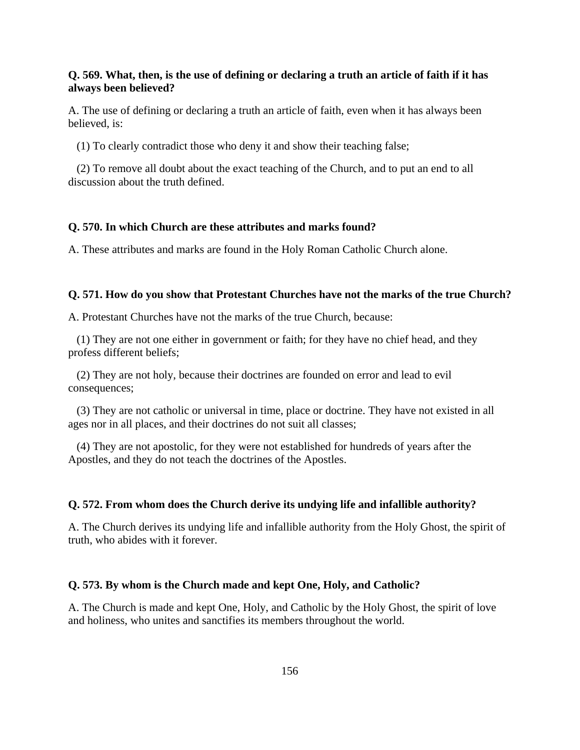**Q. 569. What, then, is the use of defining or declaring a truth an article of faith if it has always been believed?**

A. The use of defining or declaring a truth an article of faith, even when it has always been believed, is:

(1) To clearly contradict those who deny it and show their teaching false;

(2) To remove all doubt about the exact teaching of the Church, and to put an end to all discussion about the truth defined.

**Q. 570. In which Church are these attributes and marks found?**

A. These attributes and marks are found in the Holy Roman Catholic Church alone.

**Q. 571. How do you show that Protestant Churches have not the marks of the true Church?**

A. Protestant Churches have not the marks of the true Church, because:

(1) They are not one either in government or faith; for they have no chief head, and they profess different beliefs;

(2) They are not holy, because their doctrines are founded on error and lead to evil consequences;

(3) They are not catholic or universal in time, place or doctrine. They have not existed in all ages nor in all places, and their doctrines do not suit all classes;

(4) They are not apostolic, for they were not established for hundreds of years after the Apostles, and they do not teach the doctrines of the Apostles.

**Q. 572. From whom does the Church derive its undying life and infallible authority?**

A. The Church derives its undying life and infallible authority from the Holy Ghost, the spirit of truth, who abides with it forever.

**Q. 573. By whom is the Church made and kept One, Holy, and Catholic?**

A. The Church is made and kept One, Holy, and Catholic by the Holy Ghost, the spirit of love and holiness, who unites and sanctifies its members throughout the world.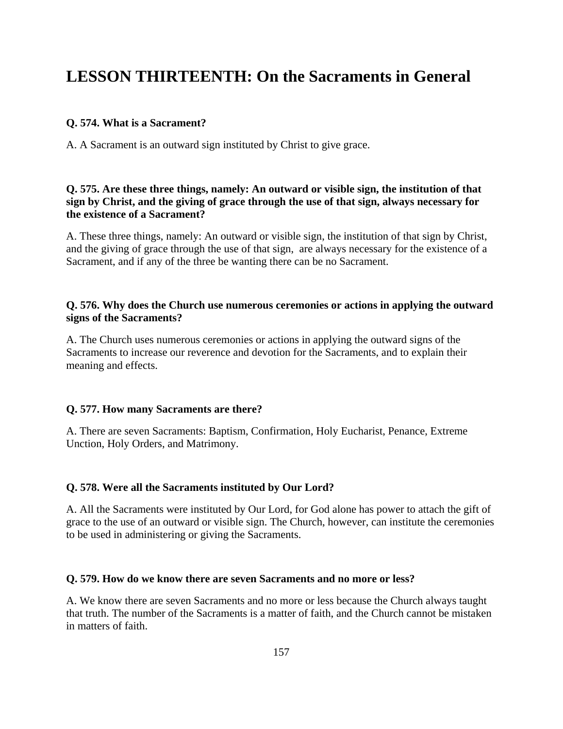# LESSON THIRTEENTH: On the Sacraments in General

**Q. 574. What is a Sacrament?**

A. A Sacrament is an outward sign instituted by Christ to give grace.

**Q. 575. Are these three things, namely: An outward or visible sign, the institution of that sign by Christ, and the giving of grace through the use of that sign, always necessary for the existence of a Sacrament?**

A. These three things, namely: An outward or visible sign, the institution of that sign by Christ, and the giving of grace through the use of that sign, are always necessary for the existence of a Sacrament, and if any of the three be wanting there can be no Sacrament.

**Q. 576. Why does the Church use numerous ceremonies or actions in applying the outward signs of the Sacraments?**

A. The Church uses numerous ceremonies or actions in applying the outward signs of the Sacraments to increase our reverence and devotion for the Sacraments, and to explain their meaning and effects.

**Q. 577. How many Sacraments are there?**

A. There are seven Sacraments: Baptism, Confirmation, Holy Eucharist, Penance, Extreme Unction, Holy Orders, and Matrimony.

**Q. 578. Were all the Sacraments instituted by Our Lord?**

A. All the Sacraments were instituted by Our Lord, for God alone has power to attach the gift of grace to the use of an outward or visible sign. The Church, however, can institute the ceremonies to be used in administering or giving the Sacraments.

**Q. 579. How do we know there are seven Sacraments and no more or less?**

A. We know there are seven Sacraments and no more or less because the Church always taught that truth. The number of the Sacraments is a matter of faith, and the Church cannot be mistaken in matters of faith.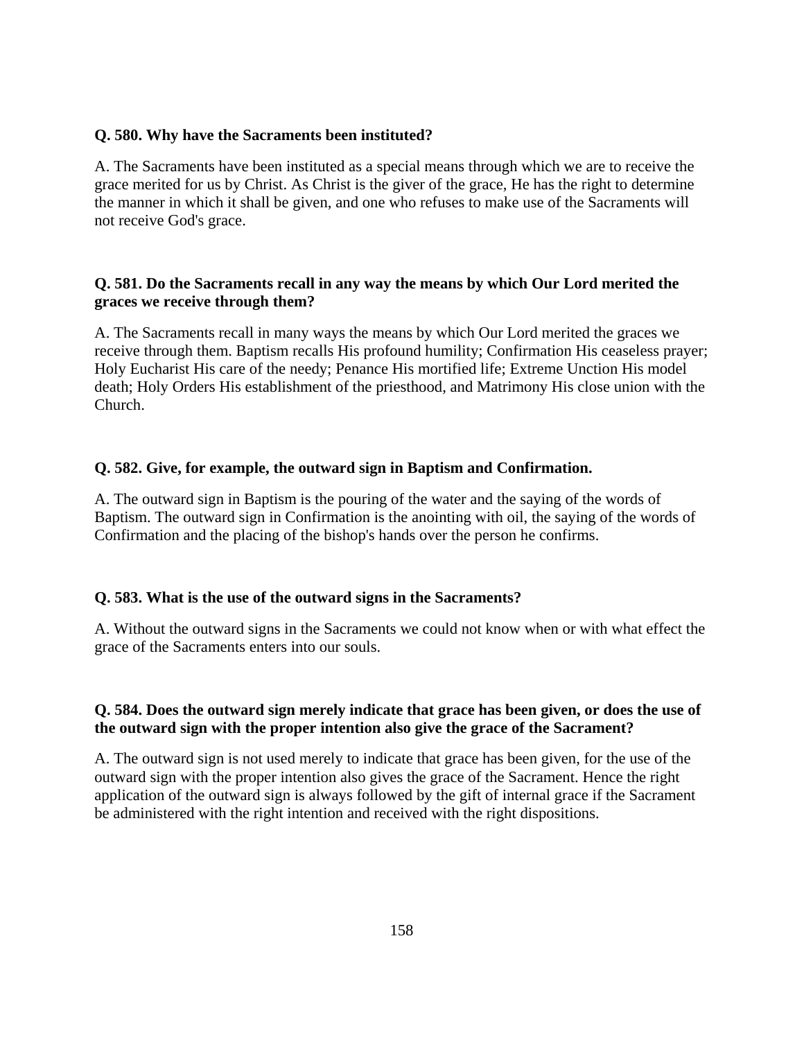**Q. 580. Why have the Sacraments been instituted?**

A. The Sacraments have been instituted as a special means through which we are to receive the grace merited for us by Christ. As Christ is the giver of the grace, He has the right to determine the manner in which it shall be given, and one who refuses to make use of the Sacraments will not receive God's grace.

**Q. 581. Do the Sacraments recall in any way the means by which Our Lord merited the graces we receive through them?**

A. The Sacraments recall in many ways the means by which Our Lord merited the graces we receive through them. Baptism recalls His profound humility; Confirmation His ceaseless prayer; Holy Eucharist His care of the needy; Penance His mortified life; Extreme Unction His model death; Holy Orders His establishment of the priesthood, and Matrimony His close union with the Church.

**Q. 582. Give, for example, the outward sign in Baptism and Confirmation.**

A. The outward sign in Baptism is the pouring of the water and the saying of the words of Baptism. The outward sign in Confirmation is the anointing with oil, the saying of the words of Confirmation and the placing of the bishop's hands over the person he confirms.

**Q. 583. What is the use of the outward signs in the Sacraments?**

A. Without the outward signs in the Sacraments we could not know when or with what effect the grace of the Sacraments enters into our souls.

**Q. 584. Does the outward sign merely indicate that grace has been given, or does the use of the outward sign with the proper intention also give the grace of the Sacrament?**

A. The outward sign is not used merely to indicate that grace has been given, for the use of the outward sign with the proper intention also gives the grace of the Sacrament. Hence the right application of the outward sign is always followed by the gift of internal grace if the Sacrament be administered with the right intention and received with the right dispositions.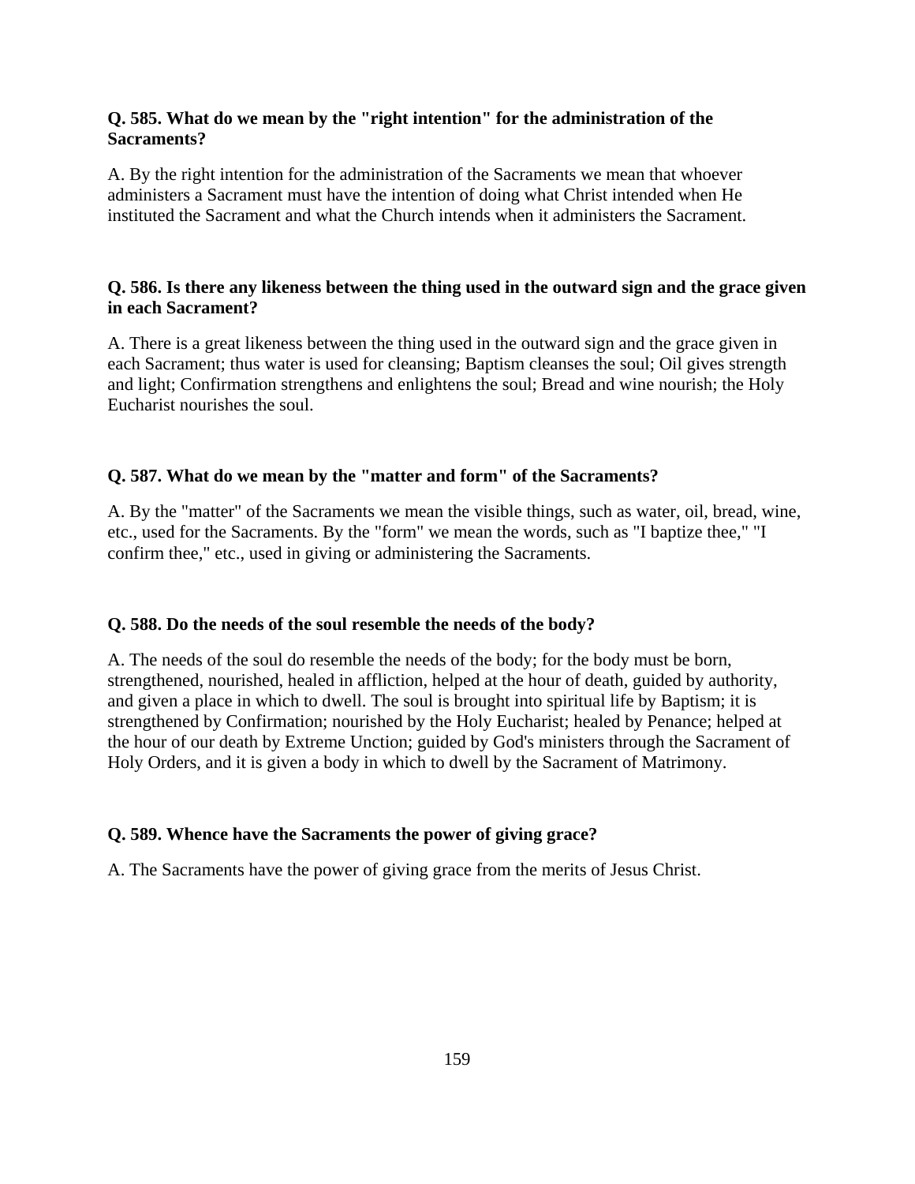**Q. 585. What do we mean by the "right intention" for the administration of the Sacraments?**

A. By the right intention for the administration of the Sacraments we mean that whoever administers a Sacrament must have the intention of doing what Christ intended when He instituted the Sacrament and what the Church intends when it administers the Sacrament.

**Q. 586. Is there any likeness between the thing used in the outward sign and the grace given in each Sacrament?**

A. There is a great likeness between the thing used in the outward sign and the grace given in each Sacrament; thus water is used for cleansing; Baptism cleanses the soul; Oil gives strength and light; Confirmation strengthens and enlightens the soul; Bread and wine nourish; the Holy Eucharist nourishes the soul.

**Q. 587. What do we mean by the "matter and form" of the Sacraments?**

A. By the "matter" of the Sacraments we mean the visible things, such as water, oil, bread, wine, etc., used for the Sacraments. By the "form" we mean the words, such as "I baptize thee," "I confirm thee," etc., used in giving or administering the Sacraments.

**Q. 588. Do the needs of the soul resemble the needs of the body?**

A. The needs of the soul do resemble the needs of the body; for the body must be born, strengthened, nourished, healed in affliction, helped at the hour of death, guided by authority, and given a place in which to dwell. The soul is brought into spiritual life by Baptism; it is strengthened by Confirmation; nourished by the Holy Eucharist; healed by Penance; helped at the hour of our death by Extreme Unction; guided by God's ministers through the Sacrament of Holy Orders, and it is given a body in which to dwell by the Sacrament of Matrimony.

**Q. 589. Whence have the Sacraments the power of giving grace?**

A. The Sacraments have the power of giving grace from the merits of Jesus Christ.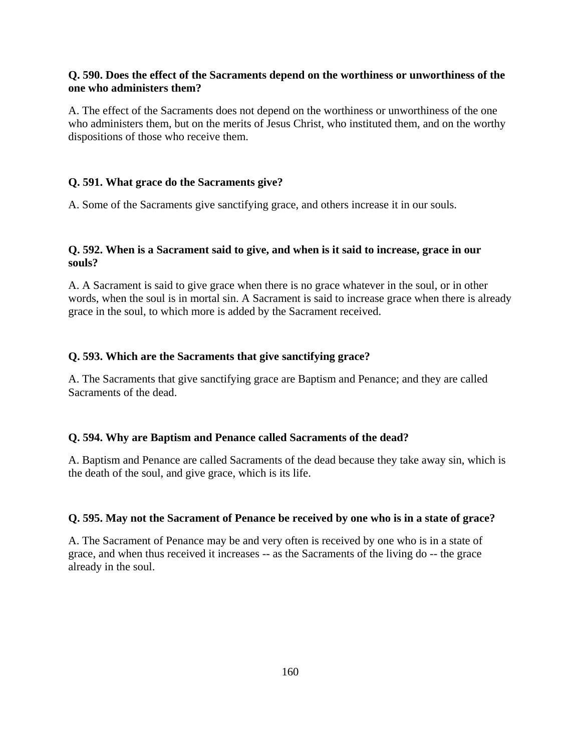**Q. 590. Does the effect of the Sacraments depend on the worthiness or unworthiness of the one who administers them?**

A. The effect of the Sacraments does not depend on the worthiness or unworthiness of the one who administers them, but on the merits of Jesus Christ, who instituted them, and on the worthy dispositions of those who receive them.

**Q. 591. What grace do the Sacraments give?**

A. Some of the Sacraments give sanctifying grace, and others increase it in our souls.

**Q. 592. When is a Sacrament said to give, and when is it said to increase, grace in our souls?**

A. A Sacrament is said to give grace when there is no grace whatever in the soul, or in other words, when the soul is in mortal sin. A Sacrament is said to increase grace when there is already grace in the soul, to which more is added by the Sacrament received.

**Q. 593. Which are the Sacraments that give sanctifying grace?**

A. The Sacraments that give sanctifying grace are Baptism and Penance; and they are called Sacraments of the dead.

**Q. 594. Why are Baptism and Penance called Sacraments of the dead?**

A. Baptism and Penance are called Sacraments of the dead because they take away sin, which is the death of the soul, and give grace, which is its life.

**Q. 595. May not the Sacrament of Penance be received by one who is in a state of grace?**

A. The Sacrament of Penance may be and very often is received by one who is in a state of grace, and when thus received it increases -- as the Sacraments of the living do -- the grace already in the soul.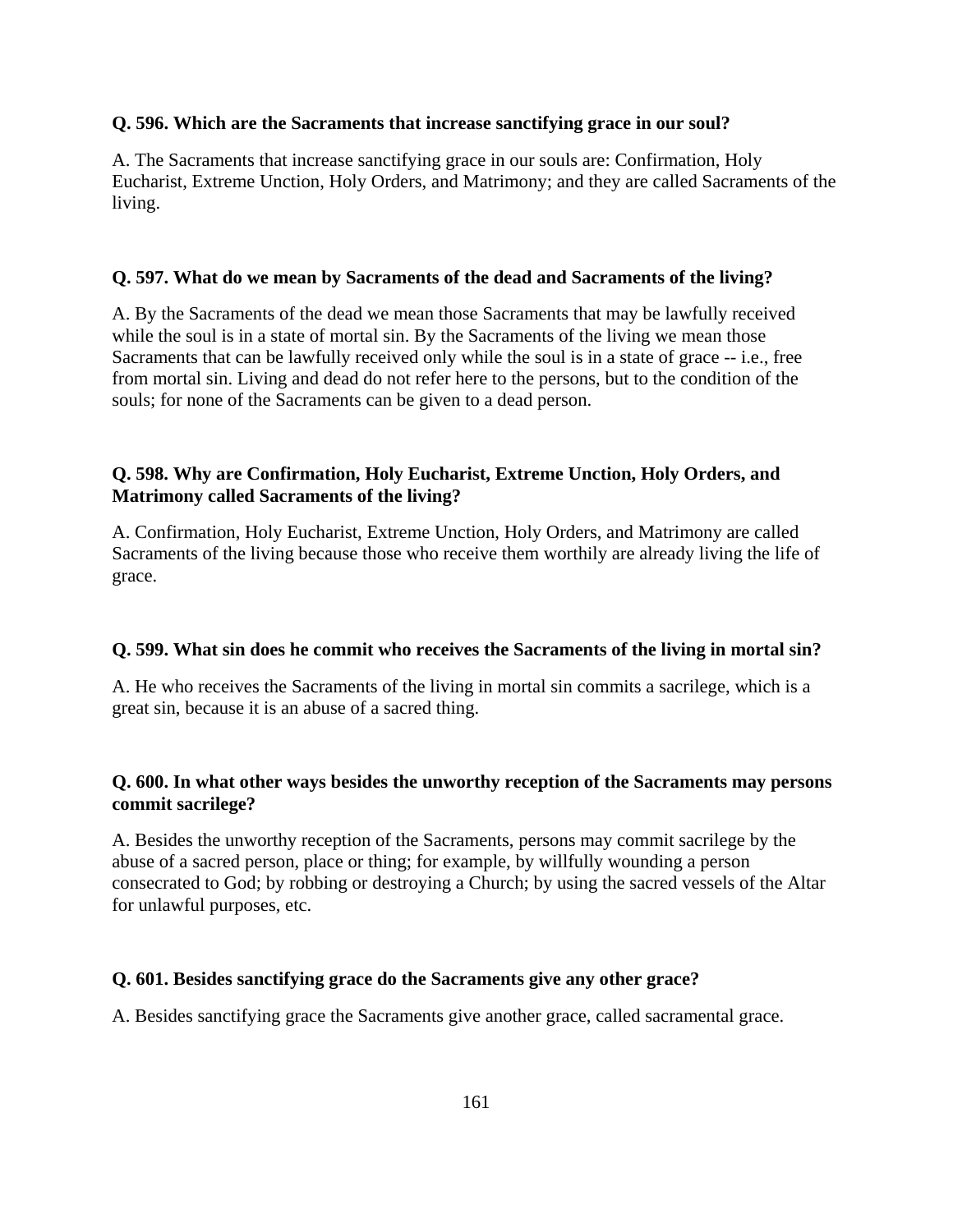**Q. 596. Which are the Sacraments that increase sanctifying grace in our soul?**

A. The Sacraments that increase sanctifying grace in our souls are: Confirmation, Holy Eucharist, Extreme Unction, Holy Orders, and Matrimony; and they are called Sacraments of the living.

**Q. 597. What do we mean by Sacraments of the dead and Sacraments of the living?**

A. By the Sacraments of the dead we mean those Sacraments that may be lawfully received while the soul is in a state of mortal sin. By the Sacraments of the living we mean those Sacraments that can be lawfully received only while the soul is in a state of grace -- i.e., free from mortal sin. Living and dead do not refer here to the persons, but to the condition of the souls; for none of the Sacraments can be given to a dead person.

**Q. 598. Why are Confirmation, Holy Eucharist, Extreme Unction, Holy Orders, and Matrimony called Sacraments of the living?**

A. Confirmation, Holy Eucharist, Extreme Unction, Holy Orders, and Matrimony are called Sacraments of the living because those who receive them worthily are already living the life of grace.

**Q. 599. What sin does he commit who receives the Sacraments of the living in mortal sin?**

A. He who receives the Sacraments of the living in mortal sin commits a sacrilege, which is a great sin, because it is an abuse of a sacred thing.

**Q. 600. In what other ways besides the unworthy reception of the Sacraments may persons commit sacrilege?**

A. Besides the unworthy reception of the Sacraments, persons may commit sacrilege by the abuse of a sacred person, place or thing; for example, by willfully wounding a person consecrated to God; by robbing or destroying a Church; by using the sacred vessels of the Altar for unlawful purposes, etc.

**Q. 601. Besides sanctifying grace do the Sacraments give any other grace?**

A. Besides sanctifying grace the Sacraments give another grace, called sacramental grace.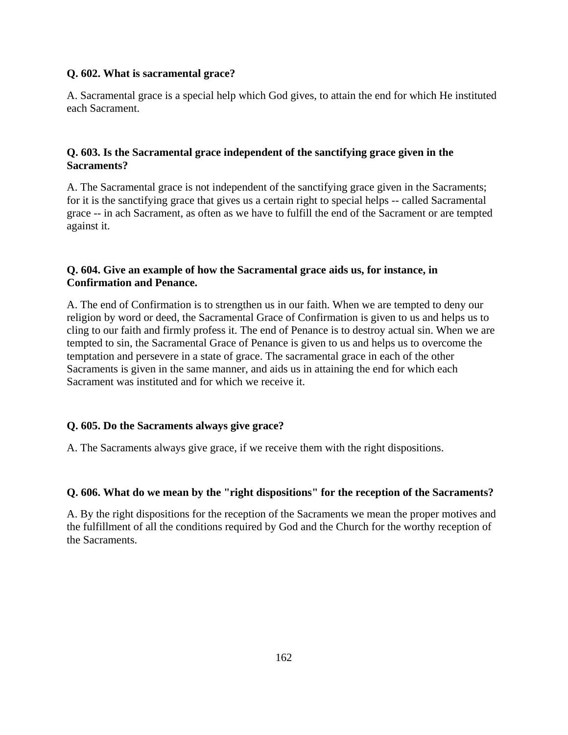**Q. 602. What is sacramental grace?**

A. Sacramental grace is a special help which God gives, to attain the end for which He instituted each Sacrament.

**Q. 603. Is the Sacramental grace independent of the sanctifying grace given in the Sacraments?**

A. The Sacramental grace is not independent of the sanctifying grace given in the Sacraments; for it is the sanctifying grace that gives us a certain right to special helps -- called Sacramental grace -- in ach Sacrament, as often as we have to fulfill the end of the Sacrament or are tempted against it.

**Q. 604. Give an example of how the Sacramental grace aids us, for instance, in Confirmation and Penance.**

A. The end of Confirmation is to strengthen us in our faith. When we are tempted to deny our religion by word or deed, the Sacramental Grace of Confirmation is given to us and helps us to cling to our faith and firmly profess it. The end of Penance is to destroy actual sin. When we are tempted to sin, the Sacramental Grace of Penance is given to us and helps us to overcome the temptation and persevere in a state of grace. The sacramental grace in each of the other Sacraments is given in the same manner, and aids us in attaining the end for which each Sacrament was instituted and for which we receive it.

**Q. 605. Do the Sacraments always give grace?**

A. The Sacraments always give grace, if we receive them with the right dispositions.

**Q. 606. What do we mean by the "right dispositions" for the reception of the Sacraments?**

A. By the right dispositions for the reception of the Sacraments we mean the proper motives and the fulfillment of all the conditions required by God and the Church for the worthy reception of the Sacraments.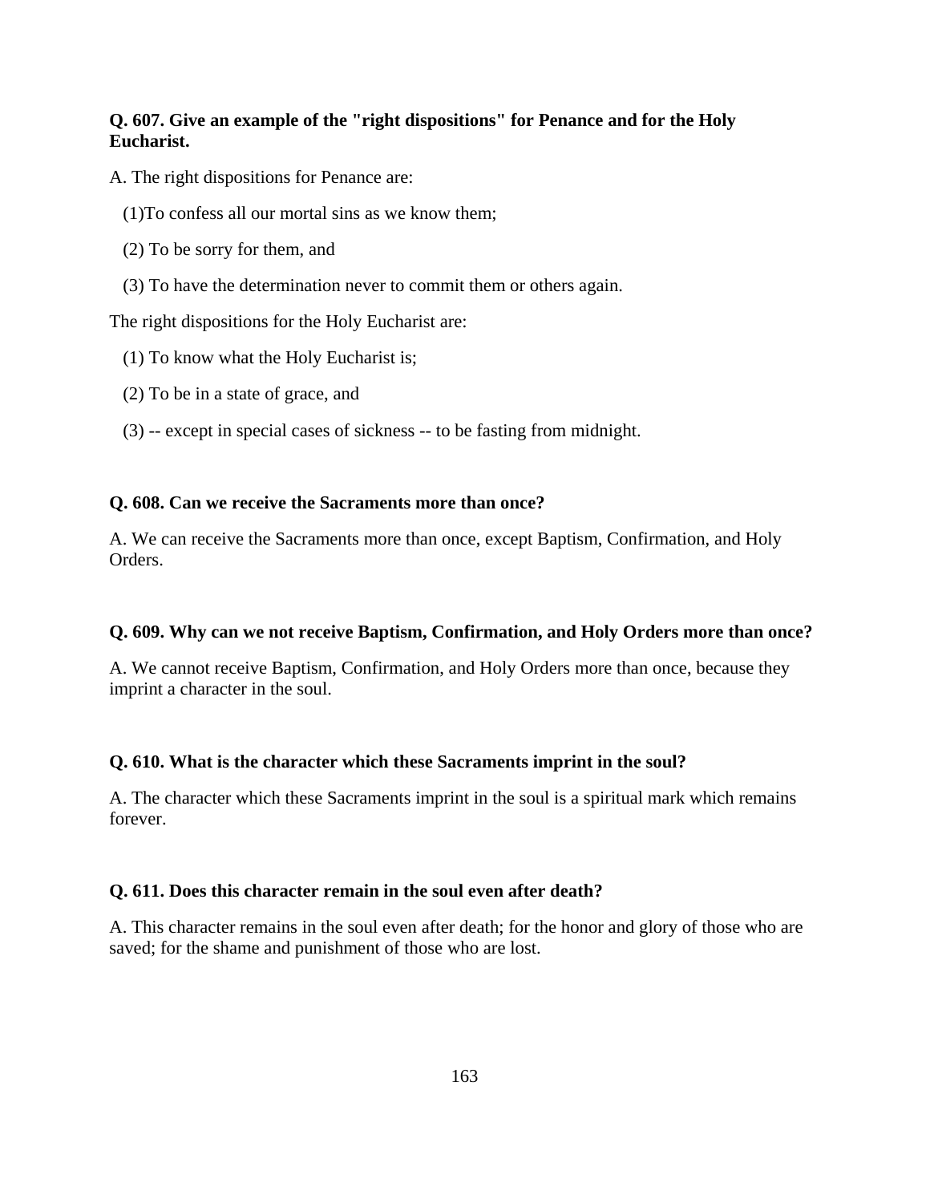**Q. 607. Give an example of the "right dispositions" for Penance and for the Holy Eucharist.**

A. The right dispositions for Penance are:

(1)To confess all our mortal sins as we know them;

(2) To be sorry for them, and

(3) To have the determination never to commit them or others again.

The right dispositions for the Holy Eucharist are:

(1) To know what the Holy Eucharist is;

(2) To be in a state of grace, and

(3) -- except in special cases of sickness -- to be fasting from midnight.

**Q. 608. Can we receive the Sacraments more than once?**

A. We can receive the Sacraments more than once, except Baptism, Confirmation, and Holy Orders.

**Q. 609. Why can we not receive Baptism, Confirmation, and Holy Orders more than once?**

A. We cannot receive Baptism, Confirmation, and Holy Orders more than once, because they imprint a character in the soul.

**Q. 610. What is the character which these Sacraments imprint in the soul?**

A. The character which these Sacraments imprint in the soul is a spiritual mark which remains forever.

**Q. 611. Does this character remain in the soul even after death?**

A. This character remains in the soul even after death; for the honor and glory of those who are saved; for the shame and punishment of those who are lost.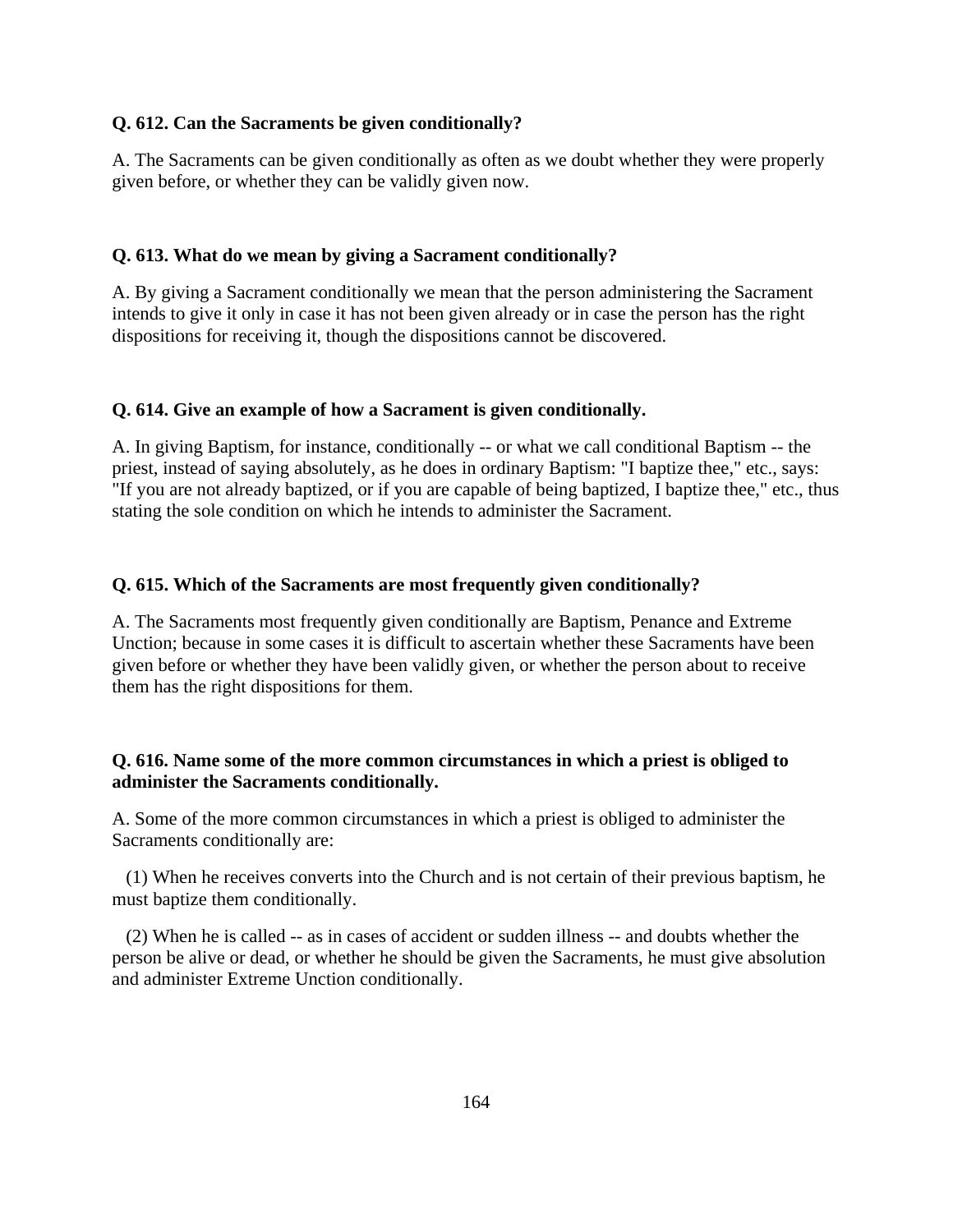**Q. 612. Can the Sacraments be given conditionally?**

A. The Sacraments can be given conditionally as often as we doubt whether they were properly given before, or whether they can be validly given now.

**Q. 613. What do we mean by giving a Sacrament conditionally?**

A. By giving a Sacrament conditionally we mean that the person administering the Sacrament intends to give it only in case it has not been given already or in case the person has the right dispositions for receiving it, though the dispositions cannot be discovered.

**Q. 614. Give an example of how a Sacrament is given conditionally.**

A. In giving Baptism, for instance, conditionally -- or what we call conditional Baptism -- the priest, instead of saying absolutely, as he does in ordinary Baptism: "I baptize thee," etc., says: "If you are not already baptized, or if you are capable of being baptized, I baptize thee," etc., thus stating the sole condition on which he intends to administer the Sacrament.

**Q. 615. Which of the Sacraments are most frequently given conditionally?**

A. The Sacraments most frequently given conditionally are Baptism, Penance and Extreme Unction; because in some cases it is difficult to ascertain whether these Sacraments have been given before or whether they have been validly given, or whether the person about to receive them has the right dispositions for them.

**Q. 616. Name some of the more common circumstances in which a priest is obliged to administer the Sacraments conditionally.**

A. Some of the more common circumstances in which a priest is obliged to administer the Sacraments conditionally are:

(1) When he receives converts into the Church and is not certain of their previous baptism, he must baptize them conditionally.

(2) When he is called -- as in cases of accident or sudden illness -- and doubts whether the person be alive or dead, or whether he should be given the Sacraments, he must give absolution and administer Extreme Unction conditionally.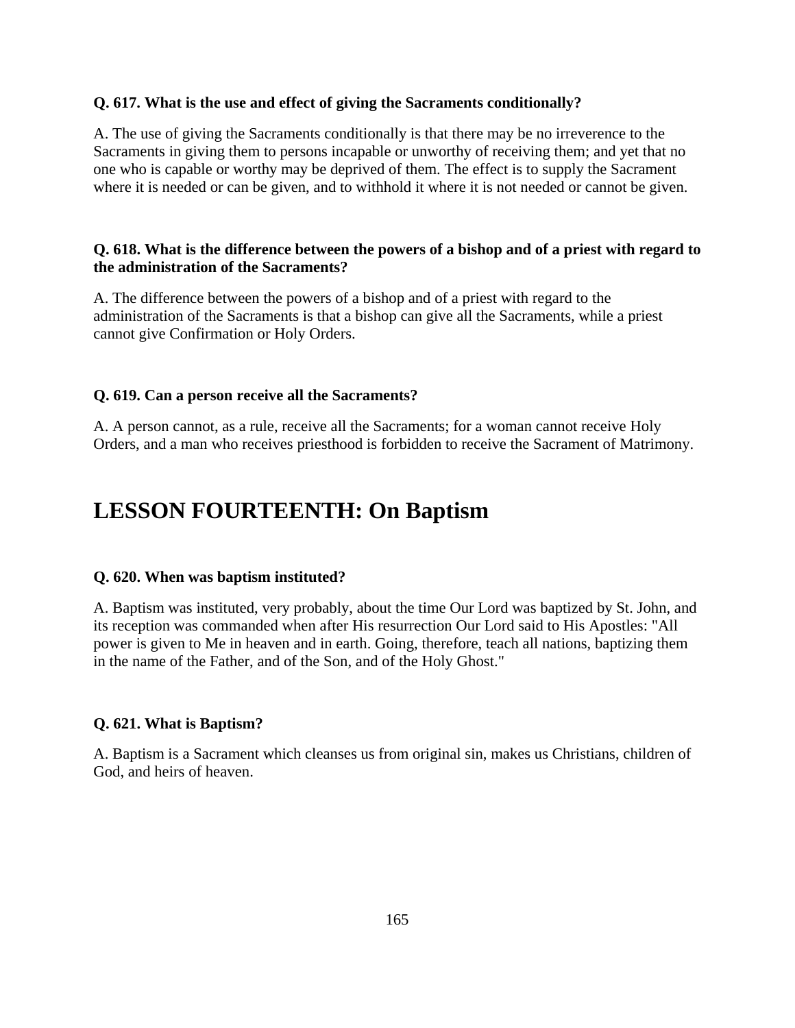**Q. 617. What is the use and effect of giving the Sacraments conditionally?**

A. The use of giving the Sacraments conditionally is that there may be no irreverence to the Sacraments in giving them to persons incapable or unworthy of receiving them; and yet that no one who is capable or worthy may be deprived of them. The effect is to supply the Sacrament where it is needed or can be given, and to withhold it where it is not needed or cannot be given.

**Q. 618. What is the difference between the powers of a bishop and of a priest with regard to the administration of the Sacraments?**

A. The difference between the powers of a bishop and of a priest with regard to the administration of the Sacraments is that a bishop can give all the Sacraments, while a priest cannot give Confirmation or Holy Orders.

**Q. 619. Can a person receive all the Sacraments?**

A. A person cannot, as a rule, receive all the Sacraments; for a woman cannot receive Holy Orders, and a man who receives priesthood is forbidden to receive the Sacrament of Matrimony.

# LESSON FOURTEENTH: On Baptism

**Q. 620. When was baptism instituted?**

A. Baptism was instituted, very probably, about the time Our Lord was baptized by St. John, and its reception was commanded when after His resurrection Our Lord said to His Apostles: "All power is given to Me in heaven and in earth. Going, therefore, teach all nations, baptizing them in the name of the Father, and of the Son, and of the Holy Ghost."

**Q. 621. What is Baptism?**

A. Baptism is a Sacrament which cleanses us from original sin, makes us Christians, children of God, and heirs of heaven.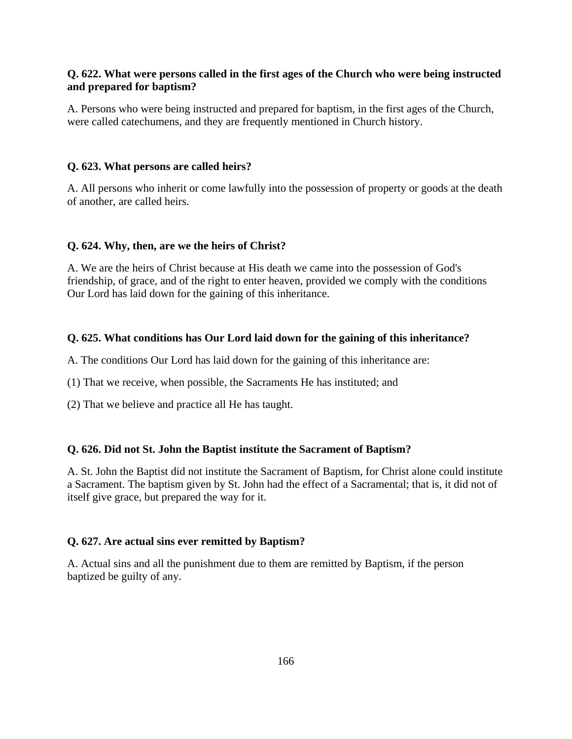**Q. 622. What were persons called in the first ages of the Church who were being instructed and prepared for baptism?**

A. Persons who were being instructed and prepared for baptism, in the first ages of the Church, were called catechumens, and they are frequently mentioned in Church history.

**Q. 623. What persons are called heirs?**

A. All persons who inherit or come lawfully into the possession of property or goods at the death of another, are called heirs.

**Q. 624. Why, then, are we the heirs of Christ?**

A. We are the heirs of Christ because at His death we came into the possession of God's friendship, of grace, and of the right to enter heaven, provided we comply with the conditions Our Lord has laid down for the gaining of this inheritance.

**Q. 625. What conditions has Our Lord laid down for the gaining of this inheritance?**

A. The conditions Our Lord has laid down for the gaining of this inheritance are:

(1) That we receive, when possible, the Sacraments He has instituted; and

(2) That we believe and practice all He has taught.

**Q. 626. Did not St. John the Baptist institute the Sacrament of Baptism?**

A. St. John the Baptist did not institute the Sacrament of Baptism, for Christ alone could institute a Sacrament. The baptism given by St. John had the effect of a Sacramental; that is, it did not of itself give grace, but prepared the way for it.

**Q. 627. Are actual sins ever remitted by Baptism?**

A. Actual sins and all the punishment due to them are remitted by Baptism, if the person baptized be guilty of any.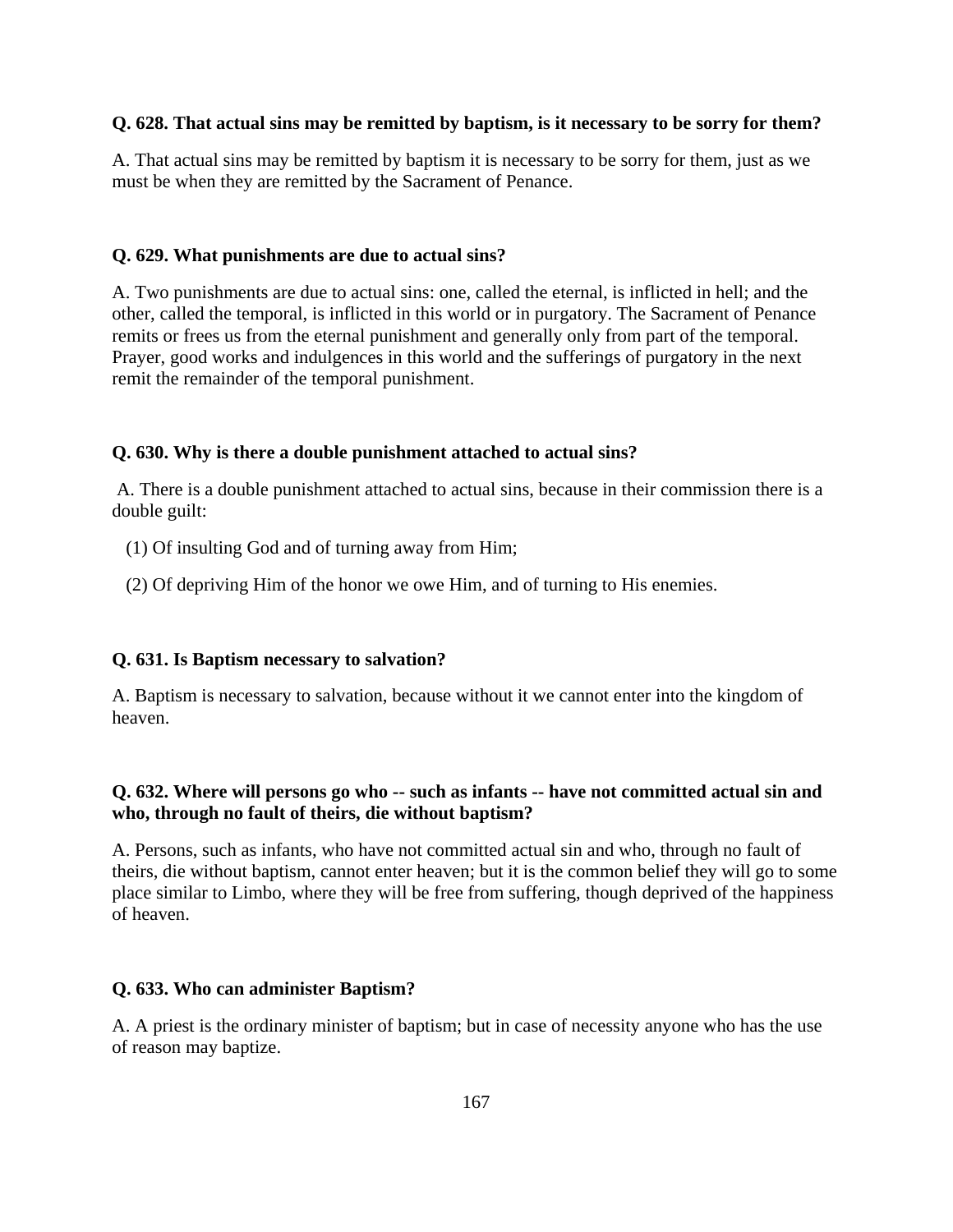**Q. 628. That actual sins may be remitted by baptism, is it necessary to be sorry for them?**

A. That actual sins may be remitted by baptism it is necessary to be sorry for them, just as we must be when they are remitted by the Sacrament of Penance.

**Q. 629. What punishments are due to actual sins?**

A. Two punishments are due to actual sins: one, called the eternal, is inflicted in hell; and the other, called the temporal, is inflicted in this world or in purgatory. The Sacrament of Penance remits or frees us from the eternal punishment and generally only from part of the temporal. Prayer, good works and indulgences in this world and the sufferings of purgatory in the next remit the remainder of the temporal punishment.

**Q. 630. Why is there a double punishment attached to actual sins?**

A. There is a double punishment attached to actual sins, because in their commission there is a double guilt:

(1) Of insulting God and of turning away from Him;

(2) Of depriving Him of the honor we owe Him, and of turning to His enemies.

**Q. 631. Is Baptism necessary to salvation?**

A. Baptism is necessary to salvation, because without it we cannot enter into the kingdom of heaven.

**Q. 632. Where will persons go who -- such as infants -- have not committed actual sin and who, through no fault of theirs, die without baptism?**

A. Persons, such as infants, who have not committed actual sin and who, through no fault of theirs, die without baptism, cannot enter heaven; but it is the common belief they will go to some place similar to Limbo, where they will be free from suffering, though deprived of the happiness of heaven.

**Q. 633. Who can administer Baptism?**

A. A priest is the ordinary minister of baptism; but in case of necessity anyone who has the use of reason may baptize.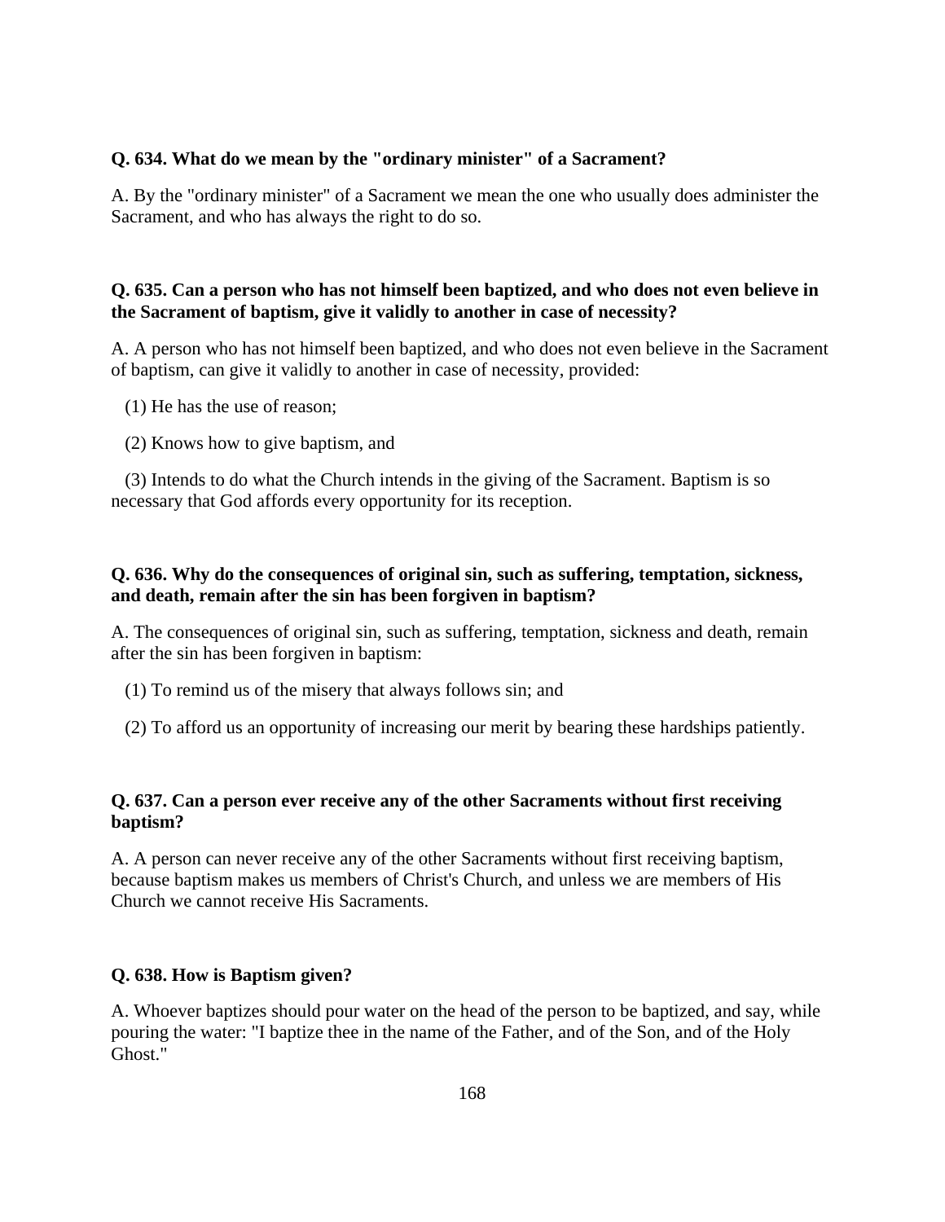**Q. 634. What do we mean by the "ordinary minister" of a Sacrament?**

A. By the "ordinary minister" of a Sacrament we mean the one who usually does administer the Sacrament, and who has always the right to do so.

**Q. 635. Can a person who has not himself been baptized, and who does not even believe in the Sacrament of baptism, give it validly to another in case of necessity?**

A. A person who has not himself been baptized, and who does not even believe in the Sacrament of baptism, can give it validly to another in case of necessity, provided:

(1) He has the use of reason;

(2) Knows how to give baptism, and

(3) Intends to do what the Church intends in the giving of the Sacrament. Baptism is so necessary that God affords every opportunity for its reception.

**Q. 636. Why do the consequences of original sin, such as suffering, temptation, sickness, and death, remain after the sin has been forgiven in baptism?**

A. The consequences of original sin, such as suffering, temptation, sickness and death, remain after the sin has been forgiven in baptism:

(1) To remind us of the misery that always follows sin; and

(2) To afford us an opportunity of increasing our merit by bearing these hardships patiently.

**Q. 637. Can a person ever receive any of the other Sacraments without first receiving baptism?**

A. A person can never receive any of the other Sacraments without first receiving baptism, because baptism makes us members of Christ's Church, and unless we are members of His Church we cannot receive His Sacraments.

**Q. 638. How is Baptism given?**

A. Whoever baptizes should pour water on the head of the person to be baptized, and say, while pouring the water: "I baptize thee in the name of the Father, and of the Son, and of the Holy Ghost."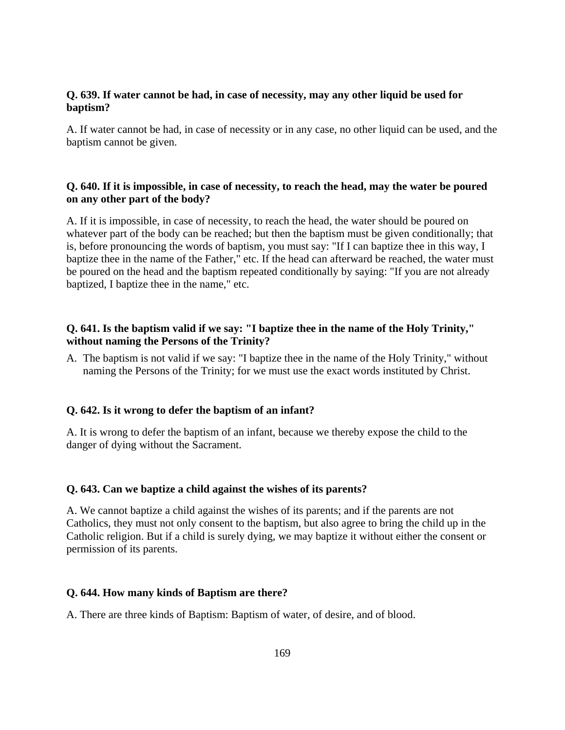**Q. 639. If water cannot be had, in case of necessity, may any other liquid be used for baptism?**

A. If water cannot be had, in case of necessity or in any case, no other liquid can be used, and the baptism cannot be given.

**Q. 640. If it is impossible, in case of necessity, to reach the head, may the water be poured on any other part of the body?**

A. If it is impossible, in case of necessity, to reach the head, the water should be poured on whatever part of the body can be reached; but then the baptism must be given conditionally; that is, before pronouncing the words of baptism, you must say: "If I can baptize thee in this way, I baptize thee in the name of the Father," etc. If the head can afterward be reached, the water must be poured on the head and the baptism repeated conditionally by saying: "If you are not already baptized, I baptize thee in the name," etc.

**Q. 641. Is the baptism valid if we say: "I baptize thee in the name of the Holy Trinity," without naming the Persons of the Trinity?**

A. The baptism is not valid if we say: "I baptize thee in the name of the Holy Trinity," without naming the Persons of the Trinity; for we must use the exact words instituted by Christ.

**Q. 642. Is it wrong to defer the baptism of an infant?**

A. It is wrong to defer the baptism of an infant, because we thereby expose the child to the danger of dying without the Sacrament.

**Q. 643. Can we baptize a child against the wishes of its parents?**

A. We cannot baptize a child against the wishes of its parents; and if the parents are not Catholics, they must not only consent to the baptism, but also agree to bring the child up in the Catholic religion. But if a child is surely dying, we may baptize it without either the consent or permission of its parents.

**Q. 644. How many kinds of Baptism are there?**

A. There are three kinds of Baptism: Baptism of water, of desire, and of blood.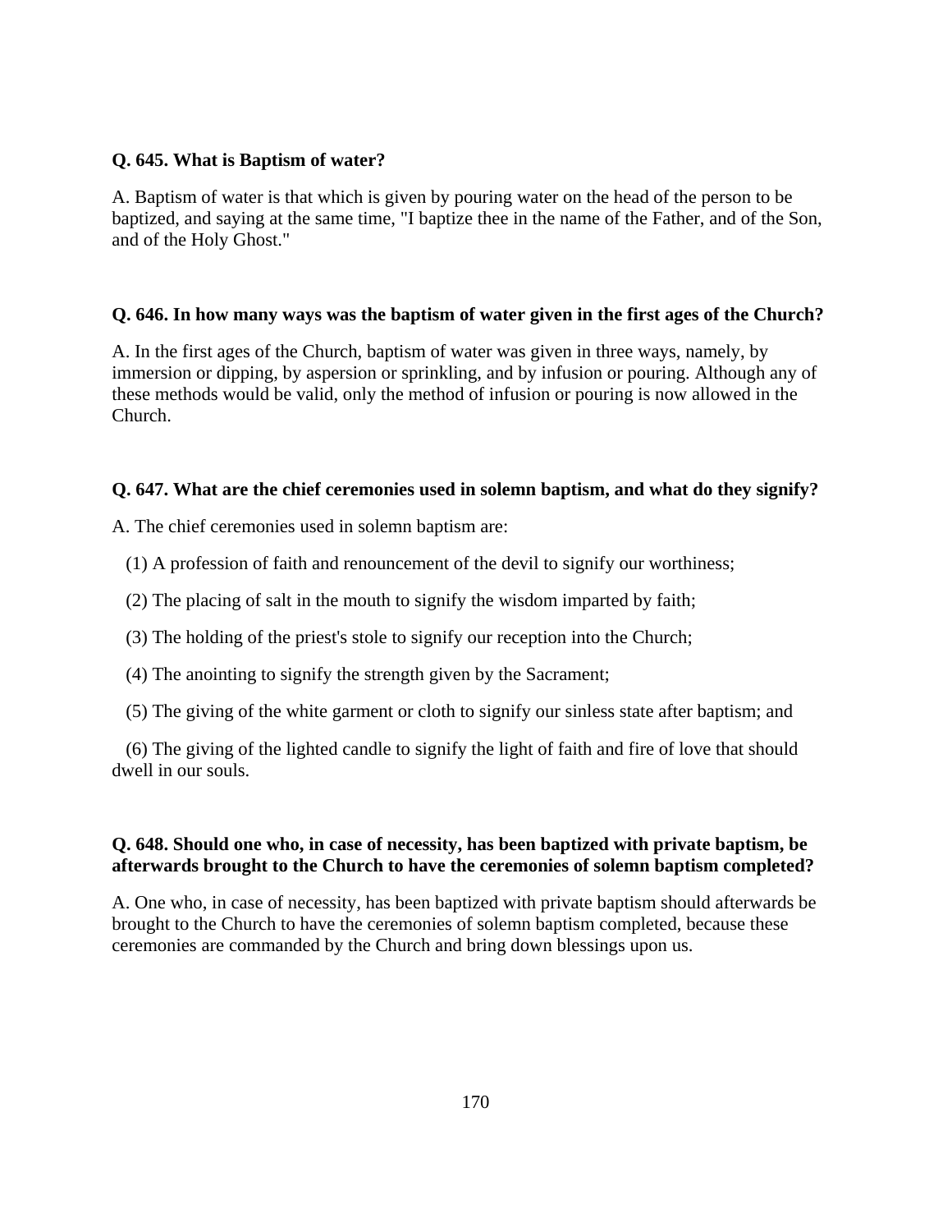**Q. 645. What is Baptism of water?**

A. Baptism of water is that which is given by pouring water on the head of the person to be baptized, and saying at the same time, "I baptize thee in the name of the Father, and of the Son, and of the Holy Ghost."

**Q. 646. In how many ways was the baptism of water given in the first ages of the Church?**

A. In the first ages of the Church, baptism of water was given in three ways, namely, by immersion or dipping, by aspersion or sprinkling, and by infusion or pouring. Although any of these methods would be valid, only the method of infusion or pouring is now allowed in the Church.

**Q. 647. What are the chief ceremonies used in solemn baptism, and what do they signify?**

A. The chief ceremonies used in solemn baptism are:

(1) A profession of faith and renouncement of the devil to signify our worthiness;

(2) The placing of salt in the mouth to signify the wisdom imparted by faith;

(3) The holding of the priest's stole to signify our reception into the Church;

(4) The anointing to signify the strength given by the Sacrament;

(5) The giving of the white garment or cloth to signify our sinless state after baptism; and

(6) The giving of the lighted candle to signify the light of faith and fire of love that should dwell in our souls.

**Q. 648. Should one who, in case of necessity, has been baptized with private baptism, be afterwards brought to the Church to have the ceremonies of solemn baptism completed?**

A. One who, in case of necessity, has been baptized with private baptism should afterwards be brought to the Church to have the ceremonies of solemn baptism completed, because these ceremonies are commanded by the Church and bring down blessings upon us.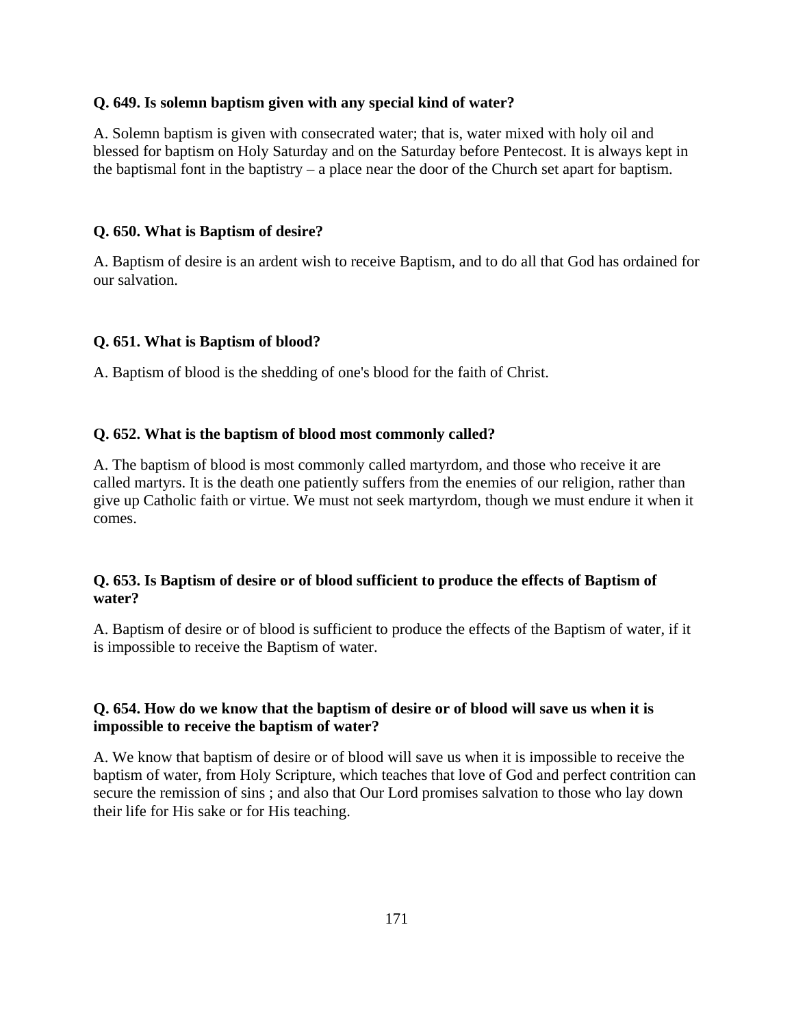**Q. 649. Is solemn baptism given with any special kind of water?**

A. Solemn baptism is given with consecrated water; that is, water mixed with holy oil and blessed for baptism on Holy Saturday and on the Saturday before Pentecost. It is always kept in the baptismal font in the baptistry – a place near the door of the Church set apart for baptism.

**Q. 650. What is Baptism of desire?**

A. Baptism of desire is an ardent wish to receive Baptism, and to do all that God has ordained for our salvation.

**Q. 651. What is Baptism of blood?**

A. Baptism of blood is the shedding of one's blood for the faith of Christ.

**Q. 652. What is the baptism of blood most commonly called?**

A. The baptism of blood is most commonly called martyrdom, and those who receive it are called martyrs. It is the death one patiently suffers from the enemies of our religion, rather than give up Catholic faith or virtue. We must not seek martyrdom, though we must endure it when it comes.

**Q. 653. Is Baptism of desire or of blood sufficient to produce the effects of Baptism of water?**

A. Baptism of desire or of blood is sufficient to produce the effects of the Baptism of water, if it is impossible to receive the Baptism of water.

**Q. 654. How do we know that the baptism of desire or of blood will save us when it is impossible to receive the baptism of water?**

A. We know that baptism of desire or of blood will save us when it is impossible to receive the baptism of water, from Holy Scripture, which teaches that love of God and perfect contrition can secure the remission of sins ; and also that Our Lord promises salvation to those who lay down their life for His sake or for His teaching.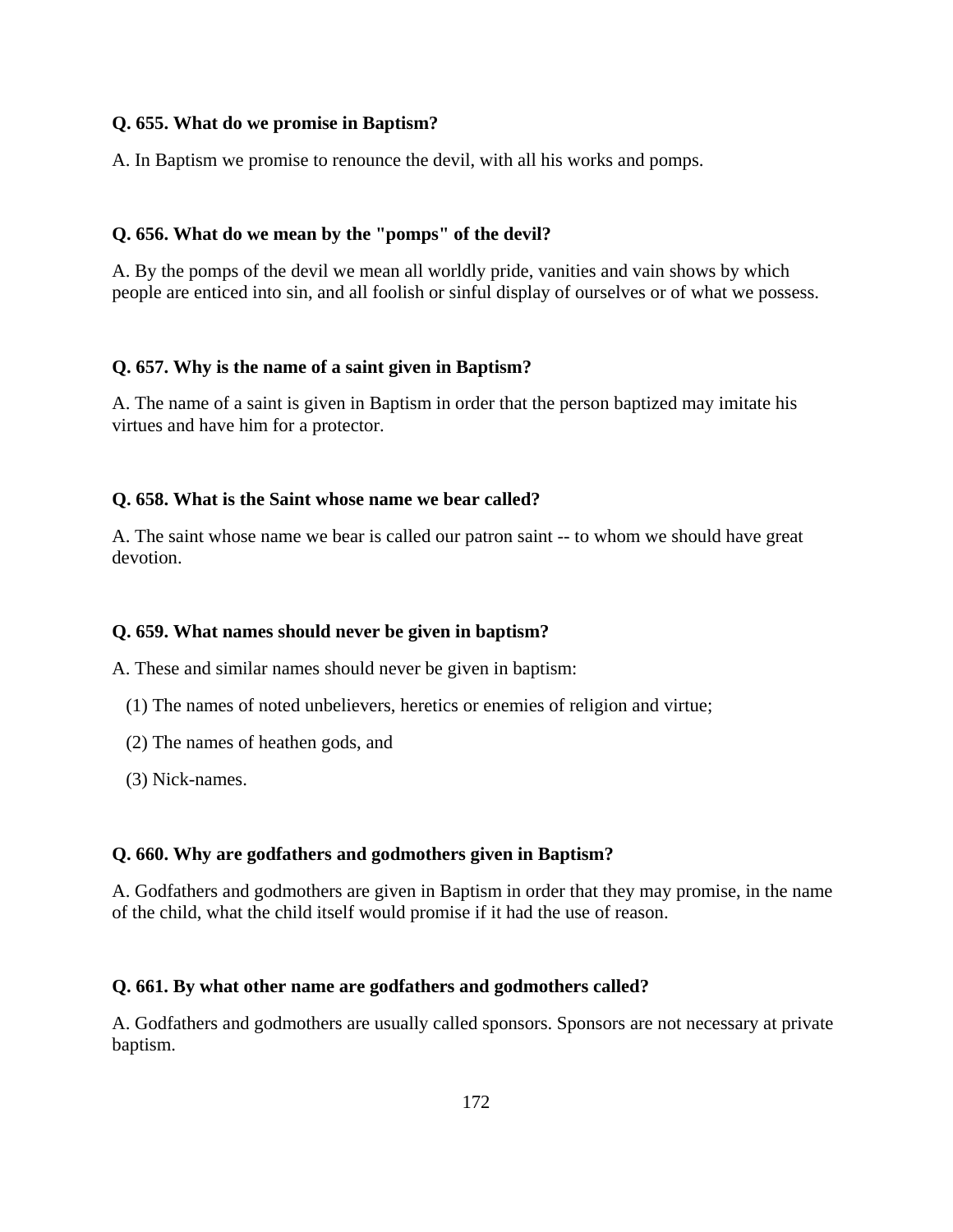**Q. 655. What do we promise in Baptism?**

A. In Baptism we promise to renounce the devil, with all his works and pomps.

**Q. 656. What do we mean by the "pomps" of the devil?**

A. By the pomps of the devil we mean all worldly pride, vanities and vain shows by which people are enticed into sin, and all foolish or sinful display of ourselves or of what we possess.

**Q. 657. Why is the name of a saint given in Baptism?**

A. The name of a saint is given in Baptism in order that the person baptized may imitate his virtues and have him for a protector.

**Q. 658. What is the Saint whose name we bear called?**

A. The saint whose name we bear is called our patron saint -- to whom we should have great devotion.

**Q. 659. What names should never be given in baptism?**

A. These and similar names should never be given in baptism:

(1) The names of noted unbelievers, heretics or enemies of religion and virtue;

(2) The names of heathen gods, and

(3) Nick-names.

**Q. 660. Why are godfathers and godmothers given in Baptism?**

A. Godfathers and godmothers are given in Baptism in order that they may promise, in the name of the child, what the child itself would promise if it had the use of reason.

**Q. 661. By what other name are godfathers and godmothers called?**

A. Godfathers and godmothers are usually called sponsors. Sponsors are not necessary at private baptism.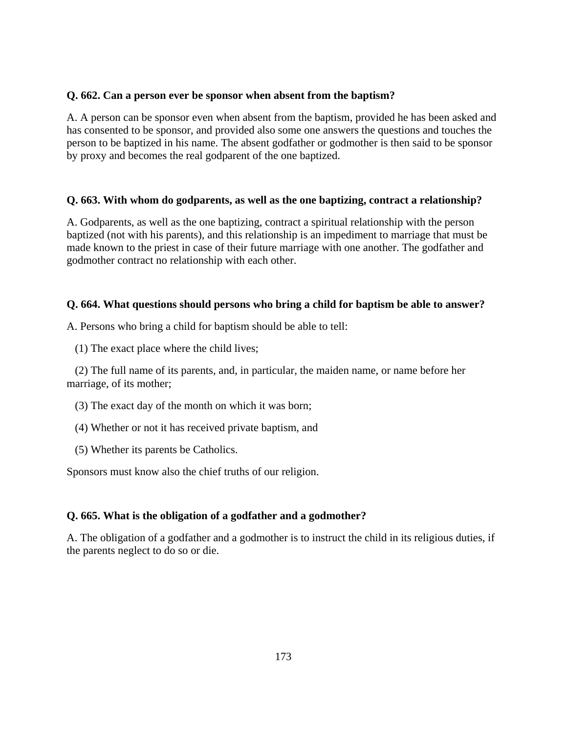**Q. 662. Can a person ever be sponsor when absent from the baptism?**

A. A person can be sponsor even when absent from the baptism, provided he has been asked and has consented to be sponsor, and provided also some one answers the questions and touches the person to be baptized in his name. The absent godfather or godmother is then said to be sponsor by proxy and becomes the real godparent of the one baptized.

**Q. 663. With whom do godparents, as well as the one baptizing, contract a relationship?**

A. Godparents, as well as the one baptizing, contract a spiritual relationship with the person baptized (not with his parents), and this relationship is an impediment to marriage that must be made known to the priest in case of their future marriage with one another. The godfather and godmother contract no relationship with each other.

**Q. 664. What questions should persons who bring a child for baptism be able to answer?**

A. Persons who bring a child for baptism should be able to tell:

(1) The exact place where the child lives;

(2) The full name of its parents, and, in particular, the maiden name, or name before her marriage, of its mother;

(3) The exact day of the month on which it was born;

(4) Whether or not it has received private baptism, and

(5) Whether its parents be Catholics.

Sponsors must know also the chief truths of our religion.

**Q. 665. What is the obligation of a godfather and a godmother?**

A. The obligation of a godfather and a godmother is to instruct the child in its religious duties, if the parents neglect to do so or die.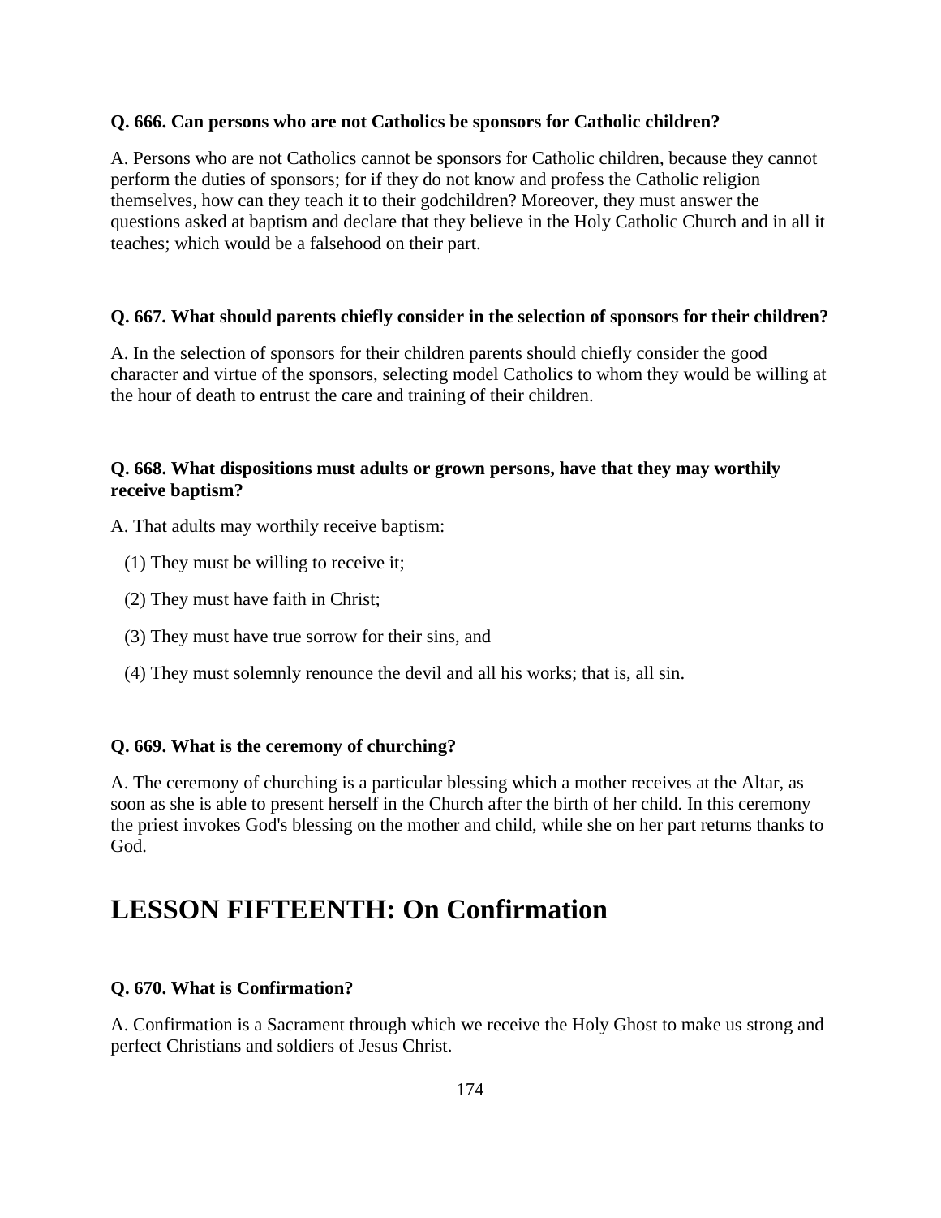**Q. 666. Can persons who are not Catholics be sponsors for Catholic children?**

A. Persons who are not Catholics cannot be sponsors for Catholic children, because they cannot perform the duties of sponsors; for if they do not know and profess the Catholic religion themselves, how can they teach it to their godchildren? Moreover, they must answer the questions asked at baptism and declare that they believe in the Holy Catholic Church and in all it teaches; which would be a falsehood on their part.

**Q. 667. What should parents chiefly consider in the selection of sponsors for their children?**

A. In the selection of sponsors for their children parents should chiefly consider the good character and virtue of the sponsors, selecting model Catholics to whom they would be willing at the hour of death to entrust the care and training of their children.

**Q. 668. What dispositions must adults or grown persons, have that they may worthily receive baptism?**

A. That adults may worthily receive baptism:

(1) They must be willing to receive it;

(2) They must have faith in Christ;

(3) They must have true sorrow for their sins, and

(4) They must solemnly renounce the devil and all his works; that is, all sin.

**Q. 669. What is the ceremony of churching?**

A. The ceremony of churching is a particular blessing which a mother receives at the Altar, as soon as she is able to present herself in the Church after the birth of her child. In this ceremony the priest invokes God's blessing on the mother and child, while she on her part returns thanks to God.

# LESSON FIFTEENTH: On Confirmation

**Q. 670. What is Confirmation?**

A. Confirmation is a Sacrament through which we receive the Holy Ghost to make us strong and perfect Christians and soldiers of Jesus Christ.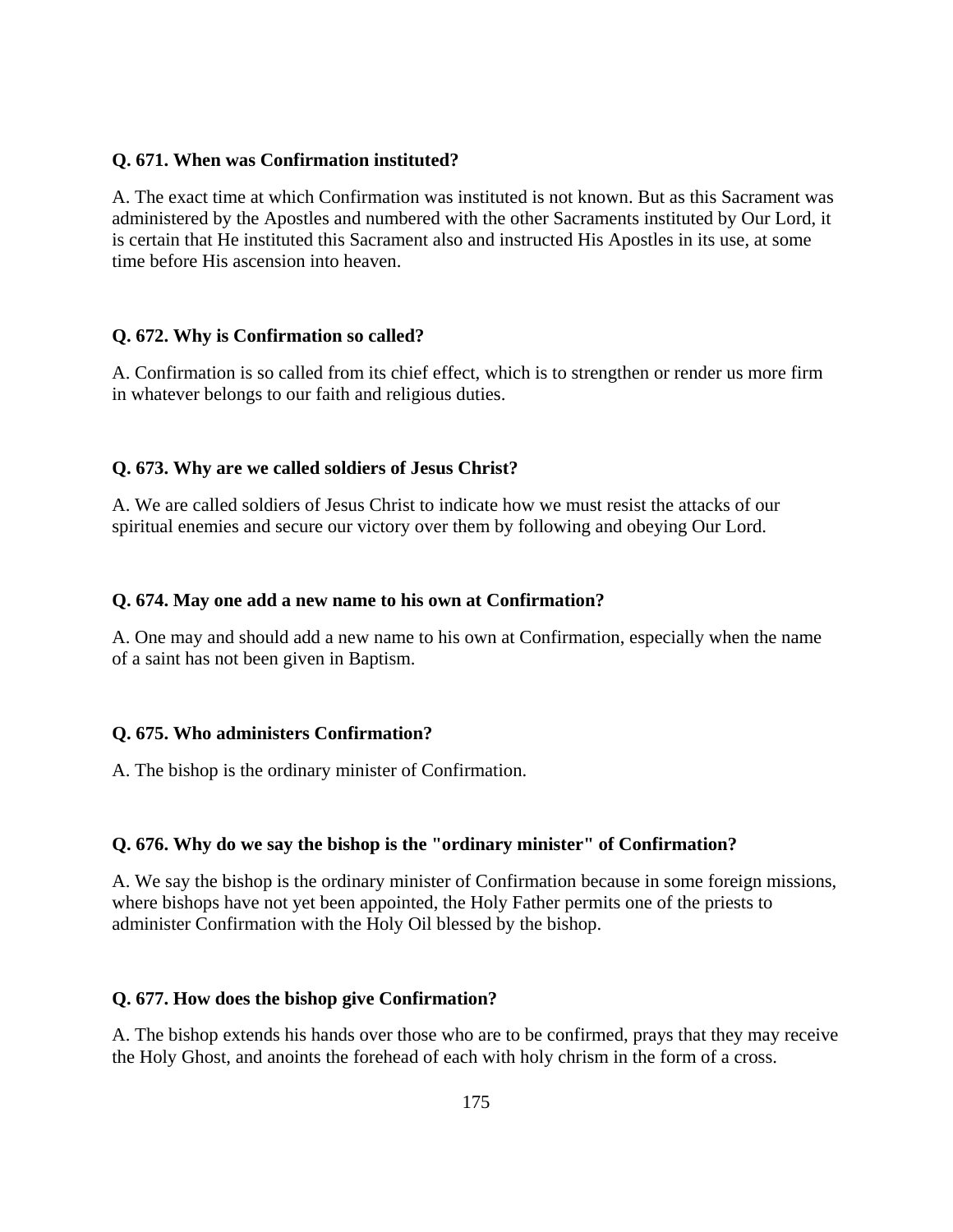**Q. 671. When was Confirmation instituted?**

A. The exact time at which Confirmation was instituted is not known. But as this Sacrament was administered by the Apostles and numbered with the other Sacraments instituted by Our Lord, it is certain that He instituted this Sacrament also and instructed His Apostles in its use, at some time before His ascension into heaven.

**Q. 672. Why is Confirmation so called?**

A. Confirmation is so called from its chief effect, which is to strengthen or render us more firm in whatever belongs to our faith and religious duties.

**Q. 673. Why are we called soldiers of Jesus Christ?**

A. We are called soldiers of Jesus Christ to indicate how we must resist the attacks of our spiritual enemies and secure our victory over them by following and obeying Our Lord.

**Q. 674. May one add a new name to his own at Confirmation?**

A. One may and should add a new name to his own at Confirmation, especially when the name of a saint has not been given in Baptism.

**Q. 675. Who administers Confirmation?**

A. The bishop is the ordinary minister of Confirmation.

**Q. 676. Why do we say the bishop is the "ordinary minister" of Confirmation?**

A. We say the bishop is the ordinary minister of Confirmation because in some foreign missions, where bishops have not yet been appointed, the Holy Father permits one of the priests to administer Confirmation with the Holy Oil blessed by the bishop.

**Q. 677. How does the bishop give Confirmation?**

A. The bishop extends his hands over those who are to be confirmed, prays that they may receive the Holy Ghost, and anoints the forehead of each with holy chrism in the form of a cross.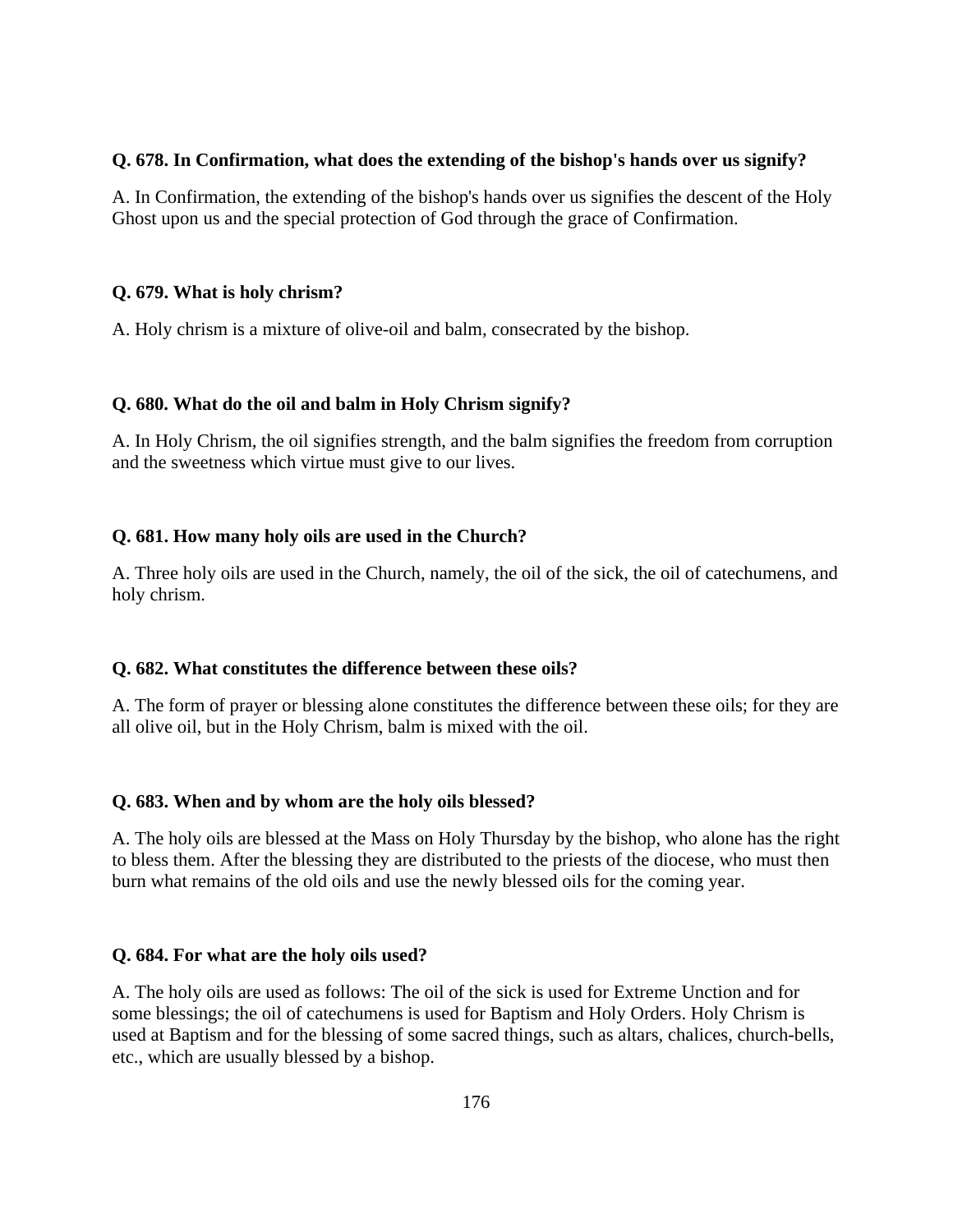**Q. 678. In Confirmation, what does the extending of the bishop's hands over us signify?**

A. In Confirmation, the extending of the bishop's hands over us signifies the descent of the Holy Ghost upon us and the special protection of God through the grace of Confirmation.

**Q. 679. What is holy chrism?**

A. Holy chrism is a mixture of olive-oil and balm, consecrated by the bishop.

**Q. 680. What do the oil and balm in Holy Chrism signify?**

A. In Holy Chrism, the oil signifies strength, and the balm signifies the freedom from corruption and the sweetness which virtue must give to our lives.

**Q. 681. How many holy oils are used in the Church?**

A. Three holy oils are used in the Church, namely, the oil of the sick, the oil of catechumens, and holy chrism.

**Q. 682. What constitutes the difference between these oils?**

A. The form of prayer or blessing alone constitutes the difference between these oils; for they are all olive oil, but in the Holy Chrism, balm is mixed with the oil.

**Q. 683. When and by whom are the holy oils blessed?**

A. The holy oils are blessed at the Mass on Holy Thursday by the bishop, who alone has the right to bless them. After the blessing they are distributed to the priests of the diocese, who must then burn what remains of the old oils and use the newly blessed oils for the coming year.

**Q. 684. For what are the holy oils used?**

A. The holy oils are used as follows: The oil of the sick is used for Extreme Unction and for some blessings; the oil of catechumens is used for Baptism and Holy Orders. Holy Chrism is used at Baptism and for the blessing of some sacred things, such as altars, chalices, church-bells, etc., which are usually blessed by a bishop.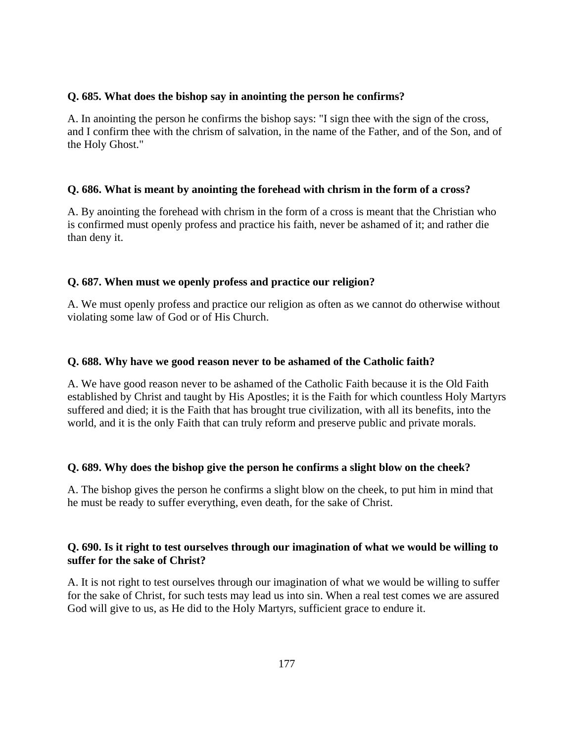**Q. 685. What does the bishop say in anointing the person he confirms?**

A. In anointing the person he confirms the bishop says: "I sign thee with the sign of the cross, and I confirm thee with the chrism of salvation, in the name of the Father, and of the Son, and of the Holy Ghost."

**Q. 686. What is meant by anointing the forehead with chrism in the form of a cross?**

A. By anointing the forehead with chrism in the form of a cross is meant that the Christian who is confirmed must openly profess and practice his faith, never be ashamed of it; and rather die than deny it.

**Q. 687. When must we openly profess and practice our religion?**

A. We must openly profess and practice our religion as often as we cannot do otherwise without violating some law of God or of His Church.

**Q. 688. Why have we good reason never to be ashamed of the Catholic faith?**

A. We have good reason never to be ashamed of the Catholic Faith because it is the Old Faith established by Christ and taught by His Apostles; it is the Faith for which countless Holy Martyrs suffered and died; it is the Faith that has brought true civilization, with all its benefits, into the world, and it is the only Faith that can truly reform and preserve public and private morals.

**Q. 689. Why does the bishop give the person he confirms a slight blow on the cheek?**

A. The bishop gives the person he confirms a slight blow on the cheek, to put him in mind that he must be ready to suffer everything, even death, for the sake of Christ.

**Q. 690. Is it right to test ourselves through our imagination of what we would be willing to suffer for the sake of Christ?**

A. It is not right to test ourselves through our imagination of what we would be willing to suffer for the sake of Christ, for such tests may lead us into sin. When a real test comes we are assured God will give to us, as He did to the Holy Martyrs, sufficient grace to endure it.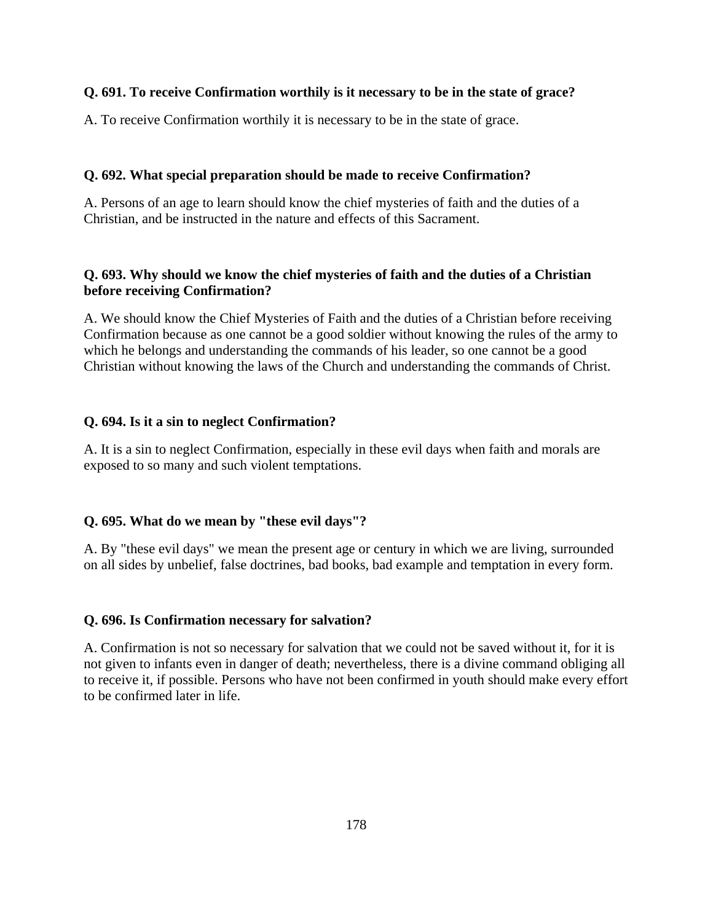**Q. 691. To receive Confirmation worthily is it necessary to be in the state of grace?**

A. To receive Confirmation worthily it is necessary to be in the state of grace.

**Q. 692. What special preparation should be made to receive Confirmation?**

A. Persons of an age to learn should know the chief mysteries of faith and the duties of a Christian, and be instructed in the nature and effects of this Sacrament.

**Q. 693. Why should we know the chief mysteries of faith and the duties of a Christian before receiving Confirmation?**

A. We should know the Chief Mysteries of Faith and the duties of a Christian before receiving Confirmation because as one cannot be a good soldier without knowing the rules of the army to which he belongs and understanding the commands of his leader, so one cannot be a good Christian without knowing the laws of the Church and understanding the commands of Christ.

**Q. 694. Is it a sin to neglect Confirmation?**

A. It is a sin to neglect Confirmation, especially in these evil days when faith and morals are exposed to so many and such violent temptations.

**Q. 695. What do we mean by "these evil days"?**

A. By "these evil days" we mean the present age or century in which we are living, surrounded on all sides by unbelief, false doctrines, bad books, bad example and temptation in every form.

**Q. 696. Is Confirmation necessary for salvation?**

A. Confirmation is not so necessary for salvation that we could not be saved without it, for it is not given to infants even in danger of death; nevertheless, there is a divine command obliging all to receive it, if possible. Persons who have not been confirmed in youth should make every effort to be confirmed later in life.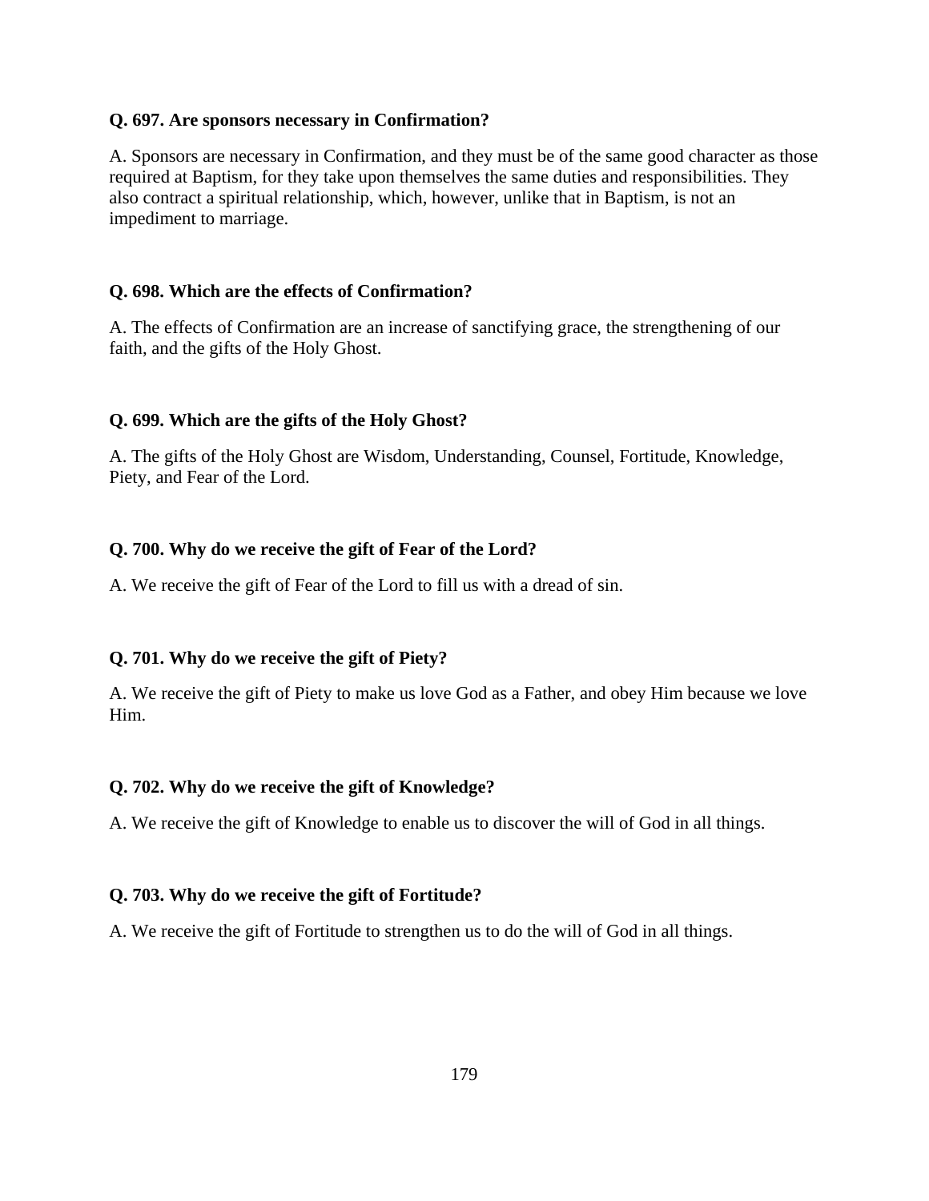**Q. 697. Are sponsors necessary in Confirmation?**

A. Sponsors are necessary in Confirmation, and they must be of the same good character as those required at Baptism, for they take upon themselves the same duties and responsibilities. They also contract a spiritual relationship, which, however, unlike that in Baptism, is not an impediment to marriage.

**Q. 698. Which are the effects of Confirmation?**

A. The effects of Confirmation are an increase of sanctifying grace, the strengthening of our faith, and the gifts of the Holy Ghost.

**Q. 699. Which are the gifts of the Holy Ghost?**

A. The gifts of the Holy Ghost are Wisdom, Understanding, Counsel, Fortitude, Knowledge, Piety, and Fear of the Lord.

**Q. 700. Why do we receive the gift of Fear of the Lord?**

A. We receive the gift of Fear of the Lord to fill us with a dread of sin.

**Q. 701. Why do we receive the gift of Piety?**

A. We receive the gift of Piety to make us love God as a Father, and obey Him because we love Him.

**Q. 702. Why do we receive the gift of Knowledge?**

A. We receive the gift of Knowledge to enable us to discover the will of God in all things.

**Q. 703. Why do we receive the gift of Fortitude?**

A. We receive the gift of Fortitude to strengthen us to do the will of God in all things.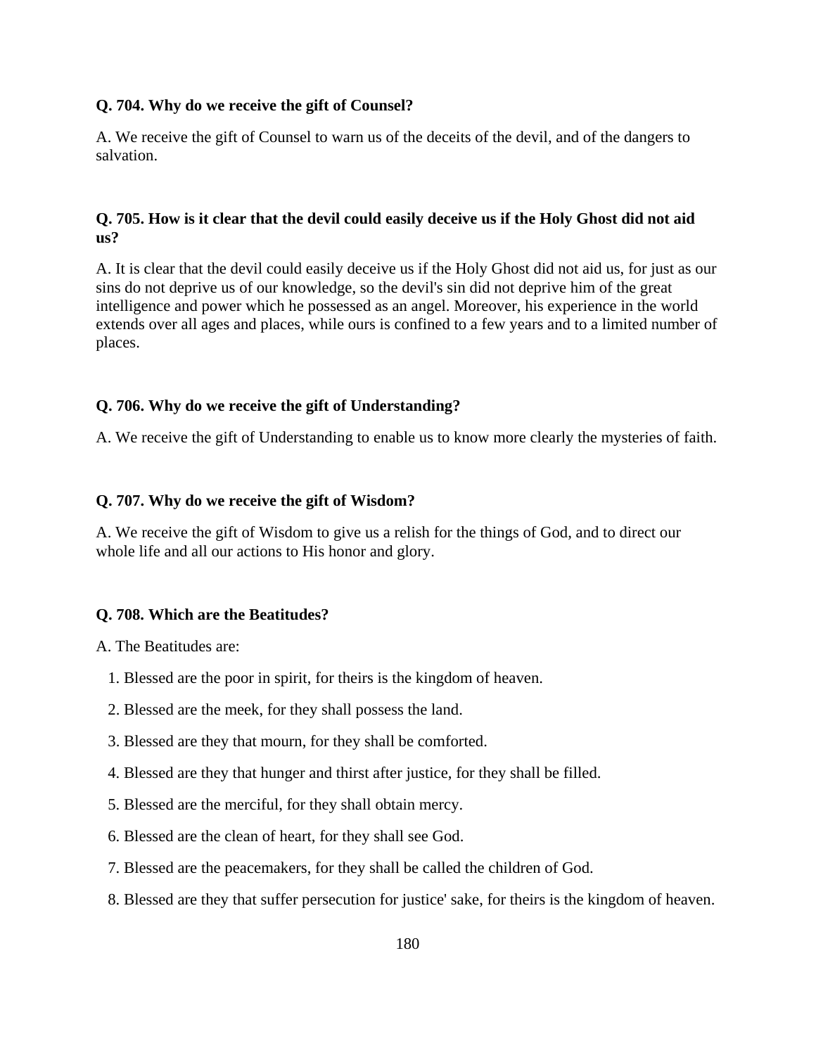**Q. 704. Why do we receive the gift of Counsel?**

A. We receive the gift of Counsel to warn us of the deceits of the devil, and of the dangers to salvation.

**Q. 705. How is it clear that the devil could easily deceive us if the Holy Ghost did not aid us?**

A. It is clear that the devil could easily deceive us if the Holy Ghost did not aid us, for just as our sins do not deprive us of our knowledge, so the devil's sin did not deprive him of the great intelligence and power which he possessed as an angel. Moreover, his experience in the world extends over all ages and places, while ours is confined to a few years and to a limited number of places.

**Q. 706. Why do we receive the gift of Understanding?**

A. We receive the gift of Understanding to enable us to know more clearly the mysteries of faith.

**Q. 707. Why do we receive the gift of Wisdom?**

A. We receive the gift of Wisdom to give us a relish for the things of God, and to direct our whole life and all our actions to His honor and glory.

**Q. 708. Which are the Beatitudes?**

A. The Beatitudes are:

1. Blessed are the poor in spirit, for theirs is the kingdom of heaven.
2. Blessed are the meek, for they shall possess the land.
3. Blessed are they that mourn, for they shall be comforted.
4. Blessed are they that hunger and thirst after justice, for they shall be filled.
5. Blessed are the merciful, for they shall obtain mercy.
6. Blessed are the clean of heart, for they shall see God.
7. Blessed are the peacemakers, for they shall be called the children of God.
8. Blessed are they that suffer persecution for justice' sake, for theirs is the kingdom of heaven.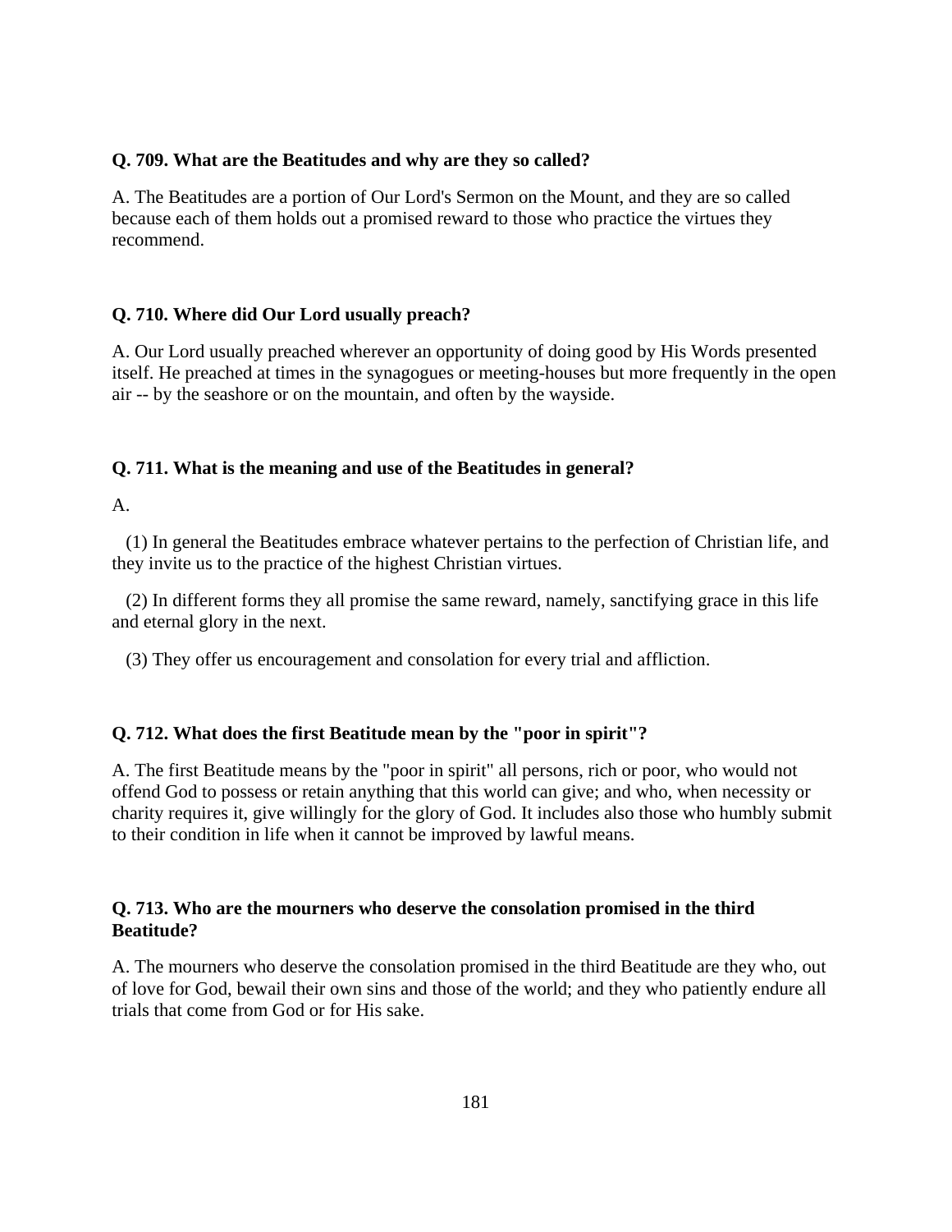**Q. 709. What are the Beatitudes and why are they so called?**

A. The Beatitudes are a portion of Our Lord's Sermon on the Mount, and they are so called because each of them holds out a promised reward to those who practice the virtues they recommend.

**Q. 710. Where did Our Lord usually preach?**

A. Our Lord usually preached wherever an opportunity of doing good by His Words presented itself. He preached at times in the synagogues or meeting-houses but more frequently in the open air -- by the seashore or on the mountain, and often by the wayside.

**Q. 711. What is the meaning and use of the Beatitudes in general?**

A.

(1) In general the Beatitudes embrace whatever pertains to the perfection of Christian life, and they invite us to the practice of the highest Christian virtues.

(2) In different forms they all promise the same reward, namely, sanctifying grace in this life and eternal glory in the next.

(3) They offer us encouragement and consolation for every trial and affliction.

**Q. 712. What does the first Beatitude mean by the "poor in spirit"?**

A. The first Beatitude means by the "poor in spirit" all persons, rich or poor, who would not offend God to possess or retain anything that this world can give; and who, when necessity or charity requires it, give willingly for the glory of God. It includes also those who humbly submit to their condition in life when it cannot be improved by lawful means.

**Q. 713. Who are the mourners who deserve the consolation promised in the third Beatitude?**

A. The mourners who deserve the consolation promised in the third Beatitude are they who, out of love for God, bewail their own sins and those of the world; and they who patiently endure all trials that come from God or for His sake.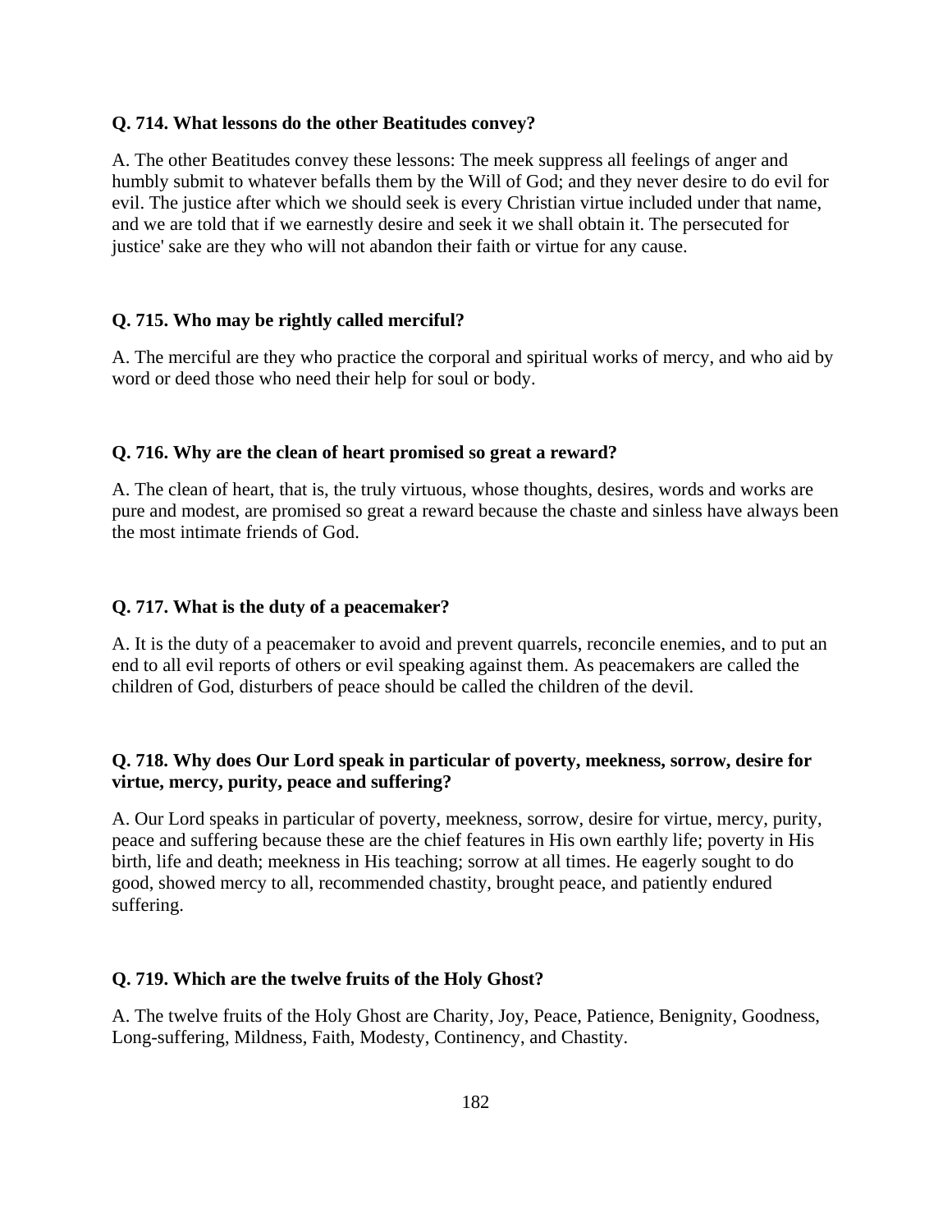**Q. 714. What lessons do the other Beatitudes convey?**

A. The other Beatitudes convey these lessons: The meek suppress all feelings of anger and humbly submit to whatever befalls them by the Will of God; and they never desire to do evil for evil. The justice after which we should seek is every Christian virtue included under that name, and we are told that if we earnestly desire and seek it we shall obtain it. The persecuted for justice' sake are they who will not abandon their faith or virtue for any cause.

**Q. 715. Who may be rightly called merciful?**

A. The merciful are they who practice the corporal and spiritual works of mercy, and who aid by word or deed those who need their help for soul or body.

**Q. 716. Why are the clean of heart promised so great a reward?**

A. The clean of heart, that is, the truly virtuous, whose thoughts, desires, words and works are pure and modest, are promised so great a reward because the chaste and sinless have always been the most intimate friends of God.

**Q. 717. What is the duty of a peacemaker?**

A. It is the duty of a peacemaker to avoid and prevent quarrels, reconcile enemies, and to put an end to all evil reports of others or evil speaking against them. As peacemakers are called the children of God, disturbers of peace should be called the children of the devil.

**Q. 718. Why does Our Lord speak in particular of poverty, meekness, sorrow, desire for virtue, mercy, purity, peace and suffering?**

A. Our Lord speaks in particular of poverty, meekness, sorrow, desire for virtue, mercy, purity, peace and suffering because these are the chief features in His own earthly life; poverty in His birth, life and death; meekness in His teaching; sorrow at all times. He eagerly sought to do good, showed mercy to all, recommended chastity, brought peace, and patiently endured suffering.

**Q. 719. Which are the twelve fruits of the Holy Ghost?**

A. The twelve fruits of the Holy Ghost are Charity, Joy, Peace, Patience, Benignity, Goodness, Long-suffering, Mildness, Faith, Modesty, Continency, and Chastity.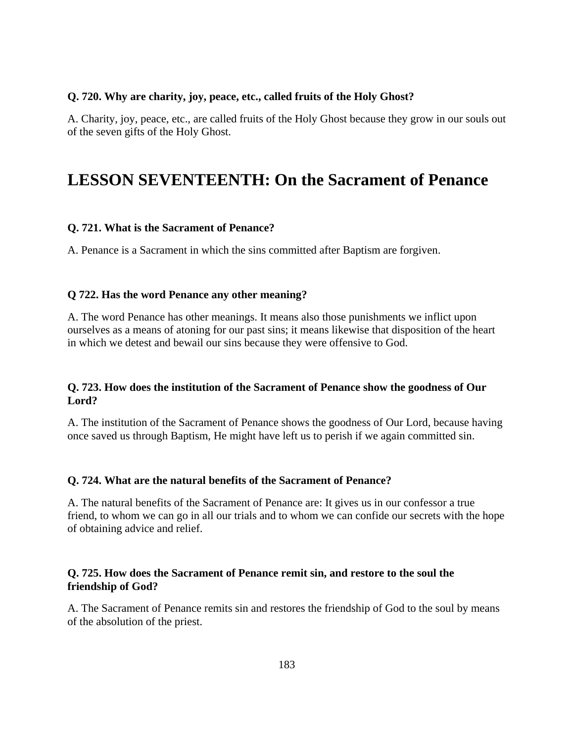**Q. 720. Why are charity, joy, peace, etc., called fruits of the Holy Ghost?**

A. Charity, joy, peace, etc., are called fruits of the Holy Ghost because they grow in our souls out of the seven gifts of the Holy Ghost.

# LESSON SEVENTEENTH: On the Sacrament of Penance

**Q. 721. What is the Sacrament of Penance?**

A. Penance is a Sacrament in which the sins committed after Baptism are forgiven.

**Q 722. Has the word Penance any other meaning?**

A. The word Penance has other meanings. It means also those punishments we inflict upon ourselves as a means of atoning for our past sins; it means likewise that disposition of the heart in which we detest and bewail our sins because they were offensive to God.

**Q. 723. How does the institution of the Sacrament of Penance show the goodness of Our Lord?**

A. The institution of the Sacrament of Penance shows the goodness of Our Lord, because having once saved us through Baptism, He might have left us to perish if we again committed sin.

**Q. 724. What are the natural benefits of the Sacrament of Penance?**

A. The natural benefits of the Sacrament of Penance are: It gives us in our confessor a true friend, to whom we can go in all our trials and to whom we can confide our secrets with the hope of obtaining advice and relief.

**Q. 725. How does the Sacrament of Penance remit sin, and restore to the soul the friendship of God?**

A. The Sacrament of Penance remits sin and restores the friendship of God to the soul by means of the absolution of the priest.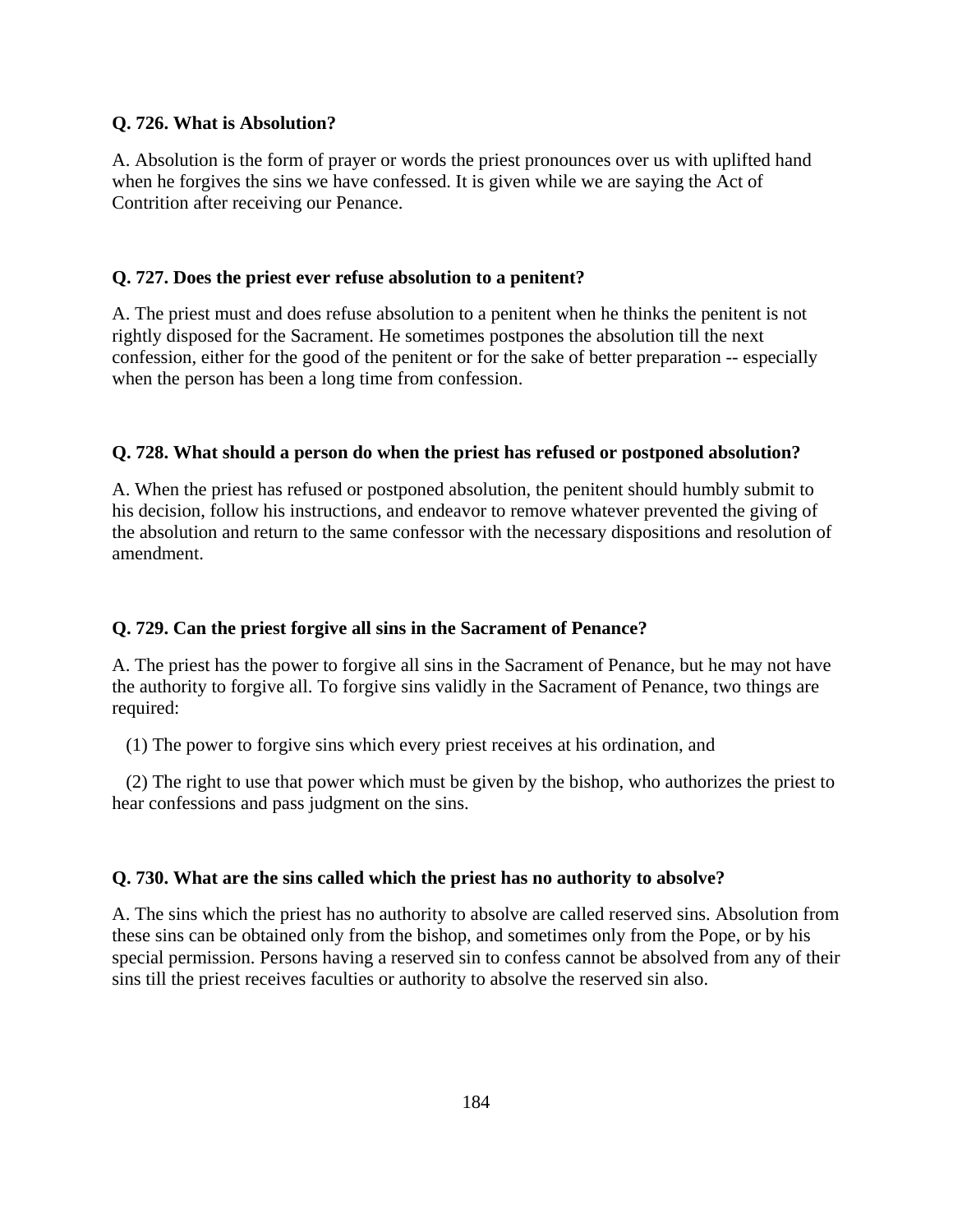**Q. 726. What is Absolution?**

A. Absolution is the form of prayer or words the priest pronounces over us with uplifted hand when he forgives the sins we have confessed. It is given while we are saying the Act of Contrition after receiving our Penance.

**Q. 727. Does the priest ever refuse absolution to a penitent?**

A. The priest must and does refuse absolution to a penitent when he thinks the penitent is not rightly disposed for the Sacrament. He sometimes postpones the absolution till the next confession, either for the good of the penitent or for the sake of better preparation -- especially when the person has been a long time from confession.

**Q. 728. What should a person do when the priest has refused or postponed absolution?**

A. When the priest has refused or postponed absolution, the penitent should humbly submit to his decision, follow his instructions, and endeavor to remove whatever prevented the giving of the absolution and return to the same confessor with the necessary dispositions and resolution of amendment.

**Q. 729. Can the priest forgive all sins in the Sacrament of Penance?**

A. The priest has the power to forgive all sins in the Sacrament of Penance, but he may not have the authority to forgive all. To forgive sins validly in the Sacrament of Penance, two things are required:

(1) The power to forgive sins which every priest receives at his ordination, and

(2) The right to use that power which must be given by the bishop, who authorizes the priest to hear confessions and pass judgment on the sins.

**Q. 730. What are the sins called which the priest has no authority to absolve?**

A. The sins which the priest has no authority to absolve are called reserved sins. Absolution from these sins can be obtained only from the bishop, and sometimes only from the Pope, or by his special permission. Persons having a reserved sin to confess cannot be absolved from any of their sins till the priest receives faculties or authority to absolve the reserved sin also.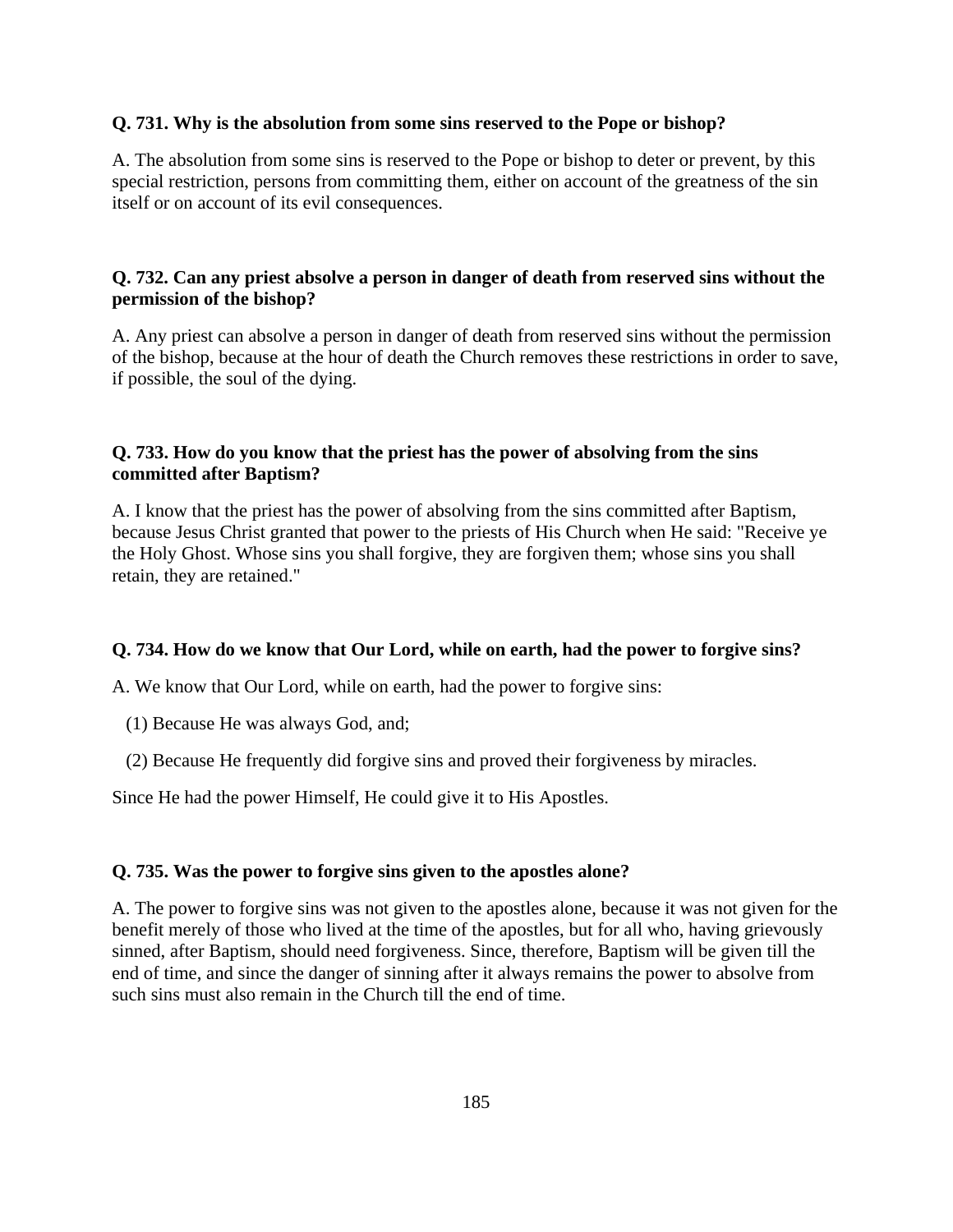**Q. 731. Why is the absolution from some sins reserved to the Pope or bishop?**

A. The absolution from some sins is reserved to the Pope or bishop to deter or prevent, by this special restriction, persons from committing them, either on account of the greatness of the sin itself or on account of its evil consequences.

**Q. 732. Can any priest absolve a person in danger of death from reserved sins without the permission of the bishop?**

A. Any priest can absolve a person in danger of death from reserved sins without the permission of the bishop, because at the hour of death the Church removes these restrictions in order to save, if possible, the soul of the dying.

**Q. 733. How do you know that the priest has the power of absolving from the sins committed after Baptism?**

A. I know that the priest has the power of absolving from the sins committed after Baptism, because Jesus Christ granted that power to the priests of His Church when He said: "Receive ye the Holy Ghost. Whose sins you shall forgive, they are forgiven them; whose sins you shall retain, they are retained."

**Q. 734. How do we know that Our Lord, while on earth, had the power to forgive sins?**

A. We know that Our Lord, while on earth, had the power to forgive sins:

(1) Because He was always God, and;

(2) Because He frequently did forgive sins and proved their forgiveness by miracles.

Since He had the power Himself, He could give it to His Apostles.

**Q. 735. Was the power to forgive sins given to the apostles alone?**

A. The power to forgive sins was not given to the apostles alone, because it was not given for the benefit merely of those who lived at the time of the apostles, but for all who, having grievously sinned, after Baptism, should need forgiveness. Since, therefore, Baptism will be given till the end of time, and since the danger of sinning after it always remains the power to absolve from such sins must also remain in the Church till the end of time.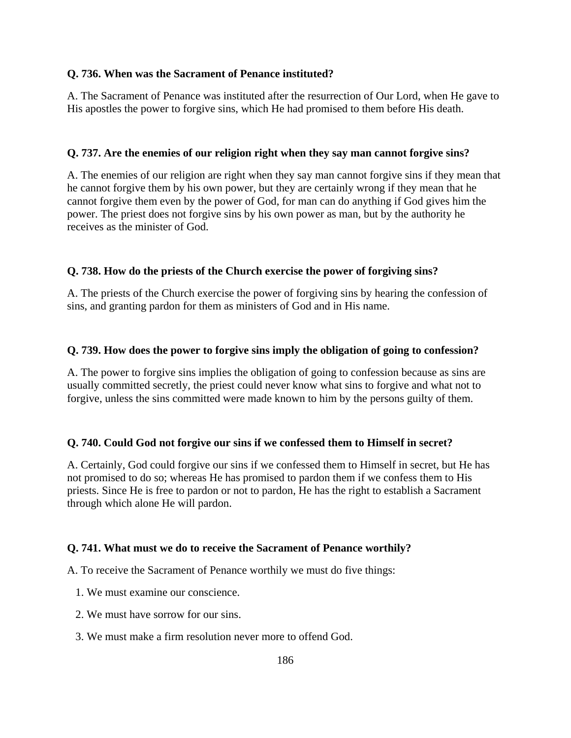**Q. 736. When was the Sacrament of Penance instituted?**

A. The Sacrament of Penance was instituted after the resurrection of Our Lord, when He gave to His apostles the power to forgive sins, which He had promised to them before His death.

**Q. 737. Are the enemies of our religion right when they say man cannot forgive sins?**

A. The enemies of our religion are right when they say man cannot forgive sins if they mean that he cannot forgive them by his own power, but they are certainly wrong if they mean that he cannot forgive them even by the power of God, for man can do anything if God gives him the power. The priest does not forgive sins by his own power as man, but by the authority he receives as the minister of God.

**Q. 738. How do the priests of the Church exercise the power of forgiving sins?**

A. The priests of the Church exercise the power of forgiving sins by hearing the confession of sins, and granting pardon for them as ministers of God and in His name.

**Q. 739. How does the power to forgive sins imply the obligation of going to confession?**

A. The power to forgive sins implies the obligation of going to confession because as sins are usually committed secretly, the priest could never know what sins to forgive and what not to forgive, unless the sins committed were made known to him by the persons guilty of them.

**Q. 740. Could God not forgive our sins if we confessed them to Himself in secret?**

A. Certainly, God could forgive our sins if we confessed them to Himself in secret, but He has not promised to do so; whereas He has promised to pardon them if we confess them to His priests. Since He is free to pardon or not to pardon, He has the right to establish a Sacrament through which alone He will pardon.

**Q. 741. What must we do to receive the Sacrament of Penance worthily?**

A. To receive the Sacrament of Penance worthily we must do five things:

1. We must examine our conscience.
2. We must have sorrow for our sins.
3. We must make a firm resolution never more to offend God.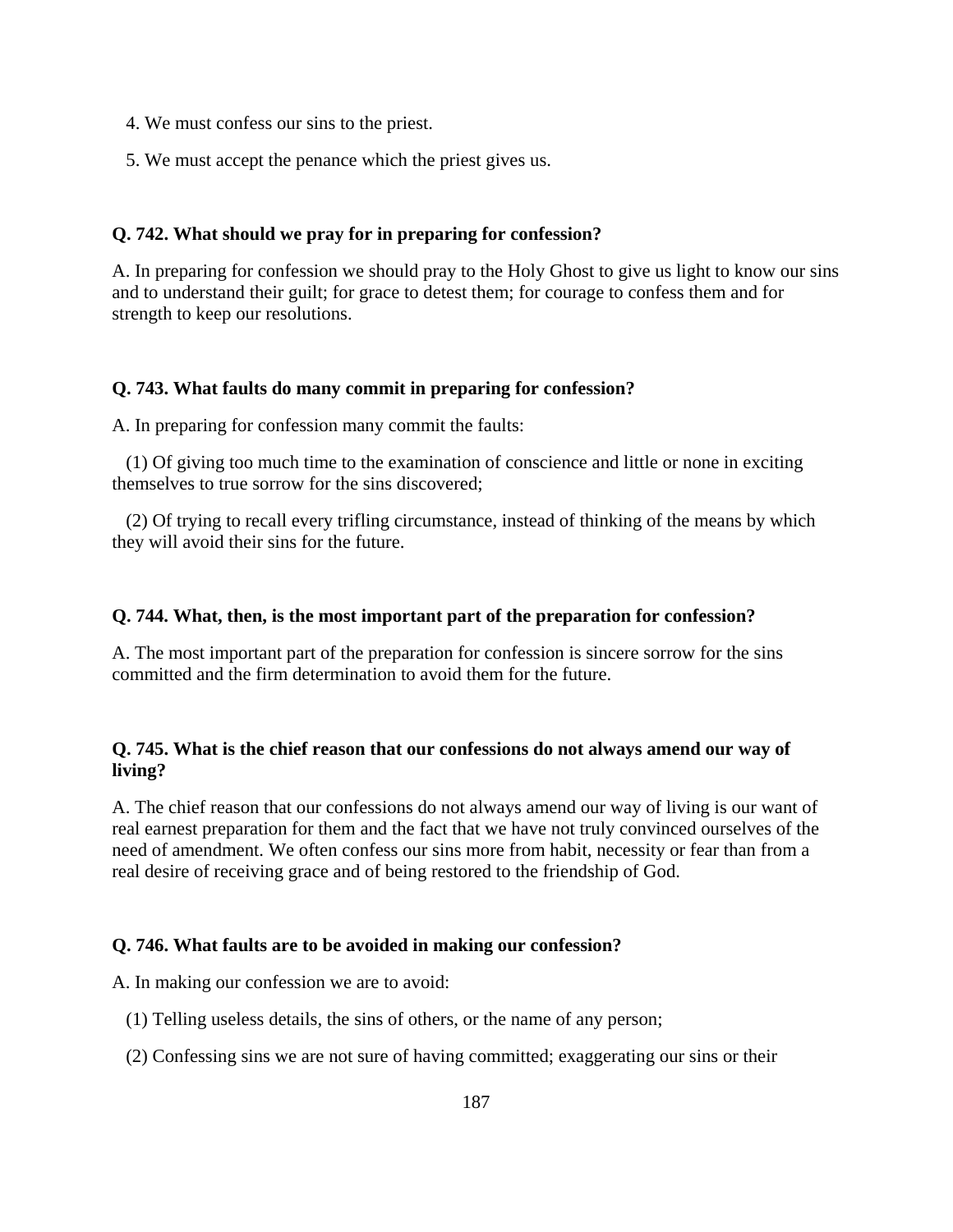4. We must confess our sins to the priest.

5. We must accept the penance which the priest gives us.

**Q. 742. What should we pray for in preparing for confession?**

A. In preparing for confession we should pray to the Holy Ghost to give us light to know our sins and to understand their guilt; for grace to detest them; for courage to confess them and for strength to keep our resolutions.

**Q. 743. What faults do many commit in preparing for confession?**

A. In preparing for confession many commit the faults:

(1) Of giving too much time to the examination of conscience and little or none in exciting themselves to true sorrow for the sins discovered;

(2) Of trying to recall every trifling circumstance, instead of thinking of the means by which they will avoid their sins for the future.

**Q. 744. What, then, is the most important part of the preparation for confession?**

A. The most important part of the preparation for confession is sincere sorrow for the sins committed and the firm determination to avoid them for the future.

**Q. 745. What is the chief reason that our confessions do not always amend our way of living?**

A. The chief reason that our confessions do not always amend our way of living is our want of real earnest preparation for them and the fact that we have not truly convinced ourselves of the need of amendment. We often confess our sins more from habit, necessity or fear than from a real desire of receiving grace and of being restored to the friendship of God.

**Q. 746. What faults are to be avoided in making our confession?**

A. In making our confession we are to avoid:

(1) Telling useless details, the sins of others, or the name of any person;

(2) Confessing sins we are not sure of having committed; exaggerating our sins or their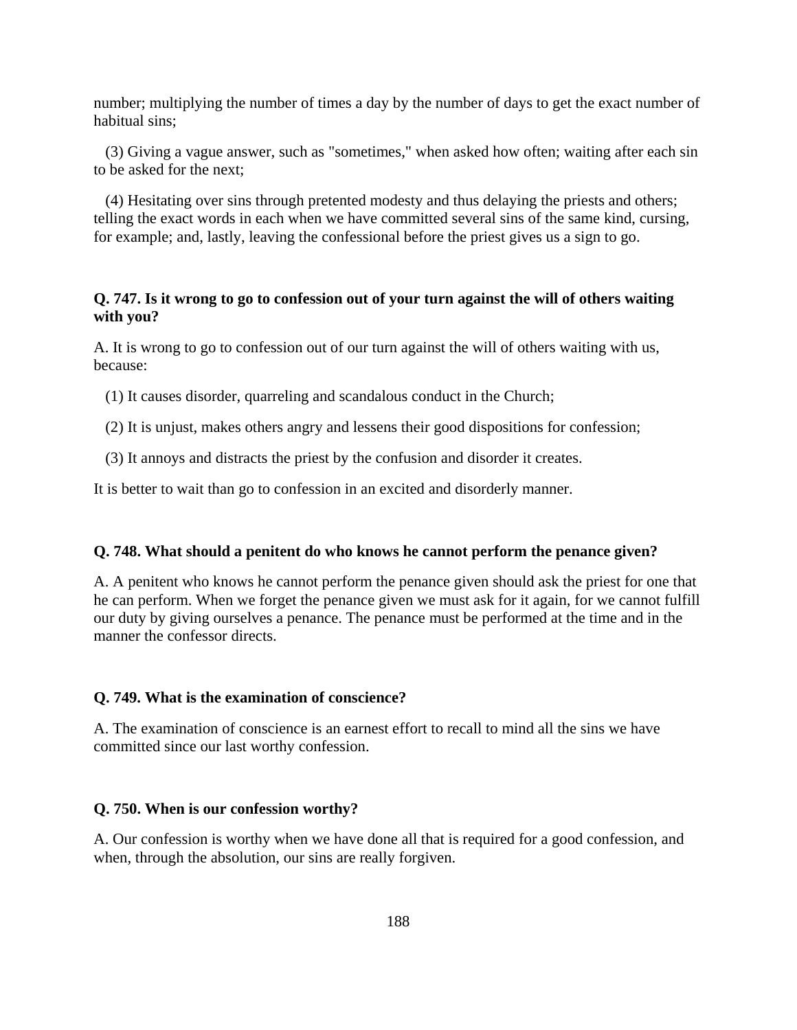number; multiplying the number of times a day by the number of days to get the exact number of habitual sins;

(3) Giving a vague answer, such as "sometimes," when asked how often; waiting after each sin to be asked for the next;

(4) Hesitating over sins through pretented modesty and thus delaying the priests and others; telling the exact words in each when we have committed several sins of the same kind, cursing, for example; and, lastly, leaving the confessional before the priest gives us a sign to go.

**Q. 747. Is it wrong to go to confession out of your turn against the will of others waiting with you?**

A. It is wrong to go to confession out of our turn against the will of others waiting with us, because:

(1) It causes disorder, quarreling and scandalous conduct in the Church;

(2) It is unjust, makes others angry and lessens their good dispositions for confession;

(3) It annoys and distracts the priest by the confusion and disorder it creates.

It is better to wait than go to confession in an excited and disorderly manner.

**Q. 748. What should a penitent do who knows he cannot perform the penance given?**

A. A penitent who knows he cannot perform the penance given should ask the priest for one that he can perform. When we forget the penance given we must ask for it again, for we cannot fulfill our duty by giving ourselves a penance. The penance must be performed at the time and in the manner the confessor directs.

**Q. 749. What is the examination of conscience?**

A. The examination of conscience is an earnest effort to recall to mind all the sins we have committed since our last worthy confession.

**Q. 750. When is our confession worthy?**

A. Our confession is worthy when we have done all that is required for a good confession, and when, through the absolution, our sins are really forgiven.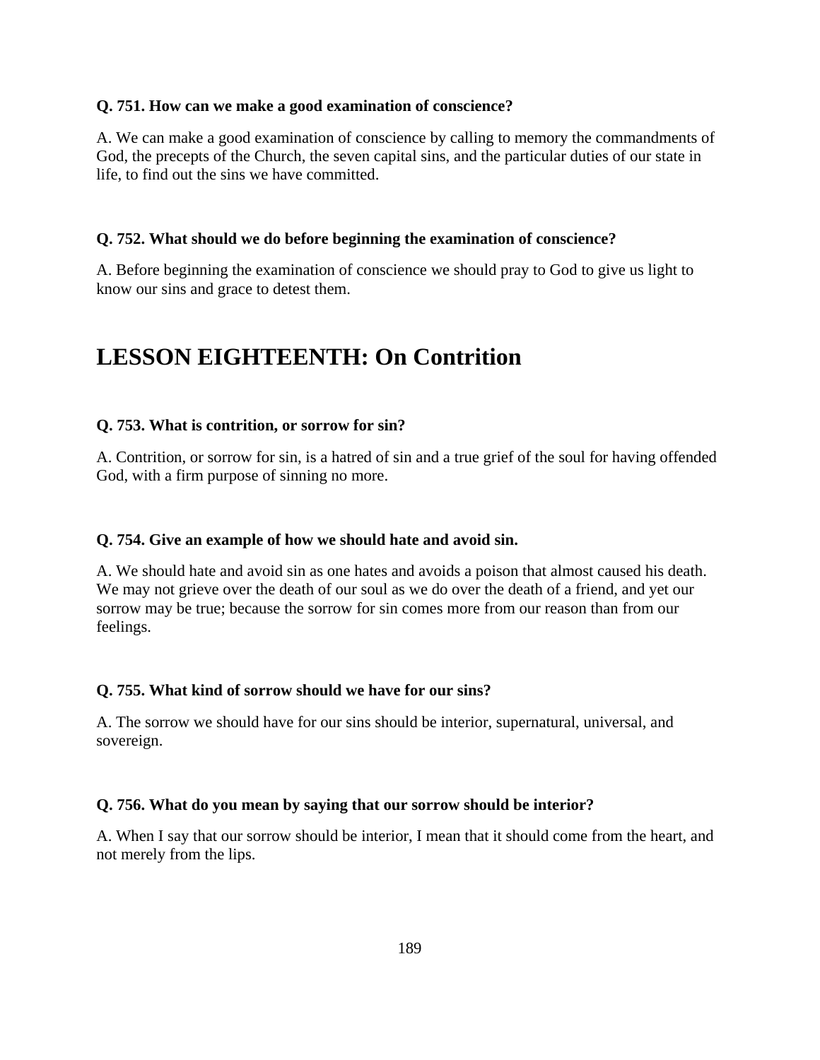**Q. 751. How can we make a good examination of conscience?**

A. We can make a good examination of conscience by calling to memory the commandments of God, the precepts of the Church, the seven capital sins, and the particular duties of our state in life, to find out the sins we have committed.

**Q. 752. What should we do before beginning the examination of conscience?**

A. Before beginning the examination of conscience we should pray to God to give us light to know our sins and grace to detest them.

# LESSON EIGHTEENTH: On Contrition

**Q. 753. What is contrition, or sorrow for sin?**

A. Contrition, or sorrow for sin, is a hatred of sin and a true grief of the soul for having offended God, with a firm purpose of sinning no more.

**Q. 754. Give an example of how we should hate and avoid sin.**

A. We should hate and avoid sin as one hates and avoids a poison that almost caused his death. We may not grieve over the death of our soul as we do over the death of a friend, and yet our sorrow may be true; because the sorrow for sin comes more from our reason than from our feelings.

**Q. 755. What kind of sorrow should we have for our sins?**

A. The sorrow we should have for our sins should be interior, supernatural, universal, and sovereign.

**Q. 756. What do you mean by saying that our sorrow should be interior?**

A. When I say that our sorrow should be interior, I mean that it should come from the heart, and not merely from the lips.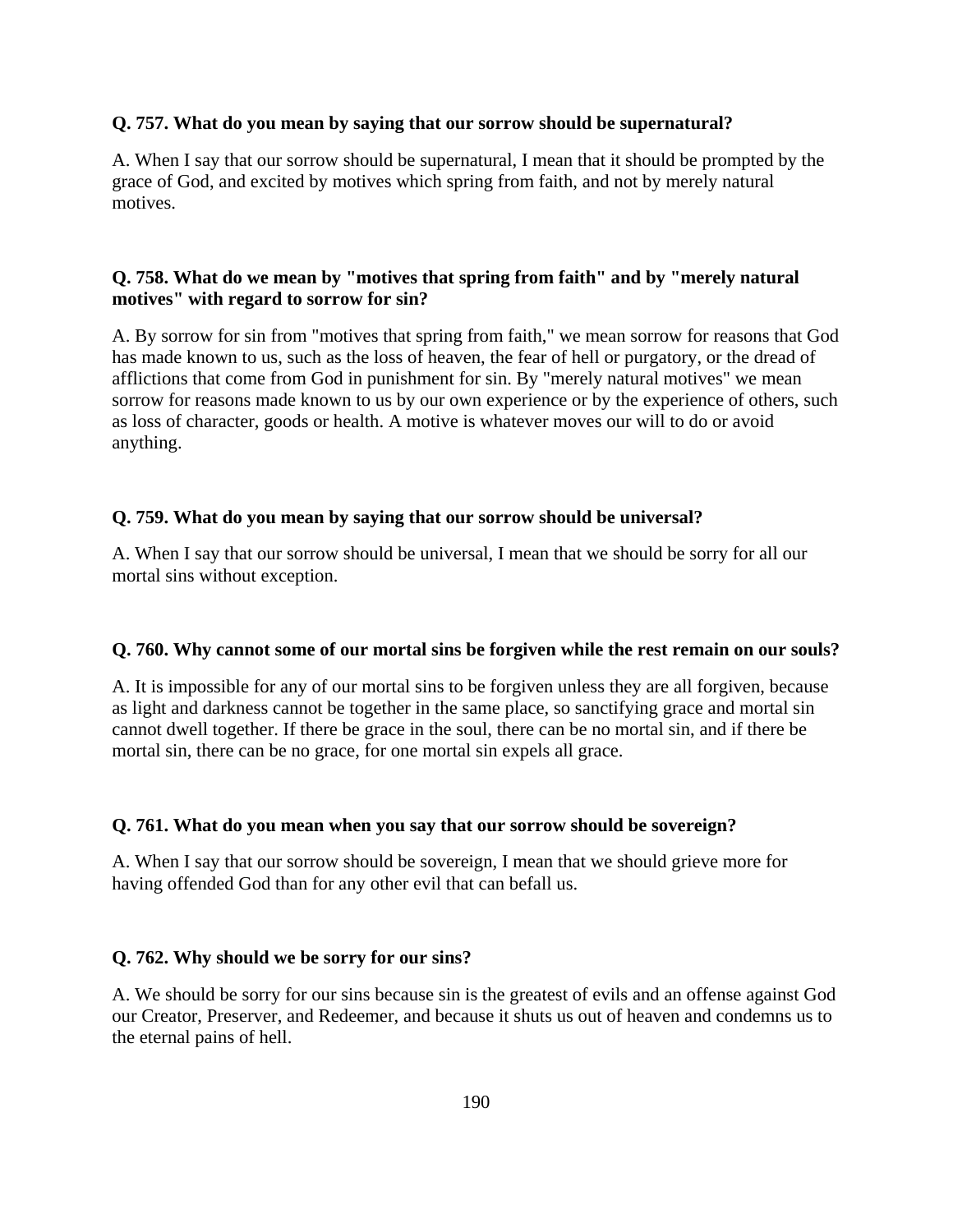**Q. 757. What do you mean by saying that our sorrow should be supernatural?**

A. When I say that our sorrow should be supernatural, I mean that it should be prompted by the grace of God, and excited by motives which spring from faith, and not by merely natural motives.

**Q. 758. What do we mean by "motives that spring from faith" and by "merely natural motives" with regard to sorrow for sin?**

A. By sorrow for sin from "motives that spring from faith," we mean sorrow for reasons that God has made known to us, such as the loss of heaven, the fear of hell or purgatory, or the dread of afflictions that come from God in punishment for sin. By "merely natural motives" we mean sorrow for reasons made known to us by our own experience or by the experience of others, such as loss of character, goods or health. A motive is whatever moves our will to do or avoid anything.

**Q. 759. What do you mean by saying that our sorrow should be universal?**

A. When I say that our sorrow should be universal, I mean that we should be sorry for all our mortal sins without exception.

**Q. 760. Why cannot some of our mortal sins be forgiven while the rest remain on our souls?**

A. It is impossible for any of our mortal sins to be forgiven unless they are all forgiven, because as light and darkness cannot be together in the same place, so sanctifying grace and mortal sin cannot dwell together. If there be grace in the soul, there can be no mortal sin, and if there be mortal sin, there can be no grace, for one mortal sin expels all grace.

**Q. 761. What do you mean when you say that our sorrow should be sovereign?**

A. When I say that our sorrow should be sovereign, I mean that we should grieve more for having offended God than for any other evil that can befall us.

**Q. 762. Why should we be sorry for our sins?**

A. We should be sorry for our sins because sin is the greatest of evils and an offense against God our Creator, Preserver, and Redeemer, and because it shuts us out of heaven and condemns us to the eternal pains of hell.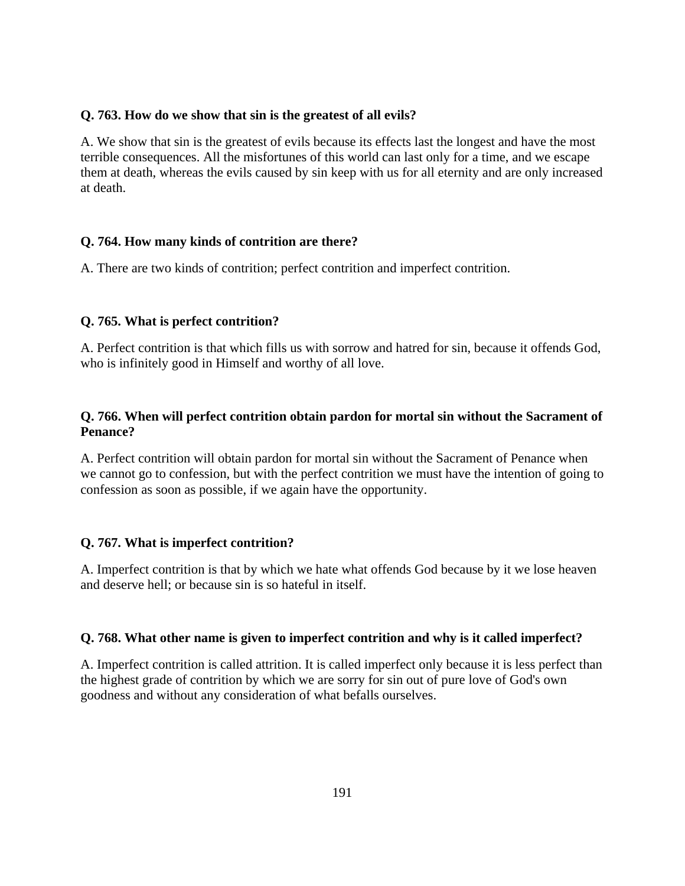**Q. 763. How do we show that sin is the greatest of all evils?**

A. We show that sin is the greatest of evils because its effects last the longest and have the most terrible consequences. All the misfortunes of this world can last only for a time, and we escape them at death, whereas the evils caused by sin keep with us for all eternity and are only increased at death.

**Q. 764. How many kinds of contrition are there?**

A. There are two kinds of contrition; perfect contrition and imperfect contrition.

**Q. 765. What is perfect contrition?**

A. Perfect contrition is that which fills us with sorrow and hatred for sin, because it offends God, who is infinitely good in Himself and worthy of all love.

**Q. 766. When will perfect contrition obtain pardon for mortal sin without the Sacrament of Penance?**

A. Perfect contrition will obtain pardon for mortal sin without the Sacrament of Penance when we cannot go to confession, but with the perfect contrition we must have the intention of going to confession as soon as possible, if we again have the opportunity.

**Q. 767. What is imperfect contrition?**

A. Imperfect contrition is that by which we hate what offends God because by it we lose heaven and deserve hell; or because sin is so hateful in itself.

**Q. 768. What other name is given to imperfect contrition and why is it called imperfect?**

A. Imperfect contrition is called attrition. It is called imperfect only because it is less perfect than the highest grade of contrition by which we are sorry for sin out of pure love of God's own goodness and without any consideration of what befalls ourselves.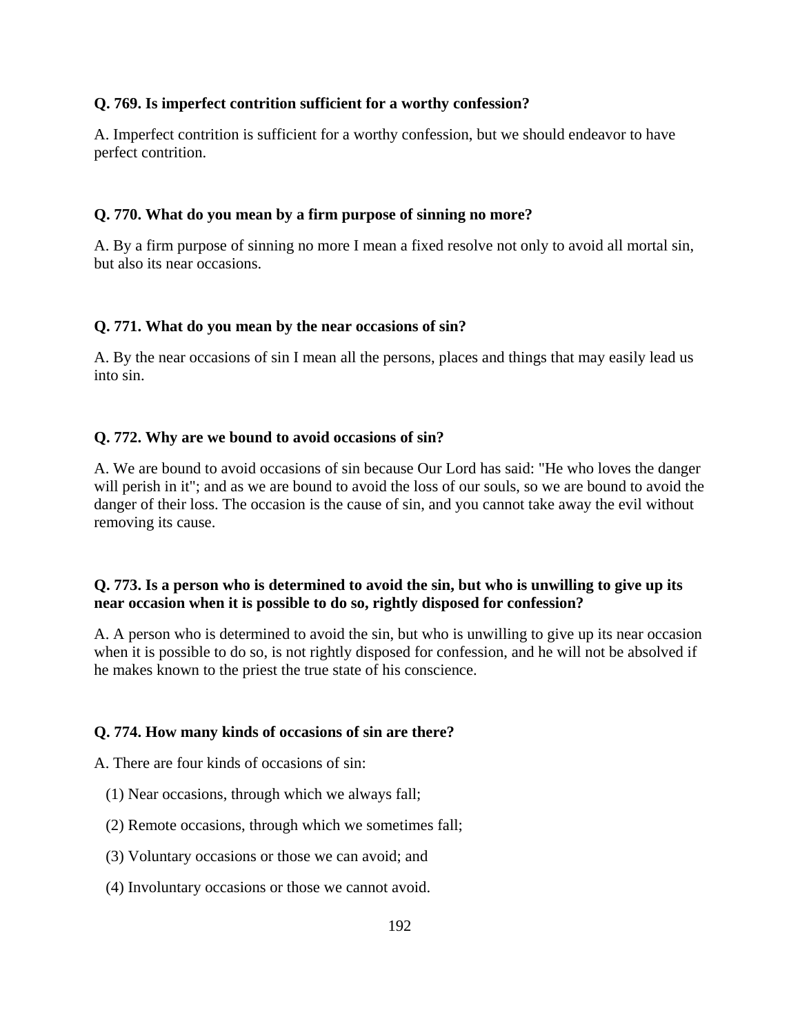**Q. 769. Is imperfect contrition sufficient for a worthy confession?**

A. Imperfect contrition is sufficient for a worthy confession, but we should endeavor to have perfect contrition.

**Q. 770. What do you mean by a firm purpose of sinning no more?**

A. By a firm purpose of sinning no more I mean a fixed resolve not only to avoid all mortal sin, but also its near occasions.

**Q. 771. What do you mean by the near occasions of sin?**

A. By the near occasions of sin I mean all the persons, places and things that may easily lead us into sin.

**Q. 772. Why are we bound to avoid occasions of sin?**

A. We are bound to avoid occasions of sin because Our Lord has said: "He who loves the danger will perish in it"; and as we are bound to avoid the loss of our souls, so we are bound to avoid the danger of their loss. The occasion is the cause of sin, and you cannot take away the evil without removing its cause.

**Q. 773. Is a person who is determined to avoid the sin, but who is unwilling to give up its near occasion when it is possible to do so, rightly disposed for confession?**

A. A person who is determined to avoid the sin, but who is unwilling to give up its near occasion when it is possible to do so, is not rightly disposed for confession, and he will not be absolved if he makes known to the priest the true state of his conscience.

**Q. 774. How many kinds of occasions of sin are there?**

A. There are four kinds of occasions of sin:

(1) Near occasions, through which we always fall;

(2) Remote occasions, through which we sometimes fall;

(3) Voluntary occasions or those we can avoid; and

(4) Involuntary occasions or those we cannot avoid.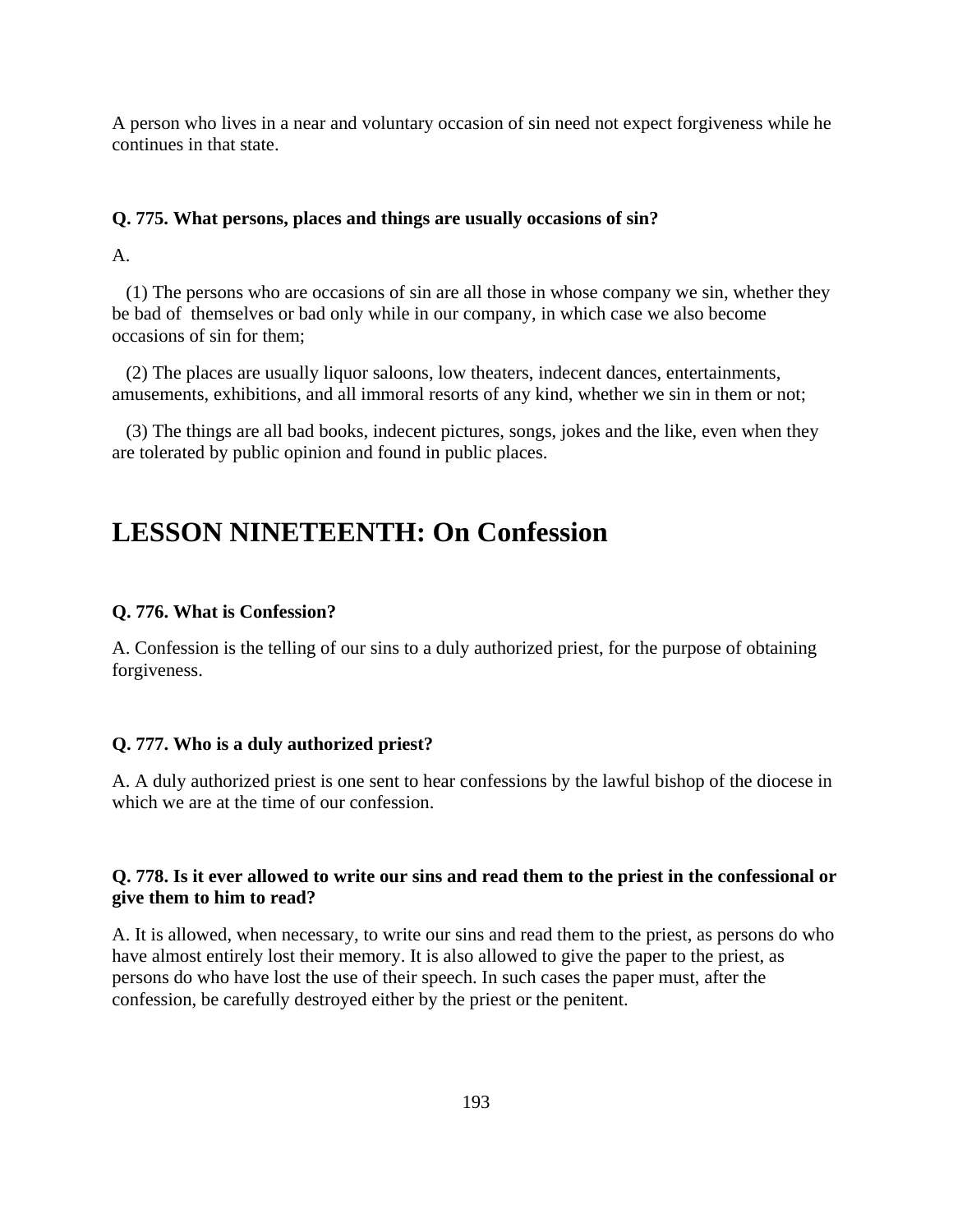A person who lives in a near and voluntary occasion of sin need not expect forgiveness while he continues in that state.

**Q. 775. What persons, places and things are usually occasions of sin?**

A.

(1) The persons who are occasions of sin are all those in whose company we sin, whether they be bad of themselves or bad only while in our company, in which case we also become occasions of sin for them;

(2) The places are usually liquor saloons, low theaters, indecent dances, entertainments, amusements, exhibitions, and all immoral resorts of any kind, whether we sin in them or not;

(3) The things are all bad books, indecent pictures, songs, jokes and the like, even when they are tolerated by public opinion and found in public places.

# LESSON NINETEENTH: On Confession

**Q. 776. What is Confession?**

A. Confession is the telling of our sins to a duly authorized priest, for the purpose of obtaining forgiveness.

**Q. 777. Who is a duly authorized priest?**

A. A duly authorized priest is one sent to hear confessions by the lawful bishop of the diocese in which we are at the time of our confession.

**Q. 778. Is it ever allowed to write our sins and read them to the priest in the confessional or give them to him to read?**

A. It is allowed, when necessary, to write our sins and read them to the priest, as persons do who have almost entirely lost their memory. It is also allowed to give the paper to the priest, as persons do who have lost the use of their speech. In such cases the paper must, after the confession, be carefully destroyed either by the priest or the penitent.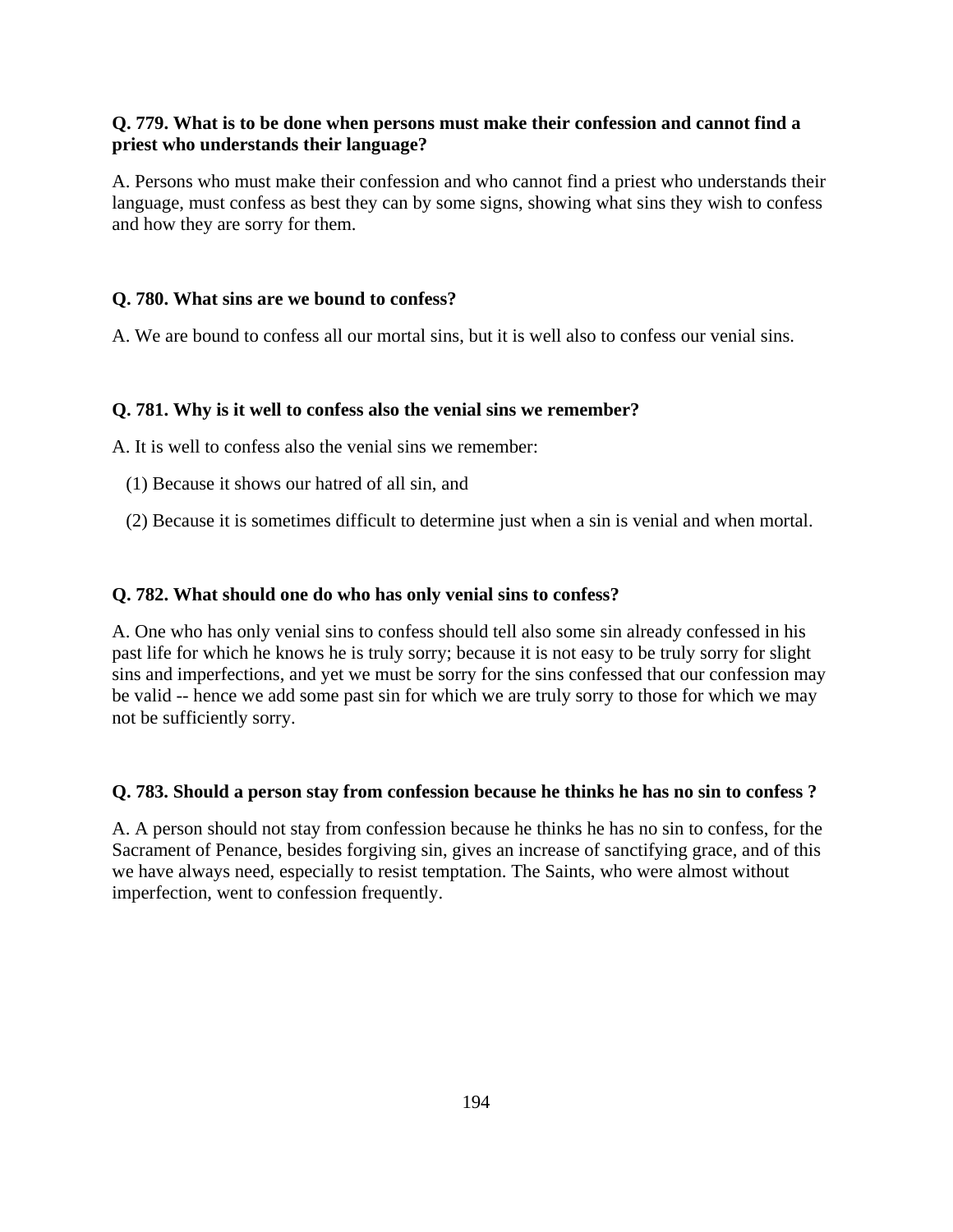**Q. 779. What is to be done when persons must make their confession and cannot find a priest who understands their language?**

A. Persons who must make their confession and who cannot find a priest who understands their language, must confess as best they can by some signs, showing what sins they wish to confess and how they are sorry for them.

**Q. 780. What sins are we bound to confess?**

A. We are bound to confess all our mortal sins, but it is well also to confess our venial sins.

**Q. 781. Why is it well to confess also the venial sins we remember?**

A. It is well to confess also the venial sins we remember:

(1) Because it shows our hatred of all sin, and

(2) Because it is sometimes difficult to determine just when a sin is venial and when mortal.

**Q. 782. What should one do who has only venial sins to confess?**

A. One who has only venial sins to confess should tell also some sin already confessed in his past life for which he knows he is truly sorry; because it is not easy to be truly sorry for slight sins and imperfections, and yet we must be sorry for the sins confessed that our confession may be valid -- hence we add some past sin for which we are truly sorry to those for which we may not be sufficiently sorry.

**Q. 783. Should a person stay from confession because he thinks he has no sin to confess ?**

A. A person should not stay from confession because he thinks he has no sin to confess, for the Sacrament of Penance, besides forgiving sin, gives an increase of sanctifying grace, and of this we have always need, especially to resist temptation. The Saints, who were almost without imperfection, went to confession frequently.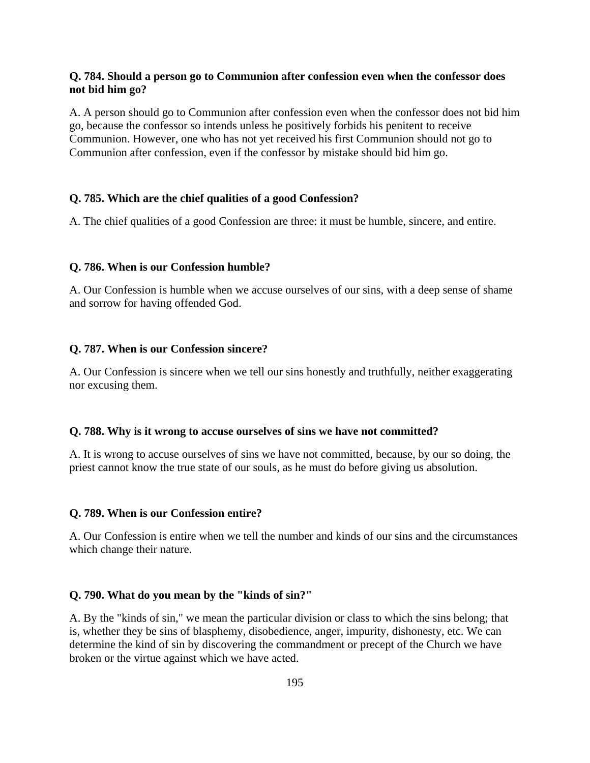**Q. 784. Should a person go to Communion after confession even when the confessor does not bid him go?**

A. A person should go to Communion after confession even when the confessor does not bid him go, because the confessor so intends unless he positively forbids his penitent to receive Communion. However, one who has not yet received his first Communion should not go to Communion after confession, even if the confessor by mistake should bid him go.

**Q. 785. Which are the chief qualities of a good Confession?**

A. The chief qualities of a good Confession are three: it must be humble, sincere, and entire.

**Q. 786. When is our Confession humble?**

A. Our Confession is humble when we accuse ourselves of our sins, with a deep sense of shame and sorrow for having offended God.

**Q. 787. When is our Confession sincere?**

A. Our Confession is sincere when we tell our sins honestly and truthfully, neither exaggerating nor excusing them.

**Q. 788. Why is it wrong to accuse ourselves of sins we have not committed?**

A. It is wrong to accuse ourselves of sins we have not committed, because, by our so doing, the priest cannot know the true state of our souls, as he must do before giving us absolution.

**Q. 789. When is our Confession entire?**

A. Our Confession is entire when we tell the number and kinds of our sins and the circumstances which change their nature.

**Q. 790. What do you mean by the "kinds of sin?"**

A. By the "kinds of sin," we mean the particular division or class to which the sins belong; that is, whether they be sins of blasphemy, disobedience, anger, impurity, dishonesty, etc. We can determine the kind of sin by discovering the commandment or precept of the Church we have broken or the virtue against which we have acted.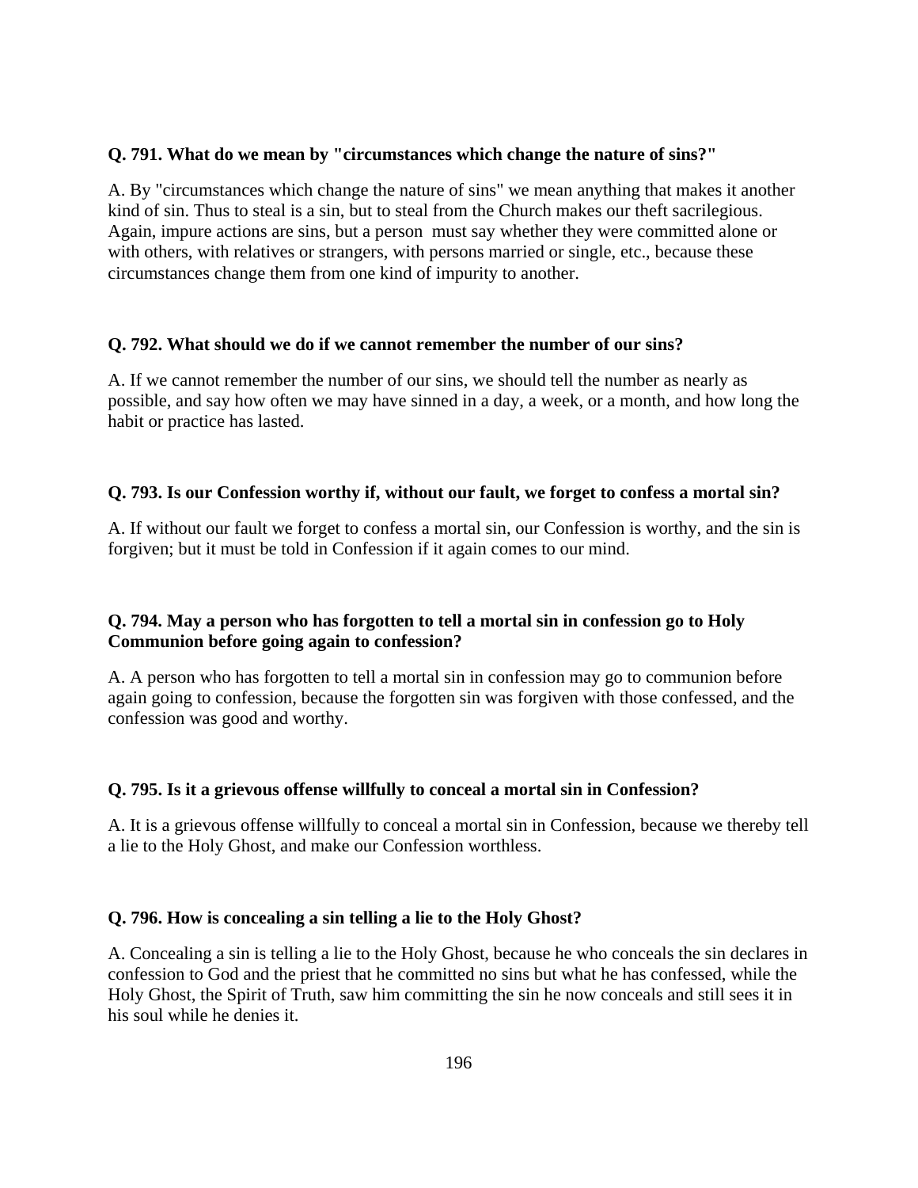**Q. 791. What do we mean by "circumstances which change the nature of sins?"**

A. By "circumstances which change the nature of sins" we mean anything that makes it another kind of sin. Thus to steal is a sin, but to steal from the Church makes our theft sacrilegious. Again, impure actions are sins, but a person must say whether they were committed alone or with others, with relatives or strangers, with persons married or single, etc., because these circumstances change them from one kind of impurity to another.

**Q. 792. What should we do if we cannot remember the number of our sins?**

A. If we cannot remember the number of our sins, we should tell the number as nearly as possible, and say how often we may have sinned in a day, a week, or a month, and how long the habit or practice has lasted.

**Q. 793. Is our Confession worthy if, without our fault, we forget to confess a mortal sin?**

A. If without our fault we forget to confess a mortal sin, our Confession is worthy, and the sin is forgiven; but it must be told in Confession if it again comes to our mind.

**Q. 794. May a person who has forgotten to tell a mortal sin in confession go to Holy Communion before going again to confession?**

A. A person who has forgotten to tell a mortal sin in confession may go to communion before again going to confession, because the forgotten sin was forgiven with those confessed, and the confession was good and worthy.

**Q. 795. Is it a grievous offense willfully to conceal a mortal sin in Confession?**

A. It is a grievous offense willfully to conceal a mortal sin in Confession, because we thereby tell a lie to the Holy Ghost, and make our Confession worthless.

**Q. 796. How is concealing a sin telling a lie to the Holy Ghost?**

A. Concealing a sin is telling a lie to the Holy Ghost, because he who conceals the sin declares in confession to God and the priest that he committed no sins but what he has confessed, while the Holy Ghost, the Spirit of Truth, saw him committing the sin he now conceals and still sees it in his soul while he denies it.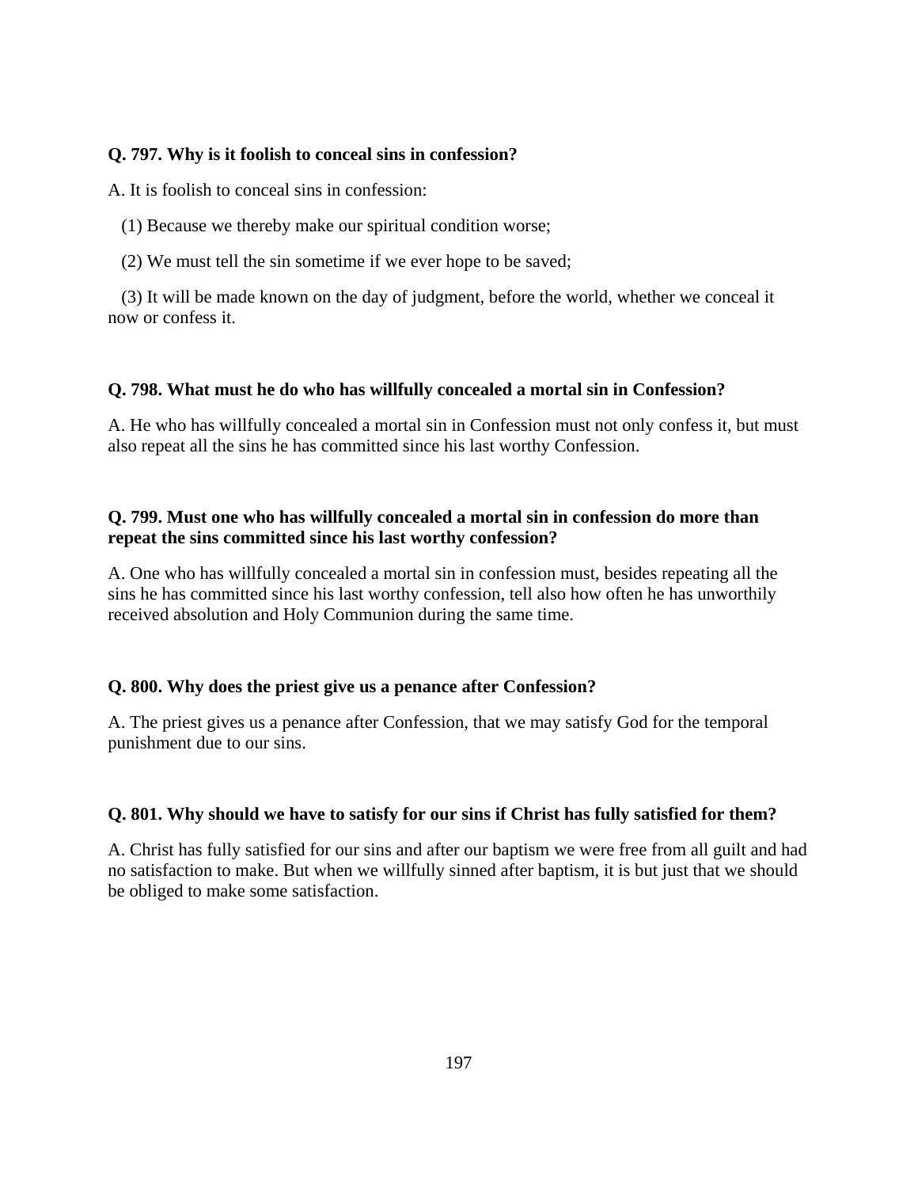**Q. 797. Why is it foolish to conceal sins in confession?**

A. It is foolish to conceal sins in confession:

(1) Because we thereby make our spiritual condition worse;

(2) We must tell the sin sometime if we ever hope to be saved;

(3) It will be made known on the day of judgment, before the world, whether we conceal it now or confess it.

**Q. 798. What must he do who has willfully concealed a mortal sin in Confession?**

A. He who has willfully concealed a mortal sin in Confession must not only confess it, but must also repeat all the sins he has committed since his last worthy Confession.

**Q. 799. Must one who has willfully concealed a mortal sin in confession do more than repeat the sins committed since his last worthy confession?**

A. One who has willfully concealed a mortal sin in confession must, besides repeating all the sins he has committed since his last worthy confession, tell also how often he has unworthily received absolution and Holy Communion during the same time.

**Q. 800. Why does the priest give us a penance after Confession?**

A. The priest gives us a penance after Confession, that we may satisfy God for the temporal punishment due to our sins.

**Q. 801. Why should we have to satisfy for our sins if Christ has fully satisfied for them?**

A. Christ has fully satisfied for our sins and after our baptism we were free from all guilt and had no satisfaction to make. But when we willfully sinned after baptism, it is but just that we should be obliged to make some satisfaction.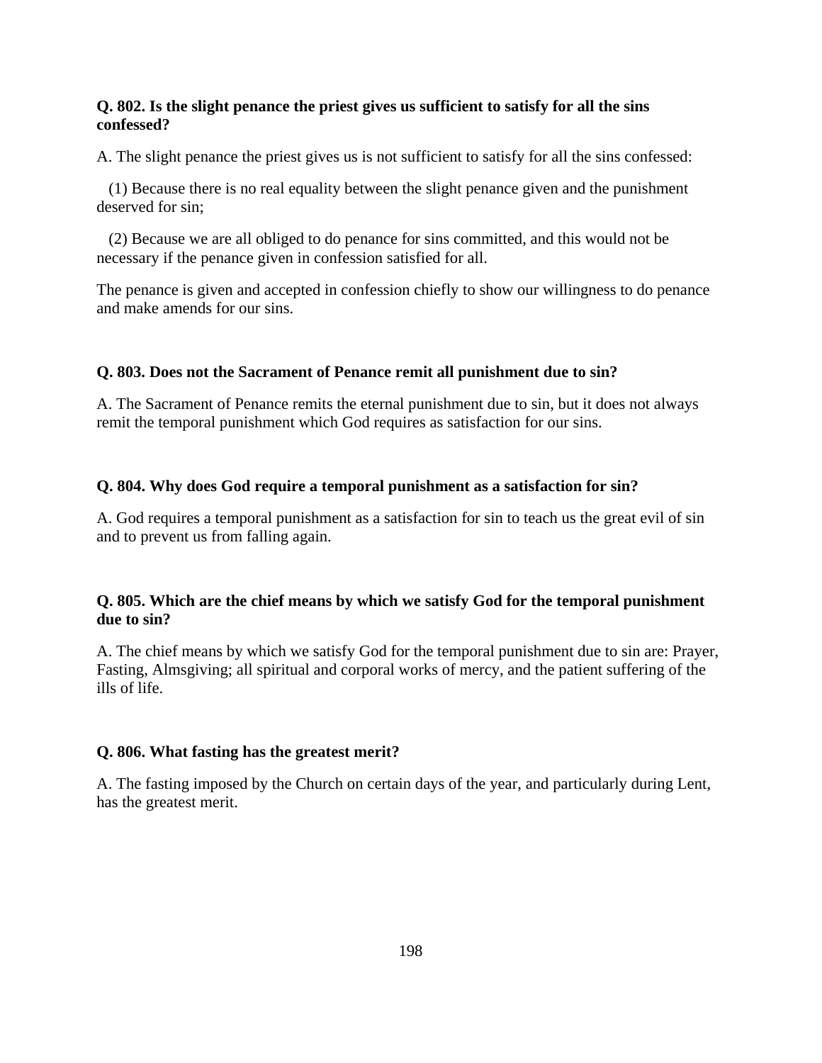**Q. 802. Is the slight penance the priest gives us sufficient to satisfy for all the sins confessed?**

A. The slight penance the priest gives us is not sufficient to satisfy for all the sins confessed:

(1) Because there is no real equality between the slight penance given and the punishment deserved for sin;

(2) Because we are all obliged to do penance for sins committed, and this would not be necessary if the penance given in confession satisfied for all.

The penance is given and accepted in confession chiefly to show our willingness to do penance and make amends for our sins.

**Q. 803. Does not the Sacrament of Penance remit all punishment due to sin?**

A. The Sacrament of Penance remits the eternal punishment due to sin, but it does not always remit the temporal punishment which God requires as satisfaction for our sins.

**Q. 804. Why does God require a temporal punishment as a satisfaction for sin?**

A. God requires a temporal punishment as a satisfaction for sin to teach us the great evil of sin and to prevent us from falling again.

**Q. 805. Which are the chief means by which we satisfy God for the temporal punishment due to sin?**

A. The chief means by which we satisfy God for the temporal punishment due to sin are: Prayer, Fasting, Almsgiving; all spiritual and corporal works of mercy, and the patient suffering of the ills of life.

**Q. 806. What fasting has the greatest merit?**

A. The fasting imposed by the Church on certain days of the year, and particularly during Lent, has the greatest merit.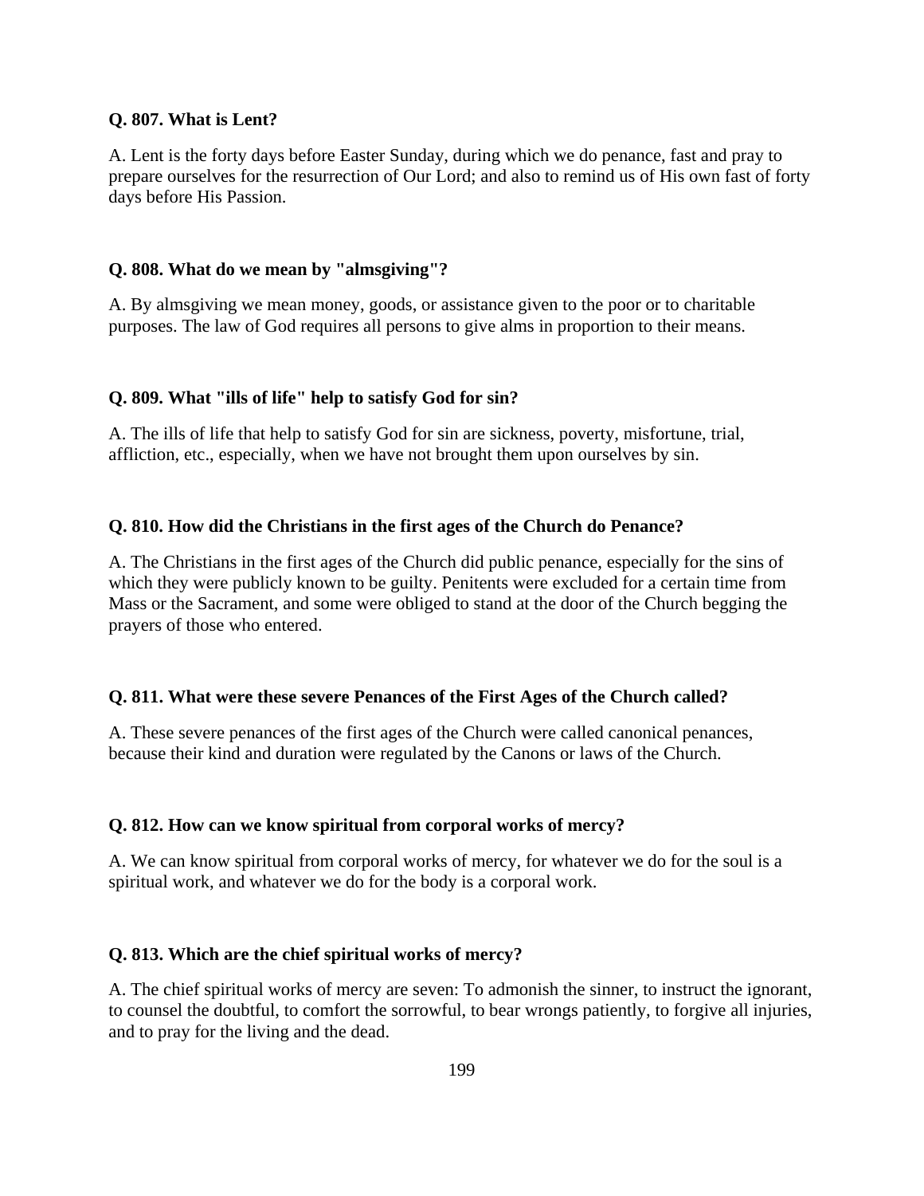**Q. 807. What is Lent?**

A. Lent is the forty days before Easter Sunday, during which we do penance, fast and pray to prepare ourselves for the resurrection of Our Lord; and also to remind us of His own fast of forty days before His Passion.

**Q. 808. What do we mean by "almsgiving"?**

A. By almsgiving we mean money, goods, or assistance given to the poor or to charitable purposes. The law of God requires all persons to give alms in proportion to their means.

**Q. 809. What "ills of life" help to satisfy God for sin?**

A. The ills of life that help to satisfy God for sin are sickness, poverty, misfortune, trial, affliction, etc., especially, when we have not brought them upon ourselves by sin.

**Q. 810. How did the Christians in the first ages of the Church do Penance?**

A. The Christians in the first ages of the Church did public penance, especially for the sins of which they were publicly known to be guilty. Penitents were excluded for a certain time from Mass or the Sacrament, and some were obliged to stand at the door of the Church begging the prayers of those who entered.

**Q. 811. What were these severe Penances of the First Ages of the Church called?**

A. These severe penances of the first ages of the Church were called canonical penances, because their kind and duration were regulated by the Canons or laws of the Church.

**Q. 812. How can we know spiritual from corporal works of mercy?**

A. We can know spiritual from corporal works of mercy, for whatever we do for the soul is a spiritual work, and whatever we do for the body is a corporal work.

**Q. 813. Which are the chief spiritual works of mercy?**

A. The chief spiritual works of mercy are seven: To admonish the sinner, to instruct the ignorant, to counsel the doubtful, to comfort the sorrowful, to bear wrongs patiently, to forgive all injuries, and to pray for the living and the dead.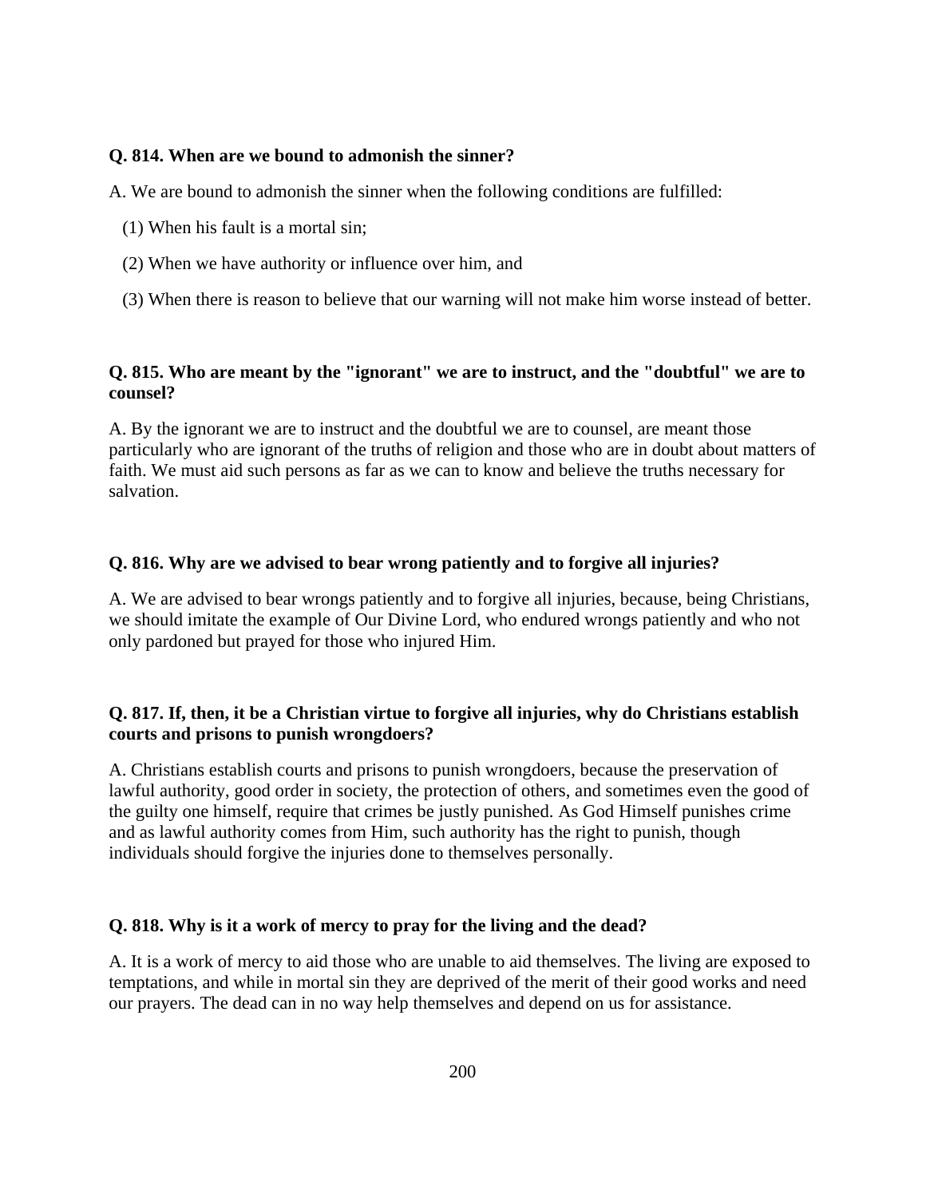**Q. 814. When are we bound to admonish the sinner?**

A. We are bound to admonish the sinner when the following conditions are fulfilled:

(1) When his fault is a mortal sin;

(2) When we have authority or influence over him, and

(3) When there is reason to believe that our warning will not make him worse instead of better.

**Q. 815. Who are meant by the "ignorant" we are to instruct, and the "doubtful" we are to counsel?**

A. By the ignorant we are to instruct and the doubtful we are to counsel, are meant those particularly who are ignorant of the truths of religion and those who are in doubt about matters of faith. We must aid such persons as far as we can to know and believe the truths necessary for salvation.

**Q. 816. Why are we advised to bear wrong patiently and to forgive all injuries?**

A. We are advised to bear wrongs patiently and to forgive all injuries, because, being Christians, we should imitate the example of Our Divine Lord, who endured wrongs patiently and who not only pardoned but prayed for those who injured Him.

**Q. 817. If, then, it be a Christian virtue to forgive all injuries, why do Christians establish courts and prisons to punish wrongdoers?**

A. Christians establish courts and prisons to punish wrongdoers, because the preservation of lawful authority, good order in society, the protection of others, and sometimes even the good of the guilty one himself, require that crimes be justly punished. As God Himself punishes crime and as lawful authority comes from Him, such authority has the right to punish, though individuals should forgive the injuries done to themselves personally.

**Q. 818. Why is it a work of mercy to pray for the living and the dead?**

A. It is a work of mercy to aid those who are unable to aid themselves. The living are exposed to temptations, and while in mortal sin they are deprived of the merit of their good works and need our prayers. The dead can in no way help themselves and depend on us for assistance.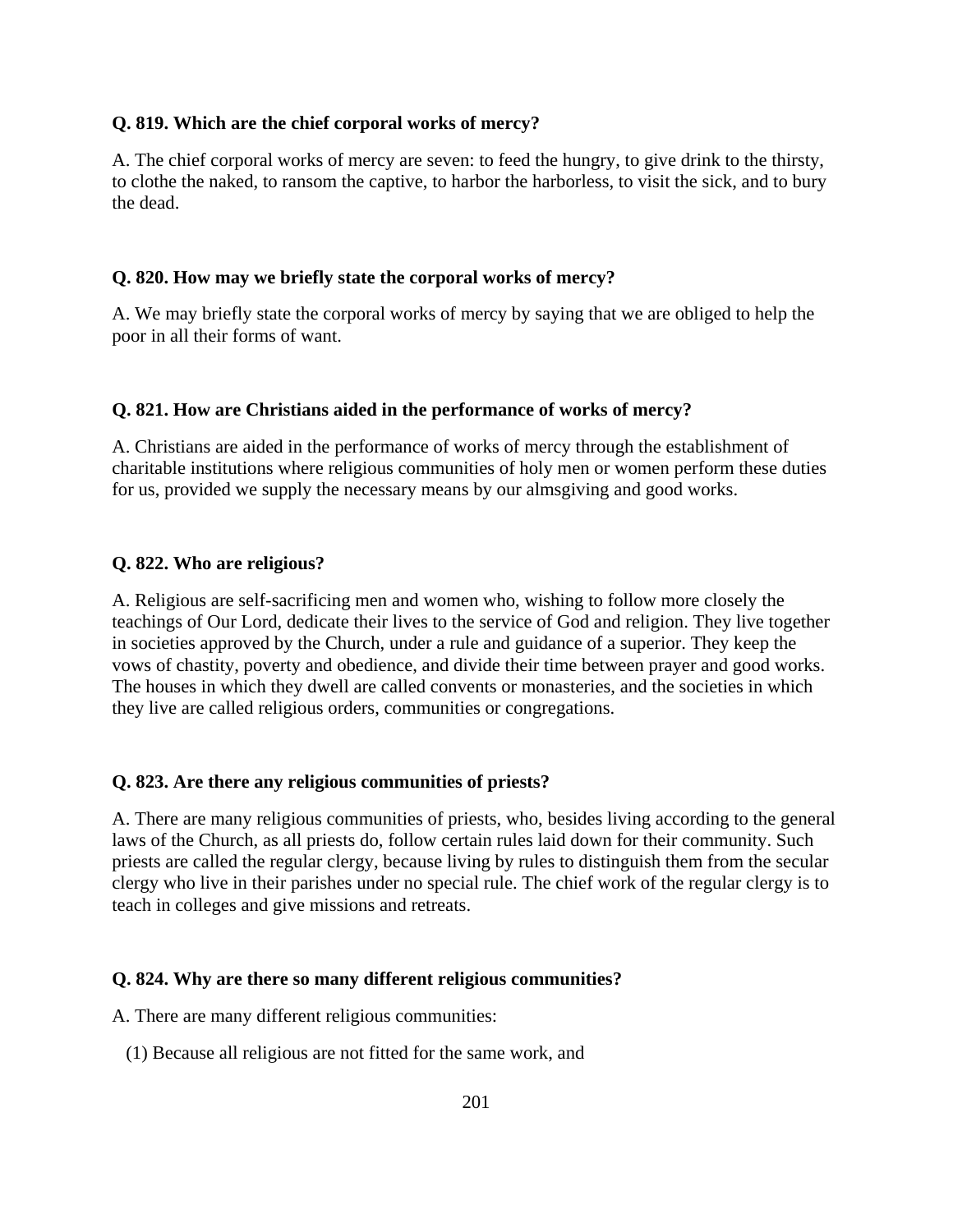**Q. 819. Which are the chief corporal works of mercy?**

A. The chief corporal works of mercy are seven: to feed the hungry, to give drink to the thirsty, to clothe the naked, to ransom the captive, to harbor the harborless, to visit the sick, and to bury the dead.

**Q. 820. How may we briefly state the corporal works of mercy?**

A. We may briefly state the corporal works of mercy by saying that we are obliged to help the poor in all their forms of want.

**Q. 821. How are Christians aided in the performance of works of mercy?**

A. Christians are aided in the performance of works of mercy through the establishment of charitable institutions where religious communities of holy men or women perform these duties for us, provided we supply the necessary means by our almsgiving and good works.

**Q. 822. Who are religious?**

A. Religious are self-sacrificing men and women who, wishing to follow more closely the teachings of Our Lord, dedicate their lives to the service of God and religion. They live together in societies approved by the Church, under a rule and guidance of a superior. They keep the vows of chastity, poverty and obedience, and divide their time between prayer and good works. The houses in which they dwell are called convents or monasteries, and the societies in which they live are called religious orders, communities or congregations.

**Q. 823. Are there any religious communities of priests?**

A. There are many religious communities of priests, who, besides living according to the general laws of the Church, as all priests do, follow certain rules laid down for their community. Such priests are called the regular clergy, because living by rules to distinguish them from the secular clergy who live in their parishes under no special rule. The chief work of the regular clergy is to teach in colleges and give missions and retreats.

**Q. 824. Why are there so many different religious communities?**

A. There are many different religious communities:

(1) Because all religious are not fitted for the same work, and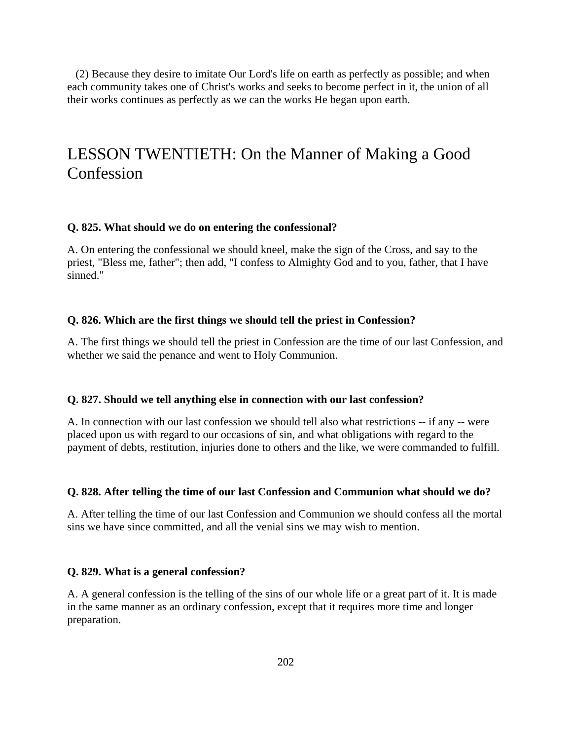(2) Because they desire to imitate Our Lord's life on earth as perfectly as possible; and when each community takes one of Christ's works and seeks to become perfect in it, the union of all their works continues as perfectly as we can the works He began upon earth.

## LESSON TWENTIETH: On the Manner of Making a Good Confession

**Q. 825. What should we do on entering the confessional?**

A. On entering the confessional we should kneel, make the sign of the Cross, and say to the priest, "Bless me, father"; then add, "I confess to Almighty God and to you, father, that I have sinned."

**Q. 826. Which are the first things we should tell the priest in Confession?**

A. The first things we should tell the priest in Confession are the time of our last Confession, and whether we said the penance and went to Holy Communion.

**Q. 827. Should we tell anything else in connection with our last confession?**

A. In connection with our last confession we should tell also what restrictions -- if any -- were placed upon us with regard to our occasions of sin, and what obligations with regard to the payment of debts, restitution, injuries done to others and the like, we were commanded to fulfill.

**Q. 828. After telling the time of our last Confession and Communion what should we do?**

A. After telling the time of our last Confession and Communion we should confess all the mortal sins we have since committed, and all the venial sins we may wish to mention.

**Q. 829. What is a general confession?**

A. A general confession is the telling of the sins of our whole life or a great part of it. It is made in the same manner as an ordinary confession, except that it requires more time and longer preparation.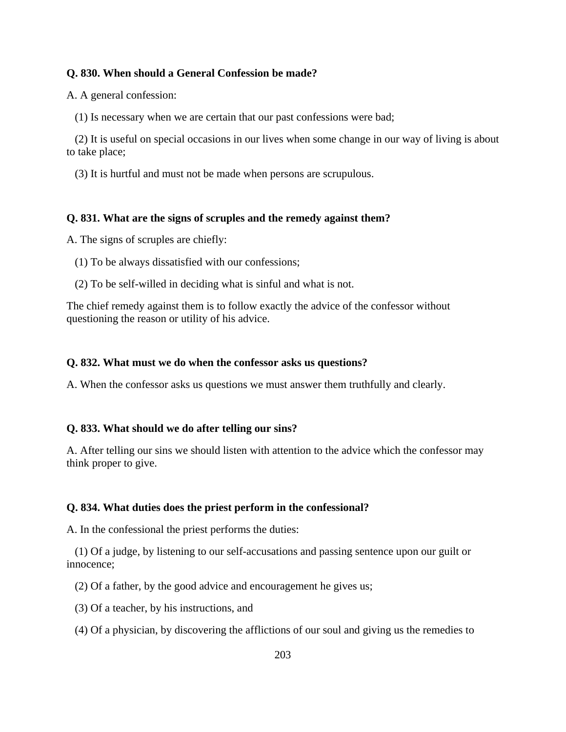**Q. 830. When should a General Confession be made?**

A. A general confession:

(1) Is necessary when we are certain that our past confessions were bad;

(2) It is useful on special occasions in our lives when some change in our way of living is about to take place;

(3) It is hurtful and must not be made when persons are scrupulous.

**Q. 831. What are the signs of scruples and the remedy against them?**

A. The signs of scruples are chiefly:

(1) To be always dissatisfied with our confessions;

(2) To be self-willed in deciding what is sinful and what is not.

The chief remedy against them is to follow exactly the advice of the confessor without questioning the reason or utility of his advice.

**Q. 832. What must we do when the confessor asks us questions?**

A. When the confessor asks us questions we must answer them truthfully and clearly.

**Q. 833. What should we do after telling our sins?**

A. After telling our sins we should listen with attention to the advice which the confessor may think proper to give.

**Q. 834. What duties does the priest perform in the confessional?**

A. In the confessional the priest performs the duties:

(1) Of a judge, by listening to our self-accusations and passing sentence upon our guilt or innocence;

(2) Of a father, by the good advice and encouragement he gives us;

(3) Of a teacher, by his instructions, and

(4) Of a physician, by discovering the afflictions of our soul and giving us the remedies to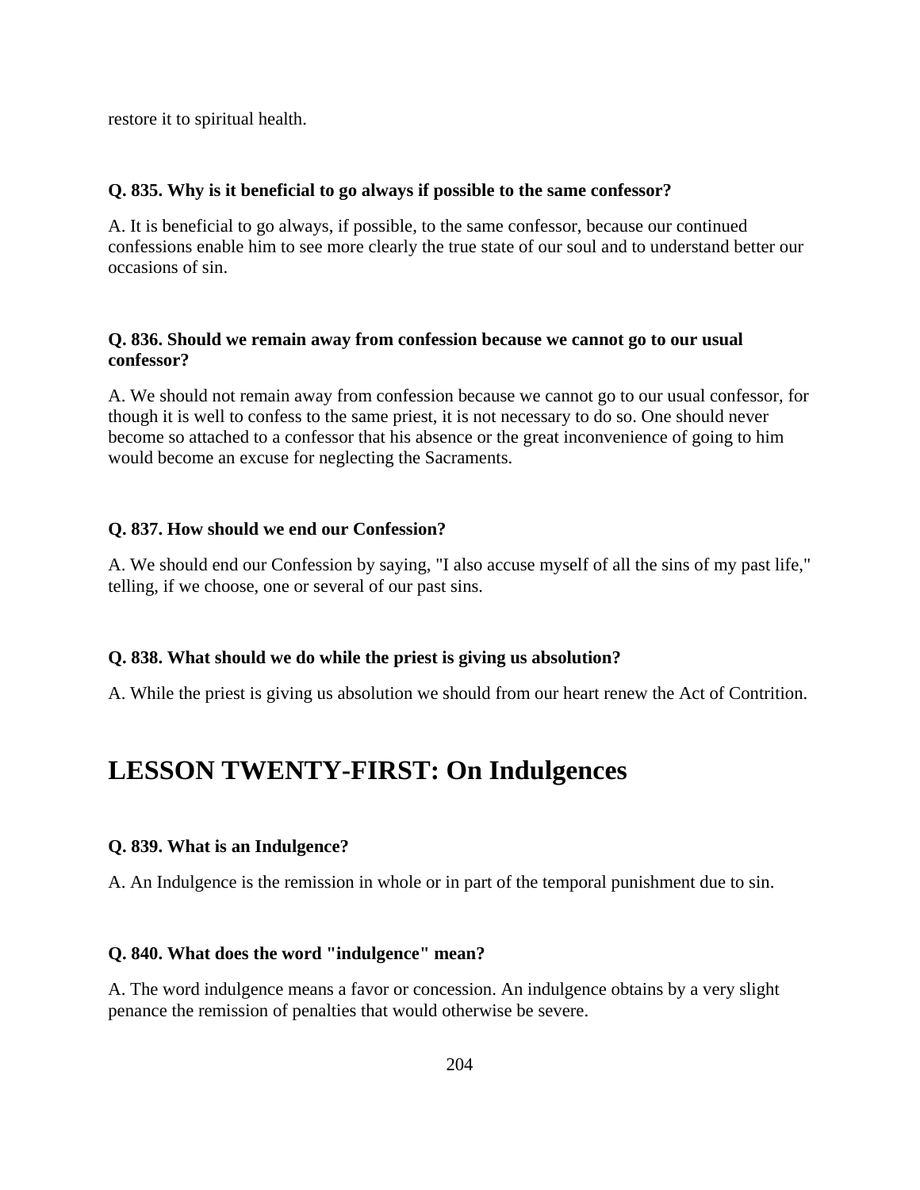restore it to spiritual health.

**Q. 835. Why is it beneficial to go always if possible to the same confessor?**

A. It is beneficial to go always, if possible, to the same confessor, because our continued confessions enable him to see more clearly the true state of our soul and to understand better our occasions of sin.

**Q. 836. Should we remain away from confession because we cannot go to our usual confessor?**

A. We should not remain away from confession because we cannot go to our usual confessor, for though it is well to confess to the same priest, it is not necessary to do so. One should never become so attached to a confessor that his absence or the great inconvenience of going to him would become an excuse for neglecting the Sacraments.

**Q. 837. How should we end our Confession?**

A. We should end our Confession by saying, "I also accuse myself of all the sins of my past life," telling, if we choose, one or several of our past sins.

**Q. 838. What should we do while the priest is giving us absolution?**

A. While the priest is giving us absolution we should from our heart renew the Act of Contrition.

## LESSON TWENTY-FIRST: On Indulgences

**Q. 839. What is an Indulgence?**

A. An Indulgence is the remission in whole or in part of the temporal punishment due to sin.

**Q. 840. What does the word "indulgence" mean?**

A. The word indulgence means a favor or concession. An indulgence obtains by a very slight penance the remission of penalties that would otherwise be severe.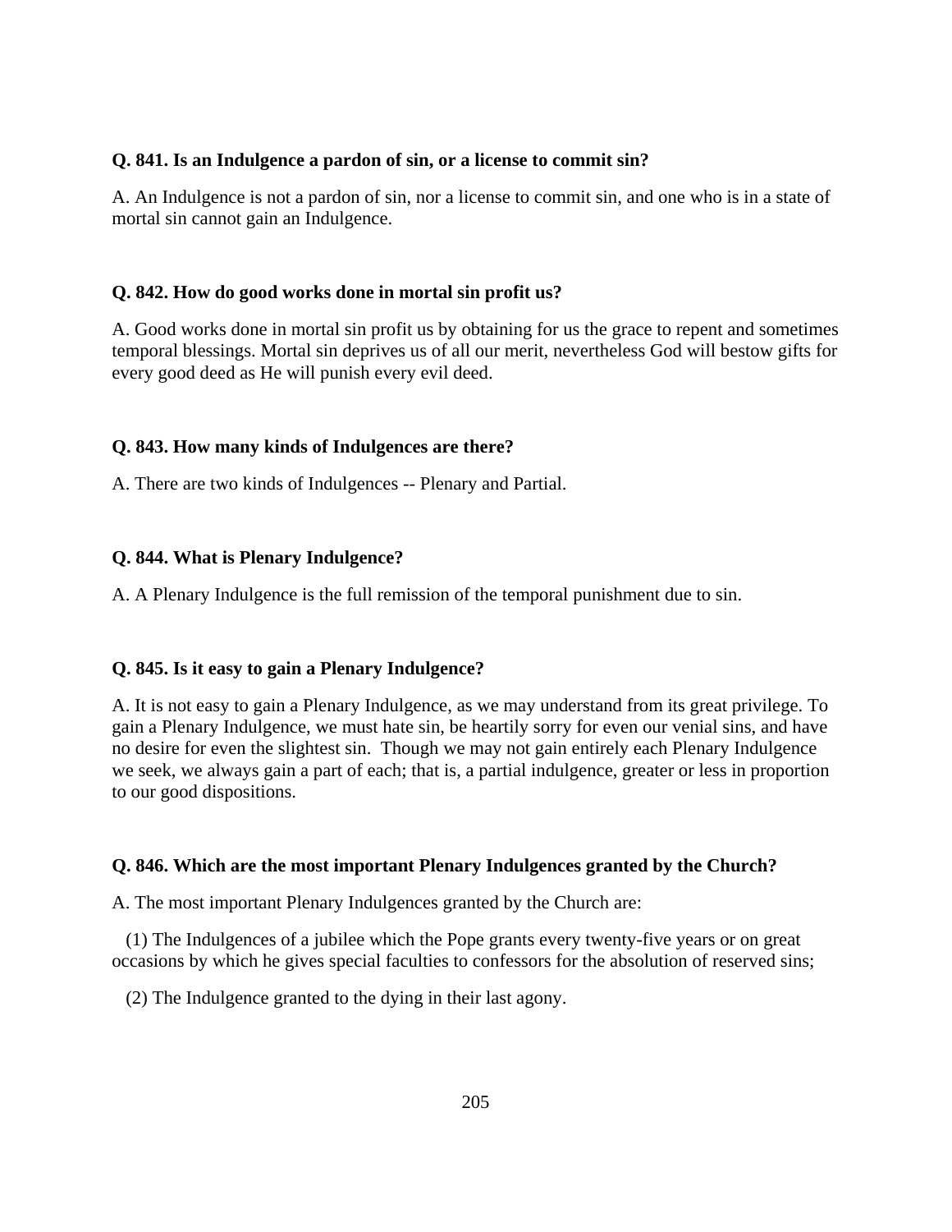**Q. 841. Is an Indulgence a pardon of sin, or a license to commit sin?**

A. An Indulgence is not a pardon of sin, nor a license to commit sin, and one who is in a state of mortal sin cannot gain an Indulgence.

**Q. 842. How do good works done in mortal sin profit us?**

A. Good works done in mortal sin profit us by obtaining for us the grace to repent and sometimes temporal blessings. Mortal sin deprives us of all our merit, nevertheless God will bestow gifts for every good deed as He will punish every evil deed.

**Q. 843. How many kinds of Indulgences are there?**

A. There are two kinds of Indulgences -- Plenary and Partial.

**Q. 844. What is Plenary Indulgence?**

A. A Plenary Indulgence is the full remission of the temporal punishment due to sin.

**Q. 845. Is it easy to gain a Plenary Indulgence?**

A. It is not easy to gain a Plenary Indulgence, as we may understand from its great privilege. To gain a Plenary Indulgence, we must hate sin, be heartily sorry for even our venial sins, and have no desire for even the slightest sin. Though we may not gain entirely each Plenary Indulgence we seek, we always gain a part of each; that is, a partial indulgence, greater or less in proportion to our good dispositions.

**Q. 846. Which are the most important Plenary Indulgences granted by the Church?**

A. The most important Plenary Indulgences granted by the Church are:

(1) The Indulgences of a jubilee which the Pope grants every twenty-five years or on great occasions by which he gives special faculties to confessors for the absolution of reserved sins;

(2) The Indulgence granted to the dying in their last agony.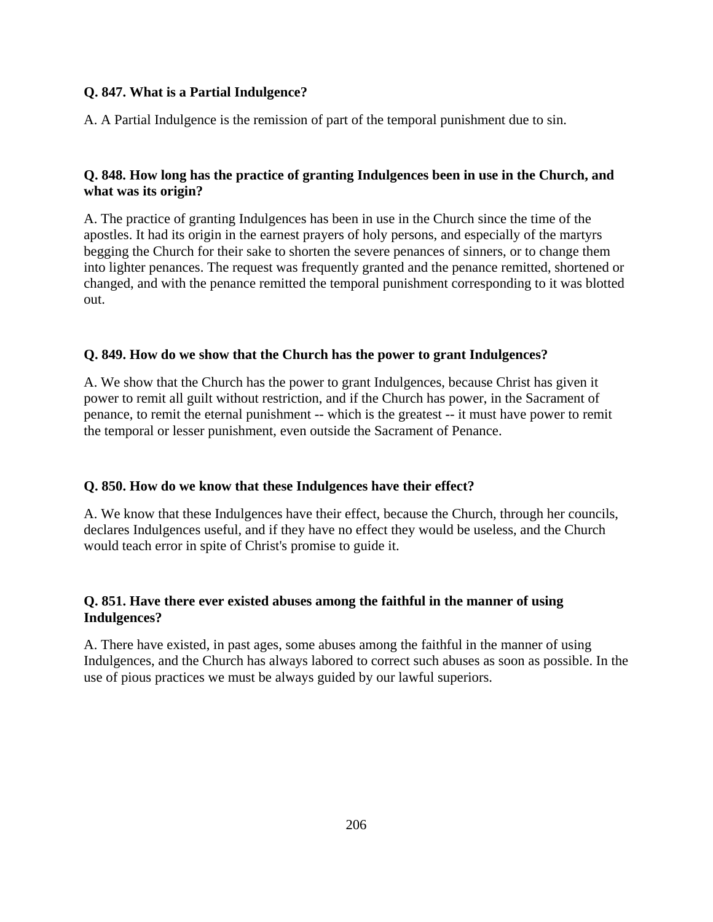**Q. 847. What is a Partial Indulgence?**

A. A Partial Indulgence is the remission of part of the temporal punishment due to sin.

**Q. 848. How long has the practice of granting Indulgences been in use in the Church, and what was its origin?**

A. The practice of granting Indulgences has been in use in the Church since the time of the apostles. It had its origin in the earnest prayers of holy persons, and especially of the martyrs begging the Church for their sake to shorten the severe penances of sinners, or to change them into lighter penances. The request was frequently granted and the penance remitted, shortened or changed, and with the penance remitted the temporal punishment corresponding to it was blotted out.

**Q. 849. How do we show that the Church has the power to grant Indulgences?**

A. We show that the Church has the power to grant Indulgences, because Christ has given it power to remit all guilt without restriction, and if the Church has power, in the Sacrament of penance, to remit the eternal punishment -- which is the greatest -- it must have power to remit the temporal or lesser punishment, even outside the Sacrament of Penance.

**Q. 850. How do we know that these Indulgences have their effect?**

A. We know that these Indulgences have their effect, because the Church, through her councils, declares Indulgences useful, and if they have no effect they would be useless, and the Church would teach error in spite of Christ's promise to guide it.

**Q. 851. Have there ever existed abuses among the faithful in the manner of using Indulgences?**

A. There have existed, in past ages, some abuses among the faithful in the manner of using Indulgences, and the Church has always labored to correct such abuses as soon as possible. In the use of pious practices we must be always guided by our lawful superiors.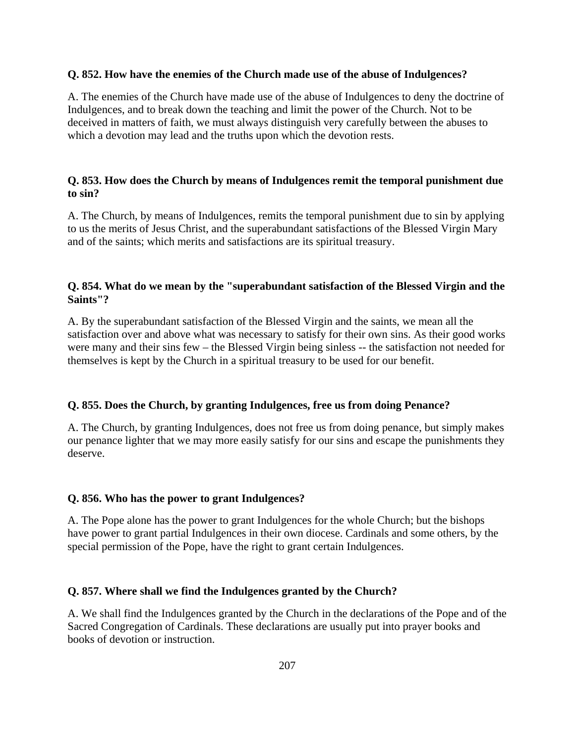**Q. 852. How have the enemies of the Church made use of the abuse of Indulgences?**

A. The enemies of the Church have made use of the abuse of Indulgences to deny the doctrine of Indulgences, and to break down the teaching and limit the power of the Church. Not to be deceived in matters of faith, we must always distinguish very carefully between the abuses to which a devotion may lead and the truths upon which the devotion rests.

**Q. 853. How does the Church by means of Indulgences remit the temporal punishment due to sin?**

A. The Church, by means of Indulgences, remits the temporal punishment due to sin by applying to us the merits of Jesus Christ, and the superabundant satisfactions of the Blessed Virgin Mary and of the saints; which merits and satisfactions are its spiritual treasury.

**Q. 854. What do we mean by the "superabundant satisfaction of the Blessed Virgin and the Saints"?**

A. By the superabundant satisfaction of the Blessed Virgin and the saints, we mean all the satisfaction over and above what was necessary to satisfy for their own sins. As their good works were many and their sins few – the Blessed Virgin being sinless -- the satisfaction not needed for themselves is kept by the Church in a spiritual treasury to be used for our benefit.

**Q. 855. Does the Church, by granting Indulgences, free us from doing Penance?**

A. The Church, by granting Indulgences, does not free us from doing penance, but simply makes our penance lighter that we may more easily satisfy for our sins and escape the punishments they deserve.

**Q. 856. Who has the power to grant Indulgences?**

A. The Pope alone has the power to grant Indulgences for the whole Church; but the bishops have power to grant partial Indulgences in their own diocese. Cardinals and some others, by the special permission of the Pope, have the right to grant certain Indulgences.

**Q. 857. Where shall we find the Indulgences granted by the Church?**

A. We shall find the Indulgences granted by the Church in the declarations of the Pope and of the Sacred Congregation of Cardinals. These declarations are usually put into prayer books and books of devotion or instruction.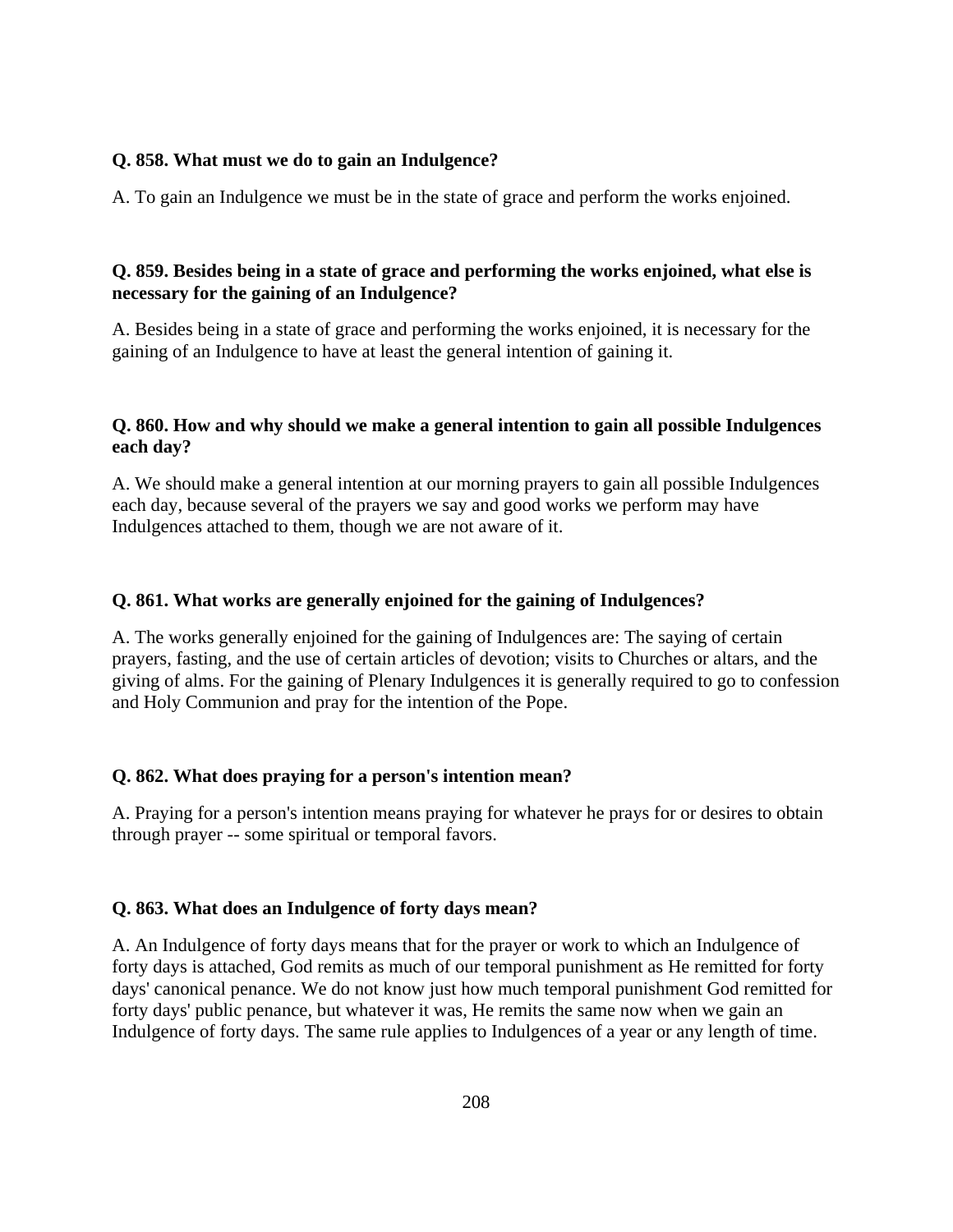**Q. 858. What must we do to gain an Indulgence?**

A. To gain an Indulgence we must be in the state of grace and perform the works enjoined.

**Q. 859. Besides being in a state of grace and performing the works enjoined, what else is necessary for the gaining of an Indulgence?**

A. Besides being in a state of grace and performing the works enjoined, it is necessary for the gaining of an Indulgence to have at least the general intention of gaining it.

**Q. 860. How and why should we make a general intention to gain all possible Indulgences each day?**

A. We should make a general intention at our morning prayers to gain all possible Indulgences each day, because several of the prayers we say and good works we perform may have Indulgences attached to them, though we are not aware of it.

**Q. 861. What works are generally enjoined for the gaining of Indulgences?**

A. The works generally enjoined for the gaining of Indulgences are: The saying of certain prayers, fasting, and the use of certain articles of devotion; visits to Churches or altars, and the giving of alms. For the gaining of Plenary Indulgences it is generally required to go to confession and Holy Communion and pray for the intention of the Pope.

**Q. 862. What does praying for a person's intention mean?**

A. Praying for a person's intention means praying for whatever he prays for or desires to obtain through prayer -- some spiritual or temporal favors.

**Q. 863. What does an Indulgence of forty days mean?**

A. An Indulgence of forty days means that for the prayer or work to which an Indulgence of forty days is attached, God remits as much of our temporal punishment as He remitted for forty days' canonical penance. We do not know just how much temporal punishment God remitted for forty days' public penance, but whatever it was, He remits the same now when we gain an Indulgence of forty days. The same rule applies to Indulgences of a year or any length of time.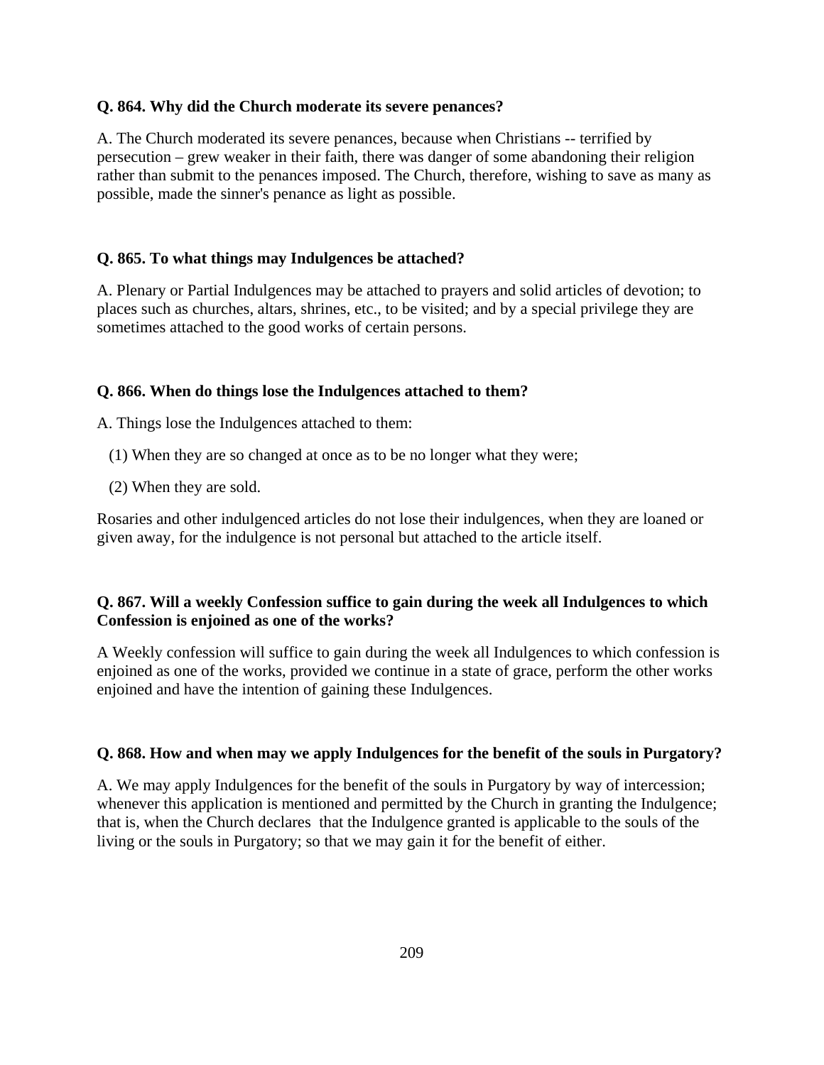**Q. 864. Why did the Church moderate its severe penances?**

A. The Church moderated its severe penances, because when Christians -- terrified by persecution – grew weaker in their faith, there was danger of some abandoning their religion rather than submit to the penances imposed. The Church, therefore, wishing to save as many as possible, made the sinner's penance as light as possible.

**Q. 865. To what things may Indulgences be attached?**

A. Plenary or Partial Indulgences may be attached to prayers and solid articles of devotion; to places such as churches, altars, shrines, etc., to be visited; and by a special privilege they are sometimes attached to the good works of certain persons.

**Q. 866. When do things lose the Indulgences attached to them?**

A. Things lose the Indulgences attached to them:

(1) When they are so changed at once as to be no longer what they were;

(2) When they are sold.

Rosaries and other indulgenced articles do not lose their indulgences, when they are loaned or given away, for the indulgence is not personal but attached to the article itself.

**Q. 867. Will a weekly Confession suffice to gain during the week all Indulgences to which Confession is enjoined as one of the works?**

A Weekly confession will suffice to gain during the week all Indulgences to which confession is enjoined as one of the works, provided we continue in a state of grace, perform the other works enjoined and have the intention of gaining these Indulgences.

**Q. 868. How and when may we apply Indulgences for the benefit of the souls in Purgatory?**

A. We may apply Indulgences for the benefit of the souls in Purgatory by way of intercession; whenever this application is mentioned and permitted by the Church in granting the Indulgence; that is, when the Church declares that the Indulgence granted is applicable to the souls of the living or the souls in Purgatory; so that we may gain it for the benefit of either.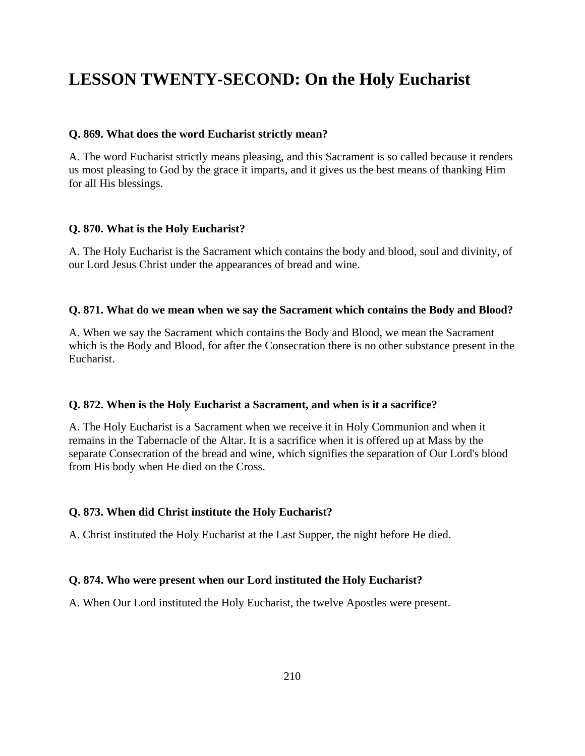# LESSON TWENTY-SECOND: On the Holy Eucharist

**Q. 869. What does the word Eucharist strictly mean?**

A. The word Eucharist strictly means pleasing, and this Sacrament is so called because it renders us most pleasing to God by the grace it imparts, and it gives us the best means of thanking Him for all His blessings.

**Q. 870. What is the Holy Eucharist?**

A. The Holy Eucharist is the Sacrament which contains the body and blood, soul and divinity, of our Lord Jesus Christ under the appearances of bread and wine.

**Q. 871. What do we mean when we say the Sacrament which contains the Body and Blood?**

A. When we say the Sacrament which contains the Body and Blood, we mean the Sacrament which is the Body and Blood, for after the Consecration there is no other substance present in the Eucharist.

**Q. 872. When is the Holy Eucharist a Sacrament, and when is it a sacrifice?**

A. The Holy Eucharist is a Sacrament when we receive it in Holy Communion and when it remains in the Tabernacle of the Altar. It is a sacrifice when it is offered up at Mass by the separate Consecration of the bread and wine, which signifies the separation of Our Lord's blood from His body when He died on the Cross.

**Q. 873. When did Christ institute the Holy Eucharist?**

A. Christ instituted the Holy Eucharist at the Last Supper, the night before He died.

**Q. 874. Who were present when our Lord instituted the Holy Eucharist?**

A. When Our Lord instituted the Holy Eucharist, the twelve Apostles were present.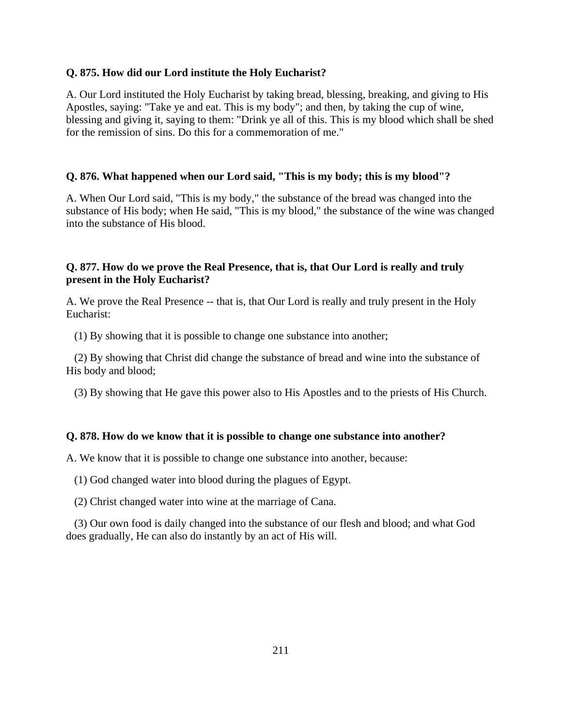**Q. 875. How did our Lord institute the Holy Eucharist?**

A. Our Lord instituted the Holy Eucharist by taking bread, blessing, breaking, and giving to His Apostles, saying: "Take ye and eat. This is my body"; and then, by taking the cup of wine, blessing and giving it, saying to them: "Drink ye all of this. This is my blood which shall be shed for the remission of sins. Do this for a commemoration of me."

**Q. 876. What happened when our Lord said, "This is my body; this is my blood"?**

A. When Our Lord said, "This is my body," the substance of the bread was changed into the substance of His body; when He said, "This is my blood," the substance of the wine was changed into the substance of His blood.

**Q. 877. How do we prove the Real Presence, that is, that Our Lord is really and truly present in the Holy Eucharist?**

A. We prove the Real Presence -- that is, that Our Lord is really and truly present in the Holy Eucharist:

(1) By showing that it is possible to change one substance into another;

(2) By showing that Christ did change the substance of bread and wine into the substance of His body and blood;

(3) By showing that He gave this power also to His Apostles and to the priests of His Church.

**Q. 878. How do we know that it is possible to change one substance into another?**

A. We know that it is possible to change one substance into another, because:

(1) God changed water into blood during the plagues of Egypt.

(2) Christ changed water into wine at the marriage of Cana.

(3) Our own food is daily changed into the substance of our flesh and blood; and what God does gradually, He can also do instantly by an act of His will.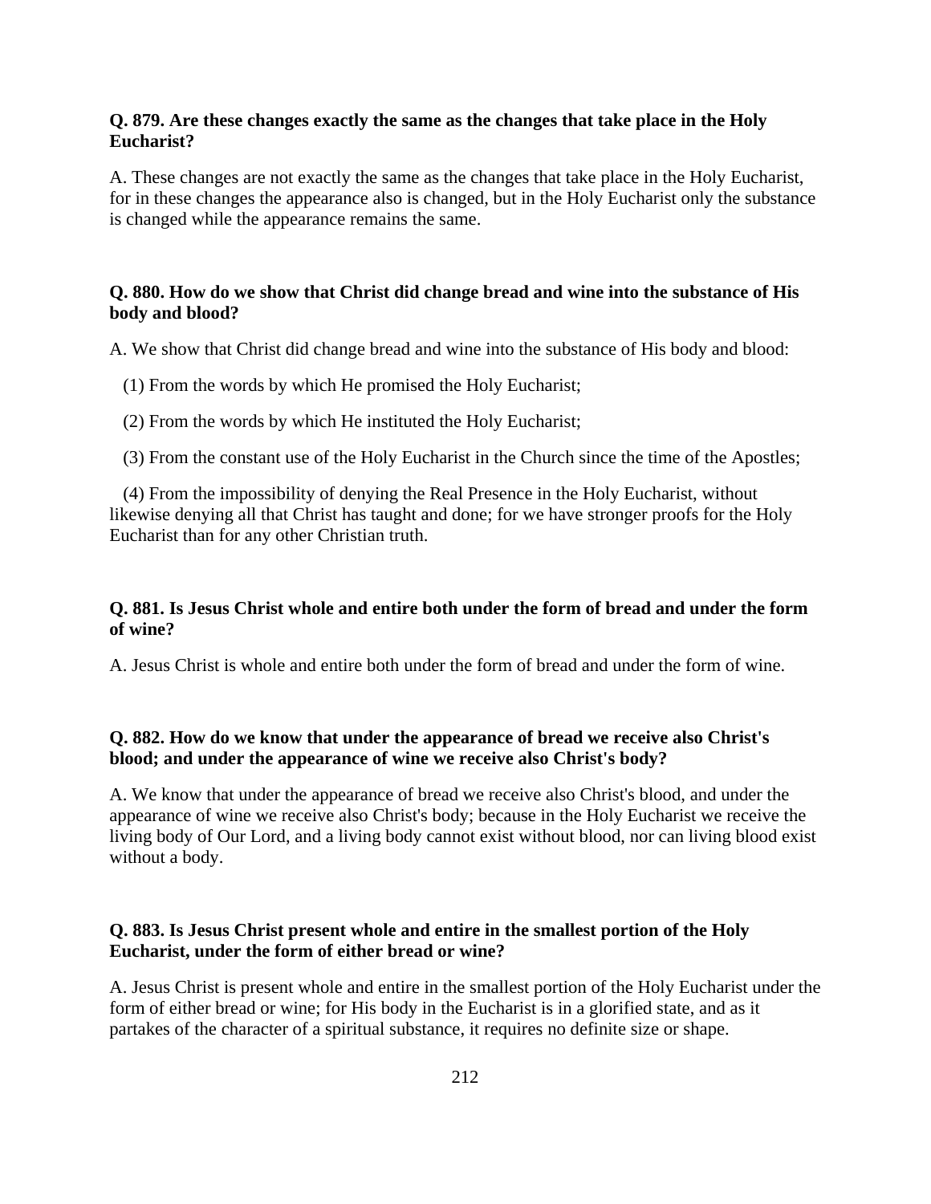**Q. 879. Are these changes exactly the same as the changes that take place in the Holy Eucharist?**

A. These changes are not exactly the same as the changes that take place in the Holy Eucharist, for in these changes the appearance also is changed, but in the Holy Eucharist only the substance is changed while the appearance remains the same.

**Q. 880. How do we show that Christ did change bread and wine into the substance of His body and blood?**

A. We show that Christ did change bread and wine into the substance of His body and blood:

(1) From the words by which He promised the Holy Eucharist;

(2) From the words by which He instituted the Holy Eucharist;

(3) From the constant use of the Holy Eucharist in the Church since the time of the Apostles;

(4) From the impossibility of denying the Real Presence in the Holy Eucharist, without likewise denying all that Christ has taught and done; for we have stronger proofs for the Holy Eucharist than for any other Christian truth.

**Q. 881. Is Jesus Christ whole and entire both under the form of bread and under the form of wine?**

A. Jesus Christ is whole and entire both under the form of bread and under the form of wine.

**Q. 882. How do we know that under the appearance of bread we receive also Christ's blood; and under the appearance of wine we receive also Christ's body?**

A. We know that under the appearance of bread we receive also Christ's blood, and under the appearance of wine we receive also Christ's body; because in the Holy Eucharist we receive the living body of Our Lord, and a living body cannot exist without blood, nor can living blood exist without a body.

**Q. 883. Is Jesus Christ present whole and entire in the smallest portion of the Holy Eucharist, under the form of either bread or wine?**

A. Jesus Christ is present whole and entire in the smallest portion of the Holy Eucharist under the form of either bread or wine; for His body in the Eucharist is in a glorified state, and as it partakes of the character of a spiritual substance, it requires no definite size or shape.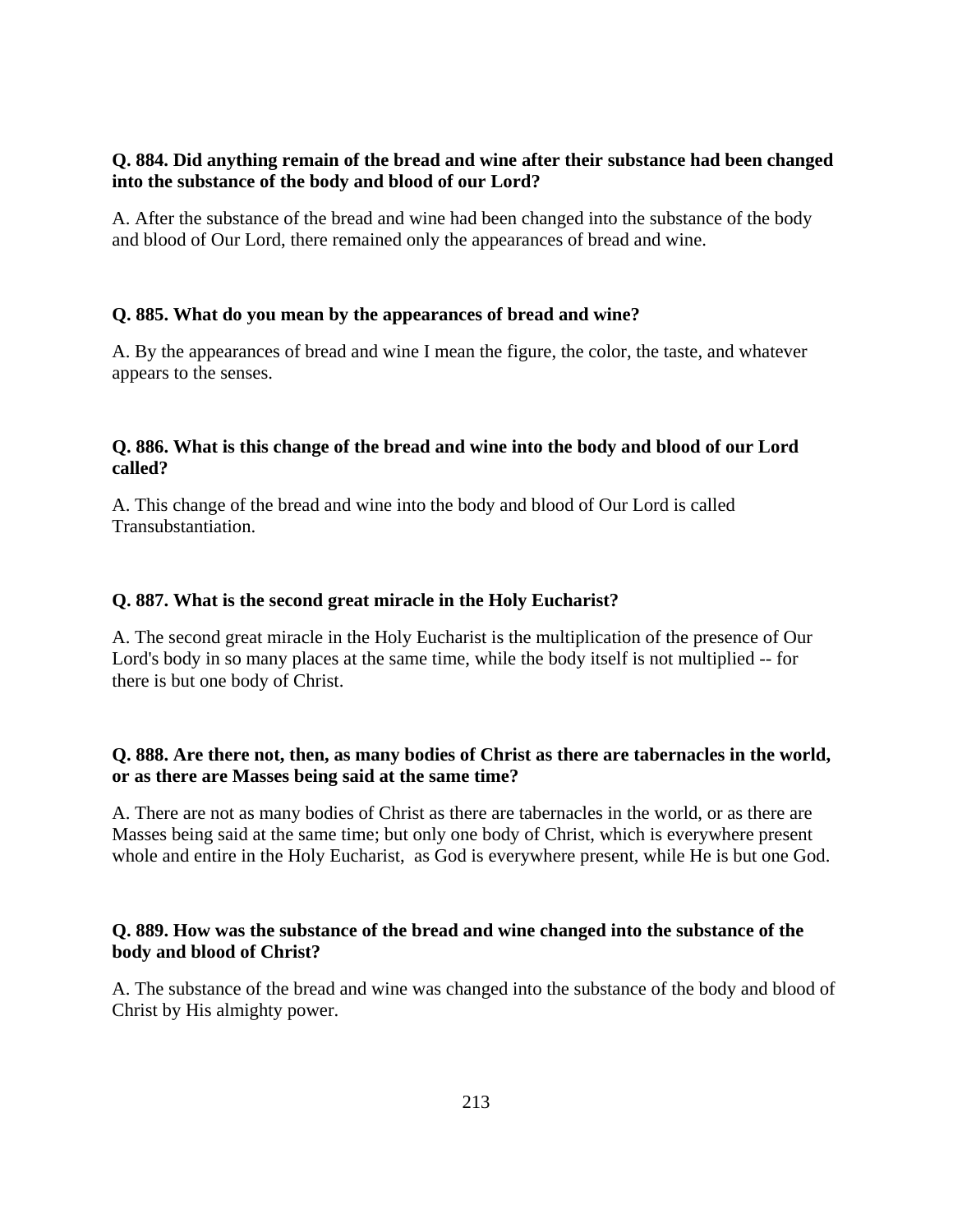**Q. 884. Did anything remain of the bread and wine after their substance had been changed into the substance of the body and blood of our Lord?**

A. After the substance of the bread and wine had been changed into the substance of the body and blood of Our Lord, there remained only the appearances of bread and wine.

**Q. 885. What do you mean by the appearances of bread and wine?**

A. By the appearances of bread and wine I mean the figure, the color, the taste, and whatever appears to the senses.

**Q. 886. What is this change of the bread and wine into the body and blood of our Lord called?**

A. This change of the bread and wine into the body and blood of Our Lord is called Transubstantiation.

**Q. 887. What is the second great miracle in the Holy Eucharist?**

A. The second great miracle in the Holy Eucharist is the multiplication of the presence of Our Lord's body in so many places at the same time, while the body itself is not multiplied -- for there is but one body of Christ.

**Q. 888. Are there not, then, as many bodies of Christ as there are tabernacles in the world, or as there are Masses being said at the same time?**

A. There are not as many bodies of Christ as there are tabernacles in the world, or as there are Masses being said at the same time; but only one body of Christ, which is everywhere present whole and entire in the Holy Eucharist, as God is everywhere present, while He is but one God.

**Q. 889. How was the substance of the bread and wine changed into the substance of the body and blood of Christ?**

A. The substance of the bread and wine was changed into the substance of the body and blood of Christ by His almighty power.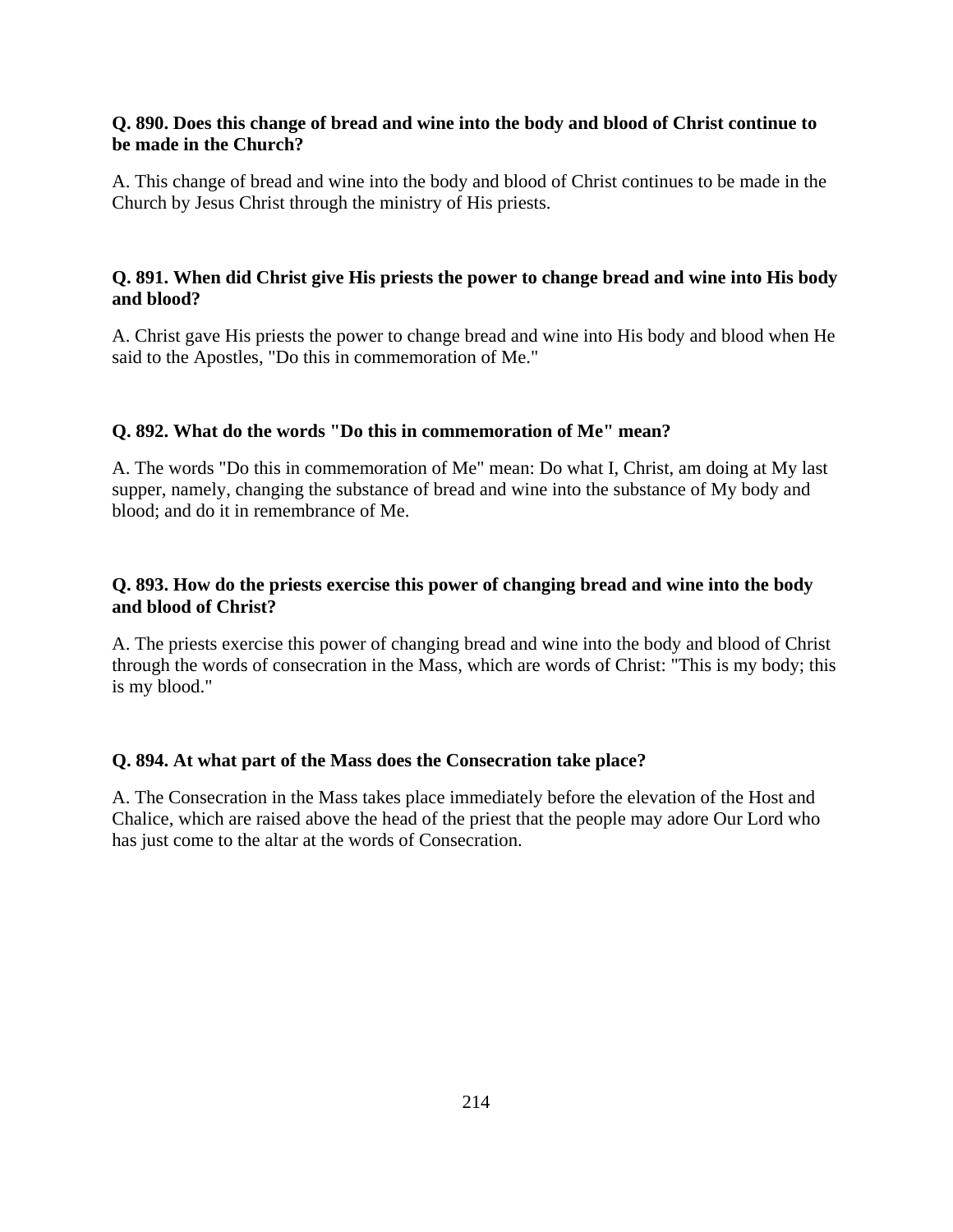**Q. 890. Does this change of bread and wine into the body and blood of Christ continue to be made in the Church?**

A. This change of bread and wine into the body and blood of Christ continues to be made in the Church by Jesus Christ through the ministry of His priests.

**Q. 891. When did Christ give His priests the power to change bread and wine into His body and blood?**

A. Christ gave His priests the power to change bread and wine into His body and blood when He said to the Apostles, "Do this in commemoration of Me."

**Q. 892. What do the words "Do this in commemoration of Me" mean?**

A. The words "Do this in commemoration of Me" mean: Do what I, Christ, am doing at My last supper, namely, changing the substance of bread and wine into the substance of My body and blood; and do it in remembrance of Me.

**Q. 893. How do the priests exercise this power of changing bread and wine into the body and blood of Christ?**

A. The priests exercise this power of changing bread and wine into the body and blood of Christ through the words of consecration in the Mass, which are words of Christ: "This is my body; this is my blood."

**Q. 894. At what part of the Mass does the Consecration take place?**

A. The Consecration in the Mass takes place immediately before the elevation of the Host and Chalice, which are raised above the head of the priest that the people may adore Our Lord who has just come to the altar at the words of Consecration.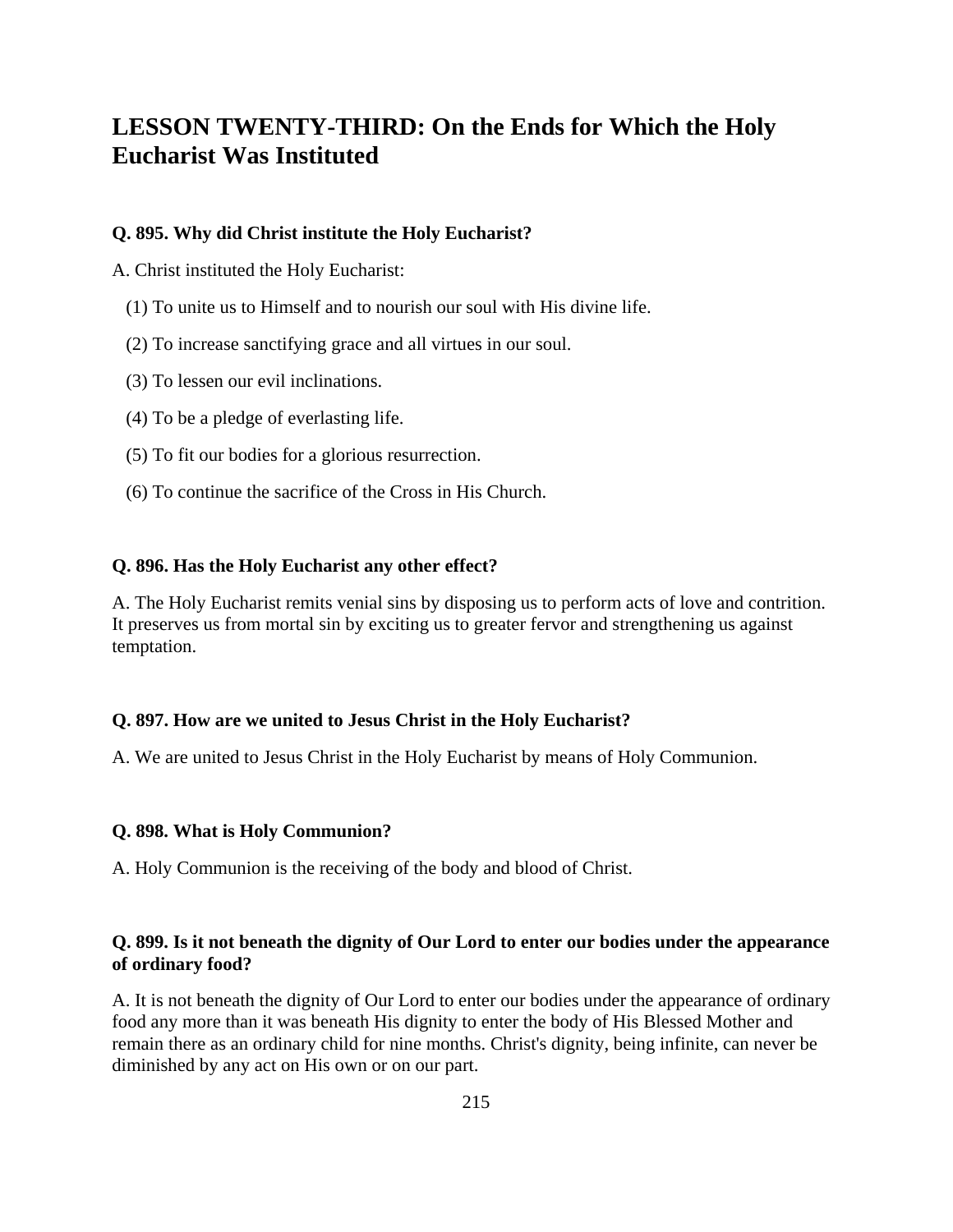## LESSON TWENTY-THIRD: On the Ends for Which the Holy Eucharist Was Instituted

**Q. 895. Why did Christ institute the Holy Eucharist?**

A. Christ instituted the Holy Eucharist:

(1) To unite us to Himself and to nourish our soul with His divine life.

(2) To increase sanctifying grace and all virtues in our soul.

(3) To lessen our evil inclinations.

(4) To be a pledge of everlasting life.

(5) To fit our bodies for a glorious resurrection.

(6) To continue the sacrifice of the Cross in His Church.

**Q. 896. Has the Holy Eucharist any other effect?**

A. The Holy Eucharist remits venial sins by disposing us to perform acts of love and contrition. It preserves us from mortal sin by exciting us to greater fervor and strengthening us against temptation.

**Q. 897. How are we united to Jesus Christ in the Holy Eucharist?**

A. We are united to Jesus Christ in the Holy Eucharist by means of Holy Communion.

**Q. 898. What is Holy Communion?**

A. Holy Communion is the receiving of the body and blood of Christ.

**Q. 899. Is it not beneath the dignity of Our Lord to enter our bodies under the appearance of ordinary food?**

A. It is not beneath the dignity of Our Lord to enter our bodies under the appearance of ordinary food any more than it was beneath His dignity to enter the body of His Blessed Mother and remain there as an ordinary child for nine months. Christ's dignity, being infinite, can never be diminished by any act on His own or on our part.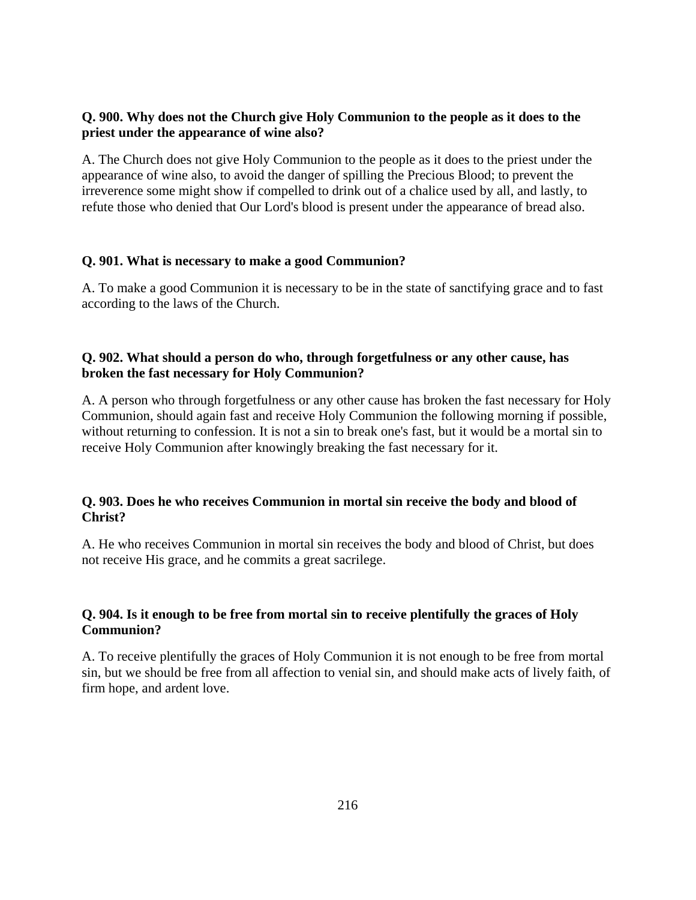**Q. 900. Why does not the Church give Holy Communion to the people as it does to the priest under the appearance of wine also?**

A. The Church does not give Holy Communion to the people as it does to the priest under the appearance of wine also, to avoid the danger of spilling the Precious Blood; to prevent the irreverence some might show if compelled to drink out of a chalice used by all, and lastly, to refute those who denied that Our Lord's blood is present under the appearance of bread also.

**Q. 901. What is necessary to make a good Communion?**

A. To make a good Communion it is necessary to be in the state of sanctifying grace and to fast according to the laws of the Church.

**Q. 902. What should a person do who, through forgetfulness or any other cause, has broken the fast necessary for Holy Communion?**

A. A person who through forgetfulness or any other cause has broken the fast necessary for Holy Communion, should again fast and receive Holy Communion the following morning if possible, without returning to confession. It is not a sin to break one's fast, but it would be a mortal sin to receive Holy Communion after knowingly breaking the fast necessary for it.

**Q. 903. Does he who receives Communion in mortal sin receive the body and blood of Christ?**

A. He who receives Communion in mortal sin receives the body and blood of Christ, but does not receive His grace, and he commits a great sacrilege.

**Q. 904. Is it enough to be free from mortal sin to receive plentifully the graces of Holy Communion?**

A. To receive plentifully the graces of Holy Communion it is not enough to be free from mortal sin, but we should be free from all affection to venial sin, and should make acts of lively faith, of firm hope, and ardent love.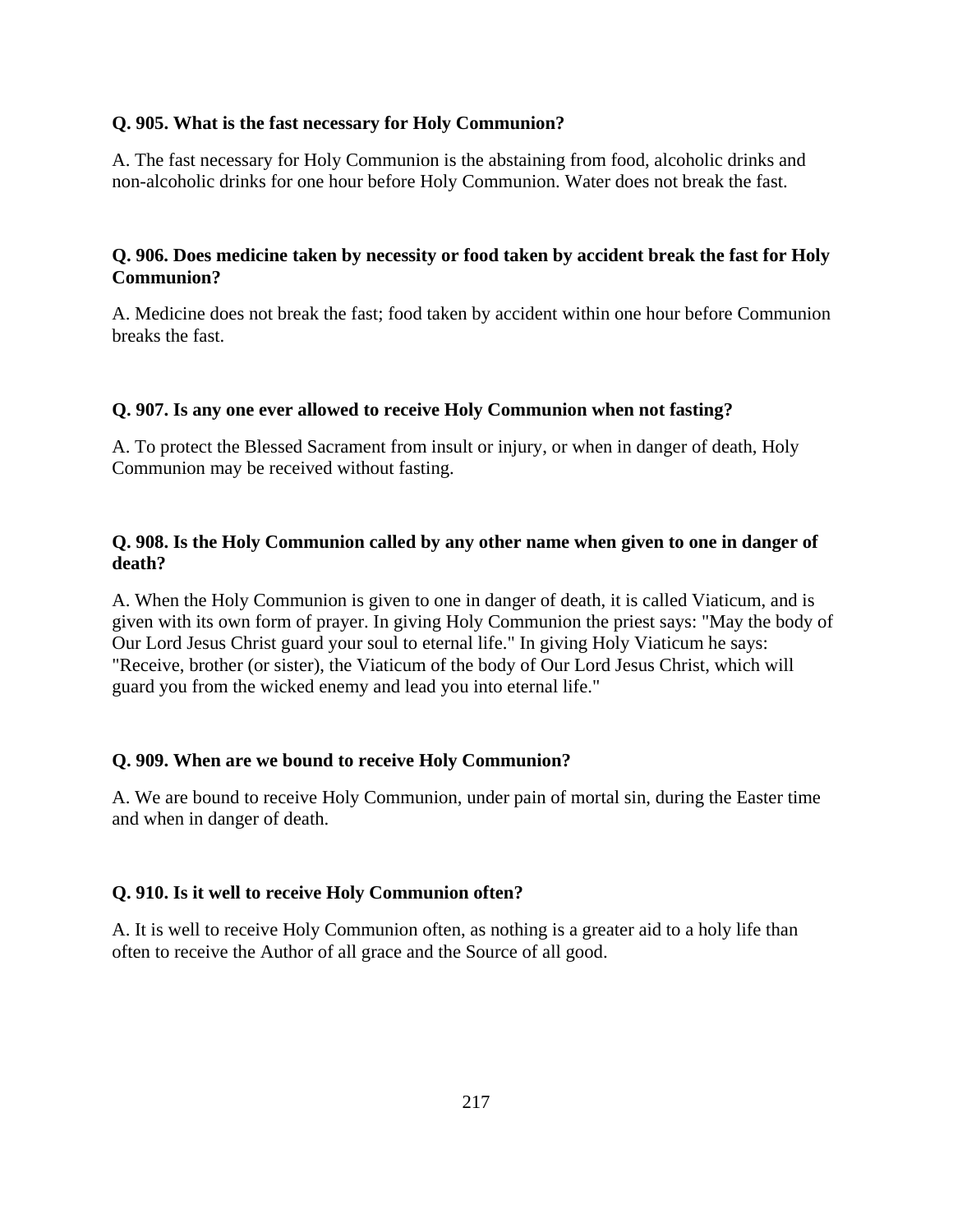**Q. 905. What is the fast necessary for Holy Communion?**

A. The fast necessary for Holy Communion is the abstaining from food, alcoholic drinks and non-alcoholic drinks for one hour before Holy Communion. Water does not break the fast.

**Q. 906. Does medicine taken by necessity or food taken by accident break the fast for Holy Communion?**

A. Medicine does not break the fast; food taken by accident within one hour before Communion breaks the fast.

**Q. 907. Is any one ever allowed to receive Holy Communion when not fasting?**

A. To protect the Blessed Sacrament from insult or injury, or when in danger of death, Holy Communion may be received without fasting.

**Q. 908. Is the Holy Communion called by any other name when given to one in danger of death?**

A. When the Holy Communion is given to one in danger of death, it is called Viaticum, and is given with its own form of prayer. In giving Holy Communion the priest says: "May the body of Our Lord Jesus Christ guard your soul to eternal life." In giving Holy Viaticum he says: "Receive, brother (or sister), the Viaticum of the body of Our Lord Jesus Christ, which will guard you from the wicked enemy and lead you into eternal life."

**Q. 909. When are we bound to receive Holy Communion?**

A. We are bound to receive Holy Communion, under pain of mortal sin, during the Easter time and when in danger of death.

**Q. 910. Is it well to receive Holy Communion often?**

A. It is well to receive Holy Communion often, as nothing is a greater aid to a holy life than often to receive the Author of all grace and the Source of all good.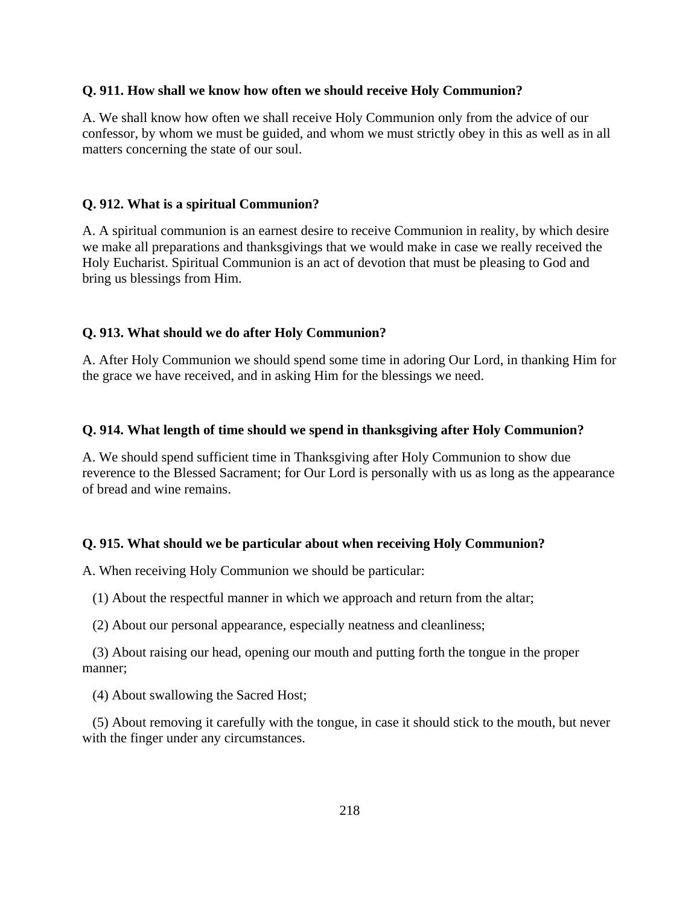**Q. 911. How shall we know how often we should receive Holy Communion?**

A. We shall know how often we shall receive Holy Communion only from the advice of our confessor, by whom we must be guided, and whom we must strictly obey in this as well as in all matters concerning the state of our soul.

**Q. 912. What is a spiritual Communion?**

A. A spiritual communion is an earnest desire to receive Communion in reality, by which desire we make all preparations and thanksgivings that we would make in case we really received the Holy Eucharist. Spiritual Communion is an act of devotion that must be pleasing to God and bring us blessings from Him.

**Q. 913. What should we do after Holy Communion?**

A. After Holy Communion we should spend some time in adoring Our Lord, in thanking Him for the grace we have received, and in asking Him for the blessings we need.

**Q. 914. What length of time should we spend in thanksgiving after Holy Communion?**

A. We should spend sufficient time in Thanksgiving after Holy Communion to show due reverence to the Blessed Sacrament; for Our Lord is personally with us as long as the appearance of bread and wine remains.

**Q. 915. What should we be particular about when receiving Holy Communion?**

A. When receiving Holy Communion we should be particular:

(1) About the respectful manner in which we approach and return from the altar;

(2) About our personal appearance, especially neatness and cleanliness;

(3) About raising our head, opening our mouth and putting forth the tongue in the proper manner;

(4) About swallowing the Sacred Host;

(5) About removing it carefully with the tongue, in case it should stick to the mouth, but never with the finger under any circumstances.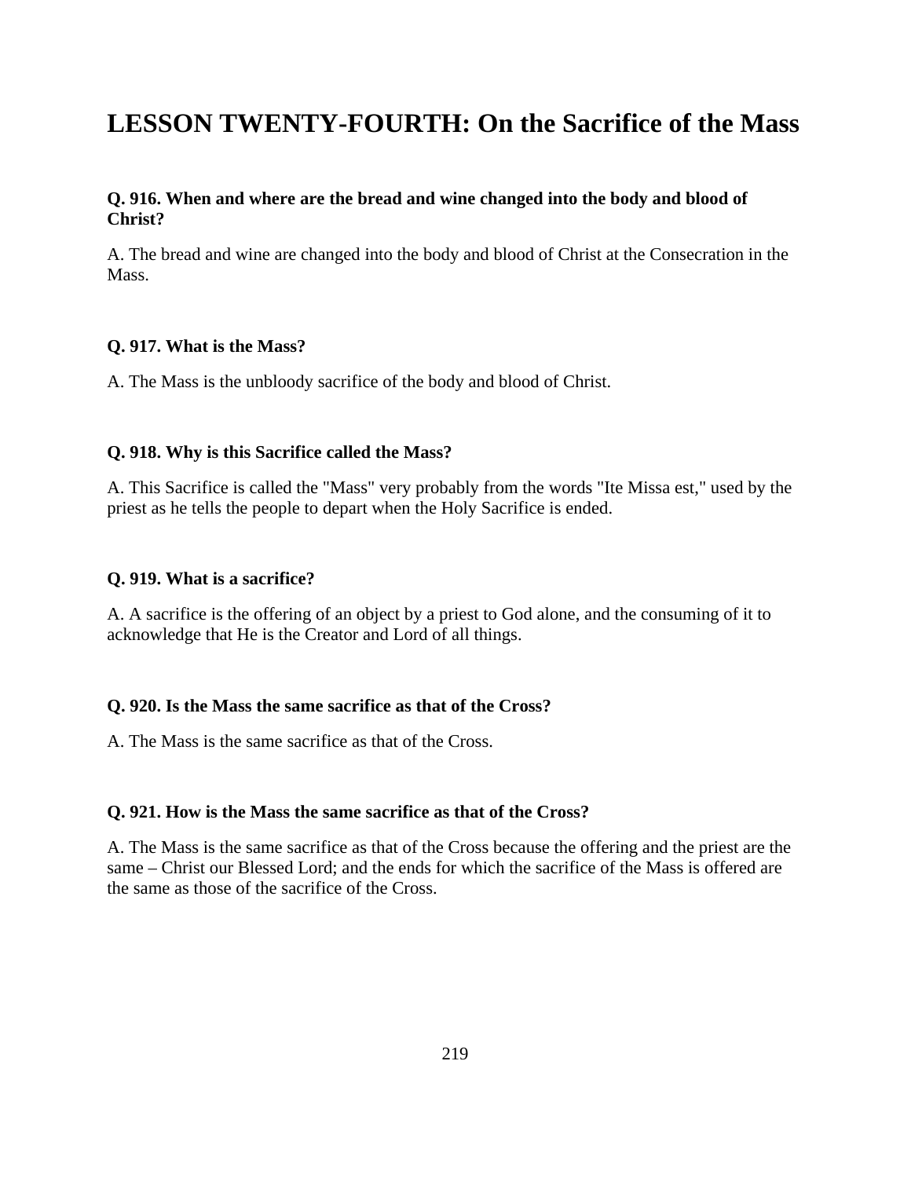# LESSON TWENTY-FOURTH: On the Sacrifice of the Mass

**Q. 916. When and where are the bread and wine changed into the body and blood of Christ?**

A. The bread and wine are changed into the body and blood of Christ at the Consecration in the Mass.

**Q. 917. What is the Mass?**

A. The Mass is the unbloody sacrifice of the body and blood of Christ.

**Q. 918. Why is this Sacrifice called the Mass?**

A. This Sacrifice is called the "Mass" very probably from the words "Ite Missa est," used by the priest as he tells the people to depart when the Holy Sacrifice is ended.

**Q. 919. What is a sacrifice?**

A. A sacrifice is the offering of an object by a priest to God alone, and the consuming of it to acknowledge that He is the Creator and Lord of all things.

**Q. 920. Is the Mass the same sacrifice as that of the Cross?**

A. The Mass is the same sacrifice as that of the Cross.

**Q. 921. How is the Mass the same sacrifice as that of the Cross?**

A. The Mass is the same sacrifice as that of the Cross because the offering and the priest are the same – Christ our Blessed Lord; and the ends for which the sacrifice of the Mass is offered are the same as those of the sacrifice of the Cross.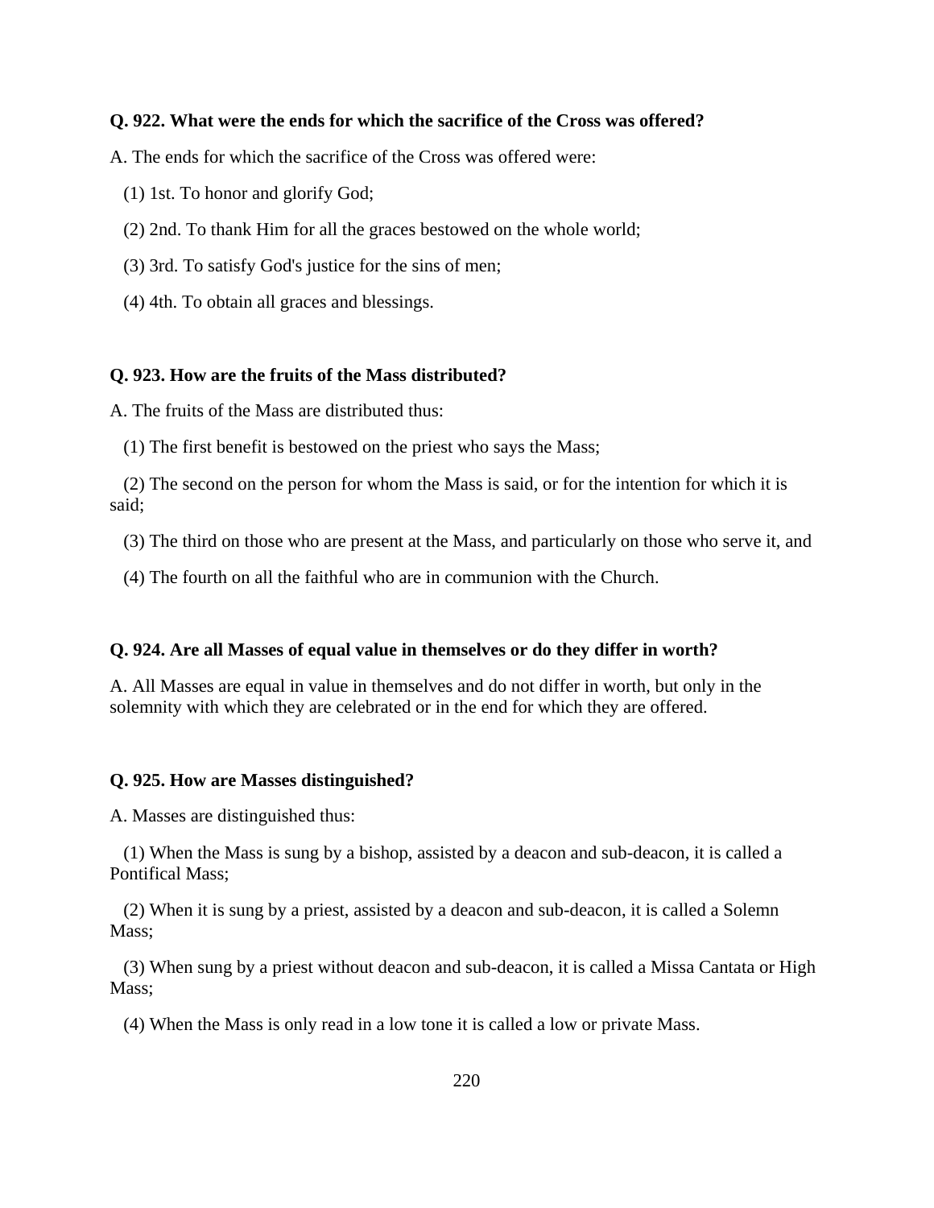**Q. 922. What were the ends for which the sacrifice of the Cross was offered?**

A. The ends for which the sacrifice of the Cross was offered were:

(1) 1st. To honor and glorify God;

(2) 2nd. To thank Him for all the graces bestowed on the whole world;

(3) 3rd. To satisfy God's justice for the sins of men;

(4) 4th. To obtain all graces and blessings.

**Q. 923. How are the fruits of the Mass distributed?**

A. The fruits of the Mass are distributed thus:

(1) The first benefit is bestowed on the priest who says the Mass;

(2) The second on the person for whom the Mass is said, or for the intention for which it is said;

(3) The third on those who are present at the Mass, and particularly on those who serve it, and

(4) The fourth on all the faithful who are in communion with the Church.

**Q. 924. Are all Masses of equal value in themselves or do they differ in worth?**

A. All Masses are equal in value in themselves and do not differ in worth, but only in the solemnity with which they are celebrated or in the end for which they are offered.

**Q. 925. How are Masses distinguished?**

A. Masses are distinguished thus:

(1) When the Mass is sung by a bishop, assisted by a deacon and sub-deacon, it is called a Pontifical Mass;

(2) When it is sung by a priest, assisted by a deacon and sub-deacon, it is called a Solemn Mass;

(3) When sung by a priest without deacon and sub-deacon, it is called a Missa Cantata or High Mass;

(4) When the Mass is only read in a low tone it is called a low or private Mass.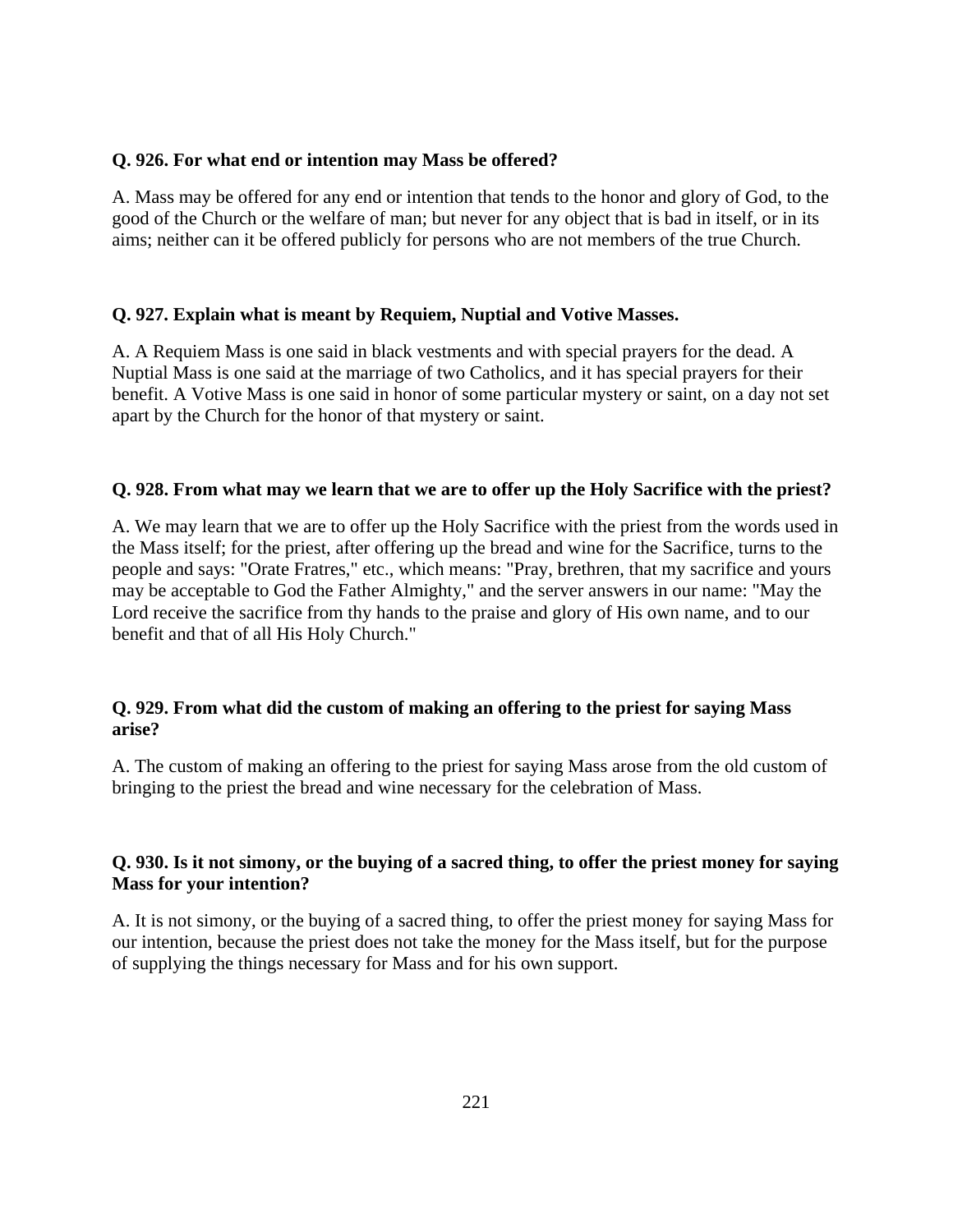**Q. 926. For what end or intention may Mass be offered?**

A. Mass may be offered for any end or intention that tends to the honor and glory of God, to the good of the Church or the welfare of man; but never for any object that is bad in itself, or in its aims; neither can it be offered publicly for persons who are not members of the true Church.

**Q. 927. Explain what is meant by Requiem, Nuptial and Votive Masses.**

A. A Requiem Mass is one said in black vestments and with special prayers for the dead. A Nuptial Mass is one said at the marriage of two Catholics, and it has special prayers for their benefit. A Votive Mass is one said in honor of some particular mystery or saint, on a day not set apart by the Church for the honor of that mystery or saint.

**Q. 928. From what may we learn that we are to offer up the Holy Sacrifice with the priest?**

A. We may learn that we are to offer up the Holy Sacrifice with the priest from the words used in the Mass itself; for the priest, after offering up the bread and wine for the Sacrifice, turns to the people and says: "Orate Fratres," etc., which means: "Pray, brethren, that my sacrifice and yours may be acceptable to God the Father Almighty," and the server answers in our name: "May the Lord receive the sacrifice from thy hands to the praise and glory of His own name, and to our benefit and that of all His Holy Church."

**Q. 929. From what did the custom of making an offering to the priest for saying Mass arise?**

A. The custom of making an offering to the priest for saying Mass arose from the old custom of bringing to the priest the bread and wine necessary for the celebration of Mass.

**Q. 930. Is it not simony, or the buying of a sacred thing, to offer the priest money for saying Mass for your intention?**

A. It is not simony, or the buying of a sacred thing, to offer the priest money for saying Mass for our intention, because the priest does not take the money for the Mass itself, but for the purpose of supplying the things necessary for Mass and for his own support.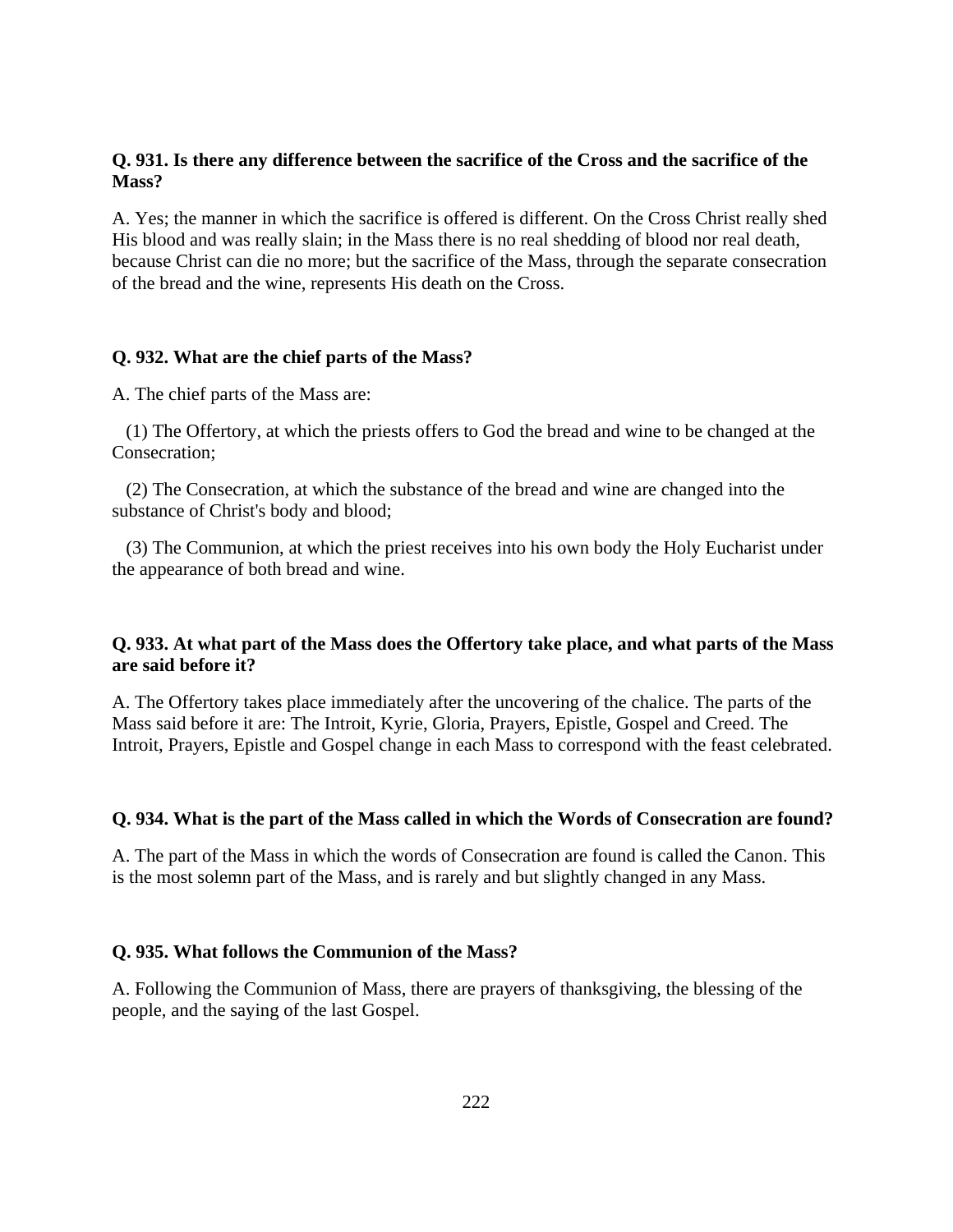**Q. 931. Is there any difference between the sacrifice of the Cross and the sacrifice of the Mass?**

A. Yes; the manner in which the sacrifice is offered is different. On the Cross Christ really shed His blood and was really slain; in the Mass there is no real shedding of blood nor real death, because Christ can die no more; but the sacrifice of the Mass, through the separate consecration of the bread and the wine, represents His death on the Cross.

**Q. 932. What are the chief parts of the Mass?**

A. The chief parts of the Mass are:

(1) The Offertory, at which the priests offers to God the bread and wine to be changed at the Consecration;

(2) The Consecration, at which the substance of the bread and wine are changed into the substance of Christ's body and blood;

(3) The Communion, at which the priest receives into his own body the Holy Eucharist under the appearance of both bread and wine.

**Q. 933. At what part of the Mass does the Offertory take place, and what parts of the Mass are said before it?**

A. The Offertory takes place immediately after the uncovering of the chalice. The parts of the Mass said before it are: The Introit, Kyrie, Gloria, Prayers, Epistle, Gospel and Creed. The Introit, Prayers, Epistle and Gospel change in each Mass to correspond with the feast celebrated.

**Q. 934. What is the part of the Mass called in which the Words of Consecration are found?**

A. The part of the Mass in which the words of Consecration are found is called the Canon. This is the most solemn part of the Mass, and is rarely and but slightly changed in any Mass.

**Q. 935. What follows the Communion of the Mass?**

A. Following the Communion of Mass, there are prayers of thanksgiving, the blessing of the people, and the saying of the last Gospel.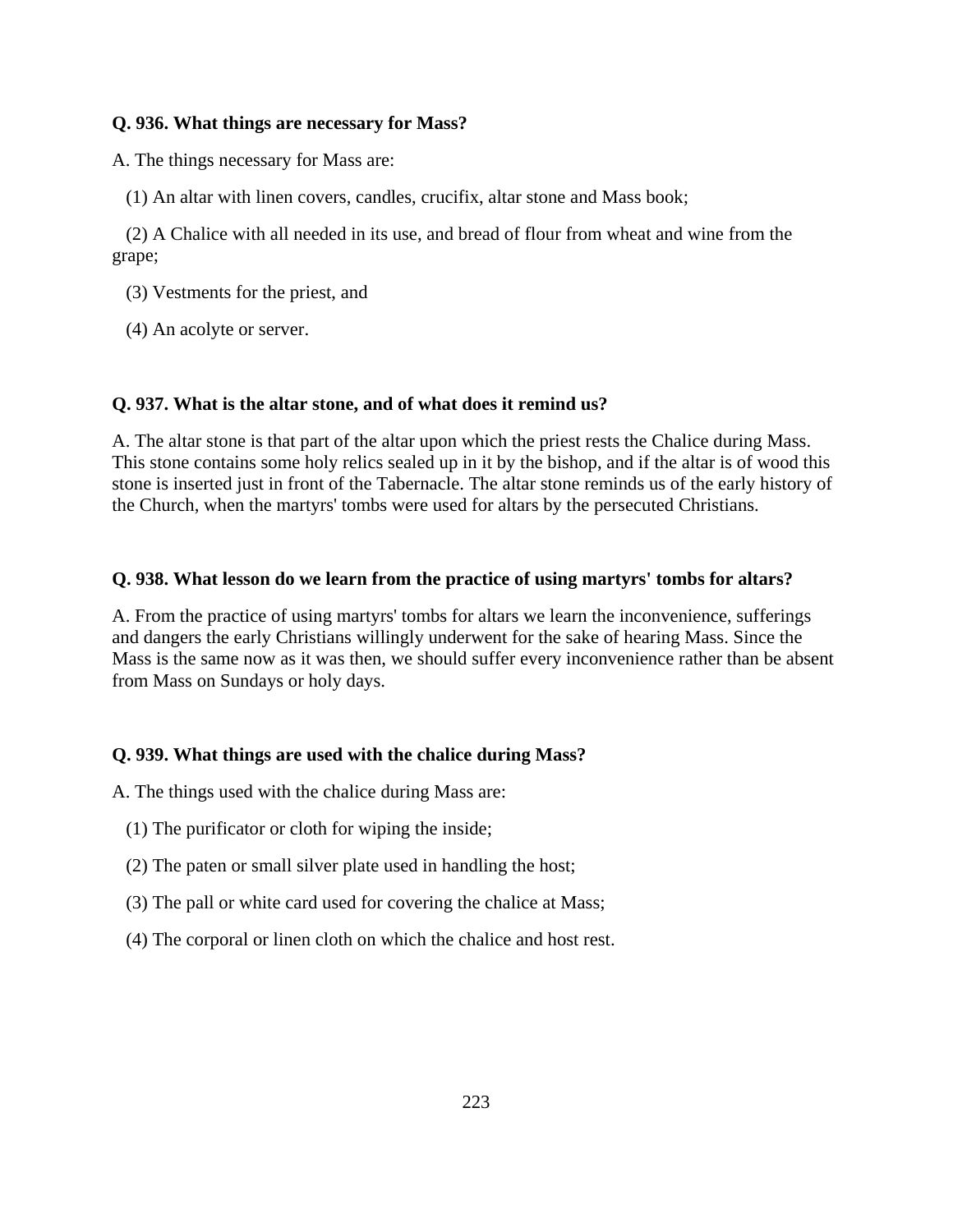**Q. 936. What things are necessary for Mass?**

A. The things necessary for Mass are:

(1) An altar with linen covers, candles, crucifix, altar stone and Mass book;

(2) A Chalice with all needed in its use, and bread of flour from wheat and wine from the grape;

(3) Vestments for the priest, and

(4) An acolyte or server.

**Q. 937. What is the altar stone, and of what does it remind us?**

A. The altar stone is that part of the altar upon which the priest rests the Chalice during Mass. This stone contains some holy relics sealed up in it by the bishop, and if the altar is of wood this stone is inserted just in front of the Tabernacle. The altar stone reminds us of the early history of the Church, when the martyrs' tombs were used for altars by the persecuted Christians.

**Q. 938. What lesson do we learn from the practice of using martyrs' tombs for altars?**

A. From the practice of using martyrs' tombs for altars we learn the inconvenience, sufferings and dangers the early Christians willingly underwent for the sake of hearing Mass. Since the Mass is the same now as it was then, we should suffer every inconvenience rather than be absent from Mass on Sundays or holy days.

**Q. 939. What things are used with the chalice during Mass?**

A. The things used with the chalice during Mass are:

(1) The purificator or cloth for wiping the inside;

(2) The paten or small silver plate used in handling the host;

(3) The pall or white card used for covering the chalice at Mass;

(4) The corporal or linen cloth on which the chalice and host rest.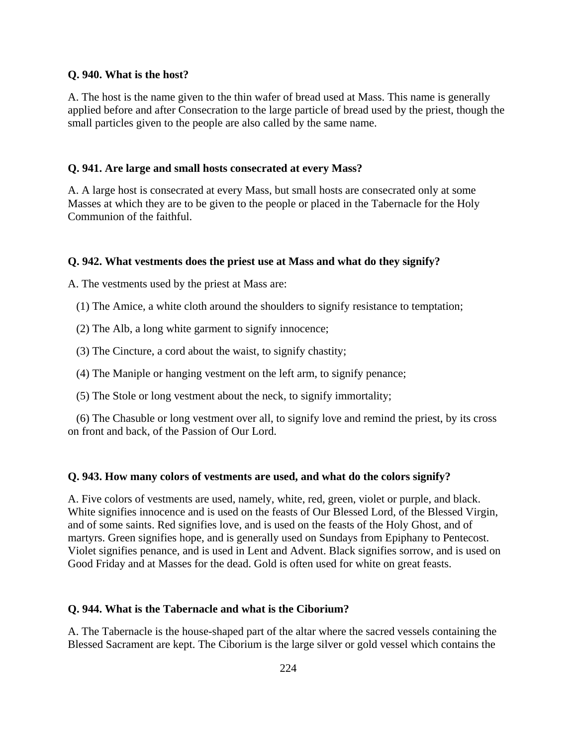**Q. 940. What is the host?**

A. The host is the name given to the thin wafer of bread used at Mass. This name is generally applied before and after Consecration to the large particle of bread used by the priest, though the small particles given to the people are also called by the same name.

**Q. 941. Are large and small hosts consecrated at every Mass?**

A. A large host is consecrated at every Mass, but small hosts are consecrated only at some Masses at which they are to be given to the people or placed in the Tabernacle for the Holy Communion of the faithful.

**Q. 942. What vestments does the priest use at Mass and what do they signify?**

A. The vestments used by the priest at Mass are:

(1) The Amice, a white cloth around the shoulders to signify resistance to temptation;

(2) The Alb, a long white garment to signify innocence;

(3) The Cincture, a cord about the waist, to signify chastity;

(4) The Maniple or hanging vestment on the left arm, to signify penance;

(5) The Stole or long vestment about the neck, to signify immortality;

(6) The Chasuble or long vestment over all, to signify love and remind the priest, by its cross on front and back, of the Passion of Our Lord.

**Q. 943. How many colors of vestments are used, and what do the colors signify?**

A. Five colors of vestments are used, namely, white, red, green, violet or purple, and black. White signifies innocence and is used on the feasts of Our Blessed Lord, of the Blessed Virgin, and of some saints. Red signifies love, and is used on the feasts of the Holy Ghost, and of martyrs. Green signifies hope, and is generally used on Sundays from Epiphany to Pentecost. Violet signifies penance, and is used in Lent and Advent. Black signifies sorrow, and is used on Good Friday and at Masses for the dead. Gold is often used for white on great feasts.

**Q. 944. What is the Tabernacle and what is the Ciborium?**

A. The Tabernacle is the house-shaped part of the altar where the sacred vessels containing the Blessed Sacrament are kept. The Ciborium is the large silver or gold vessel which contains the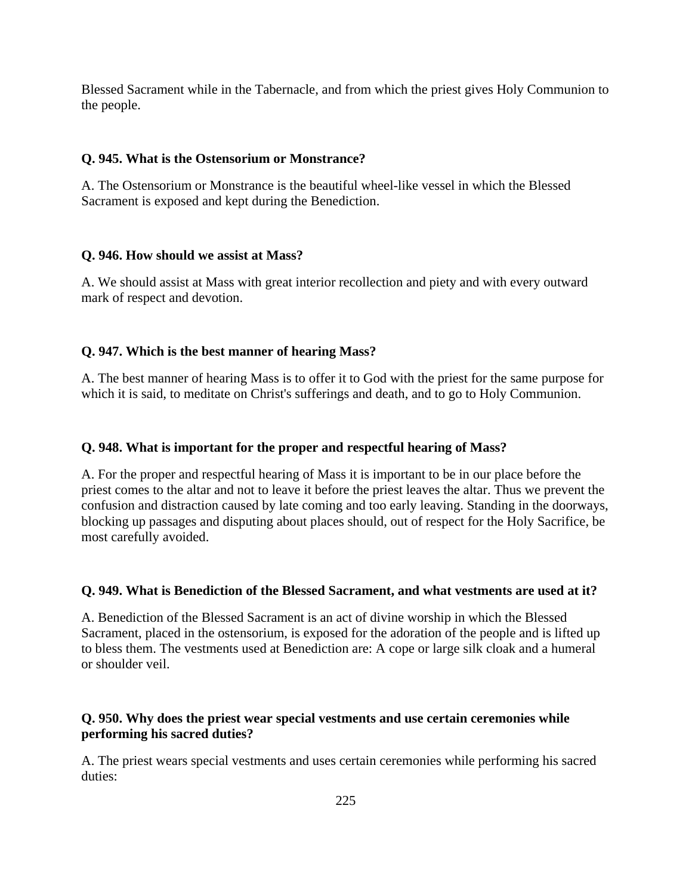Blessed Sacrament while in the Tabernacle, and from which the priest gives Holy Communion to the people.

**Q. 945. What is the Ostensorium or Monstrance?**

A. The Ostensorium or Monstrance is the beautiful wheel-like vessel in which the Blessed Sacrament is exposed and kept during the Benediction.

**Q. 946. How should we assist at Mass?**

A. We should assist at Mass with great interior recollection and piety and with every outward mark of respect and devotion.

**Q. 947. Which is the best manner of hearing Mass?**

A. The best manner of hearing Mass is to offer it to God with the priest for the same purpose for which it is said, to meditate on Christ's sufferings and death, and to go to Holy Communion.

**Q. 948. What is important for the proper and respectful hearing of Mass?**

A. For the proper and respectful hearing of Mass it is important to be in our place before the priest comes to the altar and not to leave it before the priest leaves the altar. Thus we prevent the confusion and distraction caused by late coming and too early leaving. Standing in the doorways, blocking up passages and disputing about places should, out of respect for the Holy Sacrifice, be most carefully avoided.

**Q. 949. What is Benediction of the Blessed Sacrament, and what vestments are used at it?**

A. Benediction of the Blessed Sacrament is an act of divine worship in which the Blessed Sacrament, placed in the ostensorium, is exposed for the adoration of the people and is lifted up to bless them. The vestments used at Benediction are: A cope or large silk cloak and a humeral or shoulder veil.

**Q. 950. Why does the priest wear special vestments and use certain ceremonies while performing his sacred duties?**

A. The priest wears special vestments and uses certain ceremonies while performing his sacred duties: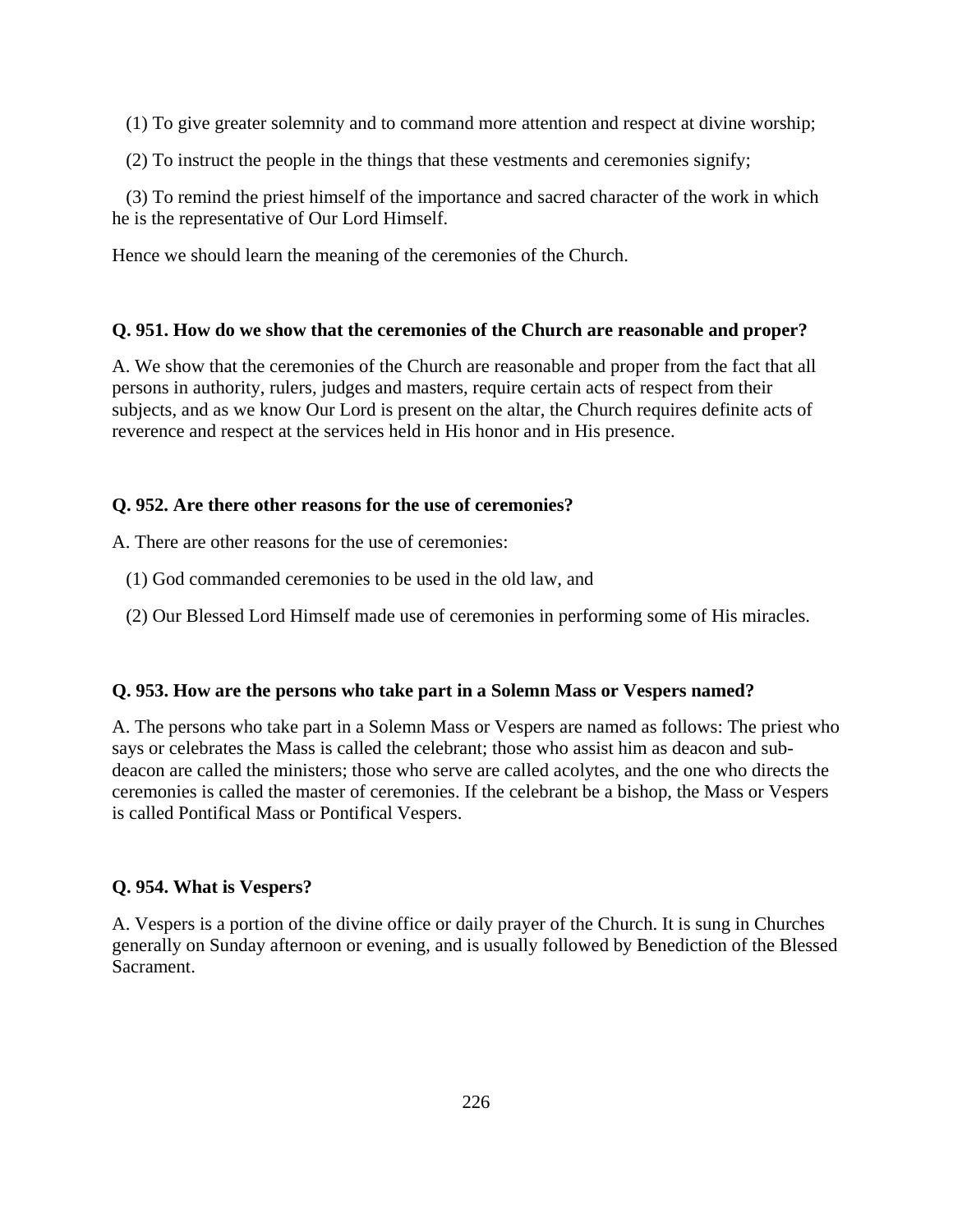(1) To give greater solemnity and to command more attention and respect at divine worship;

(2) To instruct the people in the things that these vestments and ceremonies signify;

(3) To remind the priest himself of the importance and sacred character of the work in which he is the representative of Our Lord Himself.

Hence we should learn the meaning of the ceremonies of the Church.

**Q. 951. How do we show that the ceremonies of the Church are reasonable and proper?**

A. We show that the ceremonies of the Church are reasonable and proper from the fact that all persons in authority, rulers, judges and masters, require certain acts of respect from their subjects, and as we know Our Lord is present on the altar, the Church requires definite acts of reverence and respect at the services held in His honor and in His presence.

**Q. 952. Are there other reasons for the use of ceremonies?**

A. There are other reasons for the use of ceremonies:

(1) God commanded ceremonies to be used in the old law, and

(2) Our Blessed Lord Himself made use of ceremonies in performing some of His miracles.

**Q. 953. How are the persons who take part in a Solemn Mass or Vespers named?**

A. The persons who take part in a Solemn Mass or Vespers are named as follows: The priest who says or celebrates the Mass is called the celebrant; those who assist him as deacon and sub-deacon are called the ministers; those who serve are called acolytes, and the one who directs the ceremonies is called the master of ceremonies. If the celebrant be a bishop, the Mass or Vespers is called Pontifical Mass or Pontifical Vespers.

**Q. 954. What is Vespers?**

A. Vespers is a portion of the divine office or daily prayer of the Church. It is sung in Churches generally on Sunday afternoon or evening, and is usually followed by Benediction of the Blessed Sacrament.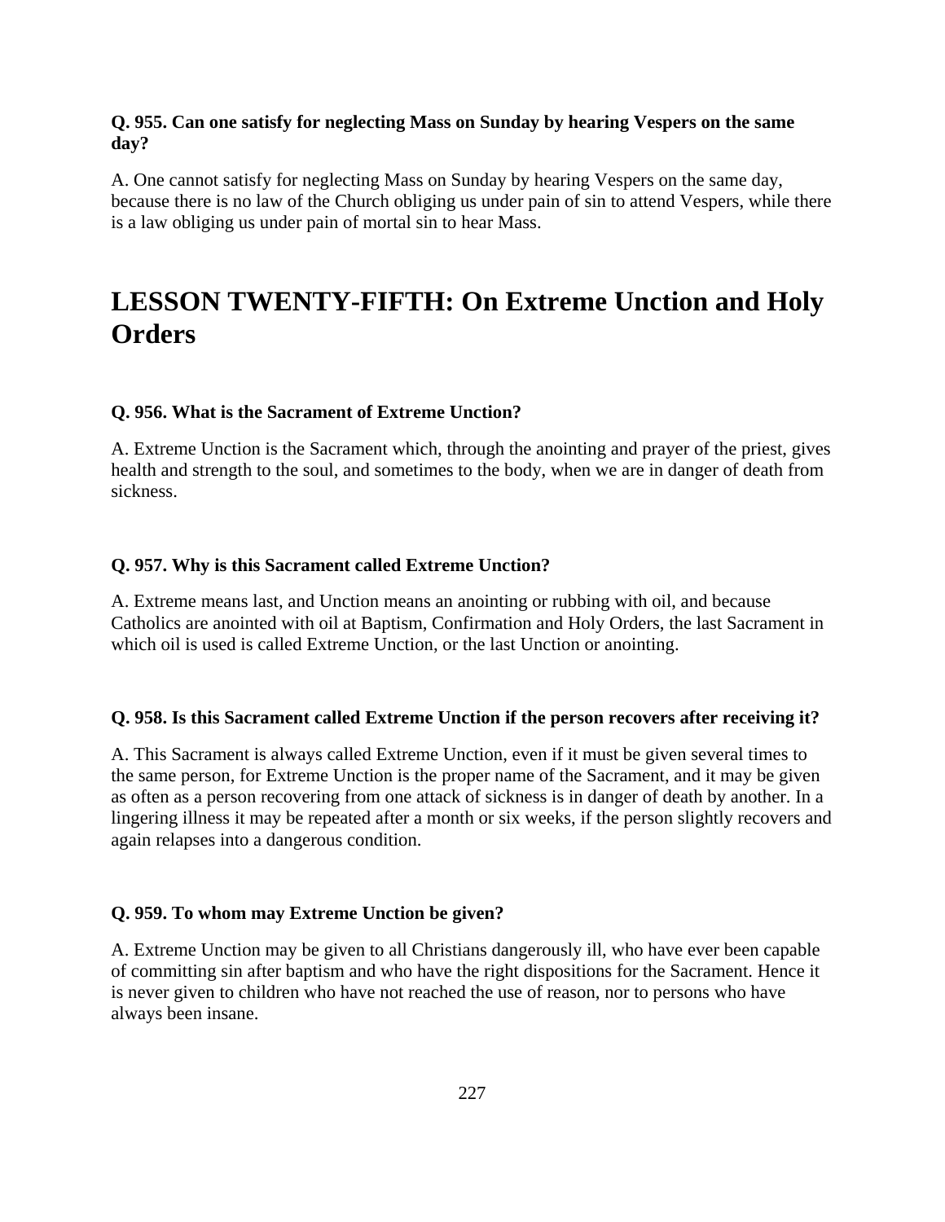**Q. 955. Can one satisfy for neglecting Mass on Sunday by hearing Vespers on the same day?**

A. One cannot satisfy for neglecting Mass on Sunday by hearing Vespers on the same day, because there is no law of the Church obliging us under pain of sin to attend Vespers, while there is a law obliging us under pain of mortal sin to hear Mass.

# LESSON TWENTY-FIFTH: On Extreme Unction and Holy Orders

**Q. 956. What is the Sacrament of Extreme Unction?**

A. Extreme Unction is the Sacrament which, through the anointing and prayer of the priest, gives health and strength to the soul, and sometimes to the body, when we are in danger of death from sickness.

**Q. 957. Why is this Sacrament called Extreme Unction?**

A. Extreme means last, and Unction means an anointing or rubbing with oil, and because Catholics are anointed with oil at Baptism, Confirmation and Holy Orders, the last Sacrament in which oil is used is called Extreme Unction, or the last Unction or anointing.

**Q. 958. Is this Sacrament called Extreme Unction if the person recovers after receiving it?**

A. This Sacrament is always called Extreme Unction, even if it must be given several times to the same person, for Extreme Unction is the proper name of the Sacrament, and it may be given as often as a person recovering from one attack of sickness is in danger of death by another. In a lingering illness it may be repeated after a month or six weeks, if the person slightly recovers and again relapses into a dangerous condition.

**Q. 959. To whom may Extreme Unction be given?**

A. Extreme Unction may be given to all Christians dangerously ill, who have ever been capable of committing sin after baptism and who have the right dispositions for the Sacrament. Hence it is never given to children who have not reached the use of reason, nor to persons who have always been insane.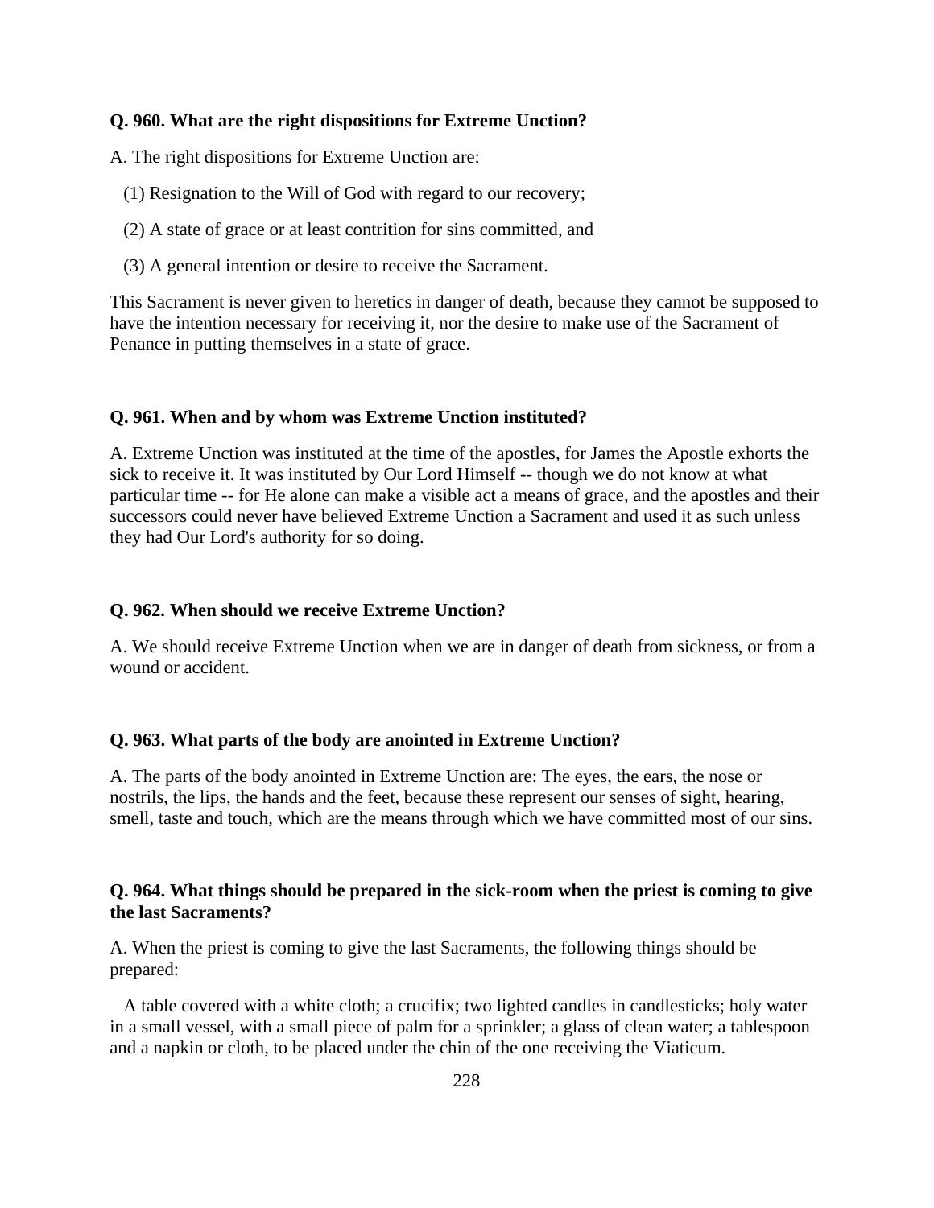**Q. 960. What are the right dispositions for Extreme Unction?**

A. The right dispositions for Extreme Unction are:

(1) Resignation to the Will of God with regard to our recovery;

(2) A state of grace or at least contrition for sins committed, and

(3) A general intention or desire to receive the Sacrament.

This Sacrament is never given to heretics in danger of death, because they cannot be supposed to have the intention necessary for receiving it, nor the desire to make use of the Sacrament of Penance in putting themselves in a state of grace.

**Q. 961. When and by whom was Extreme Unction instituted?**

A. Extreme Unction was instituted at the time of the apostles, for James the Apostle exhorts the sick to receive it. It was instituted by Our Lord Himself -- though we do not know at what particular time -- for He alone can make a visible act a means of grace, and the apostles and their successors could never have believed Extreme Unction a Sacrament and used it as such unless they had Our Lord's authority for so doing.

**Q. 962. When should we receive Extreme Unction?**

A. We should receive Extreme Unction when we are in danger of death from sickness, or from a wound or accident.

**Q. 963. What parts of the body are anointed in Extreme Unction?**

A. The parts of the body anointed in Extreme Unction are: The eyes, the ears, the nose or nostrils, the lips, the hands and the feet, because these represent our senses of sight, hearing, smell, taste and touch, which are the means through which we have committed most of our sins.

**Q. 964. What things should be prepared in the sick-room when the priest is coming to give the last Sacraments?**

A. When the priest is coming to give the last Sacraments, the following things should be prepared:

A table covered with a white cloth; a crucifix; two lighted candles in candlesticks; holy water in a small vessel, with a small piece of palm for a sprinkler; a glass of clean water; a tablespoon and a napkin or cloth, to be placed under the chin of the one receiving the Viaticum.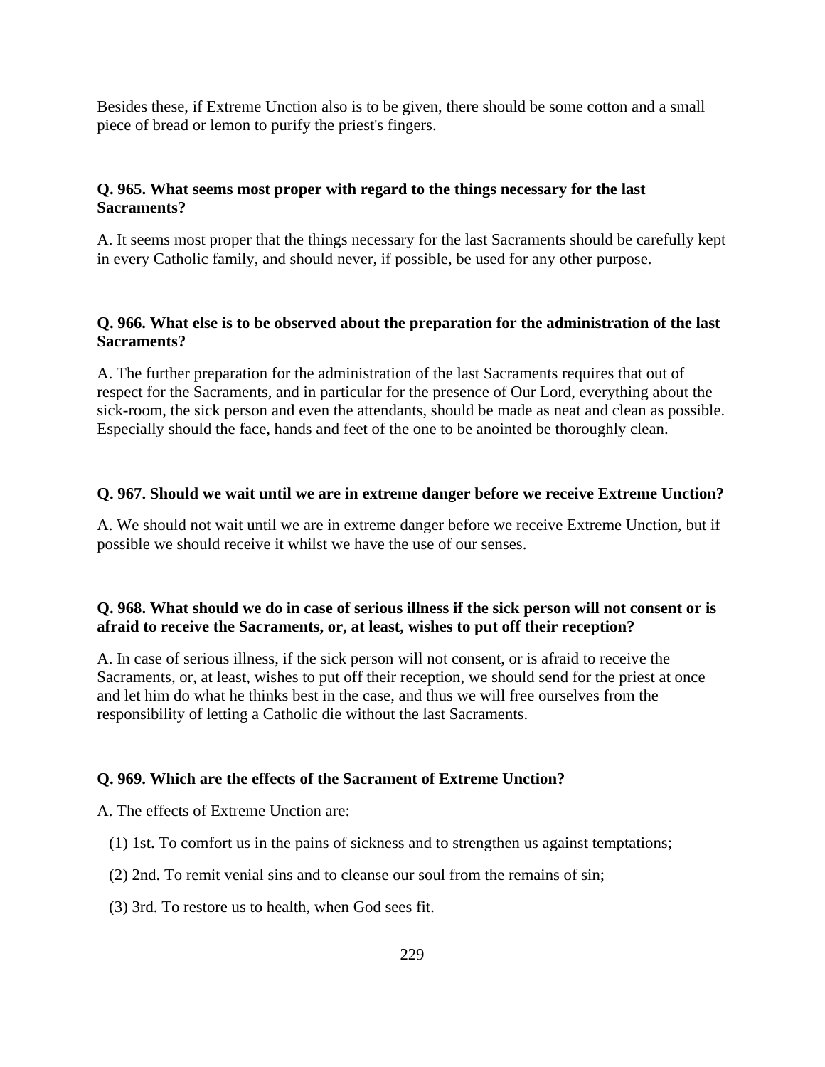Besides these, if Extreme Unction also is to be given, there should be some cotton and a small piece of bread or lemon to purify the priest's fingers.

**Q. 965. What seems most proper with regard to the things necessary for the last Sacraments?**

A. It seems most proper that the things necessary for the last Sacraments should be carefully kept in every Catholic family, and should never, if possible, be used for any other purpose.

**Q. 966. What else is to be observed about the preparation for the administration of the last Sacraments?**

A. The further preparation for the administration of the last Sacraments requires that out of respect for the Sacraments, and in particular for the presence of Our Lord, everything about the sick-room, the sick person and even the attendants, should be made as neat and clean as possible. Especially should the face, hands and feet of the one to be anointed be thoroughly clean.

**Q. 967. Should we wait until we are in extreme danger before we receive Extreme Unction?**

A. We should not wait until we are in extreme danger before we receive Extreme Unction, but if possible we should receive it whilst we have the use of our senses.

**Q. 968. What should we do in case of serious illness if the sick person will not consent or is afraid to receive the Sacraments, or, at least, wishes to put off their reception?**

A. In case of serious illness, if the sick person will not consent, or is afraid to receive the Sacraments, or, at least, wishes to put off their reception, we should send for the priest at once and let him do what he thinks best in the case, and thus we will free ourselves from the responsibility of letting a Catholic die without the last Sacraments.

**Q. 969. Which are the effects of the Sacrament of Extreme Unction?**

A. The effects of Extreme Unction are:

(1) 1st. To comfort us in the pains of sickness and to strengthen us against temptations;

(2) 2nd. To remit venial sins and to cleanse our soul from the remains of sin;

(3) 3rd. To restore us to health, when God sees fit.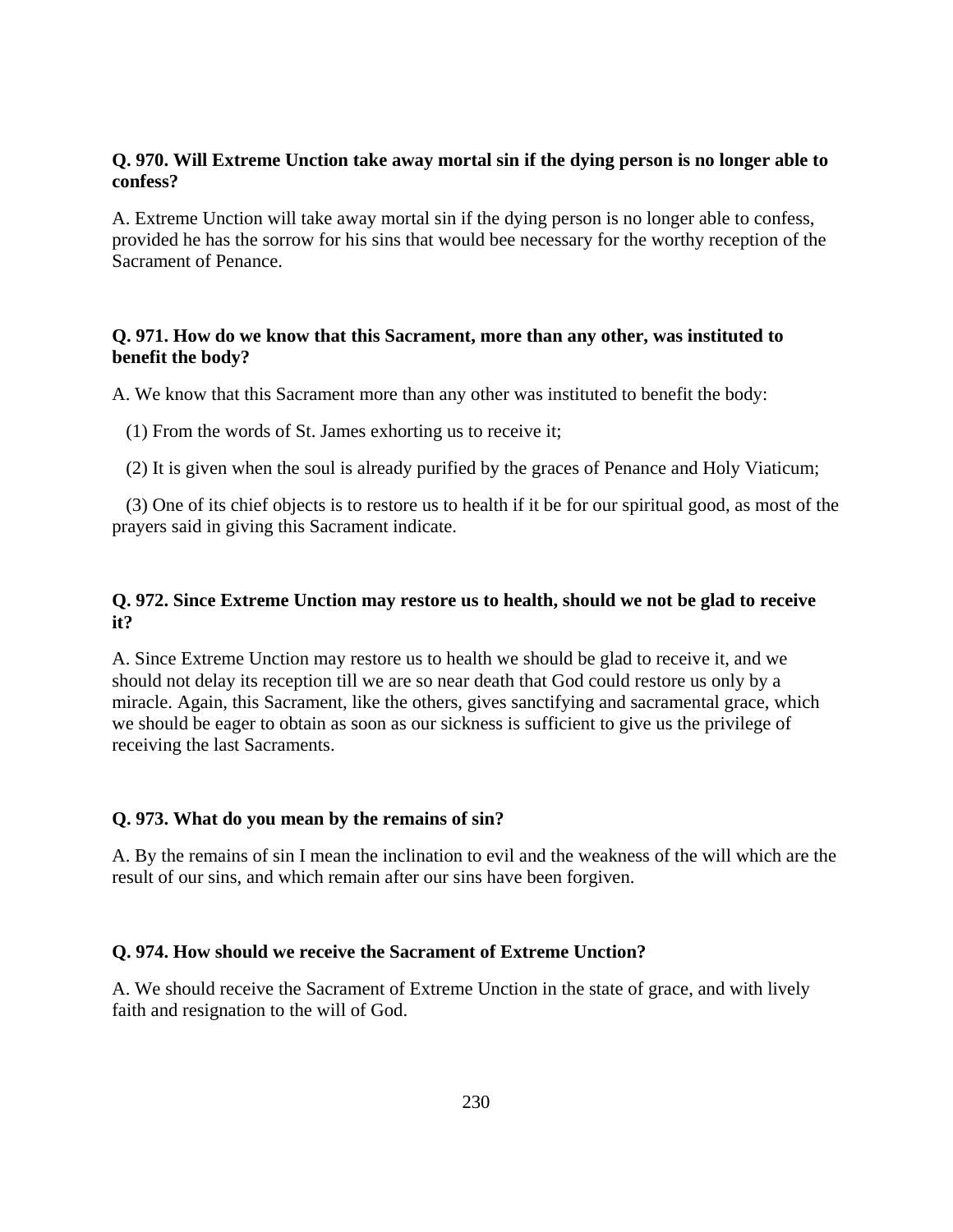**Q. 970. Will Extreme Unction take away mortal sin if the dying person is no longer able to confess?**

A. Extreme Unction will take away mortal sin if the dying person is no longer able to confess, provided he has the sorrow for his sins that would bee necessary for the worthy reception of the Sacrament of Penance.

**Q. 971. How do we know that this Sacrament, more than any other, was instituted to benefit the body?**

A. We know that this Sacrament more than any other was instituted to benefit the body:

(1) From the words of St. James exhorting us to receive it;

(2) It is given when the soul is already purified by the graces of Penance and Holy Viaticum;

(3) One of its chief objects is to restore us to health if it be for our spiritual good, as most of the prayers said in giving this Sacrament indicate.

**Q. 972. Since Extreme Unction may restore us to health, should we not be glad to receive it?**

A. Since Extreme Unction may restore us to health we should be glad to receive it, and we should not delay its reception till we are so near death that God could restore us only by a miracle. Again, this Sacrament, like the others, gives sanctifying and sacramental grace, which we should be eager to obtain as soon as our sickness is sufficient to give us the privilege of receiving the last Sacraments.

**Q. 973. What do you mean by the remains of sin?**

A. By the remains of sin I mean the inclination to evil and the weakness of the will which are the result of our sins, and which remain after our sins have been forgiven.

**Q. 974. How should we receive the Sacrament of Extreme Unction?**

A. We should receive the Sacrament of Extreme Unction in the state of grace, and with lively faith and resignation to the will of God.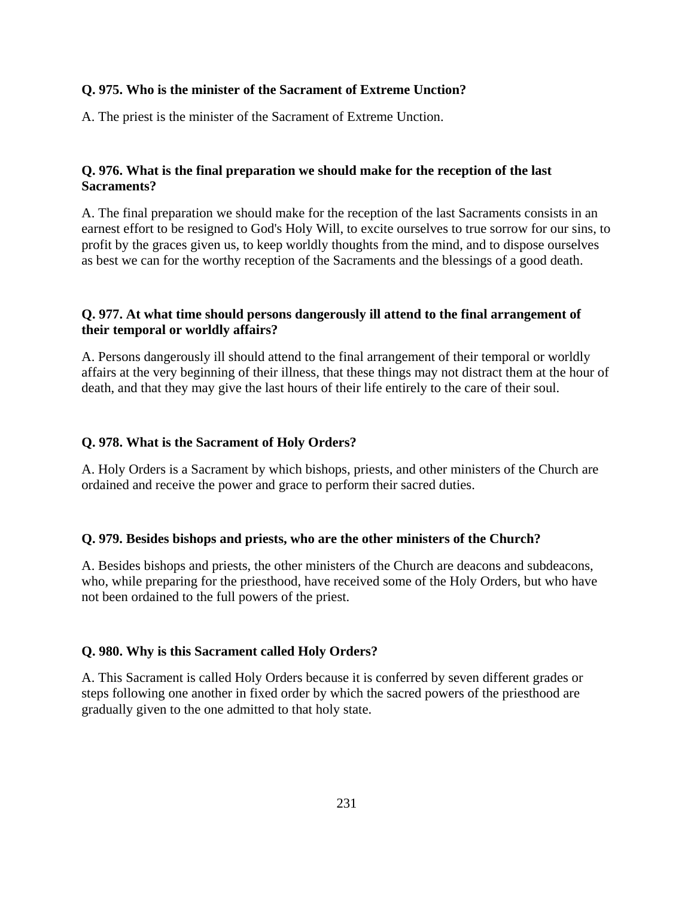**Q. 975. Who is the minister of the Sacrament of Extreme Unction?**

A. The priest is the minister of the Sacrament of Extreme Unction.

**Q. 976. What is the final preparation we should make for the reception of the last Sacraments?**

A. The final preparation we should make for the reception of the last Sacraments consists in an earnest effort to be resigned to God's Holy Will, to excite ourselves to true sorrow for our sins, to profit by the graces given us, to keep worldly thoughts from the mind, and to dispose ourselves as best we can for the worthy reception of the Sacraments and the blessings of a good death.

**Q. 977. At what time should persons dangerously ill attend to the final arrangement of their temporal or worldly affairs?**

A. Persons dangerously ill should attend to the final arrangement of their temporal or worldly affairs at the very beginning of their illness, that these things may not distract them at the hour of death, and that they may give the last hours of their life entirely to the care of their soul.

**Q. 978. What is the Sacrament of Holy Orders?**

A. Holy Orders is a Sacrament by which bishops, priests, and other ministers of the Church are ordained and receive the power and grace to perform their sacred duties.

**Q. 979. Besides bishops and priests, who are the other ministers of the Church?**

A. Besides bishops and priests, the other ministers of the Church are deacons and subdeacons, who, while preparing for the priesthood, have received some of the Holy Orders, but who have not been ordained to the full powers of the priest.

**Q. 980. Why is this Sacrament called Holy Orders?**

A. This Sacrament is called Holy Orders because it is conferred by seven different grades or steps following one another in fixed order by which the sacred powers of the priesthood are gradually given to the one admitted to that holy state.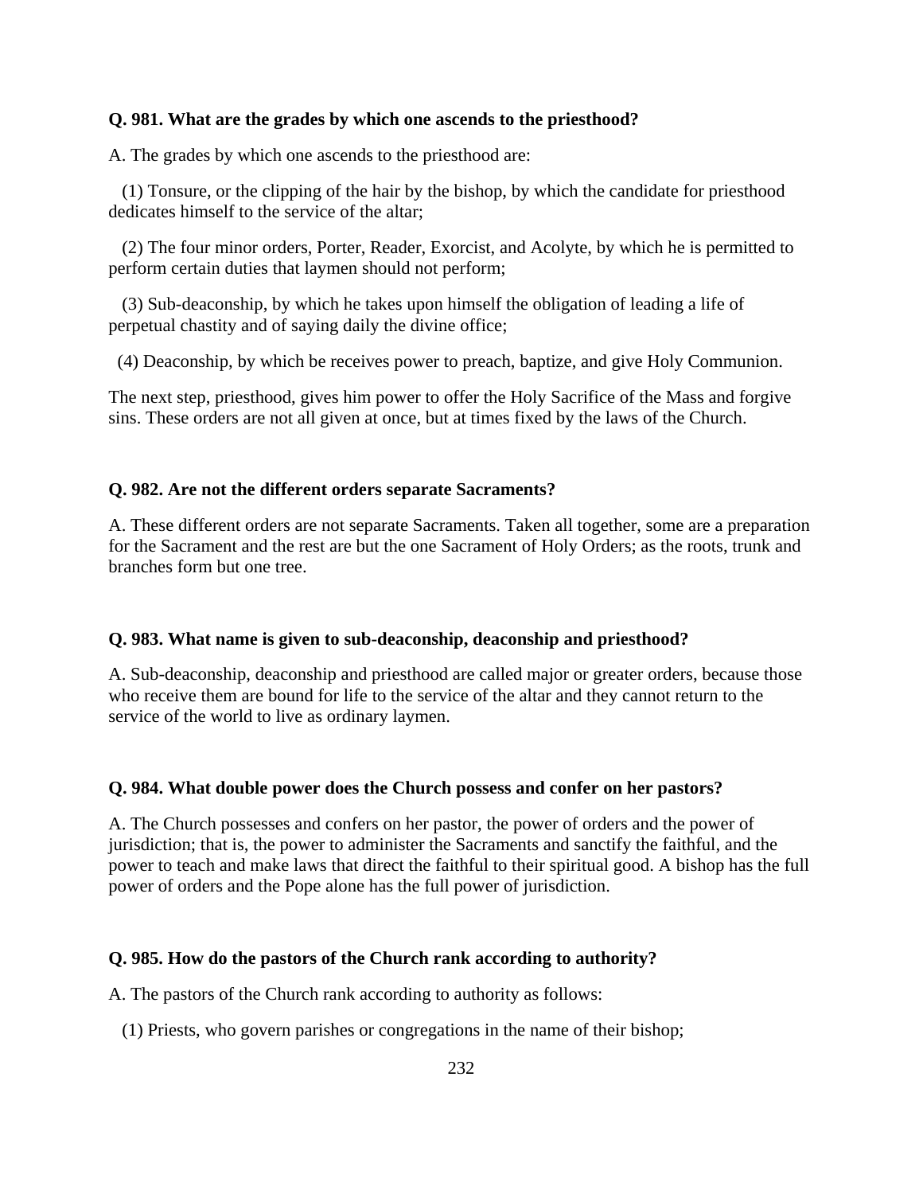**Q. 981. What are the grades by which one ascends to the priesthood?**

A. The grades by which one ascends to the priesthood are:

(1) Tonsure, or the clipping of the hair by the bishop, by which the candidate for priesthood dedicates himself to the service of the altar;

(2) The four minor orders, Porter, Reader, Exorcist, and Acolyte, by which he is permitted to perform certain duties that laymen should not perform;

(3) Sub-deaconship, by which he takes upon himself the obligation of leading a life of perpetual chastity and of saying daily the divine office;

(4) Deaconship, by which be receives power to preach, baptize, and give Holy Communion.

The next step, priesthood, gives him power to offer the Holy Sacrifice of the Mass and forgive sins. These orders are not all given at once, but at times fixed by the laws of the Church.

**Q. 982. Are not the different orders separate Sacraments?**

A. These different orders are not separate Sacraments. Taken all together, some are a preparation for the Sacrament and the rest are but the one Sacrament of Holy Orders; as the roots, trunk and branches form but one tree.

**Q. 983. What name is given to sub-deaconship, deaconship and priesthood?**

A. Sub-deaconship, deaconship and priesthood are called major or greater orders, because those who receive them are bound for life to the service of the altar and they cannot return to the service of the world to live as ordinary laymen.

**Q. 984. What double power does the Church possess and confer on her pastors?**

A. The Church possesses and confers on her pastor, the power of orders and the power of jurisdiction; that is, the power to administer the Sacraments and sanctify the faithful, and the power to teach and make laws that direct the faithful to their spiritual good. A bishop has the full power of orders and the Pope alone has the full power of jurisdiction.

**Q. 985. How do the pastors of the Church rank according to authority?**

A. The pastors of the Church rank according to authority as follows:

(1) Priests, who govern parishes or congregations in the name of their bishop;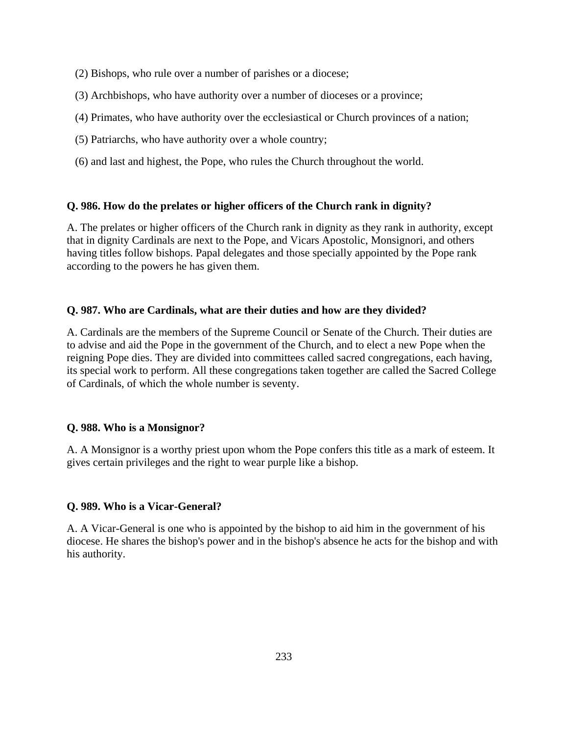(2) Bishops, who rule over a number of parishes or a diocese;

(3) Archbishops, who have authority over a number of dioceses or a province;

(4) Primates, who have authority over the ecclesiastical or Church provinces of a nation;

(5) Patriarchs, who have authority over a whole country;

(6) and last and highest, the Pope, who rules the Church throughout the world.

**Q. 986. How do the prelates or higher officers of the Church rank in dignity?**

A. The prelates or higher officers of the Church rank in dignity as they rank in authority, except that in dignity Cardinals are next to the Pope, and Vicars Apostolic, Monsignori, and others having titles follow bishops. Papal delegates and those specially appointed by the Pope rank according to the powers he has given them.

**Q. 987. Who are Cardinals, what are their duties and how are they divided?**

A. Cardinals are the members of the Supreme Council or Senate of the Church. Their duties are to advise and aid the Pope in the government of the Church, and to elect a new Pope when the reigning Pope dies. They are divided into committees called sacred congregations, each having, its special work to perform. All these congregations taken together are called the Sacred College of Cardinals, of which the whole number is seventy.

**Q. 988. Who is a Monsignor?**

A. A Monsignor is a worthy priest upon whom the Pope confers this title as a mark of esteem. It gives certain privileges and the right to wear purple like a bishop.

**Q. 989. Who is a Vicar-General?**

A. A Vicar-General is one who is appointed by the bishop to aid him in the government of his diocese. He shares the bishop's power and in the bishop's absence he acts for the bishop and with his authority.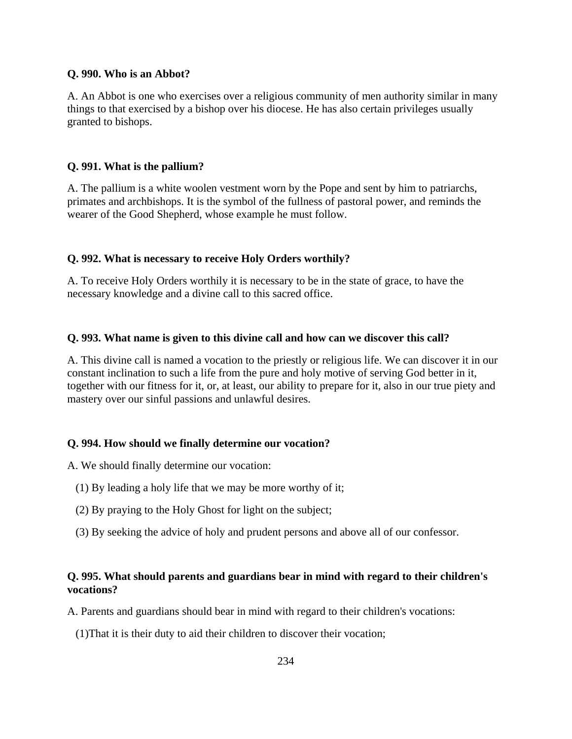**Q. 990. Who is an Abbot?**

A. An Abbot is one who exercises over a religious community of men authority similar in many things to that exercised by a bishop over his diocese. He has also certain privileges usually granted to bishops.

**Q. 991. What is the pallium?**

A. The pallium is a white woolen vestment worn by the Pope and sent by him to patriarchs, primates and archbishops. It is the symbol of the fullness of pastoral power, and reminds the wearer of the Good Shepherd, whose example he must follow.

**Q. 992. What is necessary to receive Holy Orders worthily?**

A. To receive Holy Orders worthily it is necessary to be in the state of grace, to have the necessary knowledge and a divine call to this sacred office.

**Q. 993. What name is given to this divine call and how can we discover this call?**

A. This divine call is named a vocation to the priestly or religious life. We can discover it in our constant inclination to such a life from the pure and holy motive of serving God better in it, together with our fitness for it, or, at least, our ability to prepare for it, also in our true piety and mastery over our sinful passions and unlawful desires.

**Q. 994. How should we finally determine our vocation?**

A. We should finally determine our vocation:

(1) By leading a holy life that we may be more worthy of it;

(2) By praying to the Holy Ghost for light on the subject;

(3) By seeking the advice of holy and prudent persons and above all of our confessor.

**Q. 995. What should parents and guardians bear in mind with regard to their children's vocations?**

A. Parents and guardians should bear in mind with regard to their children's vocations:

(1)That it is their duty to aid their children to discover their vocation;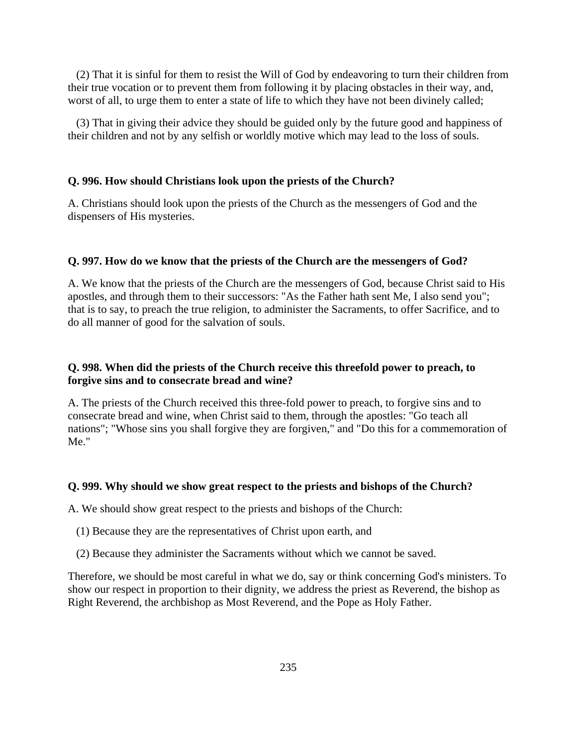(2) That it is sinful for them to resist the Will of God by endeavoring to turn their children from their true vocation or to prevent them from following it by placing obstacles in their way, and, worst of all, to urge them to enter a state of life to which they have not been divinely called;

(3) That in giving their advice they should be guided only by the future good and happiness of their children and not by any selfish or worldly motive which may lead to the loss of souls.

**Q. 996. How should Christians look upon the priests of the Church?**

A. Christians should look upon the priests of the Church as the messengers of God and the dispensers of His mysteries.

**Q. 997. How do we know that the priests of the Church are the messengers of God?**

A. We know that the priests of the Church are the messengers of God, because Christ said to His apostles, and through them to their successors: "As the Father hath sent Me, I also send you"; that is to say, to preach the true religion, to administer the Sacraments, to offer Sacrifice, and to do all manner of good for the salvation of souls.

**Q. 998. When did the priests of the Church receive this threefold power to preach, to forgive sins and to consecrate bread and wine?**

A. The priests of the Church received this three-fold power to preach, to forgive sins and to consecrate bread and wine, when Christ said to them, through the apostles: "Go teach all nations"; "Whose sins you shall forgive they are forgiven," and "Do this for a commemoration of Me."

**Q. 999. Why should we show great respect to the priests and bishops of the Church?**

A. We should show great respect to the priests and bishops of the Church:

(1) Because they are the representatives of Christ upon earth, and

(2) Because they administer the Sacraments without which we cannot be saved.

Therefore, we should be most careful in what we do, say or think concerning God's ministers. To show our respect in proportion to their dignity, we address the priest as Reverend, the bishop as Right Reverend, the archbishop as Most Reverend, and the Pope as Holy Father.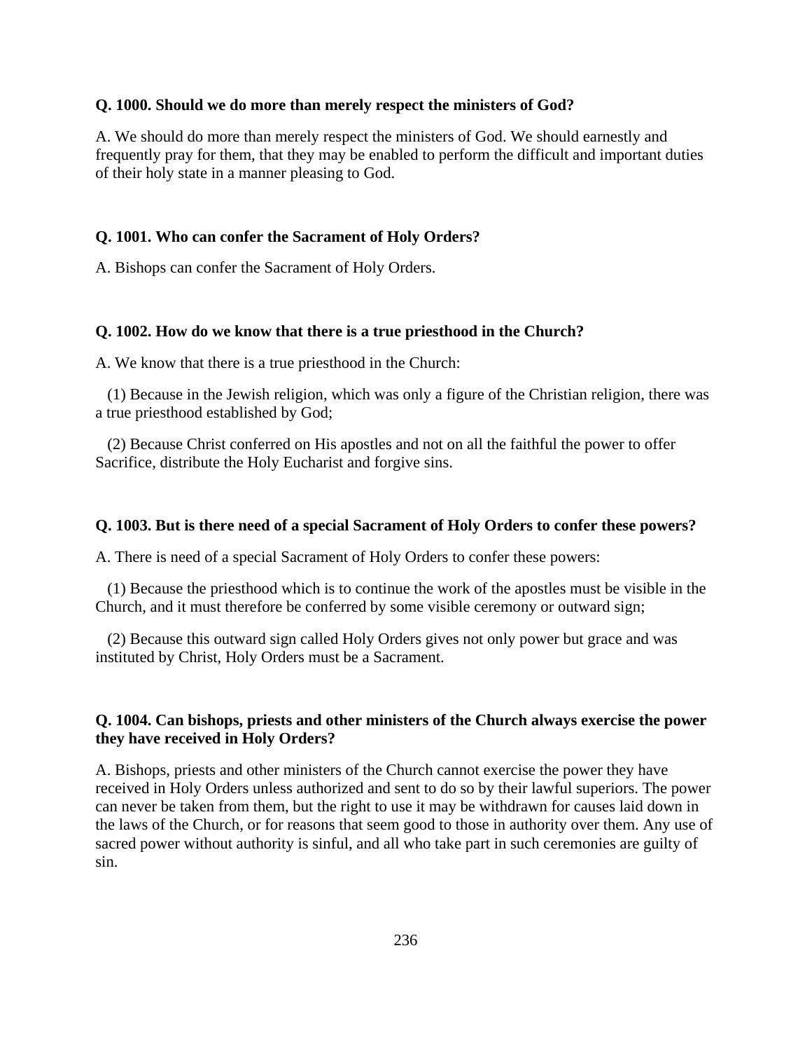**Q. 1000. Should we do more than merely respect the ministers of God?**

A. We should do more than merely respect the ministers of God. We should earnestly and frequently pray for them, that they may be enabled to perform the difficult and important duties of their holy state in a manner pleasing to God.

**Q. 1001. Who can confer the Sacrament of Holy Orders?**

A. Bishops can confer the Sacrament of Holy Orders.

**Q. 1002. How do we know that there is a true priesthood in the Church?**

A. We know that there is a true priesthood in the Church:

(1) Because in the Jewish religion, which was only a figure of the Christian religion, there was a true priesthood established by God;

(2) Because Christ conferred on His apostles and not on all the faithful the power to offer Sacrifice, distribute the Holy Eucharist and forgive sins.

**Q. 1003. But is there need of a special Sacrament of Holy Orders to confer these powers?**

A. There is need of a special Sacrament of Holy Orders to confer these powers:

(1) Because the priesthood which is to continue the work of the apostles must be visible in the Church, and it must therefore be conferred by some visible ceremony or outward sign;

(2) Because this outward sign called Holy Orders gives not only power but grace and was instituted by Christ, Holy Orders must be a Sacrament.

**Q. 1004. Can bishops, priests and other ministers of the Church always exercise the power they have received in Holy Orders?**

A. Bishops, priests and other ministers of the Church cannot exercise the power they have received in Holy Orders unless authorized and sent to do so by their lawful superiors. The power can never be taken from them, but the right to use it may be withdrawn for causes laid down in the laws of the Church, or for reasons that seem good to those in authority over them. Any use of sacred power without authority is sinful, and all who take part in such ceremonies are guilty of sin.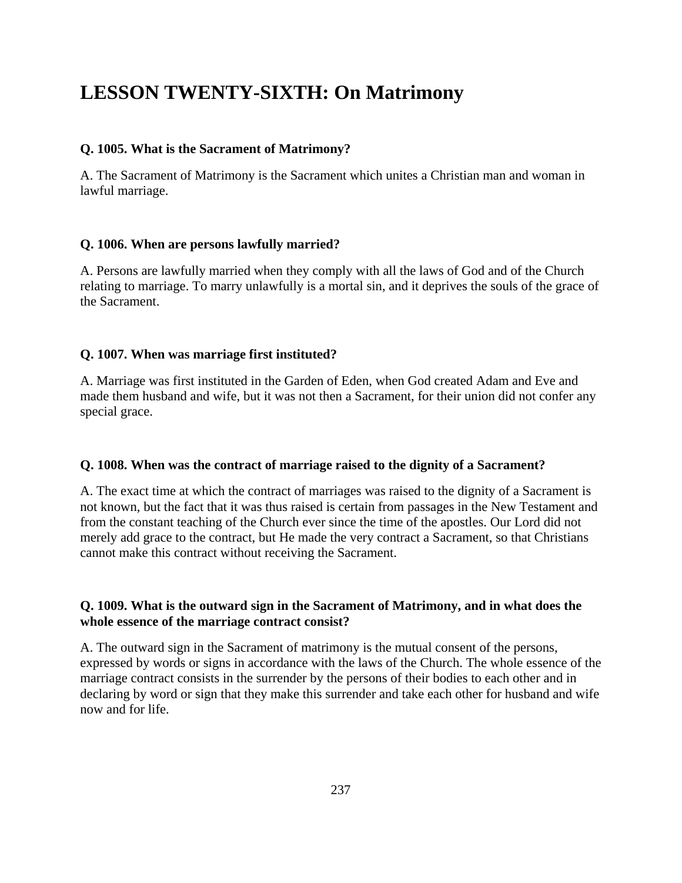# LESSON TWENTY-SIXTH: On Matrimony

**Q. 1005. What is the Sacrament of Matrimony?**

A. The Sacrament of Matrimony is the Sacrament which unites a Christian man and woman in lawful marriage.

**Q. 1006. When are persons lawfully married?**

A. Persons are lawfully married when they comply with all the laws of God and of the Church relating to marriage. To marry unlawfully is a mortal sin, and it deprives the souls of the grace of the Sacrament.

**Q. 1007. When was marriage first instituted?**

A. Marriage was first instituted in the Garden of Eden, when God created Adam and Eve and made them husband and wife, but it was not then a Sacrament, for their union did not confer any special grace.

**Q. 1008. When was the contract of marriage raised to the dignity of a Sacrament?**

A. The exact time at which the contract of marriages was raised to the dignity of a Sacrament is not known, but the fact that it was thus raised is certain from passages in the New Testament and from the constant teaching of the Church ever since the time of the apostles. Our Lord did not merely add grace to the contract, but He made the very contract a Sacrament, so that Christians cannot make this contract without receiving the Sacrament.

**Q. 1009. What is the outward sign in the Sacrament of Matrimony, and in what does the whole essence of the marriage contract consist?**

A. The outward sign in the Sacrament of matrimony is the mutual consent of the persons, expressed by words or signs in accordance with the laws of the Church. The whole essence of the marriage contract consists in the surrender by the persons of their bodies to each other and in declaring by word or sign that they make this surrender and take each other for husband and wife now and for life.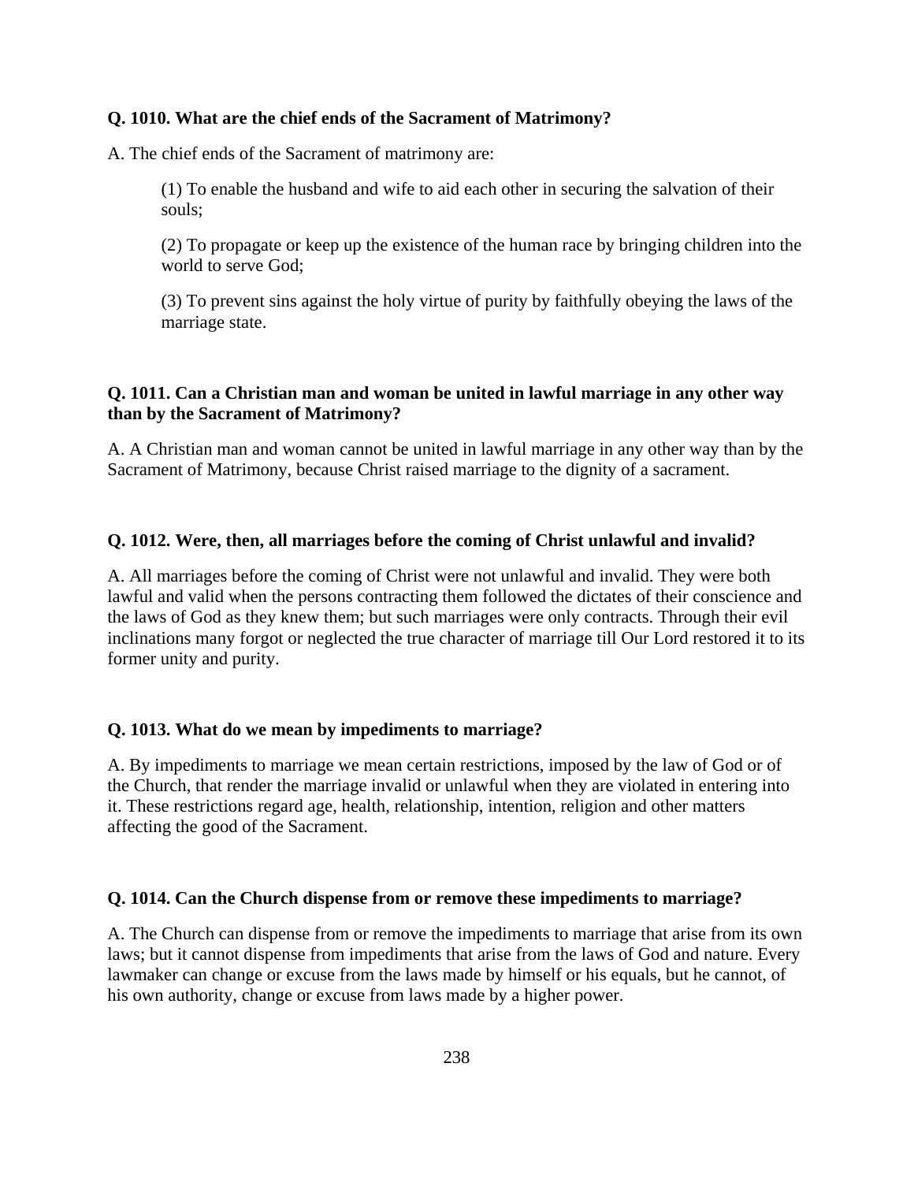**Q. 1010. What are the chief ends of the Sacrament of Matrimony?**

A. The chief ends of the Sacrament of matrimony are:

> (1) To enable the husband and wife to aid each other in securing the salvation of their souls;
>
> (2) To propagate or keep up the existence of the human race by bringing children into the world to serve God;
>
> (3) To prevent sins against the holy virtue of purity by faithfully obeying the laws of the marriage state.

**Q. 1011. Can a Christian man and woman be united in lawful marriage in any other way than by the Sacrament of Matrimony?**

A. A Christian man and woman cannot be united in lawful marriage in any other way than by the Sacrament of Matrimony, because Christ raised marriage to the dignity of a sacrament.

**Q. 1012. Were, then, all marriages before the coming of Christ unlawful and invalid?**

A. All marriages before the coming of Christ were not unlawful and invalid. They were both lawful and valid when the persons contracting them followed the dictates of their conscience and the laws of God as they knew them; but such marriages were only contracts. Through their evil inclinations many forgot or neglected the true character of marriage till Our Lord restored it to its former unity and purity.

**Q. 1013. What do we mean by impediments to marriage?**

A. By impediments to marriage we mean certain restrictions, imposed by the law of God or of the Church, that render the marriage invalid or unlawful when they are violated in entering into it. These restrictions regard age, health, relationship, intention, religion and other matters affecting the good of the Sacrament.

**Q. 1014. Can the Church dispense from or remove these impediments to marriage?**

A. The Church can dispense from or remove the impediments to marriage that arise from its own laws; but it cannot dispense from impediments that arise from the laws of God and nature. Every lawmaker can change or excuse from the laws made by himself or his equals, but he cannot, of his own authority, change or excuse from laws made by a higher power.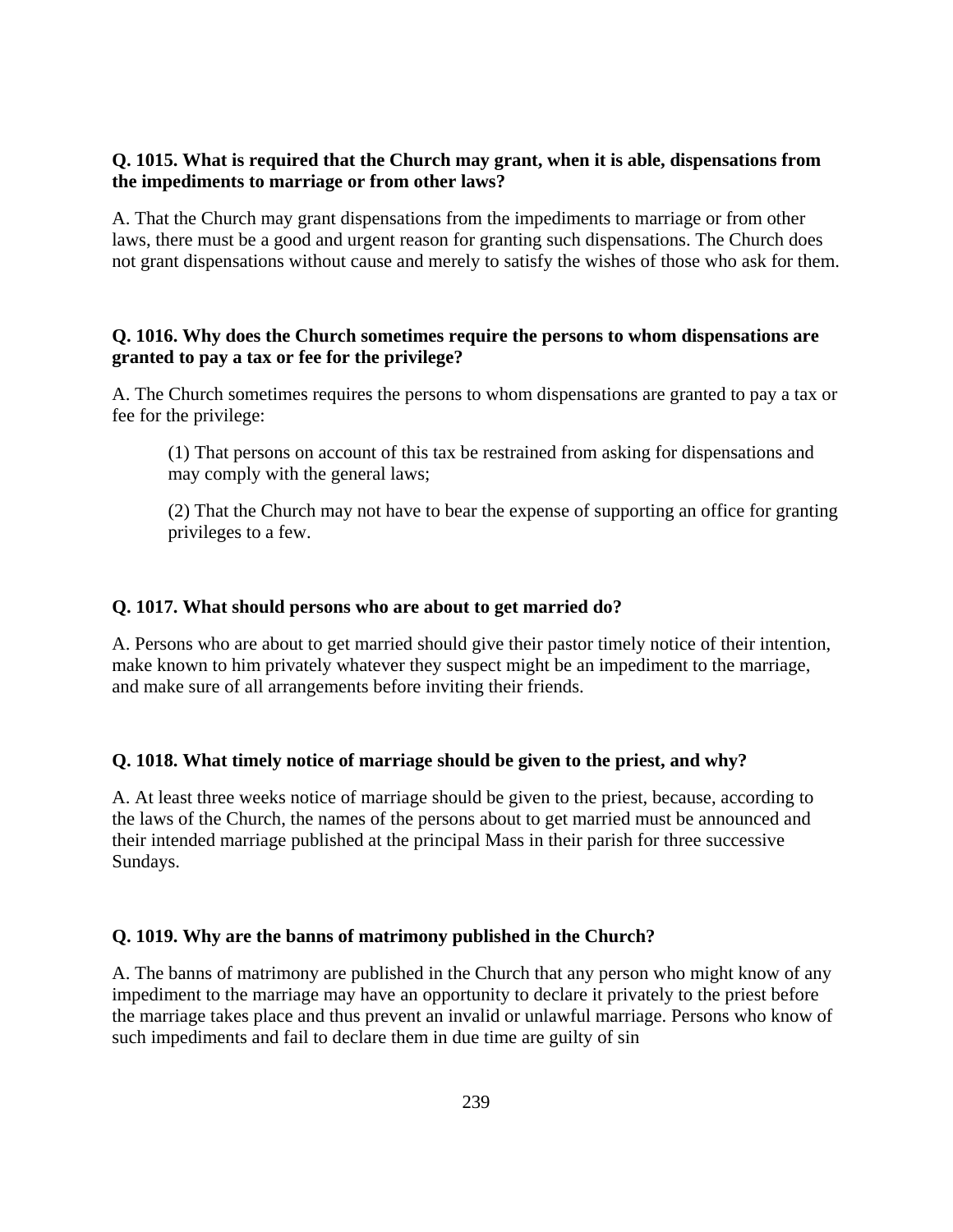**Q. 1015. What is required that the Church may grant, when it is able, dispensations from the impediments to marriage or from other laws?**

A. That the Church may grant dispensations from the impediments to marriage or from other laws, there must be a good and urgent reason for granting such dispensations. The Church does not grant dispensations without cause and merely to satisfy the wishes of those who ask for them.

**Q. 1016. Why does the Church sometimes require the persons to whom dispensations are granted to pay a tax or fee for the privilege?**

A. The Church sometimes requires the persons to whom dispensations are granted to pay a tax or fee for the privilege:

> (1) That persons on account of this tax be restrained from asking for dispensations and may comply with the general laws;
>
> (2) That the Church may not have to bear the expense of supporting an office for granting privileges to a few.

**Q. 1017. What should persons who are about to get married do?**

A. Persons who are about to get married should give their pastor timely notice of their intention, make known to him privately whatever they suspect might be an impediment to the marriage, and make sure of all arrangements before inviting their friends.

**Q. 1018. What timely notice of marriage should be given to the priest, and why?**

A. At least three weeks notice of marriage should be given to the priest, because, according to the laws of the Church, the names of the persons about to get married must be announced and their intended marriage published at the principal Mass in their parish for three successive Sundays.

**Q. 1019. Why are the banns of matrimony published in the Church?**

A. The banns of matrimony are published in the Church that any person who might know of any impediment to the marriage may have an opportunity to declare it privately to the priest before the marriage takes place and thus prevent an invalid or unlawful marriage. Persons who know of such impediments and fail to declare them in due time are guilty of sin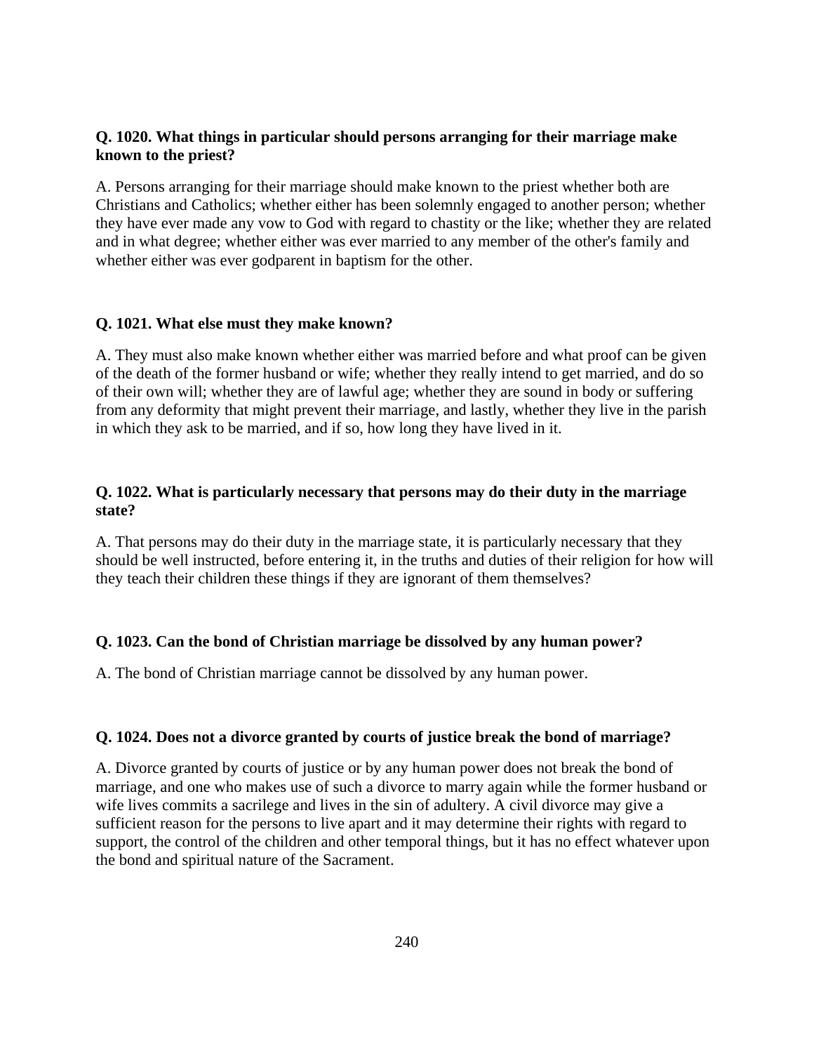**Q. 1020. What things in particular should persons arranging for their marriage make known to the priest?**

A. Persons arranging for their marriage should make known to the priest whether both are Christians and Catholics; whether either has been solemnly engaged to another person; whether they have ever made any vow to God with regard to chastity or the like; whether they are related and in what degree; whether either was ever married to any member of the other's family and whether either was ever godparent in baptism for the other.

**Q. 1021. What else must they make known?**

A. They must also make known whether either was married before and what proof can be given of the death of the former husband or wife; whether they really intend to get married, and do so of their own will; whether they are of lawful age; whether they are sound in body or suffering from any deformity that might prevent their marriage, and lastly, whether they live in the parish in which they ask to be married, and if so, how long they have lived in it.

**Q. 1022. What is particularly necessary that persons may do their duty in the marriage state?**

A. That persons may do their duty in the marriage state, it is particularly necessary that they should be well instructed, before entering it, in the truths and duties of their religion for how will they teach their children these things if they are ignorant of them themselves?

**Q. 1023. Can the bond of Christian marriage be dissolved by any human power?**

A. The bond of Christian marriage cannot be dissolved by any human power.

**Q. 1024. Does not a divorce granted by courts of justice break the bond of marriage?**

A. Divorce granted by courts of justice or by any human power does not break the bond of marriage, and one who makes use of such a divorce to marry again while the former husband or wife lives commits a sacrilege and lives in the sin of adultery. A civil divorce may give a sufficient reason for the persons to live apart and it may determine their rights with regard to support, the control of the children and other temporal things, but it has no effect whatever upon the bond and spiritual nature of the Sacrament.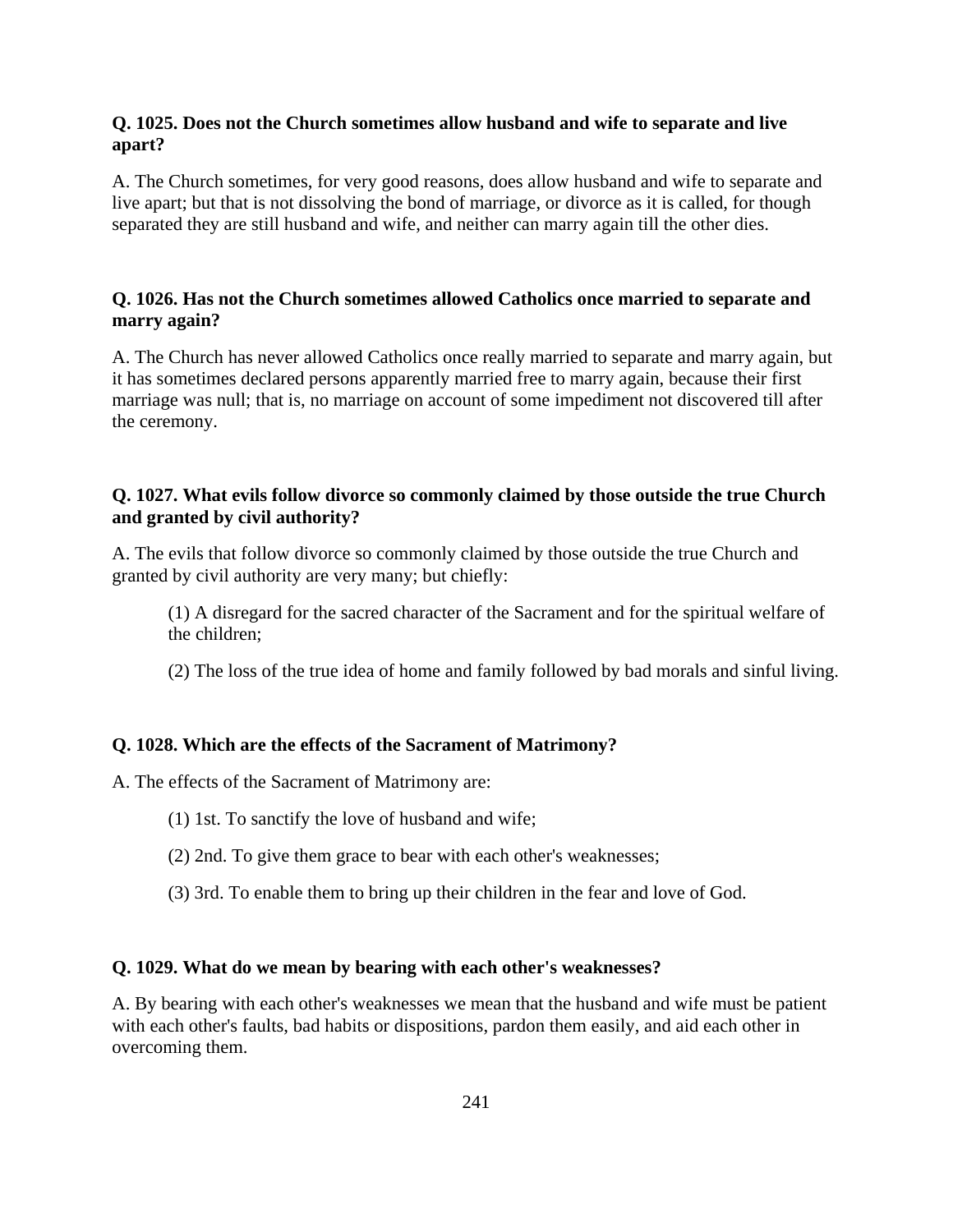**Q. 1025. Does not the Church sometimes allow husband and wife to separate and live apart?**

A. The Church sometimes, for very good reasons, does allow husband and wife to separate and live apart; but that is not dissolving the bond of marriage, or divorce as it is called, for though separated they are still husband and wife, and neither can marry again till the other dies.

**Q. 1026. Has not the Church sometimes allowed Catholics once married to separate and marry again?**

A. The Church has never allowed Catholics once really married to separate and marry again, but it has sometimes declared persons apparently married free to marry again, because their first marriage was null; that is, no marriage on account of some impediment not discovered till after the ceremony.

**Q. 1027. What evils follow divorce so commonly claimed by those outside the true Church and granted by civil authority?**

A. The evils that follow divorce so commonly claimed by those outside the true Church and granted by civil authority are very many; but chiefly:

> (1) A disregard for the sacred character of the Sacrament and for the spiritual welfare of the children;
>
> (2) The loss of the true idea of home and family followed by bad morals and sinful living.

**Q. 1028. Which are the effects of the Sacrament of Matrimony?**

A. The effects of the Sacrament of Matrimony are:

> (1) 1st. To sanctify the love of husband and wife;
>
> (2) 2nd. To give them grace to bear with each other's weaknesses;
>
> (3) 3rd. To enable them to bring up their children in the fear and love of God.

**Q. 1029. What do we mean by bearing with each other's weaknesses?**

A. By bearing with each other's weaknesses we mean that the husband and wife must be patient with each other's faults, bad habits or dispositions, pardon them easily, and aid each other in overcoming them.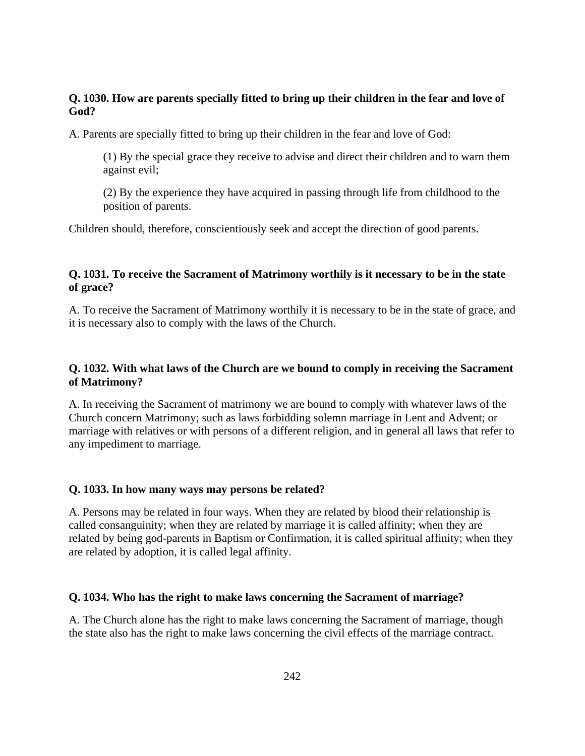**Q. 1030. How are parents specially fitted to bring up their children in the fear and love of God?**

A. Parents are specially fitted to bring up their children in the fear and love of God:

> (1) By the special grace they receive to advise and direct their children and to warn them against evil;
>
> (2) By the experience they have acquired in passing through life from childhood to the position of parents.

Children should, therefore, conscientiously seek and accept the direction of good parents.

**Q. 1031. To receive the Sacrament of Matrimony worthily is it necessary to be in the state of grace?**

A. To receive the Sacrament of Matrimony worthily it is necessary to be in the state of grace, and it is necessary also to comply with the laws of the Church.

**Q. 1032. With what laws of the Church are we bound to comply in receiving the Sacrament of Matrimony?**

A. In receiving the Sacrament of matrimony we are bound to comply with whatever laws of the Church concern Matrimony; such as laws forbidding solemn marriage in Lent and Advent; or marriage with relatives or with persons of a different religion, and in general all laws that refer to any impediment to marriage.

**Q. 1033. In how many ways may persons be related?**

A. Persons may be related in four ways. When they are related by blood their relationship is called consanguinity; when they are related by marriage it is called affinity; when they are related by being god-parents in Baptism or Confirmation, it is called spiritual affinity; when they are related by adoption, it is called legal affinity.

**Q. 1034. Who has the right to make laws concerning the Sacrament of marriage?**

A. The Church alone has the right to make laws concerning the Sacrament of marriage, though the state also has the right to make laws concerning the civil effects of the marriage contract.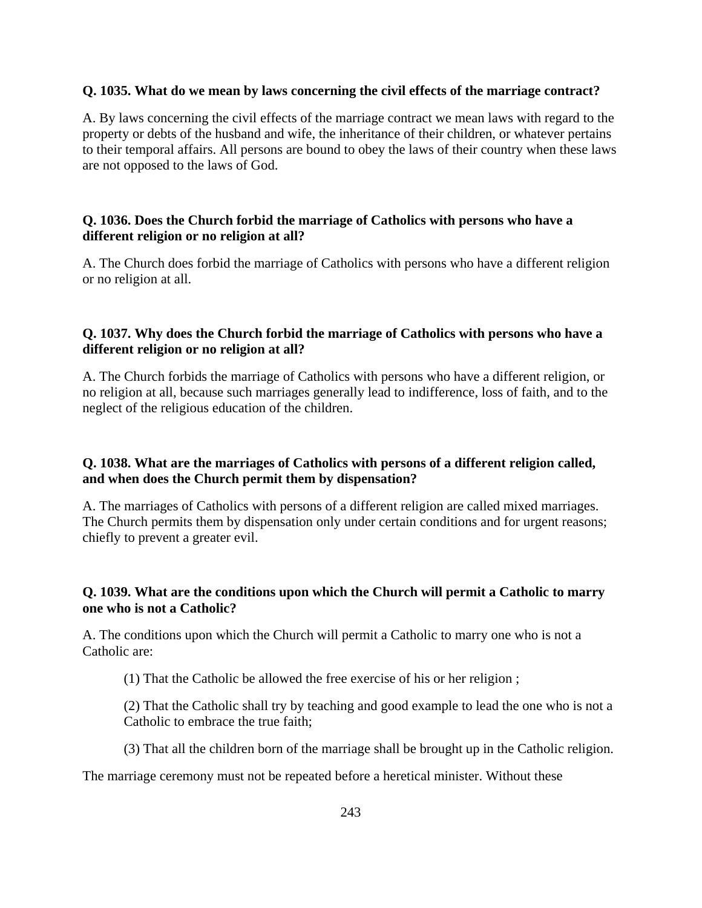**Q. 1035. What do we mean by laws concerning the civil effects of the marriage contract?**

A. By laws concerning the civil effects of the marriage contract we mean laws with regard to the property or debts of the husband and wife, the inheritance of their children, or whatever pertains to their temporal affairs. All persons are bound to obey the laws of their country when these laws are not opposed to the laws of God.

**Q. 1036. Does the Church forbid the marriage of Catholics with persons who have a different religion or no religion at all?**

A. The Church does forbid the marriage of Catholics with persons who have a different religion or no religion at all.

**Q. 1037. Why does the Church forbid the marriage of Catholics with persons who have a different religion or no religion at all?**

A. The Church forbids the marriage of Catholics with persons who have a different religion, or no religion at all, because such marriages generally lead to indifference, loss of faith, and to the neglect of the religious education of the children.

**Q. 1038. What are the marriages of Catholics with persons of a different religion called, and when does the Church permit them by dispensation?**

A. The marriages of Catholics with persons of a different religion are called mixed marriages. The Church permits them by dispensation only under certain conditions and for urgent reasons; chiefly to prevent a greater evil.

**Q. 1039. What are the conditions upon which the Church will permit a Catholic to marry one who is not a Catholic?**

A. The conditions upon which the Church will permit a Catholic to marry one who is not a Catholic are:

> (1) That the Catholic be allowed the free exercise of his or her religion ;
>
> (2) That the Catholic shall try by teaching and good example to lead the one who is not a Catholic to embrace the true faith;
>
> (3) That all the children born of the marriage shall be brought up in the Catholic religion.

The marriage ceremony must not be repeated before a heretical minister. Without these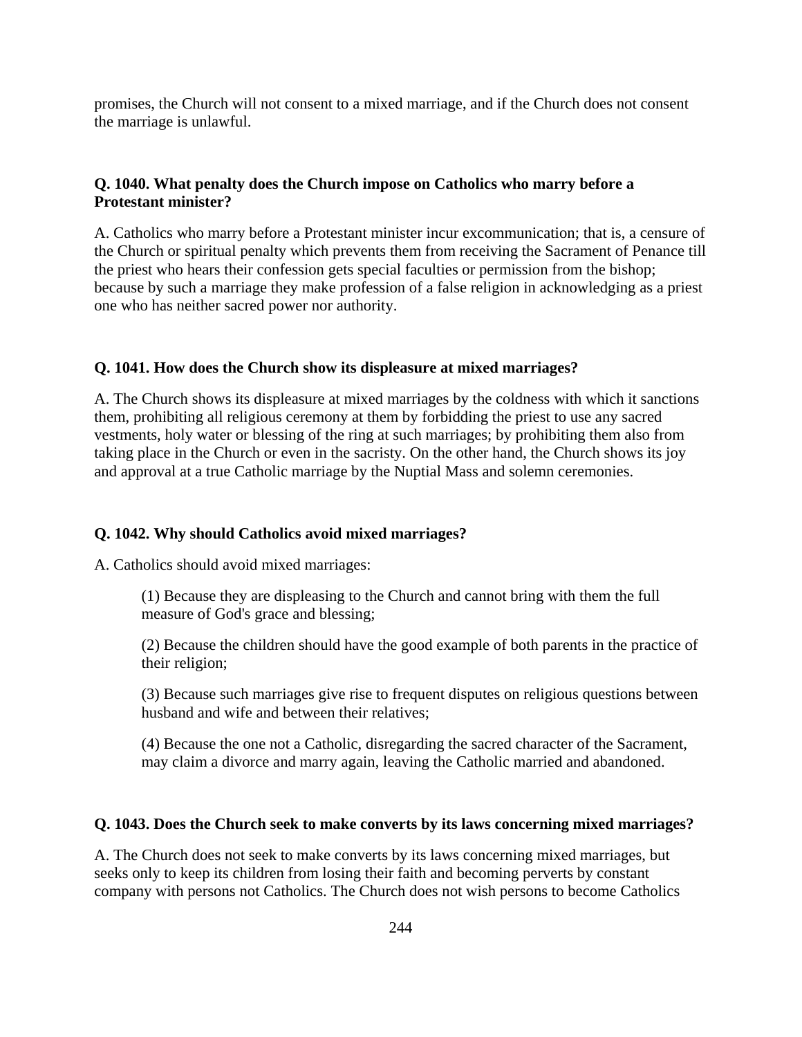promises, the Church will not consent to a mixed marriage, and if the Church does not consent the marriage is unlawful.

**Q. 1040. What penalty does the Church impose on Catholics who marry before a Protestant minister?**

A. Catholics who marry before a Protestant minister incur excommunication; that is, a censure of the Church or spiritual penalty which prevents them from receiving the Sacrament of Penance till the priest who hears their confession gets special faculties or permission from the bishop; because by such a marriage they make profession of a false religion in acknowledging as a priest one who has neither sacred power nor authority.

**Q. 1041. How does the Church show its displeasure at mixed marriages?**

A. The Church shows its displeasure at mixed marriages by the coldness with which it sanctions them, prohibiting all religious ceremony at them by forbidding the priest to use any sacred vestments, holy water or blessing of the ring at such marriages; by prohibiting them also from taking place in the Church or even in the sacristy. On the other hand, the Church shows its joy and approval at a true Catholic marriage by the Nuptial Mass and solemn ceremonies.

**Q. 1042. Why should Catholics avoid mixed marriages?**

A. Catholics should avoid mixed marriages:

(1) Because they are displeasing to the Church and cannot bring with them the full measure of God's grace and blessing;

(2) Because the children should have the good example of both parents in the practice of their religion;

(3) Because such marriages give rise to frequent disputes on religious questions between husband and wife and between their relatives;

(4) Because the one not a Catholic, disregarding the sacred character of the Sacrament, may claim a divorce and marry again, leaving the Catholic married and abandoned.

**Q. 1043. Does the Church seek to make converts by its laws concerning mixed marriages?**

A. The Church does not seek to make converts by its laws concerning mixed marriages, but seeks only to keep its children from losing their faith and becoming perverts by constant company with persons not Catholics. The Church does not wish persons to become Catholics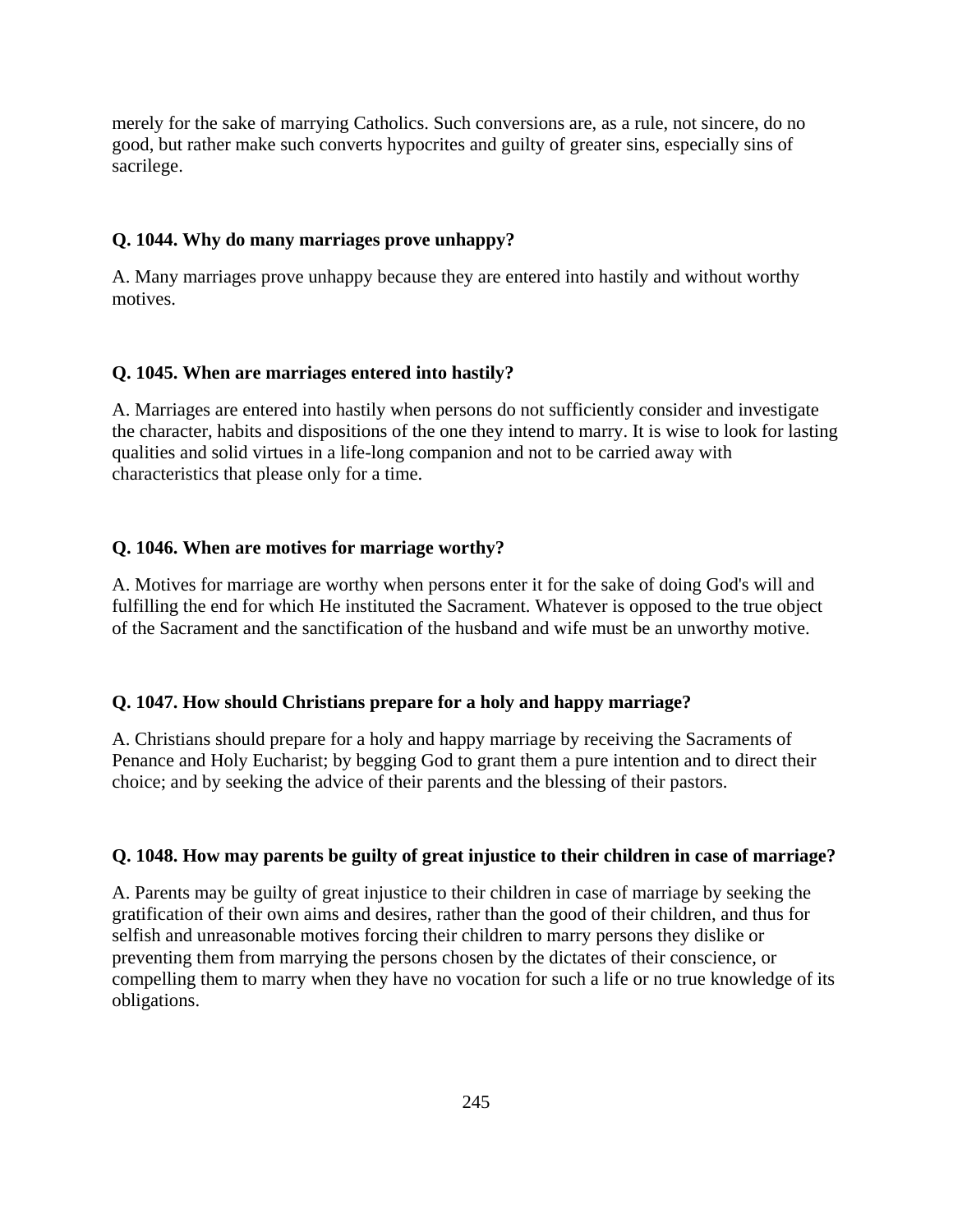merely for the sake of marrying Catholics. Such conversions are, as a rule, not sincere, do no good, but rather make such converts hypocrites and guilty of greater sins, especially sins of sacrilege.

**Q. 1044. Why do many marriages prove unhappy?**

A. Many marriages prove unhappy because they are entered into hastily and without worthy motives.

**Q. 1045. When are marriages entered into hastily?**

A. Marriages are entered into hastily when persons do not sufficiently consider and investigate the character, habits and dispositions of the one they intend to marry. It is wise to look for lasting qualities and solid virtues in a life-long companion and not to be carried away with characteristics that please only for a time.

**Q. 1046. When are motives for marriage worthy?**

A. Motives for marriage are worthy when persons enter it for the sake of doing God's will and fulfilling the end for which He instituted the Sacrament. Whatever is opposed to the true object of the Sacrament and the sanctification of the husband and wife must be an unworthy motive.

**Q. 1047. How should Christians prepare for a holy and happy marriage?**

A. Christians should prepare for a holy and happy marriage by receiving the Sacraments of Penance and Holy Eucharist; by begging God to grant them a pure intention and to direct their choice; and by seeking the advice of their parents and the blessing of their pastors.

**Q. 1048. How may parents be guilty of great injustice to their children in case of marriage?**

A. Parents may be guilty of great injustice to their children in case of marriage by seeking the gratification of their own aims and desires, rather than the good of their children, and thus for selfish and unreasonable motives forcing their children to marry persons they dislike or preventing them from marrying the persons chosen by the dictates of their conscience, or compelling them to marry when they have no vocation for such a life or no true knowledge of its obligations.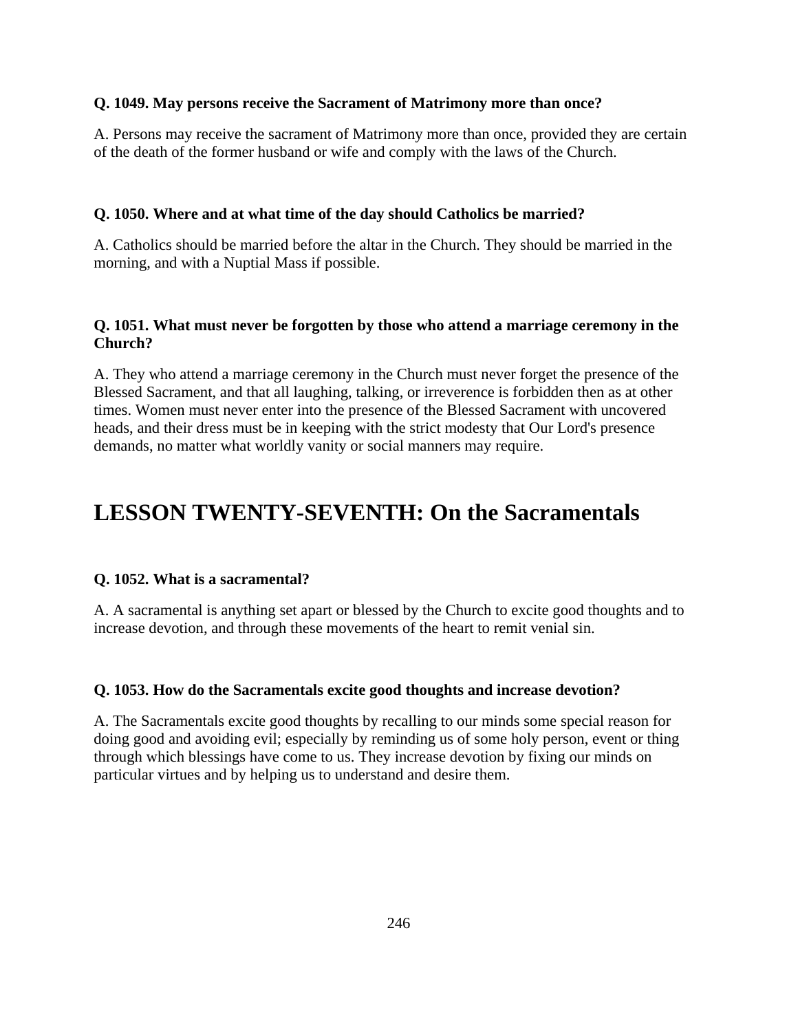**Q. 1049. May persons receive the Sacrament of Matrimony more than once?**

A. Persons may receive the sacrament of Matrimony more than once, provided they are certain of the death of the former husband or wife and comply with the laws of the Church.

**Q. 1050. Where and at what time of the day should Catholics be married?**

A. Catholics should be married before the altar in the Church. They should be married in the morning, and with a Nuptial Mass if possible.

**Q. 1051. What must never be forgotten by those who attend a marriage ceremony in the Church?**

A. They who attend a marriage ceremony in the Church must never forget the presence of the Blessed Sacrament, and that all laughing, talking, or irreverence is forbidden then as at other times. Women must never enter into the presence of the Blessed Sacrament with uncovered heads, and their dress must be in keeping with the strict modesty that Our Lord's presence demands, no matter what worldly vanity or social manners may require.

## LESSON TWENTY-SEVENTH: On the Sacramentals

**Q. 1052. What is a sacramental?**

A. A sacramental is anything set apart or blessed by the Church to excite good thoughts and to increase devotion, and through these movements of the heart to remit venial sin.

**Q. 1053. How do the Sacramentals excite good thoughts and increase devotion?**

A. The Sacramentals excite good thoughts by recalling to our minds some special reason for doing good and avoiding evil; especially by reminding us of some holy person, event or thing through which blessings have come to us. They increase devotion by fixing our minds on particular virtues and by helping us to understand and desire them.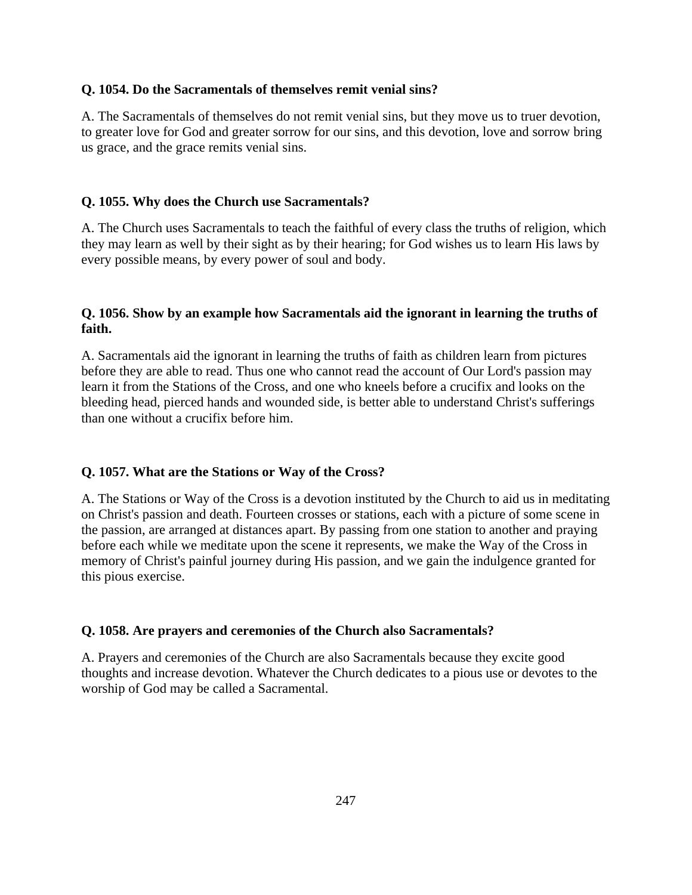**Q. 1054. Do the Sacramentals of themselves remit venial sins?**

A. The Sacramentals of themselves do not remit venial sins, but they move us to truer devotion, to greater love for God and greater sorrow for our sins, and this devotion, love and sorrow bring us grace, and the grace remits venial sins.

**Q. 1055. Why does the Church use Sacramentals?**

A. The Church uses Sacramentals to teach the faithful of every class the truths of religion, which they may learn as well by their sight as by their hearing; for God wishes us to learn His laws by every possible means, by every power of soul and body.

**Q. 1056. Show by an example how Sacramentals aid the ignorant in learning the truths of faith.**

A. Sacramentals aid the ignorant in learning the truths of faith as children learn from pictures before they are able to read. Thus one who cannot read the account of Our Lord's passion may learn it from the Stations of the Cross, and one who kneels before a crucifix and looks on the bleeding head, pierced hands and wounded side, is better able to understand Christ's sufferings than one without a crucifix before him.

**Q. 1057. What are the Stations or Way of the Cross?**

A. The Stations or Way of the Cross is a devotion instituted by the Church to aid us in meditating on Christ's passion and death. Fourteen crosses or stations, each with a picture of some scene in the passion, are arranged at distances apart. By passing from one station to another and praying before each while we meditate upon the scene it represents, we make the Way of the Cross in memory of Christ's painful journey during His passion, and we gain the indulgence granted for this pious exercise.

**Q. 1058. Are prayers and ceremonies of the Church also Sacramentals?**

A. Prayers and ceremonies of the Church are also Sacramentals because they excite good thoughts and increase devotion. Whatever the Church dedicates to a pious use or devotes to the worship of God may be called a Sacramental.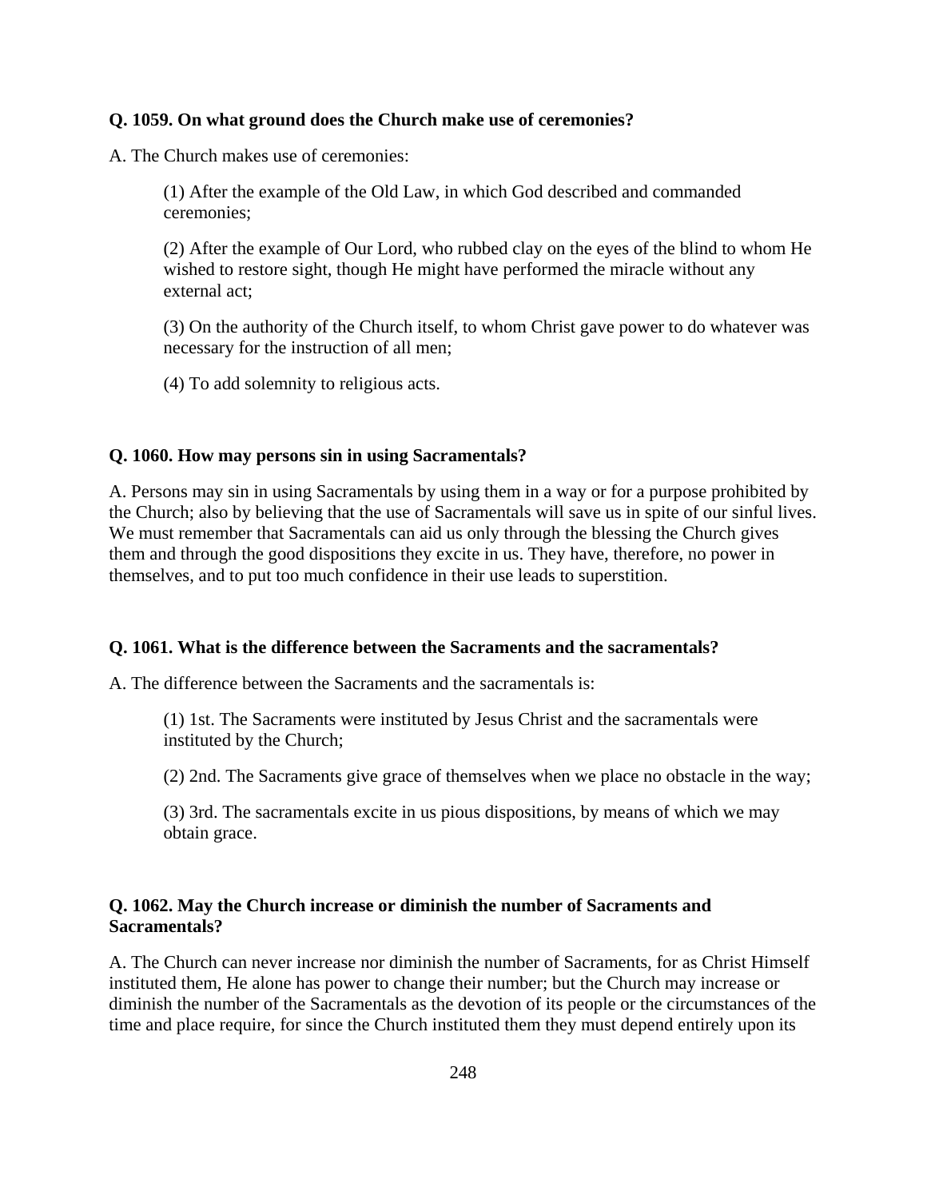**Q. 1059. On what ground does the Church make use of ceremonies?**

A. The Church makes use of ceremonies:

> (1) After the example of the Old Law, in which God described and commanded ceremonies;
>
> (2) After the example of Our Lord, who rubbed clay on the eyes of the blind to whom He wished to restore sight, though He might have performed the miracle without any external act;
>
> (3) On the authority of the Church itself, to whom Christ gave power to do whatever was necessary for the instruction of all men;
>
> (4) To add solemnity to religious acts.

**Q. 1060. How may persons sin in using Sacramentals?**

A. Persons may sin in using Sacramentals by using them in a way or for a purpose prohibited by the Church; also by believing that the use of Sacramentals will save us in spite of our sinful lives. We must remember that Sacramentals can aid us only through the blessing the Church gives them and through the good dispositions they excite in us. They have, therefore, no power in themselves, and to put too much confidence in their use leads to superstition.

**Q. 1061. What is the difference between the Sacraments and the sacramentals?**

A. The difference between the Sacraments and the sacramentals is:

> (1) 1st. The Sacraments were instituted by Jesus Christ and the sacramentals were instituted by the Church;
>
> (2) 2nd. The Sacraments give grace of themselves when we place no obstacle in the way;
>
> (3) 3rd. The sacramentals excite in us pious dispositions, by means of which we may obtain grace.

**Q. 1062. May the Church increase or diminish the number of Sacraments and Sacramentals?**

A. The Church can never increase nor diminish the number of Sacraments, for as Christ Himself instituted them, He alone has power to change their number; but the Church may increase or diminish the number of the Sacramentals as the devotion of its people or the circumstances of the time and place require, for since the Church instituted them they must depend entirely upon its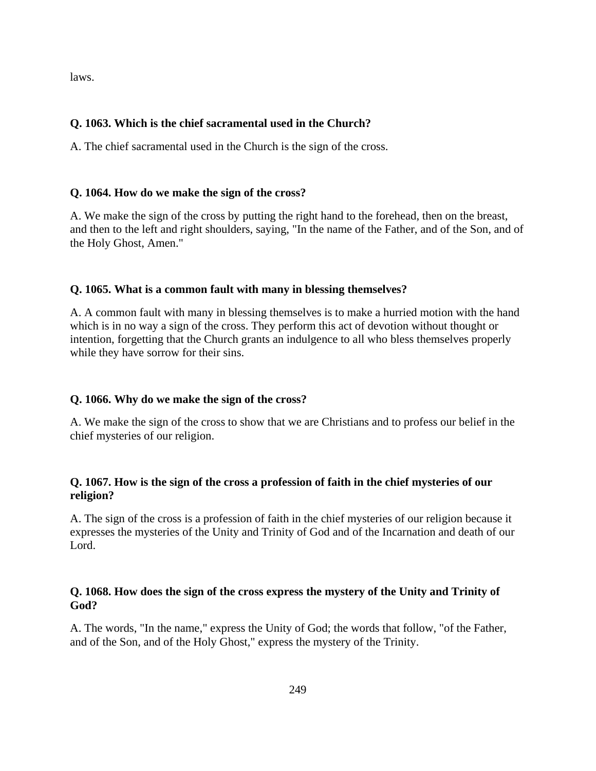laws.

**Q. 1063. Which is the chief sacramental used in the Church?**

A. The chief sacramental used in the Church is the sign of the cross.

**Q. 1064. How do we make the sign of the cross?**

A. We make the sign of the cross by putting the right hand to the forehead, then on the breast, and then to the left and right shoulders, saying, "In the name of the Father, and of the Son, and of the Holy Ghost, Amen."

**Q. 1065. What is a common fault with many in blessing themselves?**

A. A common fault with many in blessing themselves is to make a hurried motion with the hand which is in no way a sign of the cross. They perform this act of devotion without thought or intention, forgetting that the Church grants an indulgence to all who bless themselves properly while they have sorrow for their sins.

**Q. 1066. Why do we make the sign of the cross?**

A. We make the sign of the cross to show that we are Christians and to profess our belief in the chief mysteries of our religion.

**Q. 1067. How is the sign of the cross a profession of faith in the chief mysteries of our religion?**

A. The sign of the cross is a profession of faith in the chief mysteries of our religion because it expresses the mysteries of the Unity and Trinity of God and of the Incarnation and death of our Lord.

**Q. 1068. How does the sign of the cross express the mystery of the Unity and Trinity of God?**

A. The words, "In the name," express the Unity of God; the words that follow, "of the Father, and of the Son, and of the Holy Ghost," express the mystery of the Trinity.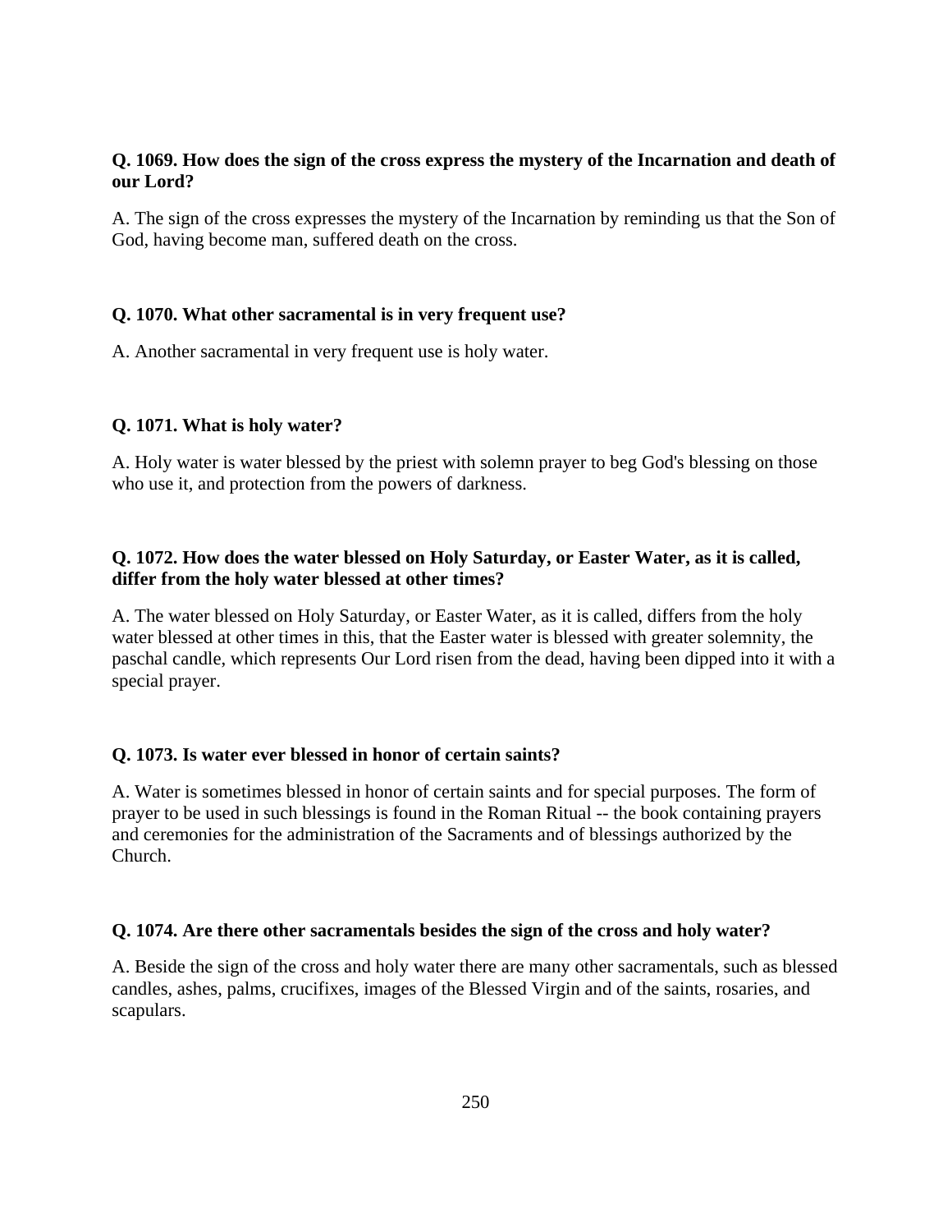**Q. 1069. How does the sign of the cross express the mystery of the Incarnation and death of our Lord?**

A. The sign of the cross expresses the mystery of the Incarnation by reminding us that the Son of God, having become man, suffered death on the cross.

**Q. 1070. What other sacramental is in very frequent use?**

A. Another sacramental in very frequent use is holy water.

**Q. 1071. What is holy water?**

A. Holy water is water blessed by the priest with solemn prayer to beg God's blessing on those who use it, and protection from the powers of darkness.

**Q. 1072. How does the water blessed on Holy Saturday, or Easter Water, as it is called, differ from the holy water blessed at other times?**

A. The water blessed on Holy Saturday, or Easter Water, as it is called, differs from the holy water blessed at other times in this, that the Easter water is blessed with greater solemnity, the paschal candle, which represents Our Lord risen from the dead, having been dipped into it with a special prayer.

**Q. 1073. Is water ever blessed in honor of certain saints?**

A. Water is sometimes blessed in honor of certain saints and for special purposes. The form of prayer to be used in such blessings is found in the Roman Ritual -- the book containing prayers and ceremonies for the administration of the Sacraments and of blessings authorized by the Church.

**Q. 1074. Are there other sacramentals besides the sign of the cross and holy water?**

A. Beside the sign of the cross and holy water there are many other sacramentals, such as blessed candles, ashes, palms, crucifixes, images of the Blessed Virgin and of the saints, rosaries, and scapulars.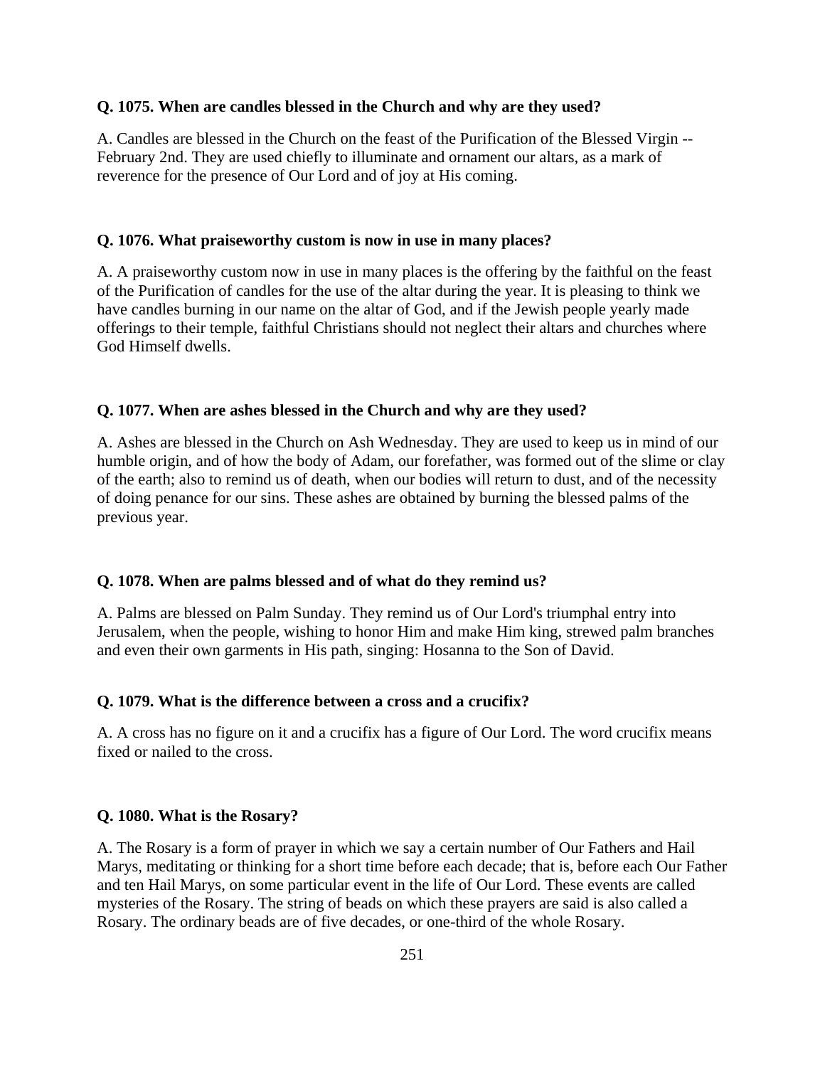**Q. 1075. When are candles blessed in the Church and why are they used?**

A. Candles are blessed in the Church on the feast of the Purification of the Blessed Virgin -- February 2nd. They are used chiefly to illuminate and ornament our altars, as a mark of reverence for the presence of Our Lord and of joy at His coming.

**Q. 1076. What praiseworthy custom is now in use in many places?**

A. A praiseworthy custom now in use in many places is the offering by the faithful on the feast of the Purification of candles for the use of the altar during the year. It is pleasing to think we have candles burning in our name on the altar of God, and if the Jewish people yearly made offerings to their temple, faithful Christians should not neglect their altars and churches where God Himself dwells.

**Q. 1077. When are ashes blessed in the Church and why are they used?**

A. Ashes are blessed in the Church on Ash Wednesday. They are used to keep us in mind of our humble origin, and of how the body of Adam, our forefather, was formed out of the slime or clay of the earth; also to remind us of death, when our bodies will return to dust, and of the necessity of doing penance for our sins. These ashes are obtained by burning the blessed palms of the previous year.

**Q. 1078. When are palms blessed and of what do they remind us?**

A. Palms are blessed on Palm Sunday. They remind us of Our Lord's triumphal entry into Jerusalem, when the people, wishing to honor Him and make Him king, strewed palm branches and even their own garments in His path, singing: Hosanna to the Son of David.

**Q. 1079. What is the difference between a cross and a crucifix?**

A. A cross has no figure on it and a crucifix has a figure of Our Lord. The word crucifix means fixed or nailed to the cross.

**Q. 1080. What is the Rosary?**

A. The Rosary is a form of prayer in which we say a certain number of Our Fathers and Hail Marys, meditating or thinking for a short time before each decade; that is, before each Our Father and ten Hail Marys, on some particular event in the life of Our Lord. These events are called mysteries of the Rosary. The string of beads on which these prayers are said is also called a Rosary. The ordinary beads are of five decades, or one-third of the whole Rosary.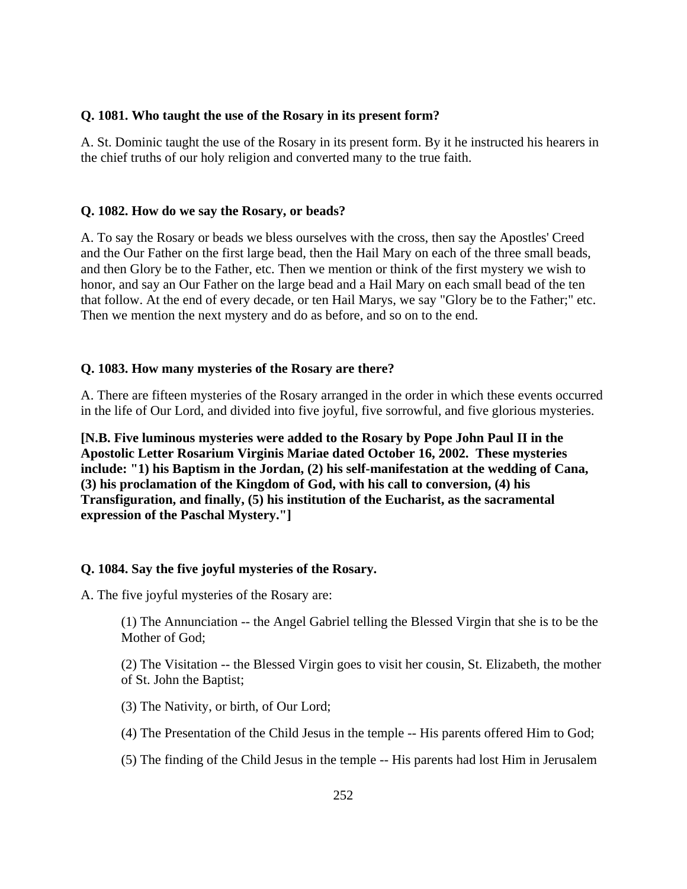**Q. 1081. Who taught the use of the Rosary in its present form?**

A. St. Dominic taught the use of the Rosary in its present form. By it he instructed his hearers in the chief truths of our holy religion and converted many to the true faith.

**Q. 1082. How do we say the Rosary, or beads?**

A. To say the Rosary or beads we bless ourselves with the cross, then say the Apostles' Creed and the Our Father on the first large bead, then the Hail Mary on each of the three small beads, and then Glory be to the Father, etc. Then we mention or think of the first mystery we wish to honor, and say an Our Father on the large bead and a Hail Mary on each small bead of the ten that follow. At the end of every decade, or ten Hail Marys, we say "Glory be to the Father;" etc. Then we mention the next mystery and do as before, and so on to the end.

**Q. 1083. How many mysteries of the Rosary are there?**

A. There are fifteen mysteries of the Rosary arranged in the order in which these events occurred in the life of Our Lord, and divided into five joyful, five sorrowful, and five glorious mysteries.

**[N.B. Five luminous mysteries were added to the Rosary by Pope John Paul II in the Apostolic Letter Rosarium Virginis Mariae dated October 16, 2002. These mysteries include: "1) his Baptism in the Jordan, (2) his self-manifestation at the wedding of Cana, (3) his proclamation of the Kingdom of God, with his call to conversion, (4) his Transfiguration, and finally, (5) his institution of the Eucharist, as the sacramental expression of the Paschal Mystery."]**

**Q. 1084. Say the five joyful mysteries of the Rosary.**

A. The five joyful mysteries of the Rosary are:

> (1) The Annunciation -- the Angel Gabriel telling the Blessed Virgin that she is to be the Mother of God;
>
> (2) The Visitation -- the Blessed Virgin goes to visit her cousin, St. Elizabeth, the mother of St. John the Baptist;
>
> (3) The Nativity, or birth, of Our Lord;
>
> (4) The Presentation of the Child Jesus in the temple -- His parents offered Him to God;
>
> (5) The finding of the Child Jesus in the temple -- His parents had lost Him in Jerusalem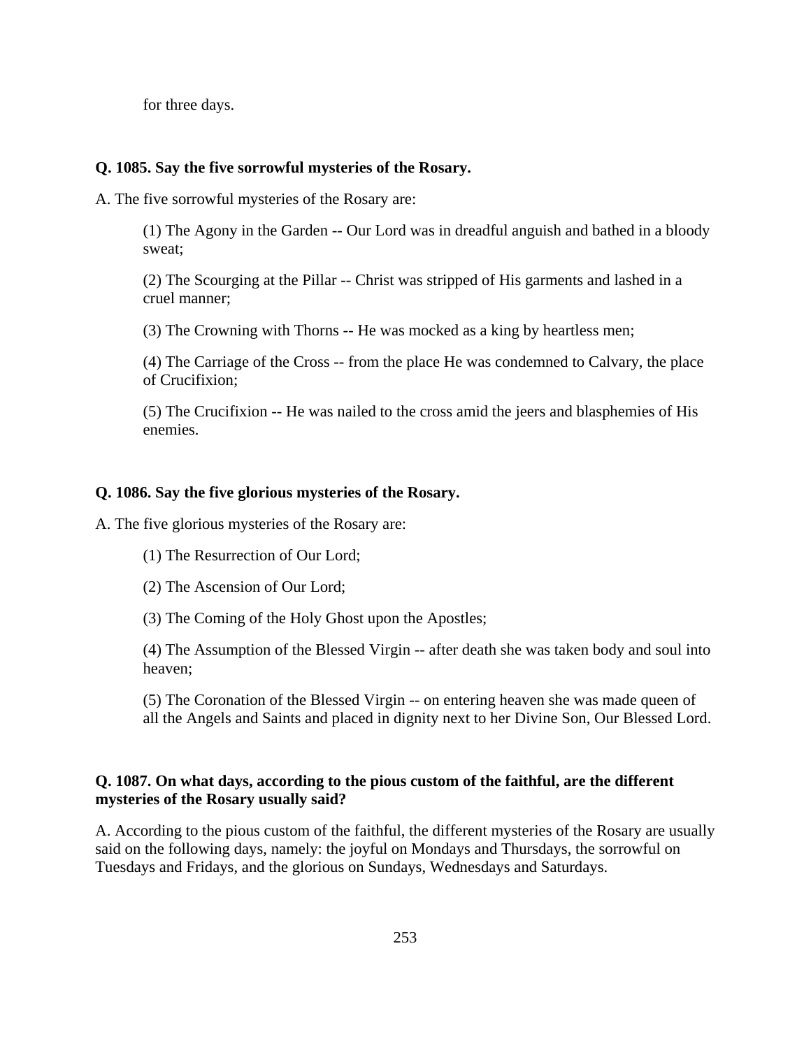for three days.

**Q. 1085. Say the five sorrowful mysteries of the Rosary.**

A. The five sorrowful mysteries of the Rosary are:

> (1) The Agony in the Garden -- Our Lord was in dreadful anguish and bathed in a bloody sweat;
>
> (2) The Scourging at the Pillar -- Christ was stripped of His garments and lashed in a cruel manner;
>
> (3) The Crowning with Thorns -- He was mocked as a king by heartless men;
>
> (4) The Carriage of the Cross -- from the place He was condemned to Calvary, the place of Crucifixion;
>
> (5) The Crucifixion -- He was nailed to the cross amid the jeers and blasphemies of His enemies.

**Q. 1086. Say the five glorious mysteries of the Rosary.**

A. The five glorious mysteries of the Rosary are:

> (1) The Resurrection of Our Lord;
>
> (2) The Ascension of Our Lord;
>
> (3) The Coming of the Holy Ghost upon the Apostles;
>
> (4) The Assumption of the Blessed Virgin -- after death she was taken body and soul into heaven;
>
> (5) The Coronation of the Blessed Virgin -- on entering heaven she was made queen of all the Angels and Saints and placed in dignity next to her Divine Son, Our Blessed Lord.

**Q. 1087. On what days, according to the pious custom of the faithful, are the different mysteries of the Rosary usually said?**

A. According to the pious custom of the faithful, the different mysteries of the Rosary are usually said on the following days, namely: the joyful on Mondays and Thursdays, the sorrowful on Tuesdays and Fridays, and the glorious on Sundays, Wednesdays and Saturdays.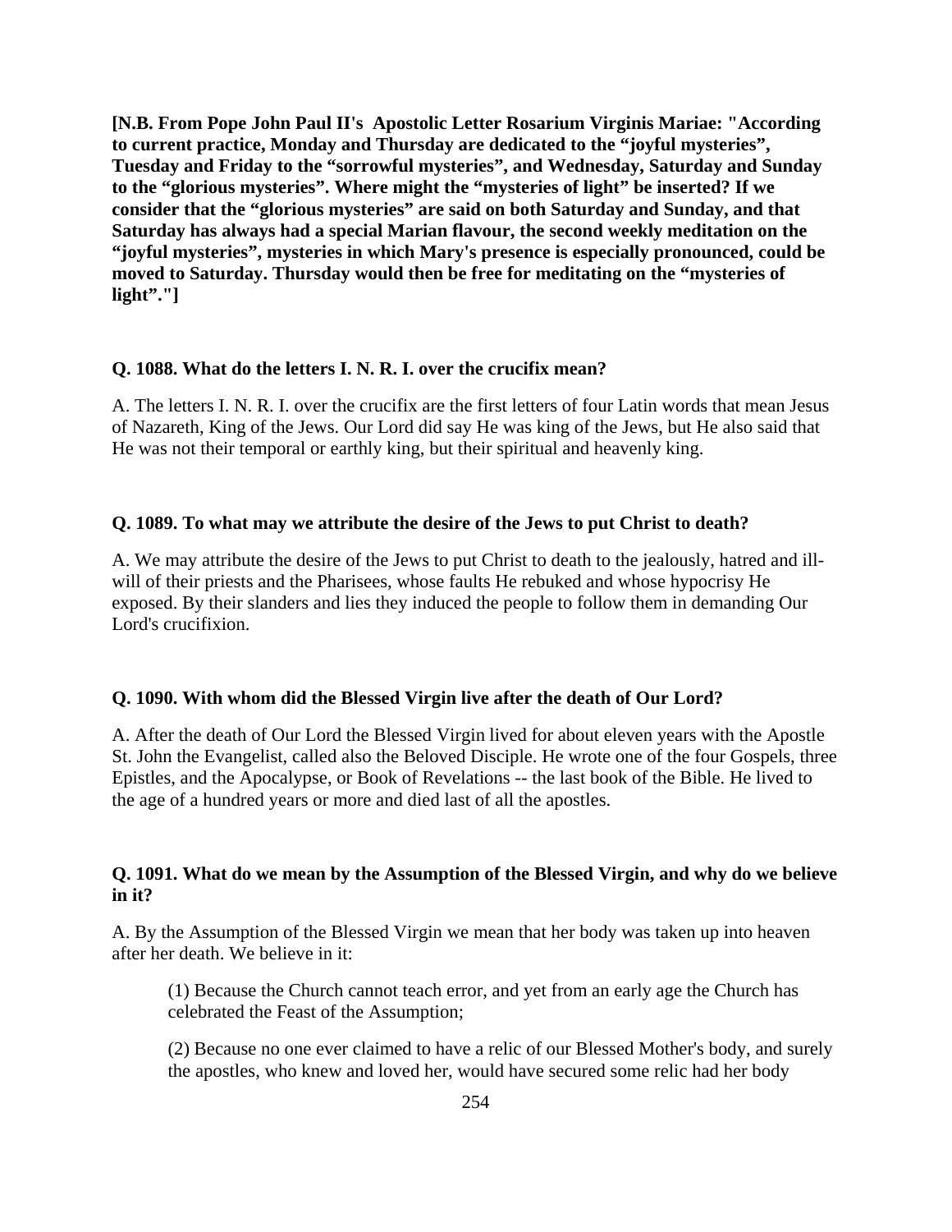**[N.B. From Pope John Paul II's Apostolic Letter Rosarium Virginis Mariae: "According to current practice, Monday and Thursday are dedicated to the "joyful mysteries", Tuesday and Friday to the "sorrowful mysteries", and Wednesday, Saturday and Sunday to the "glorious mysteries". Where might the "mysteries of light" be inserted? If we consider that the "glorious mysteries" are said on both Saturday and Sunday, and that Saturday has always had a special Marian flavour, the second weekly meditation on the "joyful mysteries", mysteries in which Mary's presence is especially pronounced, could be moved to Saturday. Thursday would then be free for meditating on the "mysteries of light"."]**

**Q. 1088. What do the letters I. N. R. I. over the crucifix mean?**

A. The letters I. N. R. I. over the crucifix are the first letters of four Latin words that mean Jesus of Nazareth, King of the Jews. Our Lord did say He was king of the Jews, but He also said that He was not their temporal or earthly king, but their spiritual and heavenly king.

**Q. 1089. To what may we attribute the desire of the Jews to put Christ to death?**

A. We may attribute the desire of the Jews to put Christ to death to the jealously, hatred and ill-will of their priests and the Pharisees, whose faults He rebuked and whose hypocrisy He exposed. By their slanders and lies they induced the people to follow them in demanding Our Lord's crucifixion.

**Q. 1090. With whom did the Blessed Virgin live after the death of Our Lord?**

A. After the death of Our Lord the Blessed Virgin lived for about eleven years with the Apostle St. John the Evangelist, called also the Beloved Disciple. He wrote one of the four Gospels, three Epistles, and the Apocalypse, or Book of Revelations -- the last book of the Bible. He lived to the age of a hundred years or more and died last of all the apostles.

**Q. 1091. What do we mean by the Assumption of the Blessed Virgin, and why do we believe in it?**

A. By the Assumption of the Blessed Virgin we mean that her body was taken up into heaven after her death. We believe in it:

(1) Because the Church cannot teach error, and yet from an early age the Church has celebrated the Feast of the Assumption;

(2) Because no one ever claimed to have a relic of our Blessed Mother's body, and surely the apostles, who knew and loved her, would have secured some relic had her body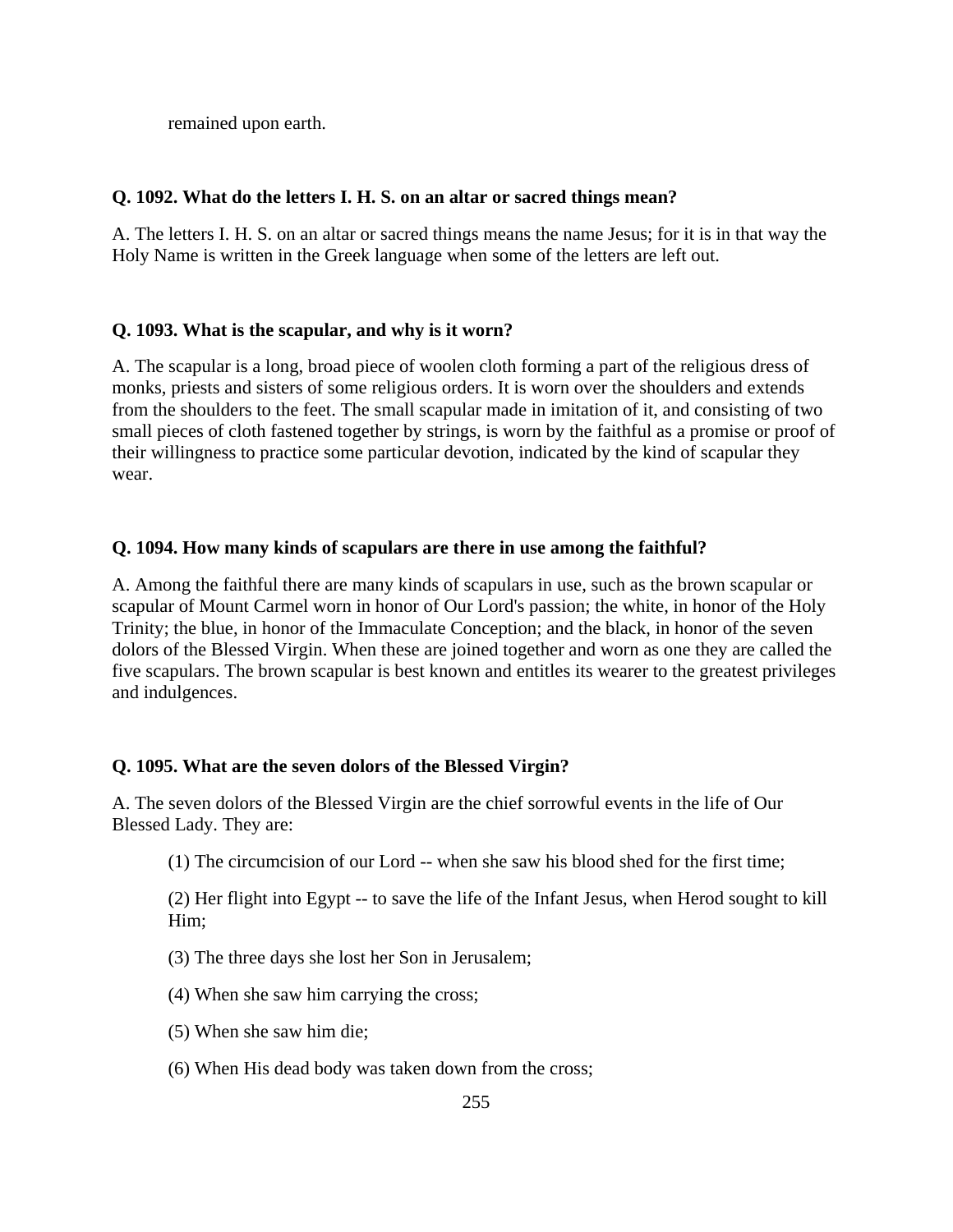remained upon earth.

**Q. 1092. What do the letters I. H. S. on an altar or sacred things mean?**

A. The letters I. H. S. on an altar or sacred things means the name Jesus; for it is in that way the Holy Name is written in the Greek language when some of the letters are left out.

**Q. 1093. What is the scapular, and why is it worn?**

A. The scapular is a long, broad piece of woolen cloth forming a part of the religious dress of monks, priests and sisters of some religious orders. It is worn over the shoulders and extends from the shoulders to the feet. The small scapular made in imitation of it, and consisting of two small pieces of cloth fastened together by strings, is worn by the faithful as a promise or proof of their willingness to practice some particular devotion, indicated by the kind of scapular they wear.

**Q. 1094. How many kinds of scapulars are there in use among the faithful?**

A. Among the faithful there are many kinds of scapulars in use, such as the brown scapular or scapular of Mount Carmel worn in honor of Our Lord's passion; the white, in honor of the Holy Trinity; the blue, in honor of the Immaculate Conception; and the black, in honor of the seven dolors of the Blessed Virgin. When these are joined together and worn as one they are called the five scapulars. The brown scapular is best known and entitles its wearer to the greatest privileges and indulgences.

**Q. 1095. What are the seven dolors of the Blessed Virgin?**

A. The seven dolors of the Blessed Virgin are the chief sorrowful events in the life of Our Blessed Lady. They are:

(1) The circumcision of our Lord -- when she saw his blood shed for the first time;

(2) Her flight into Egypt -- to save the life of the Infant Jesus, when Herod sought to kill Him;

(3) The three days she lost her Son in Jerusalem;

(4) When she saw him carrying the cross;

(5) When she saw him die;

(6) When His dead body was taken down from the cross;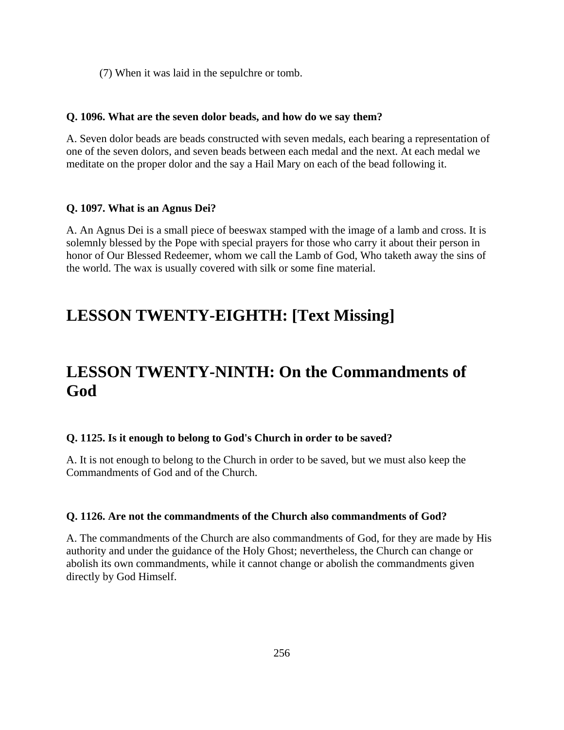(7) When it was laid in the sepulchre or tomb.

**Q. 1096. What are the seven dolor beads, and how do we say them?**

A. Seven dolor beads are beads constructed with seven medals, each bearing a representation of one of the seven dolors, and seven beads between each medal and the next. At each medal we meditate on the proper dolor and the say a Hail Mary on each of the bead following it.

**Q. 1097. What is an Agnus Dei?**

A. An Agnus Dei is a small piece of beeswax stamped with the image of a lamb and cross. It is solemnly blessed by the Pope with special prayers for those who carry it about their person in honor of Our Blessed Redeemer, whom we call the Lamb of God, Who taketh away the sins of the world. The wax is usually covered with silk or some fine material.

## LESSON TWENTY-EIGHTH: [Text Missing]

## LESSON TWENTY-NINTH: On the Commandments of God

**Q. 1125. Is it enough to belong to God's Church in order to be saved?**

A. It is not enough to belong to the Church in order to be saved, but we must also keep the Commandments of God and of the Church.

**Q. 1126. Are not the commandments of the Church also commandments of God?**

A. The commandments of the Church are also commandments of God, for they are made by His authority and under the guidance of the Holy Ghost; nevertheless, the Church can change or abolish its own commandments, while it cannot change or abolish the commandments given directly by God Himself.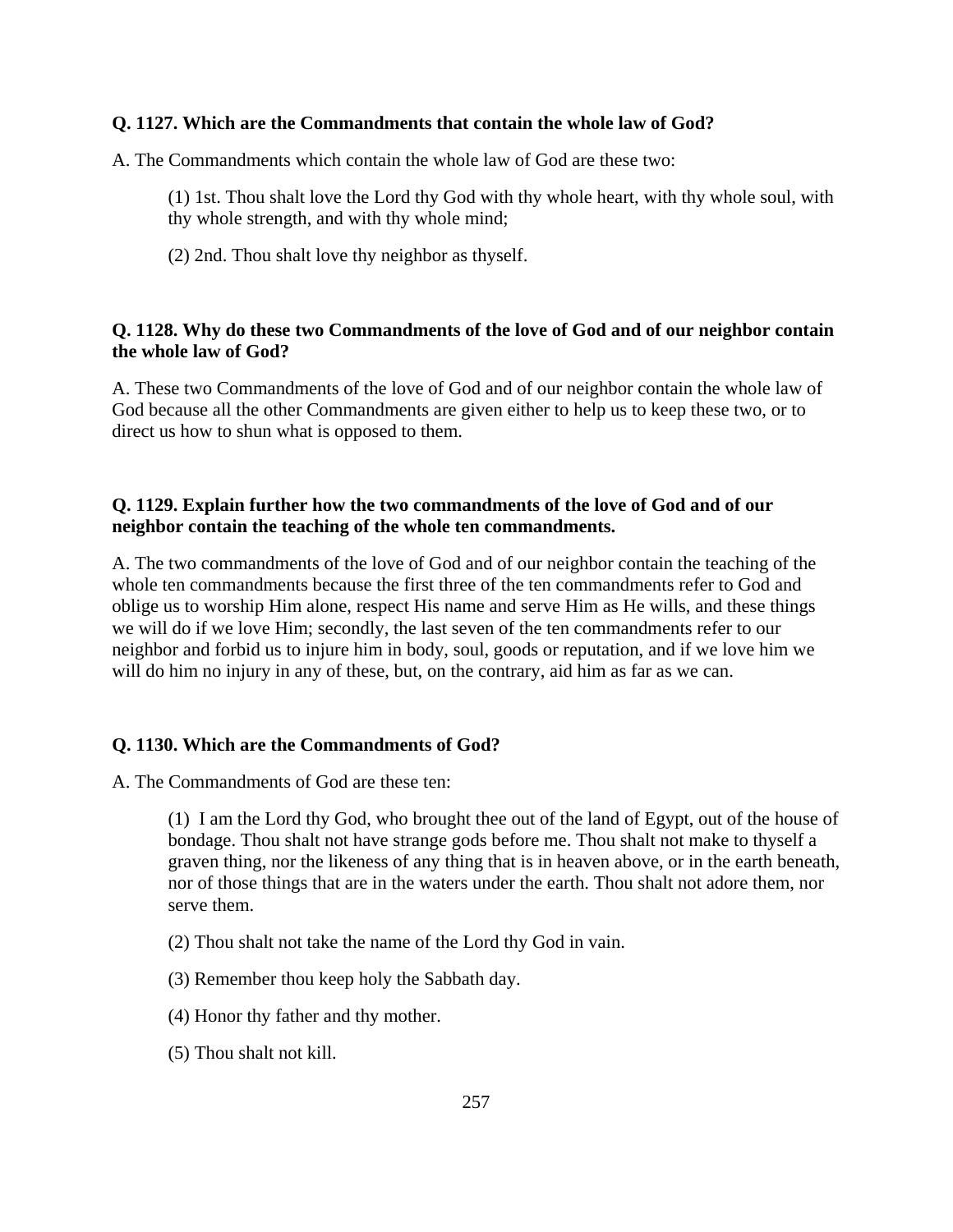**Q. 1127. Which are the Commandments that contain the whole law of God?**

A. The Commandments which contain the whole law of God are these two:

> (1) 1st. Thou shalt love the Lord thy God with thy whole heart, with thy whole soul, with thy whole strength, and with thy whole mind;
>
> (2) 2nd. Thou shalt love thy neighbor as thyself.

**Q. 1128. Why do these two Commandments of the love of God and of our neighbor contain the whole law of God?**

A. These two Commandments of the love of God and of our neighbor contain the whole law of God because all the other Commandments are given either to help us to keep these two, or to direct us how to shun what is opposed to them.

**Q. 1129. Explain further how the two commandments of the love of God and of our neighbor contain the teaching of the whole ten commandments.**

A. The two commandments of the love of God and of our neighbor contain the teaching of the whole ten commandments because the first three of the ten commandments refer to God and oblige us to worship Him alone, respect His name and serve Him as He wills, and these things we will do if we love Him; secondly, the last seven of the ten commandments refer to our neighbor and forbid us to injure him in body, soul, goods or reputation, and if we love him we will do him no injury in any of these, but, on the contrary, aid him as far as we can.

**Q. 1130. Which are the Commandments of God?**

A. The Commandments of God are these ten:

> (1) I am the Lord thy God, who brought thee out of the land of Egypt, out of the house of bondage. Thou shalt not have strange gods before me. Thou shalt not make to thyself a graven thing, nor the likeness of any thing that is in heaven above, or in the earth beneath, nor of those things that are in the waters under the earth. Thou shalt not adore them, nor serve them.
>
> (2) Thou shalt not take the name of the Lord thy God in vain.
>
> (3) Remember thou keep holy the Sabbath day.
>
> (4) Honor thy father and thy mother.
>
> (5) Thou shalt not kill.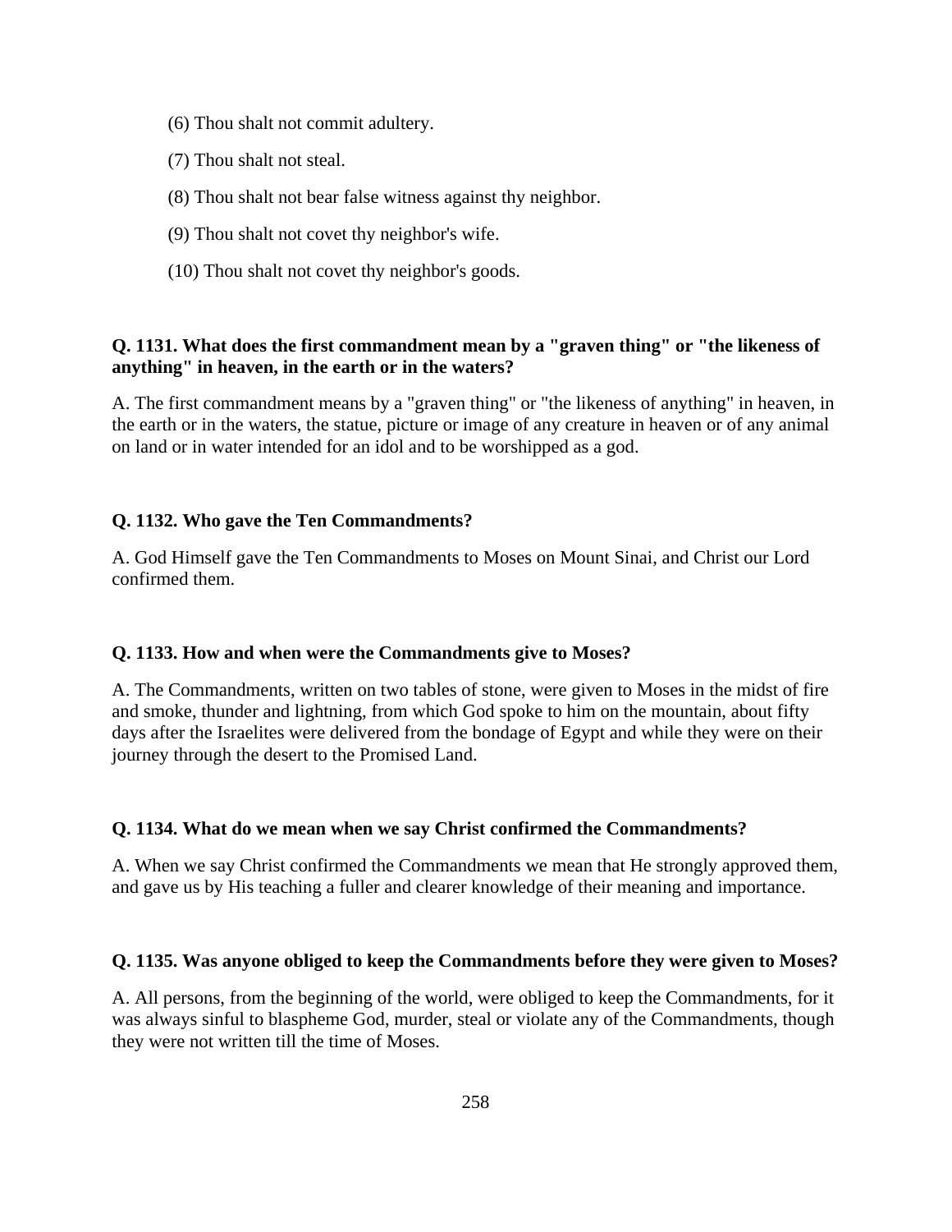(6) Thou shalt not commit adultery.

(7) Thou shalt not steal.

(8) Thou shalt not bear false witness against thy neighbor.

(9) Thou shalt not covet thy neighbor's wife.

(10) Thou shalt not covet thy neighbor's goods.

**Q. 1131. What does the first commandment mean by a "graven thing" or "the likeness of anything" in heaven, in the earth or in the waters?**

A. The first commandment means by a "graven thing" or "the likeness of anything" in heaven, in the earth or in the waters, the statue, picture or image of any creature in heaven or of any animal on land or in water intended for an idol and to be worshipped as a god.

**Q. 1132. Who gave the Ten Commandments?**

A. God Himself gave the Ten Commandments to Moses on Mount Sinai, and Christ our Lord confirmed them.

**Q. 1133. How and when were the Commandments give to Moses?**

A. The Commandments, written on two tables of stone, were given to Moses in the midst of fire and smoke, thunder and lightning, from which God spoke to him on the mountain, about fifty days after the Israelites were delivered from the bondage of Egypt and while they were on their journey through the desert to the Promised Land.

**Q. 1134. What do we mean when we say Christ confirmed the Commandments?**

A. When we say Christ confirmed the Commandments we mean that He strongly approved them, and gave us by His teaching a fuller and clearer knowledge of their meaning and importance.

**Q. 1135. Was anyone obliged to keep the Commandments before they were given to Moses?**

A. All persons, from the beginning of the world, were obliged to keep the Commandments, for it was always sinful to blaspheme God, murder, steal or violate any of the Commandments, though they were not written till the time of Moses.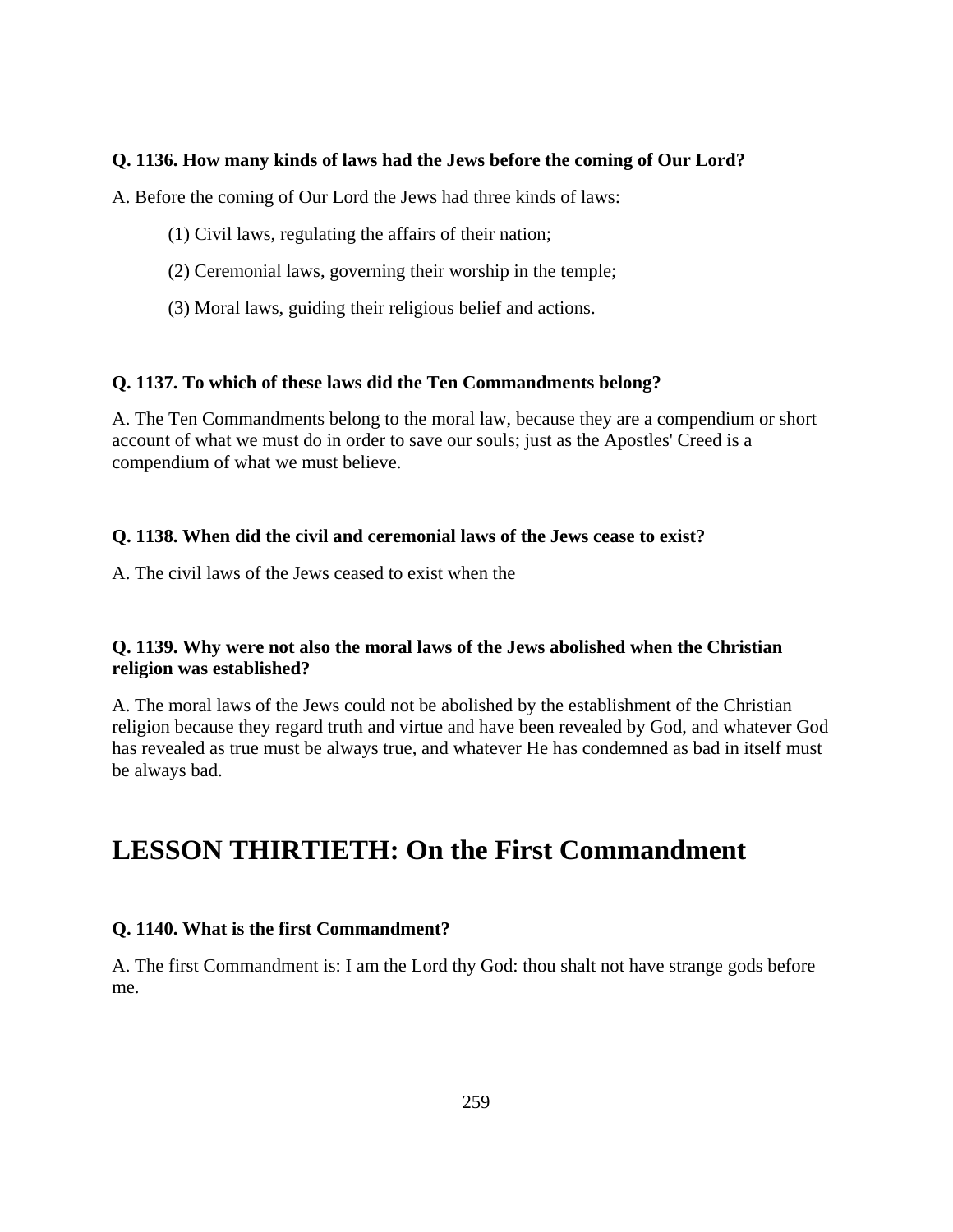**Q. 1136. How many kinds of laws had the Jews before the coming of Our Lord?**

A. Before the coming of Our Lord the Jews had three kinds of laws:

(1) Civil laws, regulating the affairs of their nation;

(2) Ceremonial laws, governing their worship in the temple;

(3) Moral laws, guiding their religious belief and actions.

**Q. 1137. To which of these laws did the Ten Commandments belong?**

A. The Ten Commandments belong to the moral law, because they are a compendium or short account of what we must do in order to save our souls; just as the Apostles' Creed is a compendium of what we must believe.

**Q. 1138. When did the civil and ceremonial laws of the Jews cease to exist?**

A. The civil laws of the Jews ceased to exist when the

**Q. 1139. Why were not also the moral laws of the Jews abolished when the Christian religion was established?**

A. The moral laws of the Jews could not be abolished by the establishment of the Christian religion because they regard truth and virtue and have been revealed by God, and whatever God has revealed as true must be always true, and whatever He has condemned as bad in itself must be always bad.

# LESSON THIRTIETH: On the First Commandment

**Q. 1140. What is the first Commandment?**

A. The first Commandment is: I am the Lord thy God: thou shalt not have strange gods before me.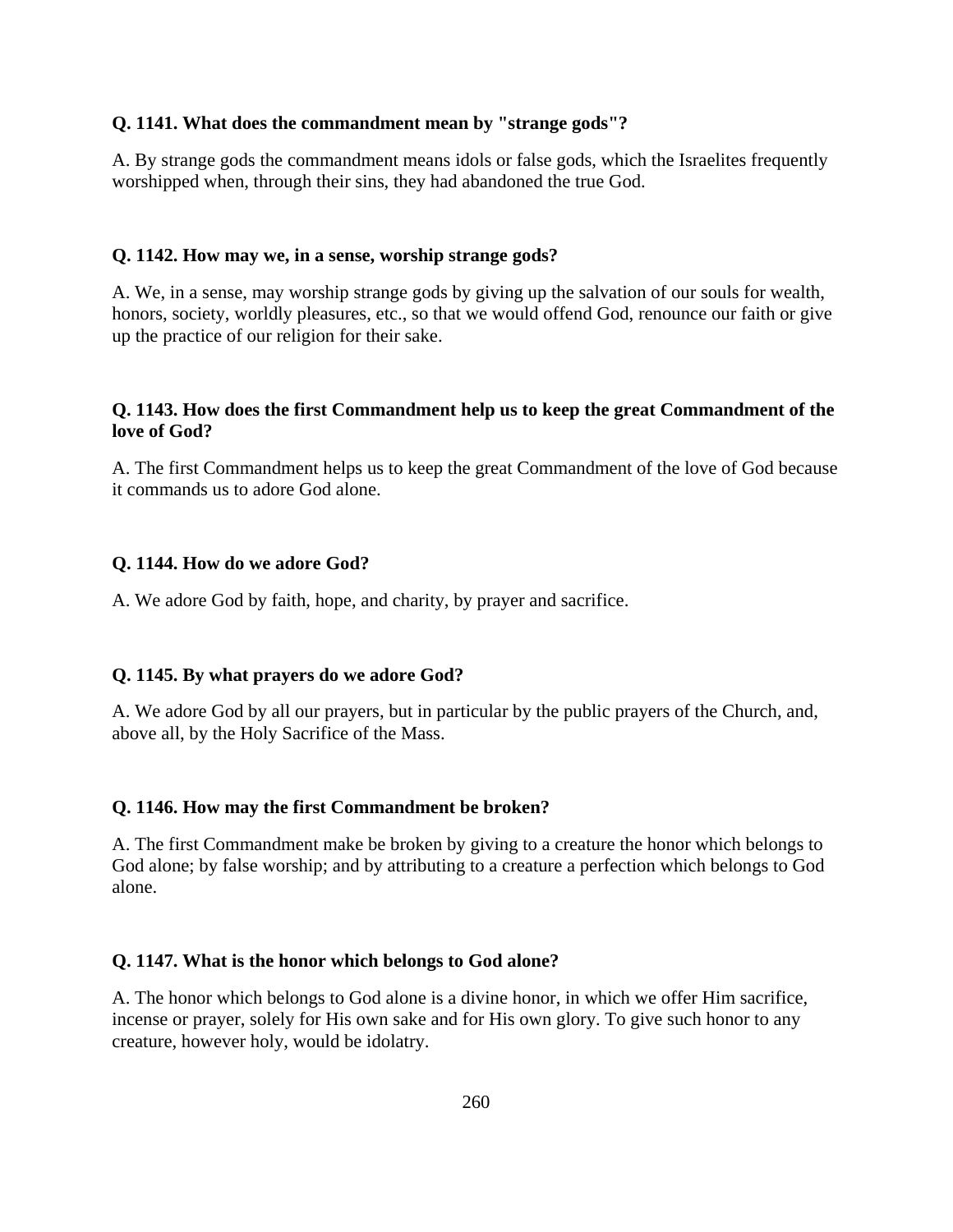**Q. 1141. What does the commandment mean by "strange gods"?**

A. By strange gods the commandment means idols or false gods, which the Israelites frequently worshipped when, through their sins, they had abandoned the true God.

**Q. 1142. How may we, in a sense, worship strange gods?**

A. We, in a sense, may worship strange gods by giving up the salvation of our souls for wealth, honors, society, worldly pleasures, etc., so that we would offend God, renounce our faith or give up the practice of our religion for their sake.

**Q. 1143. How does the first Commandment help us to keep the great Commandment of the love of God?**

A. The first Commandment helps us to keep the great Commandment of the love of God because it commands us to adore God alone.

**Q. 1144. How do we adore God?**

A. We adore God by faith, hope, and charity, by prayer and sacrifice.

**Q. 1145. By what prayers do we adore God?**

A. We adore God by all our prayers, but in particular by the public prayers of the Church, and, above all, by the Holy Sacrifice of the Mass.

**Q. 1146. How may the first Commandment be broken?**

A. The first Commandment make be broken by giving to a creature the honor which belongs to God alone; by false worship; and by attributing to a creature a perfection which belongs to God alone.

**Q. 1147. What is the honor which belongs to God alone?**

A. The honor which belongs to God alone is a divine honor, in which we offer Him sacrifice, incense or prayer, solely for His own sake and for His own glory. To give such honor to any creature, however holy, would be idolatry.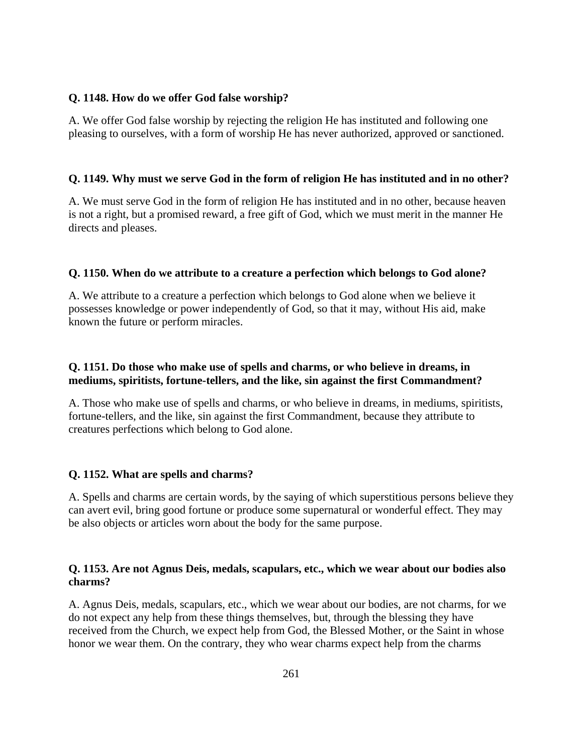**Q. 1148. How do we offer God false worship?**

A. We offer God false worship by rejecting the religion He has instituted and following one pleasing to ourselves, with a form of worship He has never authorized, approved or sanctioned.

**Q. 1149. Why must we serve God in the form of religion He has instituted and in no other?**

A. We must serve God in the form of religion He has instituted and in no other, because heaven is not a right, but a promised reward, a free gift of God, which we must merit in the manner He directs and pleases.

**Q. 1150. When do we attribute to a creature a perfection which belongs to God alone?**

A. We attribute to a creature a perfection which belongs to God alone when we believe it possesses knowledge or power independently of God, so that it may, without His aid, make known the future or perform miracles.

**Q. 1151. Do those who make use of spells and charms, or who believe in dreams, in mediums, spiritists, fortune-tellers, and the like, sin against the first Commandment?**

A. Those who make use of spells and charms, or who believe in dreams, in mediums, spiritists, fortune-tellers, and the like, sin against the first Commandment, because they attribute to creatures perfections which belong to God alone.

**Q. 1152. What are spells and charms?**

A. Spells and charms are certain words, by the saying of which superstitious persons believe they can avert evil, bring good fortune or produce some supernatural or wonderful effect. They may be also objects or articles worn about the body for the same purpose.

**Q. 1153. Are not Agnus Deis, medals, scapulars, etc., which we wear about our bodies also charms?**

A. Agnus Deis, medals, scapulars, etc., which we wear about our bodies, are not charms, for we do not expect any help from these things themselves, but, through the blessing they have received from the Church, we expect help from God, the Blessed Mother, or the Saint in whose honor we wear them. On the contrary, they who wear charms expect help from the charms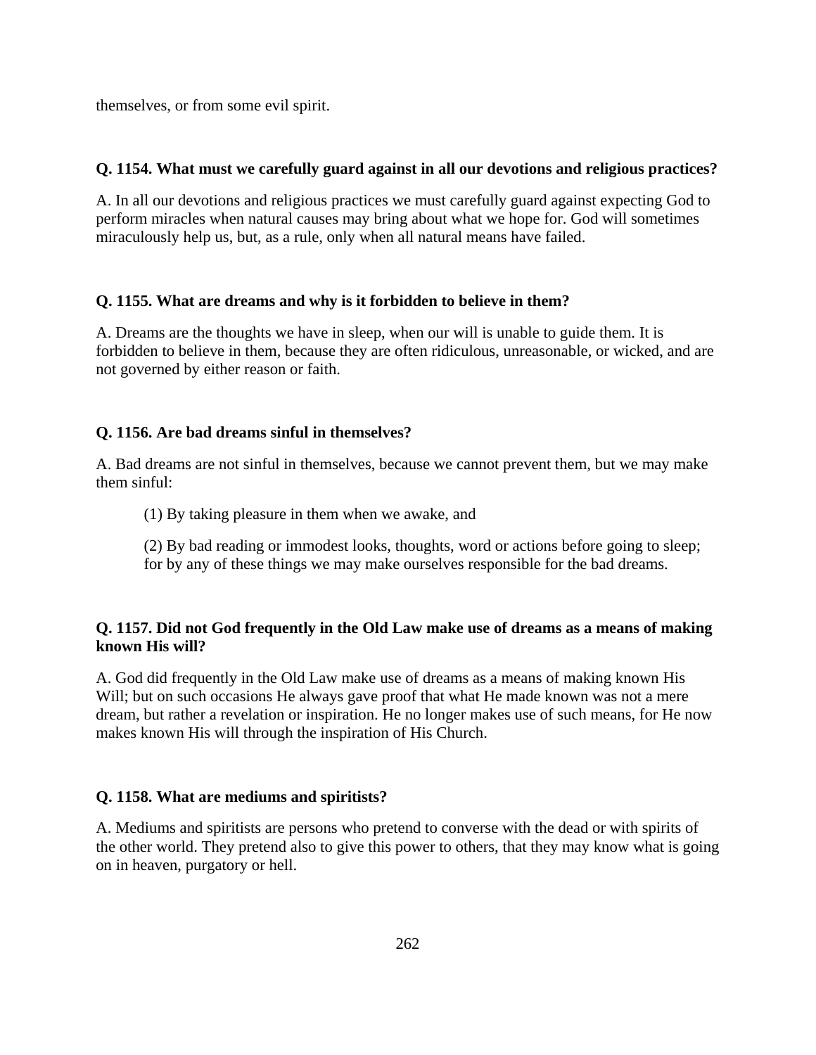themselves, or from some evil spirit.

**Q. 1154. What must we carefully guard against in all our devotions and religious practices?**

A. In all our devotions and religious practices we must carefully guard against expecting God to perform miracles when natural causes may bring about what we hope for. God will sometimes miraculously help us, but, as a rule, only when all natural means have failed.

**Q. 1155. What are dreams and why is it forbidden to believe in them?**

A. Dreams are the thoughts we have in sleep, when our will is unable to guide them. It is forbidden to believe in them, because they are often ridiculous, unreasonable, or wicked, and are not governed by either reason or faith.

**Q. 1156. Are bad dreams sinful in themselves?**

A. Bad dreams are not sinful in themselves, because we cannot prevent them, but we may make them sinful:

> (1) By taking pleasure in them when we awake, and
>
> (2) By bad reading or immodest looks, thoughts, word or actions before going to sleep; for by any of these things we may make ourselves responsible for the bad dreams.

**Q. 1157. Did not God frequently in the Old Law make use of dreams as a means of making known His will?**

A. God did frequently in the Old Law make use of dreams as a means of making known His Will; but on such occasions He always gave proof that what He made known was not a mere dream, but rather a revelation or inspiration. He no longer makes use of such means, for He now makes known His will through the inspiration of His Church.

**Q. 1158. What are mediums and spiritists?**

A. Mediums and spiritists are persons who pretend to converse with the dead or with spirits of the other world. They pretend also to give this power to others, that they may know what is going on in heaven, purgatory or hell.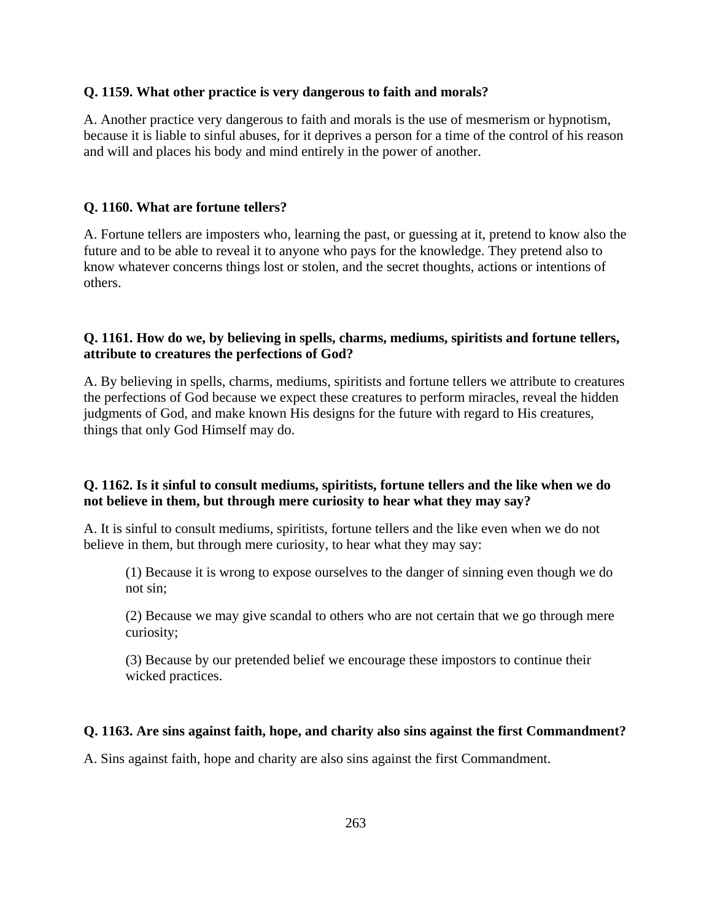**Q. 1159. What other practice is very dangerous to faith and morals?**

A. Another practice very dangerous to faith and morals is the use of mesmerism or hypnotism, because it is liable to sinful abuses, for it deprives a person for a time of the control of his reason and will and places his body and mind entirely in the power of another.

**Q. 1160. What are fortune tellers?**

A. Fortune tellers are imposters who, learning the past, or guessing at it, pretend to know also the future and to be able to reveal it to anyone who pays for the knowledge. They pretend also to know whatever concerns things lost or stolen, and the secret thoughts, actions or intentions of others.

**Q. 1161. How do we, by believing in spells, charms, mediums, spiritists and fortune tellers, attribute to creatures the perfections of God?**

A. By believing in spells, charms, mediums, spiritists and fortune tellers we attribute to creatures the perfections of God because we expect these creatures to perform miracles, reveal the hidden judgments of God, and make known His designs for the future with regard to His creatures, things that only God Himself may do.

**Q. 1162. Is it sinful to consult mediums, spiritists, fortune tellers and the like when we do not believe in them, but through mere curiosity to hear what they may say?**

A. It is sinful to consult mediums, spiritists, fortune tellers and the like even when we do not believe in them, but through mere curiosity, to hear what they may say:

(1) Because it is wrong to expose ourselves to the danger of sinning even though we do not sin;

(2) Because we may give scandal to others who are not certain that we go through mere curiosity;

(3) Because by our pretended belief we encourage these impostors to continue their wicked practices.

**Q. 1163. Are sins against faith, hope, and charity also sins against the first Commandment?**

A. Sins against faith, hope and charity are also sins against the first Commandment.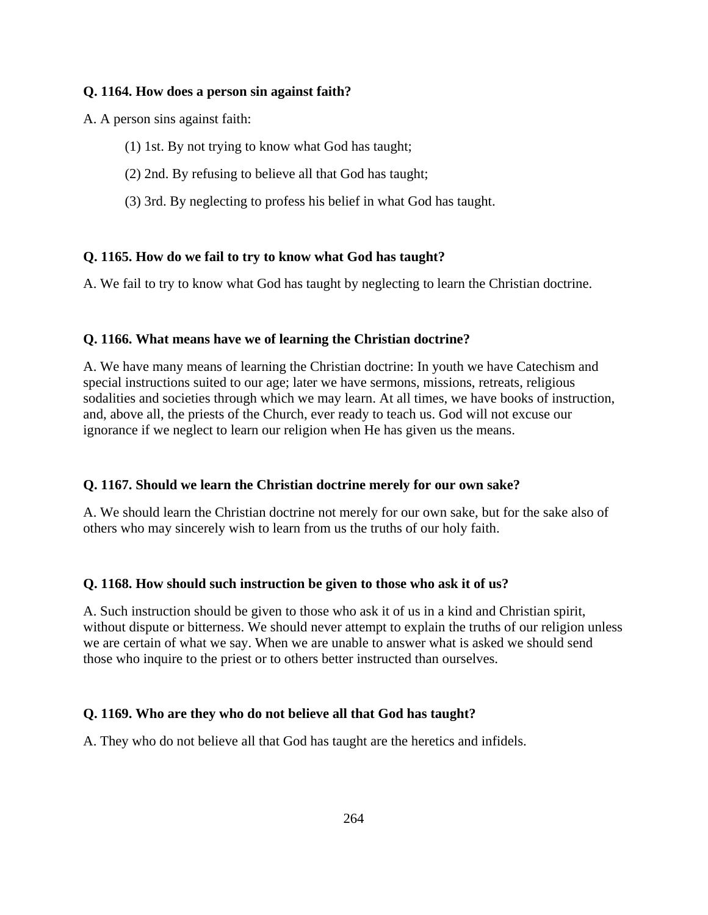**Q. 1164. How does a person sin against faith?**

A. A person sins against faith:

(1) 1st. By not trying to know what God has taught;

(2) 2nd. By refusing to believe all that God has taught;

(3) 3rd. By neglecting to profess his belief in what God has taught.

**Q. 1165. How do we fail to try to know what God has taught?**

A. We fail to try to know what God has taught by neglecting to learn the Christian doctrine.

**Q. 1166. What means have we of learning the Christian doctrine?**

A. We have many means of learning the Christian doctrine: In youth we have Catechism and special instructions suited to our age; later we have sermons, missions, retreats, religious sodalities and societies through which we may learn. At all times, we have books of instruction, and, above all, the priests of the Church, ever ready to teach us. God will not excuse our ignorance if we neglect to learn our religion when He has given us the means.

**Q. 1167. Should we learn the Christian doctrine merely for our own sake?**

A. We should learn the Christian doctrine not merely for our own sake, but for the sake also of others who may sincerely wish to learn from us the truths of our holy faith.

**Q. 1168. How should such instruction be given to those who ask it of us?**

A. Such instruction should be given to those who ask it of us in a kind and Christian spirit, without dispute or bitterness. We should never attempt to explain the truths of our religion unless we are certain of what we say. When we are unable to answer what is asked we should send those who inquire to the priest or to others better instructed than ourselves.

**Q. 1169. Who are they who do not believe all that God has taught?**

A. They who do not believe all that God has taught are the heretics and infidels.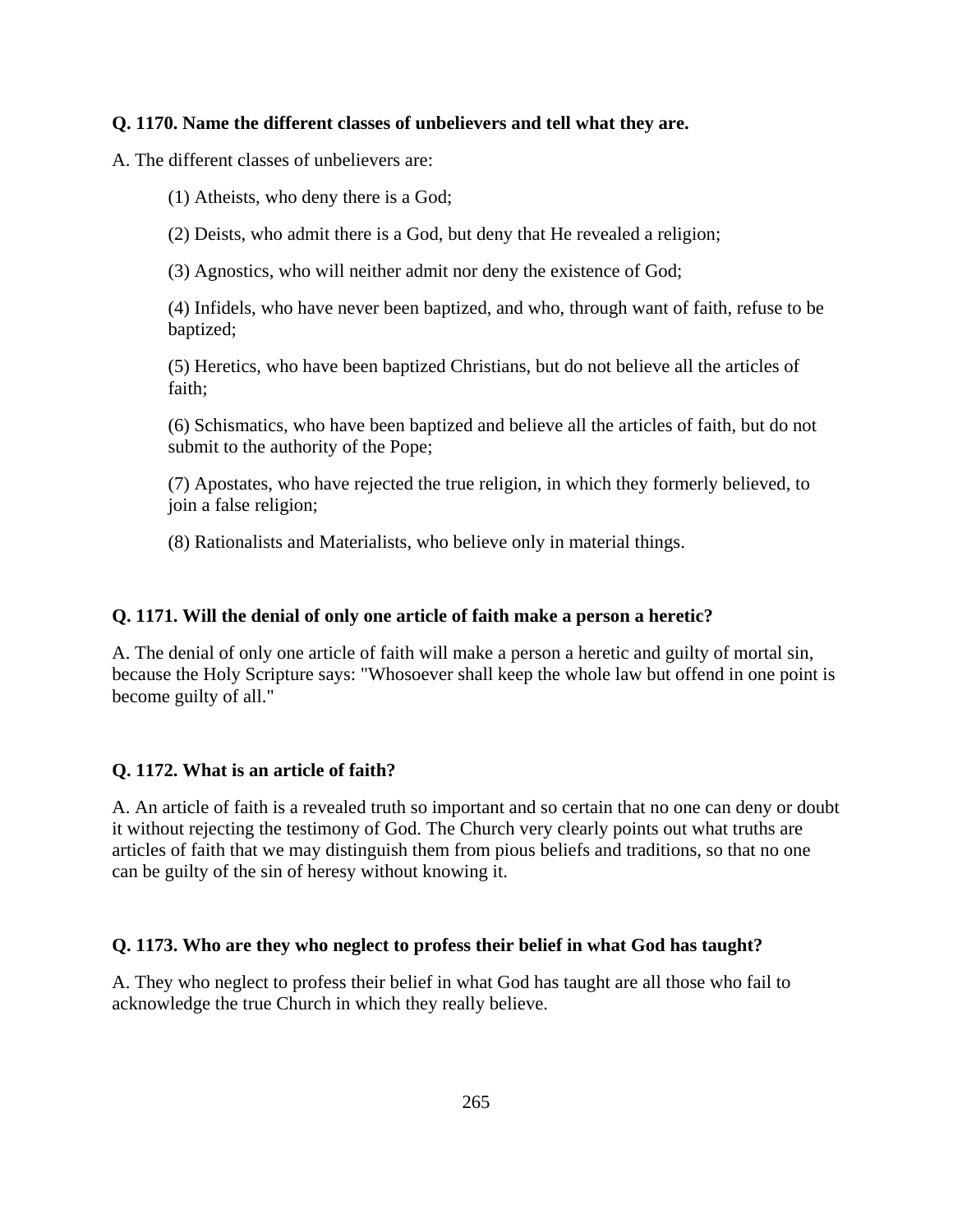**Q. 1170. Name the different classes of unbelievers and tell what they are.**

A. The different classes of unbelievers are:

(1) Atheists, who deny there is a God;

(2) Deists, who admit there is a God, but deny that He revealed a religion;

(3) Agnostics, who will neither admit nor deny the existence of God;

(4) Infidels, who have never been baptized, and who, through want of faith, refuse to be baptized;

(5) Heretics, who have been baptized Christians, but do not believe all the articles of faith;

(6) Schismatics, who have been baptized and believe all the articles of faith, but do not submit to the authority of the Pope;

(7) Apostates, who have rejected the true religion, in which they formerly believed, to join a false religion;

(8) Rationalists and Materialists, who believe only in material things.

**Q. 1171. Will the denial of only one article of faith make a person a heretic?**

A. The denial of only one article of faith will make a person a heretic and guilty of mortal sin, because the Holy Scripture says: "Whosoever shall keep the whole law but offend in one point is become guilty of all."

**Q. 1172. What is an article of faith?**

A. An article of faith is a revealed truth so important and so certain that no one can deny or doubt it without rejecting the testimony of God. The Church very clearly points out what truths are articles of faith that we may distinguish them from pious beliefs and traditions, so that no one can be guilty of the sin of heresy without knowing it.

**Q. 1173. Who are they who neglect to profess their belief in what God has taught?**

A. They who neglect to profess their belief in what God has taught are all those who fail to acknowledge the true Church in which they really believe.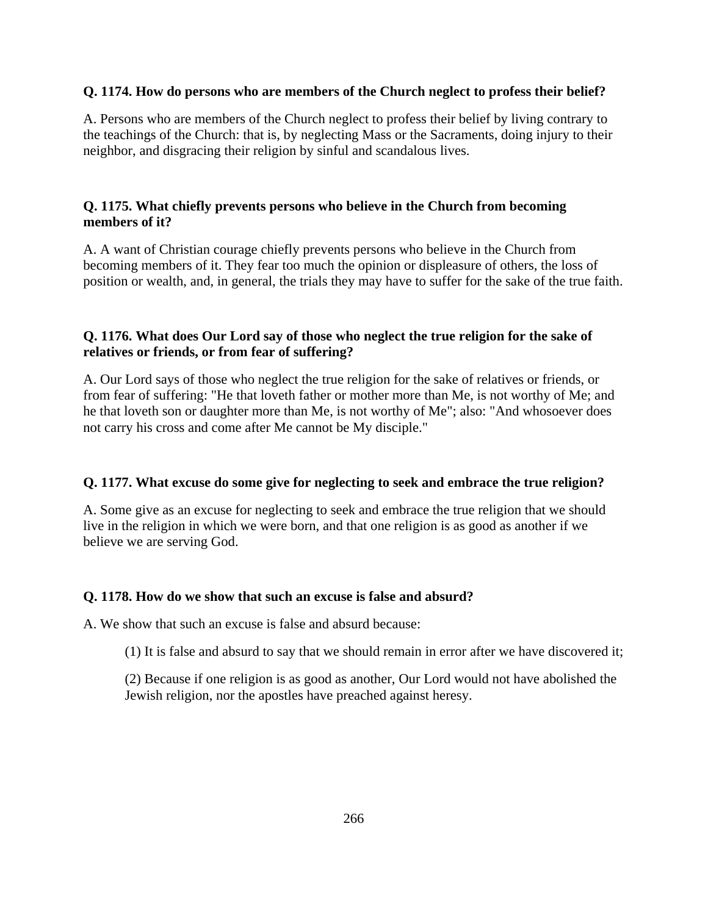**Q. 1174. How do persons who are members of the Church neglect to profess their belief?**

A. Persons who are members of the Church neglect to profess their belief by living contrary to the teachings of the Church: that is, by neglecting Mass or the Sacraments, doing injury to their neighbor, and disgracing their religion by sinful and scandalous lives.

**Q. 1175. What chiefly prevents persons who believe in the Church from becoming members of it?**

A. A want of Christian courage chiefly prevents persons who believe in the Church from becoming members of it. They fear too much the opinion or displeasure of others, the loss of position or wealth, and, in general, the trials they may have to suffer for the sake of the true faith.

**Q. 1176. What does Our Lord say of those who neglect the true religion for the sake of relatives or friends, or from fear of suffering?**

A. Our Lord says of those who neglect the true religion for the sake of relatives or friends, or from fear of suffering: "He that loveth father or mother more than Me, is not worthy of Me; and he that loveth son or daughter more than Me, is not worthy of Me"; also: "And whosoever does not carry his cross and come after Me cannot be My disciple."

**Q. 1177. What excuse do some give for neglecting to seek and embrace the true religion?**

A. Some give as an excuse for neglecting to seek and embrace the true religion that we should live in the religion in which we were born, and that one religion is as good as another if we believe we are serving God.

**Q. 1178. How do we show that such an excuse is false and absurd?**

A. We show that such an excuse is false and absurd because:

(1) It is false and absurd to say that we should remain in error after we have discovered it;

(2) Because if one religion is as good as another, Our Lord would not have abolished the Jewish religion, nor the apostles have preached against heresy.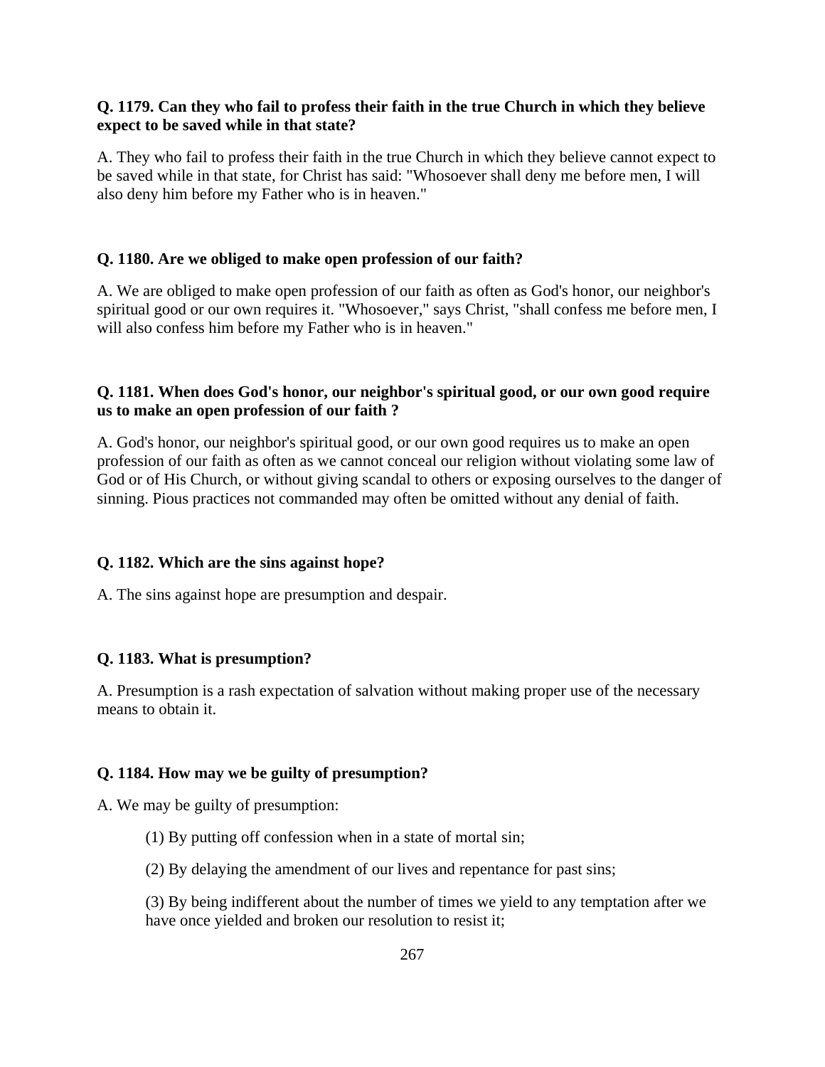**Q. 1179. Can they who fail to profess their faith in the true Church in which they believe expect to be saved while in that state?**

A. They who fail to profess their faith in the true Church in which they believe cannot expect to be saved while in that state, for Christ has said: "Whosoever shall deny me before men, I will also deny him before my Father who is in heaven."

**Q. 1180. Are we obliged to make open profession of our faith?**

A. We are obliged to make open profession of our faith as often as God's honor, our neighbor's spiritual good or our own requires it. "Whosoever," says Christ, "shall confess me before men, I will also confess him before my Father who is in heaven."

**Q. 1181. When does God's honor, our neighbor's spiritual good, or our own good require us to make an open profession of our faith ?**

A. God's honor, our neighbor's spiritual good, or our own good requires us to make an open profession of our faith as often as we cannot conceal our religion without violating some law of God or of His Church, or without giving scandal to others or exposing ourselves to the danger of sinning. Pious practices not commanded may often be omitted without any denial of faith.

**Q. 1182. Which are the sins against hope?**

A. The sins against hope are presumption and despair.

**Q. 1183. What is presumption?**

A. Presumption is a rash expectation of salvation without making proper use of the necessary means to obtain it.

**Q. 1184. How may we be guilty of presumption?**

A. We may be guilty of presumption:

(1) By putting off confession when in a state of mortal sin;

(2) By delaying the amendment of our lives and repentance for past sins;

(3) By being indifferent about the number of times we yield to any temptation after we have once yielded and broken our resolution to resist it;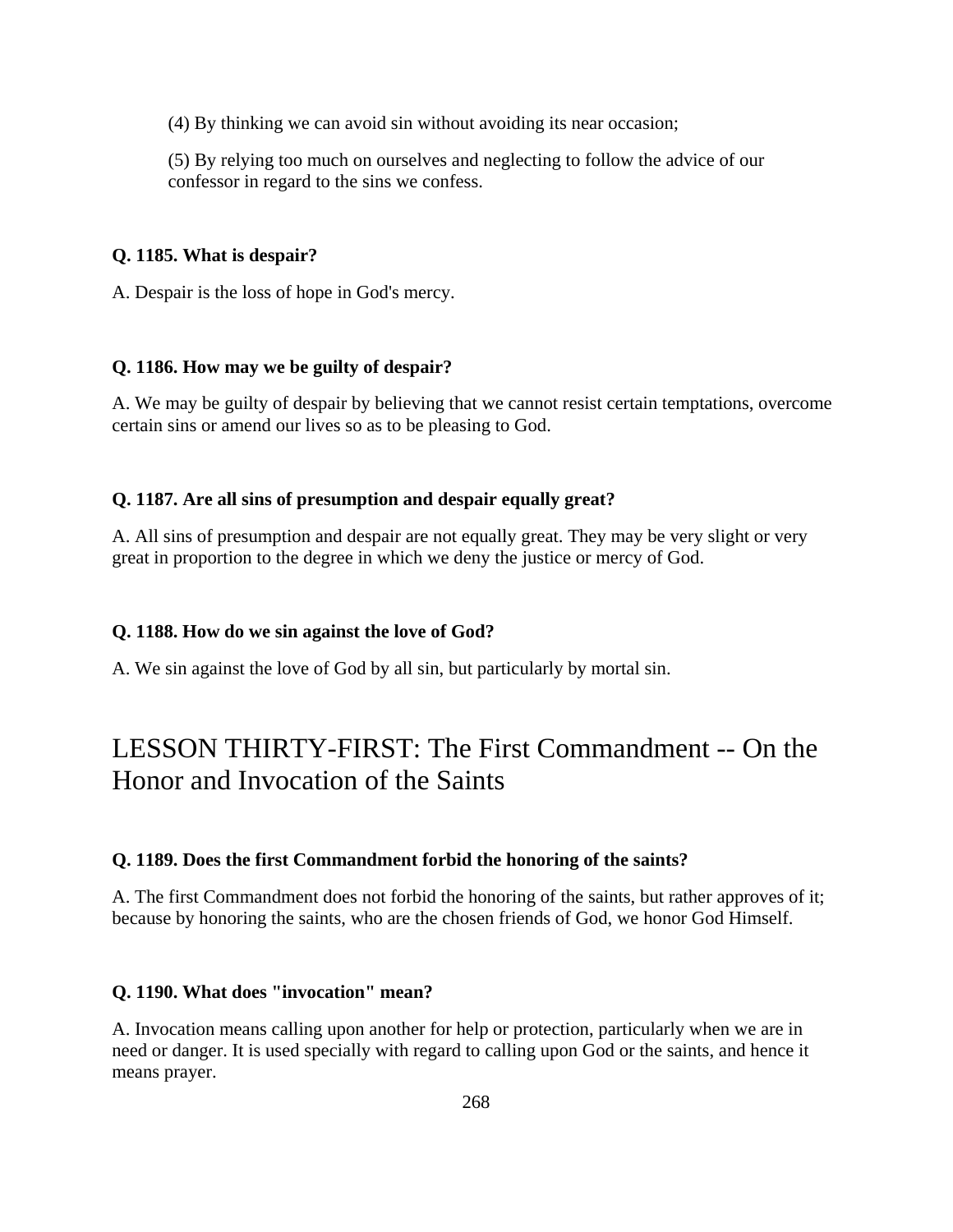(4) By thinking we can avoid sin without avoiding its near occasion;

(5) By relying too much on ourselves and neglecting to follow the advice of our confessor in regard to the sins we confess.

**Q. 1185. What is despair?**

A. Despair is the loss of hope in God's mercy.

**Q. 1186. How may we be guilty of despair?**

A. We may be guilty of despair by believing that we cannot resist certain temptations, overcome certain sins or amend our lives so as to be pleasing to God.

**Q. 1187. Are all sins of presumption and despair equally great?**

A. All sins of presumption and despair are not equally great. They may be very slight or very great in proportion to the degree in which we deny the justice or mercy of God.

**Q. 1188. How do we sin against the love of God?**

A. We sin against the love of God by all sin, but particularly by mortal sin.

## LESSON THIRTY-FIRST: The First Commandment -- On the Honor and Invocation of the Saints

**Q. 1189. Does the first Commandment forbid the honoring of the saints?**

A. The first Commandment does not forbid the honoring of the saints, but rather approves of it; because by honoring the saints, who are the chosen friends of God, we honor God Himself.

**Q. 1190. What does "invocation" mean?**

A. Invocation means calling upon another for help or protection, particularly when we are in need or danger. It is used specially with regard to calling upon God or the saints, and hence it means prayer.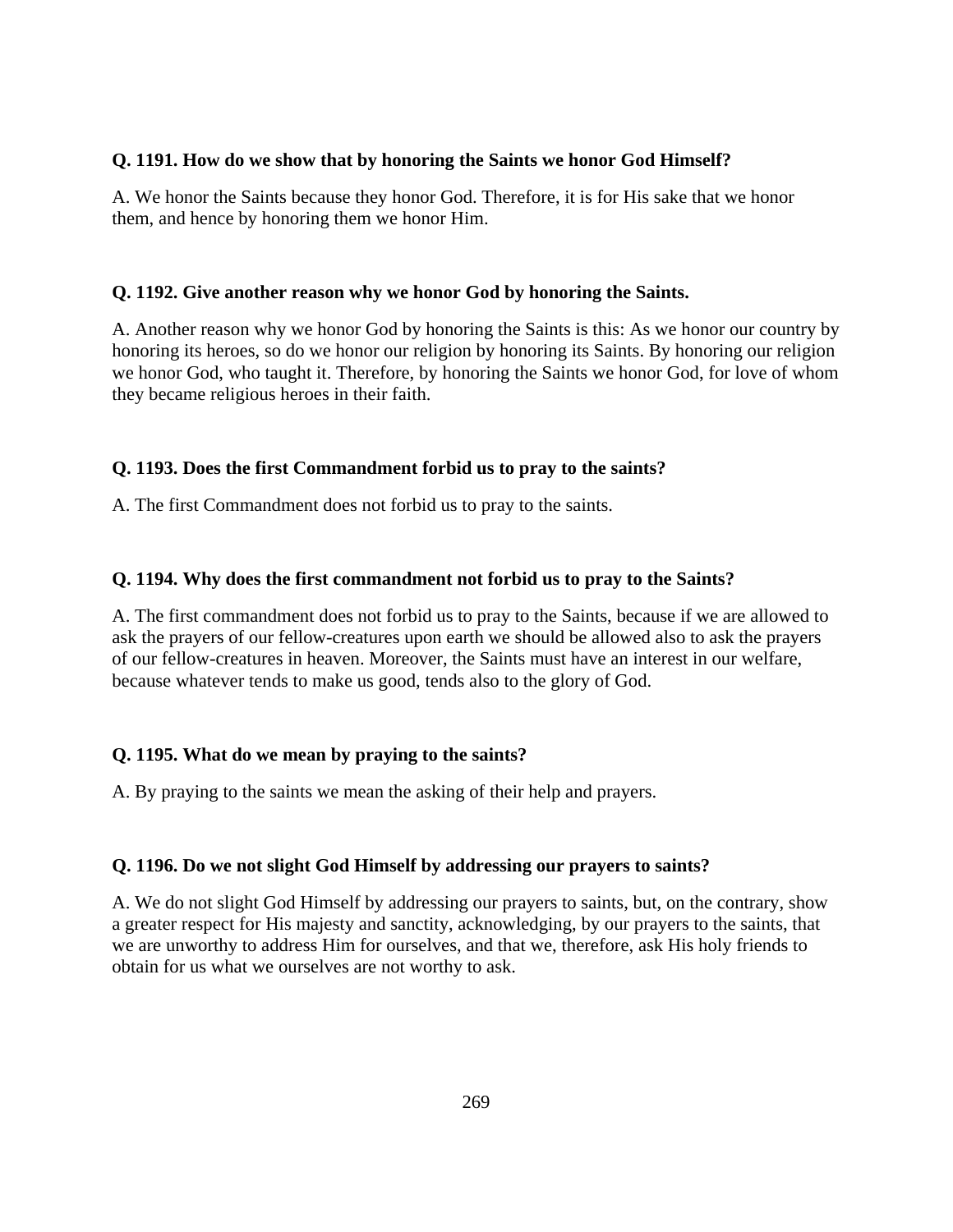**Q. 1191. How do we show that by honoring the Saints we honor God Himself?**

A. We honor the Saints because they honor God. Therefore, it is for His sake that we honor them, and hence by honoring them we honor Him.

**Q. 1192. Give another reason why we honor God by honoring the Saints.**

A. Another reason why we honor God by honoring the Saints is this: As we honor our country by honoring its heroes, so do we honor our religion by honoring its Saints. By honoring our religion we honor God, who taught it. Therefore, by honoring the Saints we honor God, for love of whom they became religious heroes in their faith.

**Q. 1193. Does the first Commandment forbid us to pray to the saints?**

A. The first Commandment does not forbid us to pray to the saints.

**Q. 1194. Why does the first commandment not forbid us to pray to the Saints?**

A. The first commandment does not forbid us to pray to the Saints, because if we are allowed to ask the prayers of our fellow-creatures upon earth we should be allowed also to ask the prayers of our fellow-creatures in heaven. Moreover, the Saints must have an interest in our welfare, because whatever tends to make us good, tends also to the glory of God.

**Q. 1195. What do we mean by praying to the saints?**

A. By praying to the saints we mean the asking of their help and prayers.

**Q. 1196. Do we not slight God Himself by addressing our prayers to saints?**

A. We do not slight God Himself by addressing our prayers to saints, but, on the contrary, show a greater respect for His majesty and sanctity, acknowledging, by our prayers to the saints, that we are unworthy to address Him for ourselves, and that we, therefore, ask His holy friends to obtain for us what we ourselves are not worthy to ask.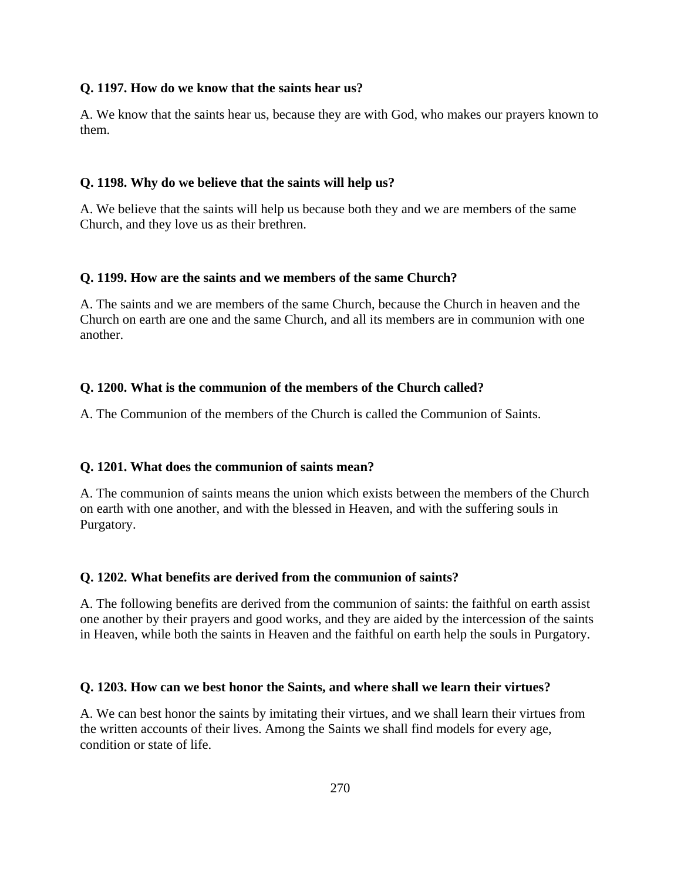**Q. 1197. How do we know that the saints hear us?**

A. We know that the saints hear us, because they are with God, who makes our prayers known to them.

**Q. 1198. Why do we believe that the saints will help us?**

A. We believe that the saints will help us because both they and we are members of the same Church, and they love us as their brethren.

**Q. 1199. How are the saints and we members of the same Church?**

A. The saints and we are members of the same Church, because the Church in heaven and the Church on earth are one and the same Church, and all its members are in communion with one another.

**Q. 1200. What is the communion of the members of the Church called?**

A. The Communion of the members of the Church is called the Communion of Saints.

**Q. 1201. What does the communion of saints mean?**

A. The communion of saints means the union which exists between the members of the Church on earth with one another, and with the blessed in Heaven, and with the suffering souls in Purgatory.

**Q. 1202. What benefits are derived from the communion of saints?**

A. The following benefits are derived from the communion of saints: the faithful on earth assist one another by their prayers and good works, and they are aided by the intercession of the saints in Heaven, while both the saints in Heaven and the faithful on earth help the souls in Purgatory.

**Q. 1203. How can we best honor the Saints, and where shall we learn their virtues?**

A. We can best honor the saints by imitating their virtues, and we shall learn their virtues from the written accounts of their lives. Among the Saints we shall find models for every age, condition or state of life.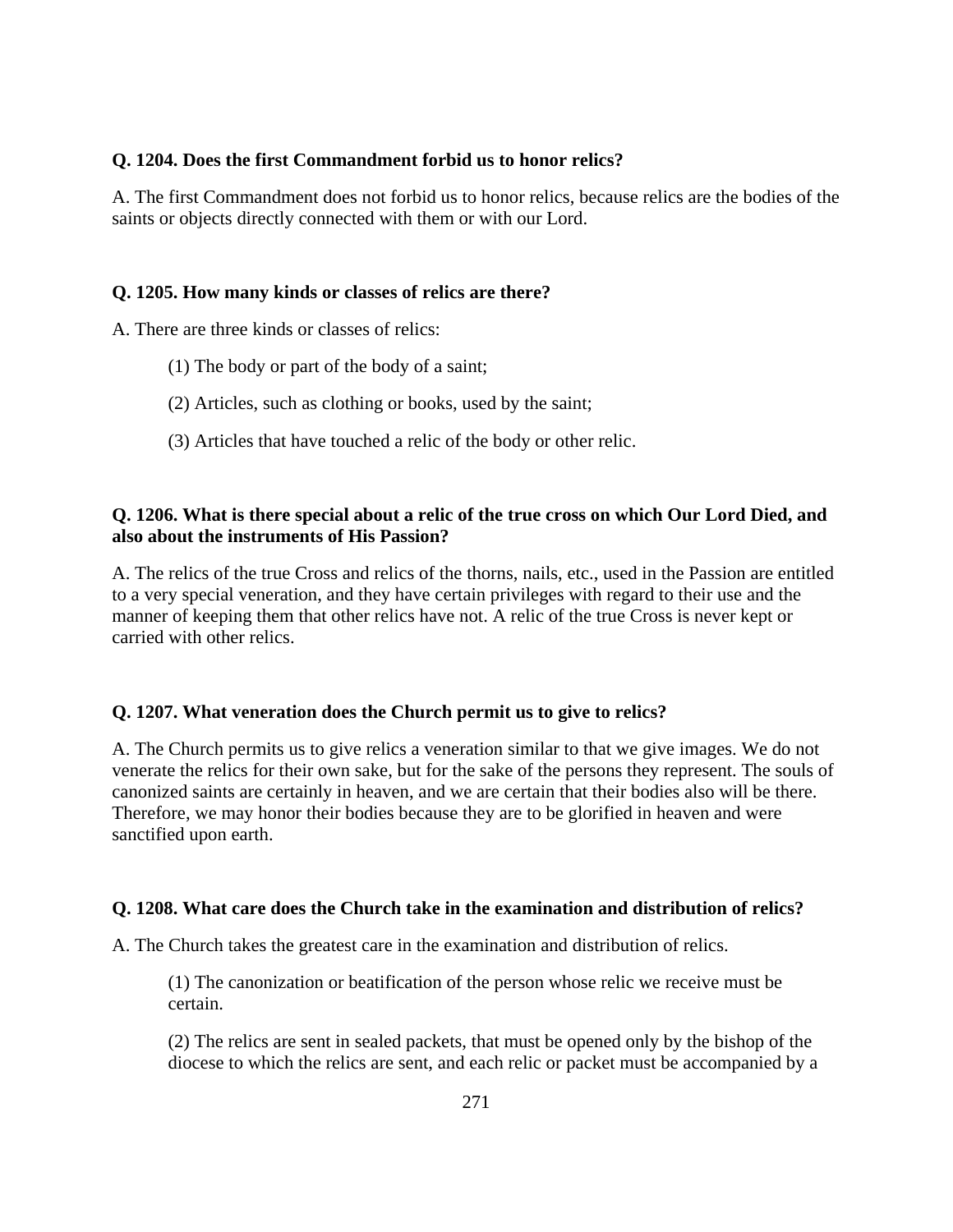**Q. 1204. Does the first Commandment forbid us to honor relics?**

A. The first Commandment does not forbid us to honor relics, because relics are the bodies of the saints or objects directly connected with them or with our Lord.

**Q. 1205. How many kinds or classes of relics are there?**

A. There are three kinds or classes of relics:

> (1) The body or part of the body of a saint;
>
> (2) Articles, such as clothing or books, used by the saint;
>
> (3) Articles that have touched a relic of the body or other relic.

**Q. 1206. What is there special about a relic of the true cross on which Our Lord Died, and also about the instruments of His Passion?**

A. The relics of the true Cross and relics of the thorns, nails, etc., used in the Passion are entitled to a very special veneration, and they have certain privileges with regard to their use and the manner of keeping them that other relics have not. A relic of the true Cross is never kept or carried with other relics.

**Q. 1207. What veneration does the Church permit us to give to relics?**

A. The Church permits us to give relics a veneration similar to that we give images. We do not venerate the relics for their own sake, but for the sake of the persons they represent. The souls of canonized saints are certainly in heaven, and we are certain that their bodies also will be there. Therefore, we may honor their bodies because they are to be glorified in heaven and were sanctified upon earth.

**Q. 1208. What care does the Church take in the examination and distribution of relics?**

A. The Church takes the greatest care in the examination and distribution of relics.

> (1) The canonization or beatification of the person whose relic we receive must be certain.
>
> (2) The relics are sent in sealed packets, that must be opened only by the bishop of the diocese to which the relics are sent, and each relic or packet must be accompanied by a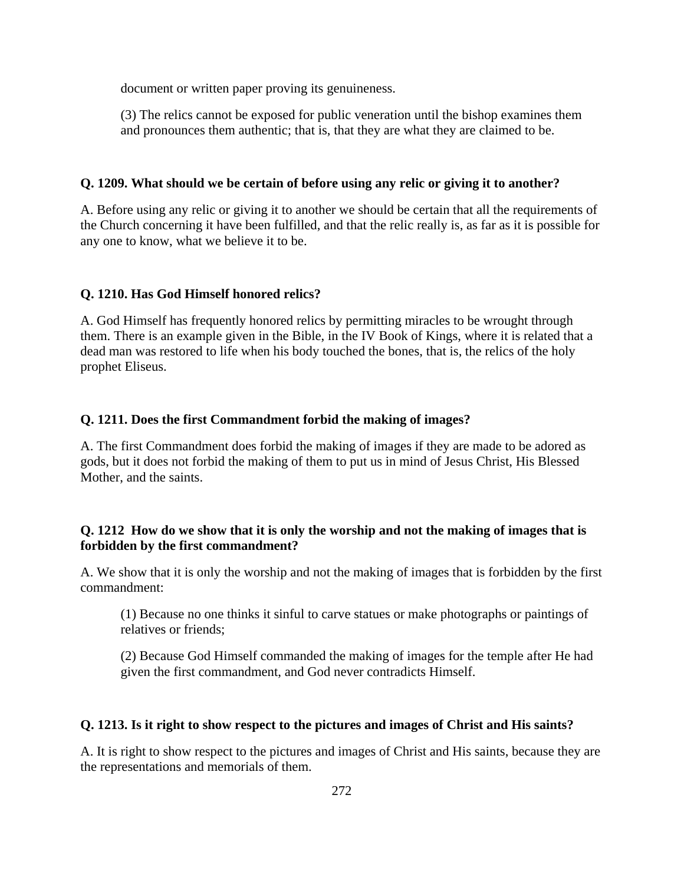document or written paper proving its genuineness.

(3) The relics cannot be exposed for public veneration until the bishop examines them and pronounces them authentic; that is, that they are what they are claimed to be.

**Q. 1209. What should we be certain of before using any relic or giving it to another?**

A. Before using any relic or giving it to another we should be certain that all the requirements of the Church concerning it have been fulfilled, and that the relic really is, as far as it is possible for any one to know, what we believe it to be.

**Q. 1210. Has God Himself honored relics?**

A. God Himself has frequently honored relics by permitting miracles to be wrought through them. There is an example given in the Bible, in the IV Book of Kings, where it is related that a dead man was restored to life when his body touched the bones, that is, the relics of the holy prophet Eliseus.

**Q. 1211. Does the first Commandment forbid the making of images?**

A. The first Commandment does forbid the making of images if they are made to be adored as gods, but it does not forbid the making of them to put us in mind of Jesus Christ, His Blessed Mother, and the saints.

**Q. 1212 How do we show that it is only the worship and not the making of images that is forbidden by the first commandment?**

A. We show that it is only the worship and not the making of images that is forbidden by the first commandment:

(1) Because no one thinks it sinful to carve statues or make photographs or paintings of relatives or friends;

(2) Because God Himself commanded the making of images for the temple after He had given the first commandment, and God never contradicts Himself.

**Q. 1213. Is it right to show respect to the pictures and images of Christ and His saints?**

A. It is right to show respect to the pictures and images of Christ and His saints, because they are the representations and memorials of them.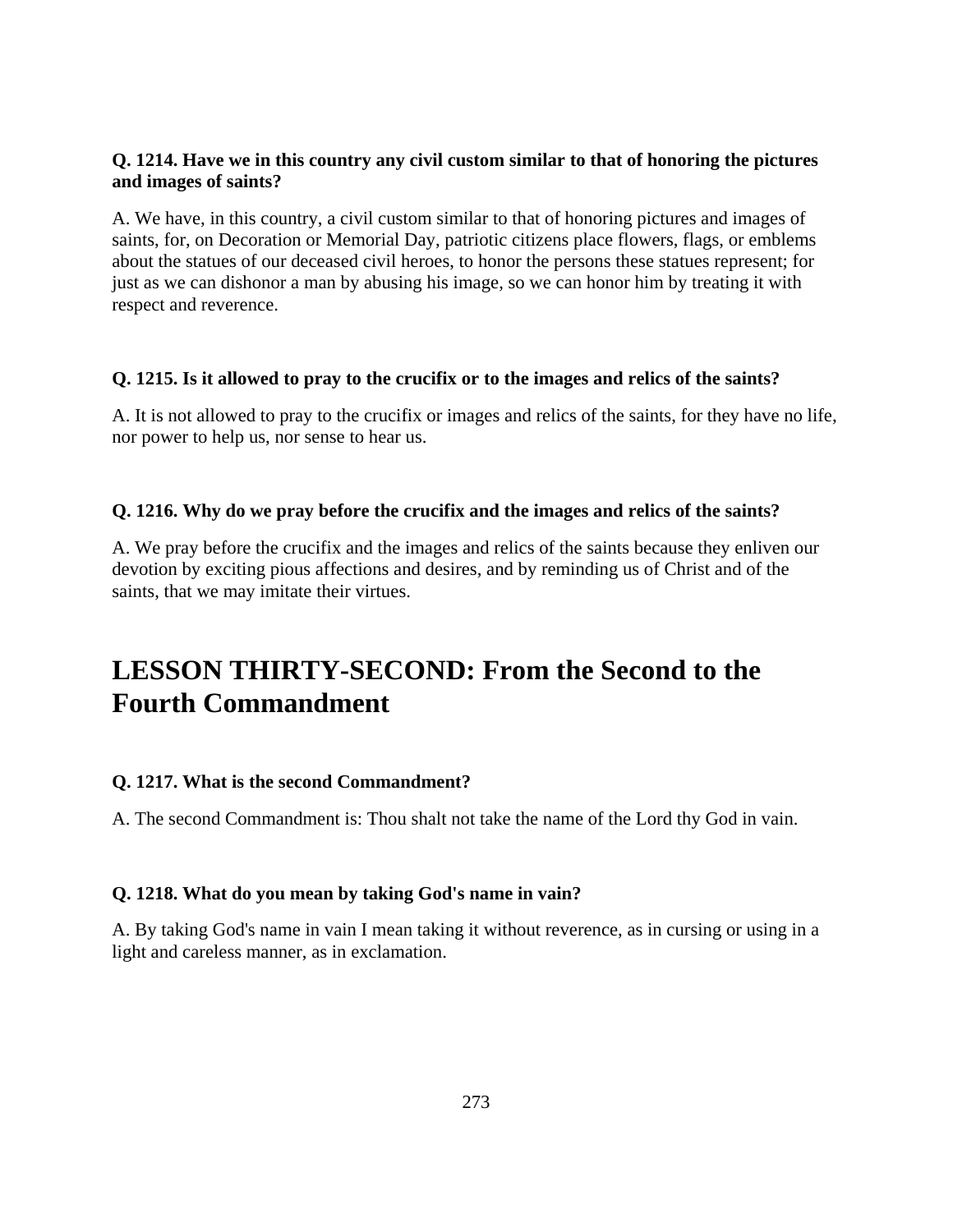**Q. 1214. Have we in this country any civil custom similar to that of honoring the pictures and images of saints?**

A. We have, in this country, a civil custom similar to that of honoring pictures and images of saints, for, on Decoration or Memorial Day, patriotic citizens place flowers, flags, or emblems about the statues of our deceased civil heroes, to honor the persons these statues represent; for just as we can dishonor a man by abusing his image, so we can honor him by treating it with respect and reverence.

**Q. 1215. Is it allowed to pray to the crucifix or to the images and relics of the saints?**

A. It is not allowed to pray to the crucifix or images and relics of the saints, for they have no life, nor power to help us, nor sense to hear us.

**Q. 1216. Why do we pray before the crucifix and the images and relics of the saints?**

A. We pray before the crucifix and the images and relics of the saints because they enliven our devotion by exciting pious affections and desires, and by reminding us of Christ and of the saints, that we may imitate their virtues.

## LESSON THIRTY-SECOND: From the Second to the Fourth Commandment

**Q. 1217. What is the second Commandment?**

A. The second Commandment is: Thou shalt not take the name of the Lord thy God in vain.

**Q. 1218. What do you mean by taking God's name in vain?**

A. By taking God's name in vain I mean taking it without reverence, as in cursing or using in a light and careless manner, as in exclamation.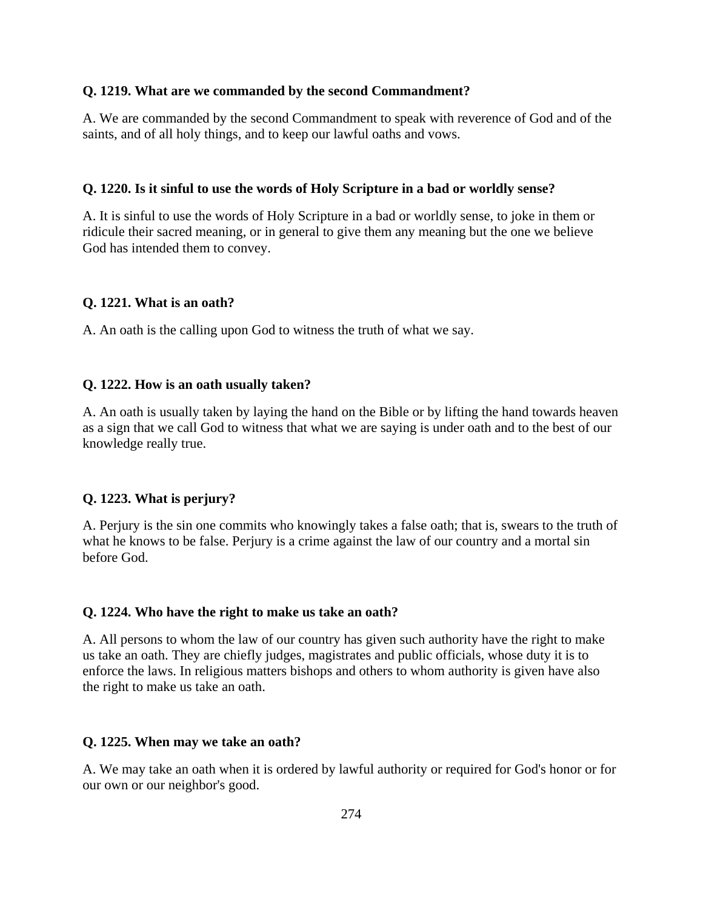**Q. 1219. What are we commanded by the second Commandment?**

A. We are commanded by the second Commandment to speak with reverence of God and of the saints, and of all holy things, and to keep our lawful oaths and vows.

**Q. 1220. Is it sinful to use the words of Holy Scripture in a bad or worldly sense?**

A. It is sinful to use the words of Holy Scripture in a bad or worldly sense, to joke in them or ridicule their sacred meaning, or in general to give them any meaning but the one we believe God has intended them to convey.

**Q. 1221. What is an oath?**

A. An oath is the calling upon God to witness the truth of what we say.

**Q. 1222. How is an oath usually taken?**

A. An oath is usually taken by laying the hand on the Bible or by lifting the hand towards heaven as a sign that we call God to witness that what we are saying is under oath and to the best of our knowledge really true.

**Q. 1223. What is perjury?**

A. Perjury is the sin one commits who knowingly takes a false oath; that is, swears to the truth of what he knows to be false. Perjury is a crime against the law of our country and a mortal sin before God.

**Q. 1224. Who have the right to make us take an oath?**

A. All persons to whom the law of our country has given such authority have the right to make us take an oath. They are chiefly judges, magistrates and public officials, whose duty it is to enforce the laws. In religious matters bishops and others to whom authority is given have also the right to make us take an oath.

**Q. 1225. When may we take an oath?**

A. We may take an oath when it is ordered by lawful authority or required for God's honor or for our own or our neighbor's good.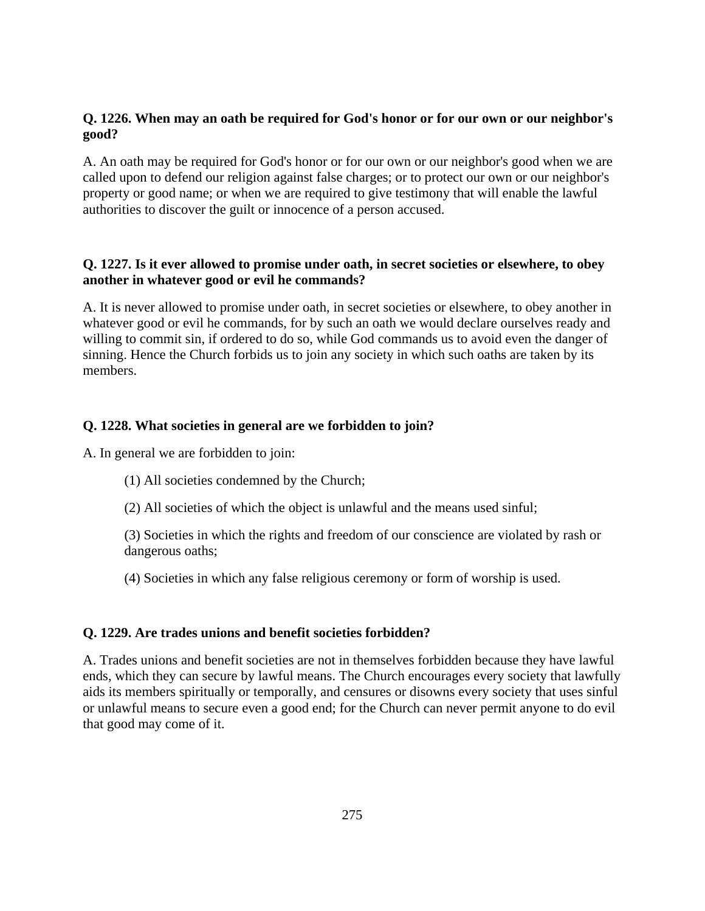**Q. 1226. When may an oath be required for God's honor or for our own or our neighbor's good?**

A. An oath may be required for God's honor or for our own or our neighbor's good when we are called upon to defend our religion against false charges; or to protect our own or our neighbor's property or good name; or when we are required to give testimony that will enable the lawful authorities to discover the guilt or innocence of a person accused.

**Q. 1227. Is it ever allowed to promise under oath, in secret societies or elsewhere, to obey another in whatever good or evil he commands?**

A. It is never allowed to promise under oath, in secret societies or elsewhere, to obey another in whatever good or evil he commands, for by such an oath we would declare ourselves ready and willing to commit sin, if ordered to do so, while God commands us to avoid even the danger of sinning. Hence the Church forbids us to join any society in which such oaths are taken by its members.

**Q. 1228. What societies in general are we forbidden to join?**

A. In general we are forbidden to join:

(1) All societies condemned by the Church;

(2) All societies of which the object is unlawful and the means used sinful;

(3) Societies in which the rights and freedom of our conscience are violated by rash or dangerous oaths;

(4) Societies in which any false religious ceremony or form of worship is used.

**Q. 1229. Are trades unions and benefit societies forbidden?**

A. Trades unions and benefit societies are not in themselves forbidden because they have lawful ends, which they can secure by lawful means. The Church encourages every society that lawfully aids its members spiritually or temporally, and censures or disowns every society that uses sinful or unlawful means to secure even a good end; for the Church can never permit anyone to do evil that good may come of it.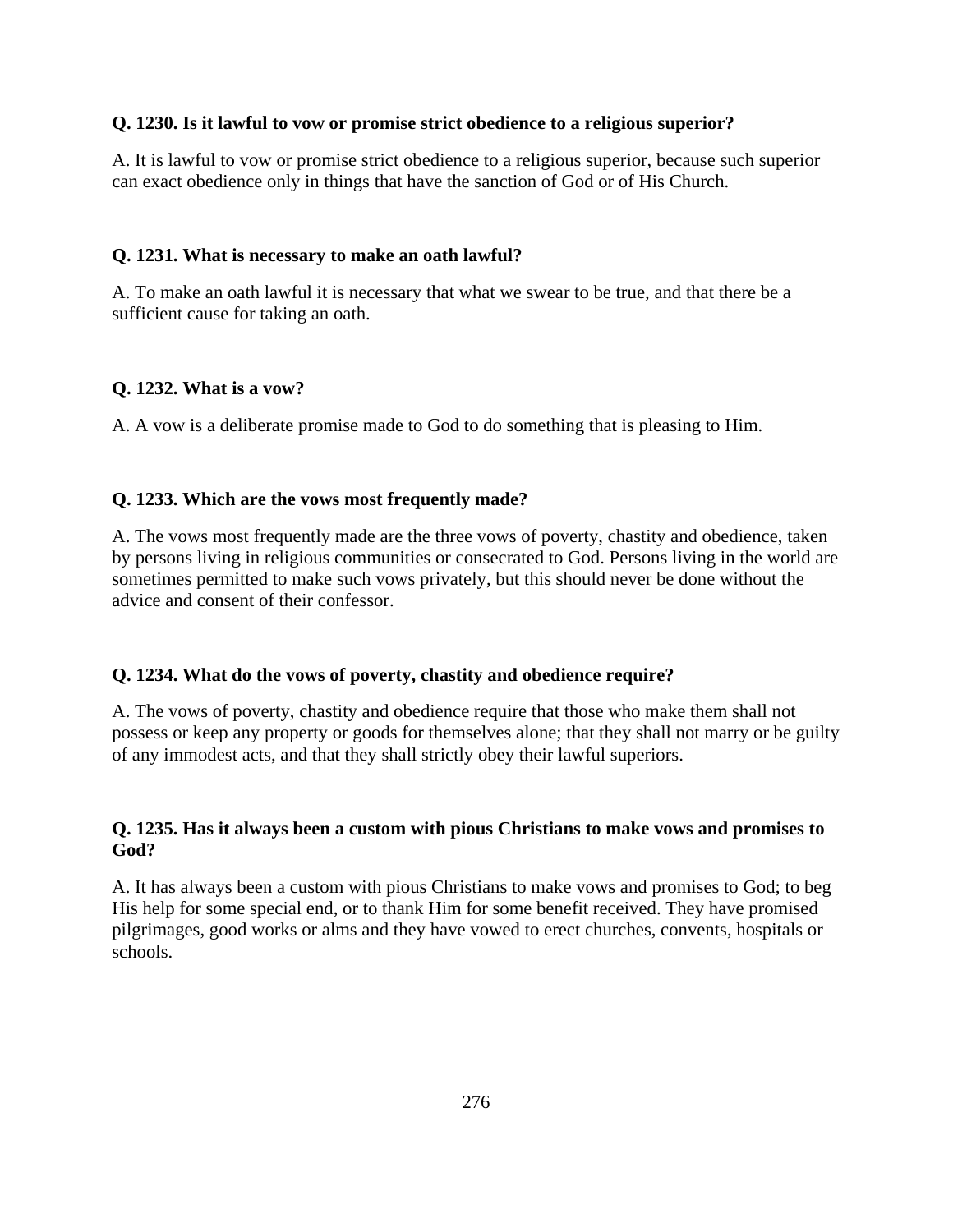**Q. 1230. Is it lawful to vow or promise strict obedience to a religious superior?**

A. It is lawful to vow or promise strict obedience to a religious superior, because such superior can exact obedience only in things that have the sanction of God or of His Church.

**Q. 1231. What is necessary to make an oath lawful?**

A. To make an oath lawful it is necessary that what we swear to be true, and that there be a sufficient cause for taking an oath.

**Q. 1232. What is a vow?**

A. A vow is a deliberate promise made to God to do something that is pleasing to Him.

**Q. 1233. Which are the vows most frequently made?**

A. The vows most frequently made are the three vows of poverty, chastity and obedience, taken by persons living in religious communities or consecrated to God. Persons living in the world are sometimes permitted to make such vows privately, but this should never be done without the advice and consent of their confessor.

**Q. 1234. What do the vows of poverty, chastity and obedience require?**

A. The vows of poverty, chastity and obedience require that those who make them shall not possess or keep any property or goods for themselves alone; that they shall not marry or be guilty of any immodest acts, and that they shall strictly obey their lawful superiors.

**Q. 1235. Has it always been a custom with pious Christians to make vows and promises to God?**

A. It has always been a custom with pious Christians to make vows and promises to God; to beg His help for some special end, or to thank Him for some benefit received. They have promised pilgrimages, good works or alms and they have vowed to erect churches, convents, hospitals or schools.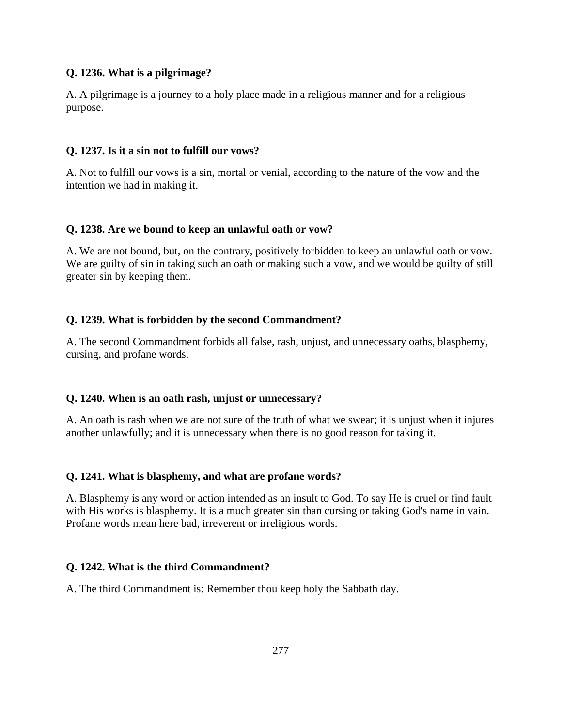**Q. 1236. What is a pilgrimage?**

A. A pilgrimage is a journey to a holy place made in a religious manner and for a religious purpose.

**Q. 1237. Is it a sin not to fulfill our vows?**

A. Not to fulfill our vows is a sin, mortal or venial, according to the nature of the vow and the intention we had in making it.

**Q. 1238. Are we bound to keep an unlawful oath or vow?**

A. We are not bound, but, on the contrary, positively forbidden to keep an unlawful oath or vow. We are guilty of sin in taking such an oath or making such a vow, and we would be guilty of still greater sin by keeping them.

**Q. 1239. What is forbidden by the second Commandment?**

A. The second Commandment forbids all false, rash, unjust, and unnecessary oaths, blasphemy, cursing, and profane words.

**Q. 1240. When is an oath rash, unjust or unnecessary?**

A. An oath is rash when we are not sure of the truth of what we swear; it is unjust when it injures another unlawfully; and it is unnecessary when there is no good reason for taking it.

**Q. 1241. What is blasphemy, and what are profane words?**

A. Blasphemy is any word or action intended as an insult to God. To say He is cruel or find fault with His works is blasphemy. It is a much greater sin than cursing or taking God's name in vain. Profane words mean here bad, irreverent or irreligious words.

**Q. 1242. What is the third Commandment?**

A. The third Commandment is: Remember thou keep holy the Sabbath day.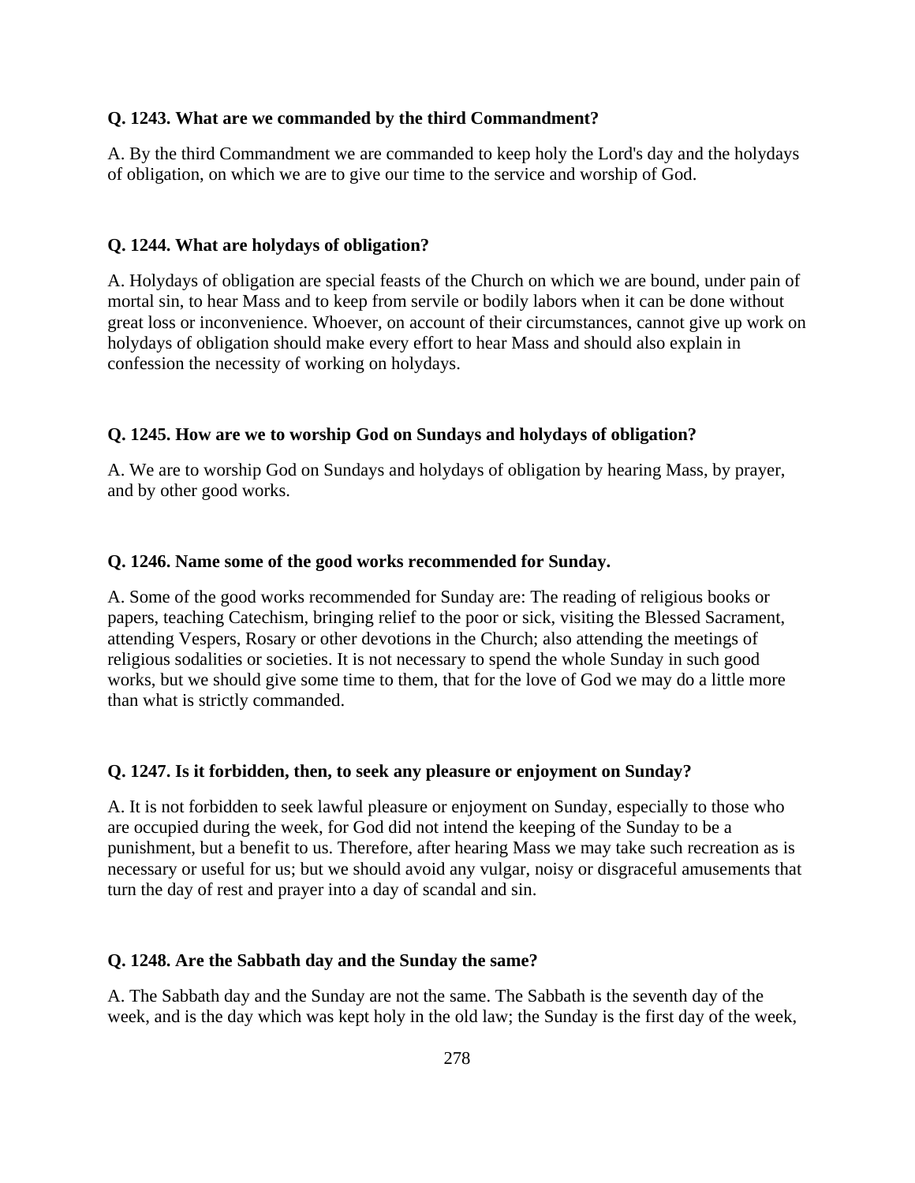**Q. 1243. What are we commanded by the third Commandment?**

A. By the third Commandment we are commanded to keep holy the Lord's day and the holydays of obligation, on which we are to give our time to the service and worship of God.

**Q. 1244. What are holydays of obligation?**

A. Holydays of obligation are special feasts of the Church on which we are bound, under pain of mortal sin, to hear Mass and to keep from servile or bodily labors when it can be done without great loss or inconvenience. Whoever, on account of their circumstances, cannot give up work on holydays of obligation should make every effort to hear Mass and should also explain in confession the necessity of working on holydays.

**Q. 1245. How are we to worship God on Sundays and holydays of obligation?**

A. We are to worship God on Sundays and holydays of obligation by hearing Mass, by prayer, and by other good works.

**Q. 1246. Name some of the good works recommended for Sunday.**

A. Some of the good works recommended for Sunday are: The reading of religious books or papers, teaching Catechism, bringing relief to the poor or sick, visiting the Blessed Sacrament, attending Vespers, Rosary or other devotions in the Church; also attending the meetings of religious sodalities or societies. It is not necessary to spend the whole Sunday in such good works, but we should give some time to them, that for the love of God we may do a little more than what is strictly commanded.

**Q. 1247. Is it forbidden, then, to seek any pleasure or enjoyment on Sunday?**

A. It is not forbidden to seek lawful pleasure or enjoyment on Sunday, especially to those who are occupied during the week, for God did not intend the keeping of the Sunday to be a punishment, but a benefit to us. Therefore, after hearing Mass we may take such recreation as is necessary or useful for us; but we should avoid any vulgar, noisy or disgraceful amusements that turn the day of rest and prayer into a day of scandal and sin.

**Q. 1248. Are the Sabbath day and the Sunday the same?**

A. The Sabbath day and the Sunday are not the same. The Sabbath is the seventh day of the week, and is the day which was kept holy in the old law; the Sunday is the first day of the week,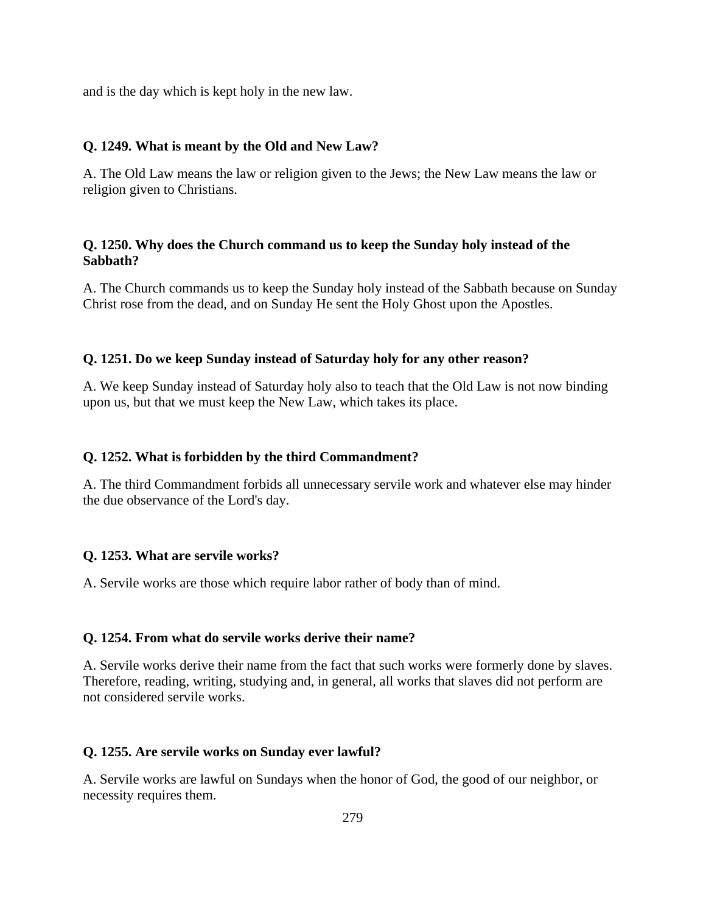and is the day which is kept holy in the new law.

**Q. 1249. What is meant by the Old and New Law?**

A. The Old Law means the law or religion given to the Jews; the New Law means the law or religion given to Christians.

**Q. 1250. Why does the Church command us to keep the Sunday holy instead of the Sabbath?**

A. The Church commands us to keep the Sunday holy instead of the Sabbath because on Sunday Christ rose from the dead, and on Sunday He sent the Holy Ghost upon the Apostles.

**Q. 1251. Do we keep Sunday instead of Saturday holy for any other reason?**

A. We keep Sunday instead of Saturday holy also to teach that the Old Law is not now binding upon us, but that we must keep the New Law, which takes its place.

**Q. 1252. What is forbidden by the third Commandment?**

A. The third Commandment forbids all unnecessary servile work and whatever else may hinder the due observance of the Lord's day.

**Q. 1253. What are servile works?**

A. Servile works are those which require labor rather of body than of mind.

**Q. 1254. From what do servile works derive their name?**

A. Servile works derive their name from the fact that such works were formerly done by slaves. Therefore, reading, writing, studying and, in general, all works that slaves did not perform are not considered servile works.

**Q. 1255. Are servile works on Sunday ever lawful?**

A. Servile works are lawful on Sundays when the honor of God, the good of our neighbor, or necessity requires them.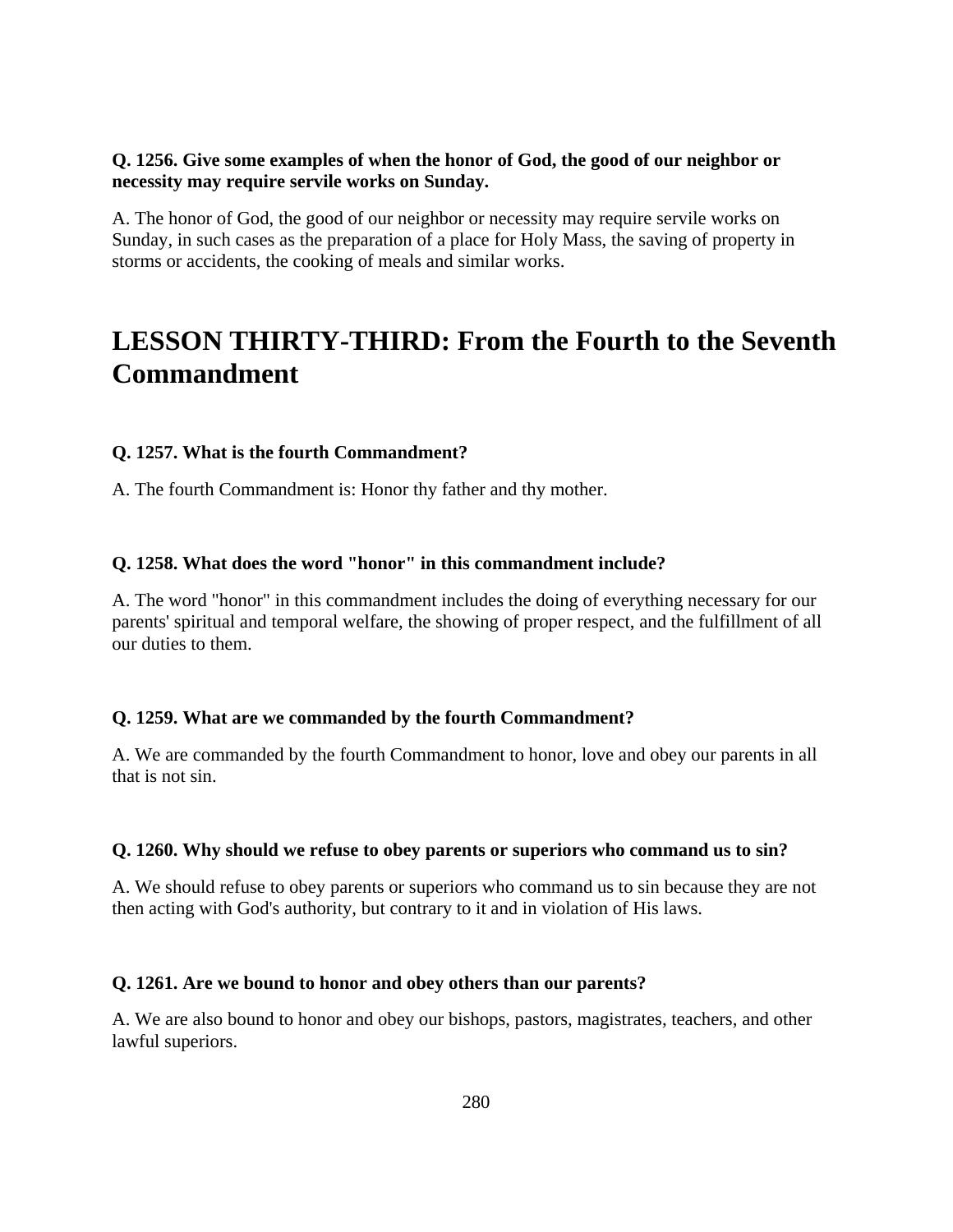**Q. 1256. Give some examples of when the honor of God, the good of our neighbor or necessity may require servile works on Sunday.**

A. The honor of God, the good of our neighbor or necessity may require servile works on Sunday, in such cases as the preparation of a place for Holy Mass, the saving of property in storms or accidents, the cooking of meals and similar works.

# LESSON THIRTY-THIRD: From the Fourth to the Seventh Commandment

**Q. 1257. What is the fourth Commandment?**

A. The fourth Commandment is: Honor thy father and thy mother.

**Q. 1258. What does the word "honor" in this commandment include?**

A. The word "honor" in this commandment includes the doing of everything necessary for our parents' spiritual and temporal welfare, the showing of proper respect, and the fulfillment of all our duties to them.

**Q. 1259. What are we commanded by the fourth Commandment?**

A. We are commanded by the fourth Commandment to honor, love and obey our parents in all that is not sin.

**Q. 1260. Why should we refuse to obey parents or superiors who command us to sin?**

A. We should refuse to obey parents or superiors who command us to sin because they are not then acting with God's authority, but contrary to it and in violation of His laws.

**Q. 1261. Are we bound to honor and obey others than our parents?**

A. We are also bound to honor and obey our bishops, pastors, magistrates, teachers, and other lawful superiors.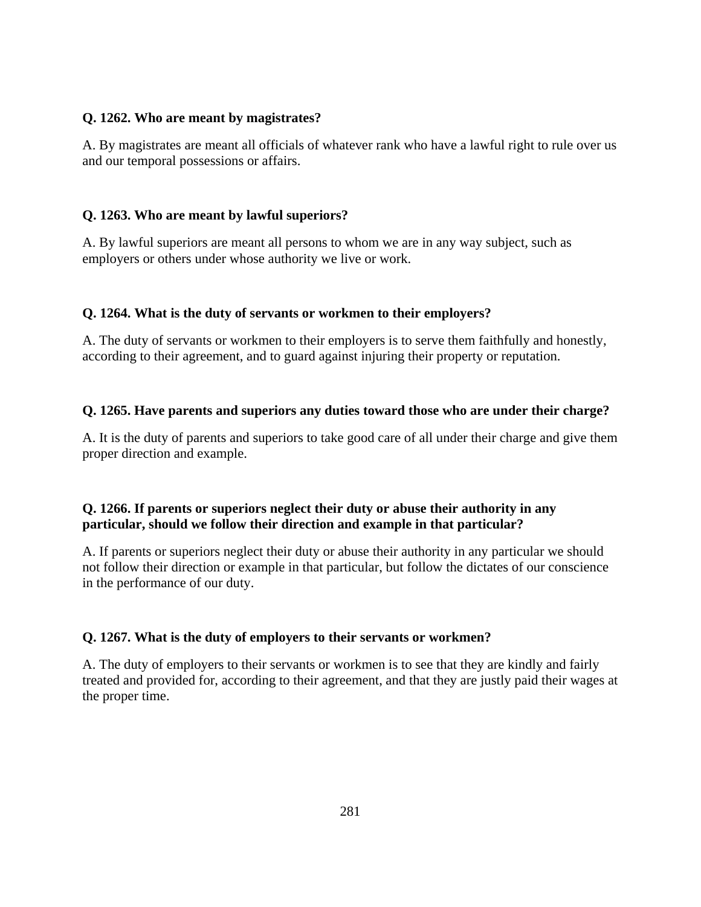**Q. 1262. Who are meant by magistrates?**

A. By magistrates are meant all officials of whatever rank who have a lawful right to rule over us and our temporal possessions or affairs.

**Q. 1263. Who are meant by lawful superiors?**

A. By lawful superiors are meant all persons to whom we are in any way subject, such as employers or others under whose authority we live or work.

**Q. 1264. What is the duty of servants or workmen to their employers?**

A. The duty of servants or workmen to their employers is to serve them faithfully and honestly, according to their agreement, and to guard against injuring their property or reputation.

**Q. 1265. Have parents and superiors any duties toward those who are under their charge?**

A. It is the duty of parents and superiors to take good care of all under their charge and give them proper direction and example.

**Q. 1266. If parents or superiors neglect their duty or abuse their authority in any particular, should we follow their direction and example in that particular?**

A. If parents or superiors neglect their duty or abuse their authority in any particular we should not follow their direction or example in that particular, but follow the dictates of our conscience in the performance of our duty.

**Q. 1267. What is the duty of employers to their servants or workmen?**

A. The duty of employers to their servants or workmen is to see that they are kindly and fairly treated and provided for, according to their agreement, and that they are justly paid their wages at the proper time.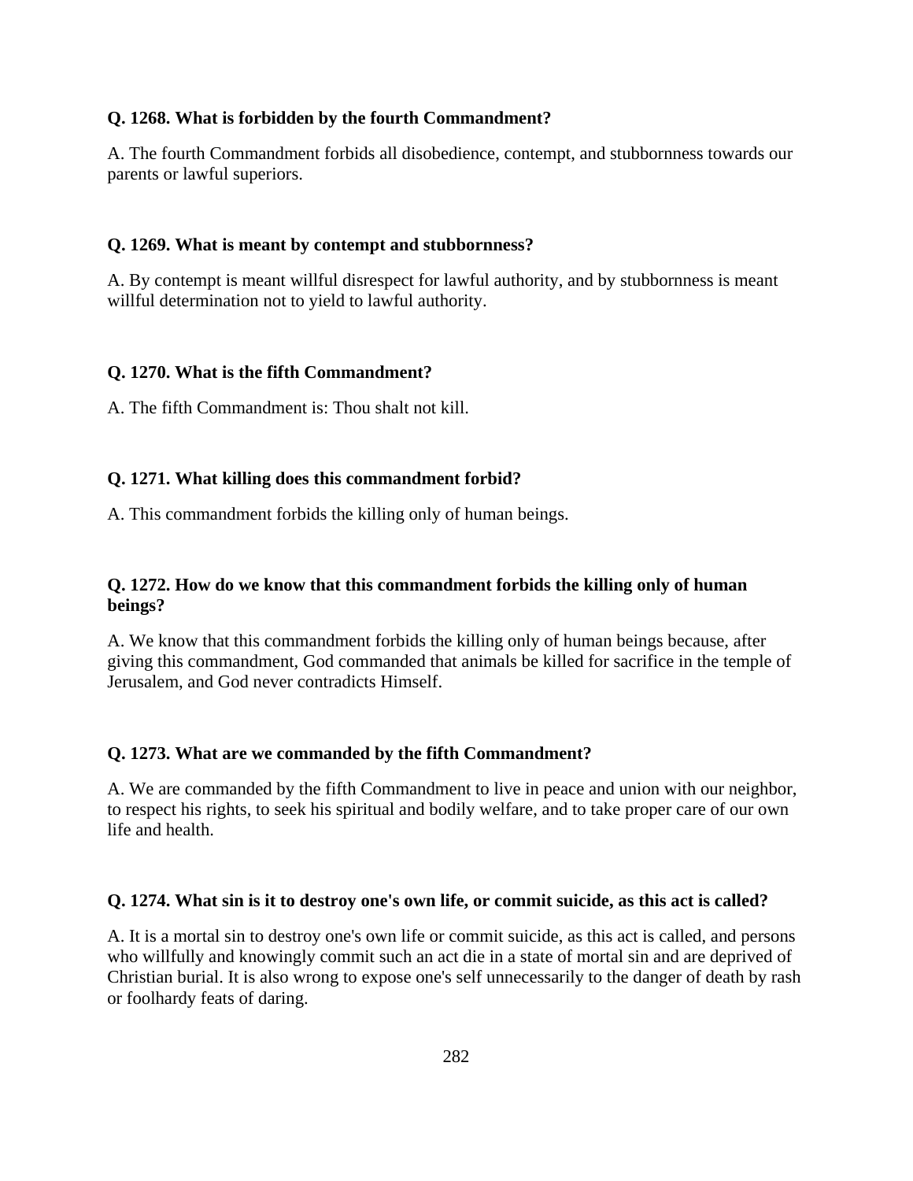**Q. 1268. What is forbidden by the fourth Commandment?**

A. The fourth Commandment forbids all disobedience, contempt, and stubbornness towards our parents or lawful superiors.

**Q. 1269. What is meant by contempt and stubbornness?**

A. By contempt is meant willful disrespect for lawful authority, and by stubbornness is meant willful determination not to yield to lawful authority.

**Q. 1270. What is the fifth Commandment?**

A. The fifth Commandment is: Thou shalt not kill.

**Q. 1271. What killing does this commandment forbid?**

A. This commandment forbids the killing only of human beings.

**Q. 1272. How do we know that this commandment forbids the killing only of human beings?**

A. We know that this commandment forbids the killing only of human beings because, after giving this commandment, God commanded that animals be killed for sacrifice in the temple of Jerusalem, and God never contradicts Himself.

**Q. 1273. What are we commanded by the fifth Commandment?**

A. We are commanded by the fifth Commandment to live in peace and union with our neighbor, to respect his rights, to seek his spiritual and bodily welfare, and to take proper care of our own life and health.

**Q. 1274. What sin is it to destroy one's own life, or commit suicide, as this act is called?**

A. It is a mortal sin to destroy one's own life or commit suicide, as this act is called, and persons who willfully and knowingly commit such an act die in a state of mortal sin and are deprived of Christian burial. It is also wrong to expose one's self unnecessarily to the danger of death by rash or foolhardy feats of daring.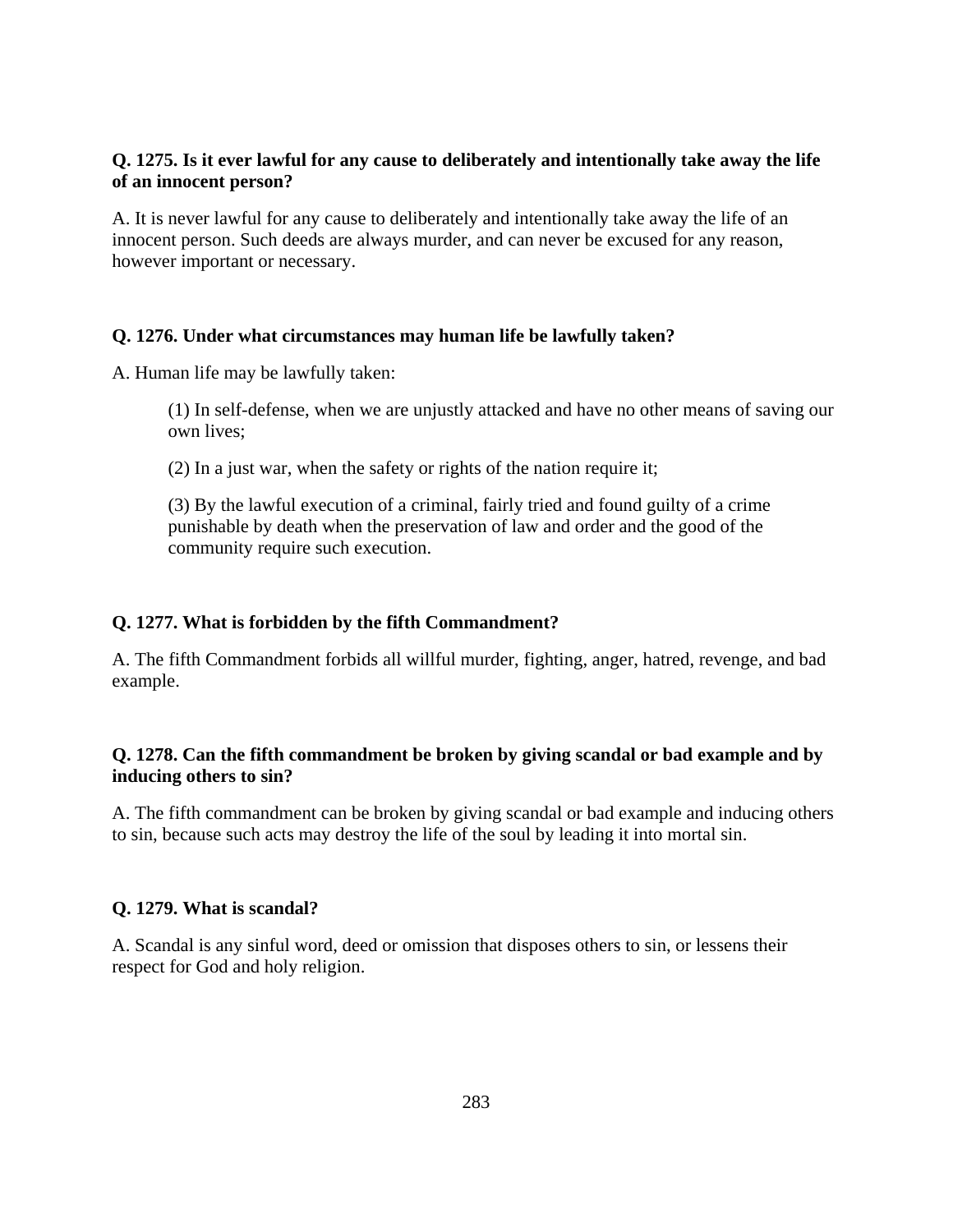**Q. 1275. Is it ever lawful for any cause to deliberately and intentionally take away the life of an innocent person?**

A. It is never lawful for any cause to deliberately and intentionally take away the life of an innocent person. Such deeds are always murder, and can never be excused for any reason, however important or necessary.

**Q. 1276. Under what circumstances may human life be lawfully taken?**

A. Human life may be lawfully taken:

> (1) In self-defense, when we are unjustly attacked and have no other means of saving our own lives;
>
> (2) In a just war, when the safety or rights of the nation require it;
>
> (3) By the lawful execution of a criminal, fairly tried and found guilty of a crime punishable by death when the preservation of law and order and the good of the community require such execution.

**Q. 1277. What is forbidden by the fifth Commandment?**

A. The fifth Commandment forbids all willful murder, fighting, anger, hatred, revenge, and bad example.

**Q. 1278. Can the fifth commandment be broken by giving scandal or bad example and by inducing others to sin?**

A. The fifth commandment can be broken by giving scandal or bad example and inducing others to sin, because such acts may destroy the life of the soul by leading it into mortal sin.

**Q. 1279. What is scandal?**

A. Scandal is any sinful word, deed or omission that disposes others to sin, or lessens their respect for God and holy religion.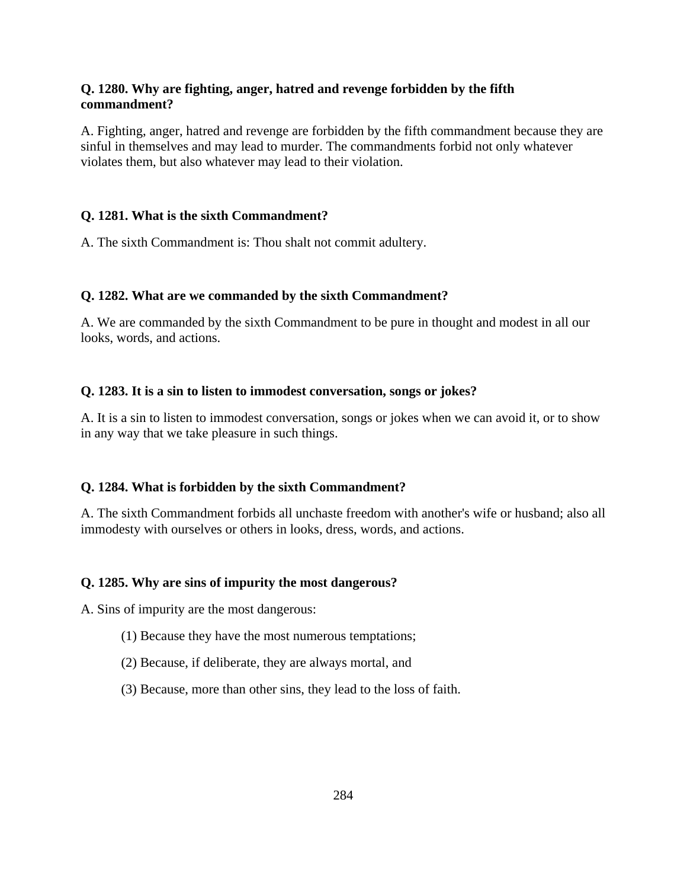**Q. 1280. Why are fighting, anger, hatred and revenge forbidden by the fifth commandment?**

A. Fighting, anger, hatred and revenge are forbidden by the fifth commandment because they are sinful in themselves and may lead to murder. The commandments forbid not only whatever violates them, but also whatever may lead to their violation.

**Q. 1281. What is the sixth Commandment?**

A. The sixth Commandment is: Thou shalt not commit adultery.

**Q. 1282. What are we commanded by the sixth Commandment?**

A. We are commanded by the sixth Commandment to be pure in thought and modest in all our looks, words, and actions.

**Q. 1283. It is a sin to listen to immodest conversation, songs or jokes?**

A. It is a sin to listen to immodest conversation, songs or jokes when we can avoid it, or to show in any way that we take pleasure in such things.

**Q. 1284. What is forbidden by the sixth Commandment?**

A. The sixth Commandment forbids all unchaste freedom with another's wife or husband; also all immodesty with ourselves or others in looks, dress, words, and actions.

**Q. 1285. Why are sins of impurity the most dangerous?**

A. Sins of impurity are the most dangerous:

(1) Because they have the most numerous temptations;

(2) Because, if deliberate, they are always mortal, and

(3) Because, more than other sins, they lead to the loss of faith.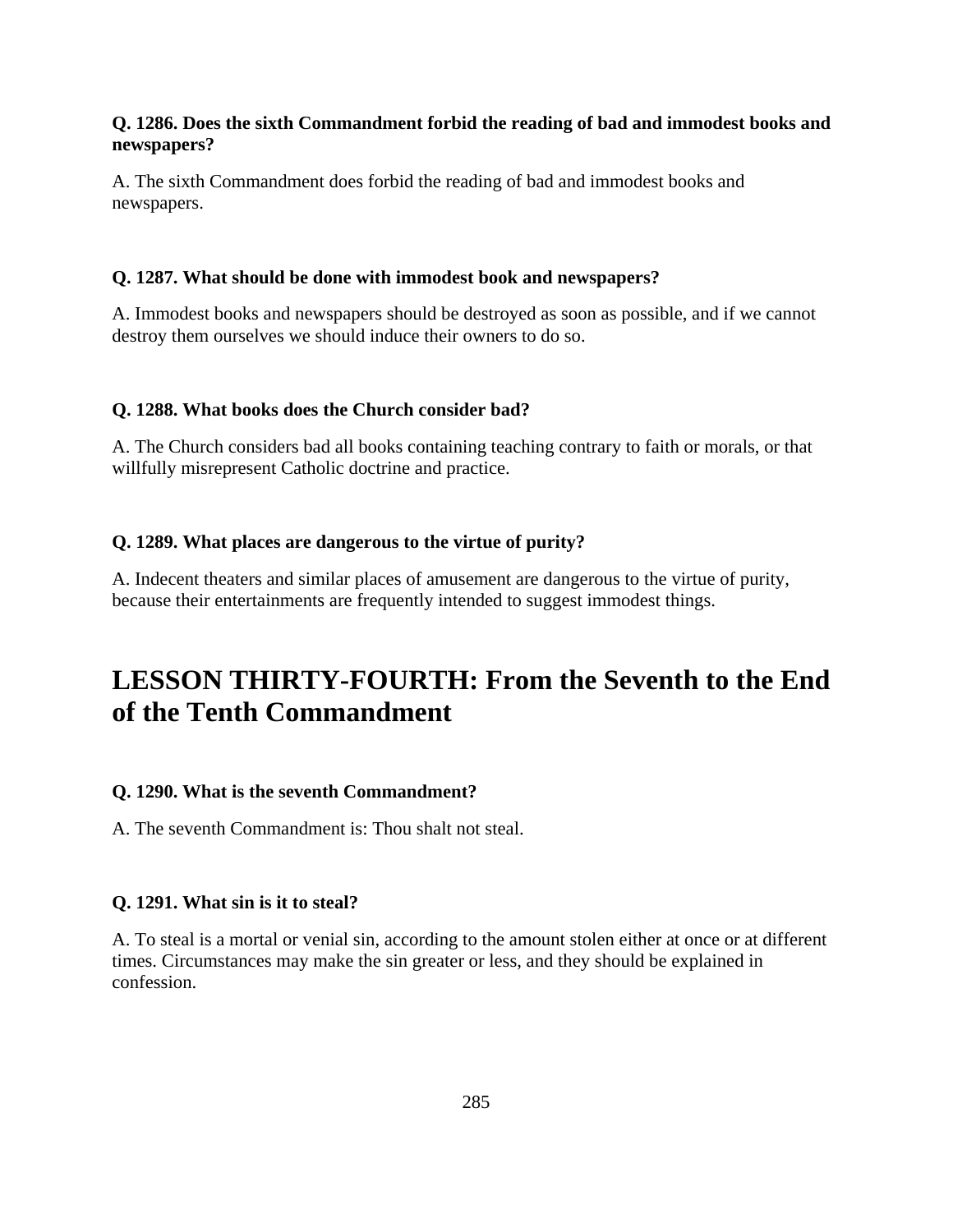**Q. 1286. Does the sixth Commandment forbid the reading of bad and immodest books and newspapers?**

A. The sixth Commandment does forbid the reading of bad and immodest books and newspapers.

**Q. 1287. What should be done with immodest book and newspapers?**

A. Immodest books and newspapers should be destroyed as soon as possible, and if we cannot destroy them ourselves we should induce their owners to do so.

**Q. 1288. What books does the Church consider bad?**

A. The Church considers bad all books containing teaching contrary to faith or morals, or that willfully misrepresent Catholic doctrine and practice.

**Q. 1289. What places are dangerous to the virtue of purity?**

A. Indecent theaters and similar places of amusement are dangerous to the virtue of purity, because their entertainments are frequently intended to suggest immodest things.

# LESSON THIRTY-FOURTH: From the Seventh to the End of the Tenth Commandment

**Q. 1290. What is the seventh Commandment?**

A. The seventh Commandment is: Thou shalt not steal.

**Q. 1291. What sin is it to steal?**

A. To steal is a mortal or venial sin, according to the amount stolen either at once or at different times. Circumstances may make the sin greater or less, and they should be explained in confession.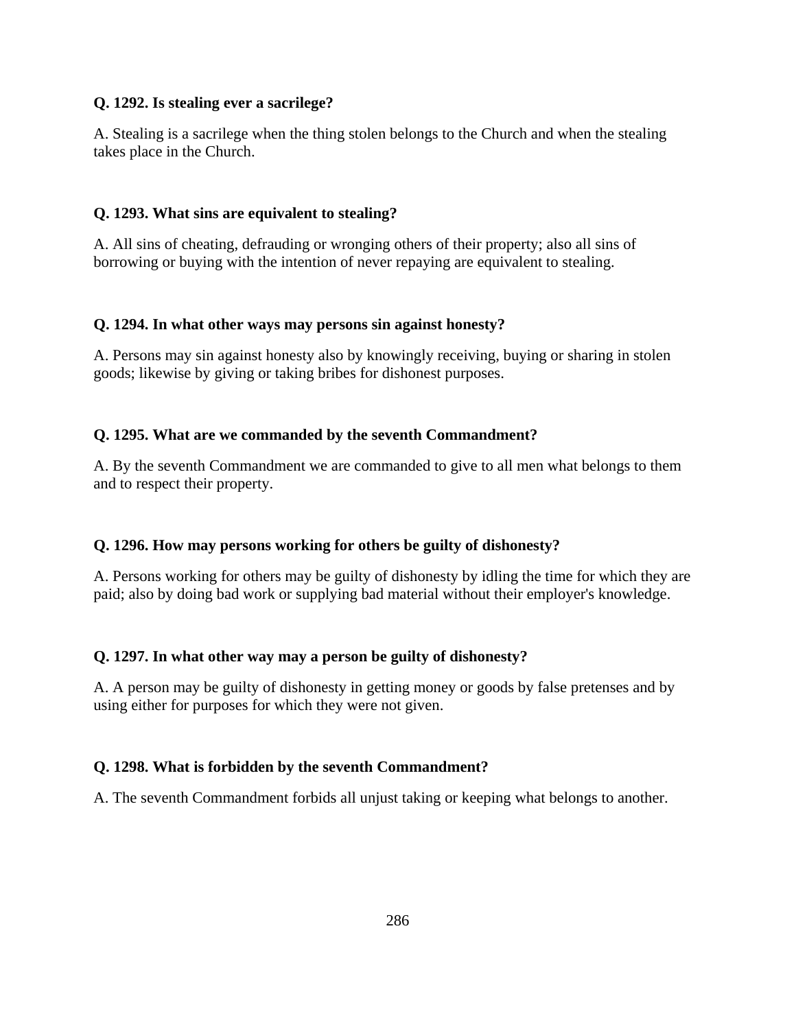**Q. 1292. Is stealing ever a sacrilege?**

A. Stealing is a sacrilege when the thing stolen belongs to the Church and when the stealing takes place in the Church.

**Q. 1293. What sins are equivalent to stealing?**

A. All sins of cheating, defrauding or wronging others of their property; also all sins of borrowing or buying with the intention of never repaying are equivalent to stealing.

**Q. 1294. In what other ways may persons sin against honesty?**

A. Persons may sin against honesty also by knowingly receiving, buying or sharing in stolen goods; likewise by giving or taking bribes for dishonest purposes.

**Q. 1295. What are we commanded by the seventh Commandment?**

A. By the seventh Commandment we are commanded to give to all men what belongs to them and to respect their property.

**Q. 1296. How may persons working for others be guilty of dishonesty?**

A. Persons working for others may be guilty of dishonesty by idling the time for which they are paid; also by doing bad work or supplying bad material without their employer's knowledge.

**Q. 1297. In what other way may a person be guilty of dishonesty?**

A. A person may be guilty of dishonesty in getting money or goods by false pretenses and by using either for purposes for which they were not given.

**Q. 1298. What is forbidden by the seventh Commandment?**

A. The seventh Commandment forbids all unjust taking or keeping what belongs to another.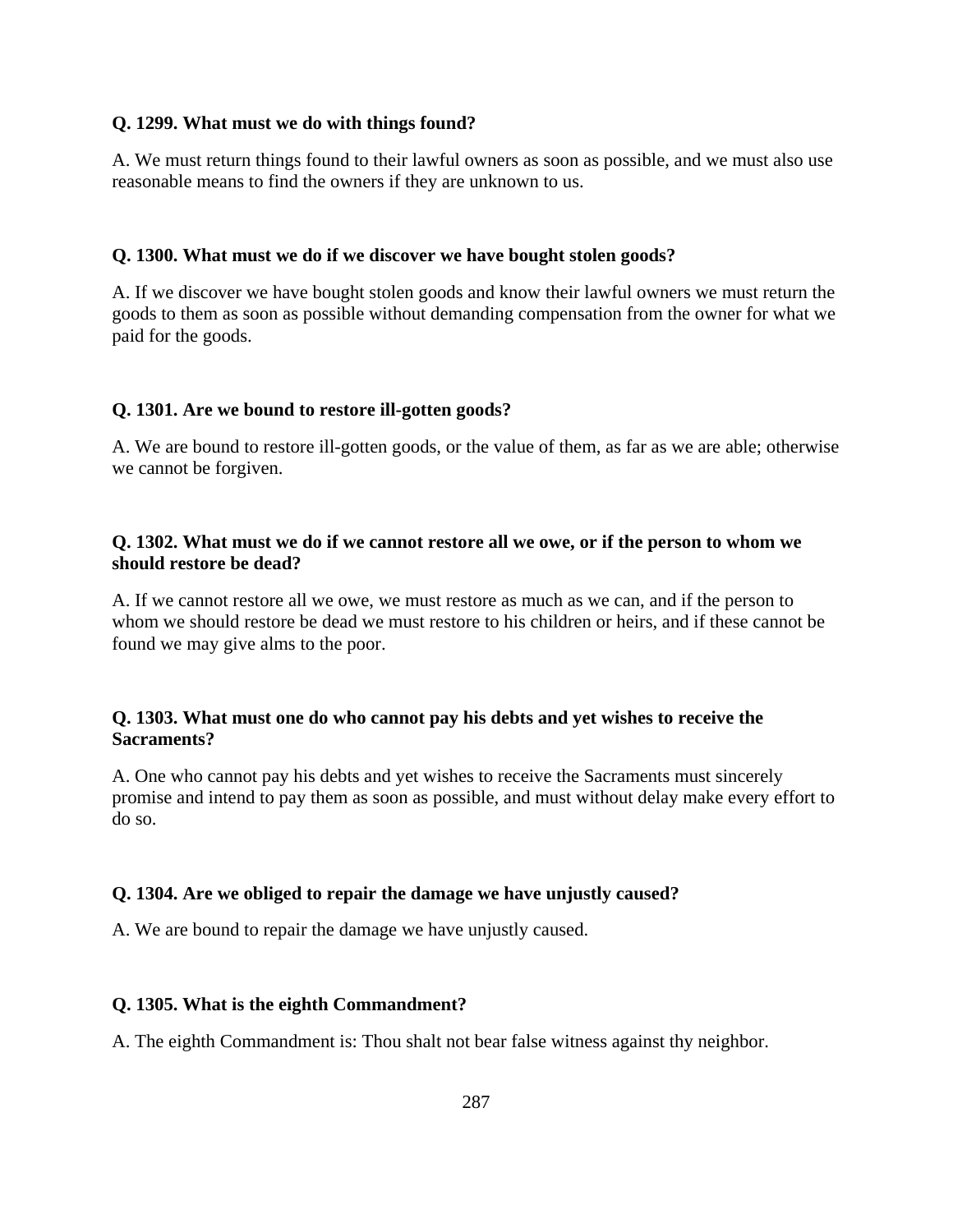**Q. 1299. What must we do with things found?**

A. We must return things found to their lawful owners as soon as possible, and we must also use reasonable means to find the owners if they are unknown to us.

**Q. 1300. What must we do if we discover we have bought stolen goods?**

A. If we discover we have bought stolen goods and know their lawful owners we must return the goods to them as soon as possible without demanding compensation from the owner for what we paid for the goods.

**Q. 1301. Are we bound to restore ill-gotten goods?**

A. We are bound to restore ill-gotten goods, or the value of them, as far as we are able; otherwise we cannot be forgiven.

**Q. 1302. What must we do if we cannot restore all we owe, or if the person to whom we should restore be dead?**

A. If we cannot restore all we owe, we must restore as much as we can, and if the person to whom we should restore be dead we must restore to his children or heirs, and if these cannot be found we may give alms to the poor.

**Q. 1303. What must one do who cannot pay his debts and yet wishes to receive the Sacraments?**

A. One who cannot pay his debts and yet wishes to receive the Sacraments must sincerely promise and intend to pay them as soon as possible, and must without delay make every effort to do so.

**Q. 1304. Are we obliged to repair the damage we have unjustly caused?**

A. We are bound to repair the damage we have unjustly caused.

**Q. 1305. What is the eighth Commandment?**

A. The eighth Commandment is: Thou shalt not bear false witness against thy neighbor.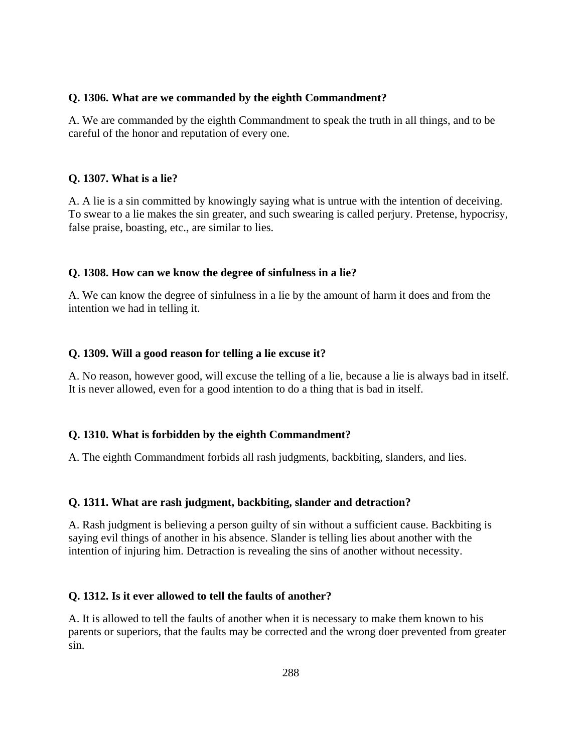**Q. 1306. What are we commanded by the eighth Commandment?**

A. We are commanded by the eighth Commandment to speak the truth in all things, and to be careful of the honor and reputation of every one.

**Q. 1307. What is a lie?**

A. A lie is a sin committed by knowingly saying what is untrue with the intention of deceiving. To swear to a lie makes the sin greater, and such swearing is called perjury. Pretense, hypocrisy, false praise, boasting, etc., are similar to lies.

**Q. 1308. How can we know the degree of sinfulness in a lie?**

A. We can know the degree of sinfulness in a lie by the amount of harm it does and from the intention we had in telling it.

**Q. 1309. Will a good reason for telling a lie excuse it?**

A. No reason, however good, will excuse the telling of a lie, because a lie is always bad in itself. It is never allowed, even for a good intention to do a thing that is bad in itself.

**Q. 1310. What is forbidden by the eighth Commandment?**

A. The eighth Commandment forbids all rash judgments, backbiting, slanders, and lies.

**Q. 1311. What are rash judgment, backbiting, slander and detraction?**

A. Rash judgment is believing a person guilty of sin without a sufficient cause. Backbiting is saying evil things of another in his absence. Slander is telling lies about another with the intention of injuring him. Detraction is revealing the sins of another without necessity.

**Q. 1312. Is it ever allowed to tell the faults of another?**

A. It is allowed to tell the faults of another when it is necessary to make them known to his parents or superiors, that the faults may be corrected and the wrong doer prevented from greater sin.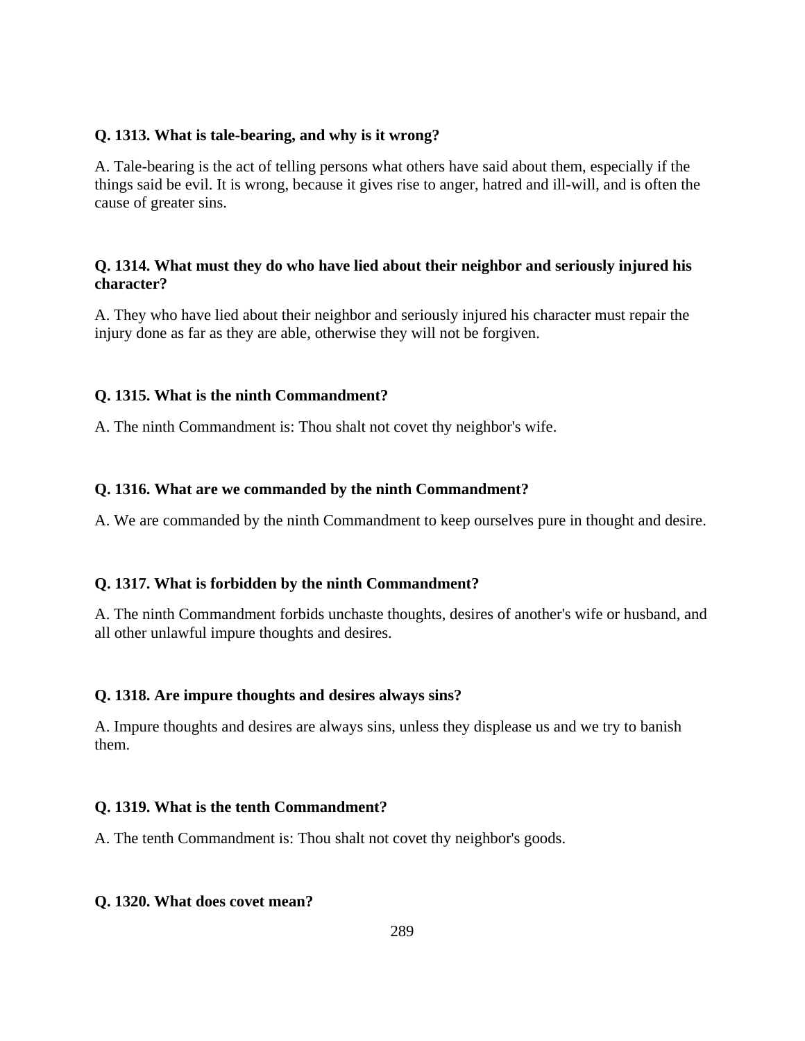**Q. 1313. What is tale-bearing, and why is it wrong?**

A. Tale-bearing is the act of telling persons what others have said about them, especially if the things said be evil. It is wrong, because it gives rise to anger, hatred and ill-will, and is often the cause of greater sins.

**Q. 1314. What must they do who have lied about their neighbor and seriously injured his character?**

A. They who have lied about their neighbor and seriously injured his character must repair the injury done as far as they are able, otherwise they will not be forgiven.

**Q. 1315. What is the ninth Commandment?**

A. The ninth Commandment is: Thou shalt not covet thy neighbor's wife.

**Q. 1316. What are we commanded by the ninth Commandment?**

A. We are commanded by the ninth Commandment to keep ourselves pure in thought and desire.

**Q. 1317. What is forbidden by the ninth Commandment?**

A. The ninth Commandment forbids unchaste thoughts, desires of another's wife or husband, and all other unlawful impure thoughts and desires.

**Q. 1318. Are impure thoughts and desires always sins?**

A. Impure thoughts and desires are always sins, unless they displease us and we try to banish them.

**Q. 1319. What is the tenth Commandment?**

A. The tenth Commandment is: Thou shalt not covet thy neighbor's goods.

**Q. 1320. What does covet mean?**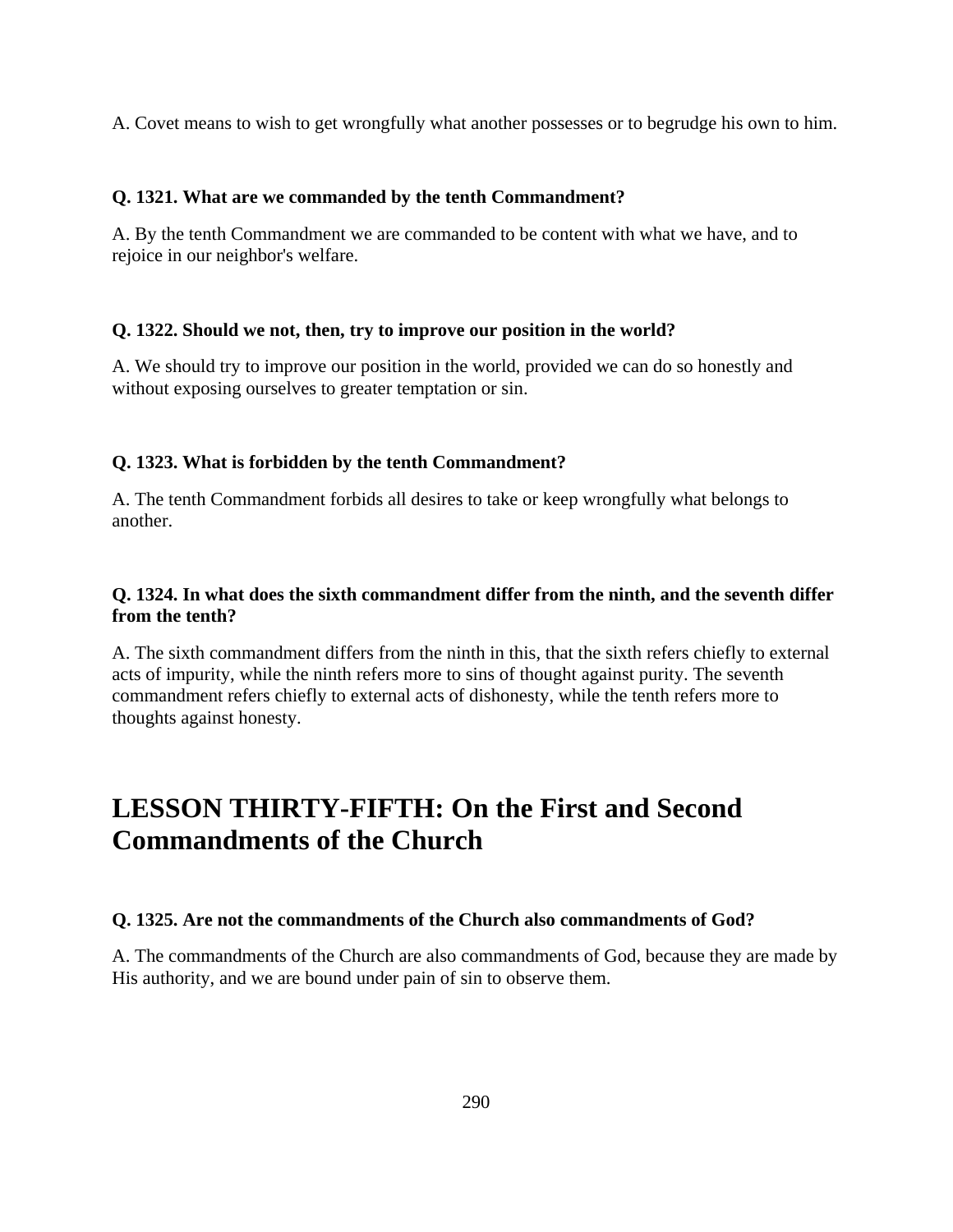A. Covet means to wish to get wrongfully what another possesses or to begrudge his own to him.

**Q. 1321. What are we commanded by the tenth Commandment?**

A. By the tenth Commandment we are commanded to be content with what we have, and to rejoice in our neighbor's welfare.

**Q. 1322. Should we not, then, try to improve our position in the world?**

A. We should try to improve our position in the world, provided we can do so honestly and without exposing ourselves to greater temptation or sin.

**Q. 1323. What is forbidden by the tenth Commandment?**

A. The tenth Commandment forbids all desires to take or keep wrongfully what belongs to another.

**Q. 1324. In what does the sixth commandment differ from the ninth, and the seventh differ from the tenth?**

A. The sixth commandment differs from the ninth in this, that the sixth refers chiefly to external acts of impurity, while the ninth refers more to sins of thought against purity. The seventh commandment refers chiefly to external acts of dishonesty, while the tenth refers more to thoughts against honesty.

## LESSON THIRTY-FIFTH: On the First and Second Commandments of the Church

**Q. 1325. Are not the commandments of the Church also commandments of God?**

A. The commandments of the Church are also commandments of God, because they are made by His authority, and we are bound under pain of sin to observe them.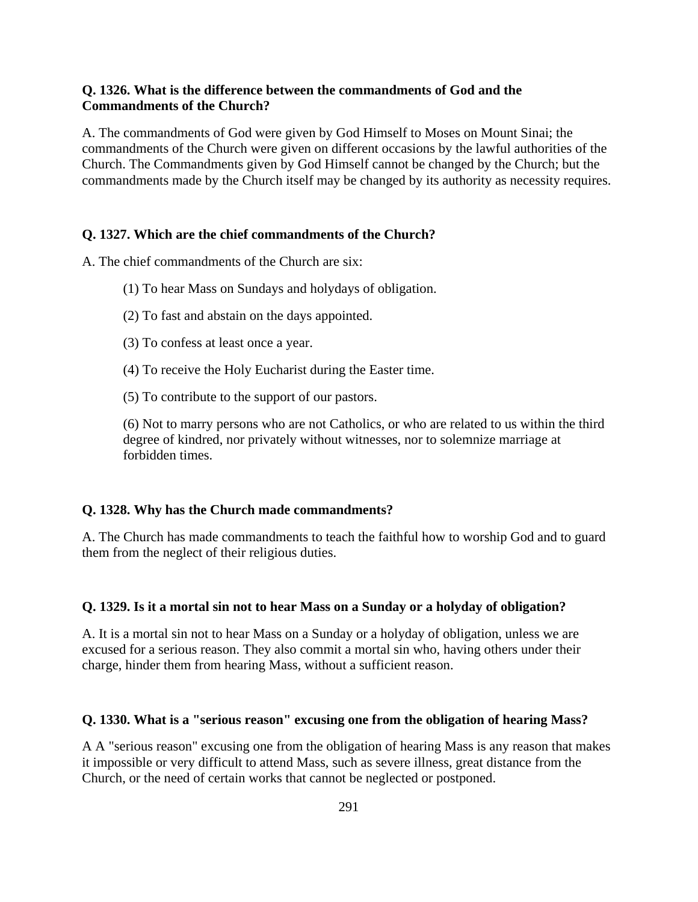**Q. 1326. What is the difference between the commandments of God and the Commandments of the Church?**

A. The commandments of God were given by God Himself to Moses on Mount Sinai; the commandments of the Church were given on different occasions by the lawful authorities of the Church. The Commandments given by God Himself cannot be changed by the Church; but the commandments made by the Church itself may be changed by its authority as necessity requires.

**Q. 1327. Which are the chief commandments of the Church?**

A. The chief commandments of the Church are six:

(1) To hear Mass on Sundays and holydays of obligation.

(2) To fast and abstain on the days appointed.

(3) To confess at least once a year.

(4) To receive the Holy Eucharist during the Easter time.

(5) To contribute to the support of our pastors.

(6) Not to marry persons who are not Catholics, or who are related to us within the third degree of kindred, nor privately without witnesses, nor to solemnize marriage at forbidden times.

**Q. 1328. Why has the Church made commandments?**

A. The Church has made commandments to teach the faithful how to worship God and to guard them from the neglect of their religious duties.

**Q. 1329. Is it a mortal sin not to hear Mass on a Sunday or a holyday of obligation?**

A. It is a mortal sin not to hear Mass on a Sunday or a holyday of obligation, unless we are excused for a serious reason. They also commit a mortal sin who, having others under their charge, hinder them from hearing Mass, without a sufficient reason.

**Q. 1330. What is a "serious reason" excusing one from the obligation of hearing Mass?**

A A "serious reason" excusing one from the obligation of hearing Mass is any reason that makes it impossible or very difficult to attend Mass, such as severe illness, great distance from the Church, or the need of certain works that cannot be neglected or postponed.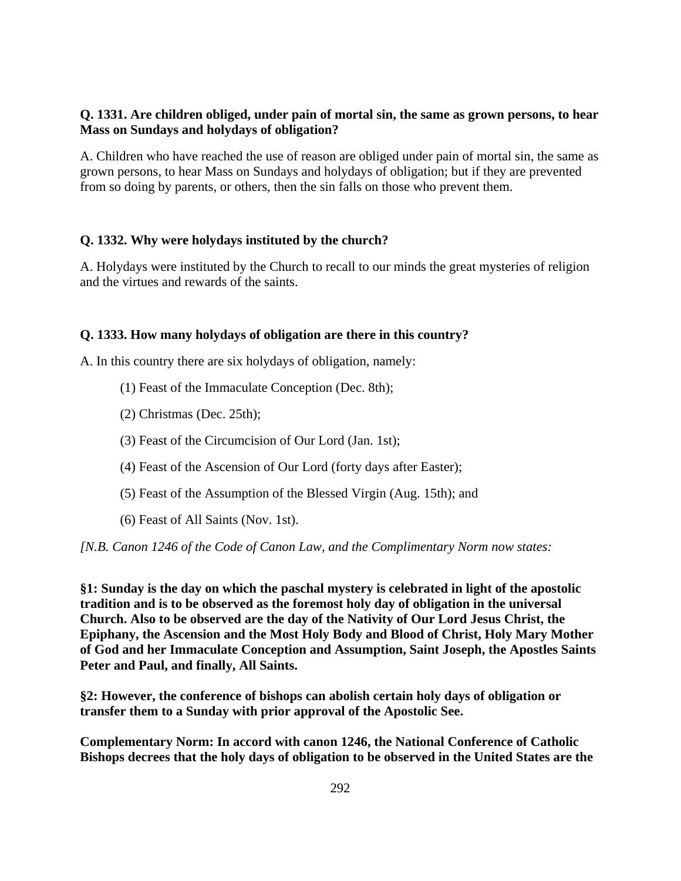**Q. 1331. Are children obliged, under pain of mortal sin, the same as grown persons, to hear Mass on Sundays and holydays of obligation?**

A. Children who have reached the use of reason are obliged under pain of mortal sin, the same as grown persons, to hear Mass on Sundays and holydays of obligation; but if they are prevented from so doing by parents, or others, then the sin falls on those who prevent them.

**Q. 1332. Why were holydays instituted by the church?**

A. Holydays were instituted by the Church to recall to our minds the great mysteries of religion and the virtues and rewards of the saints.

**Q. 1333. How many holydays of obligation are there in this country?**

A. In this country there are six holydays of obligation, namely:

(1) Feast of the Immaculate Conception (Dec. 8th);

(2) Christmas (Dec. 25th);

(3) Feast of the Circumcision of Our Lord (Jan. 1st);

(4) Feast of the Ascension of Our Lord (forty days after Easter);

(5) Feast of the Assumption of the Blessed Virgin (Aug. 15th); and

(6) Feast of All Saints (Nov. 1st).

*[N.B. Canon 1246 of the Code of Canon Law, and the Complimentary Norm now states:*

**§1: Sunday is the day on which the paschal mystery is celebrated in light of the apostolic tradition and is to be observed as the foremost holy day of obligation in the universal Church. Also to be observed are the day of the Nativity of Our Lord Jesus Christ, the Epiphany, the Ascension and the Most Holy Body and Blood of Christ, Holy Mary Mother of God and her Immaculate Conception and Assumption, Saint Joseph, the Apostles Saints Peter and Paul, and finally, All Saints.**

**§2: However, the conference of bishops can abolish certain holy days of obligation or transfer them to a Sunday with prior approval of the Apostolic See.**

**Complementary Norm: In accord with canon 1246, the National Conference of Catholic Bishops decrees that the holy days of obligation to be observed in the United States are the**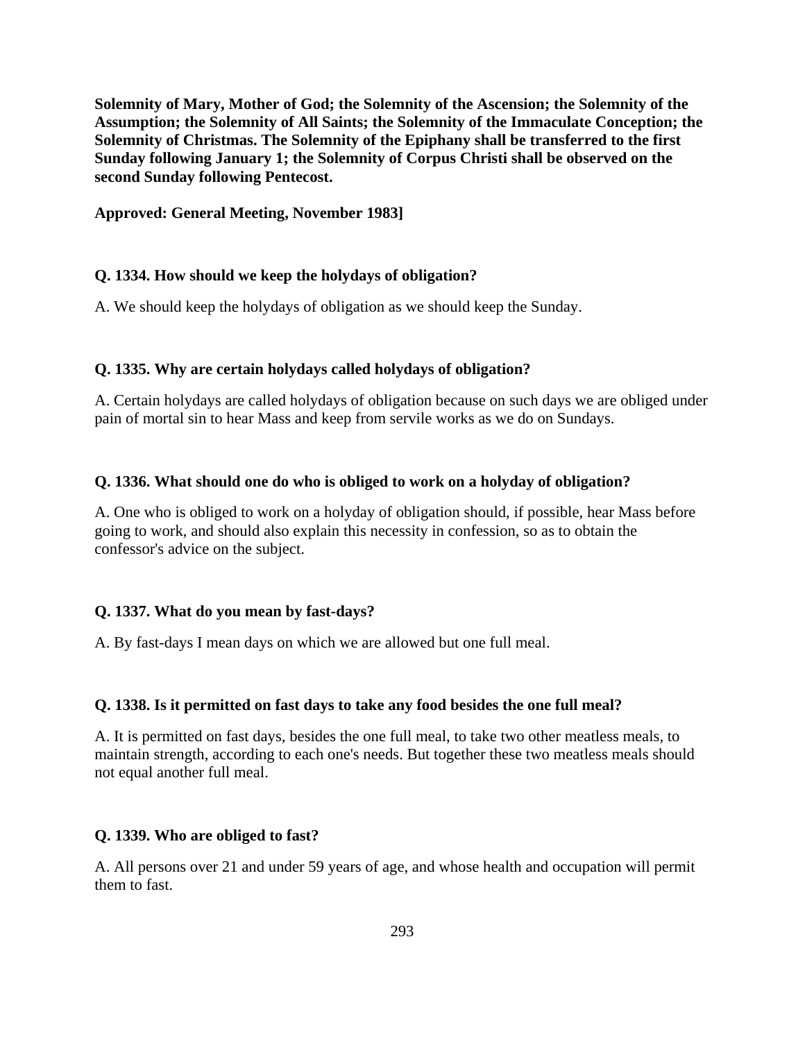**Solemnity of Mary, Mother of God; the Solemnity of the Ascension; the Solemnity of the Assumption; the Solemnity of All Saints; the Solemnity of the Immaculate Conception; the Solemnity of Christmas. The Solemnity of the Epiphany shall be transferred to the first Sunday following January 1; the Solemnity of Corpus Christi shall be observed on the second Sunday following Pentecost.**

**Approved: General Meeting, November 1983]**

**Q. 1334. How should we keep the holydays of obligation?**

A. We should keep the holydays of obligation as we should keep the Sunday.

**Q. 1335. Why are certain holydays called holydays of obligation?**

A. Certain holydays are called holydays of obligation because on such days we are obliged under pain of mortal sin to hear Mass and keep from servile works as we do on Sundays.

**Q. 1336. What should one do who is obliged to work on a holyday of obligation?**

A. One who is obliged to work on a holyday of obligation should, if possible, hear Mass before going to work, and should also explain this necessity in confession, so as to obtain the confessor's advice on the subject.

**Q. 1337. What do you mean by fast-days?**

A. By fast-days I mean days on which we are allowed but one full meal.

**Q. 1338. Is it permitted on fast days to take any food besides the one full meal?**

A. It is permitted on fast days, besides the one full meal, to take two other meatless meals, to maintain strength, according to each one's needs. But together these two meatless meals should not equal another full meal.

**Q. 1339. Who are obliged to fast?**

A. All persons over 21 and under 59 years of age, and whose health and occupation will permit them to fast.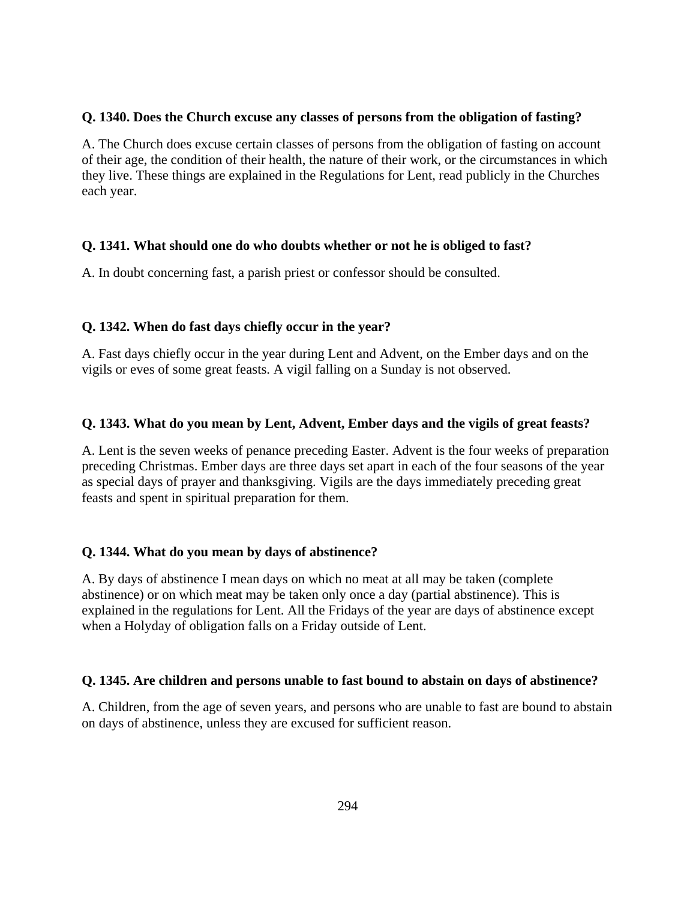**Q. 1340. Does the Church excuse any classes of persons from the obligation of fasting?**

A. The Church does excuse certain classes of persons from the obligation of fasting on account of their age, the condition of their health, the nature of their work, or the circumstances in which they live. These things are explained in the Regulations for Lent, read publicly in the Churches each year.

**Q. 1341. What should one do who doubts whether or not he is obliged to fast?**

A. In doubt concerning fast, a parish priest or confessor should be consulted.

**Q. 1342. When do fast days chiefly occur in the year?**

A. Fast days chiefly occur in the year during Lent and Advent, on the Ember days and on the vigils or eves of some great feasts. A vigil falling on a Sunday is not observed.

**Q. 1343. What do you mean by Lent, Advent, Ember days and the vigils of great feasts?**

A. Lent is the seven weeks of penance preceding Easter. Advent is the four weeks of preparation preceding Christmas. Ember days are three days set apart in each of the four seasons of the year as special days of prayer and thanksgiving. Vigils are the days immediately preceding great feasts and spent in spiritual preparation for them.

**Q. 1344. What do you mean by days of abstinence?**

A. By days of abstinence I mean days on which no meat at all may be taken (complete abstinence) or on which meat may be taken only once a day (partial abstinence). This is explained in the regulations for Lent. All the Fridays of the year are days of abstinence except when a Holyday of obligation falls on a Friday outside of Lent.

**Q. 1345. Are children and persons unable to fast bound to abstain on days of abstinence?**

A. Children, from the age of seven years, and persons who are unable to fast are bound to abstain on days of abstinence, unless they are excused for sufficient reason.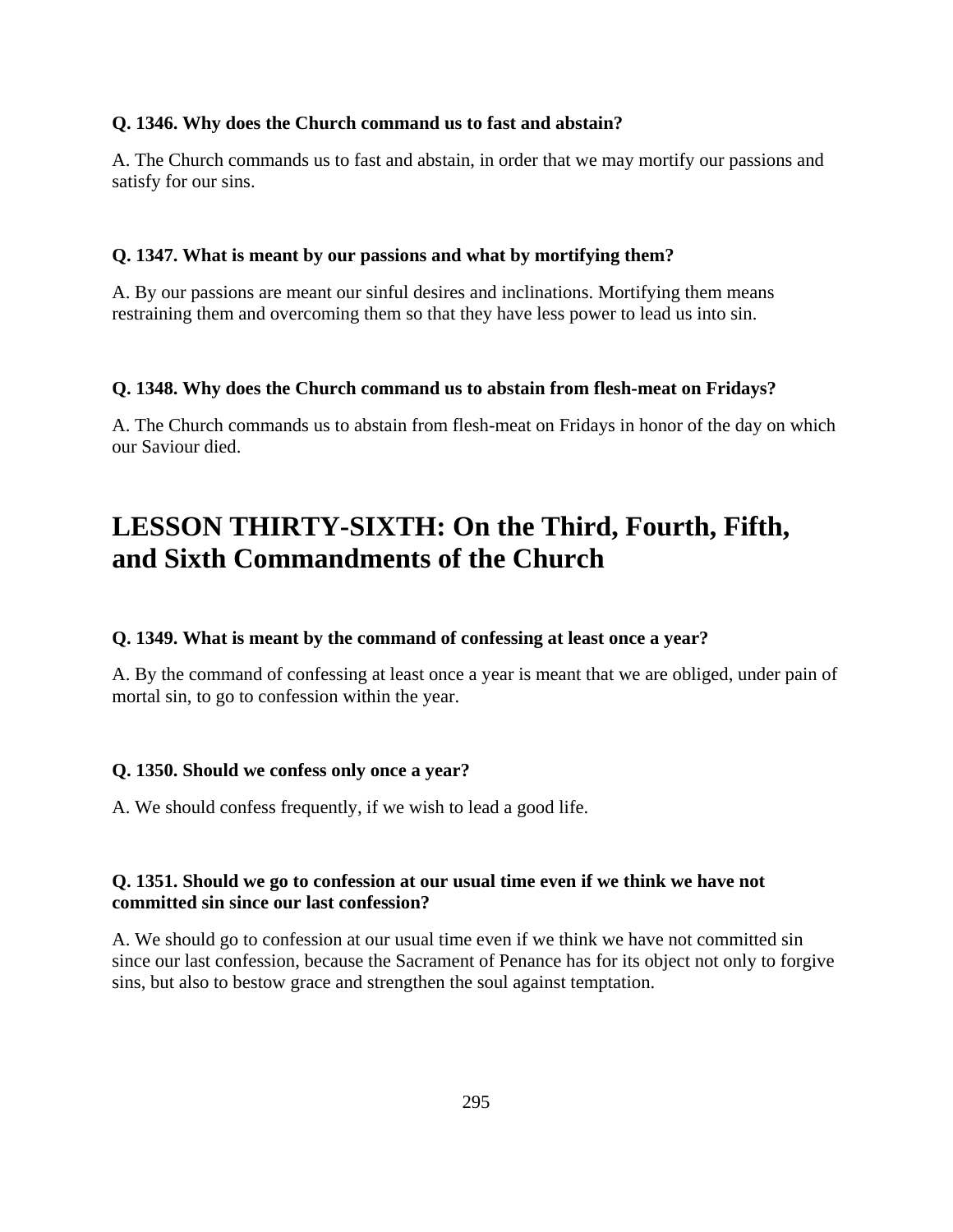**Q. 1346. Why does the Church command us to fast and abstain?**

A. The Church commands us to fast and abstain, in order that we may mortify our passions and satisfy for our sins.

**Q. 1347. What is meant by our passions and what by mortifying them?**

A. By our passions are meant our sinful desires and inclinations. Mortifying them means restraining them and overcoming them so that they have less power to lead us into sin.

**Q. 1348. Why does the Church command us to abstain from flesh-meat on Fridays?**

A. The Church commands us to abstain from flesh-meat on Fridays in honor of the day on which our Saviour died.

## LESSON THIRTY-SIXTH: On the Third, Fourth, Fifth, and Sixth Commandments of the Church

**Q. 1349. What is meant by the command of confessing at least once a year?**

A. By the command of confessing at least once a year is meant that we are obliged, under pain of mortal sin, to go to confession within the year.

**Q. 1350. Should we confess only once a year?**

A. We should confess frequently, if we wish to lead a good life.

**Q. 1351. Should we go to confession at our usual time even if we think we have not committed sin since our last confession?**

A. We should go to confession at our usual time even if we think we have not committed sin since our last confession, because the Sacrament of Penance has for its object not only to forgive sins, but also to bestow grace and strengthen the soul against temptation.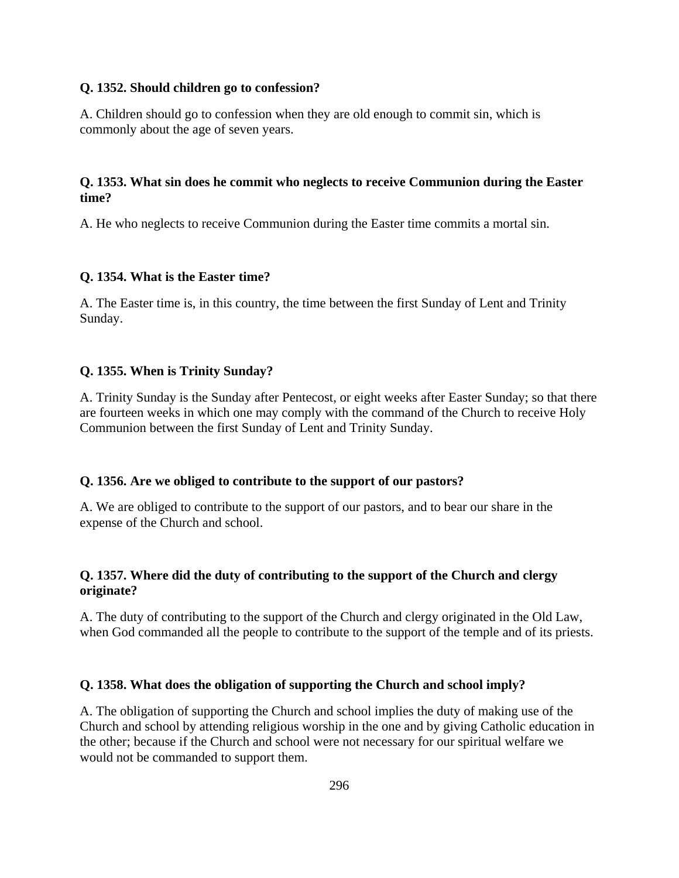**Q. 1352. Should children go to confession?**

A. Children should go to confession when they are old enough to commit sin, which is commonly about the age of seven years.

**Q. 1353. What sin does he commit who neglects to receive Communion during the Easter time?**

A. He who neglects to receive Communion during the Easter time commits a mortal sin.

**Q. 1354. What is the Easter time?**

A. The Easter time is, in this country, the time between the first Sunday of Lent and Trinity Sunday.

**Q. 1355. When is Trinity Sunday?**

A. Trinity Sunday is the Sunday after Pentecost, or eight weeks after Easter Sunday; so that there are fourteen weeks in which one may comply with the command of the Church to receive Holy Communion between the first Sunday of Lent and Trinity Sunday.

**Q. 1356. Are we obliged to contribute to the support of our pastors?**

A. We are obliged to contribute to the support of our pastors, and to bear our share in the expense of the Church and school.

**Q. 1357. Where did the duty of contributing to the support of the Church and clergy originate?**

A. The duty of contributing to the support of the Church and clergy originated in the Old Law, when God commanded all the people to contribute to the support of the temple and of its priests.

**Q. 1358. What does the obligation of supporting the Church and school imply?**

A. The obligation of supporting the Church and school implies the duty of making use of the Church and school by attending religious worship in the one and by giving Catholic education in the other; because if the Church and school were not necessary for our spiritual welfare we would not be commanded to support them.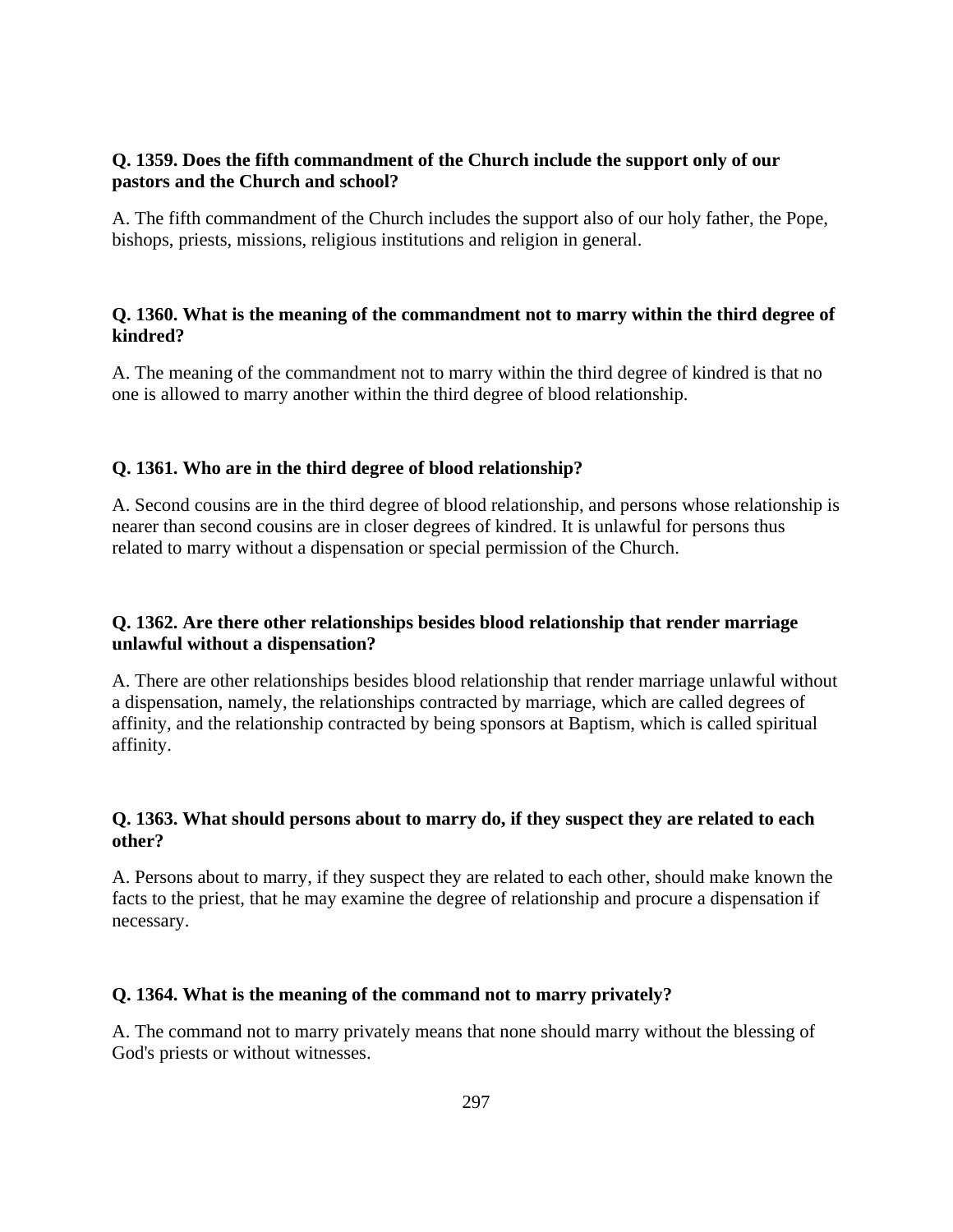**Q. 1359. Does the fifth commandment of the Church include the support only of our pastors and the Church and school?**

A. The fifth commandment of the Church includes the support also of our holy father, the Pope, bishops, priests, missions, religious institutions and religion in general.

**Q. 1360. What is the meaning of the commandment not to marry within the third degree of kindred?**

A. The meaning of the commandment not to marry within the third degree of kindred is that no one is allowed to marry another within the third degree of blood relationship.

**Q. 1361. Who are in the third degree of blood relationship?**

A. Second cousins are in the third degree of blood relationship, and persons whose relationship is nearer than second cousins are in closer degrees of kindred. It is unlawful for persons thus related to marry without a dispensation or special permission of the Church.

**Q. 1362. Are there other relationships besides blood relationship that render marriage unlawful without a dispensation?**

A. There are other relationships besides blood relationship that render marriage unlawful without a dispensation, namely, the relationships contracted by marriage, which are called degrees of affinity, and the relationship contracted by being sponsors at Baptism, which is called spiritual affinity.

**Q. 1363. What should persons about to marry do, if they suspect they are related to each other?**

A. Persons about to marry, if they suspect they are related to each other, should make known the facts to the priest, that he may examine the degree of relationship and procure a dispensation if necessary.

**Q. 1364. What is the meaning of the command not to marry privately?**

A. The command not to marry privately means that none should marry without the blessing of God's priests or without witnesses.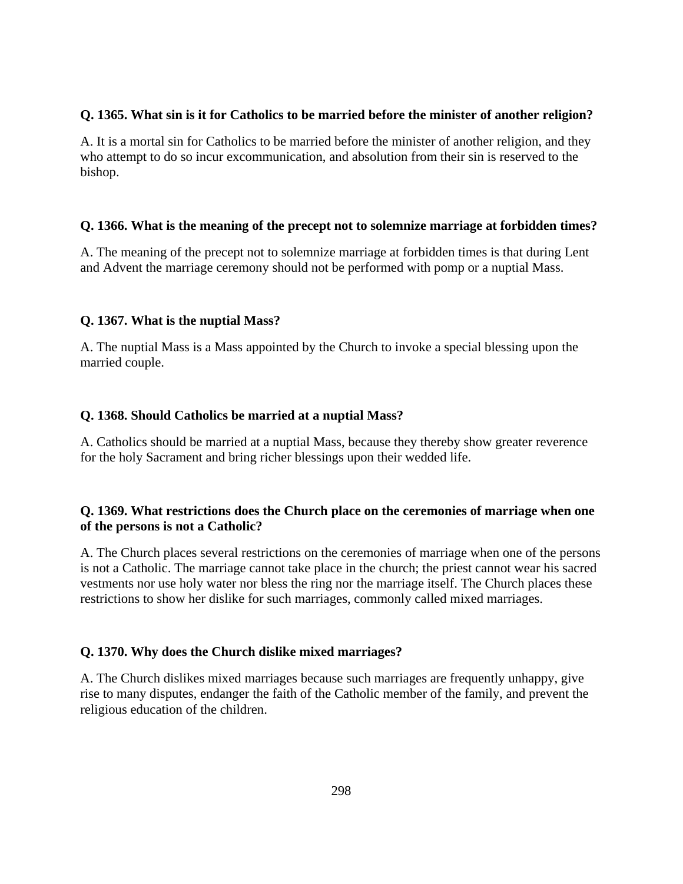**Q. 1365. What sin is it for Catholics to be married before the minister of another religion?**

A. It is a mortal sin for Catholics to be married before the minister of another religion, and they who attempt to do so incur excommunication, and absolution from their sin is reserved to the bishop.

**Q. 1366. What is the meaning of the precept not to solemnize marriage at forbidden times?**

A. The meaning of the precept not to solemnize marriage at forbidden times is that during Lent and Advent the marriage ceremony should not be performed with pomp or a nuptial Mass.

**Q. 1367. What is the nuptial Mass?**

A. The nuptial Mass is a Mass appointed by the Church to invoke a special blessing upon the married couple.

**Q. 1368. Should Catholics be married at a nuptial Mass?**

A. Catholics should be married at a nuptial Mass, because they thereby show greater reverence for the holy Sacrament and bring richer blessings upon their wedded life.

**Q. 1369. What restrictions does the Church place on the ceremonies of marriage when one of the persons is not a Catholic?**

A. The Church places several restrictions on the ceremonies of marriage when one of the persons is not a Catholic. The marriage cannot take place in the church; the priest cannot wear his sacred vestments nor use holy water nor bless the ring nor the marriage itself. The Church places these restrictions to show her dislike for such marriages, commonly called mixed marriages.

**Q. 1370. Why does the Church dislike mixed marriages?**

A. The Church dislikes mixed marriages because such marriages are frequently unhappy, give rise to many disputes, endanger the faith of the Catholic member of the family, and prevent the religious education of the children.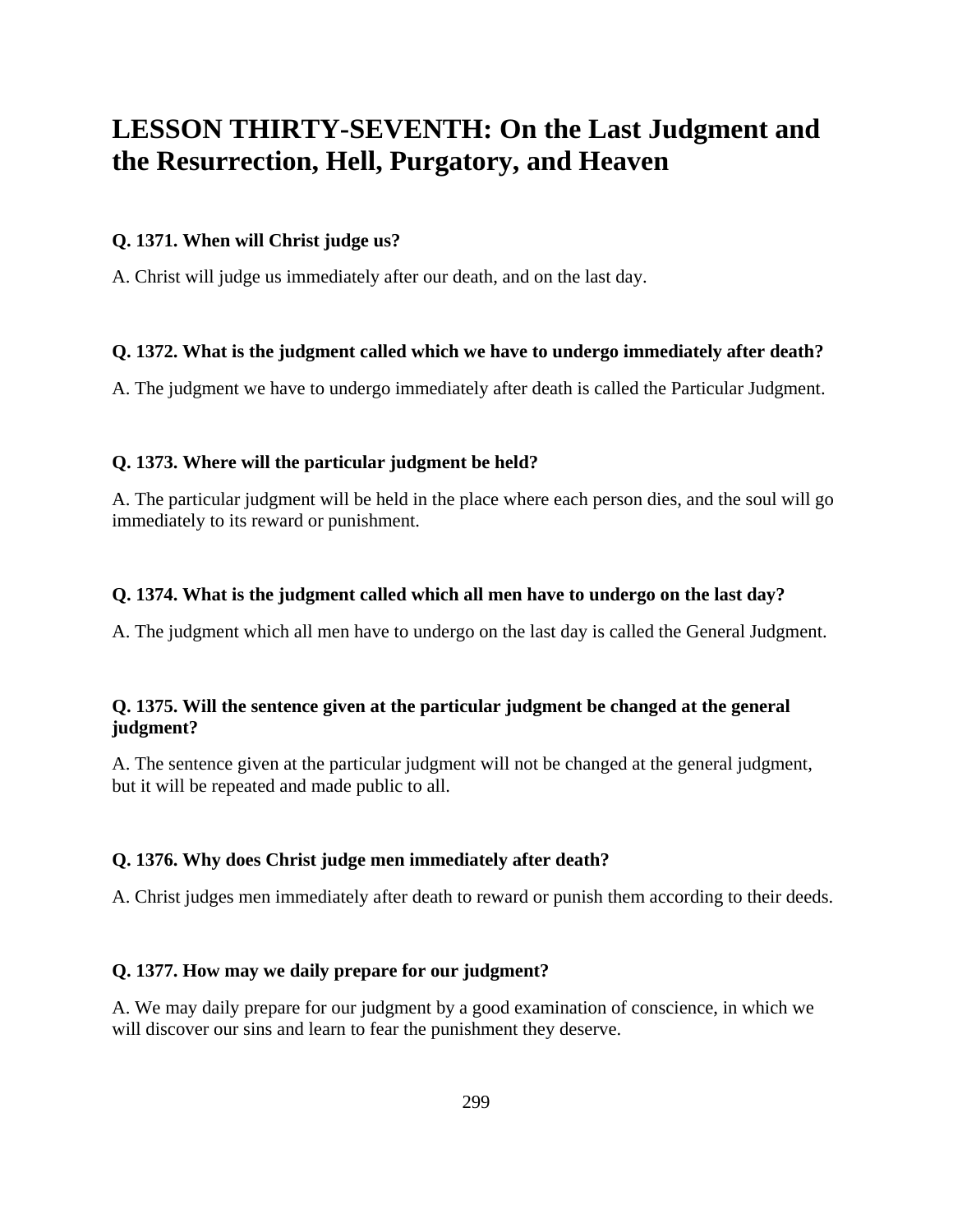# LESSON THIRTY-SEVENTH: On the Last Judgment and the Resurrection, Hell, Purgatory, and Heaven

**Q. 1371. When will Christ judge us?**

A. Christ will judge us immediately after our death, and on the last day.

**Q. 1372. What is the judgment called which we have to undergo immediately after death?**

A. The judgment we have to undergo immediately after death is called the Particular Judgment.

**Q. 1373. Where will the particular judgment be held?**

A. The particular judgment will be held in the place where each person dies, and the soul will go immediately to its reward or punishment.

**Q. 1374. What is the judgment called which all men have to undergo on the last day?**

A. The judgment which all men have to undergo on the last day is called the General Judgment.

**Q. 1375. Will the sentence given at the particular judgment be changed at the general judgment?**

A. The sentence given at the particular judgment will not be changed at the general judgment, but it will be repeated and made public to all.

**Q. 1376. Why does Christ judge men immediately after death?**

A. Christ judges men immediately after death to reward or punish them according to their deeds.

**Q. 1377. How may we daily prepare for our judgment?**

A. We may daily prepare for our judgment by a good examination of conscience, in which we will discover our sins and learn to fear the punishment they deserve.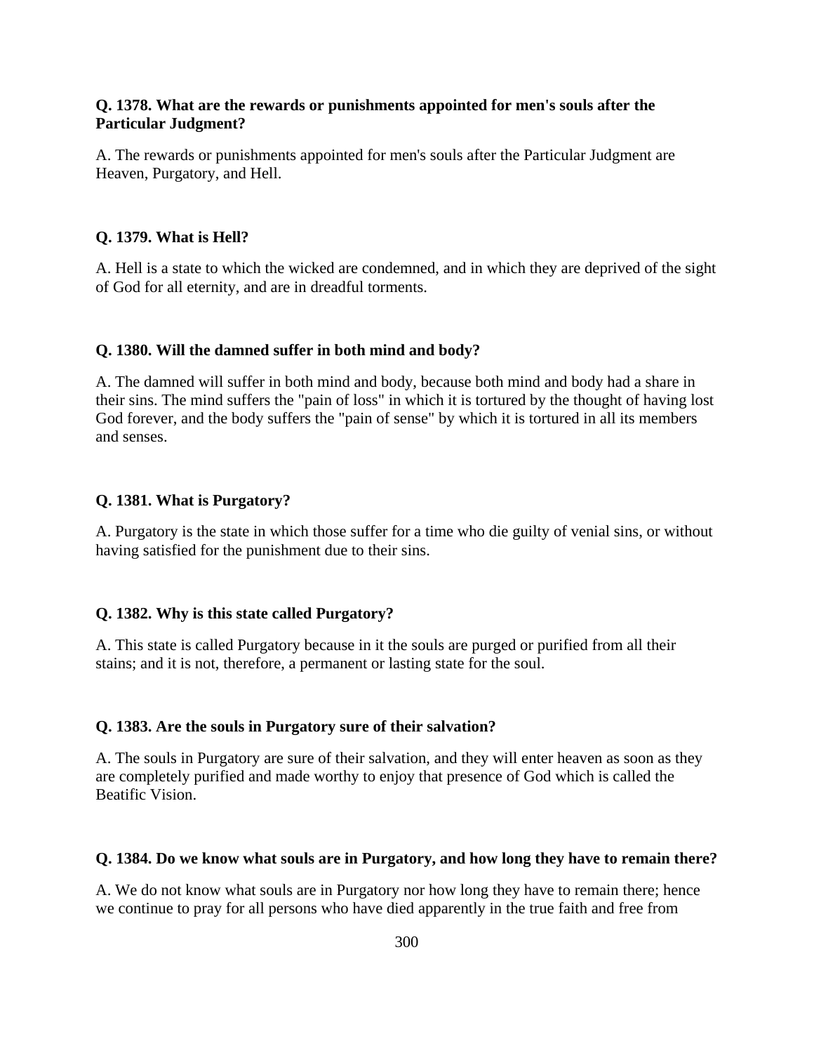**Q. 1378. What are the rewards or punishments appointed for men's souls after the Particular Judgment?**

A. The rewards or punishments appointed for men's souls after the Particular Judgment are Heaven, Purgatory, and Hell.

**Q. 1379. What is Hell?**

A. Hell is a state to which the wicked are condemned, and in which they are deprived of the sight of God for all eternity, and are in dreadful torments.

**Q. 1380. Will the damned suffer in both mind and body?**

A. The damned will suffer in both mind and body, because both mind and body had a share in their sins. The mind suffers the "pain of loss" in which it is tortured by the thought of having lost God forever, and the body suffers the "pain of sense" by which it is tortured in all its members and senses.

**Q. 1381. What is Purgatory?**

A. Purgatory is the state in which those suffer for a time who die guilty of venial sins, or without having satisfied for the punishment due to their sins.

**Q. 1382. Why is this state called Purgatory?**

A. This state is called Purgatory because in it the souls are purged or purified from all their stains; and it is not, therefore, a permanent or lasting state for the soul.

**Q. 1383. Are the souls in Purgatory sure of their salvation?**

A. The souls in Purgatory are sure of their salvation, and they will enter heaven as soon as they are completely purified and made worthy to enjoy that presence of God which is called the Beatific Vision.

**Q. 1384. Do we know what souls are in Purgatory, and how long they have to remain there?**

A. We do not know what souls are in Purgatory nor how long they have to remain there; hence we continue to pray for all persons who have died apparently in the true faith and free from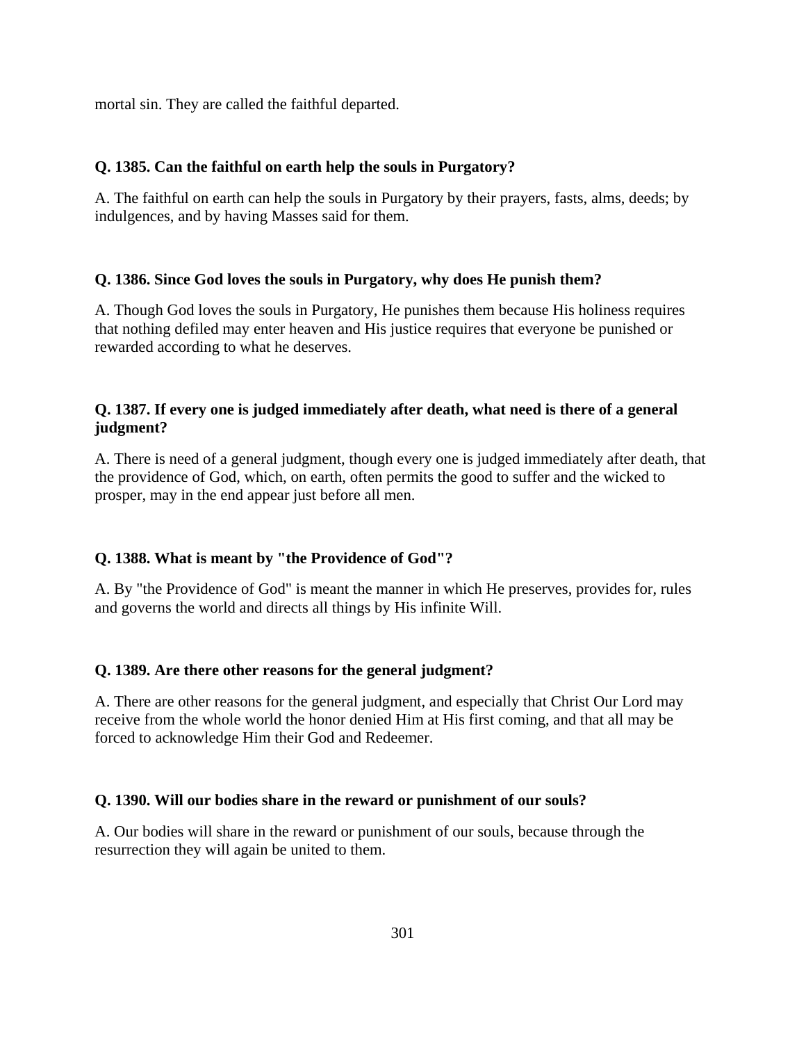mortal sin. They are called the faithful departed.

**Q. 1385. Can the faithful on earth help the souls in Purgatory?**

A. The faithful on earth can help the souls in Purgatory by their prayers, fasts, alms, deeds; by indulgences, and by having Masses said for them.

**Q. 1386. Since God loves the souls in Purgatory, why does He punish them?**

A. Though God loves the souls in Purgatory, He punishes them because His holiness requires that nothing defiled may enter heaven and His justice requires that everyone be punished or rewarded according to what he deserves.

**Q. 1387. If every one is judged immediately after death, what need is there of a general judgment?**

A. There is need of a general judgment, though every one is judged immediately after death, that the providence of God, which, on earth, often permits the good to suffer and the wicked to prosper, may in the end appear just before all men.

**Q. 1388. What is meant by "the Providence of God"?**

A. By "the Providence of God" is meant the manner in which He preserves, provides for, rules and governs the world and directs all things by His infinite Will.

**Q. 1389. Are there other reasons for the general judgment?**

A. There are other reasons for the general judgment, and especially that Christ Our Lord may receive from the whole world the honor denied Him at His first coming, and that all may be forced to acknowledge Him their God and Redeemer.

**Q. 1390. Will our bodies share in the reward or punishment of our souls?**

A. Our bodies will share in the reward or punishment of our souls, because through the resurrection they will again be united to them.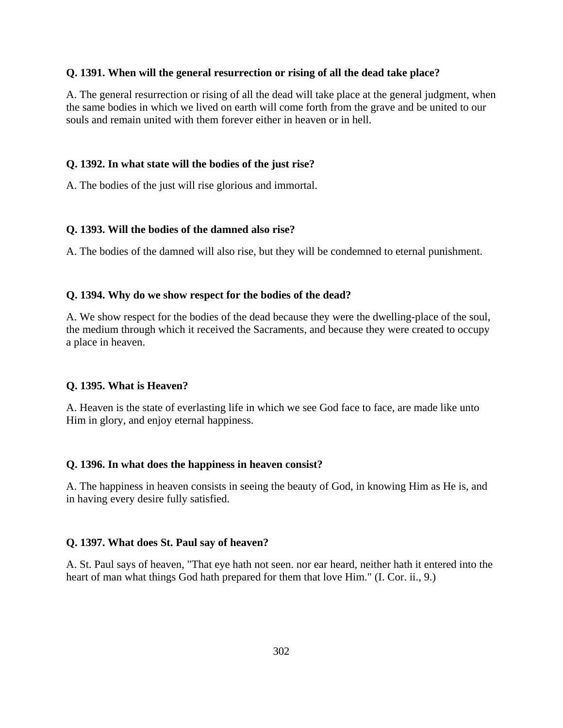**Q. 1391. When will the general resurrection or rising of all the dead take place?**

A. The general resurrection or rising of all the dead will take place at the general judgment, when the same bodies in which we lived on earth will come forth from the grave and be united to our souls and remain united with them forever either in heaven or in hell.

**Q. 1392. In what state will the bodies of the just rise?**

A. The bodies of the just will rise glorious and immortal.

**Q. 1393. Will the bodies of the damned also rise?**

A. The bodies of the damned will also rise, but they will be condemned to eternal punishment.

**Q. 1394. Why do we show respect for the bodies of the dead?**

A. We show respect for the bodies of the dead because they were the dwelling-place of the soul, the medium through which it received the Sacraments, and because they were created to occupy a place in heaven.

**Q. 1395. What is Heaven?**

A. Heaven is the state of everlasting life in which we see God face to face, are made like unto Him in glory, and enjoy eternal happiness.

**Q. 1396. In what does the happiness in heaven consist?**

A. The happiness in heaven consists in seeing the beauty of God, in knowing Him as He is, and in having every desire fully satisfied.

**Q. 1397. What does St. Paul say of heaven?**

A. St. Paul says of heaven, "That eye hath not seen. nor ear heard, neither hath it entered into the heart of man what things God hath prepared for them that love Him." (I. Cor. ii., 9.)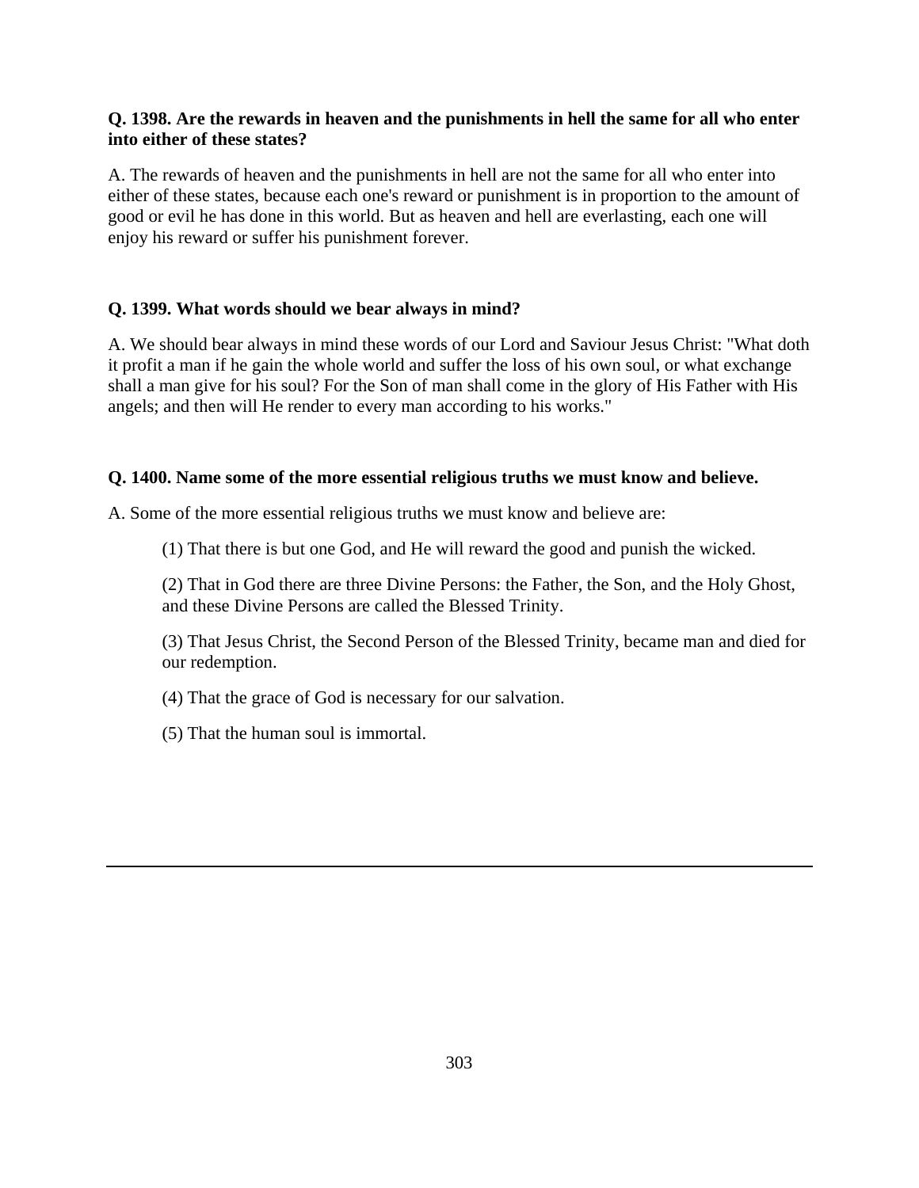**Q. 1398. Are the rewards in heaven and the punishments in hell the same for all who enter into either of these states?**

A. The rewards of heaven and the punishments in hell are not the same for all who enter into either of these states, because each one's reward or punishment is in proportion to the amount of good or evil he has done in this world. But as heaven and hell are everlasting, each one will enjoy his reward or suffer his punishment forever.

**Q. 1399. What words should we bear always in mind?**

A. We should bear always in mind these words of our Lord and Saviour Jesus Christ: "What doth it profit a man if he gain the whole world and suffer the loss of his own soul, or what exchange shall a man give for his soul? For the Son of man shall come in the glory of His Father with His angels; and then will He render to every man according to his works."

**Q. 1400. Name some of the more essential religious truths we must know and believe.**

A. Some of the more essential religious truths we must know and believe are:

> (1) That there is but one God, and He will reward the good and punish the wicked.
>
> (2) That in God there are three Divine Persons: the Father, the Son, and the Holy Ghost, and these Divine Persons are called the Blessed Trinity.
>
> (3) That Jesus Christ, the Second Person of the Blessed Trinity, became man and died for our redemption.
>
> (4) That the grace of God is necessary for our salvation.
>
> (5) That the human soul is immortal.

---